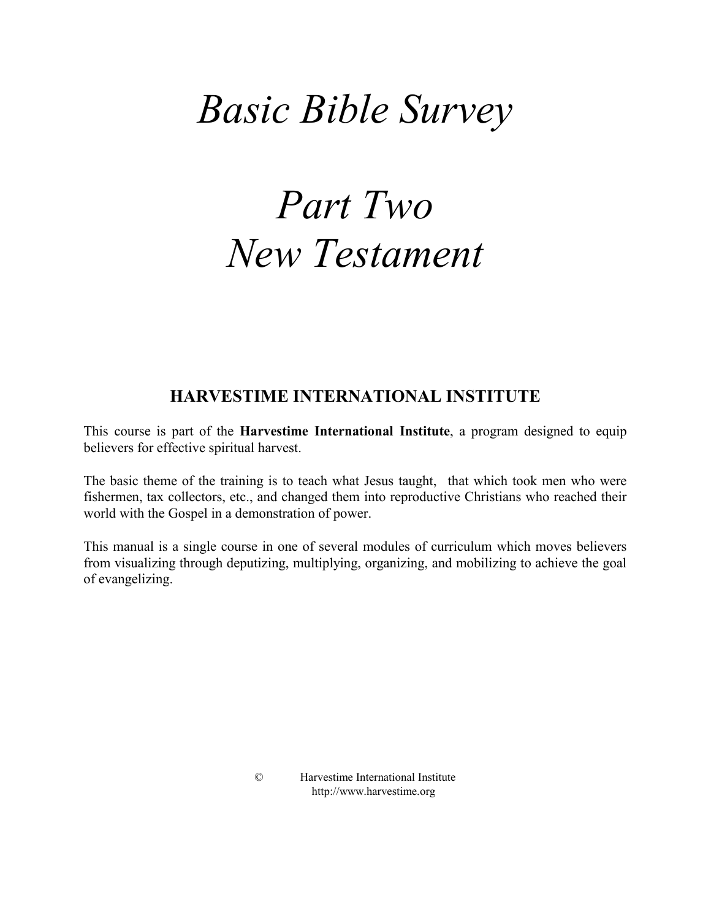# *Basic Bible Survey*

# *Part Two*
# *New Testament*

## HARVESTIME INTERNATIONAL INSTITUTE

This course is part of the **Harvestime International Institute**, a program designed to equip believers for effective spiritual harvest.

The basic theme of the training is to teach what Jesus taught, that which took men who were fishermen, tax collectors, etc., and changed them into reproductive Christians who reached their world with the Gospel in a demonstration of power.

This manual is a single course in one of several modules of curriculum which moves believers from visualizing through deputizing, multiplying, organizing, and mobilizing to achieve the goal of evangelizing.

© Harvestime International Institute
http://www.harvestime.org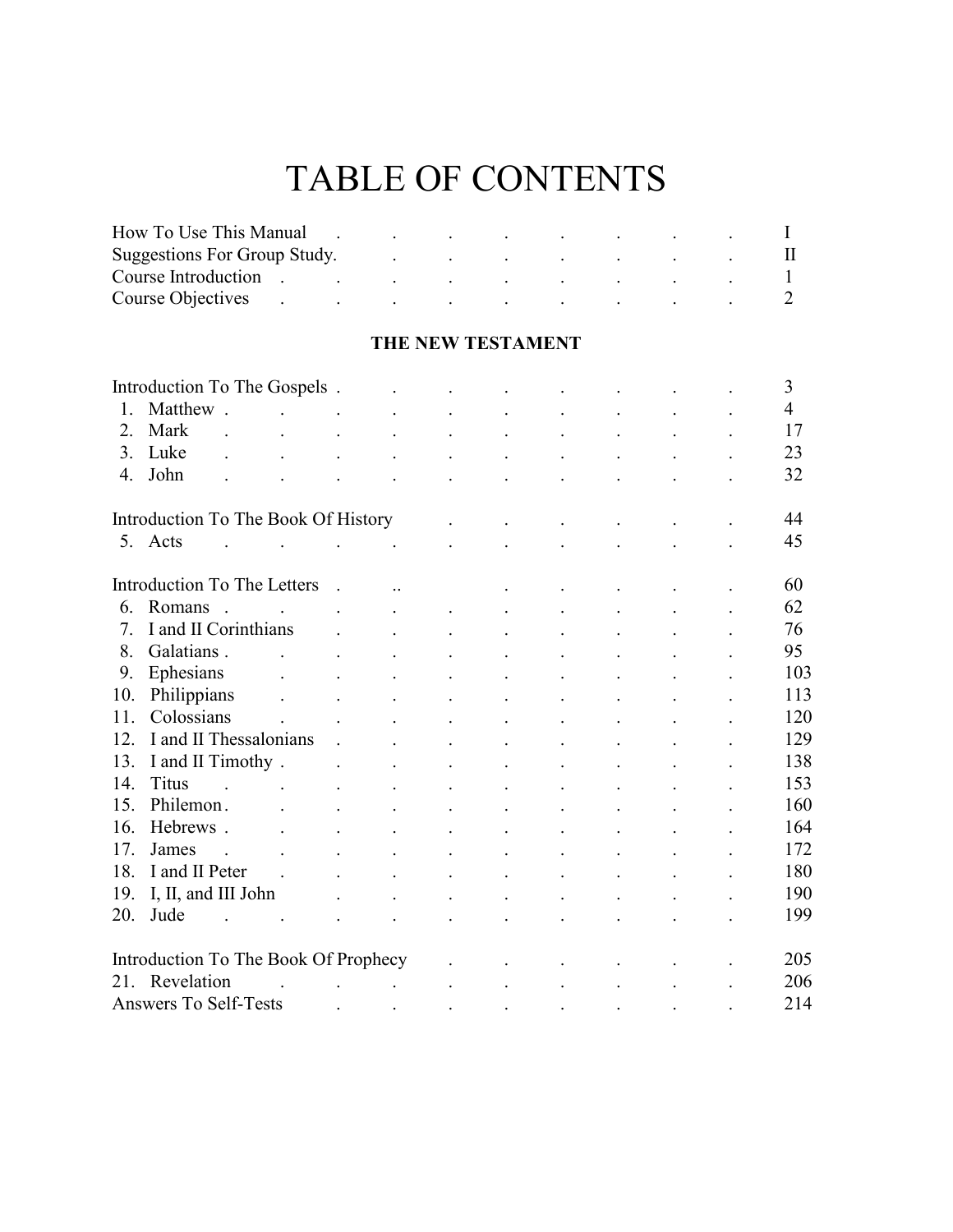# TABLE OF CONTENTS

| | |
|---|---|
| How To Use This Manual | I |
| Suggestions For Group Study. | II |
| Course Introduction | 1 |
| Course Objectives | 2 |

**THE NEW TESTAMENT**

| | |
|---|---|
| Introduction To The Gospels | 3 |
| 1. Matthew | 4 |
| 2. Mark | 17 |
| 3. Luke | 23 |
| 4. John | 32 |
| Introduction To The Book Of History | 44 |
| 5. Acts | 45 |
| Introduction To The Letters | 60 |
| 6. Romans | 62 |
| 7. I and II Corinthians | 76 |
| 8. Galatians | 95 |
| 9. Ephesians | 103 |
| 10. Philippians | 113 |
| 11. Colossians | 120 |
| 12. I and II Thessalonians | 129 |
| 13. I and II Timothy | 138 |
| 14. Titus | 153 |
| 15. Philemon | 160 |
| 16. Hebrews | 164 |
| 17. James | 172 |
| 18. I and II Peter | 180 |
| 19. I, II, and III John | 190 |
| 20. Jude | 199 |
| Introduction To The Book Of Prophecy | 205 |
| 21. Revelation | 206 |
| Answers To Self-Tests | 214 |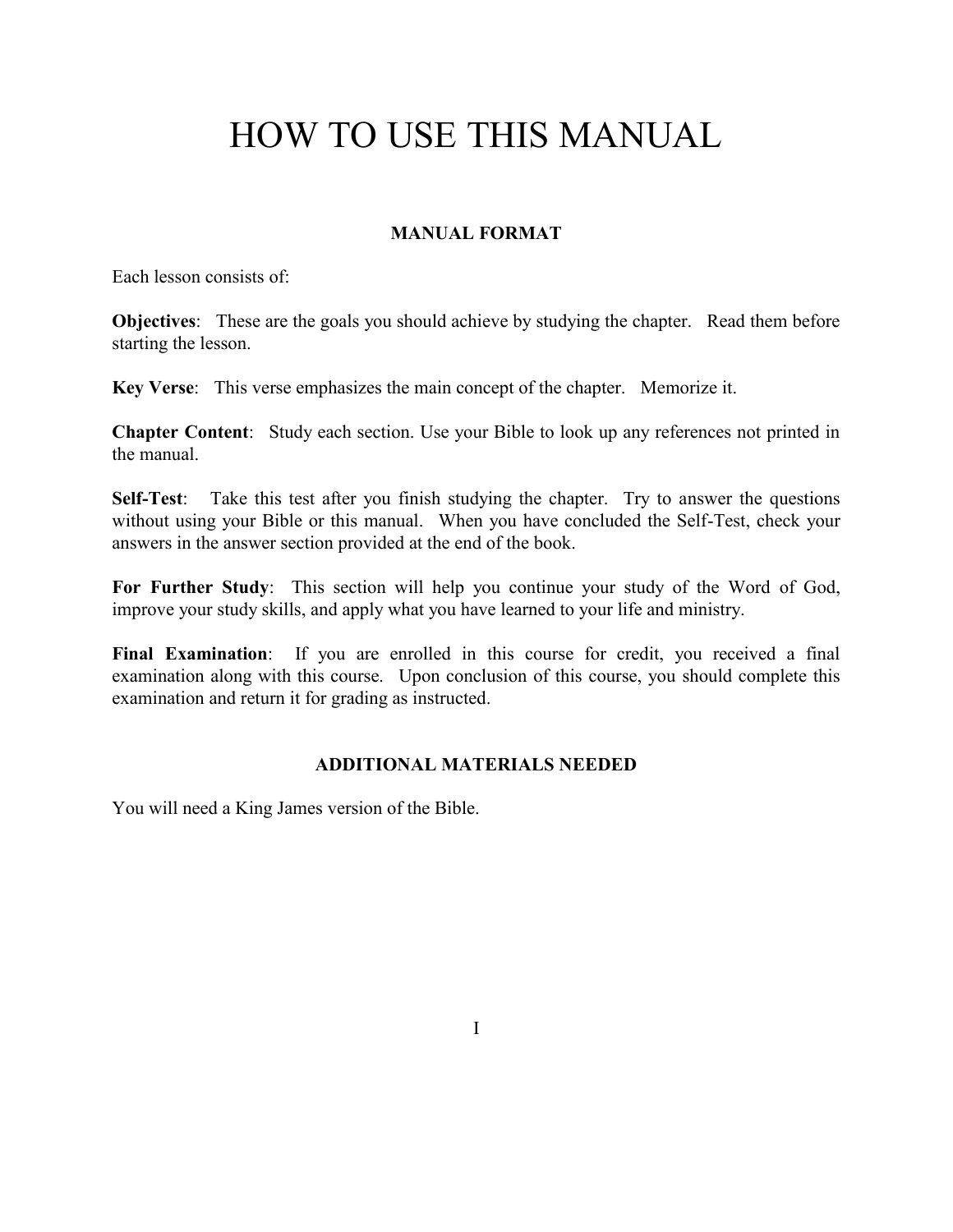# HOW TO USE THIS MANUAL

## MANUAL FORMAT

Each lesson consists of:

**Objectives**: These are the goals you should achieve by studying the chapter. Read them before starting the lesson.

**Key Verse**: This verse emphasizes the main concept of the chapter. Memorize it.

**Chapter Content**: Study each section. Use your Bible to look up any references not printed in the manual.

**Self-Test**: Take this test after you finish studying the chapter. Try to answer the questions without using your Bible or this manual. When you have concluded the Self-Test, check your answers in the answer section provided at the end of the book.

**For Further Study**: This section will help you continue your study of the Word of God, improve your study skills, and apply what you have learned to your life and ministry.

**Final Examination**: If you are enrolled in this course for credit, you received a final examination along with this course. Upon conclusion of this course, you should complete this examination and return it for grading as instructed.

## ADDITIONAL MATERIALS NEEDED

You will need a King James version of the Bible.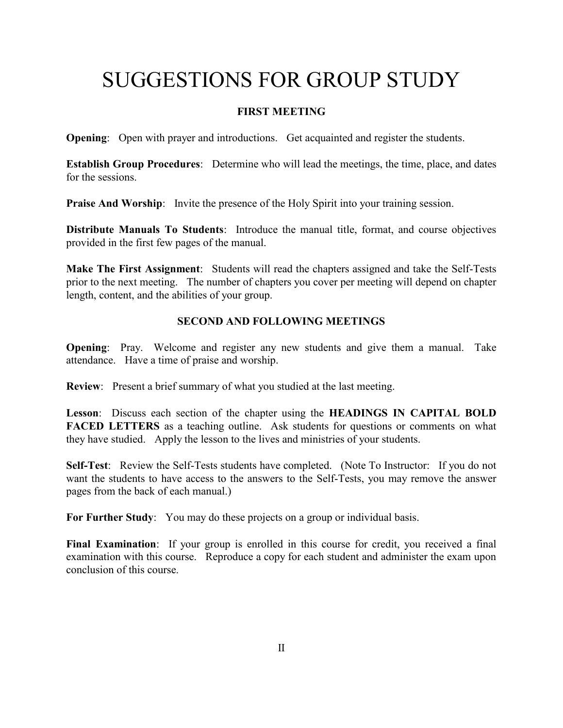# SUGGESTIONS FOR GROUP STUDY

## FIRST MEETING

**Opening**: Open with prayer and introductions. Get acquainted and register the students.

**Establish Group Procedures**: Determine who will lead the meetings, the time, place, and dates for the sessions.

**Praise And Worship**: Invite the presence of the Holy Spirit into your training session.

**Distribute Manuals To Students**: Introduce the manual title, format, and course objectives provided in the first few pages of the manual.

**Make The First Assignment**: Students will read the chapters assigned and take the Self-Tests prior to the next meeting. The number of chapters you cover per meeting will depend on chapter length, content, and the abilities of your group.

## SECOND AND FOLLOWING MEETINGS

**Opening**: Pray. Welcome and register any new students and give them a manual. Take attendance. Have a time of praise and worship.

**Review**: Present a brief summary of what you studied at the last meeting.

**Lesson**: Discuss each section of the chapter using the **HEADINGS IN CAPITAL BOLD FACED LETTERS** as a teaching outline. Ask students for questions or comments on what they have studied. Apply the lesson to the lives and ministries of your students.

**Self-Test**: Review the Self-Tests students have completed. (Note To Instructor: If you do not want the students to have access to the answers to the Self-Tests, you may remove the answer pages from the back of each manual.)

**For Further Study**: You may do these projects on a group or individual basis.

**Final Examination**: If your group is enrolled in this course for credit, you received a final examination with this course. Reproduce a copy for each student and administer the exam upon conclusion of this course.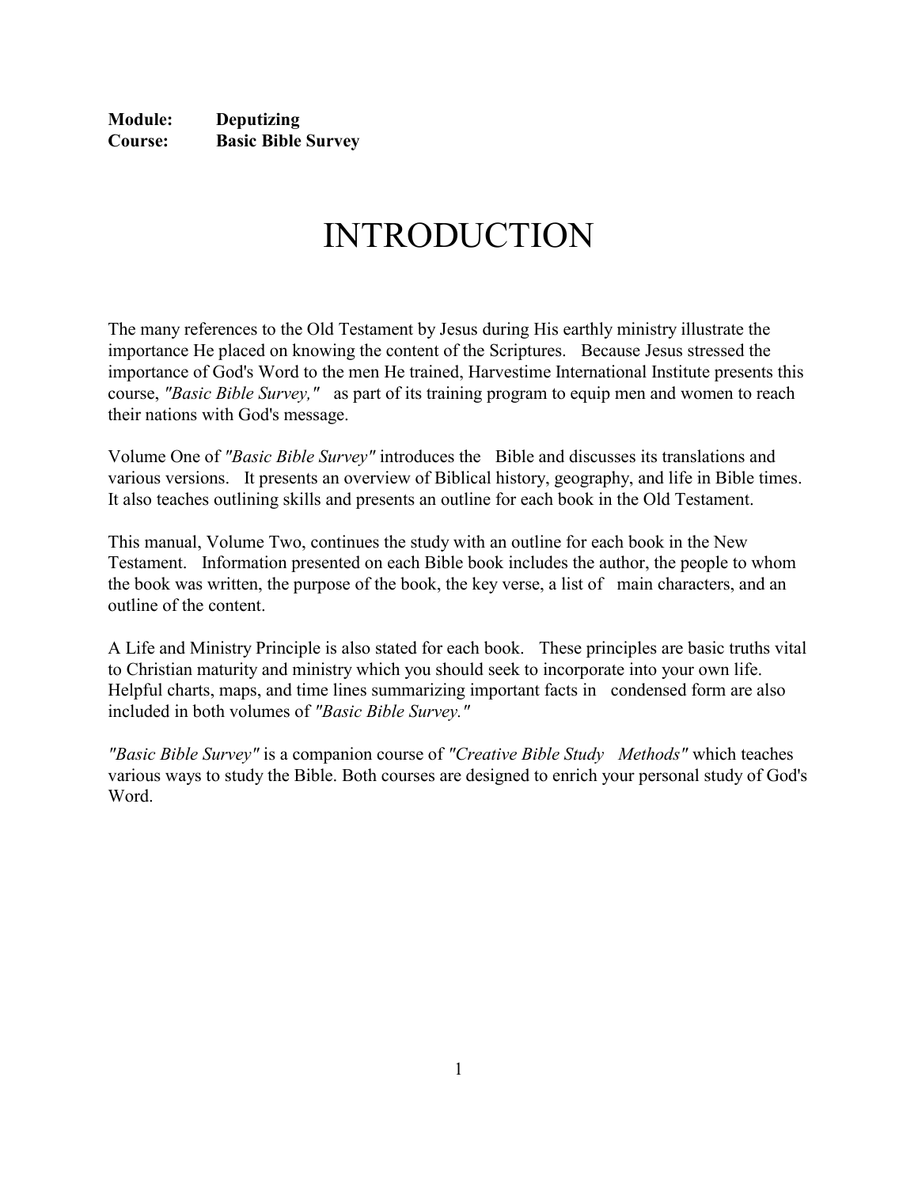**Module:** **Deputizing**
**Course:** **Basic Bible Survey**

# INTRODUCTION

The many references to the Old Testament by Jesus during His earthly ministry illustrate the importance He placed on knowing the content of the Scriptures. Because Jesus stressed the importance of God's Word to the men He trained, Harvestime International Institute presents this course, *"Basic Bible Survey,"* as part of its training program to equip men and women to reach their nations with God's message.

Volume One of *"Basic Bible Survey"* introduces the Bible and discusses its translations and various versions. It presents an overview of Biblical history, geography, and life in Bible times. It also teaches outlining skills and presents an outline for each book in the Old Testament.

This manual, Volume Two, continues the study with an outline for each book in the New Testament. Information presented on each Bible book includes the author, the people to whom the book was written, the purpose of the book, the key verse, a list of main characters, and an outline of the content.

A Life and Ministry Principle is also stated for each book. These principles are basic truths vital to Christian maturity and ministry which you should seek to incorporate into your own life. Helpful charts, maps, and time lines summarizing important facts in condensed form are also included in both volumes of *"Basic Bible Survey."*

*"Basic Bible Survey"* is a companion course of *"Creative Bible Study Methods"* which teaches various ways to study the Bible. Both courses are designed to enrich your personal study of God's Word.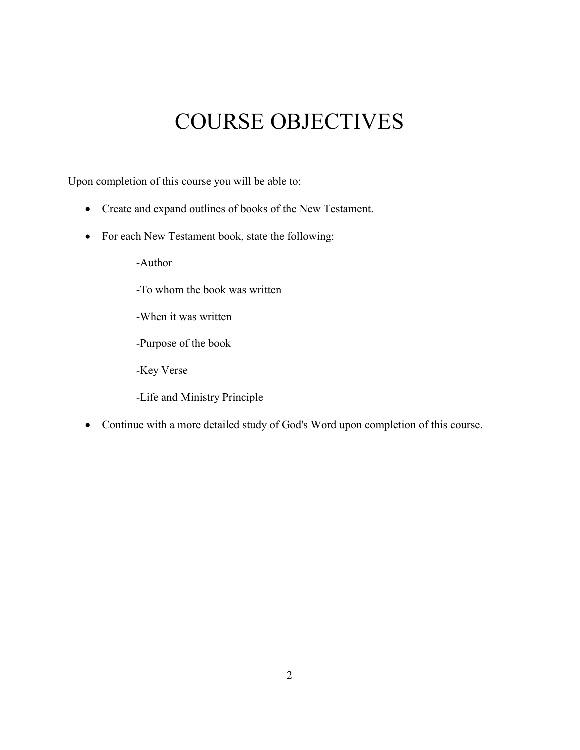# COURSE OBJECTIVES

Upon completion of this course you will be able to:

- Create and expand outlines of books of the New Testament.
- For each New Testament book, state the following:
  - -Author
  - -To whom the book was written
  - -When it was written
  - -Purpose of the book
  - -Key Verse
  - -Life and Ministry Principle
- Continue with a more detailed study of God's Word upon completion of this course.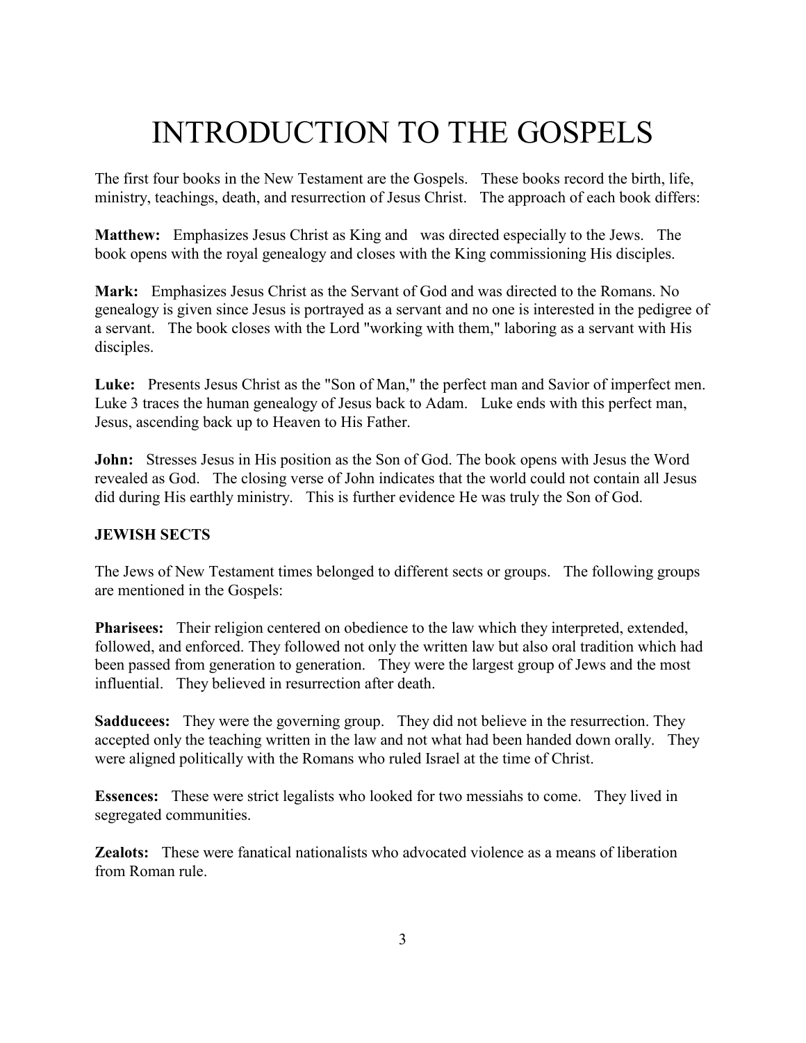# INTRODUCTION TO THE GOSPELS

The first four books in the New Testament are the Gospels. These books record the birth, life, ministry, teachings, death, and resurrection of Jesus Christ. The approach of each book differs:

**Matthew:** Emphasizes Jesus Christ as King and was directed especially to the Jews. The book opens with the royal genealogy and closes with the King commissioning His disciples.

**Mark:** Emphasizes Jesus Christ as the Servant of God and was directed to the Romans. No genealogy is given since Jesus is portrayed as a servant and no one is interested in the pedigree of a servant. The book closes with the Lord "working with them," laboring as a servant with His disciples.

**Luke:** Presents Jesus Christ as the "Son of Man," the perfect man and Savior of imperfect men. Luke 3 traces the human genealogy of Jesus back to Adam. Luke ends with this perfect man, Jesus, ascending back up to Heaven to His Father.

**John:** Stresses Jesus in His position as the Son of God. The book opens with Jesus the Word revealed as God. The closing verse of John indicates that the world could not contain all Jesus did during His earthly ministry. This is further evidence He was truly the Son of God.

**JEWISH SECTS**

The Jews of New Testament times belonged to different sects or groups. The following groups are mentioned in the Gospels:

**Pharisees:** Their religion centered on obedience to the law which they interpreted, extended, followed, and enforced. They followed not only the written law but also oral tradition which had been passed from generation to generation. They were the largest group of Jews and the most influential. They believed in resurrection after death.

**Sadducees:** They were the governing group. They did not believe in the resurrection. They accepted only the teaching written in the law and not what had been handed down orally. They were aligned politically with the Romans who ruled Israel at the time of Christ.

**Essences:** These were strict legalists who looked for two messiahs to come. They lived in segregated communities.

**Zealots:** These were fanatical nationalists who advocated violence as a means of liberation from Roman rule.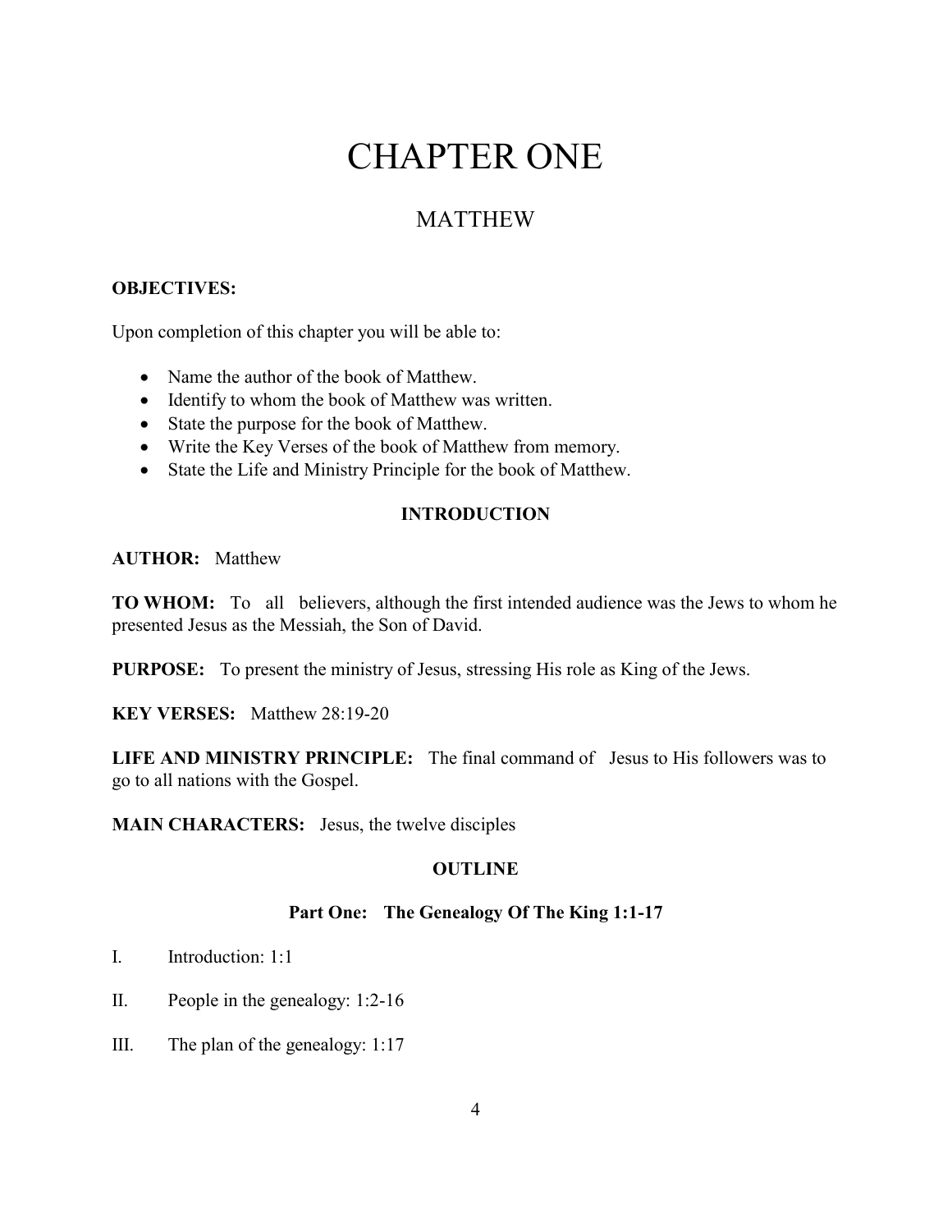# CHAPTER ONE

## MATTHEW

**OBJECTIVES:**

Upon completion of this chapter you will be able to:

- Name the author of the book of Matthew.
- Identify to whom the book of Matthew was written.
- State the purpose for the book of Matthew.
- Write the Key Verses of the book of Matthew from memory.
- State the Life and Ministry Principle for the book of Matthew.

### INTRODUCTION

**AUTHOR:** Matthew

**TO WHOM:** To all believers, although the first intended audience was the Jews to whom he presented Jesus as the Messiah, the Son of David.

**PURPOSE:** To present the ministry of Jesus, stressing His role as King of the Jews.

**KEY VERSES:** Matthew 28:19-20

**LIFE AND MINISTRY PRINCIPLE:** The final command of Jesus to His followers was to go to all nations with the Gospel.

**MAIN CHARACTERS:** Jesus, the twelve disciples

### OUTLINE

#### Part One: The Genealogy Of The King 1:1-17

I. Introduction: 1:1

II. People in the genealogy: 1:2-16

III. The plan of the genealogy: 1:17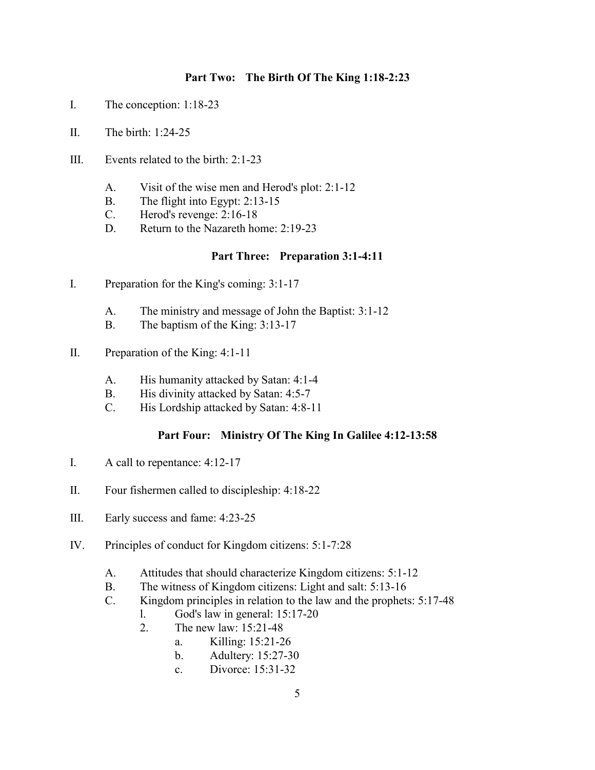## Part Two: The Birth Of The King 1:18-2:23

I. The conception: 1:18-23

II. The birth: 1:24-25

III. Events related to the birth: 2:1-23

- A. Visit of the wise men and Herod's plot: 2:1-12
- B. The flight into Egypt: 2:13-15
- C. Herod's revenge: 2:16-18
- D. Return to the Nazareth home: 2:19-23

## Part Three: Preparation 3:1-4:11

I. Preparation for the King's coming: 3:1-17

- A. The ministry and message of John the Baptist: 3:1-12
- B. The baptism of the King: 3:13-17

II. Preparation of the King: 4:1-11

- A. His humanity attacked by Satan: 4:1-4
- B. His divinity attacked by Satan: 4:5-7
- C. His Lordship attacked by Satan: 4:8-11

## Part Four: Ministry Of The King In Galilee 4:12-13:58

I. A call to repentance: 4:12-17

II. Four fishermen called to discipleship: 4:18-22

III. Early success and fame: 4:23-25

IV. Principles of conduct for Kingdom citizens: 5:1-7:28

- A. Attitudes that should characterize Kingdom citizens: 5:1-12
- B. The witness of Kingdom citizens: Light and salt: 5:13-16
- C. Kingdom principles in relation to the law and the prophets: 5:17-48
  - l. God's law in general: 15:17-20
  - 2. The new law: 15:21-48
    - a. Killing: 15:21-26
    - b. Adultery: 15:27-30
    - c. Divorce: 15:31-32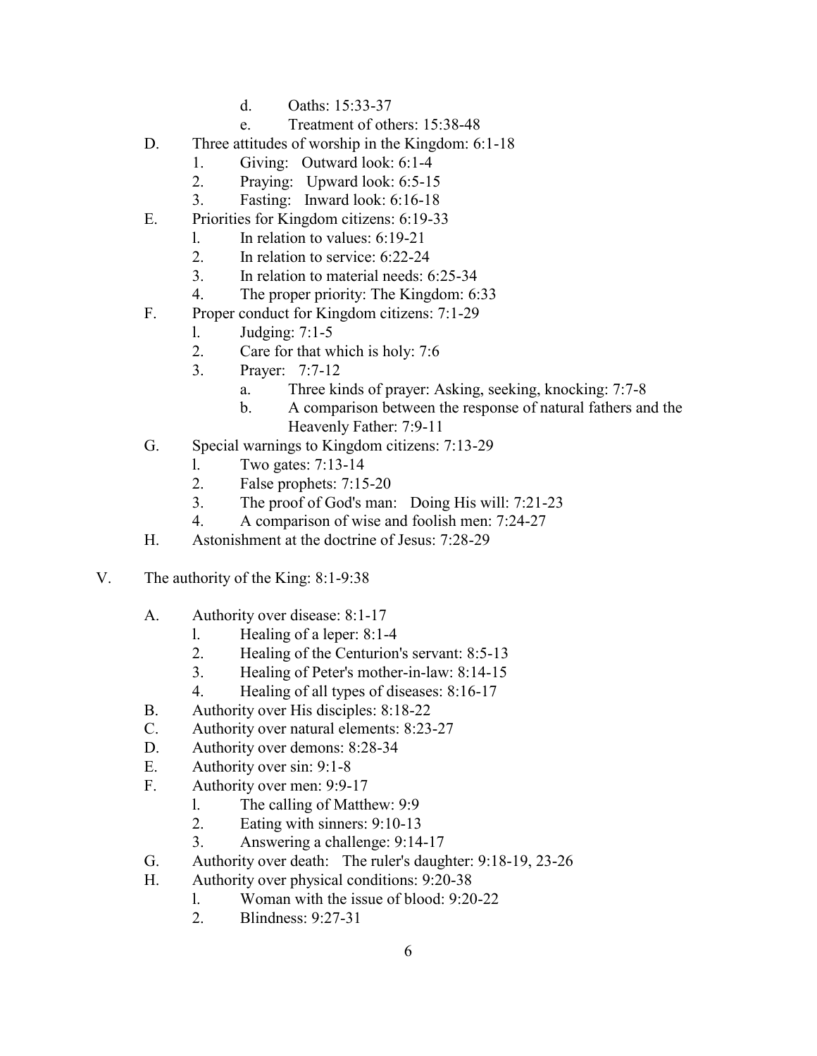- d. Oaths: 15:33-37
- e. Treatment of others: 15:38-48

D. Three attitudes of worship in the Kingdom: 6:1-18
   1. Giving: Outward look: 6:1-4
   2. Praying: Upward look: 6:5-15
   3. Fasting: Inward look: 6:16-18

E. Priorities for Kingdom citizens: 6:19-33
   l. In relation to values: 6:19-21
   2. In relation to service: 6:22-24
   3. In relation to material needs: 6:25-34
   4. The proper priority: The Kingdom: 6:33

F. Proper conduct for Kingdom citizens: 7:1-29
   l. Judging: 7:1-5
   2. Care for that which is holy: 7:6
   3. Prayer: 7:7-12
      a. Three kinds of prayer: Asking, seeking, knocking: 7:7-8
      b. A comparison between the response of natural fathers and the Heavenly Father: 7:9-11

G. Special warnings to Kingdom citizens: 7:13-29
   l. Two gates: 7:13-14
   2. False prophets: 7:15-20
   3. The proof of God's man: Doing His will: 7:21-23
   4. A comparison of wise and foolish men: 7:24-27

H. Astonishment at the doctrine of Jesus: 7:28-29

V. The authority of the King: 8:1-9:38

A. Authority over disease: 8:1-17
   l. Healing of a leper: 8:1-4
   2. Healing of the Centurion's servant: 8:5-13
   3. Healing of Peter's mother-in-law: 8:14-15
   4. Healing of all types of diseases: 8:16-17

B. Authority over His disciples: 8:18-22

C. Authority over natural elements: 8:23-27

D. Authority over demons: 8:28-34

E. Authority over sin: 9:1-8

F. Authority over men: 9:9-17
   l. The calling of Matthew: 9:9
   2. Eating with sinners: 9:10-13
   3. Answering a challenge: 9:14-17

G. Authority over death: The ruler's daughter: 9:18-19, 23-26

H. Authority over physical conditions: 9:20-38
   l. Woman with the issue of blood: 9:20-22
   2. Blindness: 9:27-31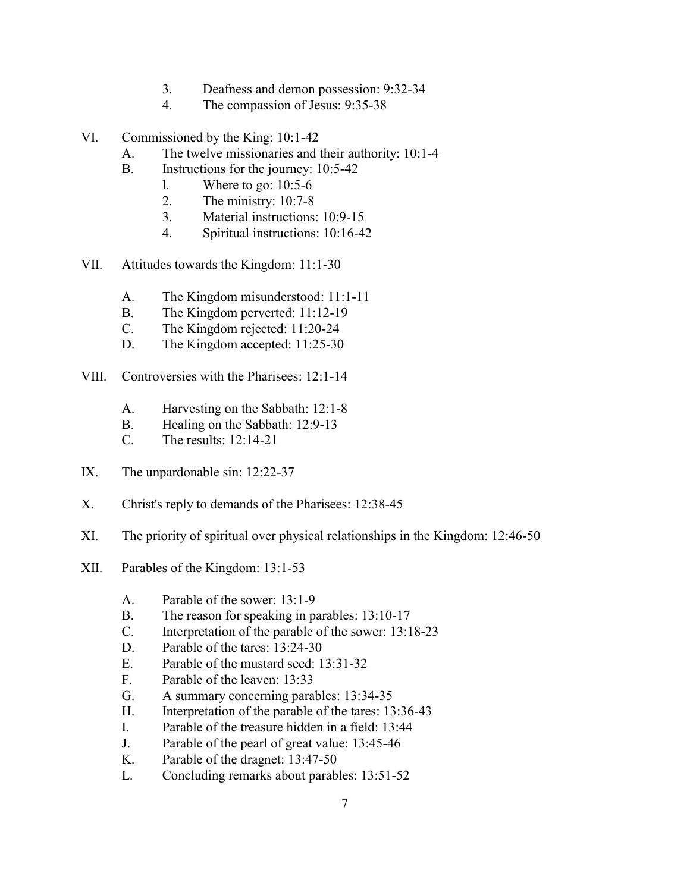3. Deafness and demon possession: 9:32-34
4. The compassion of Jesus: 9:35-38

VI. Commissioned by the King: 10:1-42

- A. The twelve missionaries and their authority: 10:1-4
- B. Instructions for the journey: 10:5-42
  1. Where to go: 10:5-6
  2. The ministry: 10:7-8
  3. Material instructions: 10:9-15
  4. Spiritual instructions: 10:16-42

VII. Attitudes towards the Kingdom: 11:1-30

- A. The Kingdom misunderstood: 11:1-11
- B. The Kingdom perverted: 11:12-19
- C. The Kingdom rejected: 11:20-24
- D. The Kingdom accepted: 11:25-30

VIII. Controversies with the Pharisees: 12:1-14

- A. Harvesting on the Sabbath: 12:1-8
- B. Healing on the Sabbath: 12:9-13
- C. The results: 12:14-21

IX. The unpardonable sin: 12:22-37

X. Christ's reply to demands of the Pharisees: 12:38-45

XI. The priority of spiritual over physical relationships in the Kingdom: 12:46-50

XII. Parables of the Kingdom: 13:1-53

- A. Parable of the sower: 13:1-9
- B. The reason for speaking in parables: 13:10-17
- C. Interpretation of the parable of the sower: 13:18-23
- D. Parable of the tares: 13:24-30
- E. Parable of the mustard seed: 13:31-32
- F. Parable of the leaven: 13:33
- G. A summary concerning parables: 13:34-35
- H. Interpretation of the parable of the tares: 13:36-43
- I. Parable of the treasure hidden in a field: 13:44
- J. Parable of the pearl of great value: 13:45-46
- K. Parable of the dragnet: 13:47-50
- L. Concluding remarks about parables: 13:51-52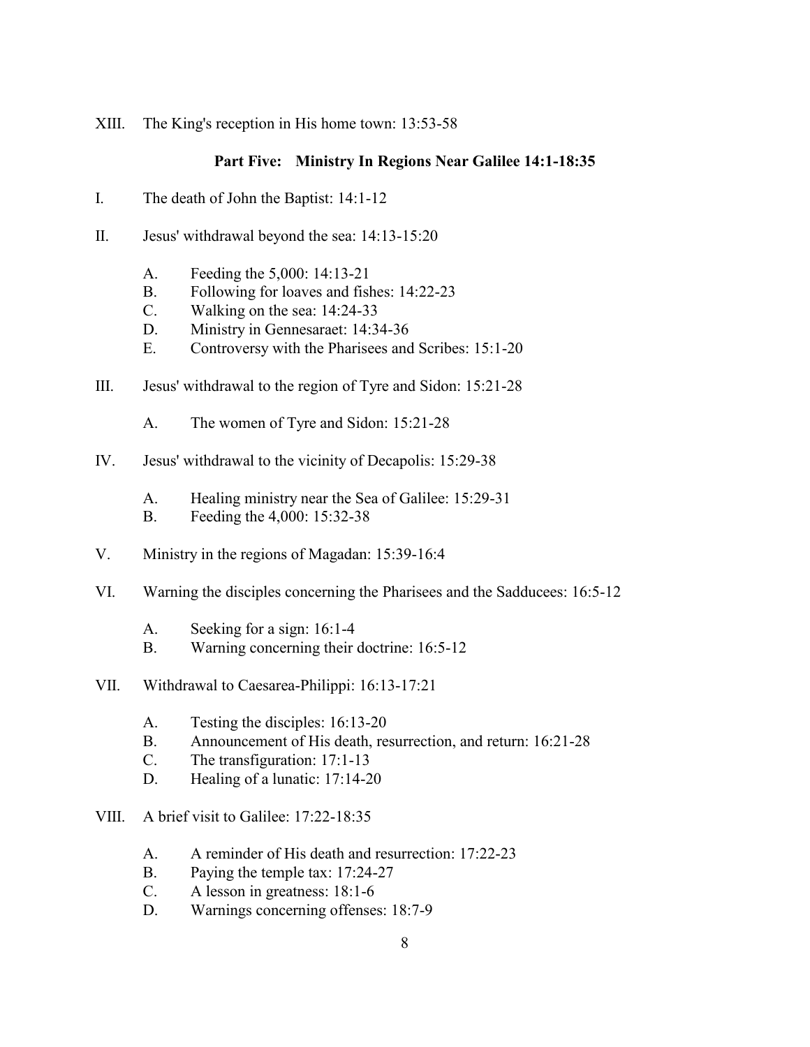XIII. The King's reception in His home town: 13:53-58

**Part Five: Ministry In Regions Near Galilee 14:1-18:35**

I. The death of John the Baptist: 14:1-12

II. Jesus' withdrawal beyond the sea: 14:13-15:20

- A. Feeding the 5,000: 14:13-21
- B. Following for loaves and fishes: 14:22-23
- C. Walking on the sea: 14:24-33
- D. Ministry in Gennesaraet: 14:34-36
- E. Controversy with the Pharisees and Scribes: 15:1-20

III. Jesus' withdrawal to the region of Tyre and Sidon: 15:21-28

- A. The women of Tyre and Sidon: 15:21-28

IV. Jesus' withdrawal to the vicinity of Decapolis: 15:29-38

- A. Healing ministry near the Sea of Galilee: 15:29-31
- B. Feeding the 4,000: 15:32-38

V. Ministry in the regions of Magadan: 15:39-16:4

VI. Warning the disciples concerning the Pharisees and the Sadducees: 16:5-12

- A. Seeking for a sign: 16:1-4
- B. Warning concerning their doctrine: 16:5-12

VII. Withdrawal to Caesarea-Philippi: 16:13-17:21

- A. Testing the disciples: 16:13-20
- B. Announcement of His death, resurrection, and return: 16:21-28
- C. The transfiguration: 17:1-13
- D. Healing of a lunatic: 17:14-20

VIII. A brief visit to Galilee: 17:22-18:35

- A. A reminder of His death and resurrection: 17:22-23
- B. Paying the temple tax: 17:24-27
- C. A lesson in greatness: 18:1-6
- D. Warnings concerning offenses: 18:7-9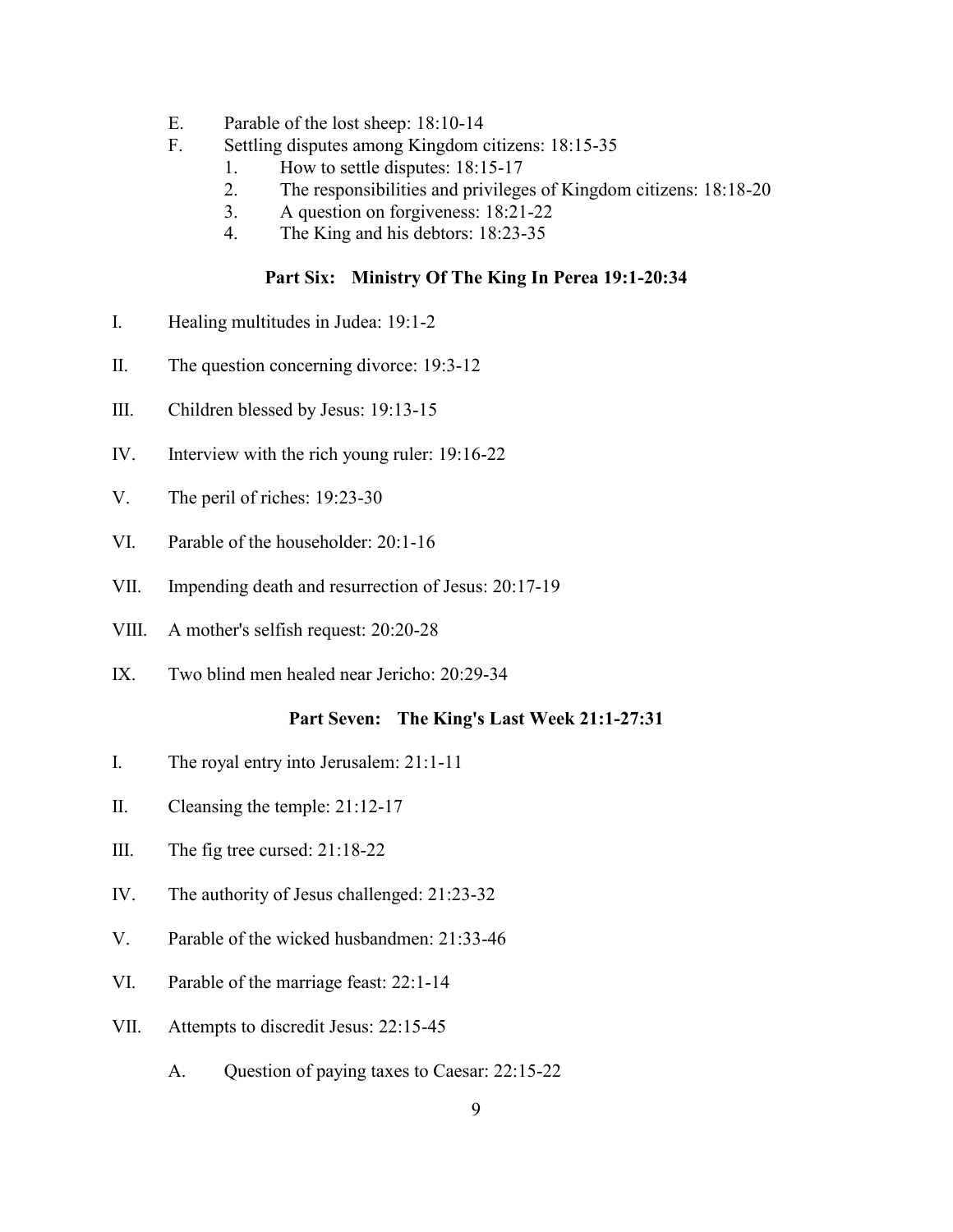E. Parable of the lost sheep: 18:10-14

F. Settling disputes among Kingdom citizens: 18:15-35

1. How to settle disputes: 18:15-17
2. The responsibilities and privileges of Kingdom citizens: 18:18-20
3. A question on forgiveness: 18:21-22
4. The King and his debtors: 18:23-35

## Part Six: Ministry Of The King In Perea 19:1-20:34

I. Healing multitudes in Judea: 19:1-2

II. The question concerning divorce: 19:3-12

III. Children blessed by Jesus: 19:13-15

IV. Interview with the rich young ruler: 19:16-22

V. The peril of riches: 19:23-30

VI. Parable of the householder: 20:1-16

VII. Impending death and resurrection of Jesus: 20:17-19

VIII. A mother's selfish request: 20:20-28

IX. Two blind men healed near Jericho: 20:29-34

## Part Seven: The King's Last Week 21:1-27:31

I. The royal entry into Jerusalem: 21:1-11

II. Cleansing the temple: 21:12-17

III. The fig tree cursed: 21:18-22

IV. The authority of Jesus challenged: 21:23-32

V. Parable of the wicked husbandmen: 21:33-46

VI. Parable of the marriage feast: 22:1-14

VII. Attempts to discredit Jesus: 22:15-45

A. Question of paying taxes to Caesar: 22:15-22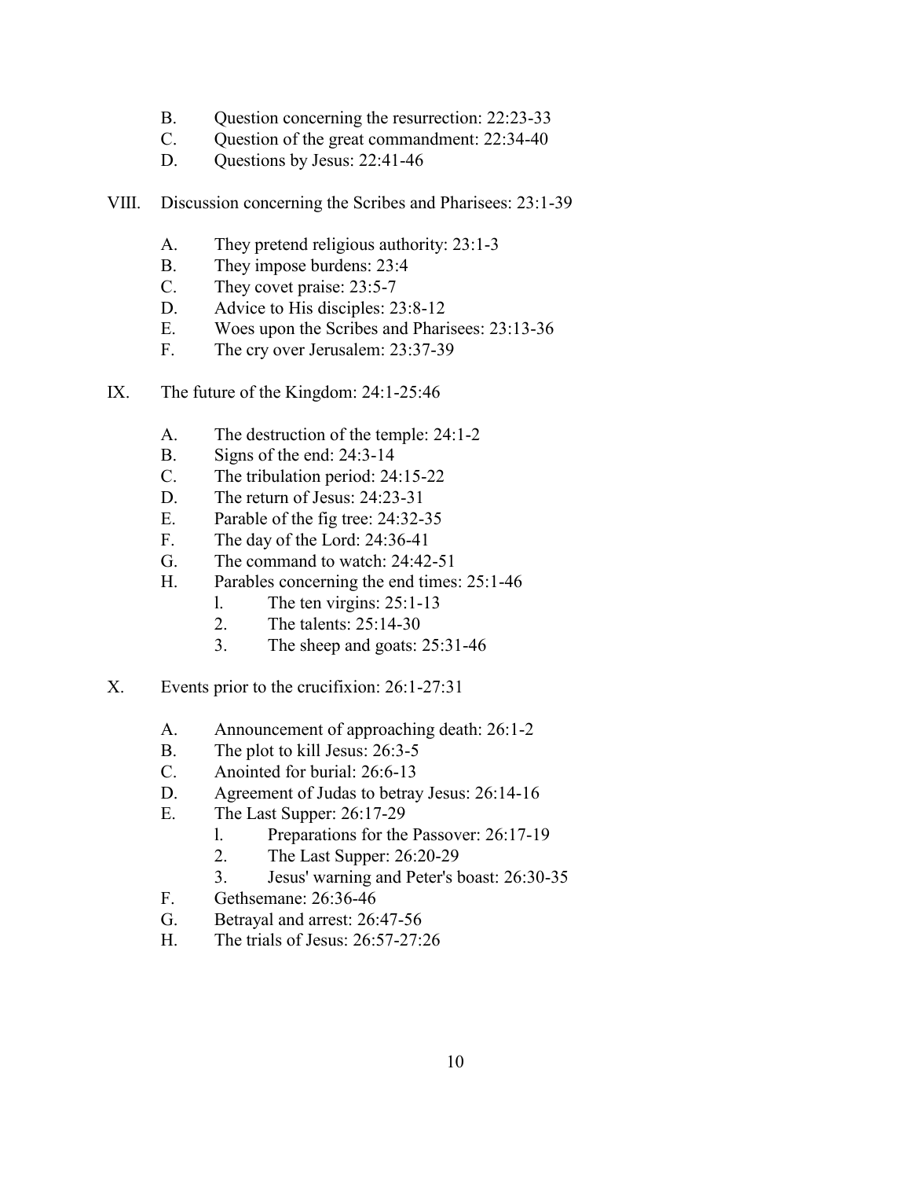B. Question concerning the resurrection: 22:23-33
C. Question of the great commandment: 22:34-40
D. Questions by Jesus: 22:41-46

VIII. Discussion concerning the Scribes and Pharisees: 23:1-39

A. They pretend religious authority: 23:1-3
B. They impose burdens: 23:4
C. They covet praise: 23:5-7
D. Advice to His disciples: 23:8-12
E. Woes upon the Scribes and Pharisees: 23:13-36
F. The cry over Jerusalem: 23:37-39

IX. The future of the Kingdom: 24:1-25:46

A. The destruction of the temple: 24:1-2
B. Signs of the end: 24:3-14
C. The tribulation period: 24:15-22
D. The return of Jesus: 24:23-31
E. Parable of the fig tree: 24:32-35
F. The day of the Lord: 24:36-41
G. The command to watch: 24:42-51
H. Parables concerning the end times: 25:1-46
  1. The ten virgins: 25:1-13
  2. The talents: 25:14-30
  3. The sheep and goats: 25:31-46

X. Events prior to the crucifixion: 26:1-27:31

A. Announcement of approaching death: 26:1-2
B. The plot to kill Jesus: 26:3-5
C. Anointed for burial: 26:6-13
D. Agreement of Judas to betray Jesus: 26:14-16
E. The Last Supper: 26:17-29
  1. Preparations for the Passover: 26:17-19
  2. The Last Supper: 26:20-29
  3. Jesus' warning and Peter's boast: 26:30-35
F. Gethsemane: 26:36-46
G. Betrayal and arrest: 26:47-56
H. The trials of Jesus: 26:57-27:26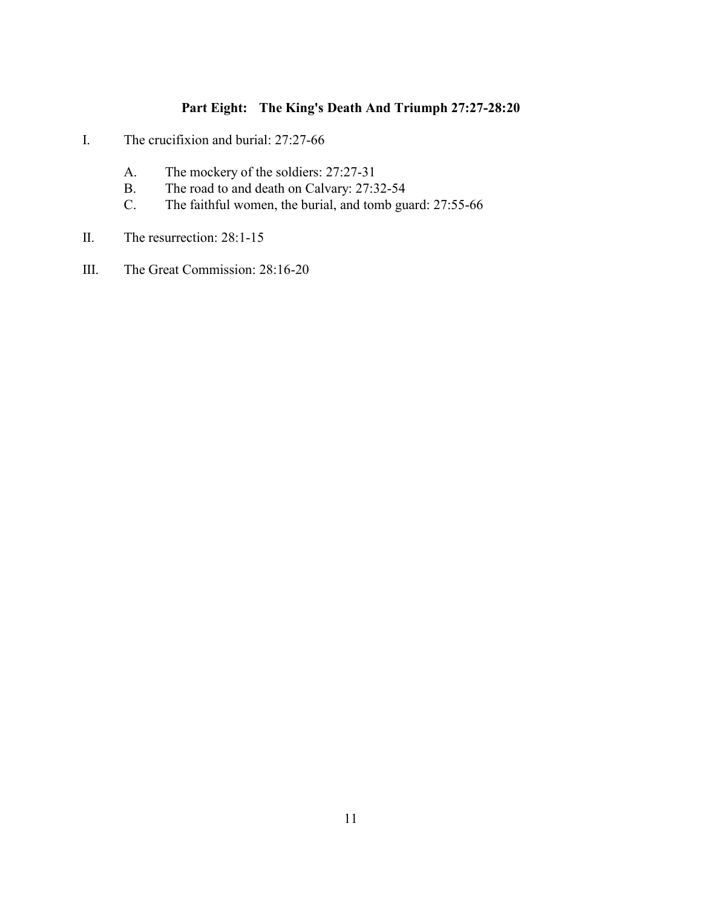## Part Eight: The King's Death And Triumph 27:27-28:20

I. The crucifixion and burial: 27:27-66

  A. The mockery of the soldiers: 27:27-31
  B. The road to and death on Calvary: 27:32-54
  C. The faithful women, the burial, and tomb guard: 27:55-66

II. The resurrection: 28:1-15

III. The Great Commission: 28:16-20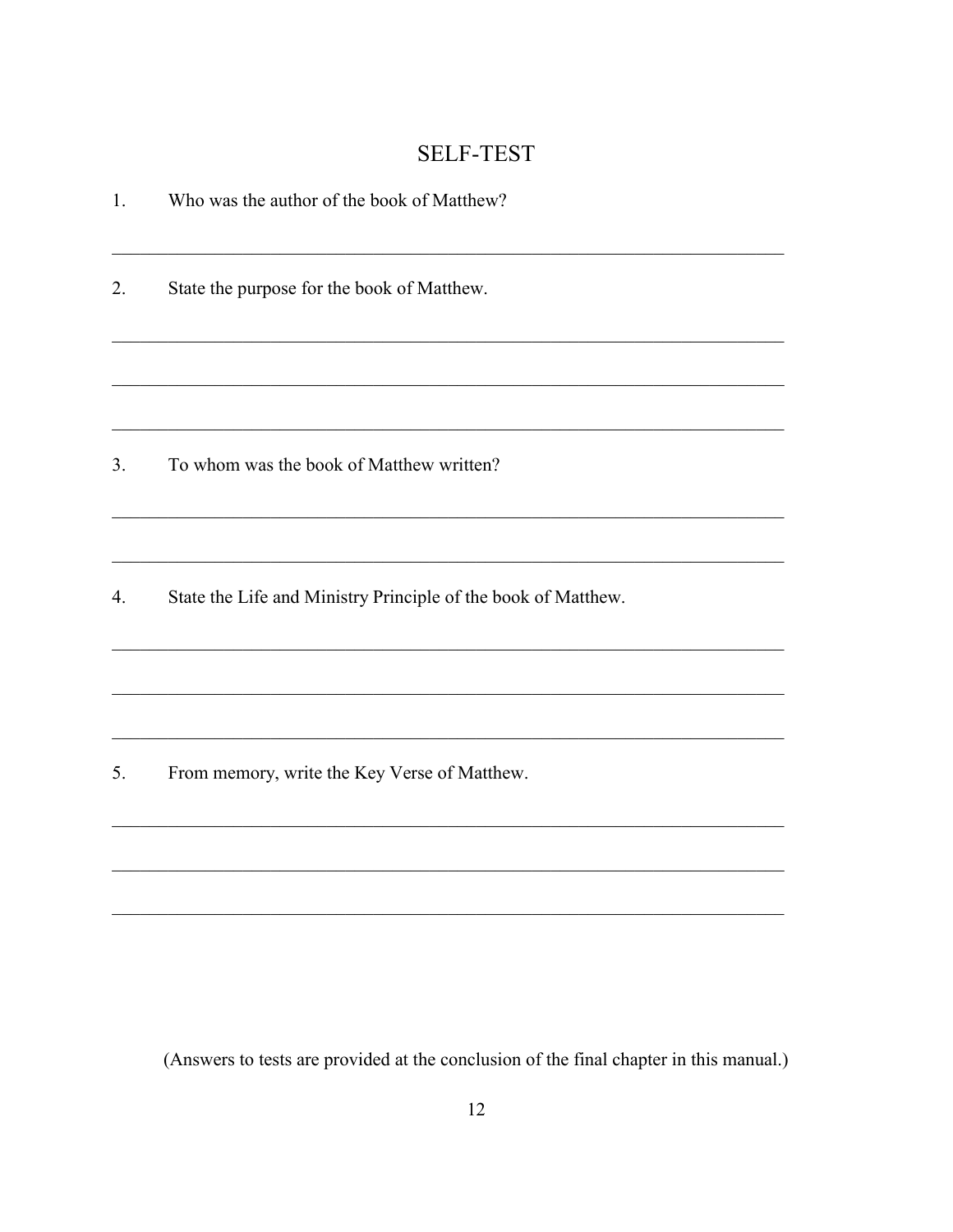## SELF-TEST

1. Who was the author of the book of Matthew?

_______________________________________________________________________

2. State the purpose for the book of Matthew.

_______________________________________________________________________

_______________________________________________________________________

_______________________________________________________________________

3. To whom was the book of Matthew written?

_______________________________________________________________________

_______________________________________________________________________

4. State the Life and Ministry Principle of the book of Matthew.

_______________________________________________________________________

_______________________________________________________________________

_______________________________________________________________________

5. From memory, write the Key Verse of Matthew.

_______________________________________________________________________

_______________________________________________________________________

_______________________________________________________________________

(Answers to tests are provided at the conclusion of the final chapter in this manual.)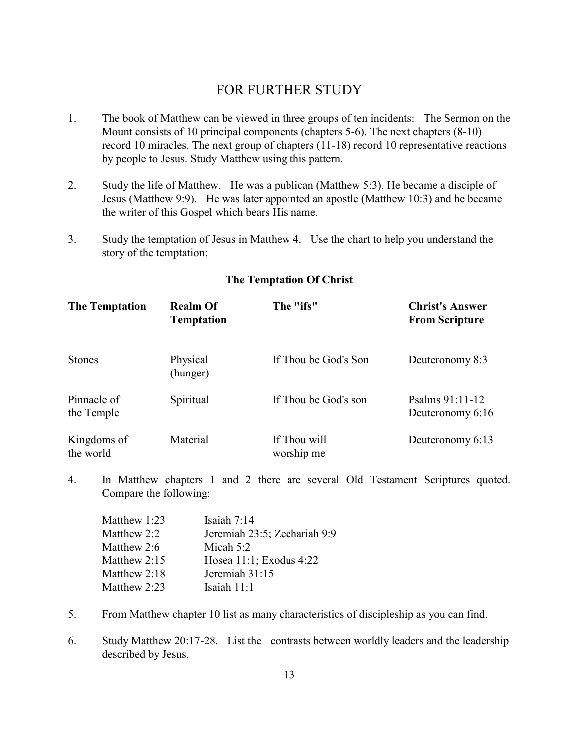## FOR FURTHER STUDY

1. The book of Matthew can be viewed in three groups of ten incidents: The Sermon on the Mount consists of 10 principal components (chapters 5-6). The next chapters (8-10) record 10 miracles. The next group of chapters (11-18) record 10 representative reactions by people to Jesus. Study Matthew using this pattern.

2. Study the life of Matthew. He was a publican (Matthew 5:3). He became a disciple of Jesus (Matthew 9:9). He was later appointed an apostle (Matthew 10:3) and he became the writer of this Gospel which bears His name.

3. Study the temptation of Jesus in Matthew 4. Use the chart to help you understand the story of the temptation:

**The Temptation Of Christ**

| The Temptation | Realm Of Temptation | The "ifs" | Christ's Answer From Scripture |
|---|---|---|---|
| Stones | Physical (hunger) | If Thou be God's Son | Deuteronomy 8:3 |
| Pinnacle of the Temple | Spiritual | If Thou be God's son | Psalms 91:11-12 Deuteronomy 6:16 |
| Kingdoms of the world | Material | If Thou will worship me | Deuteronomy 6:13 |

4. In Matthew chapters 1 and 2 there are several Old Testament Scriptures quoted. Compare the following:

| | |
|---|---|
| Matthew 1:23 | Isaiah 7:14 |
| Matthew 2:2 | Jeremiah 23:5; Zechariah 9:9 |
| Matthew 2:6 | Micah 5:2 |
| Matthew 2:15 | Hosea 11:1; Exodus 4:22 |
| Matthew 2:18 | Jeremiah 31:15 |
| Matthew 2:23 | Isaiah 11:1 |

5. From Matthew chapter 10 list as many characteristics of discipleship as you can find.

6. Study Matthew 20:17-28. List the contrasts between worldly leaders and the leadership described by Jesus.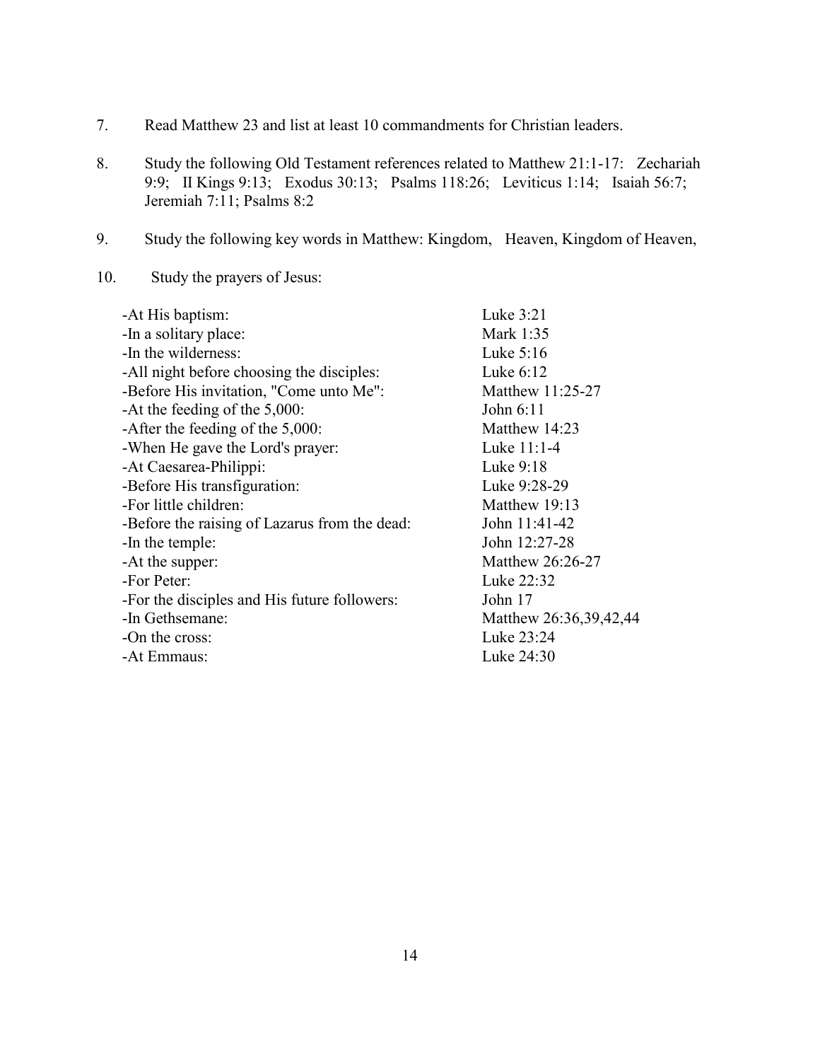7. Read Matthew 23 and list at least 10 commandments for Christian leaders.

8. Study the following Old Testament references related to Matthew 21:1-17: Zechariah 9:9; II Kings 9:13; Exodus 30:13; Psalms 118:26; Leviticus 1:14; Isaiah 56:7; Jeremiah 7:11; Psalms 8:2

9. Study the following key words in Matthew: Kingdom, Heaven, Kingdom of Heaven,

10. Study the prayers of Jesus:

| | |
|---|---|
| -At His baptism: | Luke 3:21 |
| -In a solitary place: | Mark 1:35 |
| -In the wilderness: | Luke 5:16 |
| -All night before choosing the disciples: | Luke 6:12 |
| -Before His invitation, "Come unto Me": | Matthew 11:25-27 |
| -At the feeding of the 5,000: | John 6:11 |
| -After the feeding of the 5,000: | Matthew 14:23 |
| -When He gave the Lord's prayer: | Luke 11:1-4 |
| -At Caesarea-Philippi: | Luke 9:18 |
| -Before His transfiguration: | Luke 9:28-29 |
| -For little children: | Matthew 19:13 |
| -Before the raising of Lazarus from the dead: | John 11:41-42 |
| -In the temple: | John 12:27-28 |
| -At the supper: | Matthew 26:26-27 |
| -For Peter: | Luke 22:32 |
| -For the disciples and His future followers: | John 17 |
| -In Gethsemane: | Matthew 26:36,39,42,44 |
| -On the cross: | Luke 23:24 |
| -At Emmaus: | Luke 24:30 |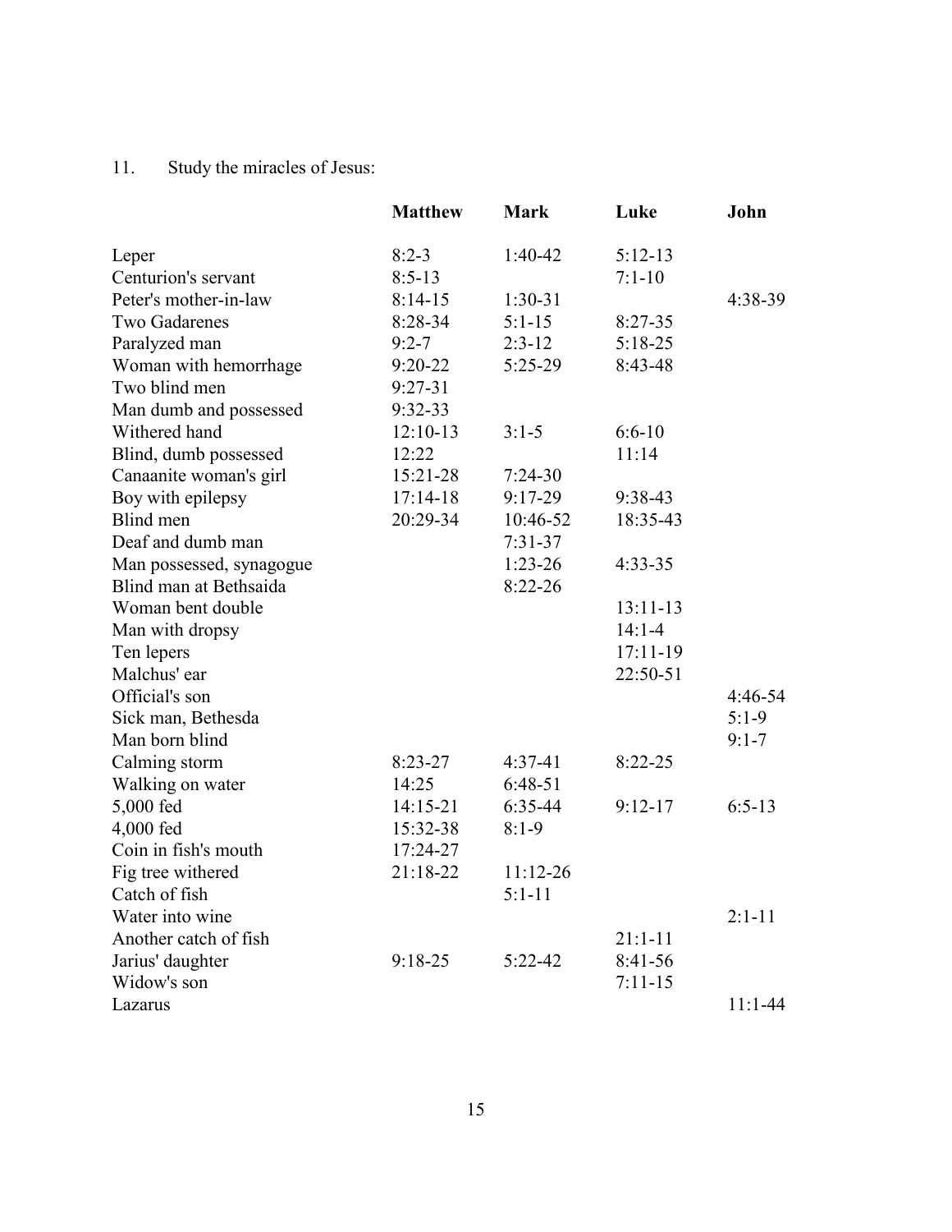11. Study the miracles of Jesus:

| | **Matthew** | **Mark** | **Luke** | **John** |
|---|---|---|---|---|
| Leper | 8:2-3 | 1:40-42 | 5:12-13 | |
| Centurion's servant | 8:5-13 | | 7:1-10 | |
| Peter's mother-in-law | 8:14-15 | 1:30-31 | | 4:38-39 |
| Two Gadarenes | 8:28-34 | 5:1-15 | 8:27-35 | |
| Paralyzed man | 9:2-7 | 2:3-12 | 5:18-25 | |
| Woman with hemorrhage | 9:20-22 | 5:25-29 | 8:43-48 | |
| Two blind men | 9:27-31 | | | |
| Man dumb and possessed | 9:32-33 | | | |
| Withered hand | 12:10-13 | 3:1-5 | 6:6-10 | |
| Blind, dumb possessed | 12:22 | | 11:14 | |
| Canaanite woman's girl | 15:21-28 | 7:24-30 | | |
| Boy with epilepsy | 17:14-18 | 9:17-29 | 9:38-43 | |
| Blind men | 20:29-34 | 10:46-52 | 18:35-43 | |
| Deaf and dumb man | | 7:31-37 | | |
| Man possessed, synagogue | | 1:23-26 | 4:33-35 | |
| Blind man at Bethsaida | | 8:22-26 | | |
| Woman bent double | | | 13:11-13 | |
| Man with dropsy | | | 14:1-4 | |
| Ten lepers | | | 17:11-19 | |
| Malchus' ear | | | 22:50-51 | |
| Official's son | | | | 4:46-54 |
| Sick man, Bethesda | | | | 5:1-9 |
| Man born blind | | | | 9:1-7 |
| Calming storm | 8:23-27 | 4:37-41 | 8:22-25 | |
| Walking on water | 14:25 | 6:48-51 | | |
| 5,000 fed | 14:15-21 | 6:35-44 | 9:12-17 | 6:5-13 |
| 4,000 fed | 15:32-38 | 8:1-9 | | |
| Coin in fish's mouth | 17:24-27 | | | |
| Fig tree withered | 21:18-22 | 11:12-26 | | |
| Catch of fish | | 5:1-11 | | |
| Water into wine | | | | 2:1-11 |
| Another catch of fish | | | 21:1-11 | |
| Jarius' daughter | 9:18-25 | 5:22-42 | 8:41-56 | |
| Widow's son | | | 7:11-15 | |
| Lazarus | | | | 11:1-44 |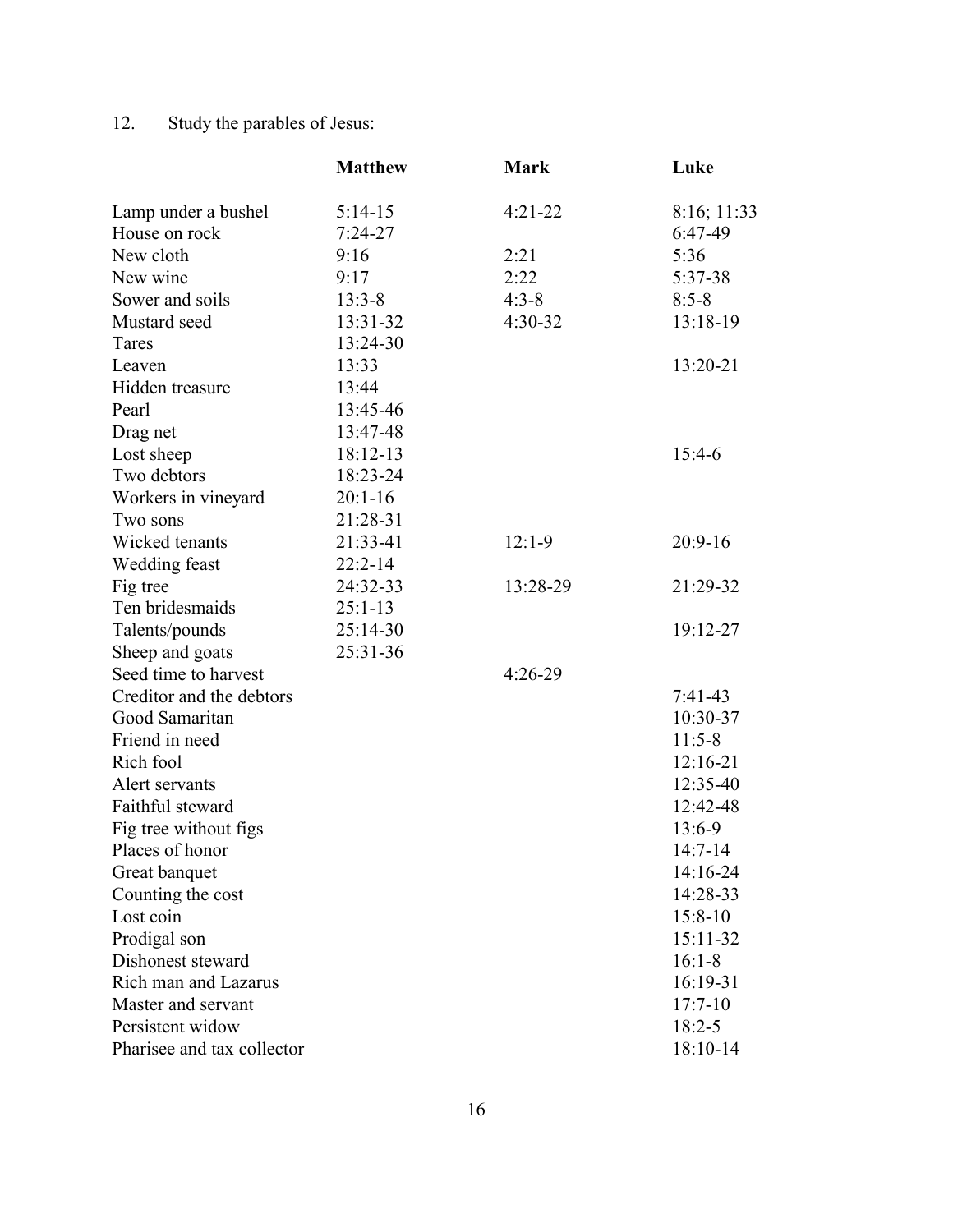12. Study the parables of Jesus:

| | **Matthew** | **Mark** | **Luke** |
|---|---|---|---|
| Lamp under a bushel | 5:14-15 | 4:21-22 | 8:16; 11:33 |
| House on rock | 7:24-27 | | 6:47-49 |
| New cloth | 9:16 | 2:21 | 5:36 |
| New wine | 9:17 | 2:22 | 5:37-38 |
| Sower and soils | 13:3-8 | 4:3-8 | 8:5-8 |
| Mustard seed | 13:31-32 | 4:30-32 | 13:18-19 |
| Tares | 13:24-30 | | |
| Leaven | 13:33 | | 13:20-21 |
| Hidden treasure | 13:44 | | |
| Pearl | 13:45-46 | | |
| Drag net | 13:47-48 | | |
| Lost sheep | 18:12-13 | | 15:4-6 |
| Two debtors | 18:23-24 | | |
| Workers in vineyard | 20:1-16 | | |
| Two sons | 21:28-31 | | |
| Wicked tenants | 21:33-41 | 12:1-9 | 20:9-16 |
| Wedding feast | 22:2-14 | | |
| Fig tree | 24:32-33 | 13:28-29 | 21:29-32 |
| Ten bridesmaids | 25:1-13 | | |
| Talents/pounds | 25:14-30 | | 19:12-27 |
| Sheep and goats | 25:31-36 | | |
| Seed time to harvest | | 4:26-29 | |
| Creditor and the debtors | | | 7:41-43 |
| Good Samaritan | | | 10:30-37 |
| Friend in need | | | 11:5-8 |
| Rich fool | | | 12:16-21 |
| Alert servants | | | 12:35-40 |
| Faithful steward | | | 12:42-48 |
| Fig tree without figs | | | 13:6-9 |
| Places of honor | | | 14:7-14 |
| Great banquet | | | 14:16-24 |
| Counting the cost | | | 14:28-33 |
| Lost coin | | | 15:8-10 |
| Prodigal son | | | 15:11-32 |
| Dishonest steward | | | 16:1-8 |
| Rich man and Lazarus | | | 16:19-31 |
| Master and servant | | | 17:7-10 |
| Persistent widow | | | 18:2-5 |
| Pharisee and tax collector | | | 18:10-14 |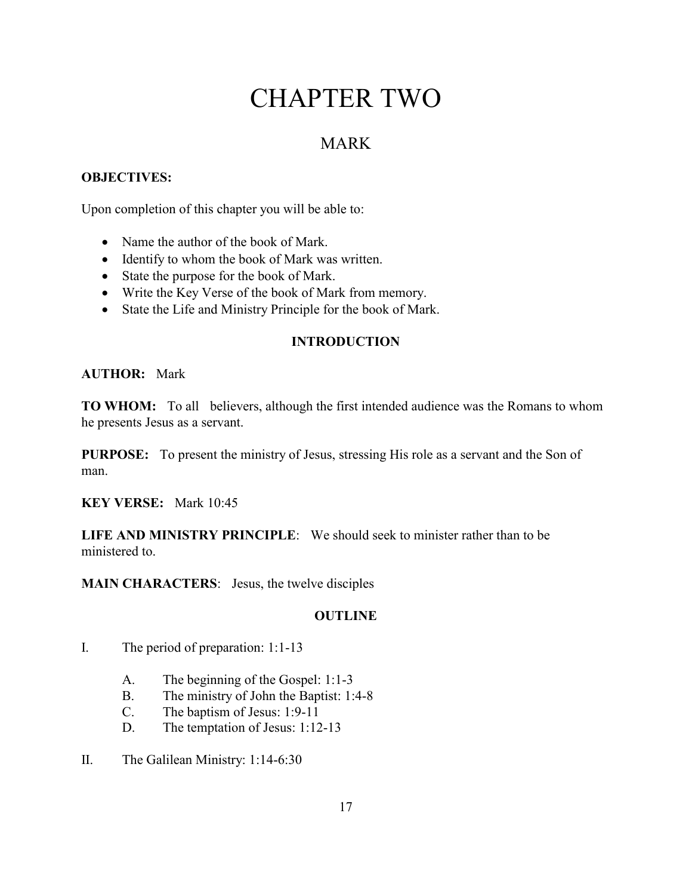# CHAPTER TWO

## MARK

**OBJECTIVES:**

Upon completion of this chapter you will be able to:

- Name the author of the book of Mark.
- Identify to whom the book of Mark was written.
- State the purpose for the book of Mark.
- Write the Key Verse of the book of Mark from memory.
- State the Life and Ministry Principle for the book of Mark.

**INTRODUCTION**

**AUTHOR:** Mark

**TO WHOM:** To all believers, although the first intended audience was the Romans to whom he presents Jesus as a servant.

**PURPOSE:** To present the ministry of Jesus, stressing His role as a servant and the Son of man.

**KEY VERSE:** Mark 10:45

**LIFE AND MINISTRY PRINCIPLE**: We should seek to minister rather than to be ministered to.

**MAIN CHARACTERS**: Jesus, the twelve disciples

**OUTLINE**

I. The period of preparation: 1:1-13

  A. The beginning of the Gospel: 1:1-3
  B. The ministry of John the Baptist: 1:4-8
  C. The baptism of Jesus: 1:9-11
  D. The temptation of Jesus: 1:12-13

II. The Galilean Ministry: 1:14-6:30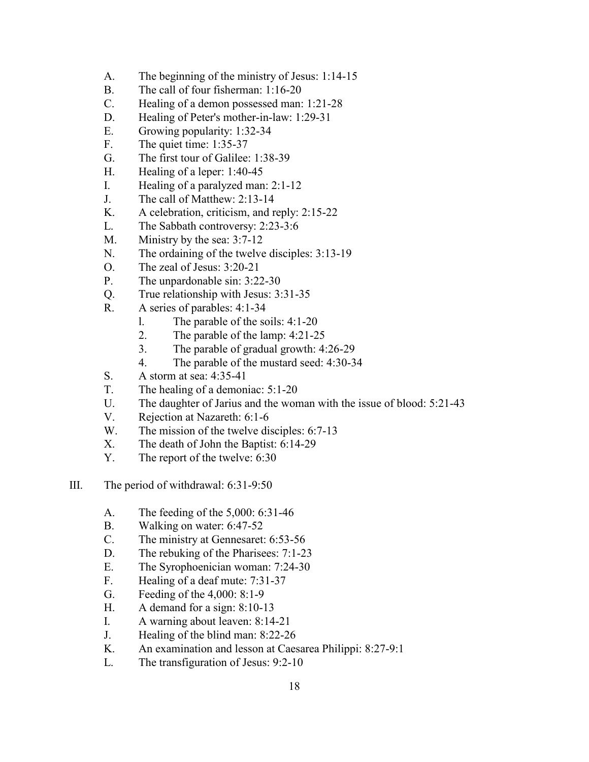A. The beginning of the ministry of Jesus: 1:14-15
B. The call of four fisherman: 1:16-20
C. Healing of a demon possessed man: 1:21-28
D. Healing of Peter's mother-in-law: 1:29-31
E. Growing popularity: 1:32-34
F. The quiet time: 1:35-37
G. The first tour of Galilee: 1:38-39
H. Healing of a leper: 1:40-45
I. Healing of a paralyzed man: 2:1-12
J. The call of Matthew: 2:13-14
K. A celebration, criticism, and reply: 2:15-22
L. The Sabbath controversy: 2:23-3:6
M. Ministry by the sea: 3:7-12
N. The ordaining of the twelve disciples: 3:13-19
O. The zeal of Jesus: 3:20-21
P. The unpardonable sin: 3:22-30
Q. True relationship with Jesus: 3:31-35
R. A series of parables: 4:1-34
   1. The parable of the soils: 4:1-20
   2. The parable of the lamp: 4:21-25
   3. The parable of gradual growth: 4:26-29
   4. The parable of the mustard seed: 4:30-34
S. A storm at sea: 4:35-41
T. The healing of a demoniac: 5:1-20
U. The daughter of Jarius and the woman with the issue of blood: 5:21-43
V. Rejection at Nazareth: 6:1-6
W. The mission of the twelve disciples: 6:7-13
X. The death of John the Baptist: 6:14-29
Y. The report of the twelve: 6:30

III. The period of withdrawal: 6:31-9:50

A. The feeding of the 5,000: 6:31-46
B. Walking on water: 6:47-52
C. The ministry at Gennesaret: 6:53-56
D. The rebuking of the Pharisees: 7:1-23
E. The Syrophoenician woman: 7:24-30
F. Healing of a deaf mute: 7:31-37
G. Feeding of the 4,000: 8:1-9
H. A demand for a sign: 8:10-13
I. A warning about leaven: 8:14-21
J. Healing of the blind man: 8:22-26
K. An examination and lesson at Caesarea Philippi: 8:27-9:1
L. The transfiguration of Jesus: 9:2-10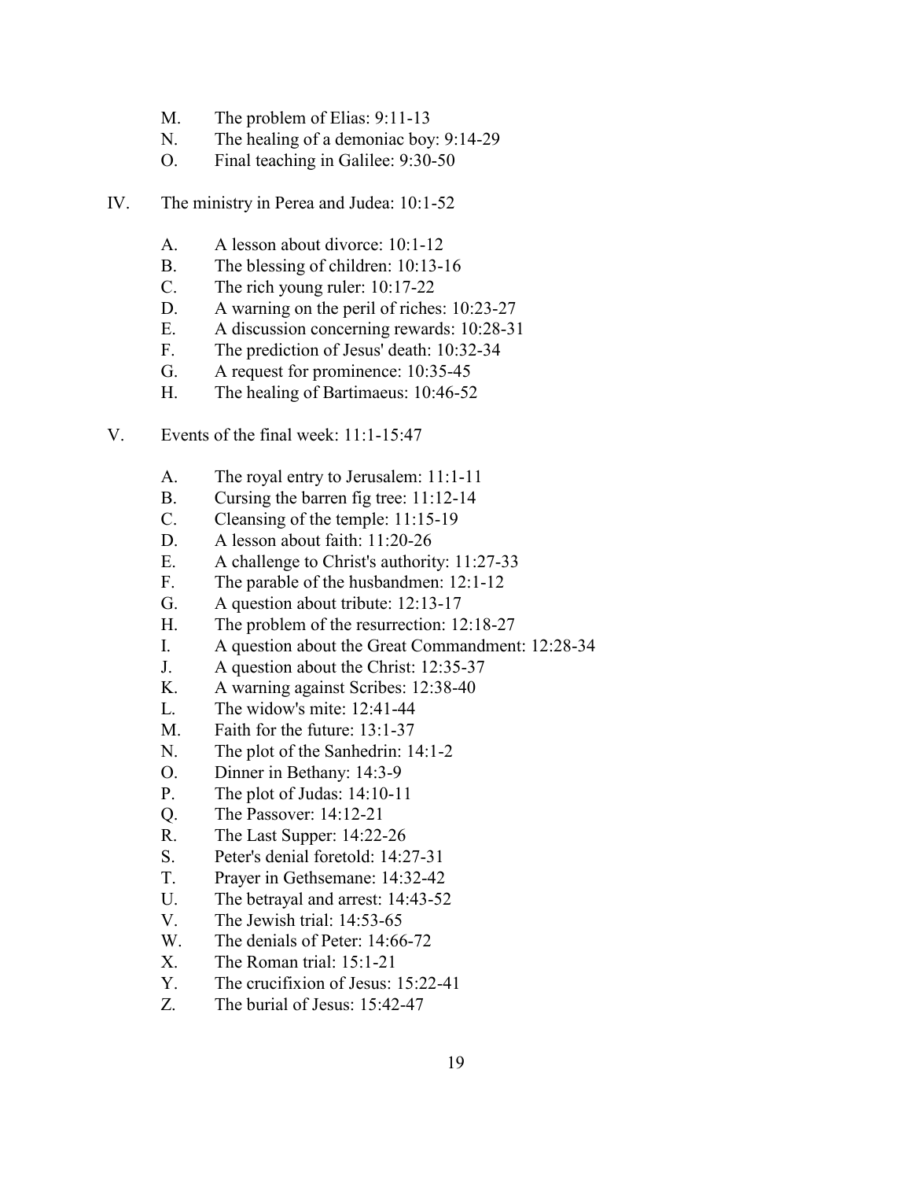M. The problem of Elias: 9:11-13
N. The healing of a demoniac boy: 9:14-29
O. Final teaching in Galilee: 9:30-50

IV. The ministry in Perea and Judea: 10:1-52

A. A lesson about divorce: 10:1-12
B. The blessing of children: 10:13-16
C. The rich young ruler: 10:17-22
D. A warning on the peril of riches: 10:23-27
E. A discussion concerning rewards: 10:28-31
F. The prediction of Jesus' death: 10:32-34
G. A request for prominence: 10:35-45
H. The healing of Bartimaeus: 10:46-52

V. Events of the final week: 11:1-15:47

A. The royal entry to Jerusalem: 11:1-11
B. Cursing the barren fig tree: 11:12-14
C. Cleansing of the temple: 11:15-19
D. A lesson about faith: 11:20-26
E. A challenge to Christ's authority: 11:27-33
F. The parable of the husbandmen: 12:1-12
G. A question about tribute: 12:13-17
H. The problem of the resurrection: 12:18-27
I. A question about the Great Commandment: 12:28-34
J. A question about the Christ: 12:35-37
K. A warning against Scribes: 12:38-40
L. The widow's mite: 12:41-44
M. Faith for the future: 13:1-37
N. The plot of the Sanhedrin: 14:1-2
O. Dinner in Bethany: 14:3-9
P. The plot of Judas: 14:10-11
Q. The Passover: 14:12-21
R. The Last Supper: 14:22-26
S. Peter's denial foretold: 14:27-31
T. Prayer in Gethsemane: 14:32-42
U. The betrayal and arrest: 14:43-52
V. The Jewish trial: 14:53-65
W. The denials of Peter: 14:66-72
X. The Roman trial: 15:1-21
Y. The crucifixion of Jesus: 15:22-41
Z. The burial of Jesus: 15:42-47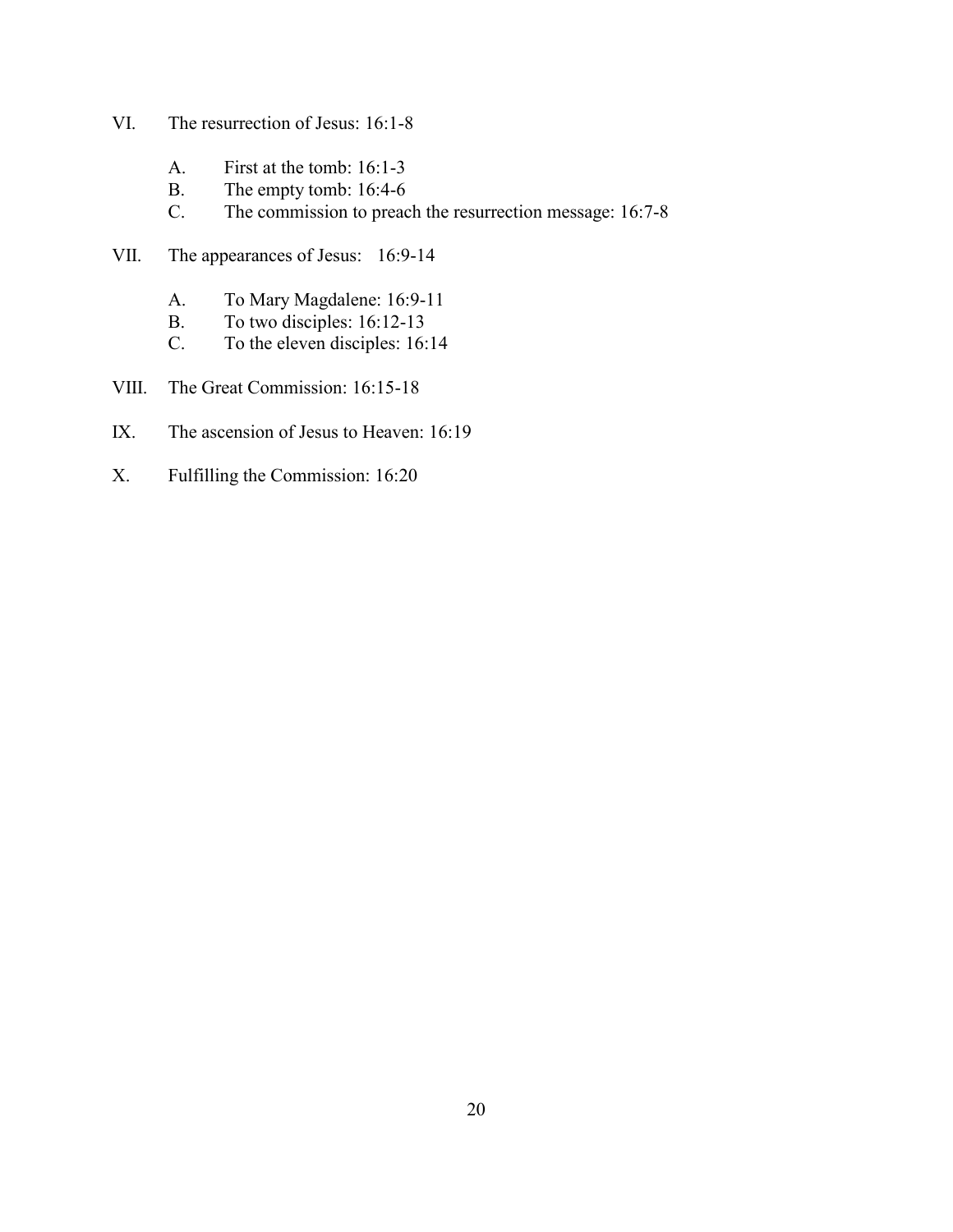VI. The resurrection of Jesus: 16:1-8

   A. First at the tomb: 16:1-3
   B. The empty tomb: 16:4-6
   C. The commission to preach the resurrection message: 16:7-8

VII. The appearances of Jesus: 16:9-14

   A. To Mary Magdalene: 16:9-11
   B. To two disciples: 16:12-13
   C. To the eleven disciples: 16:14

VIII. The Great Commission: 16:15-18

IX. The ascension of Jesus to Heaven: 16:19

X. Fulfilling the Commission: 16:20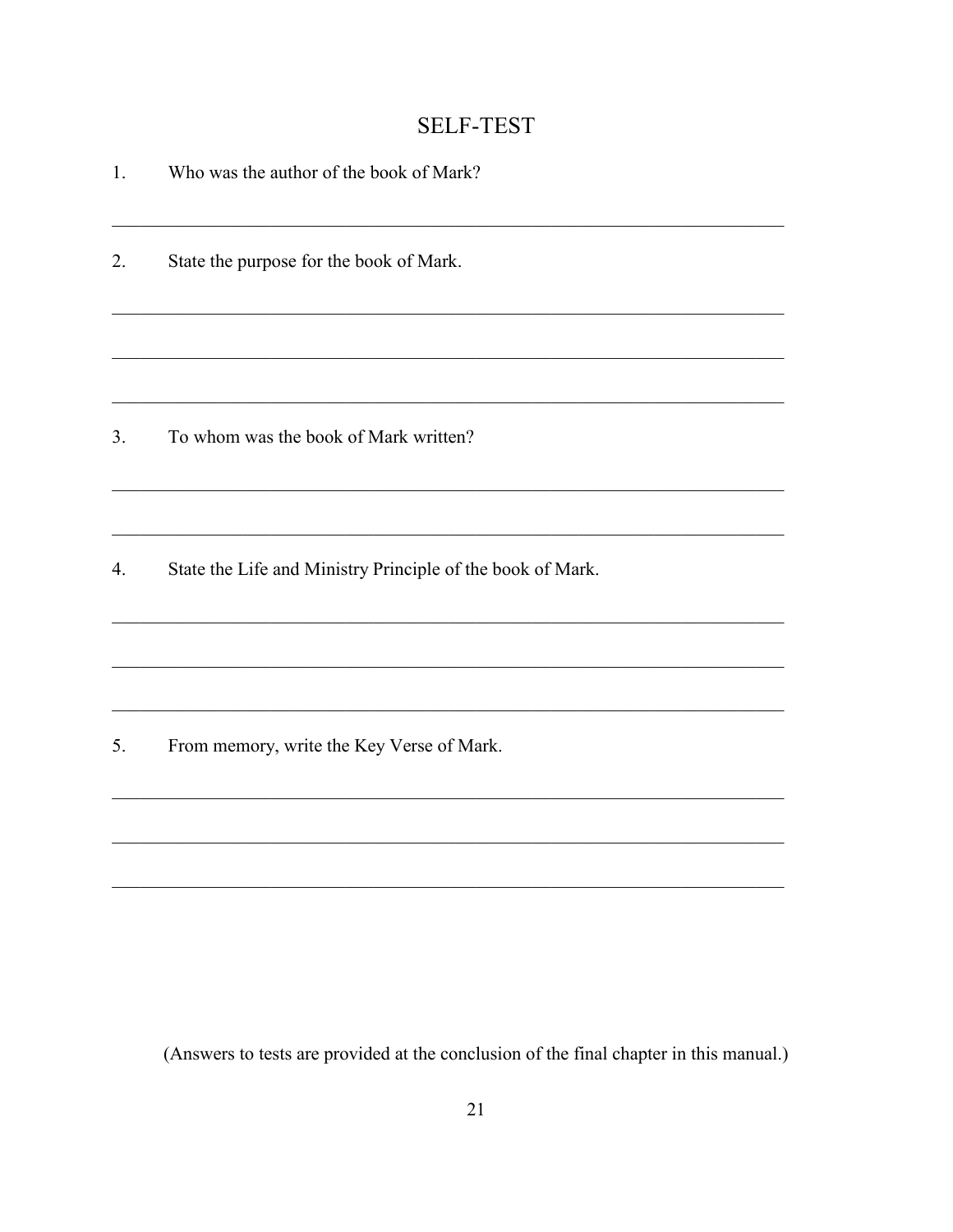## SELF-TEST

1. Who was the author of the book of Mark?

_______________________________________________________________________________

2. State the purpose for the book of Mark.

_______________________________________________________________________________

_______________________________________________________________________________

_______________________________________________________________________________

3. To whom was the book of Mark written?

_______________________________________________________________________________

_______________________________________________________________________________

4. State the Life and Ministry Principle of the book of Mark.

_______________________________________________________________________________

_______________________________________________________________________________

_______________________________________________________________________________

5. From memory, write the Key Verse of Mark.

_______________________________________________________________________________

_______________________________________________________________________________

_______________________________________________________________________________

(Answers to tests are provided at the conclusion of the final chapter in this manual.)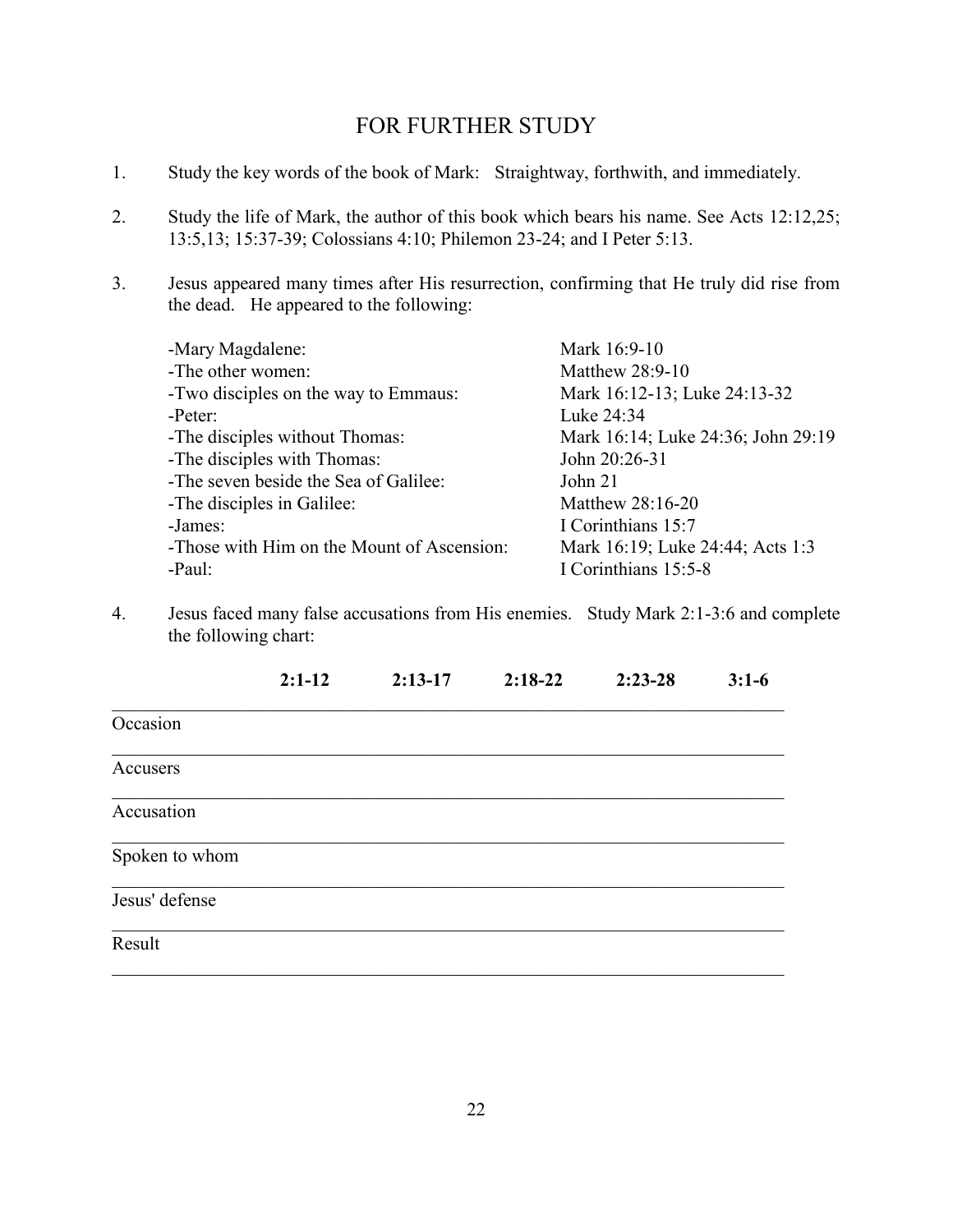# FOR FURTHER STUDY

1. Study the key words of the book of Mark: Straightway, forthwith, and immediately.

2. Study the life of Mark, the author of this book which bears his name. See Acts 12:12,25; 13:5,13; 15:37-39; Colossians 4:10; Philemon 23-24; and I Peter 5:13.

3. Jesus appeared many times after His resurrection, confirming that He truly did rise from the dead. He appeared to the following:

| | |
|---|---|
| -Mary Magdalene: | Mark 16:9-10 |
| -The other women: | Matthew 28:9-10 |
| -Two disciples on the way to Emmaus: | Mark 16:12-13; Luke 24:13-32 |
| -Peter: | Luke 24:34 |
| -The disciples without Thomas: | Mark 16:14; Luke 24:36; John 29:19 |
| -The disciples with Thomas: | John 20:26-31 |
| -The seven beside the Sea of Galilee: | John 21 |
| -The disciples in Galilee: | Matthew 28:16-20 |
| -James: | I Corinthians 15:7 |
| -Those with Him on the Mount of Ascension: | Mark 16:19; Luke 24:44; Acts 1:3 |
| -Paul: | I Corinthians 15:5-8 |

4. Jesus faced many false accusations from His enemies. Study Mark 2:1-3:6 and complete the following chart:

| | **2:1-12** | **2:13-17** | **2:18-22** | **2:23-28** | **3:1-6** |
|---|---|---|---|---|---|
| Occasion | | | | | |
| Accusers | | | | | |
| Accusation | | | | | |
| Spoken to whom | | | | | |
| Jesus' defense | | | | | |
| Result | | | | | |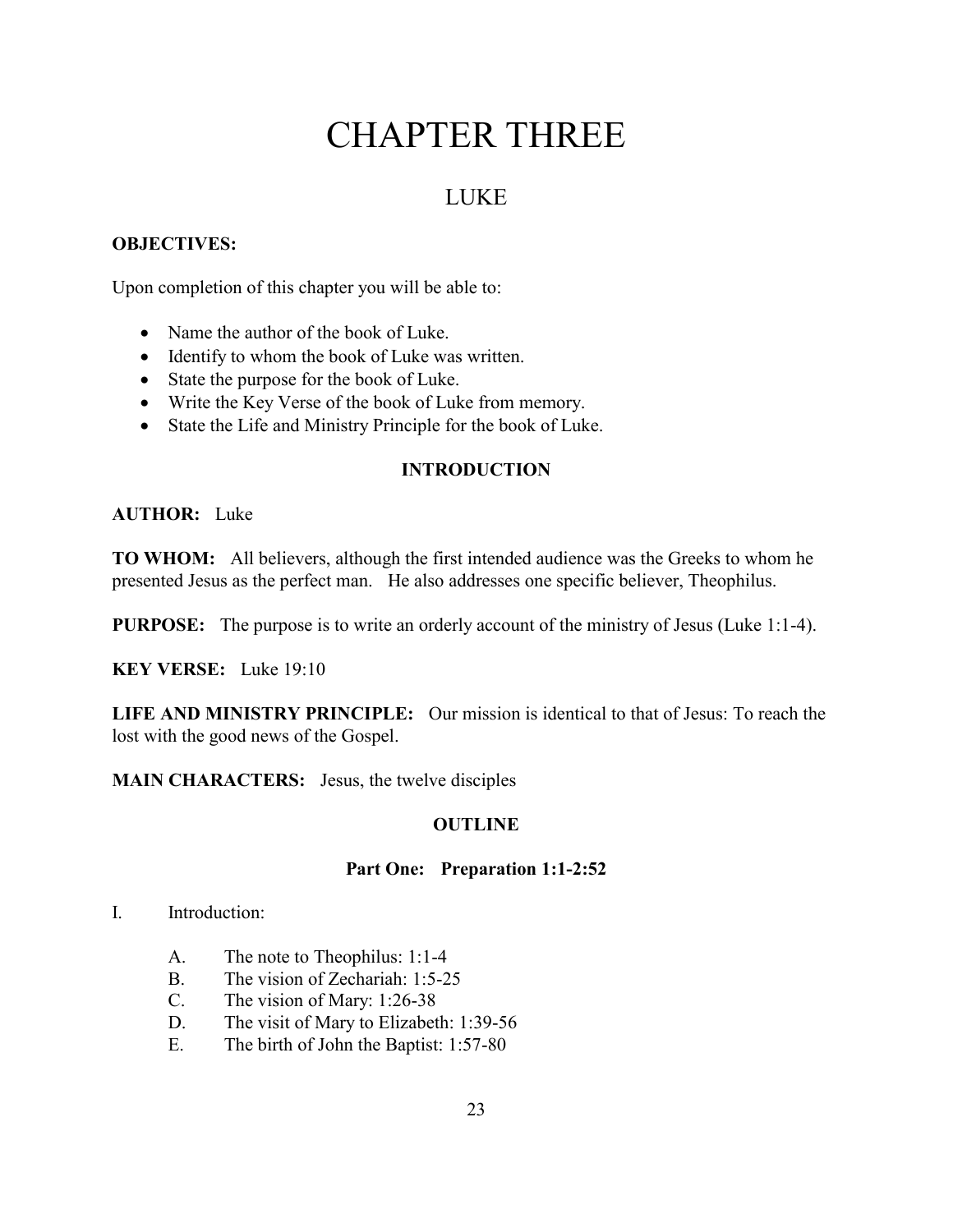# CHAPTER THREE

## LUKE

**OBJECTIVES:**

Upon completion of this chapter you will be able to:

- Name the author of the book of Luke.
- Identify to whom the book of Luke was written.
- State the purpose for the book of Luke.
- Write the Key Verse of the book of Luke from memory.
- State the Life and Ministry Principle for the book of Luke.

### INTRODUCTION

**AUTHOR:** Luke

**TO WHOM:** All believers, although the first intended audience was the Greeks to whom he presented Jesus as the perfect man. He also addresses one specific believer, Theophilus.

**PURPOSE:** The purpose is to write an orderly account of the ministry of Jesus (Luke 1:1-4).

**KEY VERSE:** Luke 19:10

**LIFE AND MINISTRY PRINCIPLE:** Our mission is identical to that of Jesus: To reach the lost with the good news of the Gospel.

**MAIN CHARACTERS:** Jesus, the twelve disciples

### OUTLINE

#### Part One: Preparation 1:1-2:52

I. Introduction:

   A. The note to Theophilus: 1:1-4
   B. The vision of Zechariah: 1:5-25
   C. The vision of Mary: 1:26-38
   D. The visit of Mary to Elizabeth: 1:39-56
   E. The birth of John the Baptist: 1:57-80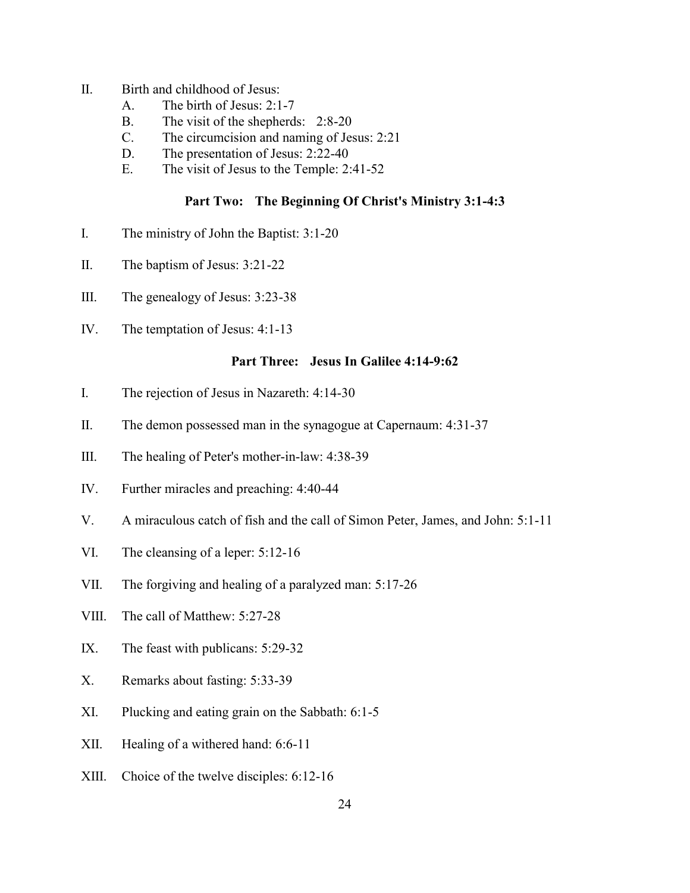II. Birth and childhood of Jesus:
   A. The birth of Jesus: 2:1-7
   B. The visit of the shepherds: 2:8-20
   C. The circumcision and naming of Jesus: 2:21
   D. The presentation of Jesus: 2:22-40
   E. The visit of Jesus to the Temple: 2:41-52

### Part Two: The Beginning Of Christ's Ministry 3:1-4:3

I. The ministry of John the Baptist: 3:1-20

II. The baptism of Jesus: 3:21-22

III. The genealogy of Jesus: 3:23-38

IV. The temptation of Jesus: 4:1-13

### Part Three: Jesus In Galilee 4:14-9:62

I. The rejection of Jesus in Nazareth: 4:14-30

II. The demon possessed man in the synagogue at Capernaum: 4:31-37

III. The healing of Peter's mother-in-law: 4:38-39

IV. Further miracles and preaching: 4:40-44

V. A miraculous catch of fish and the call of Simon Peter, James, and John: 5:1-11

VI. The cleansing of a leper: 5:12-16

VII. The forgiving and healing of a paralyzed man: 5:17-26

VIII. The call of Matthew: 5:27-28

IX. The feast with publicans: 5:29-32

X. Remarks about fasting: 5:33-39

XI. Plucking and eating grain on the Sabbath: 6:1-5

XII. Healing of a withered hand: 6:6-11

XIII. Choice of the twelve disciples: 6:12-16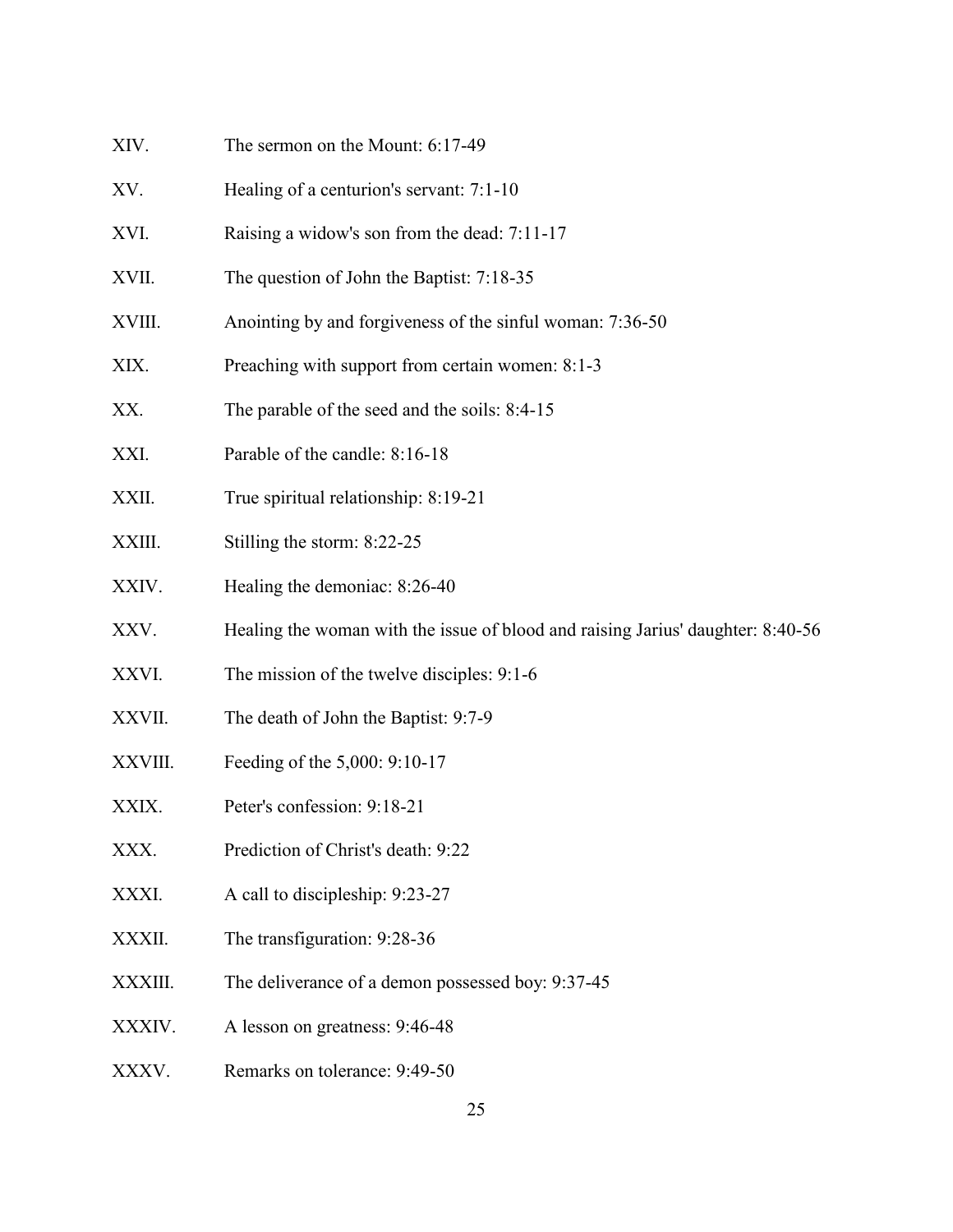XIV. The sermon on the Mount: 6:17-49

XV. Healing of a centurion's servant: 7:1-10

XVI. Raising a widow's son from the dead: 7:11-17

XVII. The question of John the Baptist: 7:18-35

XVIII. Anointing by and forgiveness of the sinful woman: 7:36-50

XIX. Preaching with support from certain women: 8:1-3

XX. The parable of the seed and the soils: 8:4-15

XXI. Parable of the candle: 8:16-18

XXII. True spiritual relationship: 8:19-21

XXIII. Stilling the storm: 8:22-25

XXIV. Healing the demoniac: 8:26-40

XXV. Healing the woman with the issue of blood and raising Jarius' daughter: 8:40-56

XXVI. The mission of the twelve disciples: 9:1-6

XXVII. The death of John the Baptist: 9:7-9

XXVIII. Feeding of the 5,000: 9:10-17

XXIX. Peter's confession: 9:18-21

XXX. Prediction of Christ's death: 9:22

XXXI. A call to discipleship: 9:23-27

XXXII. The transfiguration: 9:28-36

XXXIII. The deliverance of a demon possessed boy: 9:37-45

XXXIV. A lesson on greatness: 9:46-48

XXXV. Remarks on tolerance: 9:49-50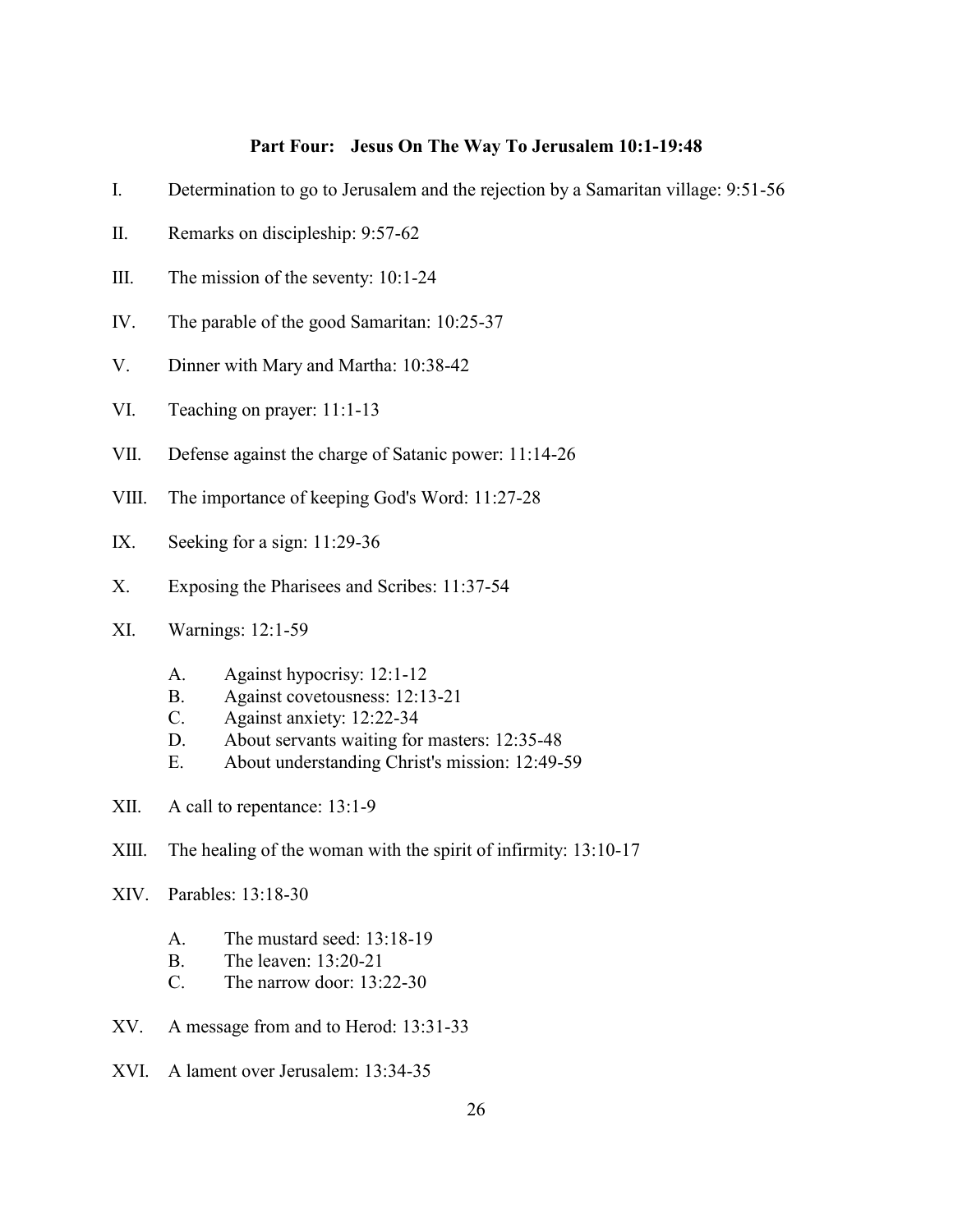## Part Four: Jesus On The Way To Jerusalem 10:1-19:48

I. Determination to go to Jerusalem and the rejection by a Samaritan village: 9:51-56

II. Remarks on discipleship: 9:57-62

III. The mission of the seventy: 10:1-24

IV. The parable of the good Samaritan: 10:25-37

V. Dinner with Mary and Martha: 10:38-42

VI. Teaching on prayer: 11:1-13

VII. Defense against the charge of Satanic power: 11:14-26

VIII. The importance of keeping God's Word: 11:27-28

IX. Seeking for a sign: 11:29-36

X. Exposing the Pharisees and Scribes: 11:37-54

XI. Warnings: 12:1-59

   A. Against hypocrisy: 12:1-12
   B. Against covetousness: 12:13-21
   C. Against anxiety: 12:22-34
   D. About servants waiting for masters: 12:35-48
   E. About understanding Christ's mission: 12:49-59

XII. A call to repentance: 13:1-9

XIII. The healing of the woman with the spirit of infirmity: 13:10-17

XIV. Parables: 13:18-30

   A. The mustard seed: 13:18-19
   B. The leaven: 13:20-21
   C. The narrow door: 13:22-30

XV. A message from and to Herod: 13:31-33

XVI. A lament over Jerusalem: 13:34-35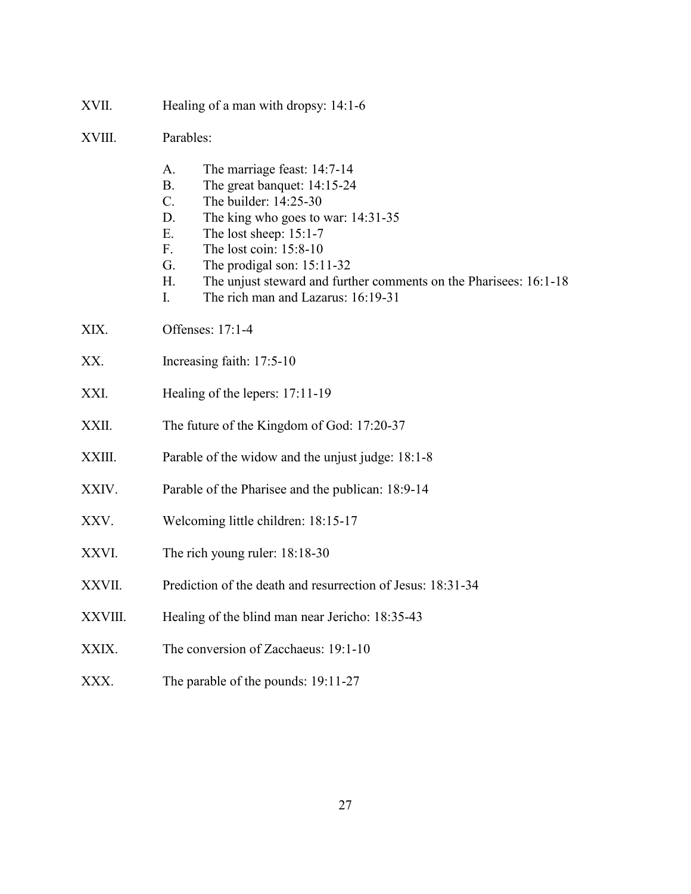XVII. Healing of a man with dropsy: 14:1-6

XVIII. Parables:

A. The marriage feast: 14:7-14
B. The great banquet: 14:15-24
C. The builder: 14:25-30
D. The king who goes to war: 14:31-35
E. The lost sheep: 15:1-7
F. The lost coin: 15:8-10
G. The prodigal son: 15:11-32
H. The unjust steward and further comments on the Pharisees: 16:1-18
I. The rich man and Lazarus: 16:19-31

XIX. Offenses: 17:1-4

XX. Increasing faith: 17:5-10

XXI. Healing of the lepers: 17:11-19

XXII. The future of the Kingdom of God: 17:20-37

XXIII. Parable of the widow and the unjust judge: 18:1-8

XXIV. Parable of the Pharisee and the publican: 18:9-14

XXV. Welcoming little children: 18:15-17

XXVI. The rich young ruler: 18:18-30

XXVII. Prediction of the death and resurrection of Jesus: 18:31-34

XXVIII. Healing of the blind man near Jericho: 18:35-43

XXIX. The conversion of Zacchaeus: 19:1-10

XXX. The parable of the pounds: 19:11-27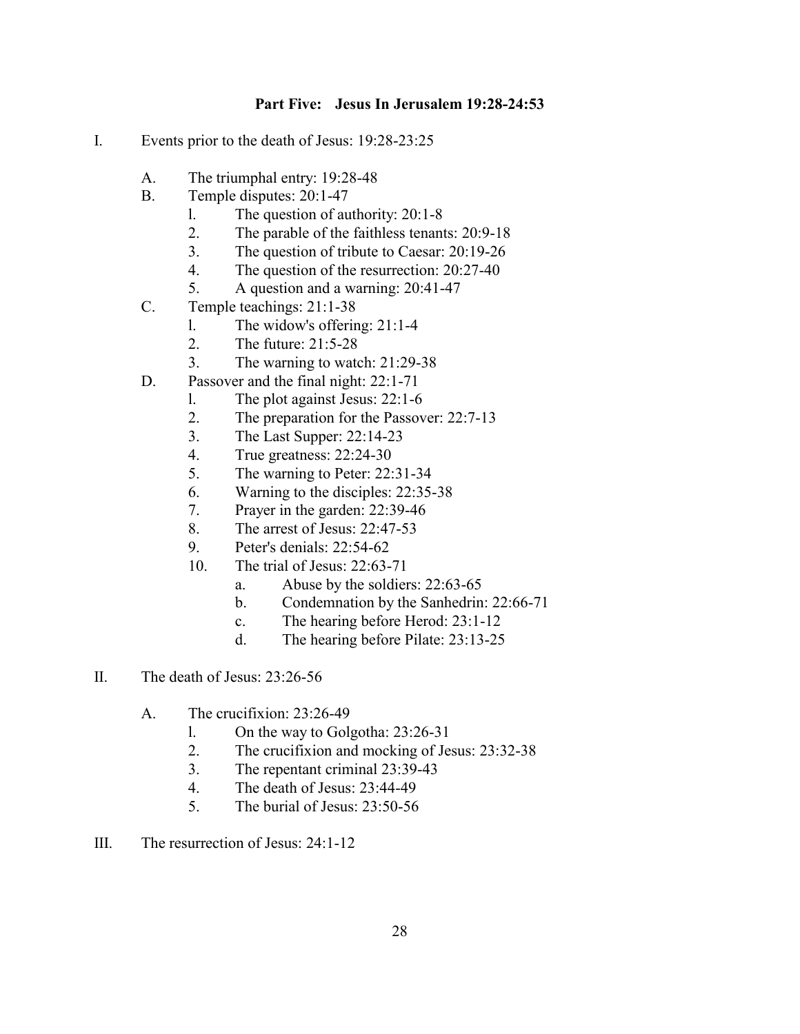**Part Five: Jesus In Jerusalem 19:28-24:53**

I. Events prior to the death of Jesus: 19:28-23:25

   A. The triumphal entry: 19:28-48
   B. Temple disputes: 20:1-47
      1. The question of authority: 20:1-8
      2. The parable of the faithless tenants: 20:9-18
      3. The question of tribute to Caesar: 20:19-26
      4. The question of the resurrection: 20:27-40
      5. A question and a warning: 20:41-47
   C. Temple teachings: 21:1-38
      1. The widow's offering: 21:1-4
      2. The future: 21:5-28
      3. The warning to watch: 21:29-38
   D. Passover and the final night: 22:1-71
      1. The plot against Jesus: 22:1-6
      2. The preparation for the Passover: 22:7-13
      3. The Last Supper: 22:14-23
      4. True greatness: 22:24-30
      5. The warning to Peter: 22:31-34
      6. Warning to the disciples: 22:35-38
      7. Prayer in the garden: 22:39-46
      8. The arrest of Jesus: 22:47-53
      9. Peter's denials: 22:54-62
      10. The trial of Jesus: 22:63-71
         a. Abuse by the soldiers: 22:63-65
         b. Condemnation by the Sanhedrin: 22:66-71
         c. The hearing before Herod: 23:1-12
         d. The hearing before Pilate: 23:13-25

II. The death of Jesus: 23:26-56

   A. The crucifixion: 23:26-49
      1. On the way to Golgotha: 23:26-31
      2. The crucifixion and mocking of Jesus: 23:32-38
      3. The repentant criminal 23:39-43
      4. The death of Jesus: 23:44-49
      5. The burial of Jesus: 23:50-56

III. The resurrection of Jesus: 24:1-12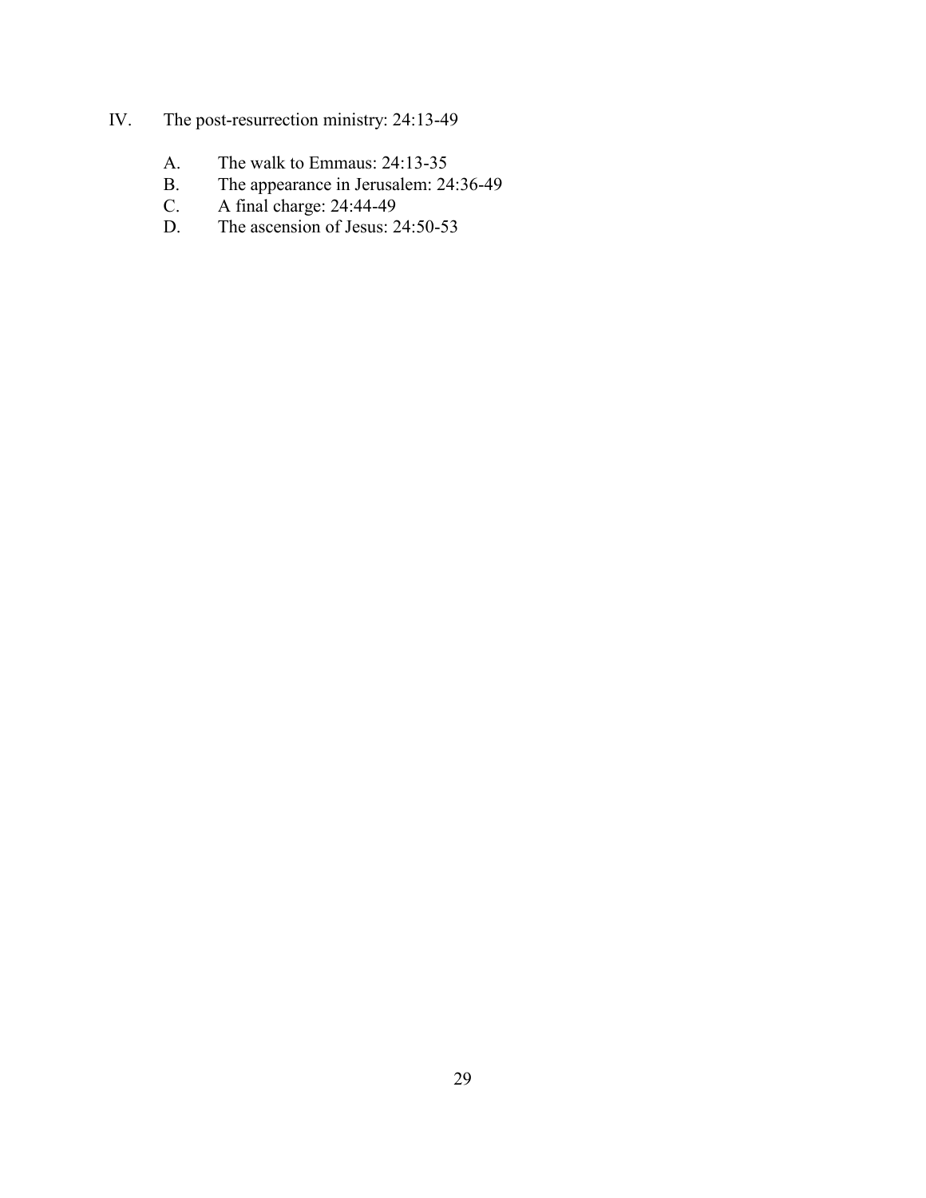IV. The post-resurrection ministry: 24:13-49

A. The walk to Emmaus: 24:13-35
B. The appearance in Jerusalem: 24:36-49
C. A final charge: 24:44-49
D. The ascension of Jesus: 24:50-53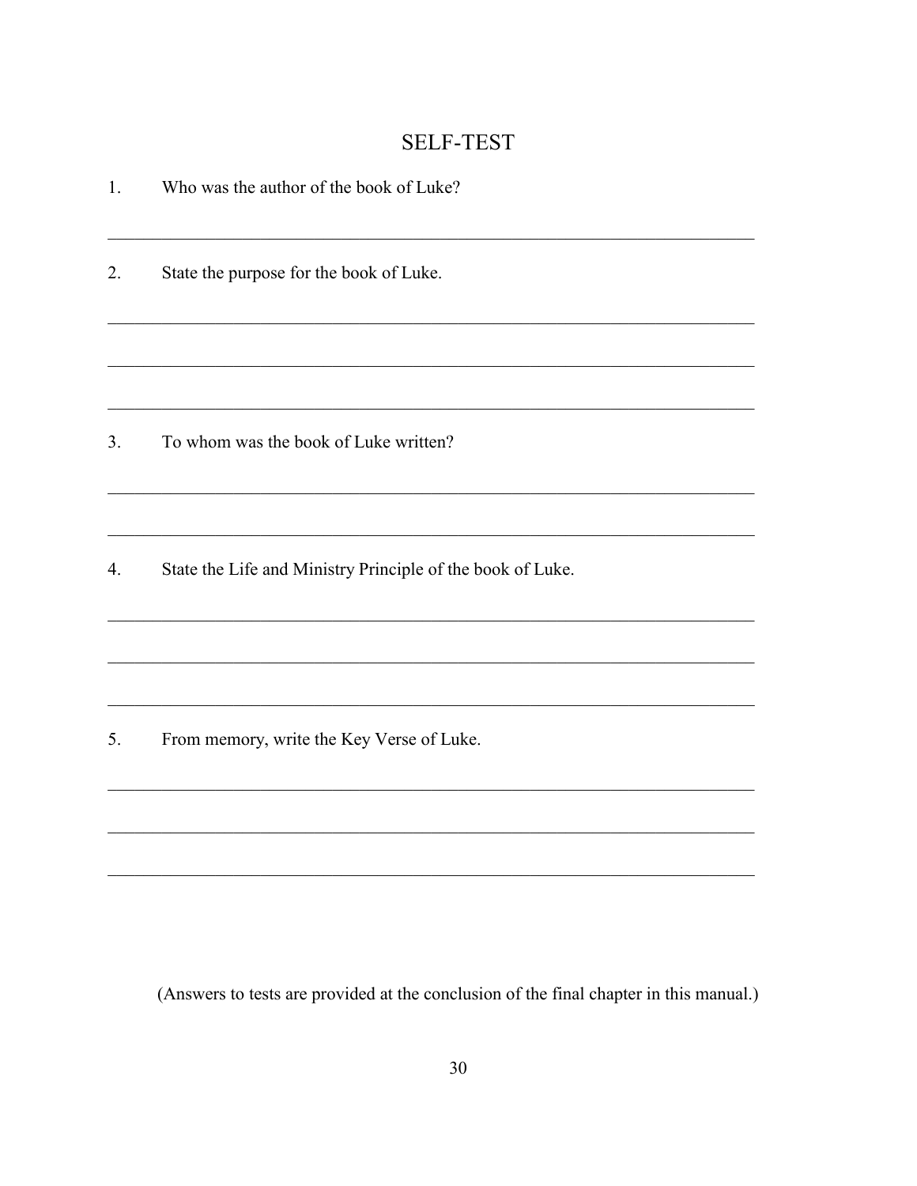## SELF-TEST

1. Who was the author of the book of Luke?

2. State the purpose for the book of Luke.

3. To whom was the book of Luke written?

4. State the Life and Ministry Principle of the book of Luke.

5. From memory, write the Key Verse of Luke.

(Answers to tests are provided at the conclusion of the final chapter in this manual.)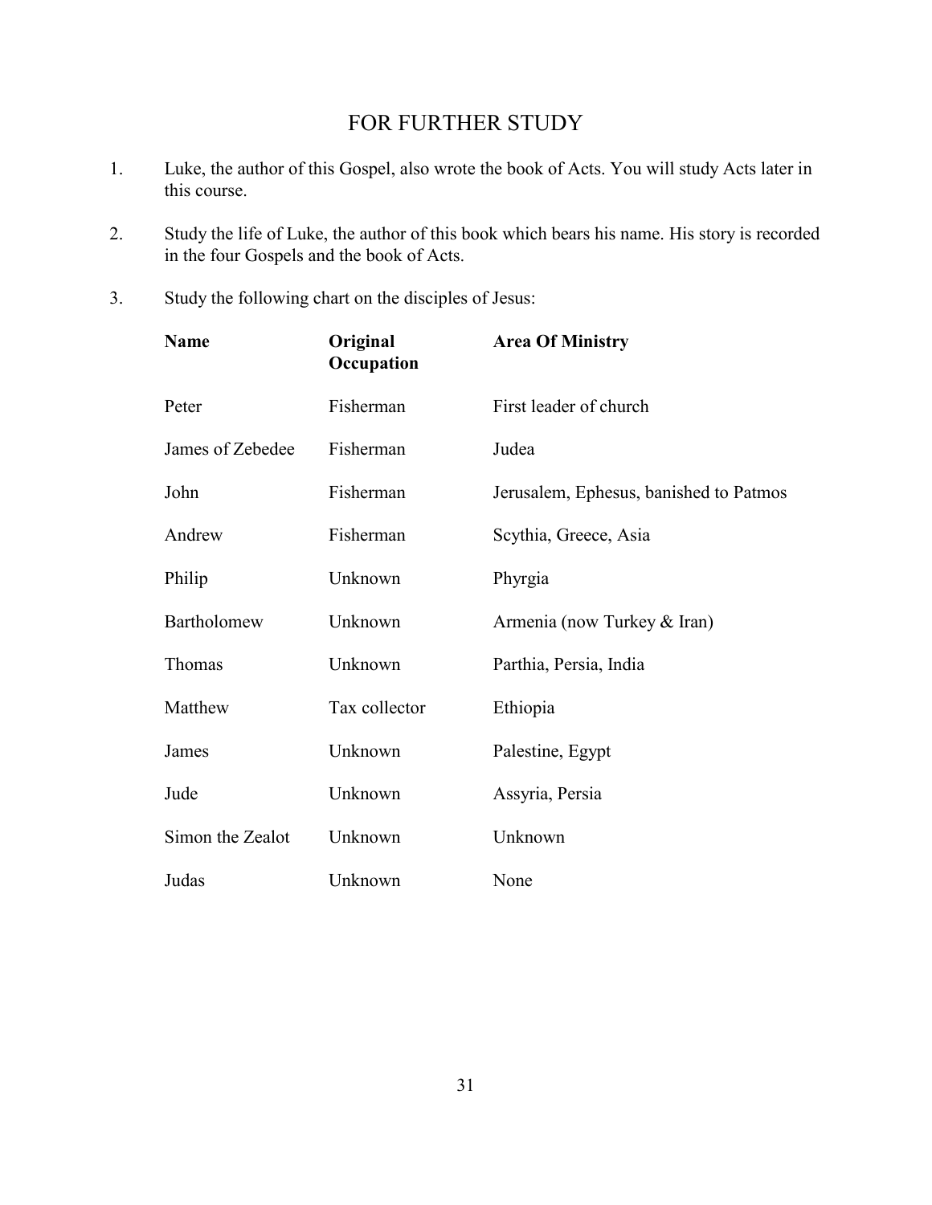## FOR FURTHER STUDY

1. Luke, the author of this Gospel, also wrote the book of Acts. You will study Acts later in this course.

2. Study the life of Luke, the author of this book which bears his name. His story is recorded in the four Gospels and the book of Acts.

3. Study the following chart on the disciples of Jesus:

| **Name** | **Original Occupation** | **Area Of Ministry** |
|---|---|---|
| Peter | Fisherman | First leader of church |
| James of Zebedee | Fisherman | Judea |
| John | Fisherman | Jerusalem, Ephesus, banished to Patmos |
| Andrew | Fisherman | Scythia, Greece, Asia |
| Philip | Unknown | Phyrgia |
| Bartholomew | Unknown | Armenia (now Turkey & Iran) |
| Thomas | Unknown | Parthia, Persia, India |
| Matthew | Tax collector | Ethiopia |
| James | Unknown | Palestine, Egypt |
| Jude | Unknown | Assyria, Persia |
| Simon the Zealot | Unknown | Unknown |
| Judas | Unknown | None |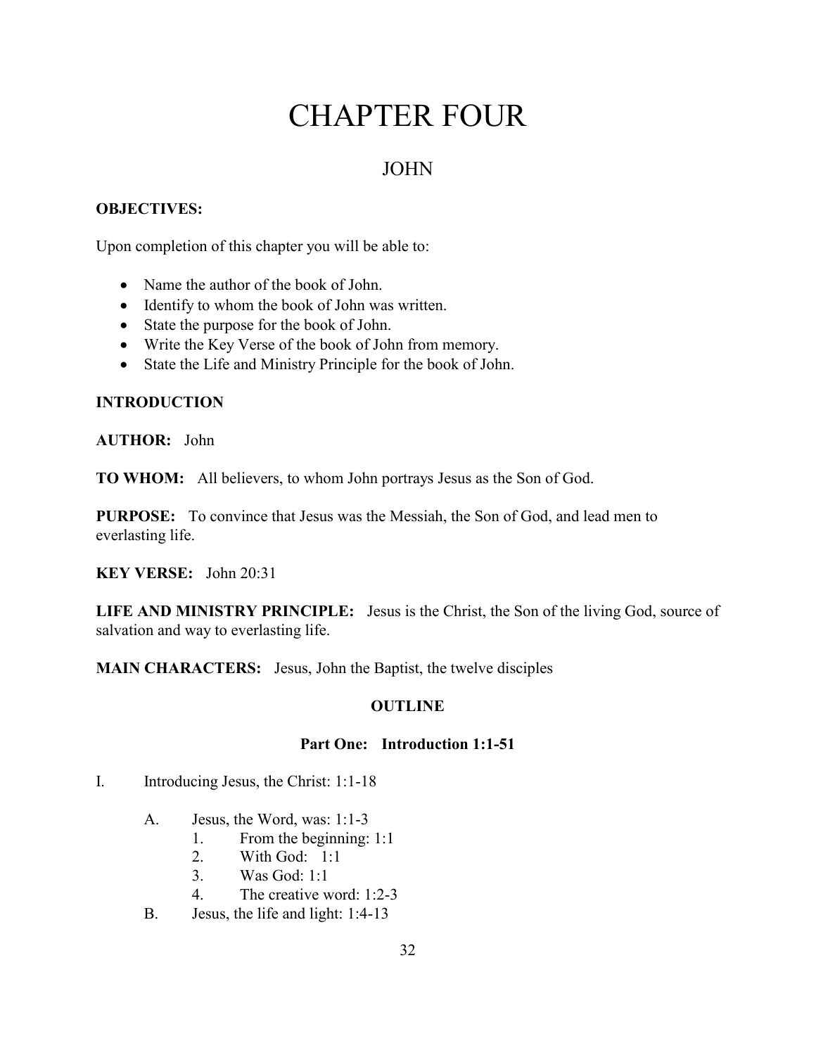# CHAPTER FOUR

## JOHN

**OBJECTIVES:**

Upon completion of this chapter you will be able to:

- Name the author of the book of John.
- Identify to whom the book of John was written.
- State the purpose for the book of John.
- Write the Key Verse of the book of John from memory.
- State the Life and Ministry Principle for the book of John.

**INTRODUCTION**

**AUTHOR:** John

**TO WHOM:** All believers, to whom John portrays Jesus as the Son of God.

**PURPOSE:** To convince that Jesus was the Messiah, the Son of God, and lead men to everlasting life.

**KEY VERSE:** John 20:31

**LIFE AND MINISTRY PRINCIPLE:** Jesus is the Christ, the Son of the living God, source of salvation and way to everlasting life.

**MAIN CHARACTERS:** Jesus, John the Baptist, the twelve disciples

**OUTLINE**

**Part One: Introduction 1:1-51**

I. Introducing Jesus, the Christ: 1:1-18

  A. Jesus, the Word, was: 1:1-3
    1. From the beginning: 1:1
    2. With God: 1:1
    3. Was God: 1:1
    4. The creative word: 1:2-3
  B. Jesus, the life and light: 1:4-13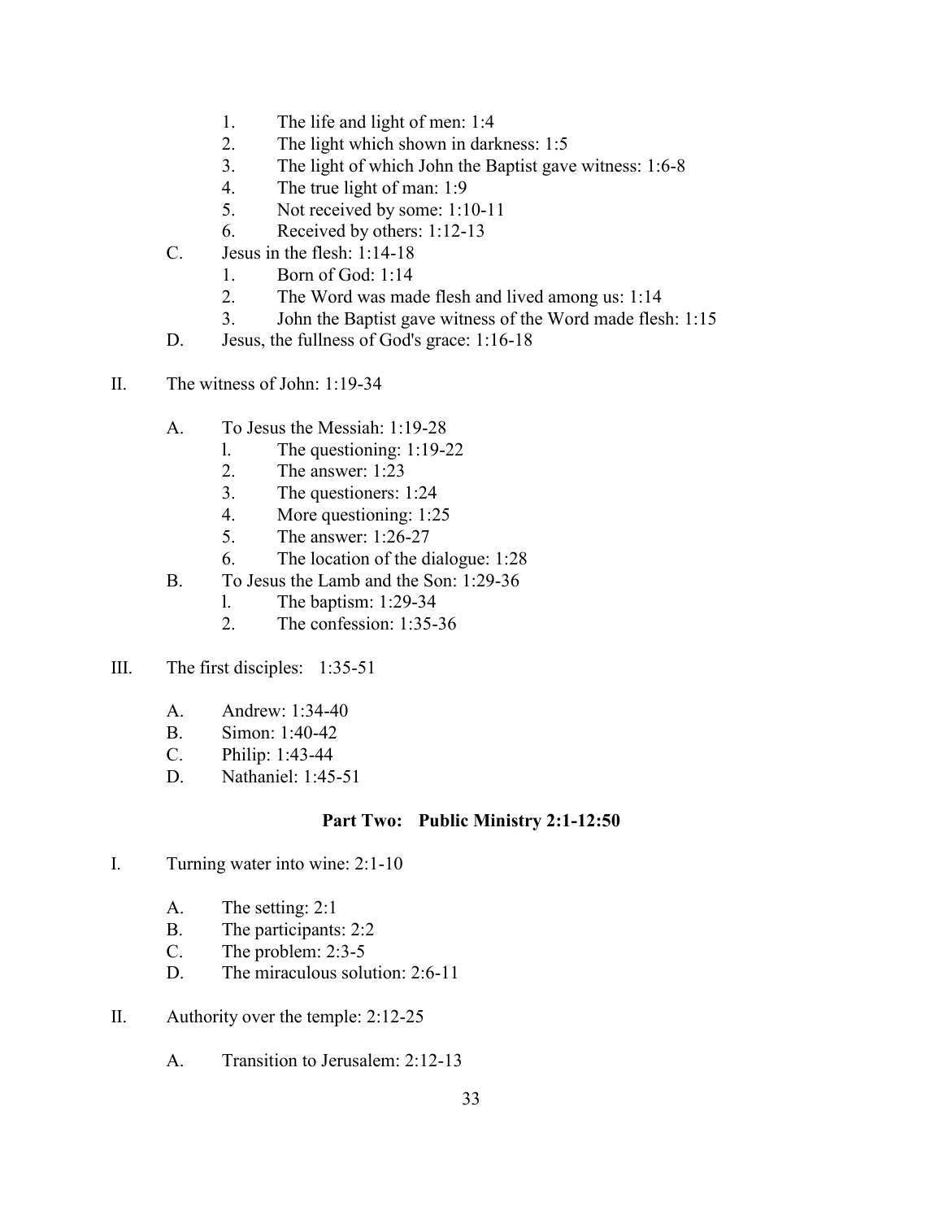1. The life and light of men: 1:4
2. The light which shown in darkness: 1:5
3. The light of which John the Baptist gave witness: 1:6-8
4. The true light of man: 1:9
5. Not received by some: 1:10-11
6. Received by others: 1:12-13

C. Jesus in the flesh: 1:14-18
1. Born of God: 1:14
2. The Word was made flesh and lived among us: 1:14
3. John the Baptist gave witness of the Word made flesh: 1:15

D. Jesus, the fullness of God's grace: 1:16-18

II. The witness of John: 1:19-34

A. To Jesus the Messiah: 1:19-28
1. The questioning: 1:19-22
2. The answer: 1:23
3. The questioners: 1:24
4. More questioning: 1:25
5. The answer: 1:26-27
6. The location of the dialogue: 1:28

B. To Jesus the Lamb and the Son: 1:29-36
1. The baptism: 1:29-34
2. The confession: 1:35-36

III. The first disciples: 1:35-51

A. Andrew: 1:34-40
B. Simon: 1:40-42
C. Philip: 1:43-44
D. Nathaniel: 1:45-51

## Part Two: Public Ministry 2:1-12:50

I. Turning water into wine: 2:1-10

A. The setting: 2:1
B. The participants: 2:2
C. The problem: 2:3-5
D. The miraculous solution: 2:6-11

II. Authority over the temple: 2:12-25

A. Transition to Jerusalem: 2:12-13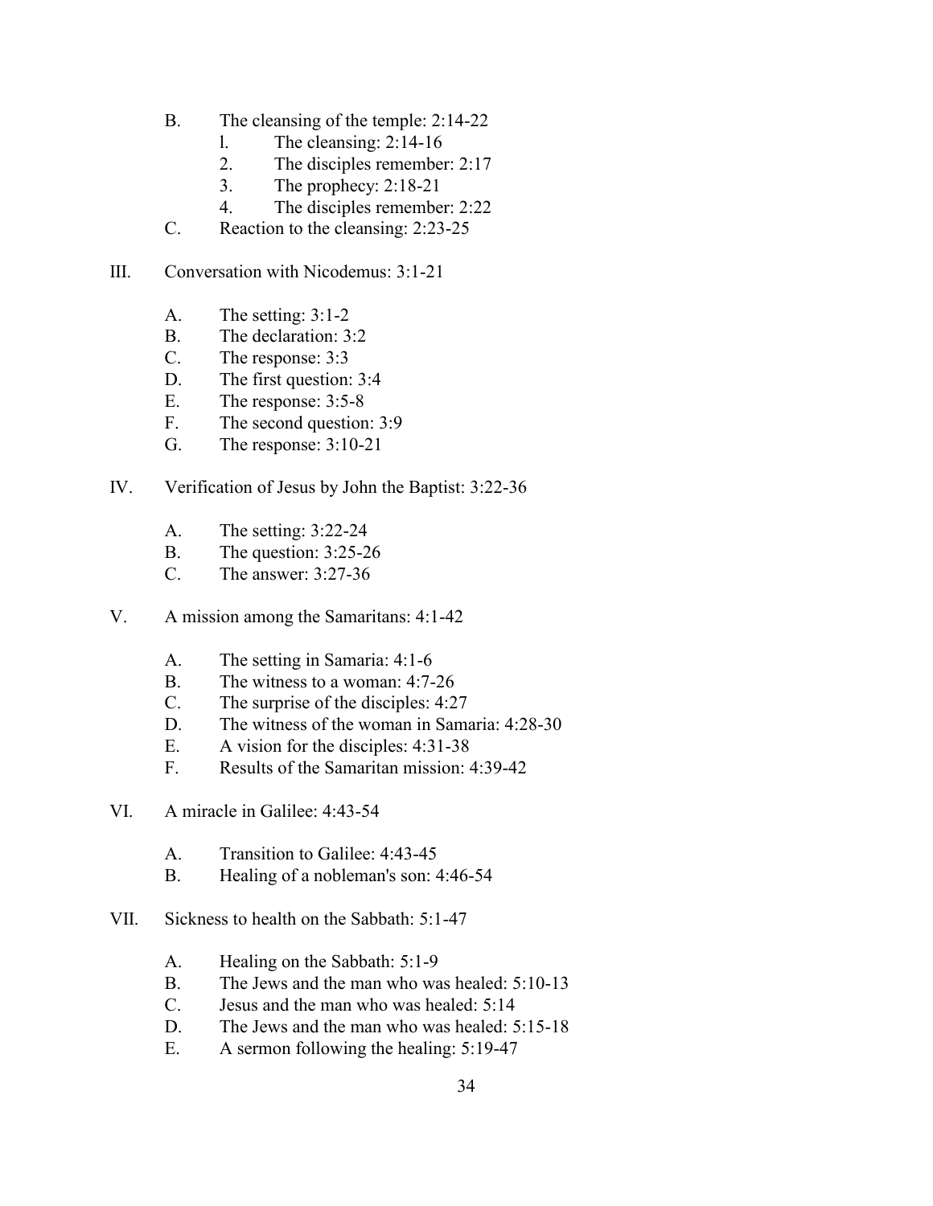B. The cleansing of the temple: 2:14-22
   1. The cleansing: 2:14-16
   2. The disciples remember: 2:17
   3. The prophecy: 2:18-21
   4. The disciples remember: 2:22

C. Reaction to the cleansing: 2:23-25

III. Conversation with Nicodemus: 3:1-21

A. The setting: 3:1-2
B. The declaration: 3:2
C. The response: 3:3
D. The first question: 3:4
E. The response: 3:5-8
F. The second question: 3:9
G. The response: 3:10-21

IV. Verification of Jesus by John the Baptist: 3:22-36

A. The setting: 3:22-24
B. The question: 3:25-26
C. The answer: 3:27-36

V. A mission among the Samaritans: 4:1-42

A. The setting in Samaria: 4:1-6
B. The witness to a woman: 4:7-26
C. The surprise of the disciples: 4:27
D. The witness of the woman in Samaria: 4:28-30
E. A vision for the disciples: 4:31-38
F. Results of the Samaritan mission: 4:39-42

VI. A miracle in Galilee: 4:43-54

A. Transition to Galilee: 4:43-45
B. Healing of a nobleman's son: 4:46-54

VII. Sickness to health on the Sabbath: 5:1-47

A. Healing on the Sabbath: 5:1-9
B. The Jews and the man who was healed: 5:10-13
C. Jesus and the man who was healed: 5:14
D. The Jews and the man who was healed: 5:15-18
E. A sermon following the healing: 5:19-47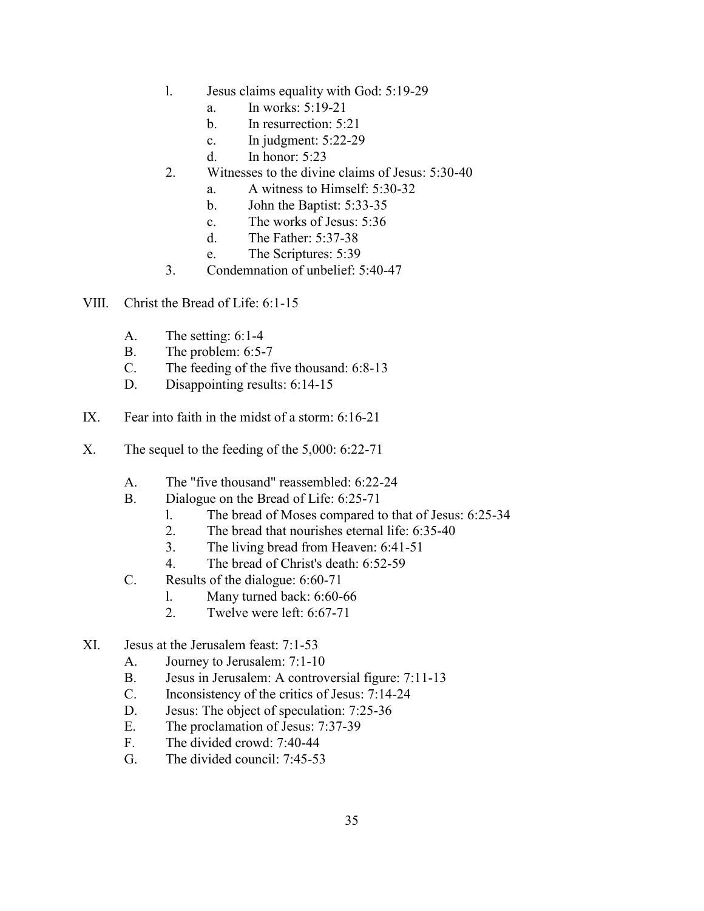1. Jesus claims equality with God: 5:19-29
    a. In works: 5:19-21
    b. In resurrection: 5:21
    c. In judgment: 5:22-29
    d. In honor: 5:23
2. Witnesses to the divine claims of Jesus: 5:30-40
    a. A witness to Himself: 5:30-32
    b. John the Baptist: 5:33-35
    c. The works of Jesus: 5:36
    d. The Father: 5:37-38
    e. The Scriptures: 5:39
3. Condemnation of unbelief: 5:40-47

VIII. Christ the Bread of Life: 6:1-15

- A. The setting: 6:1-4
- B. The problem: 6:5-7
- C. The feeding of the five thousand: 6:8-13
- D. Disappointing results: 6:14-15

IX. Fear into faith in the midst of a storm: 6:16-21

X. The sequel to the feeding of the 5,000: 6:22-71

- A. The "five thousand" reassembled: 6:22-24
- B. Dialogue on the Bread of Life: 6:25-71
    1. The bread of Moses compared to that of Jesus: 6:25-34
    2. The bread that nourishes eternal life: 6:35-40
    3. The living bread from Heaven: 6:41-51
    4. The bread of Christ's death: 6:52-59
- C. Results of the dialogue: 6:60-71
    1. Many turned back: 6:60-66
    2. Twelve were left: 6:67-71

XI. Jesus at the Jerusalem feast: 7:1-53

- A. Journey to Jerusalem: 7:1-10
- B. Jesus in Jerusalem: A controversial figure: 7:11-13
- C. Inconsistency of the critics of Jesus: 7:14-24
- D. Jesus: The object of speculation: 7:25-36
- E. The proclamation of Jesus: 7:37-39
- F. The divided crowd: 7:40-44
- G. The divided council: 7:45-53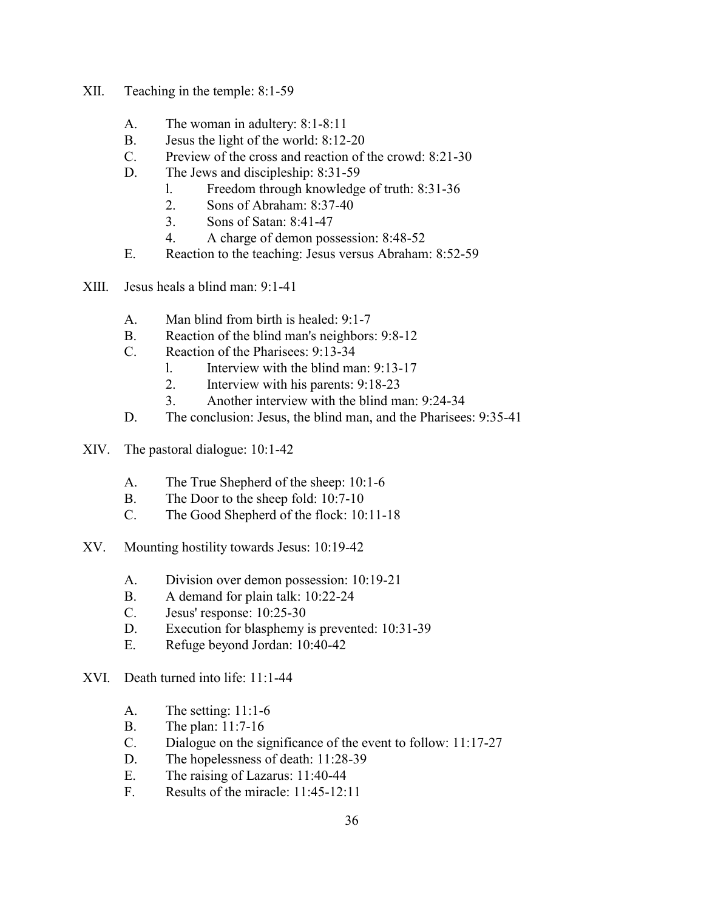XII. Teaching in the temple: 8:1-59

A. The woman in adultery: 8:1-8:11
B. Jesus the light of the world: 8:12-20
C. Preview of the cross and reaction of the crowd: 8:21-30
D. The Jews and discipleship: 8:31-59
   l. Freedom through knowledge of truth: 8:31-36
   2. Sons of Abraham: 8:37-40
   3. Sons of Satan: 8:41-47
   4. A charge of demon possession: 8:48-52
E. Reaction to the teaching: Jesus versus Abraham: 8:52-59

XIII. Jesus heals a blind man: 9:1-41

A. Man blind from birth is healed: 9:1-7
B. Reaction of the blind man's neighbors: 9:8-12
C. Reaction of the Pharisees: 9:13-34
   l. Interview with the blind man: 9:13-17
   2. Interview with his parents: 9:18-23
   3. Another interview with the blind man: 9:24-34
D. The conclusion: Jesus, the blind man, and the Pharisees: 9:35-41

XIV. The pastoral dialogue: 10:1-42

A. The True Shepherd of the sheep: 10:1-6
B. The Door to the sheep fold: 10:7-10
C. The Good Shepherd of the flock: 10:11-18

XV. Mounting hostility towards Jesus: 10:19-42

A. Division over demon possession: 10:19-21
B. A demand for plain talk: 10:22-24
C. Jesus' response: 10:25-30
D. Execution for blasphemy is prevented: 10:31-39
E. Refuge beyond Jordan: 10:40-42

XVI. Death turned into life: 11:1-44

A. The setting: 11:1-6
B. The plan: 11:7-16
C. Dialogue on the significance of the event to follow: 11:17-27
D. The hopelessness of death: 11:28-39
E. The raising of Lazarus: 11:40-44
F. Results of the miracle: 11:45-12:11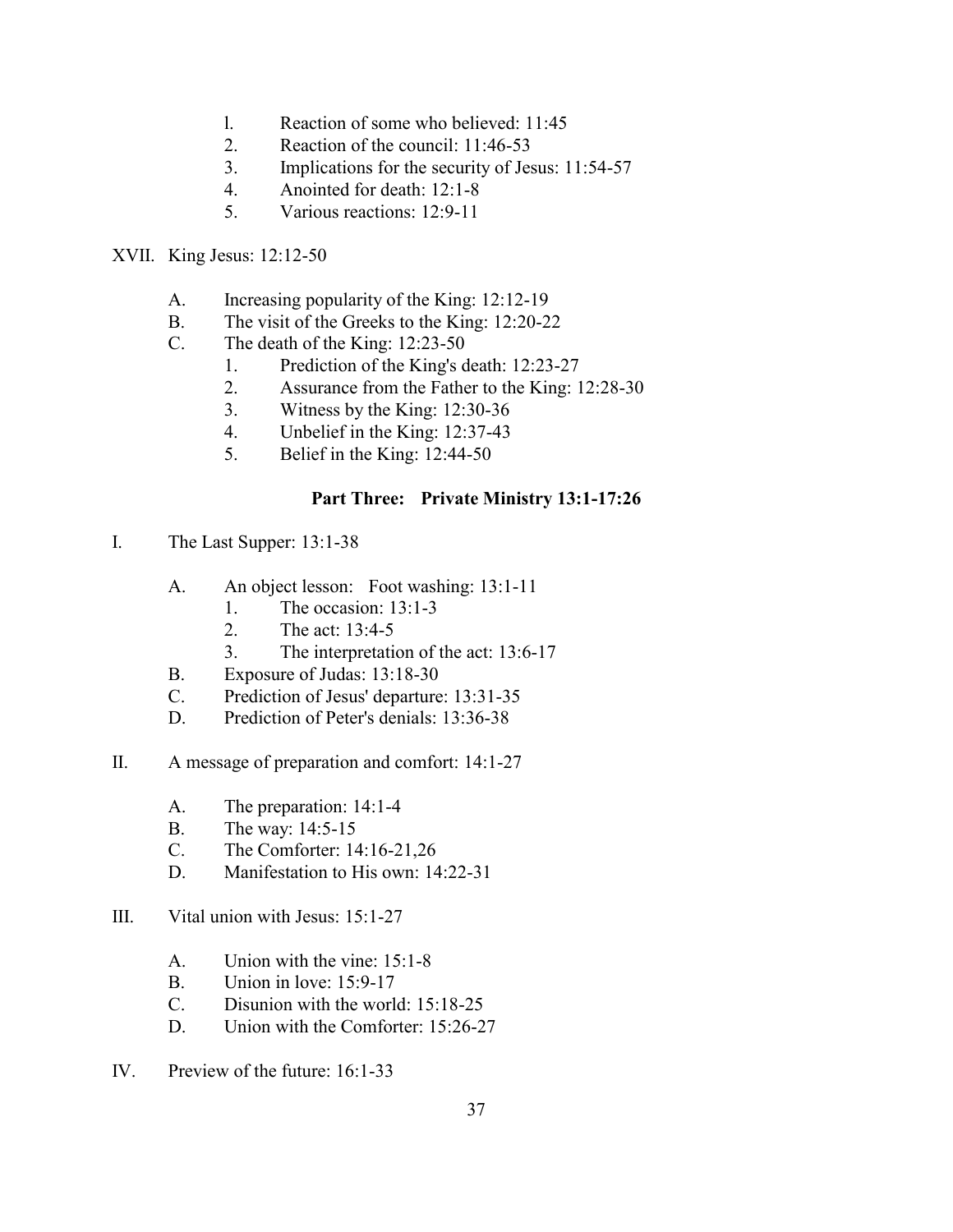1. Reaction of some who believed: 11:45
2. Reaction of the council: 11:46-53
3. Implications for the security of Jesus: 11:54-57
4. Anointed for death: 12:1-8
5. Various reactions: 12:9-11

XVII. King Jesus: 12:12-50

- A. Increasing popularity of the King: 12:12-19
- B. The visit of the Greeks to the King: 12:20-22
- C. The death of the King: 12:23-50
  1. Prediction of the King's death: 12:23-27
  2. Assurance from the Father to the King: 12:28-30
  3. Witness by the King: 12:30-36
  4. Unbelief in the King: 12:37-43
  5. Belief in the King: 12:44-50

## Part Three: Private Ministry 13:1-17:26

I. The Last Supper: 13:1-38

- A. An object lesson: Foot washing: 13:1-11
  1. The occasion: 13:1-3
  2. The act: 13:4-5
  3. The interpretation of the act: 13:6-17
- B. Exposure of Judas: 13:18-30
- C. Prediction of Jesus' departure: 13:31-35
- D. Prediction of Peter's denials: 13:36-38

II. A message of preparation and comfort: 14:1-27

- A. The preparation: 14:1-4
- B. The way: 14:5-15
- C. The Comforter: 14:16-21,26
- D. Manifestation to His own: 14:22-31

III. Vital union with Jesus: 15:1-27

- A. Union with the vine: 15:1-8
- B. Union in love: 15:9-17
- C. Disunion with the world: 15:18-25
- D. Union with the Comforter: 15:26-27

IV. Preview of the future: 16:1-33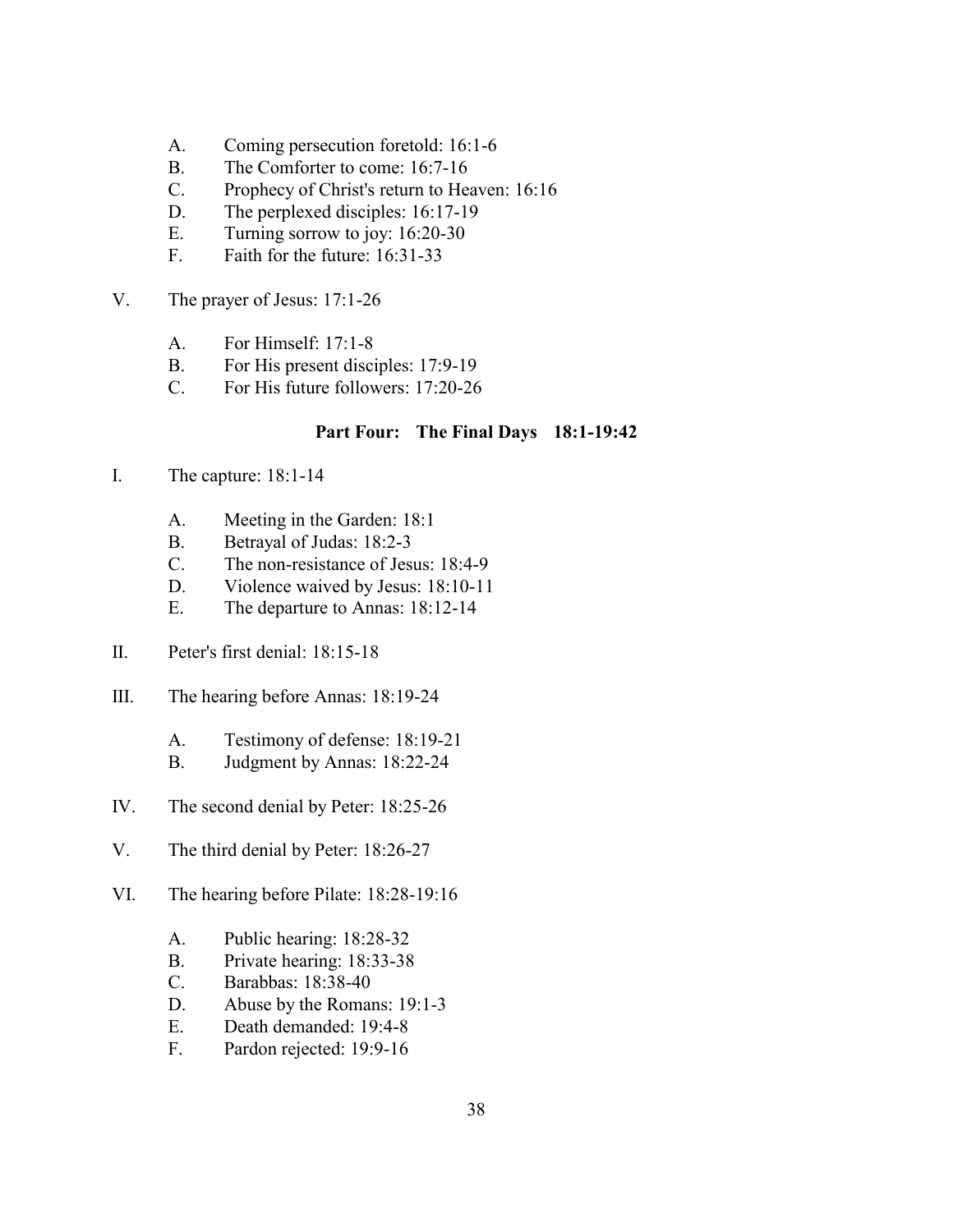A. Coming persecution foretold: 16:1-6
B. The Comforter to come: 16:7-16
C. Prophecy of Christ's return to Heaven: 16:16
D. The perplexed disciples: 16:17-19
E. Turning sorrow to joy: 16:20-30
F. Faith for the future: 16:31-33

V. The prayer of Jesus: 17:1-26

A. For Himself: 17:1-8
B. For His present disciples: 17:9-19
C. For His future followers: 17:20-26

**Part Four: The Final Days 18:1-19:42**

I. The capture: 18:1-14

A. Meeting in the Garden: 18:1
B. Betrayal of Judas: 18:2-3
C. The non-resistance of Jesus: 18:4-9
D. Violence waived by Jesus: 18:10-11
E. The departure to Annas: 18:12-14

II. Peter's first denial: 18:15-18

III. The hearing before Annas: 18:19-24

A. Testimony of defense: 18:19-21
B. Judgment by Annas: 18:22-24

IV. The second denial by Peter: 18:25-26

V. The third denial by Peter: 18:26-27

VI. The hearing before Pilate: 18:28-19:16

A. Public hearing: 18:28-32
B. Private hearing: 18:33-38
C. Barabbas: 18:38-40
D. Abuse by the Romans: 19:1-3
E. Death demanded: 19:4-8
F. Pardon rejected: 19:9-16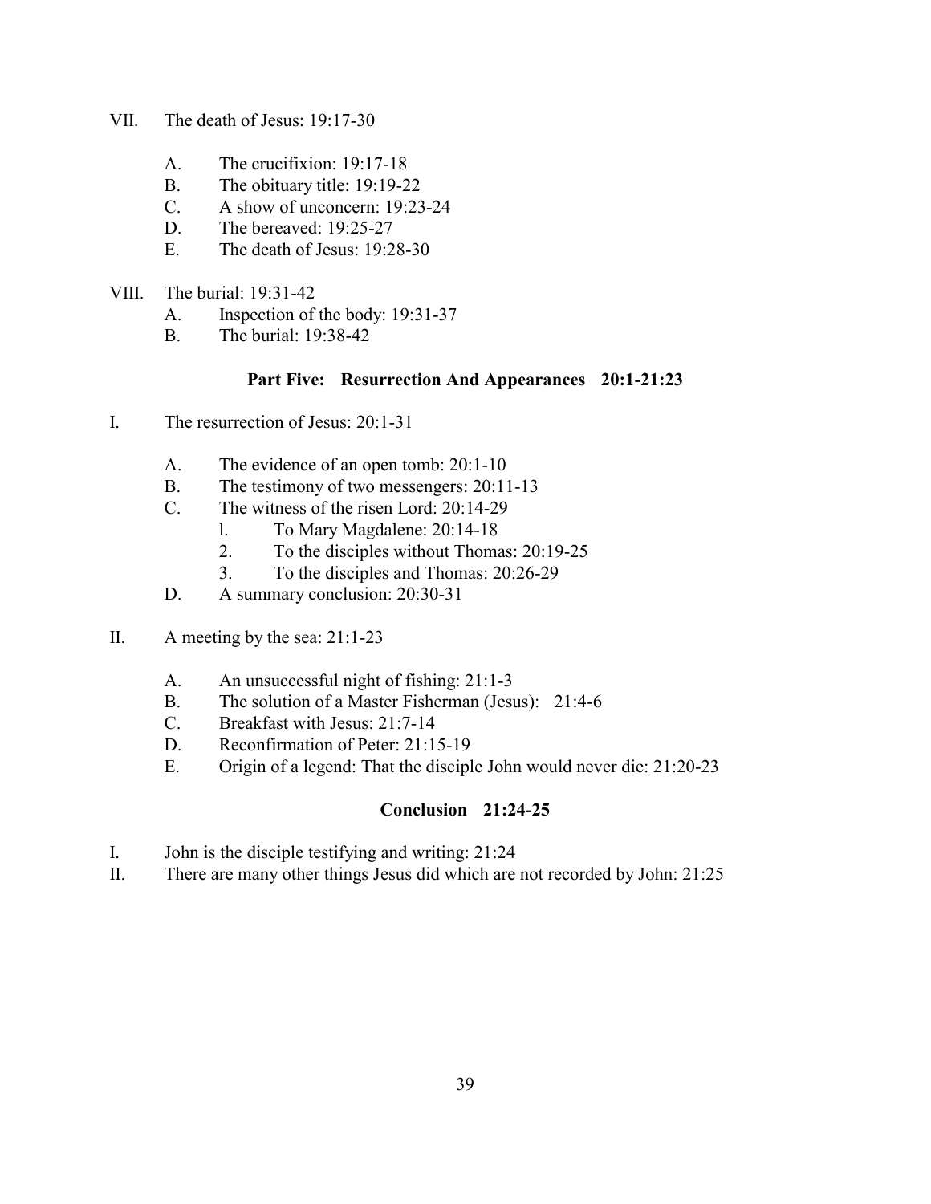VII. The death of Jesus: 19:17-30

  A. The crucifixion: 19:17-18
  B. The obituary title: 19:19-22
  C. A show of unconcern: 19:23-24
  D. The bereaved: 19:25-27
  E. The death of Jesus: 19:28-30

VIII. The burial: 19:31-42

  A. Inspection of the body: 19:31-37
  B. The burial: 19:38-42

### Part Five: Resurrection And Appearances 20:1-21:23

I. The resurrection of Jesus: 20:1-31

  A. The evidence of an open tomb: 20:1-10
  B. The testimony of two messengers: 20:11-13
  C. The witness of the risen Lord: 20:14-29
    1. To Mary Magdalene: 20:14-18
    2. To the disciples without Thomas: 20:19-25
    3. To the disciples and Thomas: 20:26-29
  D. A summary conclusion: 20:30-31

II. A meeting by the sea: 21:1-23

  A. An unsuccessful night of fishing: 21:1-3
  B. The solution of a Master Fisherman (Jesus): 21:4-6
  C. Breakfast with Jesus: 21:7-14
  D. Reconfirmation of Peter: 21:15-19
  E. Origin of a legend: That the disciple John would never die: 21:20-23

### Conclusion 21:24-25

I. John is the disciple testifying and writing: 21:24

II. There are many other things Jesus did which are not recorded by John: 21:25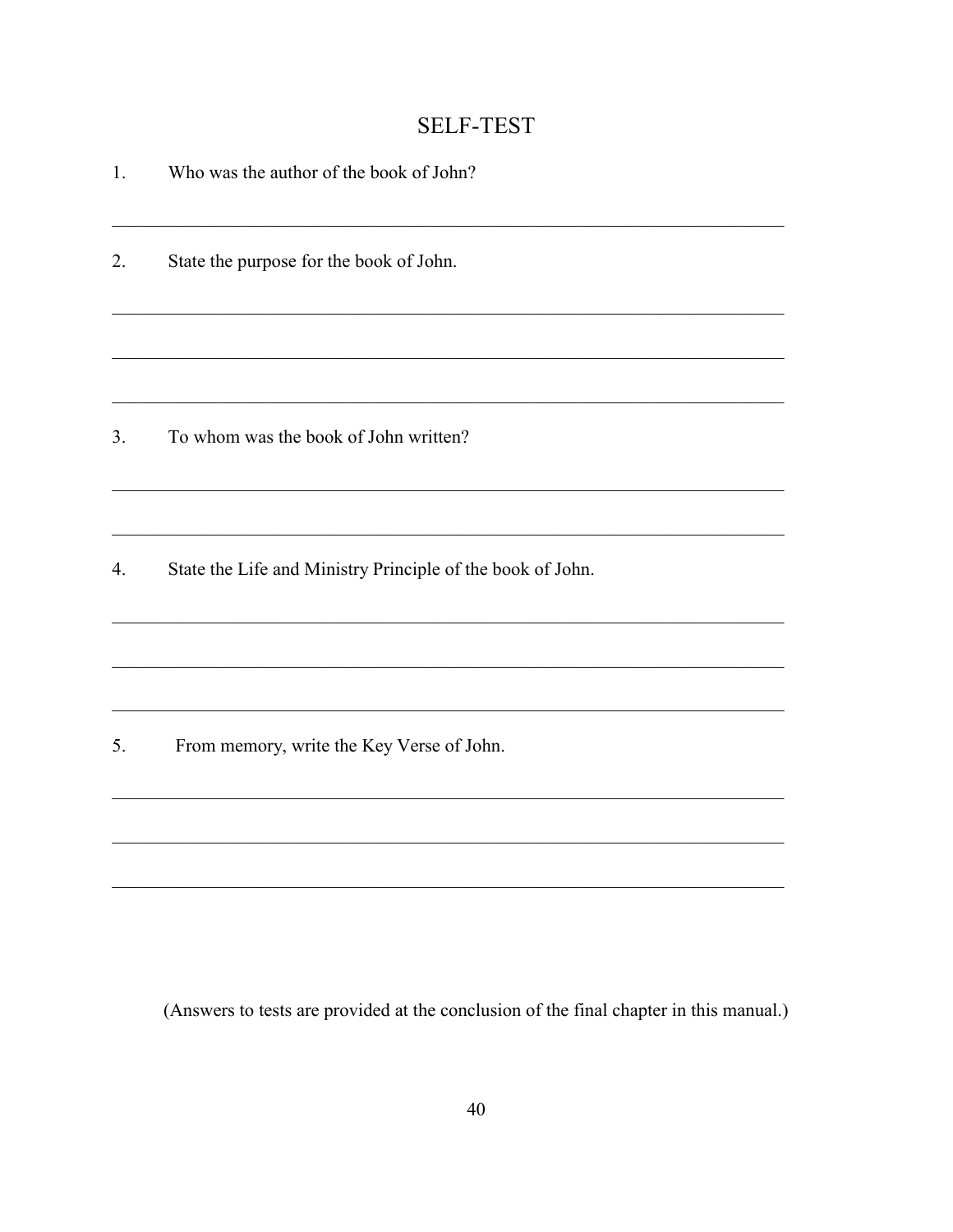## SELF-TEST

1. Who was the author of the book of John?

___________________________________________________________________________

2. State the purpose for the book of John.

___________________________________________________________________________

___________________________________________________________________________

___________________________________________________________________________

3. To whom was the book of John written?

___________________________________________________________________________

___________________________________________________________________________

4. State the Life and Ministry Principle of the book of John.

___________________________________________________________________________

___________________________________________________________________________

___________________________________________________________________________

5. From memory, write the Key Verse of John.

___________________________________________________________________________

___________________________________________________________________________

___________________________________________________________________________

(Answers to tests are provided at the conclusion of the final chapter in this manual.)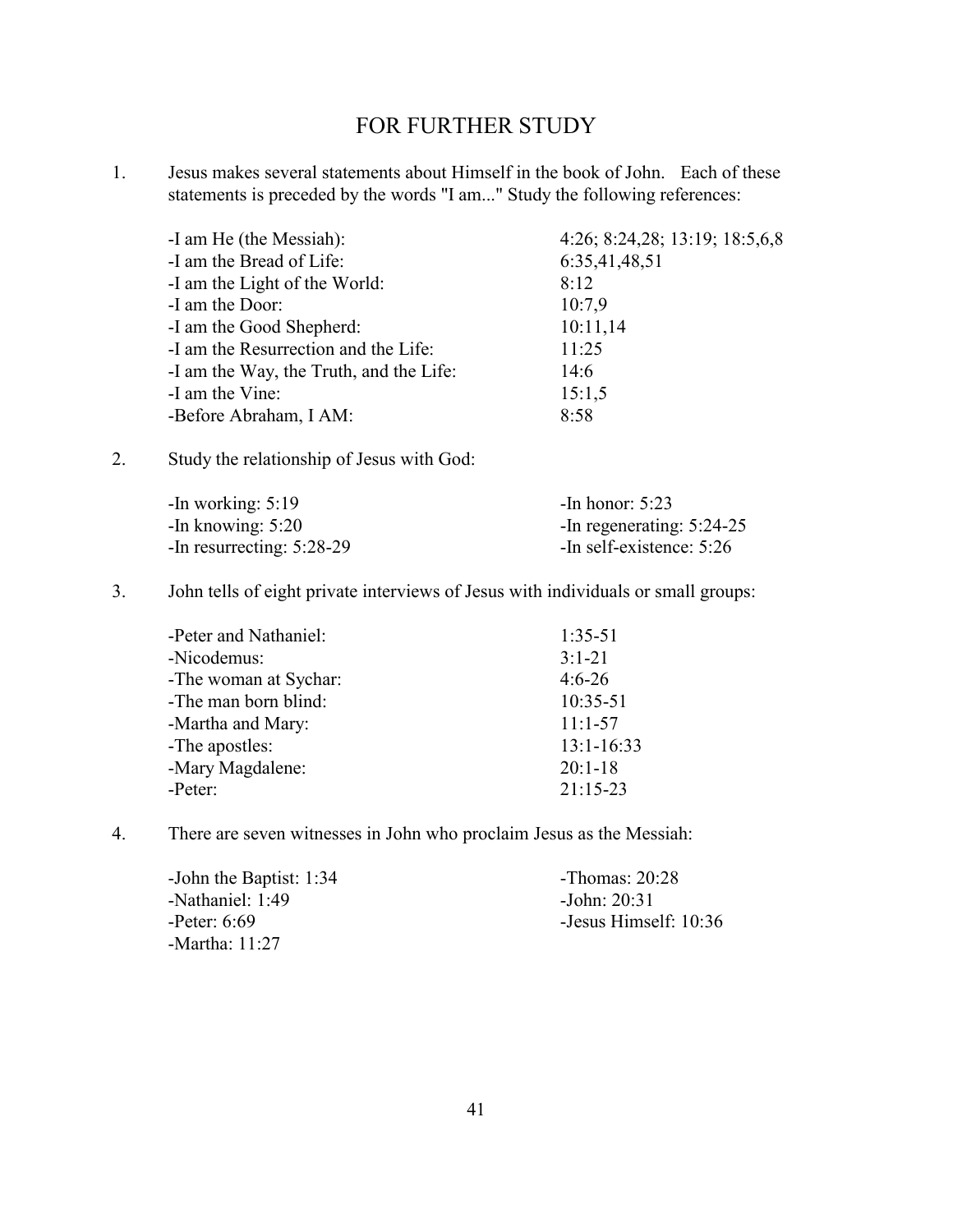# FOR FURTHER STUDY

1. Jesus makes several statements about Himself in the book of John. Each of these statements is preceded by the words "I am..." Study the following references:

| | |
|---|---|
| -I am He (the Messiah): | 4:26; 8:24,28; 13:19; 18:5,6,8 |
| -I am the Bread of Life: | 6:35,41,48,51 |
| -I am the Light of the World: | 8:12 |
| -I am the Door: | 10:7,9 |
| -I am the Good Shepherd: | 10:11,14 |
| -I am the Resurrection and the Life: | 11:25 |
| -I am the Way, the Truth, and the Life: | 14:6 |
| -I am the Vine: | 15:1,5 |
| -Before Abraham, I AM: | 8:58 |

2. Study the relationship of Jesus with God:

| | |
|---|---|
| -In working: 5:19 | -In honor: 5:23 |
| -In knowing: 5:20 | -In regenerating: 5:24-25 |
| -In resurrecting: 5:28-29 | -In self-existence: 5:26 |

3. John tells of eight private interviews of Jesus with individuals or small groups:

| | |
|---|---|
| -Peter and Nathaniel: | 1:35-51 |
| -Nicodemus: | 3:1-21 |
| -The woman at Sychar: | 4:6-26 |
| -The man born blind: | 10:35-51 |
| -Martha and Mary: | 11:1-57 |
| -The apostles: | 13:1-16:33 |
| -Mary Magdalene: | 20:1-18 |
| -Peter: | 21:15-23 |

4. There are seven witnesses in John who proclaim Jesus as the Messiah:

| | |
|---|---|
| -John the Baptist: 1:34 | -Thomas: 20:28 |
| -Nathaniel: 1:49 | -John: 20:31 |
| -Peter: 6:69 | -Jesus Himself: 10:36 |
| -Martha: 11:27 | |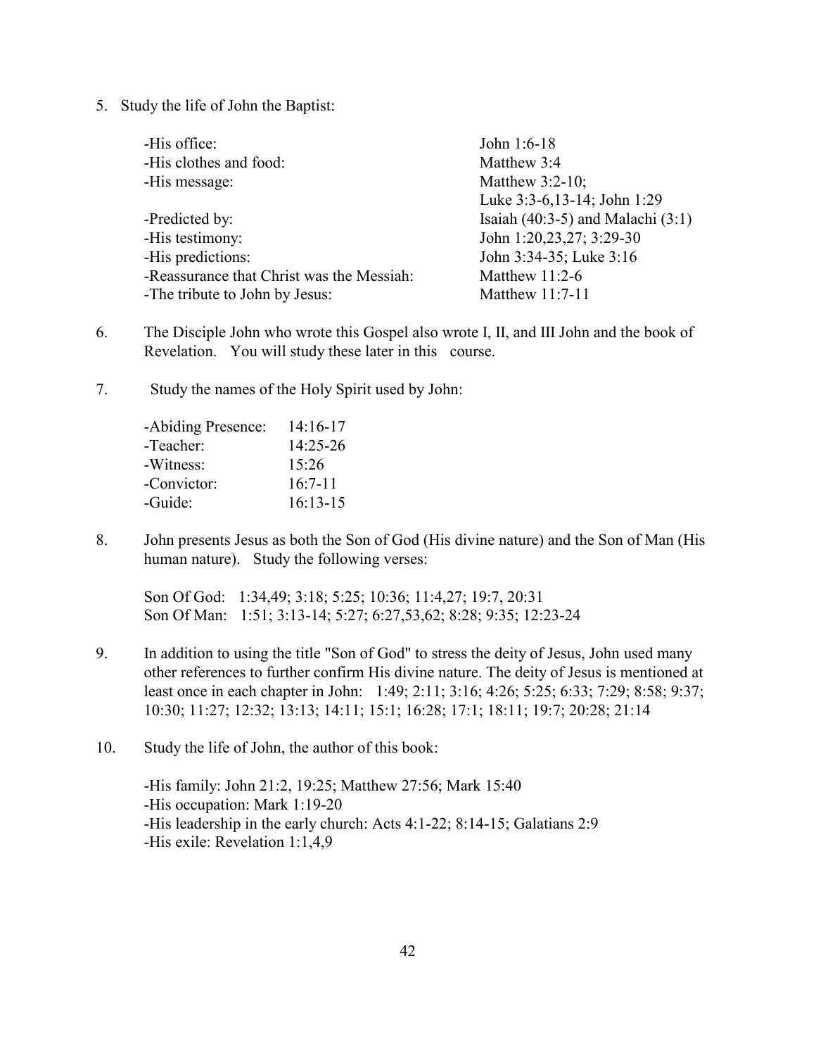5. Study the life of John the Baptist:

| | |
|---|---|
| -His office: | John 1:6-18 |
| -His clothes and food: | Matthew 3:4 |
| -His message: | Matthew 3:2-10; Luke 3:3-6,13-14; John 1:29 |
| -Predicted by: | Isaiah (40:3-5) and Malachi (3:1) |
| -His testimony: | John 1:20,23,27; 3:29-30 |
| -His predictions: | John 3:34-35; Luke 3:16 |
| -Reassurance that Christ was the Messiah: | Matthew 11:2-6 |
| -The tribute to John by Jesus: | Matthew 11:7-11 |

6. The Disciple John who wrote this Gospel also wrote I, II, and III John and the book of Revelation. You will study these later in this course.

7. Study the names of the Holy Spirit used by John:

| | |
|---|---|
| -Abiding Presence: | 14:16-17 |
| -Teacher: | 14:25-26 |
| -Witness: | 15:26 |
| -Convictor: | 16:7-11 |
| -Guide: | 16:13-15 |

8. John presents Jesus as both the Son of God (His divine nature) and the Son of Man (His human nature). Study the following verses:

   Son Of God: 1:34,49; 3:18; 5:25; 10:36; 11:4,27; 19:7, 20:31
   Son Of Man: 1:51; 3:13-14; 5:27; 6:27,53,62; 8:28; 9:35; 12:23-24

9. In addition to using the title "Son of God" to stress the deity of Jesus, John used many other references to further confirm His divine nature. The deity of Jesus is mentioned at least once in each chapter in John: 1:49; 2:11; 3:16; 4:26; 5:25; 6:33; 7:29; 8:58; 9:37; 10:30; 11:27; 12:32; 13:13; 14:11; 15:1; 16:28; 17:1; 18:11; 19:7; 20:28; 21:14

10. Study the life of John, the author of this book:

    -His family: John 21:2, 19:25; Matthew 27:56; Mark 15:40
    -His occupation: Mark 1:19-20
    -His leadership in the early church: Acts 4:1-22; 8:14-15; Galatians 2:9
    -His exile: Revelation 1:1,4,9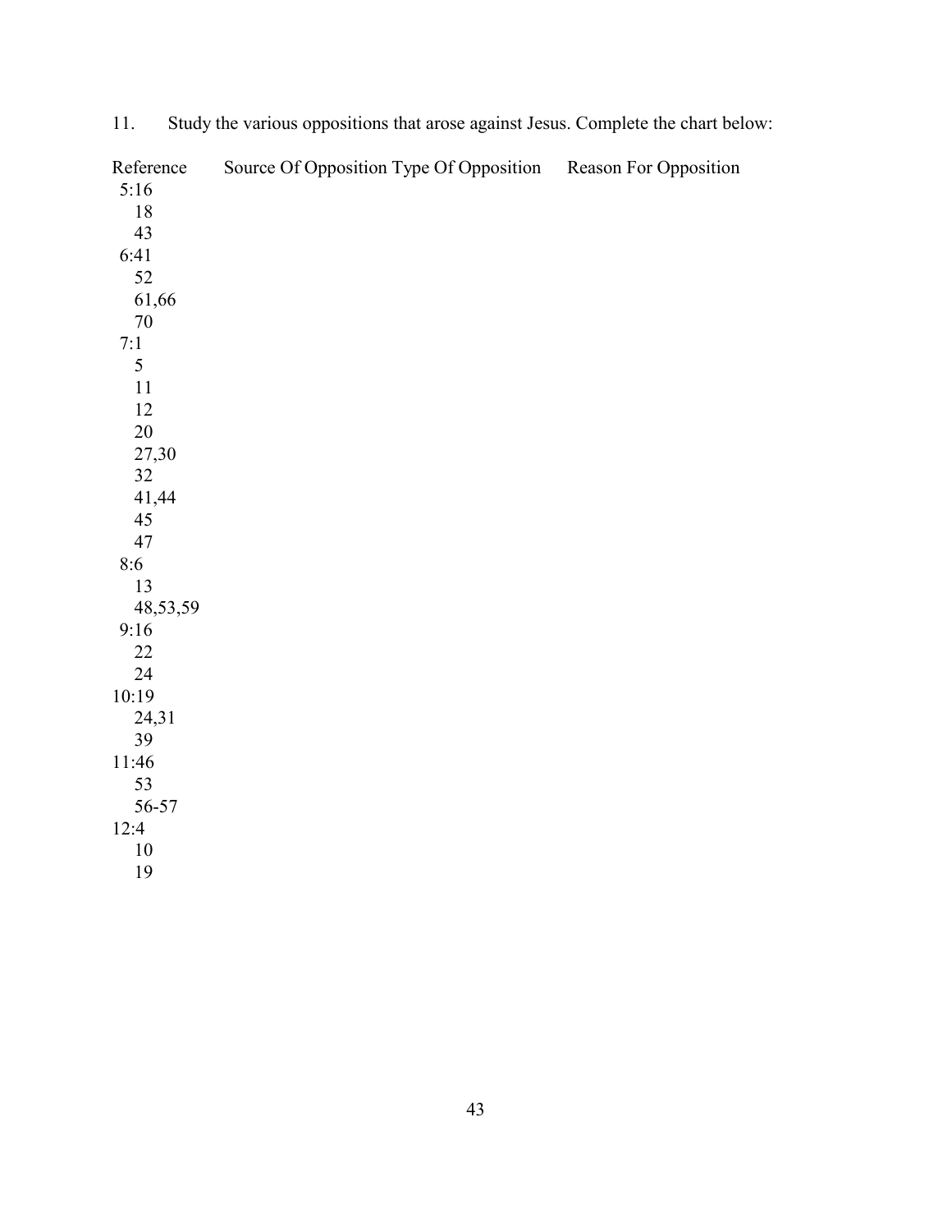11. Study the various oppositions that arose against Jesus. Complete the chart below:

| Reference | Source Of Opposition | Type Of Opposition | Reason For Opposition |
|---|---|---|---|
| 5:16 | | | |
| 18 | | | |
| 43 | | | |
| 6:41 | | | |
| 52 | | | |
| 61,66 | | | |
| 70 | | | |
| 7:1 | | | |
| 5 | | | |
| 11 | | | |
| 12 | | | |
| 20 | | | |
| 27,30 | | | |
| 32 | | | |
| 41,44 | | | |
| 45 | | | |
| 47 | | | |
| 8:6 | | | |
| 13 | | | |
| 48,53,59 | | | |
| 9:16 | | | |
| 22 | | | |
| 24 | | | |
| 10:19 | | | |
| 24,31 | | | |
| 39 | | | |
| 11:46 | | | |
| 53 | | | |
| 56-57 | | | |
| 12:4 | | | |
| 10 | | | |
| 19 | | | |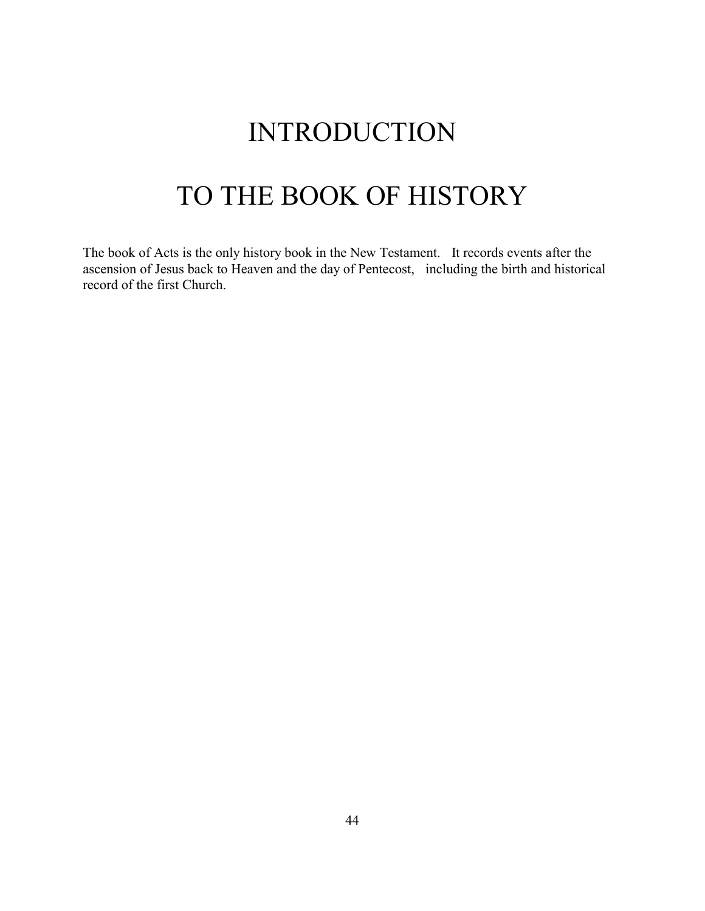# INTRODUCTION

# TO THE BOOK OF HISTORY

The book of Acts is the only history book in the New Testament. It records events after the ascension of Jesus back to Heaven and the day of Pentecost, including the birth and historical record of the first Church.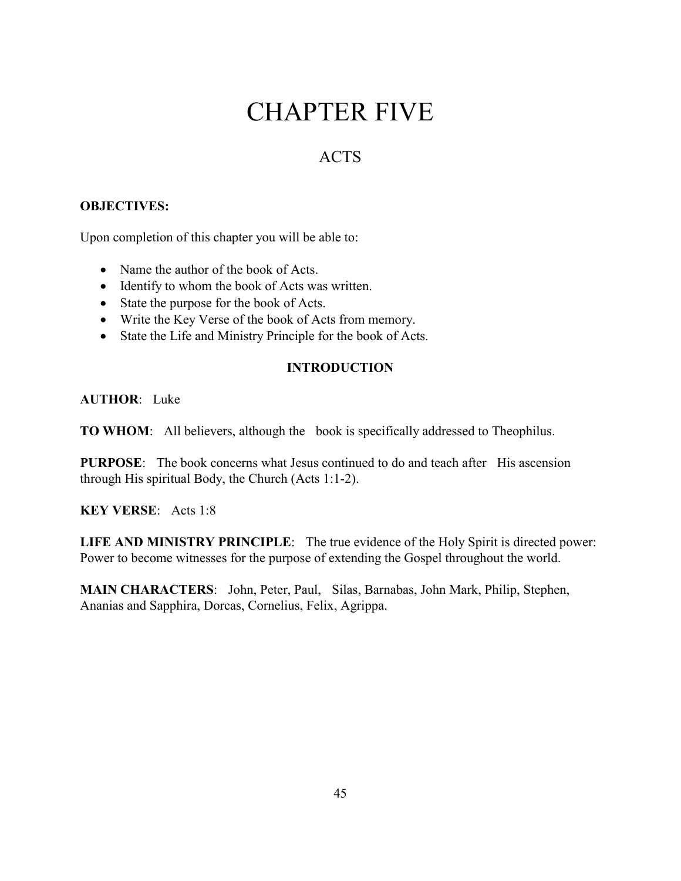# CHAPTER FIVE

## ACTS

**OBJECTIVES:**

Upon completion of this chapter you will be able to:

- Name the author of the book of Acts.
- Identify to whom the book of Acts was written.
- State the purpose for the book of Acts.
- Write the Key Verse of the book of Acts from memory.
- State the Life and Ministry Principle for the book of Acts.

### INTRODUCTION

**AUTHOR**: Luke

**TO WHOM**: All believers, although the book is specifically addressed to Theophilus.

**PURPOSE**: The book concerns what Jesus continued to do and teach after His ascension through His spiritual Body, the Church (Acts 1:1-2).

**KEY VERSE**: Acts 1:8

**LIFE AND MINISTRY PRINCIPLE**: The true evidence of the Holy Spirit is directed power: Power to become witnesses for the purpose of extending the Gospel throughout the world.

**MAIN CHARACTERS**: John, Peter, Paul, Silas, Barnabas, John Mark, Philip, Stephen, Ananias and Sapphira, Dorcas, Cornelius, Felix, Agrippa.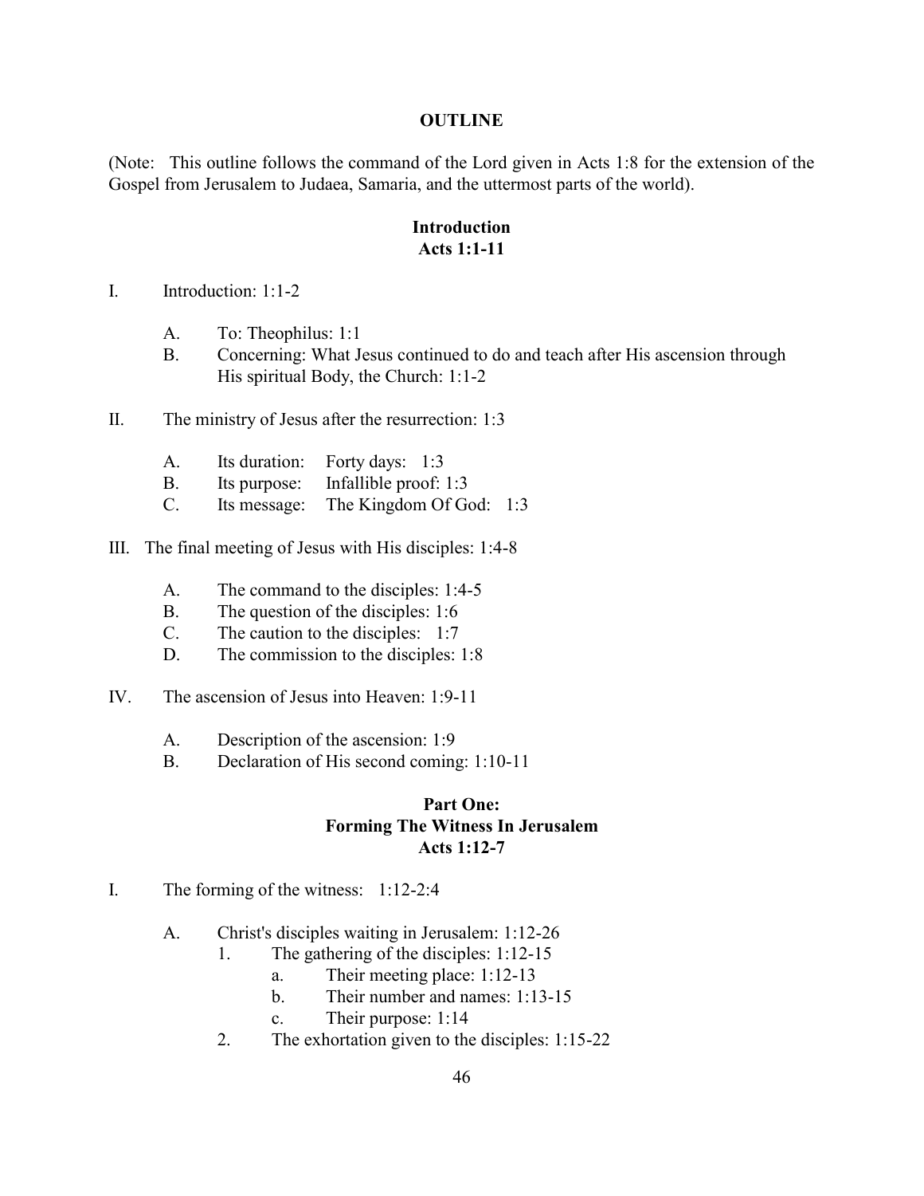**OUTLINE**

(Note: This outline follows the command of the Lord given in Acts 1:8 for the extension of the Gospel from Jerusalem to Judaea, Samaria, and the uttermost parts of the world).

**Introduction**
**Acts 1:1-11**

I. Introduction: 1:1-2

   A. To: Theophilus: 1:1
   B. Concerning: What Jesus continued to do and teach after His ascension through His spiritual Body, the Church: 1:1-2

II. The ministry of Jesus after the resurrection: 1:3

   A. Its duration: Forty days: 1:3
   B. Its purpose: Infallible proof: 1:3
   C. Its message: The Kingdom Of God: 1:3

III. The final meeting of Jesus with His disciples: 1:4-8

   A. The command to the disciples: 1:4-5
   B. The question of the disciples: 1:6
   C. The caution to the disciples: 1:7
   D. The commission to the disciples: 1:8

IV. The ascension of Jesus into Heaven: 1:9-11

   A. Description of the ascension: 1:9
   B. Declaration of His second coming: 1:10-11

**Part One:**
**Forming The Witness In Jerusalem**
**Acts 1:12-7**

I. The forming of the witness: 1:12-2:4

   A. Christ's disciples waiting in Jerusalem: 1:12-26
      1. The gathering of the disciples: 1:12-15
         a. Their meeting place: 1:12-13
         b. Their number and names: 1:13-15
         c. Their purpose: 1:14
      2. The exhortation given to the disciples: 1:15-22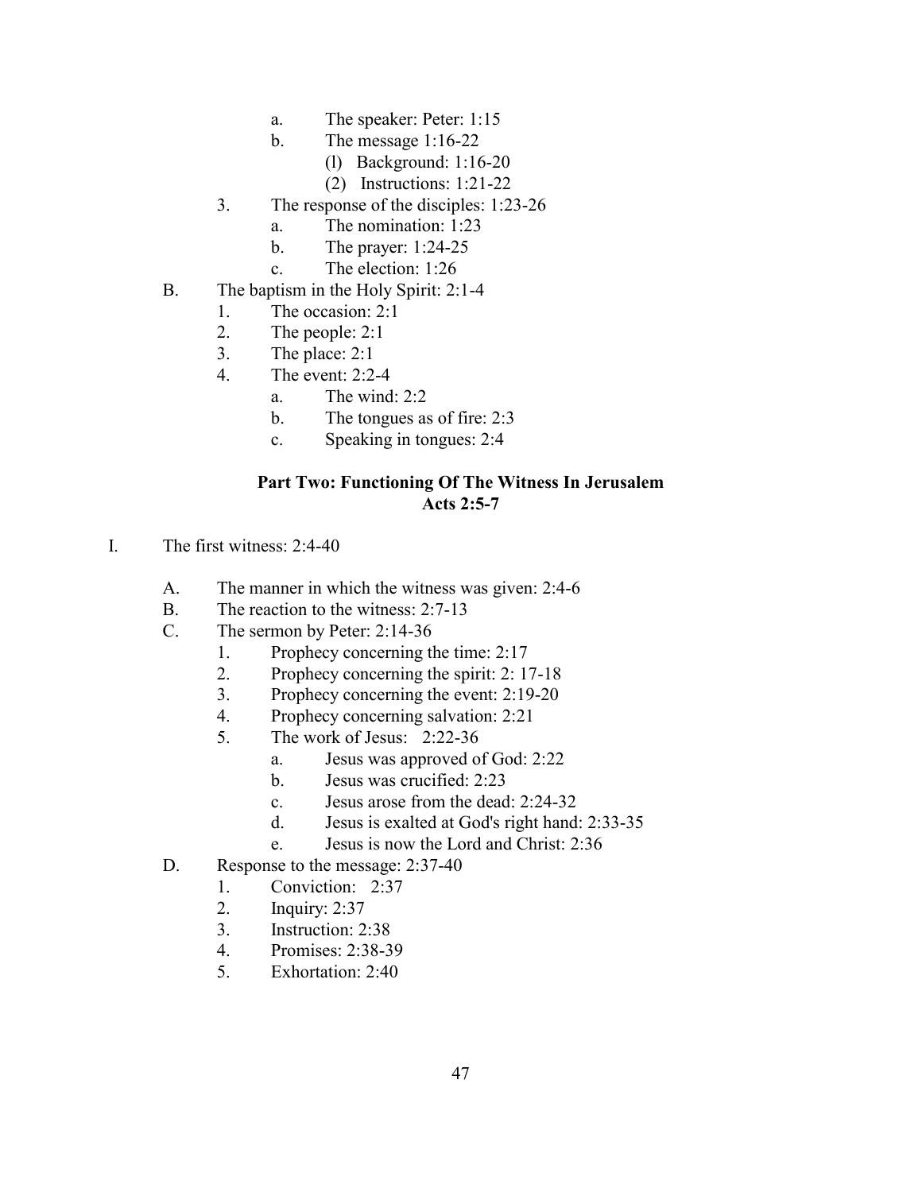- a. The speaker: Peter: 1:15
- b. The message 1:16-22
  - (l) Background: 1:16-20
  - (2) Instructions: 1:21-22

3. The response of the disciples: 1:23-26
   - a. The nomination: 1:23
   - b. The prayer: 1:24-25
   - c. The election: 1:26

B. The baptism in the Holy Spirit: 2:1-4
   1. The occasion: 2:1
   2. The people: 2:1
   3. The place: 2:1
   4. The event: 2:2-4
      - a. The wind: 2:2
      - b. The tongues as of fire: 2:3
      - c. Speaking in tongues: 2:4

### Part Two: Functioning Of The Witness In Jerusalem
### Acts 2:5-7

I. The first witness: 2:4-40

A. The manner in which the witness was given: 2:4-6

B. The reaction to the witness: 2:7-13

C. The sermon by Peter: 2:14-36
   1. Prophecy concerning the time: 2:17
   2. Prophecy concerning the spirit: 2: 17-18
   3. Prophecy concerning the event: 2:19-20
   4. Prophecy concerning salvation: 2:21
   5. The work of Jesus: 2:22-36
      - a. Jesus was approved of God: 2:22
      - b. Jesus was crucified: 2:23
      - c. Jesus arose from the dead: 2:24-32
      - d. Jesus is exalted at God's right hand: 2:33-35
      - e. Jesus is now the Lord and Christ: 2:36

D. Response to the message: 2:37-40
   1. Conviction: 2:37
   2. Inquiry: 2:37
   3. Instruction: 2:38
   4. Promises: 2:38-39
   5. Exhortation: 2:40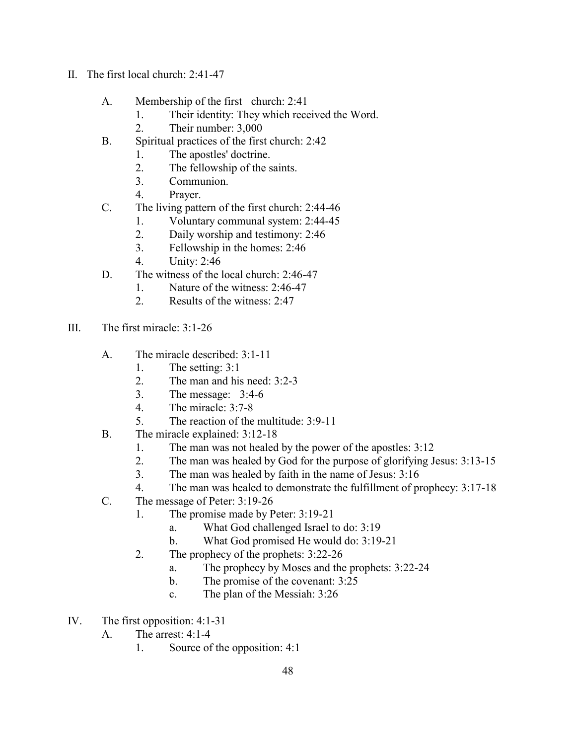II. The first local church: 2:41-47

A. Membership of the first church: 2:41
   1. Their identity: They which received the Word.
   2. Their number: 3,000
B. Spiritual practices of the first church: 2:42
   1. The apostles' doctrine.
   2. The fellowship of the saints.
   3. Communion.
   4. Prayer.
C. The living pattern of the first church: 2:44-46
   1. Voluntary communal system: 2:44-45
   2. Daily worship and testimony: 2:46
   3. Fellowship in the homes: 2:46
   4. Unity: 2:46
D. The witness of the local church: 2:46-47
   1. Nature of the witness: 2:46-47
   2. Results of the witness: 2:47

III. The first miracle: 3:1-26

A. The miracle described: 3:1-11
   1. The setting: 3:1
   2. The man and his need: 3:2-3
   3. The message: 3:4-6
   4. The miracle: 3:7-8
   5. The reaction of the multitude: 3:9-11
B. The miracle explained: 3:12-18
   1. The man was not healed by the power of the apostles: 3:12
   2. The man was healed by God for the purpose of glorifying Jesus: 3:13-15
   3. The man was healed by faith in the name of Jesus: 3:16
   4. The man was healed to demonstrate the fulfillment of prophecy: 3:17-18
C. The message of Peter: 3:19-26
   1. The promise made by Peter: 3:19-21
      a. What God challenged Israel to do: 3:19
      b. What God promised He would do: 3:19-21
   2. The prophecy of the prophets: 3:22-26
      a. The prophecy by Moses and the prophets: 3:22-24
      b. The promise of the covenant: 3:25
      c. The plan of the Messiah: 3:26

IV. The first opposition: 4:1-31

A. The arrest: 4:1-4
   1. Source of the opposition: 4:1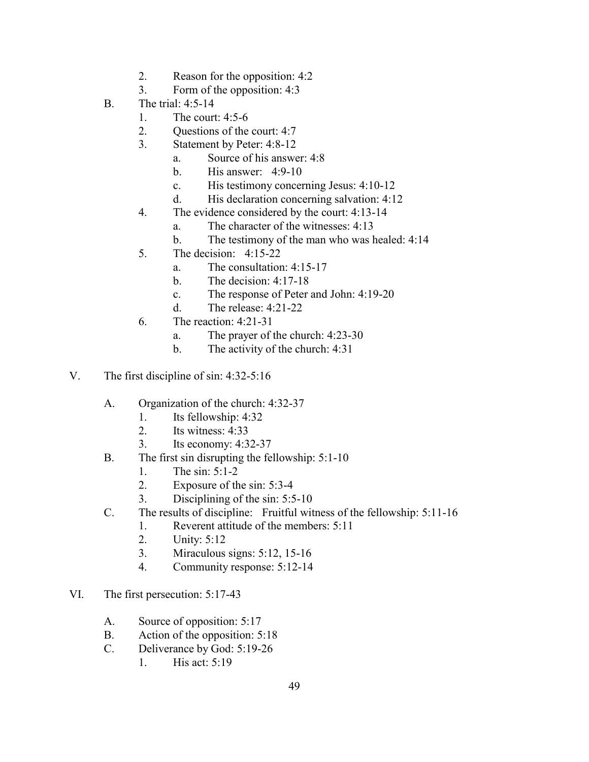2. Reason for the opposition: 4:2
3. Form of the opposition: 4:3

B. The trial: 4:5-14
   1. The court: 4:5-6
   2. Questions of the court: 4:7
   3. Statement by Peter: 4:8-12
      a. Source of his answer: 4:8
      b. His answer: 4:9-10
      c. His testimony concerning Jesus: 4:10-12
      d. His declaration concerning salvation: 4:12
   4. The evidence considered by the court: 4:13-14
      a. The character of the witnesses: 4:13
      b. The testimony of the man who was healed: 4:14
   5. The decision: 4:15-22
      a. The consultation: 4:15-17
      b. The decision: 4:17-18
      c. The response of Peter and John: 4:19-20
      d. The release: 4:21-22
   6. The reaction: 4:21-31
      a. The prayer of the church: 4:23-30
      b. The activity of the church: 4:31

V. The first discipline of sin: 4:32-5:16

A. Organization of the church: 4:32-37
   1. Its fellowship: 4:32
   2. Its witness: 4:33
   3. Its economy: 4:32-37

B. The first sin disrupting the fellowship: 5:1-10
   1. The sin: 5:1-2
   2. Exposure of the sin: 5:3-4
   3. Disciplining of the sin: 5:5-10

C. The results of discipline: Fruitful witness of the fellowship: 5:11-16
   1. Reverent attitude of the members: 5:11
   2. Unity: 5:12
   3. Miraculous signs: 5:12, 15-16
   4. Community response: 5:12-14

VI. The first persecution: 5:17-43

A. Source of opposition: 5:17

B. Action of the opposition: 5:18

C. Deliverance by God: 5:19-26
   1. His act: 5:19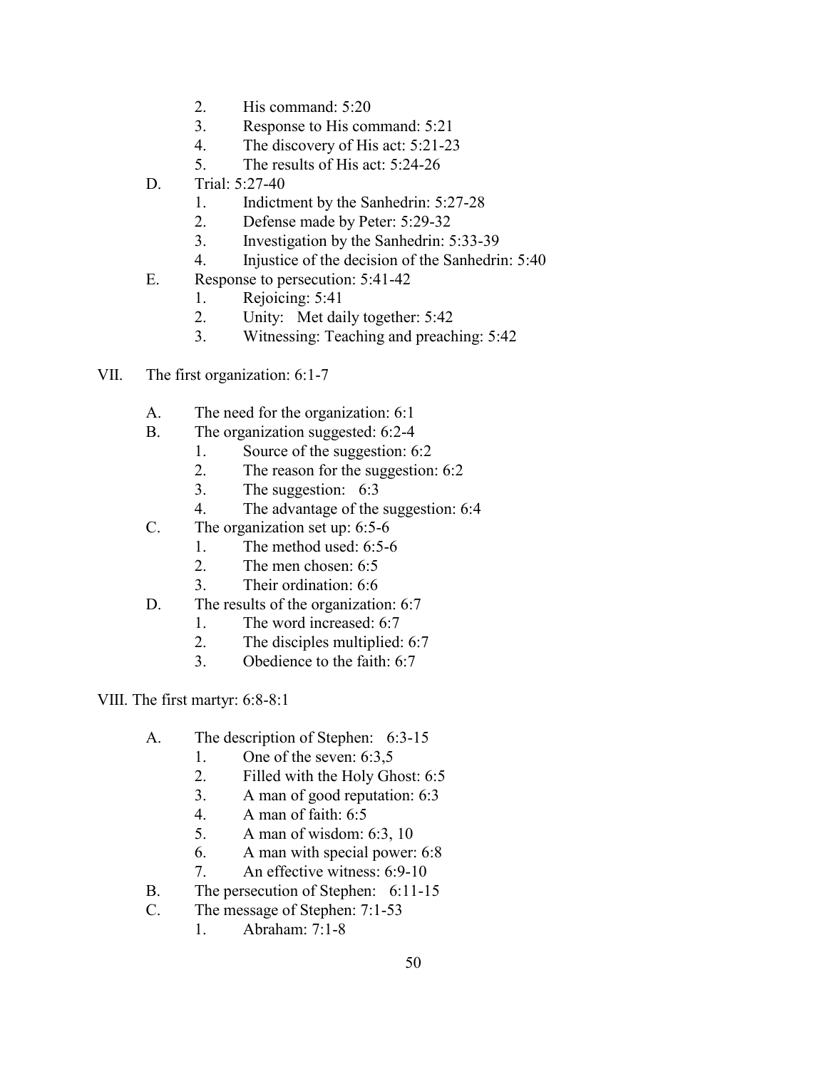2. His command: 5:20
3. Response to His command: 5:21
4. The discovery of His act: 5:21-23
5. The results of His act: 5:24-26

D. Trial: 5:27-40
1. Indictment by the Sanhedrin: 5:27-28
2. Defense made by Peter: 5:29-32
3. Investigation by the Sanhedrin: 5:33-39
4. Injustice of the decision of the Sanhedrin: 5:40

E. Response to persecution: 5:41-42
1. Rejoicing: 5:41
2. Unity: Met daily together: 5:42
3. Witnessing: Teaching and preaching: 5:42

VII. The first organization: 6:1-7

A. The need for the organization: 6:1

B. The organization suggested: 6:2-4
1. Source of the suggestion: 6:2
2. The reason for the suggestion: 6:2
3. The suggestion: 6:3
4. The advantage of the suggestion: 6:4

C. The organization set up: 6:5-6
1. The method used: 6:5-6
2. The men chosen: 6:5
3. Their ordination: 6:6

D. The results of the organization: 6:7
1. The word increased: 6:7
2. The disciples multiplied: 6:7
3. Obedience to the faith: 6:7

VIII. The first martyr: 6:8-8:1

A. The description of Stephen: 6:3-15
1. One of the seven: 6:3,5
2. Filled with the Holy Ghost: 6:5
3. A man of good reputation: 6:3
4. A man of faith: 6:5
5. A man of wisdom: 6:3, 10
6. A man with special power: 6:8
7. An effective witness: 6:9-10

B. The persecution of Stephen: 6:11-15

C. The message of Stephen: 7:1-53
1. Abraham: 7:1-8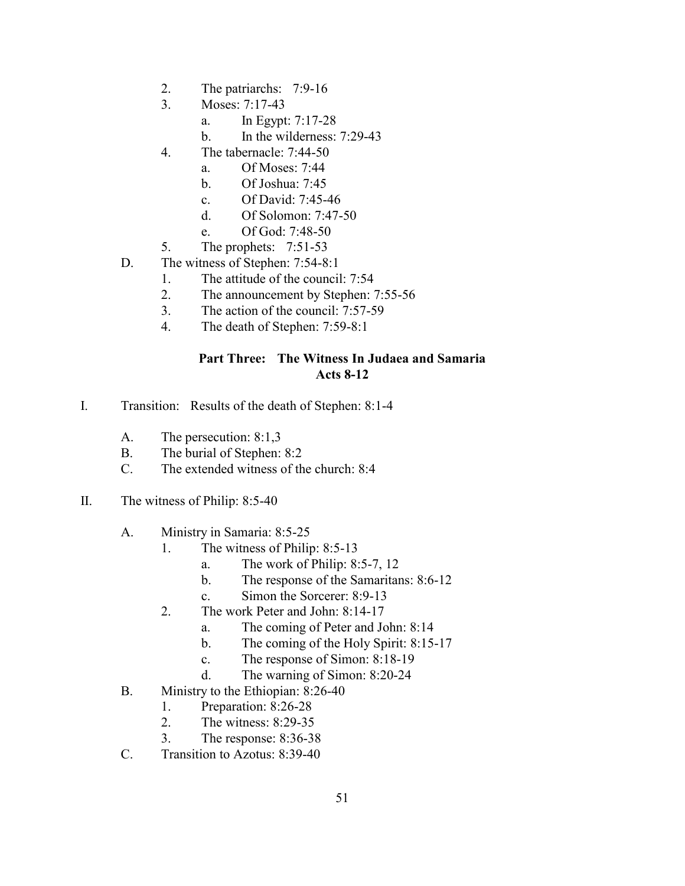2. The patriarchs: 7:9-16
3. Moses: 7:17-43
    a. In Egypt: 7:17-28
    b. In the wilderness: 7:29-43
4. The tabernacle: 7:44-50
    a. Of Moses: 7:44
    b. Of Joshua: 7:45
    c. Of David: 7:45-46
    d. Of Solomon: 7:47-50
    e. Of God: 7:48-50
5. The prophets: 7:51-53

D. The witness of Stephen: 7:54-8:1
1. The attitude of the council: 7:54
2. The announcement by Stephen: 7:55-56
3. The action of the council: 7:57-59
4. The death of Stephen: 7:59-8:1

## Part Three: The Witness In Judaea and Samaria
## Acts 8-12

I. Transition: Results of the death of Stephen: 8:1-4

A. The persecution: 8:1,3
B. The burial of Stephen: 8:2
C. The extended witness of the church: 8:4

II. The witness of Philip: 8:5-40

A. Ministry in Samaria: 8:5-25
1. The witness of Philip: 8:5-13
    a. The work of Philip: 8:5-7, 12
    b. The response of the Samaritans: 8:6-12
    c. Simon the Sorcerer: 8:9-13
2. The work Peter and John: 8:14-17
    a. The coming of Peter and John: 8:14
    b. The coming of the Holy Spirit: 8:15-17
    c. The response of Simon: 8:18-19
    d. The warning of Simon: 8:20-24

B. Ministry to the Ethiopian: 8:26-40
1. Preparation: 8:26-28
2. The witness: 8:29-35
3. The response: 8:36-38

C. Transition to Azotus: 8:39-40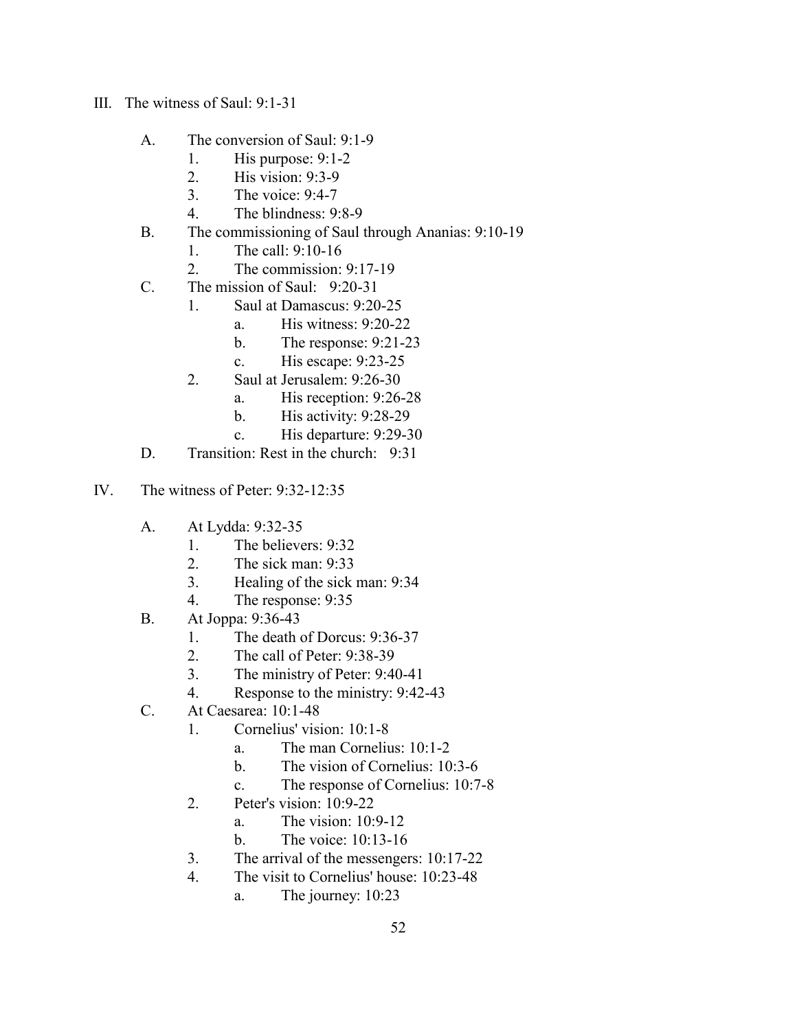III. The witness of Saul: 9:1-31

- A. The conversion of Saul: 9:1-9
    1. His purpose: 9:1-2
    2. His vision: 9:3-9
    3. The voice: 9:4-7
    4. The blindness: 9:8-9
- B. The commissioning of Saul through Ananias: 9:10-19
    1. The call: 9:10-16
    2. The commission: 9:17-19
- C. The mission of Saul: 9:20-31
    1. Saul at Damascus: 9:20-25
        - a. His witness: 9:20-22
        - b. The response: 9:21-23
        - c. His escape: 9:23-25
    2. Saul at Jerusalem: 9:26-30
        - a. His reception: 9:26-28
        - b. His activity: 9:28-29
        - c. His departure: 9:29-30
- D. Transition: Rest in the church: 9:31

IV. The witness of Peter: 9:32-12:35

- A. At Lydda: 9:32-35
    1. The believers: 9:32
    2. The sick man: 9:33
    3. Healing of the sick man: 9:34
    4. The response: 9:35
- B. At Joppa: 9:36-43
    1. The death of Dorcus: 9:36-37
    2. The call of Peter: 9:38-39
    3. The ministry of Peter: 9:40-41
    4. Response to the ministry: 9:42-43
- C. At Caesarea: 10:1-48
    1. Cornelius' vision: 10:1-8
        - a. The man Cornelius: 10:1-2
        - b. The vision of Cornelius: 10:3-6
        - c. The response of Cornelius: 10:7-8
    2. Peter's vision: 10:9-22
        - a. The vision: 10:9-12
        - b. The voice: 10:13-16
    3. The arrival of the messengers: 10:17-22
    4. The visit to Cornelius' house: 10:23-48
        - a. The journey: 10:23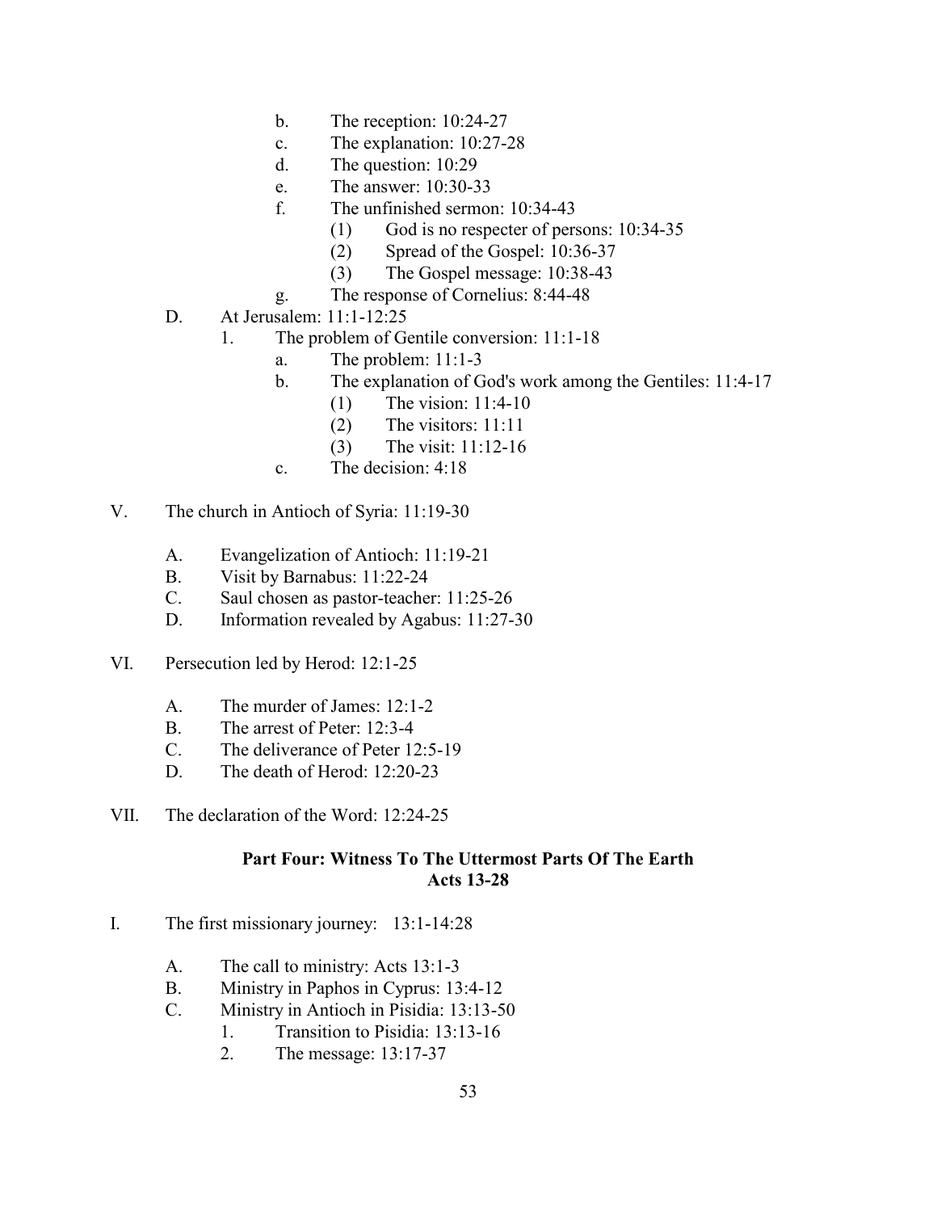b. The reception: 10:24-27
            c. The explanation: 10:27-28
            d. The question: 10:29
            e. The answer: 10:30-33
            f. The unfinished sermon: 10:34-43
                (1) God is no respecter of persons: 10:34-35
                (2) Spread of the Gospel: 10:36-37
                (3) The Gospel message: 10:38-43
            g. The response of Cornelius: 8:44-48

    D. At Jerusalem: 11:1-12:25
        1. The problem of Gentile conversion: 11:1-18
            a. The problem: 11:1-3
            b. The explanation of God's work among the Gentiles: 11:4-17
                (1) The vision: 11:4-10
                (2) The visitors: 11:11
                (3) The visit: 11:12-16
            c. The decision: 4:18

V. The church in Antioch of Syria: 11:19-30

    A. Evangelization of Antioch: 11:19-21
    B. Visit by Barnabus: 11:22-24
    C. Saul chosen as pastor-teacher: 11:25-26
    D. Information revealed by Agabus: 11:27-30

VI. Persecution led by Herod: 12:1-25

    A. The murder of James: 12:1-2
    B. The arrest of Peter: 12:3-4
    C. The deliverance of Peter 12:5-19
    D. The death of Herod: 12:20-23

VII. The declaration of the Word: 12:24-25

**Part Four: Witness To The Uttermost Parts Of The Earth**
**Acts 13-28**

I. The first missionary journey: 13:1-14:28

    A. The call to ministry: Acts 13:1-3
    B. Ministry in Paphos in Cyprus: 13:4-12
    C. Ministry in Antioch in Pisidia: 13:13-50
        1. Transition to Pisidia: 13:13-16
        2. The message: 13:17-37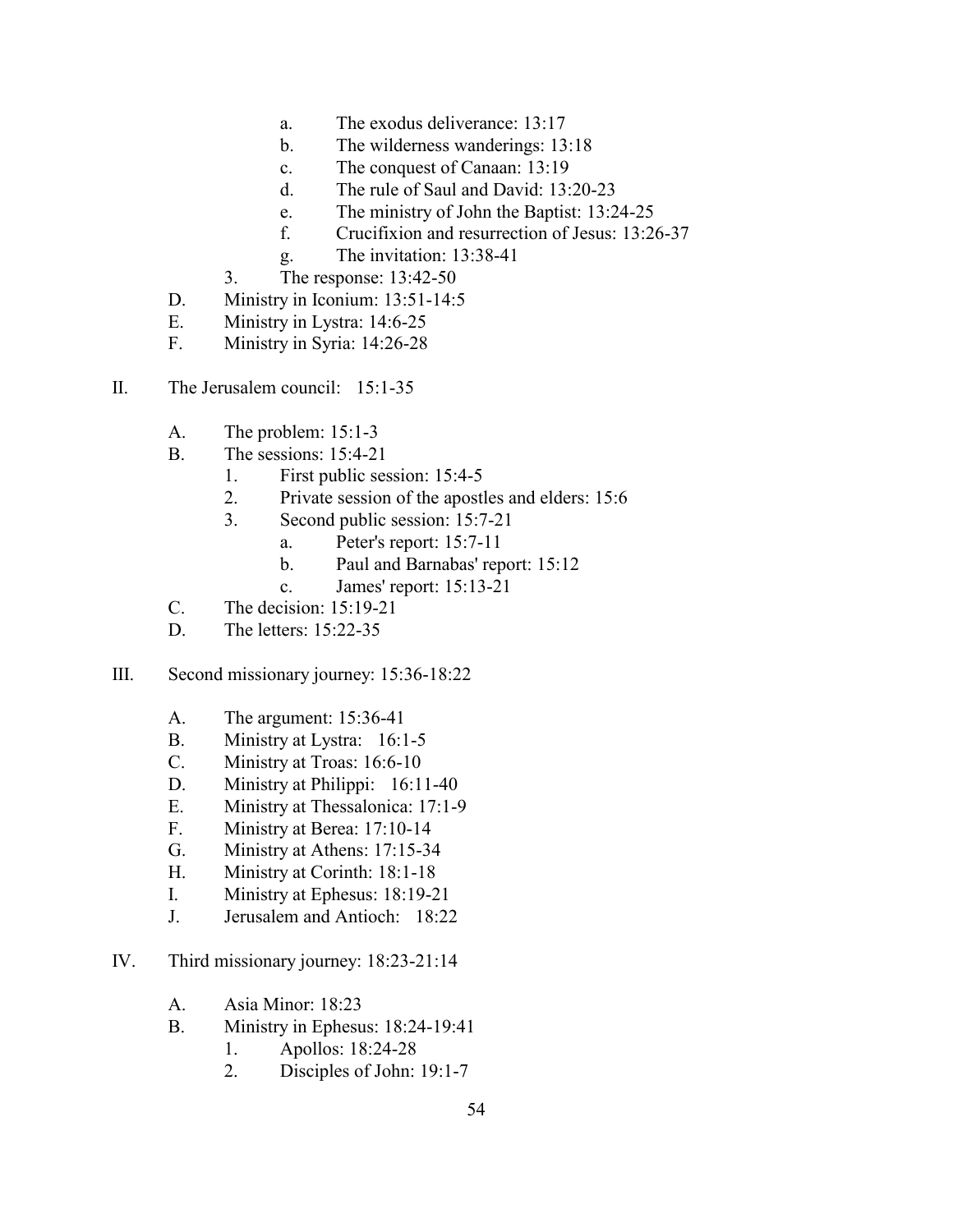a. The exodus deliverance: 13:17
            b. The wilderness wanderings: 13:18
            c. The conquest of Canaan: 13:19
            d. The rule of Saul and David: 13:20-23
            e. The ministry of John the Baptist: 13:24-25
            f. Crucifixion and resurrection of Jesus: 13:26-37
            g. The invitation: 13:38-41
        3. The response: 13:42-50
    D. Ministry in Iconium: 13:51-14:5
    E. Ministry in Lystra: 14:6-25
    F. Ministry in Syria: 14:26-28

II. The Jerusalem council: 15:1-35

    A. The problem: 15:1-3
    B. The sessions: 15:4-21
        1. First public session: 15:4-5
        2. Private session of the apostles and elders: 15:6
        3. Second public session: 15:7-21
            a. Peter's report: 15:7-11
            b. Paul and Barnabas' report: 15:12
            c. James' report: 15:13-21
    C. The decision: 15:19-21
    D. The letters: 15:22-35

III. Second missionary journey: 15:36-18:22

    A. The argument: 15:36-41
    B. Ministry at Lystra: 16:1-5
    C. Ministry at Troas: 16:6-10
    D. Ministry at Philippi: 16:11-40
    E. Ministry at Thessalonica: 17:1-9
    F. Ministry at Berea: 17:10-14
    G. Ministry at Athens: 17:15-34
    H. Ministry at Corinth: 18:1-18
    I. Ministry at Ephesus: 18:19-21
    J. Jerusalem and Antioch: 18:22

IV. Third missionary journey: 18:23-21:14

    A. Asia Minor: 18:23
    B. Ministry in Ephesus: 18:24-19:41
        1. Apollos: 18:24-28
        2. Disciples of John: 19:1-7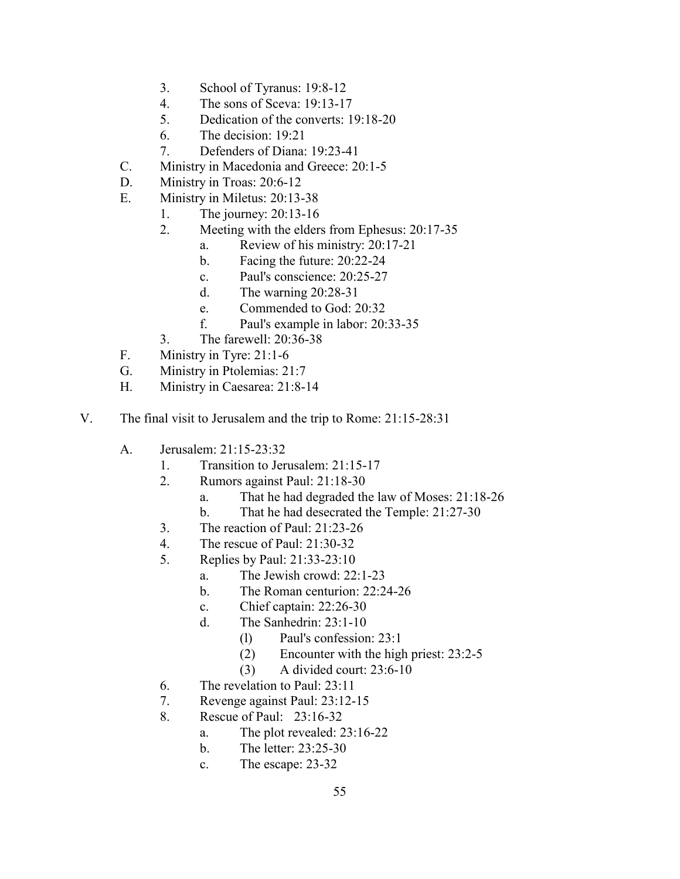3. School of Tyranus: 19:8-12
   4. The sons of Sceva: 19:13-17
   5. Dedication of the converts: 19:18-20
   6. The decision: 19:21
   7. Defenders of Diana: 19:23-41
- C. Ministry in Macedonia and Greece: 20:1-5
- D. Ministry in Troas: 20:6-12
- E. Ministry in Miletus: 20:13-38
   1. The journey: 20:13-16
   2. Meeting with the elders from Ephesus: 20:17-35
      - a. Review of his ministry: 20:17-21
      - b. Facing the future: 20:22-24
      - c. Paul's conscience: 20:25-27
      - d. The warning 20:28-31
      - e. Commended to God: 20:32
      - f. Paul's example in labor: 20:33-35
   3. The farewell: 20:36-38
- F. Ministry in Tyre: 21:1-6
- G. Ministry in Ptolemias: 21:7
- H. Ministry in Caesarea: 21:8-14

V. The final visit to Jerusalem and the trip to Rome: 21:15-28:31

- A. Jerusalem: 21:15-23:32
   1. Transition to Jerusalem: 21:15-17
   2. Rumors against Paul: 21:18-30
      - a. That he had degraded the law of Moses: 21:18-26
      - b. That he had desecrated the Temple: 21:27-30
   3. The reaction of Paul: 21:23-26
   4. The rescue of Paul: 21:30-32
   5. Replies by Paul: 21:33-23:10
      - a. The Jewish crowd: 22:1-23
      - b. The Roman centurion: 22:24-26
      - c. Chief captain: 22:26-30
      - d. The Sanhedrin: 23:1-10
         - (l) Paul's confession: 23:1
         - (2) Encounter with the high priest: 23:2-5
         - (3) A divided court: 23:6-10
   6. The revelation to Paul: 23:11
   7. Revenge against Paul: 23:12-15
   8. Rescue of Paul: 23:16-32
      - a. The plot revealed: 23:16-22
      - b. The letter: 23:25-30
      - c. The escape: 23-32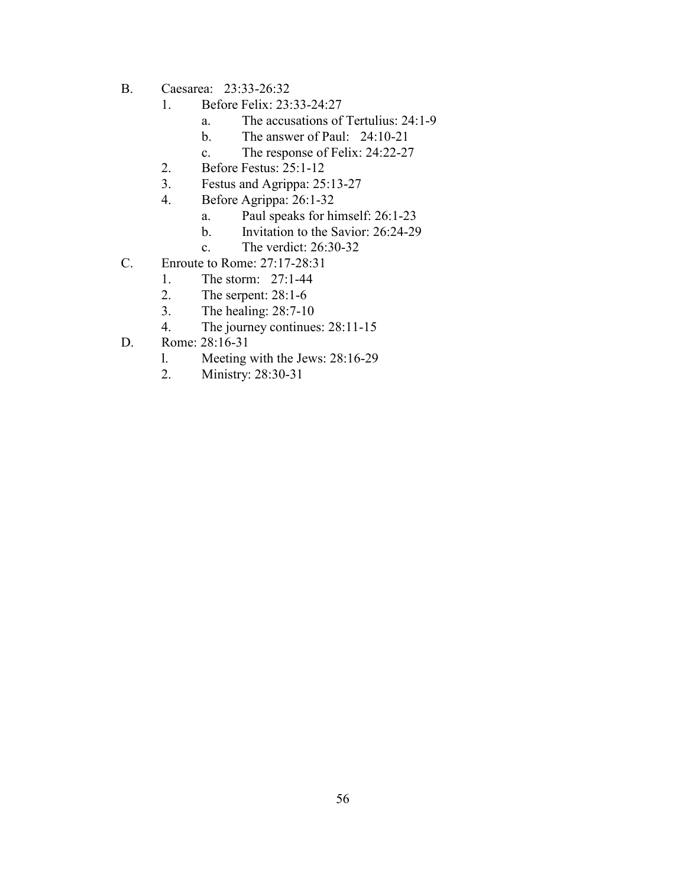B. Caesarea: 23:33-26:32
    1. Before Felix: 23:33-24:27
        a. The accusations of Tertulius: 24:1-9
        b. The answer of Paul: 24:10-21
        c. The response of Felix: 24:22-27
    2. Before Festus: 25:1-12
    3. Festus and Agrippa: 25:13-27
    4. Before Agrippa: 26:1-32
        a. Paul speaks for himself: 26:1-23
        b. Invitation to the Savior: 26:24-29
        c. The verdict: 26:30-32

C. Enroute to Rome: 27:17-28:31
    1. The storm: 27:1-44
    2. The serpent: 28:1-6
    3. The healing: 28:7-10
    4. The journey continues: 28:11-15

D. Rome: 28:16-31
    l. Meeting with the Jews: 28:16-29
    2. Ministry: 28:30-31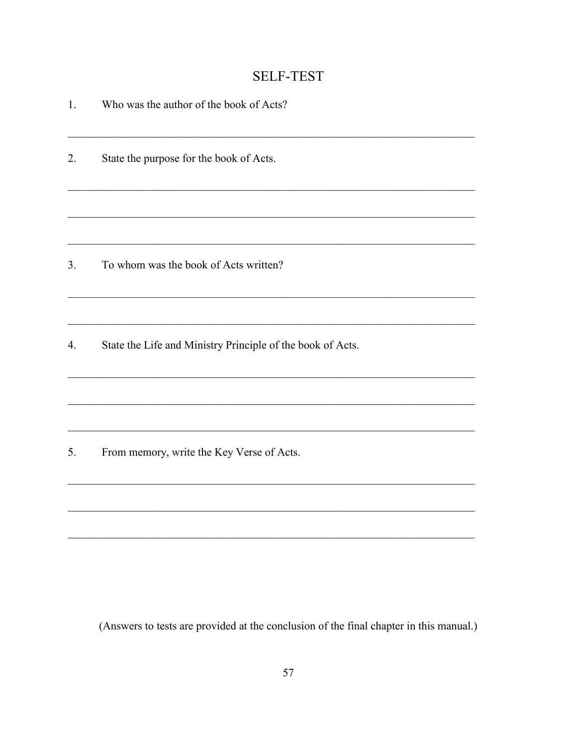## SELF-TEST

1. Who was the author of the book of Acts?

_______________________________________________________________________

2. State the purpose for the book of Acts.

_______________________________________________________________________

_______________________________________________________________________

_______________________________________________________________________

3. To whom was the book of Acts written?

_______________________________________________________________________

_______________________________________________________________________

4. State the Life and Ministry Principle of the book of Acts.

_______________________________________________________________________

_______________________________________________________________________

_______________________________________________________________________

5. From memory, write the Key Verse of Acts.

_______________________________________________________________________

_______________________________________________________________________

_______________________________________________________________________

(Answers to tests are provided at the conclusion of the final chapter in this manual.)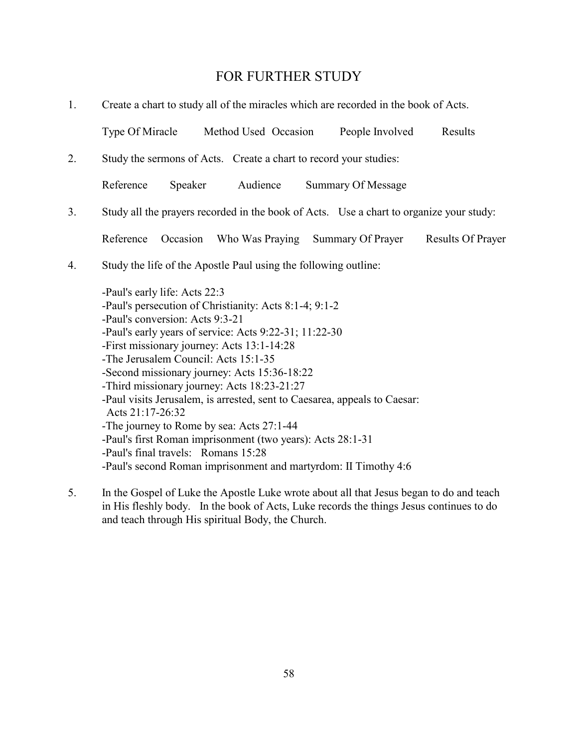# FOR FURTHER STUDY

1. Create a chart to study all of the miracles which are recorded in the book of Acts.

   Type Of Miracle    Method Used    Occasion    People Involved    Results

2. Study the sermons of Acts. Create a chart to record your studies:

   Reference    Speaker    Audience    Summary Of Message

3. Study all the prayers recorded in the book of Acts. Use a chart to organize your study:

   Reference    Occasion    Who Was Praying    Summary Of Prayer    Results Of Prayer

4. Study the life of the Apostle Paul using the following outline:

   -Paul's early life: Acts 22:3
   -Paul's persecution of Christianity: Acts 8:1-4; 9:1-2
   -Paul's conversion: Acts 9:3-21
   -Paul's early years of service: Acts 9:22-31; 11:22-30
   -First missionary journey: Acts 13:1-14:28
   -The Jerusalem Council: Acts 15:1-35
   -Second missionary journey: Acts 15:36-18:22
   -Third missionary journey: Acts 18:23-21:27
   -Paul visits Jerusalem, is arrested, sent to Caesarea, appeals to Caesar: Acts 21:17-26:32
   -The journey to Rome by sea: Acts 27:1-44
   -Paul's first Roman imprisonment (two years): Acts 28:1-31
   -Paul's final travels: Romans 15:28
   -Paul's second Roman imprisonment and martyrdom: II Timothy 4:6

5. In the Gospel of Luke the Apostle Luke wrote about all that Jesus began to do and teach in His fleshly body. In the book of Acts, Luke records the things Jesus continues to do and teach through His spiritual Body, the Church.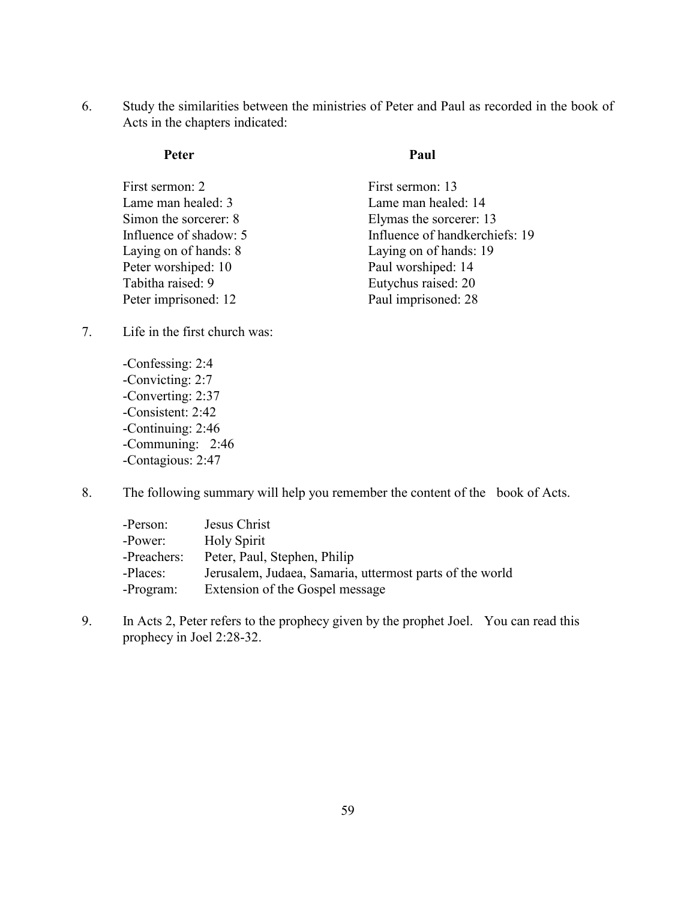6. Study the similarities between the ministries of Peter and Paul as recorded in the book of Acts in the chapters indicated:

| **Peter** | **Paul** |
|---|---|
| First sermon: 2 | First sermon: 13 |
| Lame man healed: 3 | Lame man healed: 14 |
| Simon the sorcerer: 8 | Elymas the sorcerer: 13 |
| Influence of shadow: 5 | Influence of handkerchiefs: 19 |
| Laying on of hands: 8 | Laying on of hands: 19 |
| Peter worshiped: 10 | Paul worshiped: 14 |
| Tabitha raised: 9 | Eutychus raised: 20 |
| Peter imprisoned: 12 | Paul imprisoned: 28 |

7. Life in the first church was:

   -Confessing: 2:4
   -Convicting: 2:7
   -Converting: 2:37
   -Consistent: 2:42
   -Continuing: 2:46
   -Communing: 2:46
   -Contagious: 2:47

8. The following summary will help you remember the content of the book of Acts.

| | |
|---|---|
| -Person: | Jesus Christ |
| -Power: | Holy Spirit |
| -Preachers: | Peter, Paul, Stephen, Philip |
| -Places: | Jerusalem, Judaea, Samaria, uttermost parts of the world |
| -Program: | Extension of the Gospel message |

9. In Acts 2, Peter refers to the prophecy given by the prophet Joel. You can read this prophecy in Joel 2:28-32.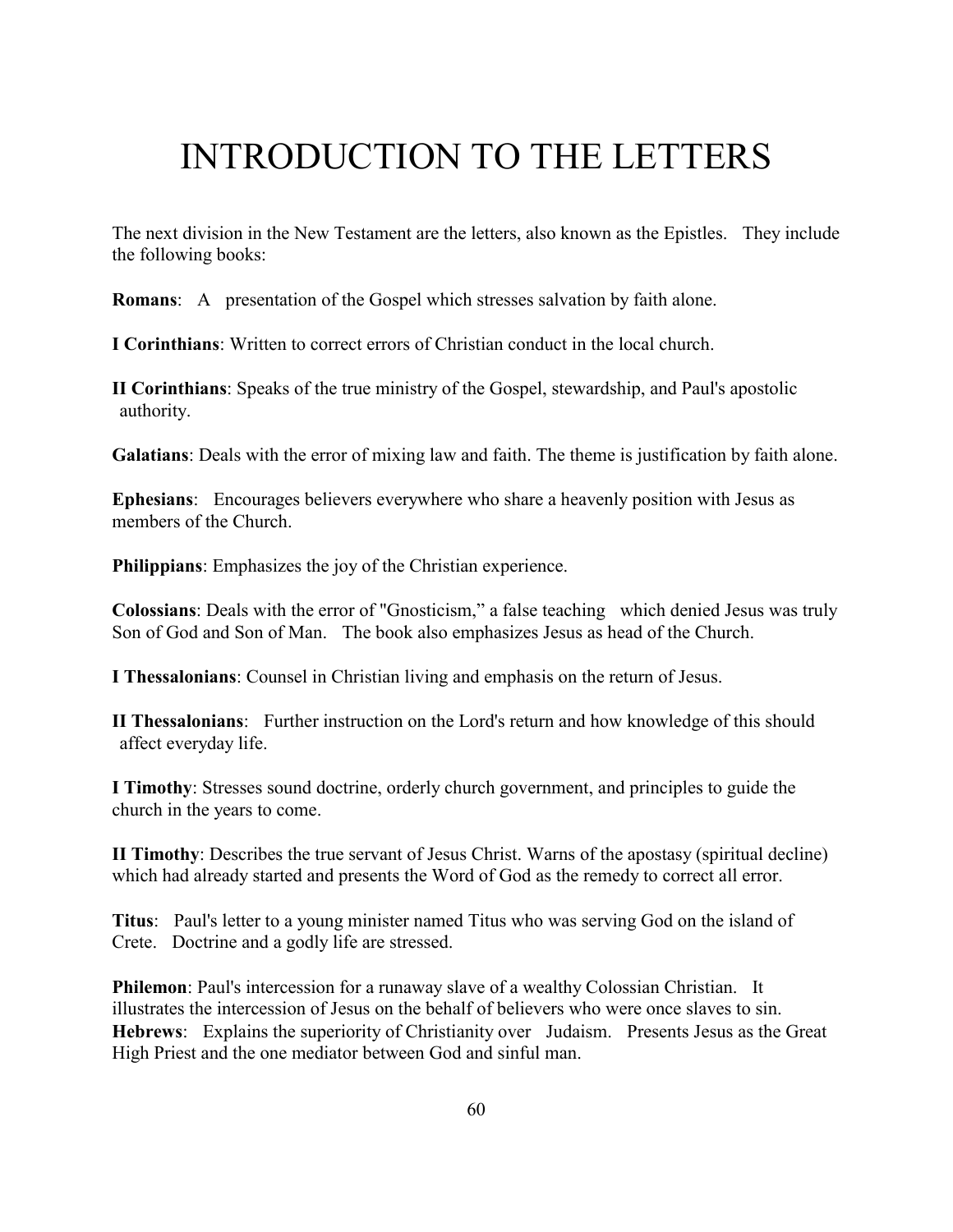# INTRODUCTION TO THE LETTERS

The next division in the New Testament are the letters, also known as the Epistles. They include the following books:

**Romans**: A presentation of the Gospel which stresses salvation by faith alone.

**I Corinthians**: Written to correct errors of Christian conduct in the local church.

**II Corinthians**: Speaks of the true ministry of the Gospel, stewardship, and Paul's apostolic authority.

**Galatians**: Deals with the error of mixing law and faith. The theme is justification by faith alone.

**Ephesians**: Encourages believers everywhere who share a heavenly position with Jesus as members of the Church.

**Philippians**: Emphasizes the joy of the Christian experience.

**Colossians**: Deals with the error of "Gnosticism," a false teaching which denied Jesus was truly Son of God and Son of Man. The book also emphasizes Jesus as head of the Church.

**I Thessalonians**: Counsel in Christian living and emphasis on the return of Jesus.

**II Thessalonians**: Further instruction on the Lord's return and how knowledge of this should affect everyday life.

**I Timothy**: Stresses sound doctrine, orderly church government, and principles to guide the church in the years to come.

**II Timothy**: Describes the true servant of Jesus Christ. Warns of the apostasy (spiritual decline) which had already started and presents the Word of God as the remedy to correct all error.

**Titus**: Paul's letter to a young minister named Titus who was serving God on the island of Crete. Doctrine and a godly life are stressed.

**Philemon**: Paul's intercession for a runaway slave of a wealthy Colossian Christian. It illustrates the intercession of Jesus on the behalf of believers who were once slaves to sin.

**Hebrews**: Explains the superiority of Christianity over Judaism. Presents Jesus as the Great High Priest and the one mediator between God and sinful man.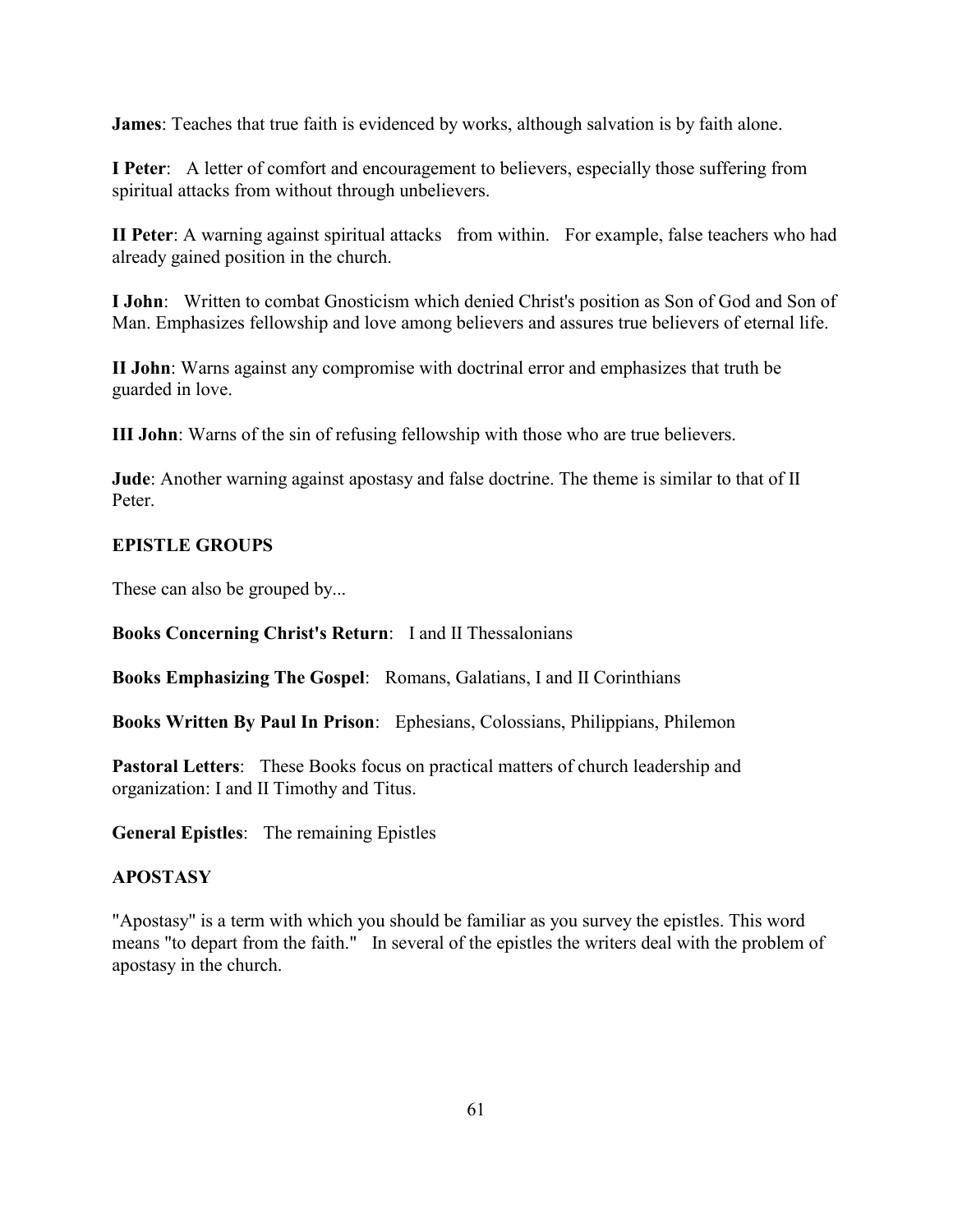**James**: Teaches that true faith is evidenced by works, although salvation is by faith alone.

**I Peter**: A letter of comfort and encouragement to believers, especially those suffering from spiritual attacks from without through unbelievers.

**II Peter**: A warning against spiritual attacks from within. For example, false teachers who had already gained position in the church.

**I John**: Written to combat Gnosticism which denied Christ's position as Son of God and Son of Man. Emphasizes fellowship and love among believers and assures true believers of eternal life.

**II John**: Warns against any compromise with doctrinal error and emphasizes that truth be guarded in love.

**III John**: Warns of the sin of refusing fellowship with those who are true believers.

**Jude**: Another warning against apostasy and false doctrine. The theme is similar to that of II Peter.

## EPISTLE GROUPS

These can also be grouped by...

**Books Concerning Christ's Return**: I and II Thessalonians

**Books Emphasizing The Gospel**: Romans, Galatians, I and II Corinthians

**Books Written By Paul In Prison**: Ephesians, Colossians, Philippians, Philemon

**Pastoral Letters**: These Books focus on practical matters of church leadership and organization: I and II Timothy and Titus.

**General Epistles**: The remaining Epistles

## APOSTASY

"Apostasy" is a term with which you should be familiar as you survey the epistles. This word means "to depart from the faith." In several of the epistles the writers deal with the problem of apostasy in the church.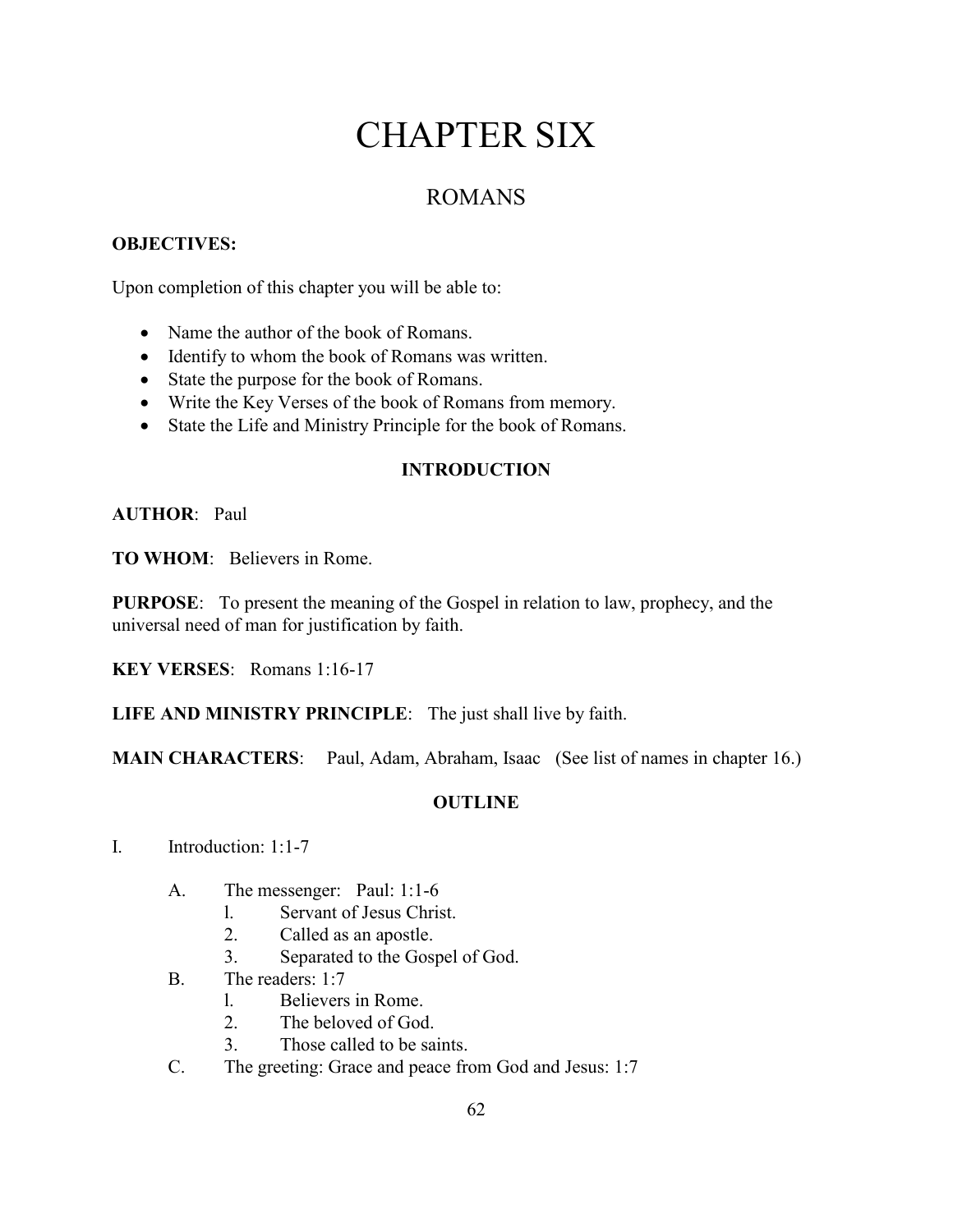# CHAPTER SIX

## ROMANS

**OBJECTIVES:**

Upon completion of this chapter you will be able to:

- Name the author of the book of Romans.
- Identify to whom the book of Romans was written.
- State the purpose for the book of Romans.
- Write the Key Verses of the book of Romans from memory.
- State the Life and Ministry Principle for the book of Romans.

### INTRODUCTION

**AUTHOR**: Paul

**TO WHOM**: Believers in Rome.

**PURPOSE**: To present the meaning of the Gospel in relation to law, prophecy, and the universal need of man for justification by faith.

**KEY VERSES**: Romans 1:16-17

**LIFE AND MINISTRY PRINCIPLE**: The just shall live by faith.

**MAIN CHARACTERS**: Paul, Adam, Abraham, Isaac (See list of names in chapter 16.)

### OUTLINE

I. Introduction: 1:1-7

  A. The messenger: Paul: 1:1-6
    1. Servant of Jesus Christ.
    2. Called as an apostle.
    3. Separated to the Gospel of God.

  B. The readers: 1:7
    1. Believers in Rome.
    2. The beloved of God.
    3. Those called to be saints.

  C. The greeting: Grace and peace from God and Jesus: 1:7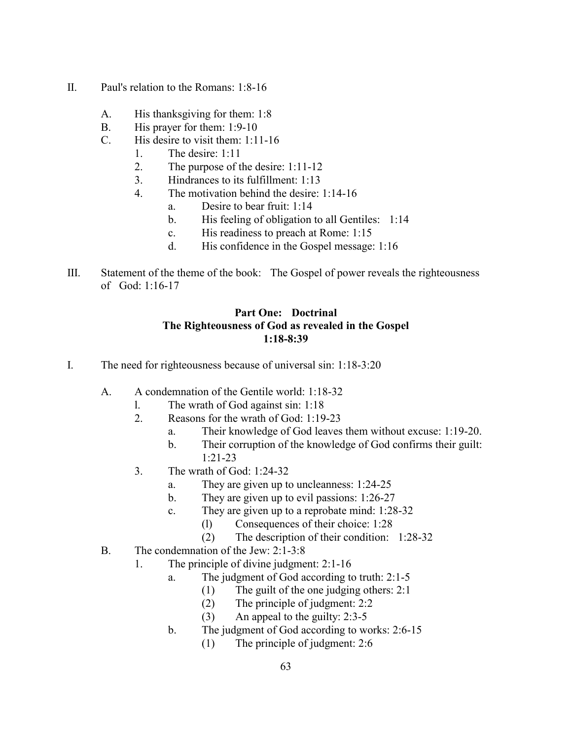II. Paul's relation to the Romans: 1:8-16

   A. His thanksgiving for them: 1:8
   B. His prayer for them: 1:9-10
   C. His desire to visit them: 1:11-16
      1. The desire: 1:11
      2. The purpose of the desire: 1:11-12
      3. Hindrances to its fulfillment: 1:13
      4. The motivation behind the desire: 1:14-16
         a. Desire to bear fruit: 1:14
         b. His feeling of obligation to all Gentiles: 1:14
         c. His readiness to preach at Rome: 1:15
         d. His confidence in the Gospel message: 1:16

III. Statement of the theme of the book: The Gospel of power reveals the righteousness of God: 1:16-17

**Part One: Doctrinal**
**The Righteousness of God as revealed in the Gospel**
**1:18-8:39**

I. The need for righteousness because of universal sin: 1:18-3:20

   A. A condemnation of the Gentile world: 1:18-32
      l. The wrath of God against sin: 1:18
      2. Reasons for the wrath of God: 1:19-23
         a. Their knowledge of God leaves them without excuse: 1:19-20.
         b. Their corruption of the knowledge of God confirms their guilt: 1:21-23
      3. The wrath of God: 1:24-32
         a. They are given up to uncleanness: 1:24-25
         b. They are given up to evil passions: 1:26-27
         c. They are given up to a reprobate mind: 1:28-32
            (l) Consequences of their choice: 1:28
            (2) The description of their condition: 1:28-32
   B. The condemnation of the Jew: 2:1-3:8
      1. The principle of divine judgment: 2:1-16
         a. The judgment of God according to truth: 2:1-5
            (1) The guilt of the one judging others: 2:1
            (2) The principle of judgment: 2:2
            (3) An appeal to the guilty: 2:3-5
         b. The judgment of God according to works: 2:6-15
            (1) The principle of judgment: 2:6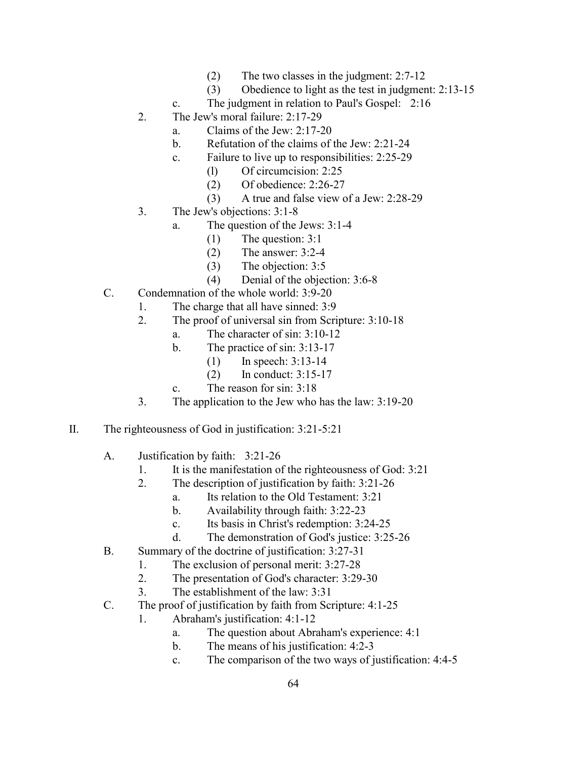- (2) The two classes in the judgment: 2:7-12
- (3) Obedience to light as the test in judgment: 2:13-15

c. The judgment in relation to Paul's Gospel: 2:16

2. The Jew's moral failure: 2:17-29
   - a. Claims of the Jew: 2:17-20
   - b. Refutation of the claims of the Jew: 2:21-24
   - c. Failure to live up to responsibilities: 2:25-29
     - (l) Of circumcision: 2:25
     - (2) Of obedience: 2:26-27
     - (3) A true and false view of a Jew: 2:28-29
3. The Jew's objections: 3:1-8
   - a. The question of the Jews: 3:1-4
     - (1) The question: 3:1
     - (2) The answer: 3:2-4
     - (3) The objection: 3:5
     - (4) Denial of the objection: 3:6-8

C. Condemnation of the whole world: 3:9-20

1. The charge that all have sinned: 3:9
2. The proof of universal sin from Scripture: 3:10-18
   - a. The character of sin: 3:10-12
   - b. The practice of sin: 3:13-17
     - (1) In speech: 3:13-14
     - (2) In conduct: 3:15-17
   - c. The reason for sin: 3:18
3. The application to the Jew who has the law: 3:19-20

II. The righteousness of God in justification: 3:21-5:21

A. Justification by faith: 3:21-26

1. It is the manifestation of the righteousness of God: 3:21
2. The description of justification by faith: 3:21-26
   - a. Its relation to the Old Testament: 3:21
   - b. Availability through faith: 3:22-23
   - c. Its basis in Christ's redemption: 3:24-25
   - d. The demonstration of God's justice: 3:25-26

B. Summary of the doctrine of justification: 3:27-31

1. The exclusion of personal merit: 3:27-28
2. The presentation of God's character: 3:29-30
3. The establishment of the law: 3:31

C. The proof of justification by faith from Scripture: 4:1-25

1. Abraham's justification: 4:1-12
   - a. The question about Abraham's experience: 4:1
   - b. The means of his justification: 4:2-3
   - c. The comparison of the two ways of justification: 4:4-5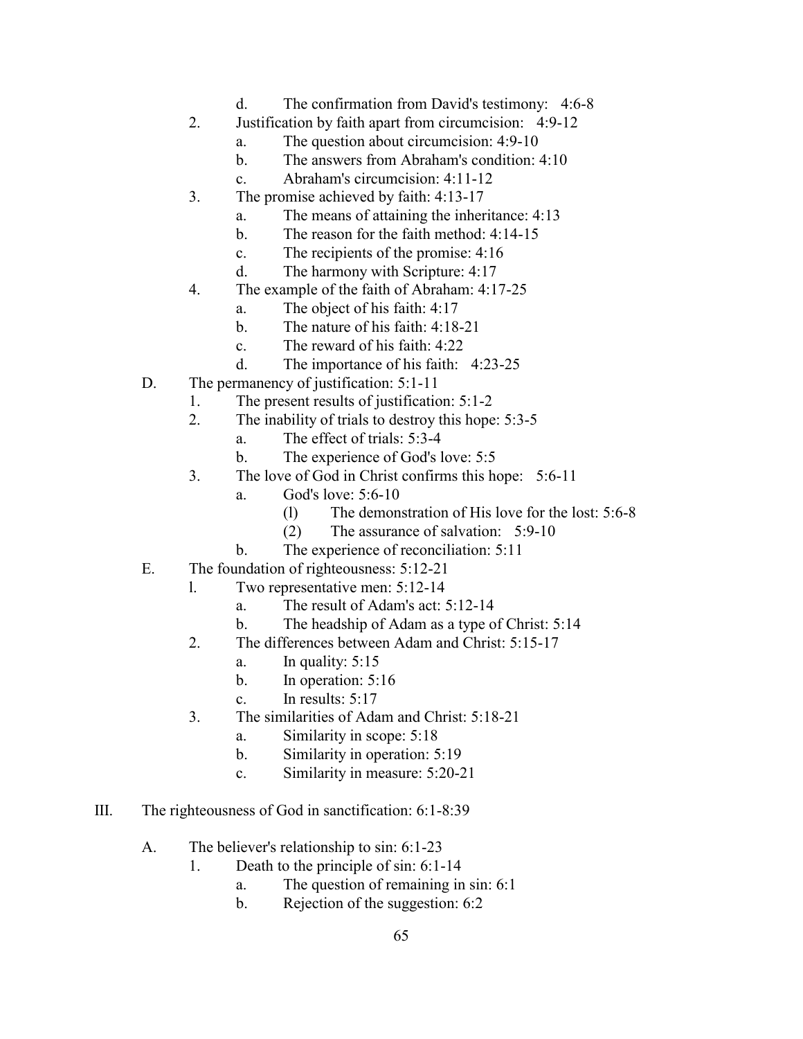d. The confirmation from David's testimony: 4:6-8

2. Justification by faith apart from circumcision: 4:9-12
    a. The question about circumcision: 4:9-10
    b. The answers from Abraham's condition: 4:10
    c. Abraham's circumcision: 4:11-12
3. The promise achieved by faith: 4:13-17
    a. The means of attaining the inheritance: 4:13
    b. The reason for the faith method: 4:14-15
    c. The recipients of the promise: 4:16
    d. The harmony with Scripture: 4:17
4. The example of the faith of Abraham: 4:17-25
    a. The object of his faith: 4:17
    b. The nature of his faith: 4:18-21
    c. The reward of his faith: 4:22
    d. The importance of his faith: 4:23-25

D. The permanency of justification: 5:1-11
1. The present results of justification: 5:1-2
2. The inability of trials to destroy this hope: 5:3-5
    a. The effect of trials: 5:3-4
    b. The experience of God's love: 5:5
3. The love of God in Christ confirms this hope: 5:6-11
    a. God's love: 5:6-10
        (l) The demonstration of His love for the lost: 5:6-8
        (2) The assurance of salvation: 5:9-10
    b. The experience of reconciliation: 5:11

E. The foundation of righteousness: 5:12-21
l. Two representative men: 5:12-14
    a. The result of Adam's act: 5:12-14
    b. The headship of Adam as a type of Christ: 5:14
2. The differences between Adam and Christ: 5:15-17
    a. In quality: 5:15
    b. In operation: 5:16
    c. In results: 5:17
3. The similarities of Adam and Christ: 5:18-21
    a. Similarity in scope: 5:18
    b. Similarity in operation: 5:19
    c. Similarity in measure: 5:20-21

III. The righteousness of God in sanctification: 6:1-8:39

A. The believer's relationship to sin: 6:1-23
1. Death to the principle of sin: 6:1-14
    a. The question of remaining in sin: 6:1
    b. Rejection of the suggestion: 6:2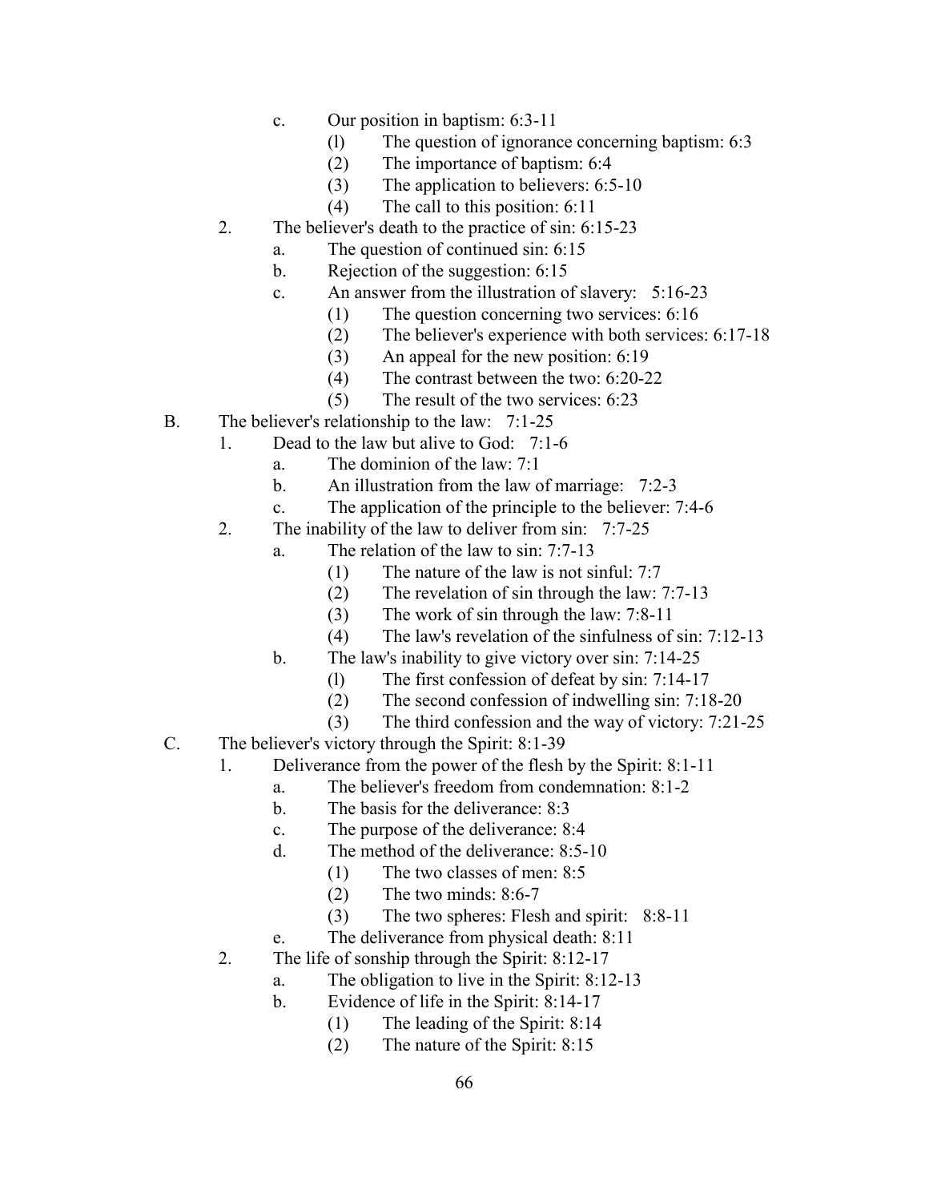- c. Our position in baptism: 6:3-11
    - (l) The question of ignorance concerning baptism: 6:3
    - (2) The importance of baptism: 6:4
    - (3) The application to believers: 6:5-10
    - (4) The call to this position: 6:11
- 2. The believer's death to the practice of sin: 6:15-23
  - a. The question of continued sin: 6:15
  - b. Rejection of the suggestion: 6:15
  - c. An answer from the illustration of slavery: 5:16-23
    - (1) The question concerning two services: 6:16
    - (2) The believer's experience with both services: 6:17-18
    - (3) An appeal for the new position: 6:19
    - (4) The contrast between the two: 6:20-22
    - (5) The result of the two services: 6:23

B. The believer's relationship to the law: 7:1-25
- 1. Dead to the law but alive to God: 7:1-6
  - a. The dominion of the law: 7:1
  - b. An illustration from the law of marriage: 7:2-3
  - c. The application of the principle to the believer: 7:4-6
- 2. The inability of the law to deliver from sin: 7:7-25
  - a. The relation of the law to sin: 7:7-13
    - (1) The nature of the law is not sinful: 7:7
    - (2) The revelation of sin through the law: 7:7-13
    - (3) The work of sin through the law: 7:8-11
    - (4) The law's revelation of the sinfulness of sin: 7:12-13
  - b. The law's inability to give victory over sin: 7:14-25
    - (l) The first confession of defeat by sin: 7:14-17
    - (2) The second confession of indwelling sin: 7:18-20
    - (3) The third confession and the way of victory: 7:21-25

C. The believer's victory through the Spirit: 8:1-39
- 1. Deliverance from the power of the flesh by the Spirit: 8:1-11
  - a. The believer's freedom from condemnation: 8:1-2
  - b. The basis for the deliverance: 8:3
  - c. The purpose of the deliverance: 8:4
  - d. The method of the deliverance: 8:5-10
    - (1) The two classes of men: 8:5
    - (2) The two minds: 8:6-7
    - (3) The two spheres: Flesh and spirit: 8:8-11
  - e. The deliverance from physical death: 8:11
- 2. The life of sonship through the Spirit: 8:12-17
  - a. The obligation to live in the Spirit: 8:12-13
  - b. Evidence of life in the Spirit: 8:14-17
    - (1) The leading of the Spirit: 8:14
    - (2) The nature of the Spirit: 8:15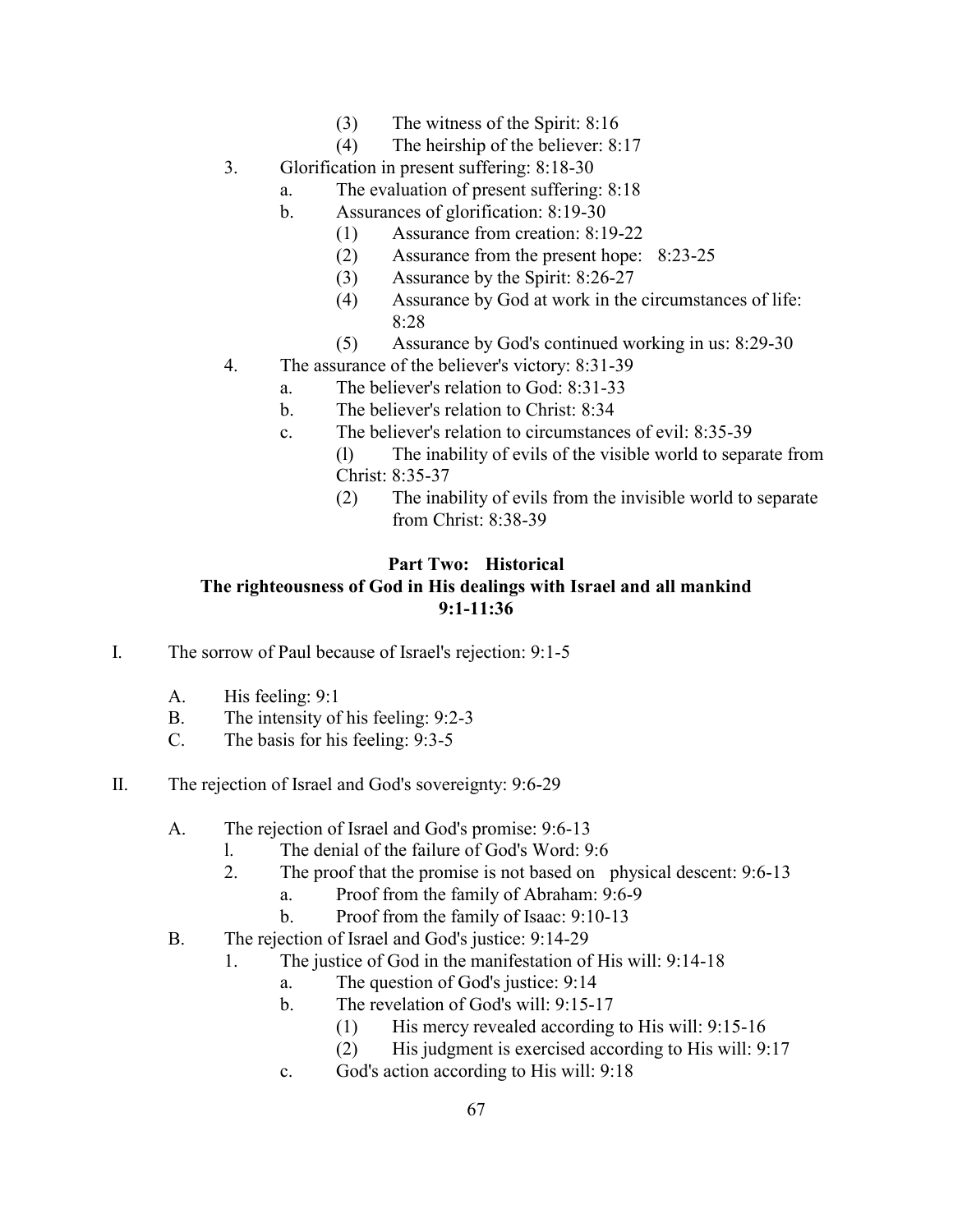(3) The witness of the Spirit: 8:16
(4) The heirship of the believer: 8:17

3. Glorification in present suffering: 8:18-30
    a. The evaluation of present suffering: 8:18
    b. Assurances of glorification: 8:19-30
        (1) Assurance from creation: 8:19-22
        (2) Assurance from the present hope: 8:23-25
        (3) Assurance by the Spirit: 8:26-27
        (4) Assurance by God at work in the circumstances of life: 8:28
        (5) Assurance by God's continued working in us: 8:29-30
4. The assurance of the believer's victory: 8:31-39
    a. The believer's relation to God: 8:31-33
    b. The believer's relation to Christ: 8:34
    c. The believer's relation to circumstances of evil: 8:35-39
        (l) The inability of evils of the visible world to separate from Christ: 8:35-37
        (2) The inability of evils from the invisible world to separate from Christ: 8:38-39

## Part Two: Historical
## The righteousness of God in His dealings with Israel and all mankind
## 9:1-11:36

I. The sorrow of Paul because of Israel's rejection: 9:1-5

    A. His feeling: 9:1
    B. The intensity of his feeling: 9:2-3
    C. The basis for his feeling: 9:3-5

II. The rejection of Israel and God's sovereignty: 9:6-29

    A. The rejection of Israel and God's promise: 9:6-13
        l. The denial of the failure of God's Word: 9:6
        2. The proof that the promise is not based on physical descent: 9:6-13
            a. Proof from the family of Abraham: 9:6-9
            b. Proof from the family of Isaac: 9:10-13
    B. The rejection of Israel and God's justice: 9:14-29
        1. The justice of God in the manifestation of His will: 9:14-18
            a. The question of God's justice: 9:14
            b. The revelation of God's will: 9:15-17
                (1) His mercy revealed according to His will: 9:15-16
                (2) His judgment is exercised according to His will: 9:17
            c. God's action according to His will: 9:18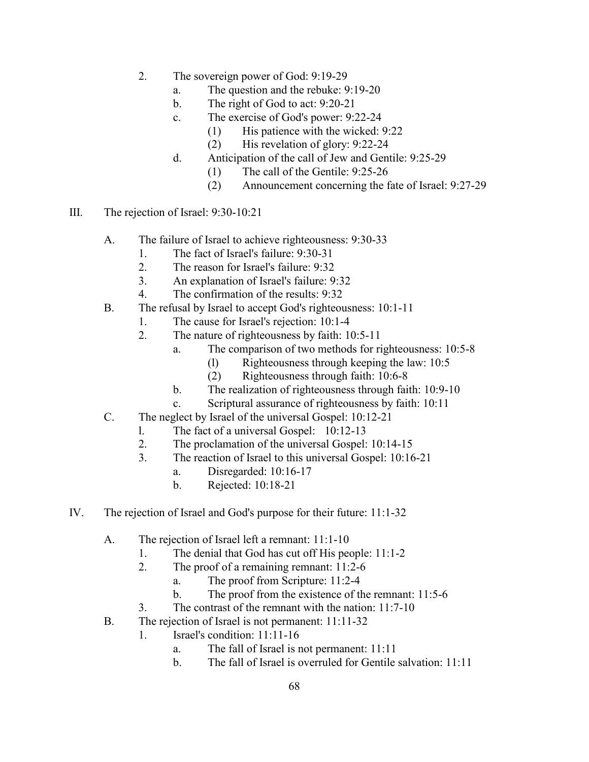2. The sovereign power of God: 9:19-29
    a. The question and the rebuke: 9:19-20
    b. The right of God to act: 9:20-21
    c. The exercise of God's power: 9:22-24
        (1) His patience with the wicked: 9:22
        (2) His revelation of glory: 9:22-24
    d. Anticipation of the call of Jew and Gentile: 9:25-29
        (1) The call of the Gentile: 9:25-26
        (2) Announcement concerning the fate of Israel: 9:27-29

III. The rejection of Israel: 9:30-10:21

A. The failure of Israel to achieve righteousness: 9:30-33
    1. The fact of Israel's failure: 9:30-31
    2. The reason for Israel's failure: 9:32
    3. An explanation of Israel's failure: 9:32
    4. The confirmation of the results: 9:32

B. The refusal by Israel to accept God's righteousness: 10:1-11
    1. The cause for Israel's rejection: 10:1-4
    2. The nature of righteousness by faith: 10:5-11
        a. The comparison of two methods for righteousness: 10:5-8
            (l) Righteousness through keeping the law: 10:5
            (2) Righteousness through faith: 10:6-8
        b. The realization of righteousness through faith: 10:9-10
        c. Scriptural assurance of righteousness by faith: 10:11

C. The neglect by Israel of the universal Gospel: 10:12-21
    l. The fact of a universal Gospel: 10:12-13
    2. The proclamation of the universal Gospel: 10:14-15
    3. The reaction of Israel to this universal Gospel: 10:16-21
        a. Disregarded: 10:16-17
        b. Rejected: 10:18-21

IV. The rejection of Israel and God's purpose for their future: 11:1-32

A. The rejection of Israel left a remnant: 11:1-10
    1. The denial that God has cut off His people: 11:1-2
    2. The proof of a remaining remnant: 11:2-6
        a. The proof from Scripture: 11:2-4
        b. The proof from the existence of the remnant: 11:5-6
    3. The contrast of the remnant with the nation: 11:7-10

B. The rejection of Israel is not permanent: 11:11-32
    1. Israel's condition: 11:11-16
        a. The fall of Israel is not permanent: 11:11
        b. The fall of Israel is overruled for Gentile salvation: 11:11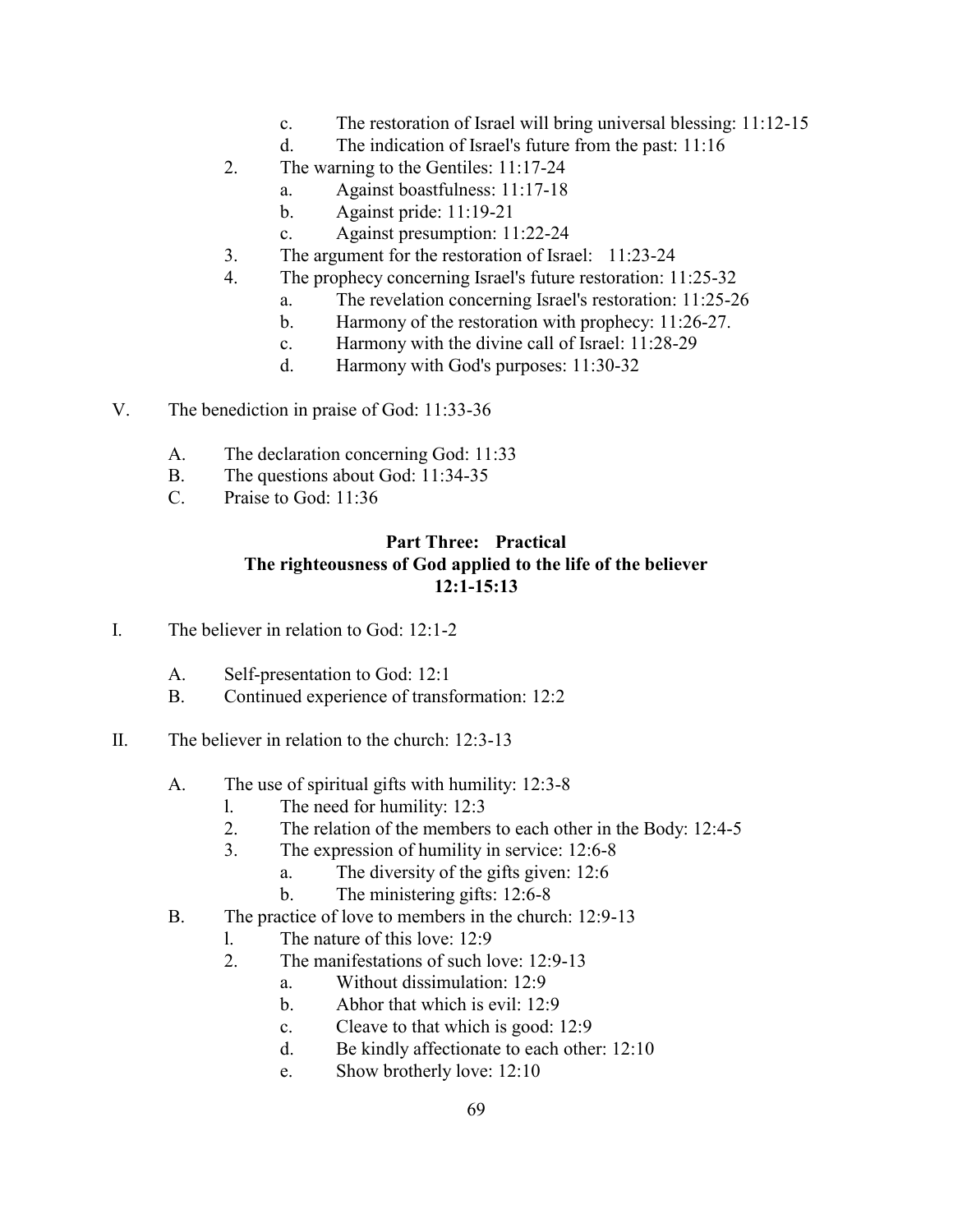c. The restoration of Israel will bring universal blessing: 11:12-15
d. The indication of Israel's future from the past: 11:16

2. The warning to the Gentiles: 11:17-24
   a. Against boastfulness: 11:17-18
   b. Against pride: 11:19-21
   c. Against presumption: 11:22-24
3. The argument for the restoration of Israel: 11:23-24
4. The prophecy concerning Israel's future restoration: 11:25-32
   a. The revelation concerning Israel's restoration: 11:25-26
   b. Harmony of the restoration with prophecy: 11:26-27.
   c. Harmony with the divine call of Israel: 11:28-29
   d. Harmony with God's purposes: 11:30-32

V. The benediction in praise of God: 11:33-36

   A. The declaration concerning God: 11:33
   B. The questions about God: 11:34-35
   C. Praise to God: 11:36

## Part Three: Practical
## The righteousness of God applied to the life of the believer
## 12:1-15:13

I. The believer in relation to God: 12:1-2

   A. Self-presentation to God: 12:1
   B. Continued experience of transformation: 12:2

II. The believer in relation to the church: 12:3-13

   A. The use of spiritual gifts with humility: 12:3-8
      l. The need for humility: 12:3
      2. The relation of the members to each other in the Body: 12:4-5
      3. The expression of humility in service: 12:6-8
         a. The diversity of the gifts given: 12:6
         b. The ministering gifts: 12:6-8
   B. The practice of love to members in the church: 12:9-13
      l. The nature of this love: 12:9
      2. The manifestations of such love: 12:9-13
         a. Without dissimulation: 12:9
         b. Abhor that which is evil: 12:9
         c. Cleave to that which is good: 12:9
         d. Be kindly affectionate to each other: 12:10
         e. Show brotherly love: 12:10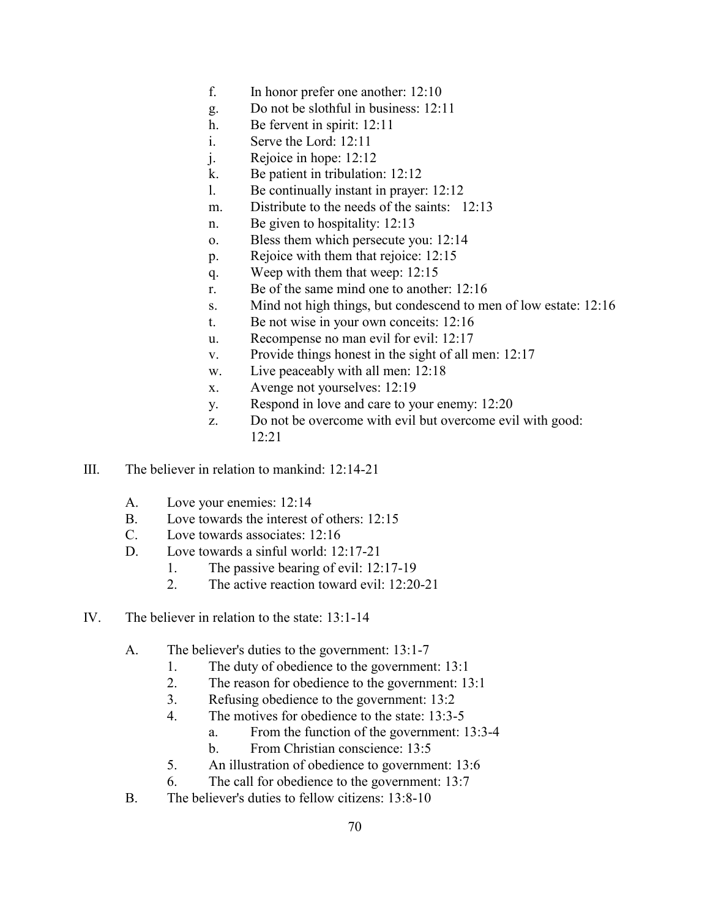f. In honor prefer one another: 12:10
g. Do not be slothful in business: 12:11
h. Be fervent in spirit: 12:11
i. Serve the Lord: 12:11
j. Rejoice in hope: 12:12
k. Be patient in tribulation: 12:12
l. Be continually instant in prayer: 12:12
m. Distribute to the needs of the saints: 12:13
n. Be given to hospitality: 12:13
o. Bless them which persecute you: 12:14
p. Rejoice with them that rejoice: 12:15
q. Weep with them that weep: 12:15
r. Be of the same mind one to another: 12:16
s. Mind not high things, but condescend to men of low estate: 12:16
t. Be not wise in your own conceits: 12:16
u. Recompense no man evil for evil: 12:17
v. Provide things honest in the sight of all men: 12:17
w. Live peaceably with all men: 12:18
x. Avenge not yourselves: 12:19
y. Respond in love and care to your enemy: 12:20
z. Do not be overcome with evil but overcome evil with good: 12:21

III. The believer in relation to mankind: 12:14-21

A. Love your enemies: 12:14
B. Love towards the interest of others: 12:15
C. Love towards associates: 12:16
D. Love towards a sinful world: 12:17-21
  1. The passive bearing of evil: 12:17-19
  2. The active reaction toward evil: 12:20-21

IV. The believer in relation to the state: 13:1-14

A. The believer's duties to the government: 13:1-7
  1. The duty of obedience to the government: 13:1
  2. The reason for obedience to the government: 13:1
  3. Refusing obedience to the government: 13:2
  4. The motives for obedience to the state: 13:3-5
    a. From the function of the government: 13:3-4
    b. From Christian conscience: 13:5
  5. An illustration of obedience to government: 13:6
  6. The call for obedience to the government: 13:7
B. The believer's duties to fellow citizens: 13:8-10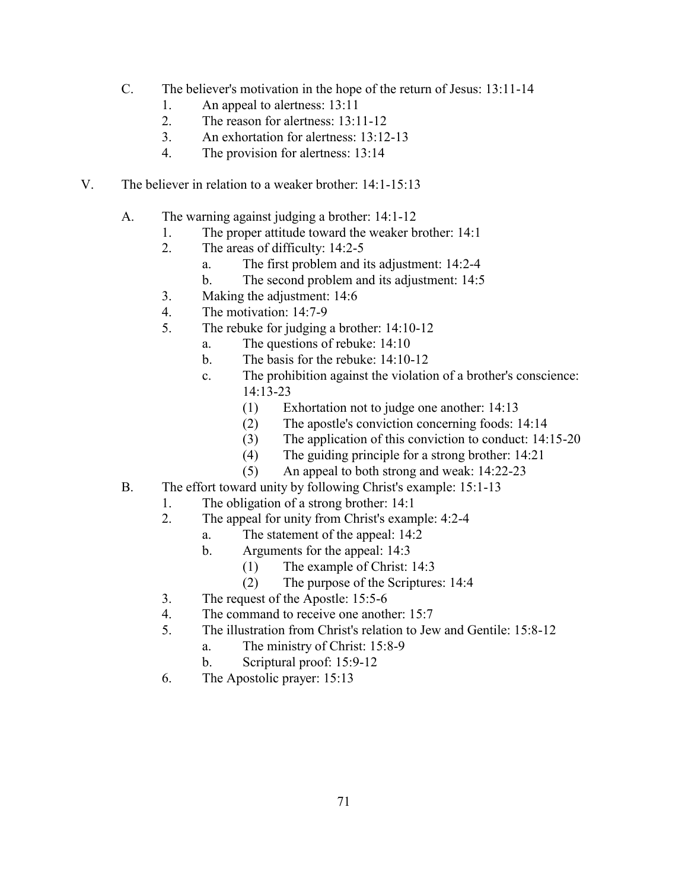C. The believer's motivation in the hope of the return of Jesus: 13:11-14
   1. An appeal to alertness: 13:11
   2. The reason for alertness: 13:11-12
   3. An exhortation for alertness: 13:12-13
   4. The provision for alertness: 13:14

V. The believer in relation to a weaker brother: 14:1-15:13

   A. The warning against judging a brother: 14:1-12
      1. The proper attitude toward the weaker brother: 14:1
      2. The areas of difficulty: 14:2-5
         a. The first problem and its adjustment: 14:2-4
         b. The second problem and its adjustment: 14:5
      3. Making the adjustment: 14:6
      4. The motivation: 14:7-9
      5. The rebuke for judging a brother: 14:10-12
         a. The questions of rebuke: 14:10
         b. The basis for the rebuke: 14:10-12
         c. The prohibition against the violation of a brother's conscience: 14:13-23
            (1) Exhortation not to judge one another: 14:13
            (2) The apostle's conviction concerning foods: 14:14
            (3) The application of this conviction to conduct: 14:15-20
            (4) The guiding principle for a strong brother: 14:21
            (5) An appeal to both strong and weak: 14:22-23
   B. The effort toward unity by following Christ's example: 15:1-13
      1. The obligation of a strong brother: 14:1
      2. The appeal for unity from Christ's example: 4:2-4
         a. The statement of the appeal: 14:2
         b. Arguments for the appeal: 14:3
            (1) The example of Christ: 14:3
            (2) The purpose of the Scriptures: 14:4
      3. The request of the Apostle: 15:5-6
      4. The command to receive one another: 15:7
      5. The illustration from Christ's relation to Jew and Gentile: 15:8-12
         a. The ministry of Christ: 15:8-9
         b. Scriptural proof: 15:9-12
      6. The Apostolic prayer: 15:13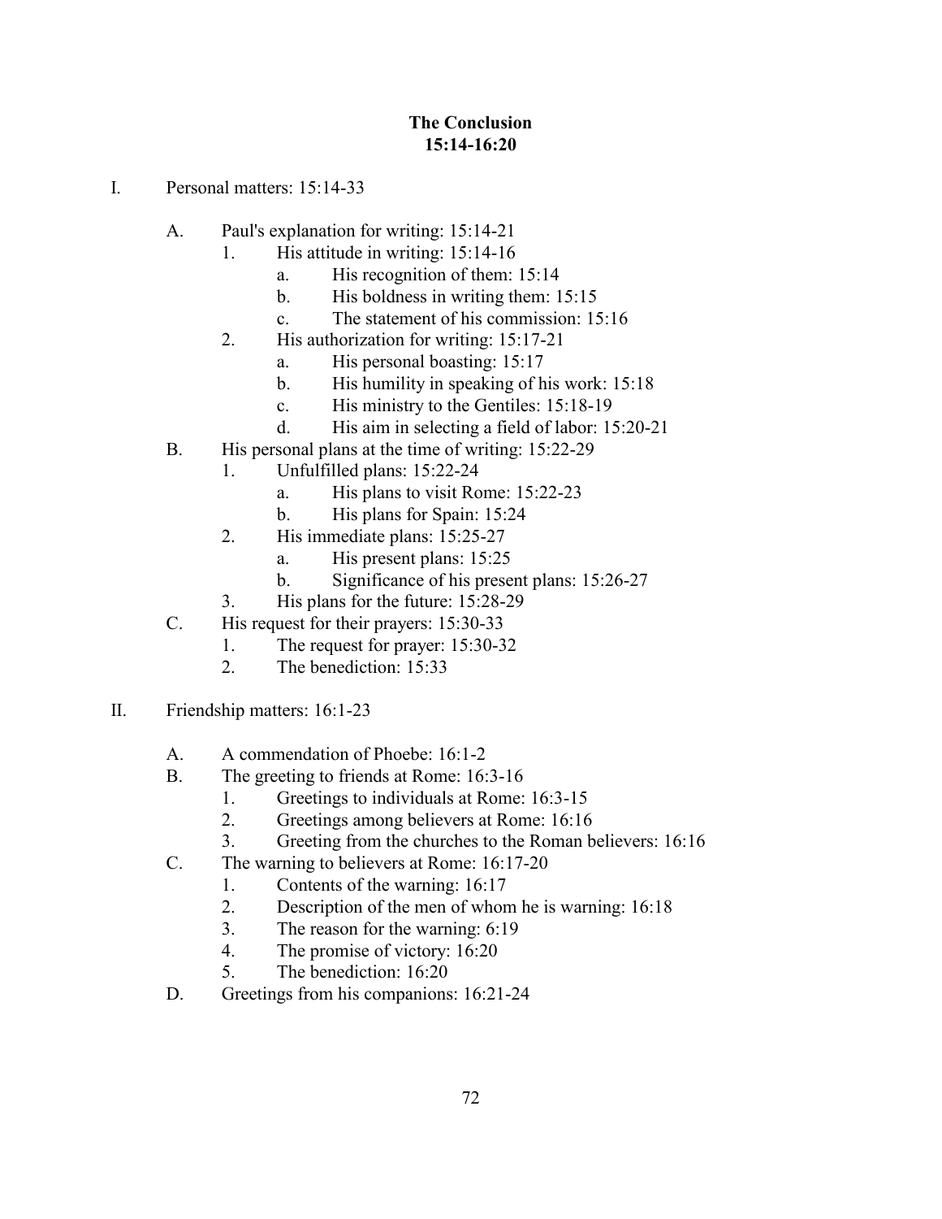# The Conclusion
## 15:14-16:20

I. Personal matters: 15:14-33

   A. Paul's explanation for writing: 15:14-21
      1. His attitude in writing: 15:14-16
         a. His recognition of them: 15:14
         b. His boldness in writing them: 15:15
         c. The statement of his commission: 15:16
      2. His authorization for writing: 15:17-21
         a. His personal boasting: 15:17
         b. His humility in speaking of his work: 15:18
         c. His ministry to the Gentiles: 15:18-19
         d. His aim in selecting a field of labor: 15:20-21
   B. His personal plans at the time of writing: 15:22-29
      1. Unfulfilled plans: 15:22-24
         a. His plans to visit Rome: 15:22-23
         b. His plans for Spain: 15:24
      2. His immediate plans: 15:25-27
         a. His present plans: 15:25
         b. Significance of his present plans: 15:26-27
      3. His plans for the future: 15:28-29
   C. His request for their prayers: 15:30-33
      1. The request for prayer: 15:30-32
      2. The benediction: 15:33

II. Friendship matters: 16:1-23

   A. A commendation of Phoebe: 16:1-2
   B. The greeting to friends at Rome: 16:3-16
      1. Greetings to individuals at Rome: 16:3-15
      2. Greetings among believers at Rome: 16:16
      3. Greeting from the churches to the Roman believers: 16:16
   C. The warning to believers at Rome: 16:17-20
      1. Contents of the warning: 16:17
      2. Description of the men of whom he is warning: 16:18
      3. The reason for the warning: 6:19
      4. The promise of victory: 16:20
      5. The benediction: 16:20
   D. Greetings from his companions: 16:21-24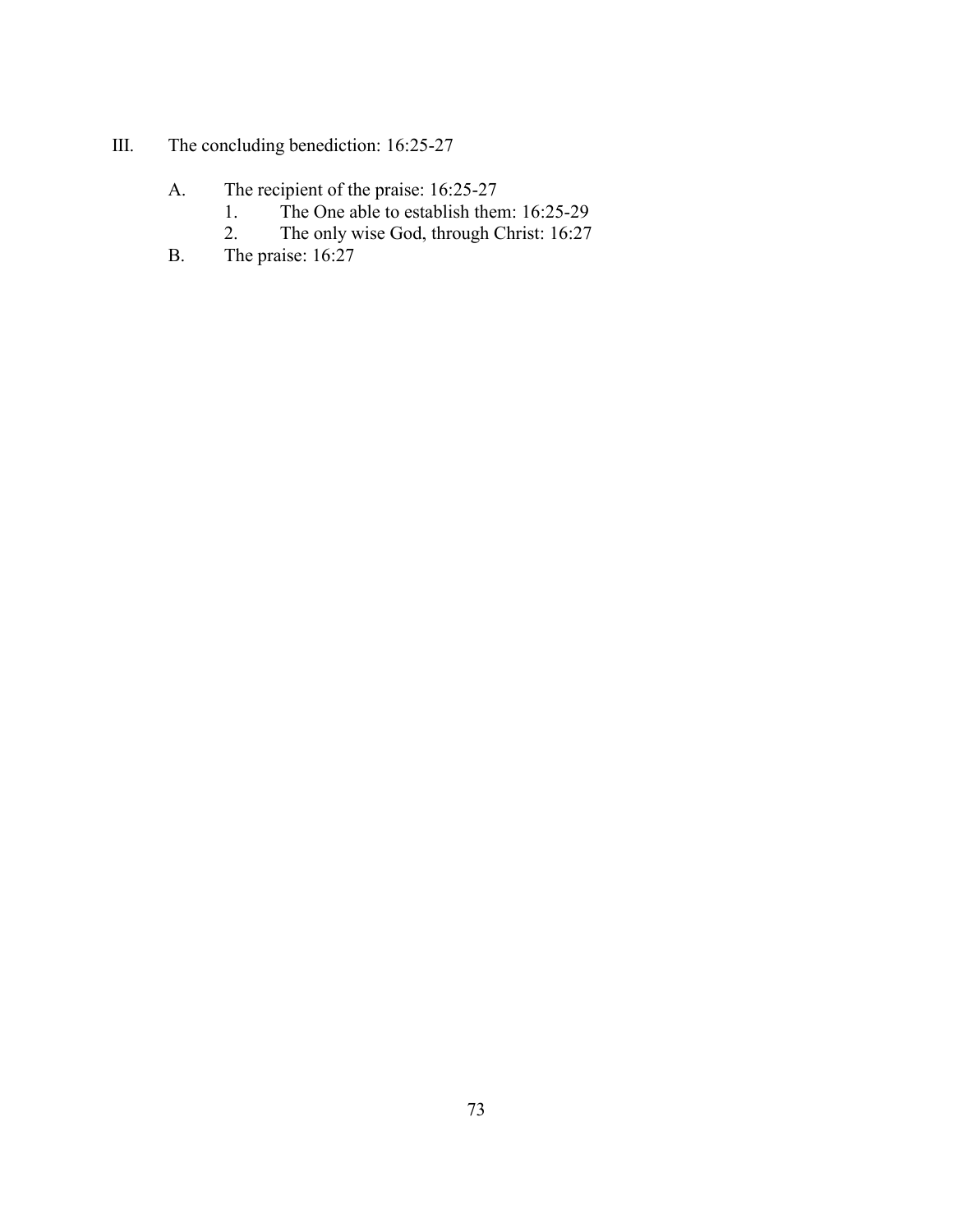III. The concluding benediction: 16:25-27

   A. The recipient of the praise: 16:25-27
      1. The One able to establish them: 16:25-29
      2. The only wise God, through Christ: 16:27
   B. The praise: 16:27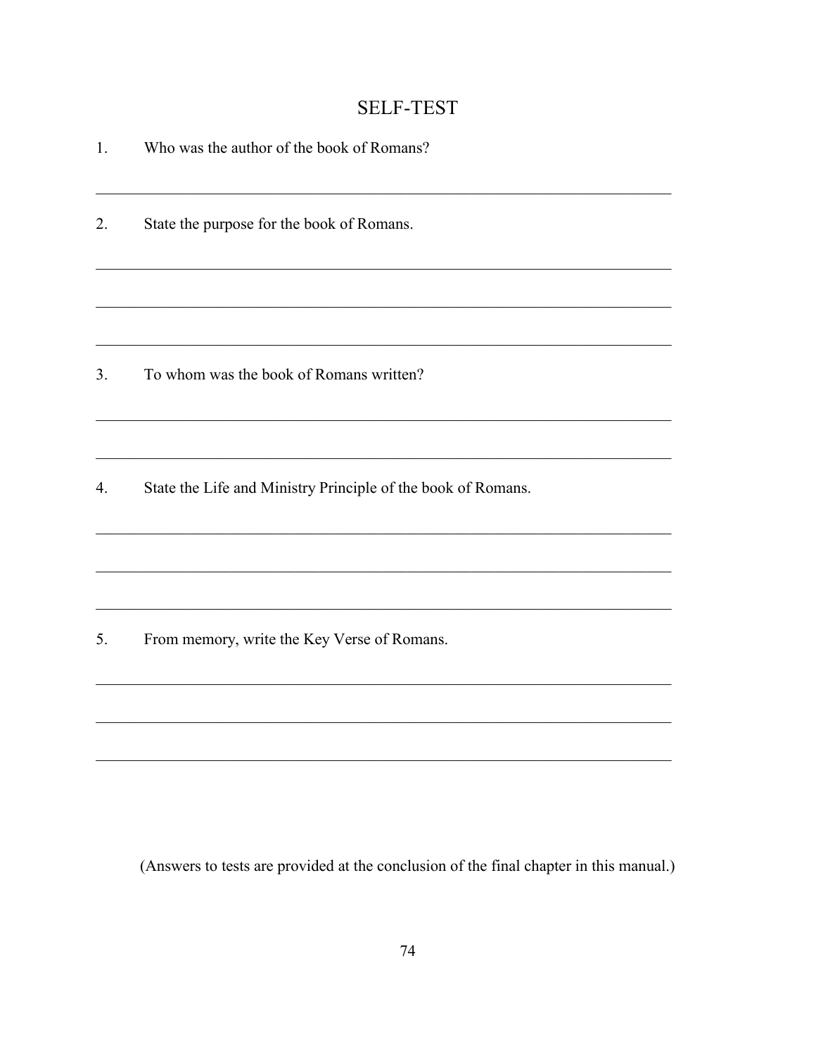## SELF-TEST

1. Who was the author of the book of Romans?

_______________________________________________________________________

2. State the purpose for the book of Romans.

_______________________________________________________________________

_______________________________________________________________________

_______________________________________________________________________

3. To whom was the book of Romans written?

_______________________________________________________________________

_______________________________________________________________________

4. State the Life and Ministry Principle of the book of Romans.

_______________________________________________________________________

_______________________________________________________________________

_______________________________________________________________________

5. From memory, write the Key Verse of Romans.

_______________________________________________________________________

_______________________________________________________________________

_______________________________________________________________________

(Answers to tests are provided at the conclusion of the final chapter in this manual.)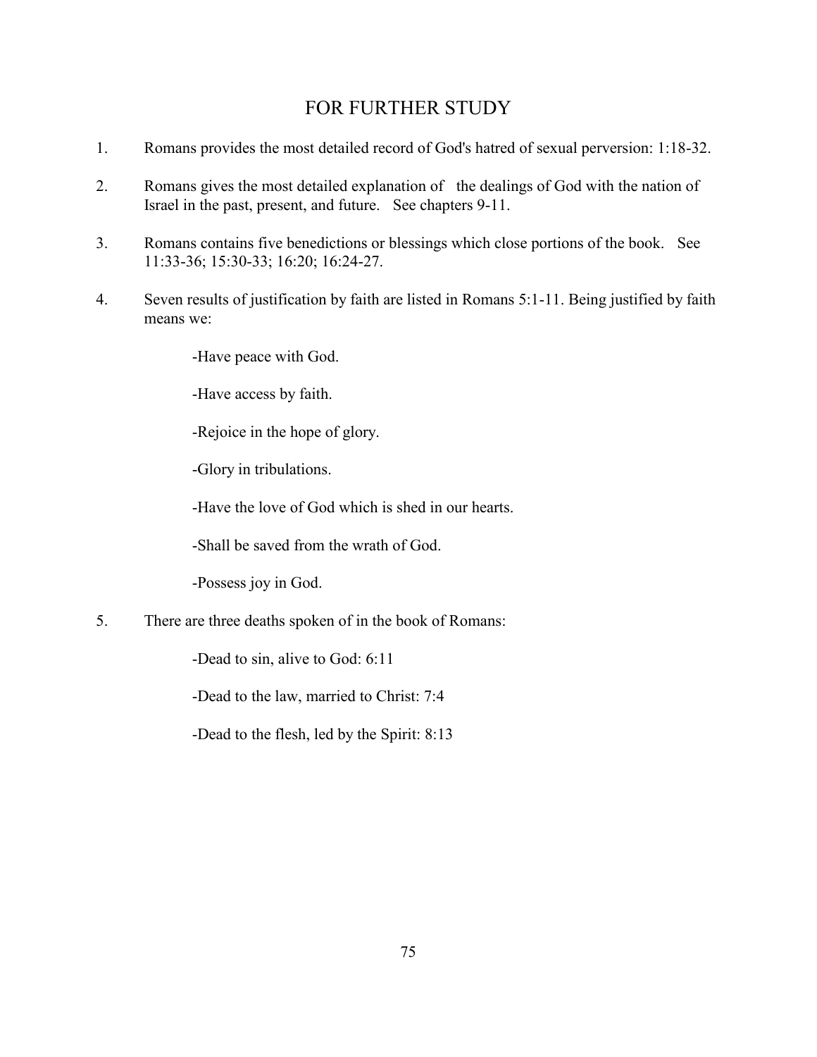## FOR FURTHER STUDY

1. Romans provides the most detailed record of God's hatred of sexual perversion: 1:18-32.

2. Romans gives the most detailed explanation of the dealings of God with the nation of Israel in the past, present, and future. See chapters 9-11.

3. Romans contains five benedictions or blessings which close portions of the book. See 11:33-36; 15:30-33; 16:20; 16:24-27.

4. Seven results of justification by faith are listed in Romans 5:1-11. Being justified by faith means we:

   -Have peace with God.

   -Have access by faith.

   -Rejoice in the hope of glory.

   -Glory in tribulations.

   -Have the love of God which is shed in our hearts.

   -Shall be saved from the wrath of God.

   -Possess joy in God.

5. There are three deaths spoken of in the book of Romans:

   -Dead to sin, alive to God: 6:11

   -Dead to the law, married to Christ: 7:4

   -Dead to the flesh, led by the Spirit: 8:13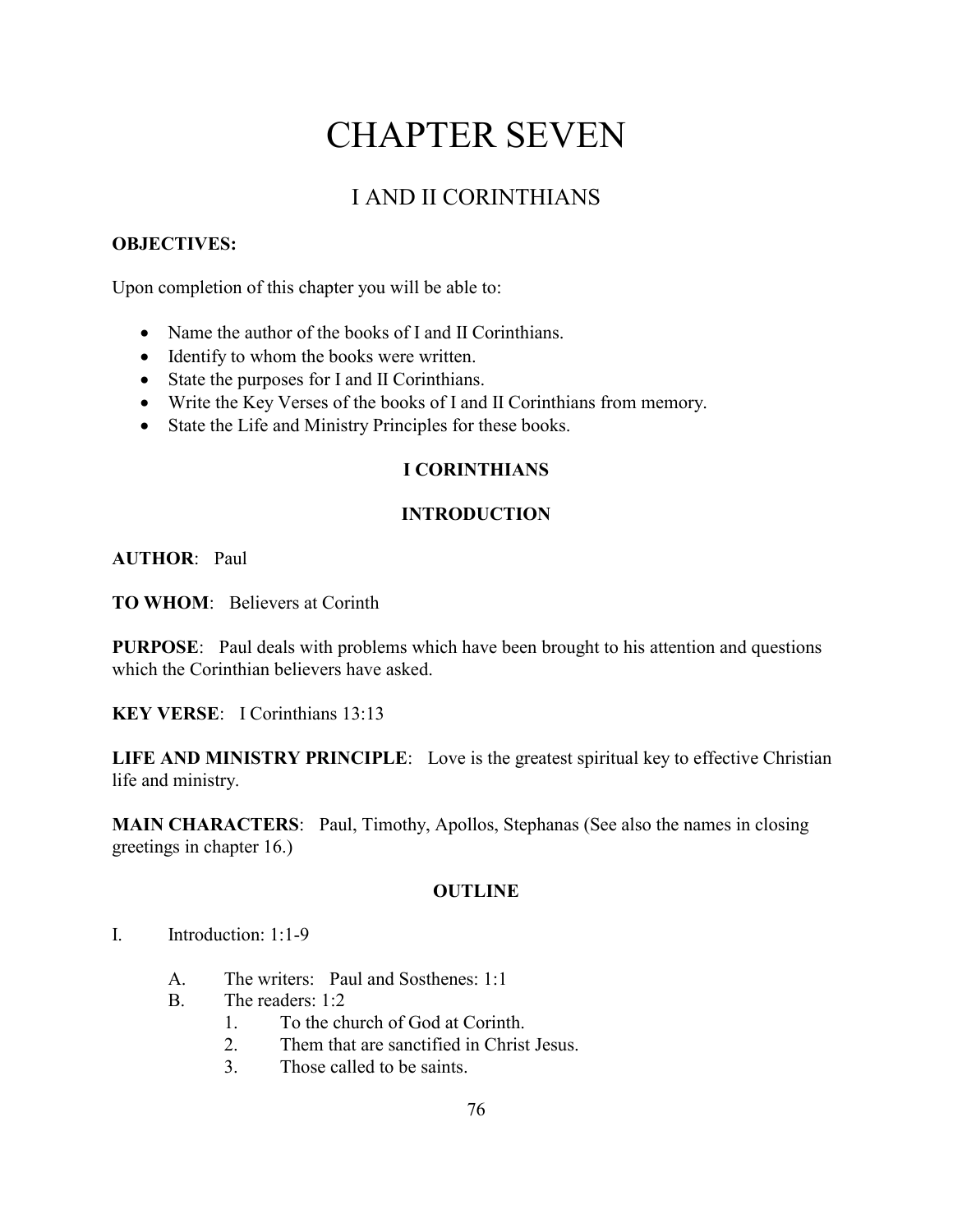# CHAPTER SEVEN

## I AND II CORINTHIANS

**OBJECTIVES:**

Upon completion of this chapter you will be able to:

- Name the author of the books of I and II Corinthians.
- Identify to whom the books were written.
- State the purposes for I and II Corinthians.
- Write the Key Verses of the books of I and II Corinthians from memory.
- State the Life and Ministry Principles for these books.

### I CORINTHIANS

### INTRODUCTION

**AUTHOR**: Paul

**TO WHOM**: Believers at Corinth

**PURPOSE**: Paul deals with problems which have been brought to his attention and questions which the Corinthian believers have asked.

**KEY VERSE**: I Corinthians 13:13

**LIFE AND MINISTRY PRINCIPLE**: Love is the greatest spiritual key to effective Christian life and ministry.

**MAIN CHARACTERS**: Paul, Timothy, Apollos, Stephanas (See also the names in closing greetings in chapter 16.)

### OUTLINE

I. Introduction: 1:1-9

   A. The writers: Paul and Sosthenes: 1:1
   B. The readers: 1:2
      1. To the church of God at Corinth.
      2. Them that are sanctified in Christ Jesus.
      3. Those called to be saints.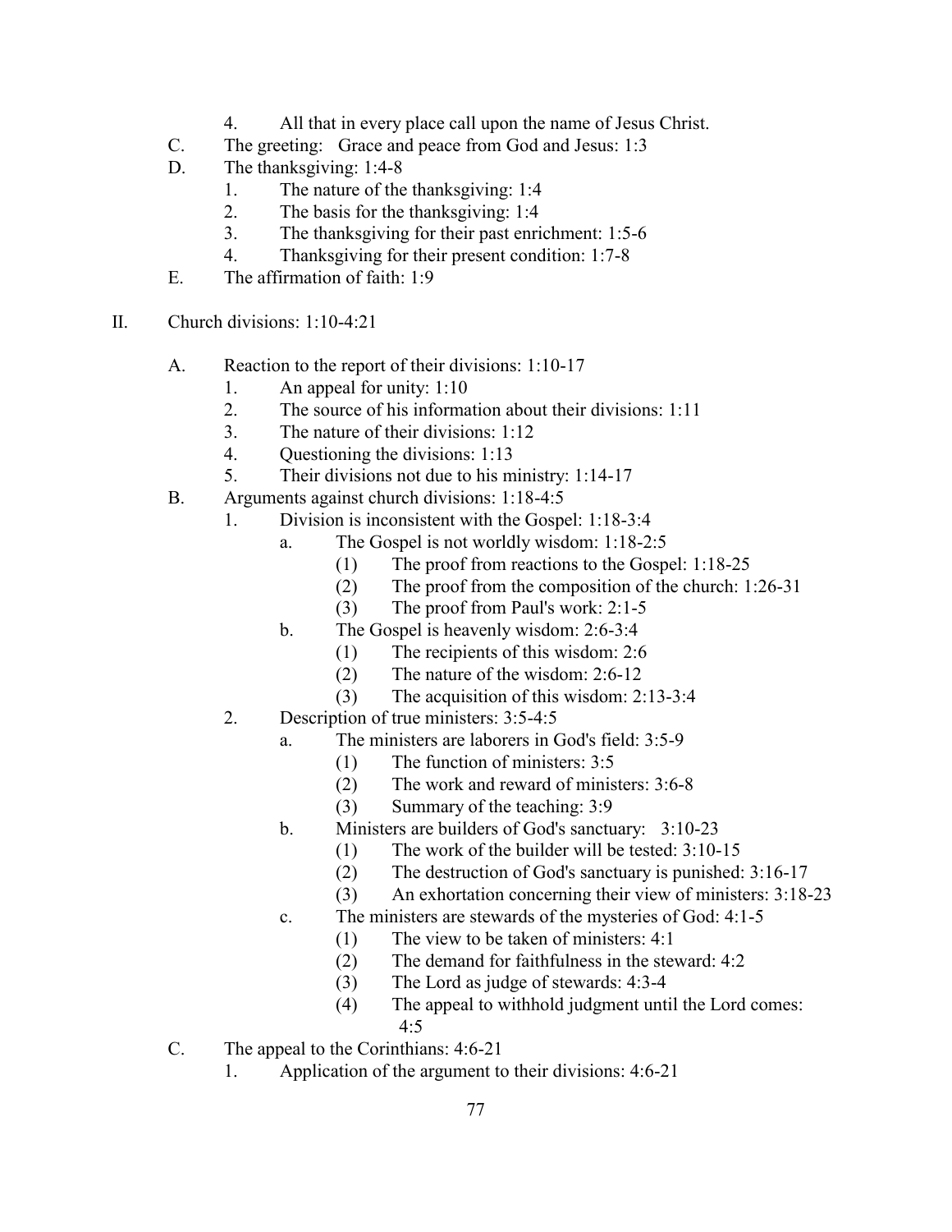4. All that in every place call upon the name of Jesus Christ.

C. The greeting: Grace and peace from God and Jesus: 1:3

D. The thanksgiving: 1:4-8
   1. The nature of the thanksgiving: 1:4
   2. The basis for the thanksgiving: 1:4
   3. The thanksgiving for their past enrichment: 1:5-6
   4. Thanksgiving for their present condition: 1:7-8

E. The affirmation of faith: 1:9

II. Church divisions: 1:10-4:21

A. Reaction to the report of their divisions: 1:10-17
   1. An appeal for unity: 1:10
   2. The source of his information about their divisions: 1:11
   3. The nature of their divisions: 1:12
   4. Questioning the divisions: 1:13
   5. Their divisions not due to his ministry: 1:14-17

B. Arguments against church divisions: 1:18-4:5
   1. Division is inconsistent with the Gospel: 1:18-3:4
      a. The Gospel is not worldly wisdom: 1:18-2:5
         (1) The proof from reactions to the Gospel: 1:18-25
         (2) The proof from the composition of the church: 1:26-31
         (3) The proof from Paul's work: 2:1-5
      b. The Gospel is heavenly wisdom: 2:6-3:4
         (1) The recipients of this wisdom: 2:6
         (2) The nature of the wisdom: 2:6-12
         (3) The acquisition of this wisdom: 2:13-3:4
   2. Description of true ministers: 3:5-4:5
      a. The ministers are laborers in God's field: 3:5-9
         (1) The function of ministers: 3:5
         (2) The work and reward of ministers: 3:6-8
         (3) Summary of the teaching: 3:9
      b. Ministers are builders of God's sanctuary: 3:10-23
         (1) The work of the builder will be tested: 3:10-15
         (2) The destruction of God's sanctuary is punished: 3:16-17
         (3) An exhortation concerning their view of ministers: 3:18-23
      c. The ministers are stewards of the mysteries of God: 4:1-5
         (1) The view to be taken of ministers: 4:1
         (2) The demand for faithfulness in the steward: 4:2
         (3) The Lord as judge of stewards: 4:3-4
         (4) The appeal to withhold judgment until the Lord comes: 4:5

C. The appeal to the Corinthians: 4:6-21
   1. Application of the argument to their divisions: 4:6-21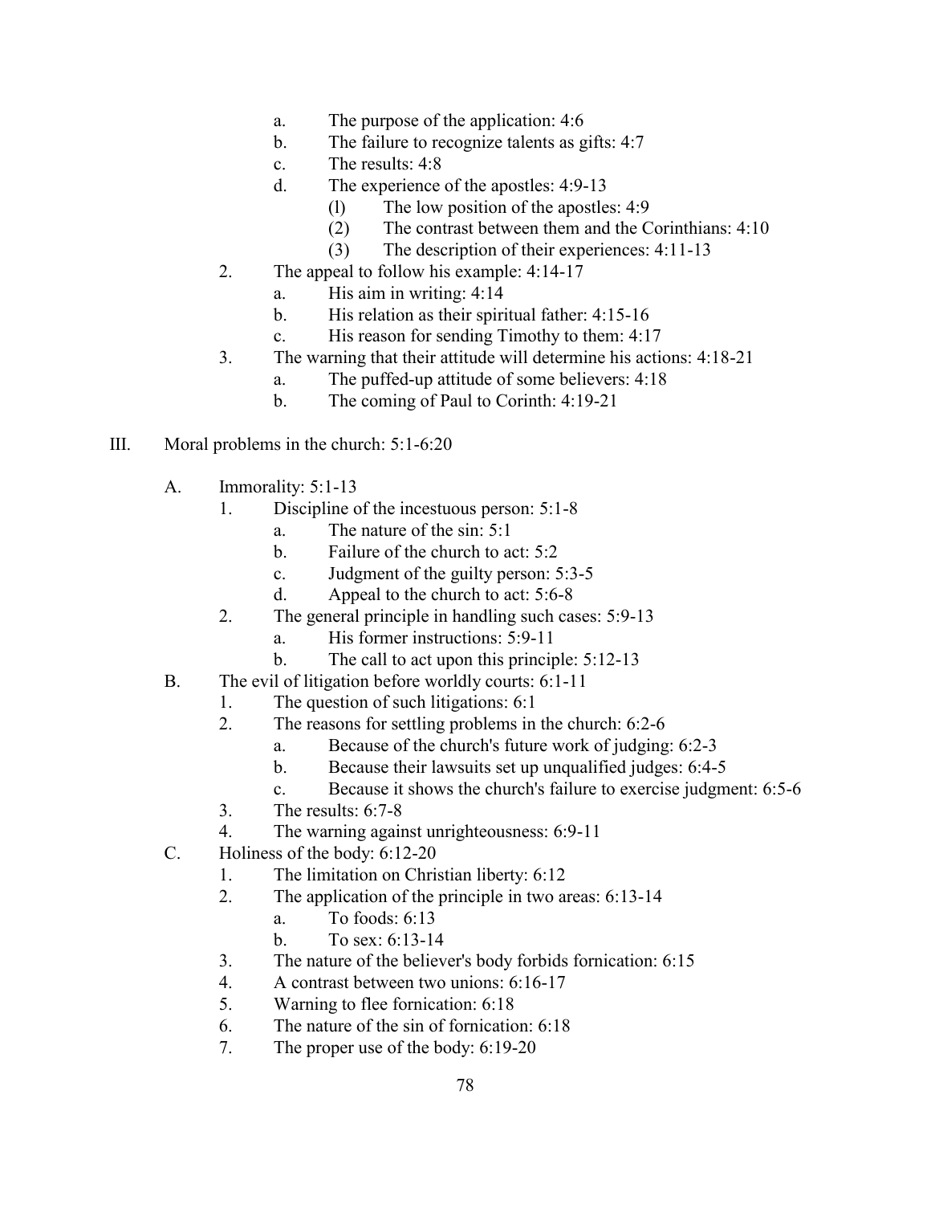- a. The purpose of the application: 4:6
- b. The failure to recognize talents as gifts: 4:7
- c. The results: 4:8
- d. The experience of the apostles: 4:9-13
  - (l) The low position of the apostles: 4:9
  - (2) The contrast between them and the Corinthians: 4:10
  - (3) The description of their experiences: 4:11-13

2. The appeal to follow his example: 4:14-17
   - a. His aim in writing: 4:14
   - b. His relation as their spiritual father: 4:15-16
   - c. His reason for sending Timothy to them: 4:17
3. The warning that their attitude will determine his actions: 4:18-21
   - a. The puffed-up attitude of some believers: 4:18
   - b. The coming of Paul to Corinth: 4:19-21

III. Moral problems in the church: 5:1-6:20

A. Immorality: 5:1-13
   1. Discipline of the incestuous person: 5:1-8
      - a. The nature of the sin: 5:1
      - b. Failure of the church to act: 5:2
      - c. Judgment of the guilty person: 5:3-5
      - d. Appeal to the church to act: 5:6-8
   2. The general principle in handling such cases: 5:9-13
      - a. His former instructions: 5:9-11
      - b. The call to act upon this principle: 5:12-13

B. The evil of litigation before worldly courts: 6:1-11
   1. The question of such litigations: 6:1
   2. The reasons for settling problems in the church: 6:2-6
      - a. Because of the church's future work of judging: 6:2-3
      - b. Because their lawsuits set up unqualified judges: 6:4-5
      - c. Because it shows the church's failure to exercise judgment: 6:5-6
   3. The results: 6:7-8
   4. The warning against unrighteousness: 6:9-11

C. Holiness of the body: 6:12-20
   1. The limitation on Christian liberty: 6:12
   2. The application of the principle in two areas: 6:13-14
      - a. To foods: 6:13
      - b. To sex: 6:13-14
   3. The nature of the believer's body forbids fornication: 6:15
   4. A contrast between two unions: 6:16-17
   5. Warning to flee fornication: 6:18
   6. The nature of the sin of fornication: 6:18
   7. The proper use of the body: 6:19-20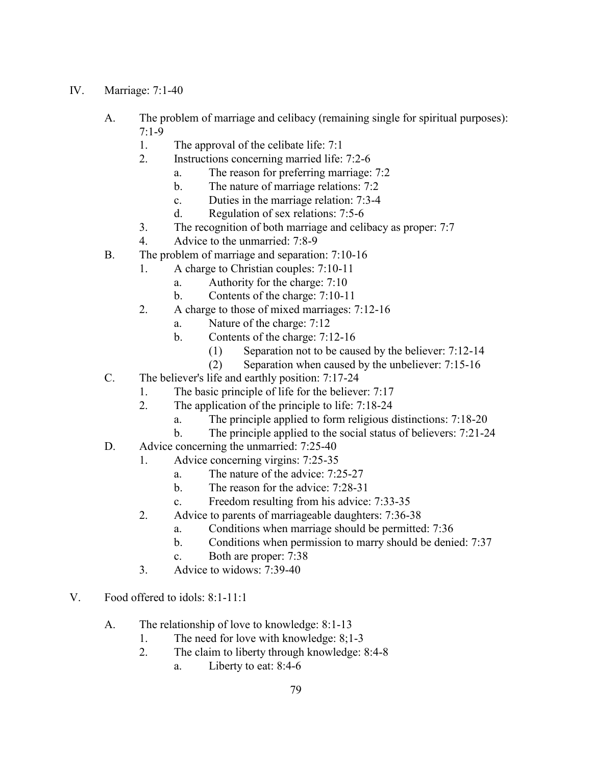IV. Marriage: 7:1-40

- A. The problem of marriage and celibacy (remaining single for spiritual purposes): 7:1-9
  - 1. The approval of the celibate life: 7:1
  - 2. Instructions concerning married life: 7:2-6
    - a. The reason for preferring marriage: 7:2
    - b. The nature of marriage relations: 7:2
    - c. Duties in the marriage relation: 7:3-4
    - d. Regulation of sex relations: 7:5-6
  - 3. The recognition of both marriage and celibacy as proper: 7:7
  - 4. Advice to the unmarried: 7:8-9
- B. The problem of marriage and separation: 7:10-16
  - 1. A charge to Christian couples: 7:10-11
    - a. Authority for the charge: 7:10
    - b. Contents of the charge: 7:10-11
  - 2. A charge to those of mixed marriages: 7:12-16
    - a. Nature of the charge: 7:12
    - b. Contents of the charge: 7:12-16
      - (1) Separation not to be caused by the believer: 7:12-14
      - (2) Separation when caused by the unbeliever: 7:15-16
- C. The believer's life and earthly position: 7:17-24
  - 1. The basic principle of life for the believer: 7:17
  - 2. The application of the principle to life: 7:18-24
    - a. The principle applied to form religious distinctions: 7:18-20
    - b. The principle applied to the social status of believers: 7:21-24
- D. Advice concerning the unmarried: 7:25-40
  - 1. Advice concerning virgins: 7:25-35
    - a. The nature of the advice: 7:25-27
    - b. The reason for the advice: 7:28-31
    - c. Freedom resulting from his advice: 7:33-35
  - 2. Advice to parents of marriageable daughters: 7:36-38
    - a. Conditions when marriage should be permitted: 7:36
    - b. Conditions when permission to marry should be denied: 7:37
    - c. Both are proper: 7:38
  - 3. Advice to widows: 7:39-40

V. Food offered to idols: 8:1-11:1

- A. The relationship of love to knowledge: 8:1-13
  - 1. The need for love with knowledge: 8;1-3
  - 2. The claim to liberty through knowledge: 8:4-8
    - a. Liberty to eat: 8:4-6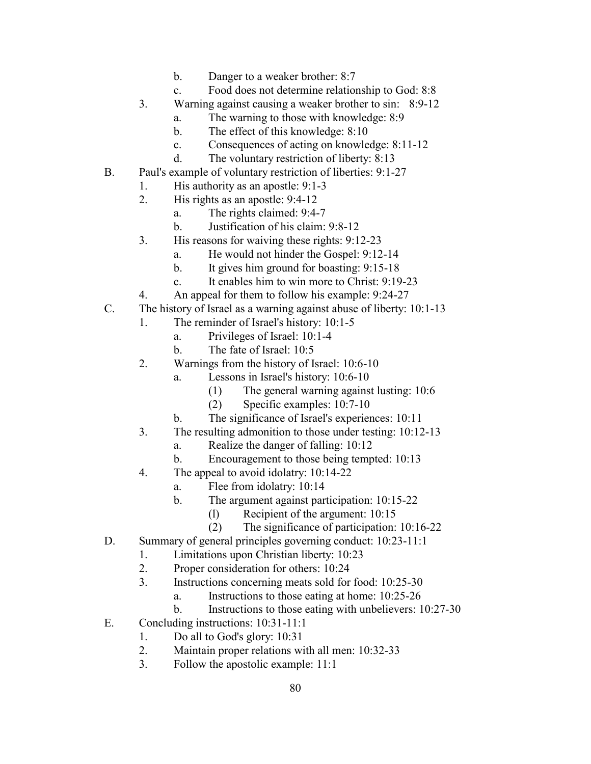b. Danger to a weaker brother: 8:7
        c. Food does not determine relationship to God: 8:8
    3. Warning against causing a weaker brother to sin: 8:9-12
        a. The warning to those with knowledge: 8:9
        b. The effect of this knowledge: 8:10
        c. Consequences of acting on knowledge: 8:11-12
        d. The voluntary restriction of liberty: 8:13

B. Paul's example of voluntary restriction of liberties: 9:1-27
    1. His authority as an apostle: 9:1-3
    2. His rights as an apostle: 9:4-12
        a. The rights claimed: 9:4-7
        b. Justification of his claim: 9:8-12
    3. His reasons for waiving these rights: 9:12-23
        a. He would not hinder the Gospel: 9:12-14
        b. It gives him ground for boasting: 9:15-18
        c. It enables him to win more to Christ: 9:19-23
    4. An appeal for them to follow his example: 9:24-27

C. The history of Israel as a warning against abuse of liberty: 10:1-13
    1. The reminder of Israel's history: 10:1-5
        a. Privileges of Israel: 10:1-4
        b. The fate of Israel: 10:5
    2. Warnings from the history of Israel: 10:6-10
        a. Lessons in Israel's history: 10:6-10
            (1) The general warning against lusting: 10:6
            (2) Specific examples: 10:7-10
        b. The significance of Israel's experiences: 10:11
    3. The resulting admonition to those under testing: 10:12-13
        a. Realize the danger of falling: 10:12
        b. Encouragement to those being tempted: 10:13
    4. The appeal to avoid idolatry: 10:14-22
        a. Flee from idolatry: 10:14
        b. The argument against participation: 10:15-22
            (l) Recipient of the argument: 10:15
            (2) The significance of participation: 10:16-22

D. Summary of general principles governing conduct: 10:23-11:1
    1. Limitations upon Christian liberty: 10:23
    2. Proper consideration for others: 10:24
    3. Instructions concerning meats sold for food: 10:25-30
        a. Instructions to those eating at home: 10:25-26
        b. Instructions to those eating with unbelievers: 10:27-30

E. Concluding instructions: 10:31-11:1
    1. Do all to God's glory: 10:31
    2. Maintain proper relations with all men: 10:32-33
    3. Follow the apostolic example: 11:1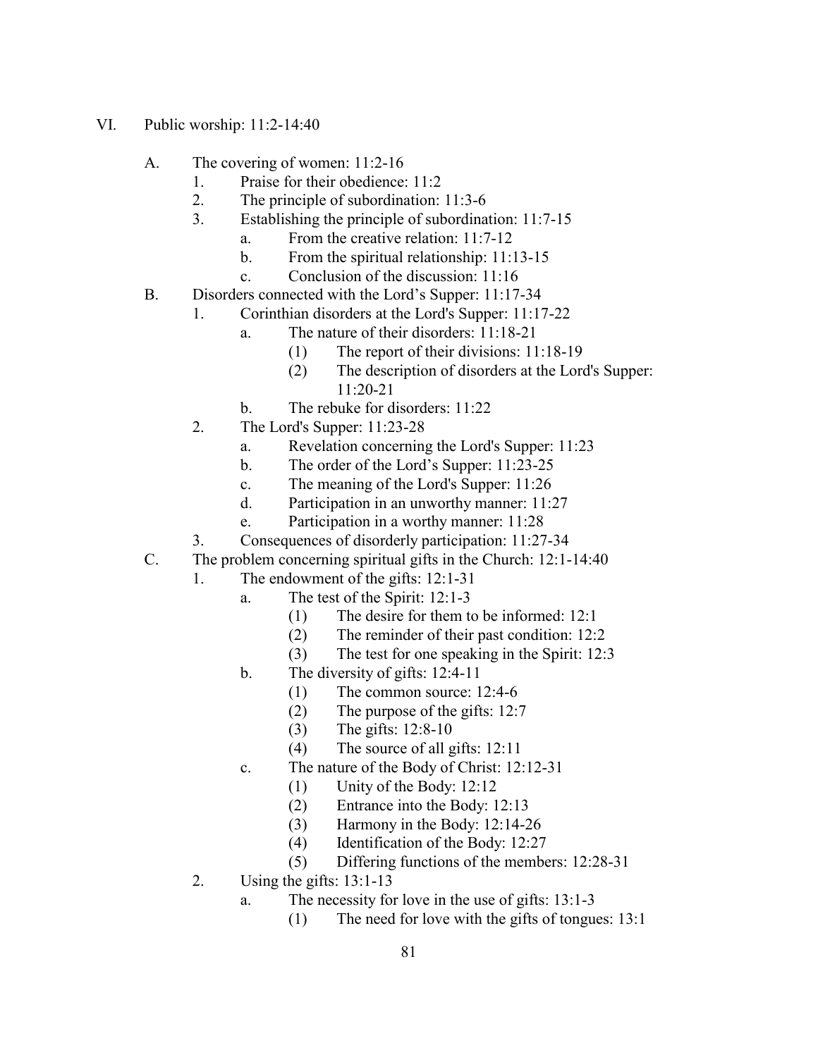VI. Public worship: 11:2-14:40

- A. The covering of women: 11:2-16
  - 1. Praise for their obedience: 11:2
  - 2. The principle of subordination: 11:3-6
  - 3. Establishing the principle of subordination: 11:7-15
    - a. From the creative relation: 11:7-12
    - b. From the spiritual relationship: 11:13-15
    - c. Conclusion of the discussion: 11:16
- B. Disorders connected with the Lord's Supper: 11:17-34
  - 1. Corinthian disorders at the Lord's Supper: 11:17-22
    - a. The nature of their disorders: 11:18-21
      - (1) The report of their divisions: 11:18-19
      - (2) The description of disorders at the Lord's Supper: 11:20-21
    - b. The rebuke for disorders: 11:22
  - 2. The Lord's Supper: 11:23-28
    - a. Revelation concerning the Lord's Supper: 11:23
    - b. The order of the Lord's Supper: 11:23-25
    - c. The meaning of the Lord's Supper: 11:26
    - d. Participation in an unworthy manner: 11:27
    - e. Participation in a worthy manner: 11:28
  - 3. Consequences of disorderly participation: 11:27-34
- C. The problem concerning spiritual gifts in the Church: 12:1-14:40
  - 1. The endowment of the gifts: 12:1-31
    - a. The test of the Spirit: 12:1-3
      - (1) The desire for them to be informed: 12:1
      - (2) The reminder of their past condition: 12:2
      - (3) The test for one speaking in the Spirit: 12:3
    - b. The diversity of gifts: 12:4-11
      - (1) The common source: 12:4-6
      - (2) The purpose of the gifts: 12:7
      - (3) The gifts: 12:8-10
      - (4) The source of all gifts: 12:11
    - c. The nature of the Body of Christ: 12:12-31
      - (1) Unity of the Body: 12:12
      - (2) Entrance into the Body: 12:13
      - (3) Harmony in the Body: 12:14-26
      - (4) Identification of the Body: 12:27
      - (5) Differing functions of the members: 12:28-31
  - 2. Using the gifts: 13:1-13
    - a. The necessity for love in the use of gifts: 13:1-3
      - (1) The need for love with the gifts of tongues: 13:1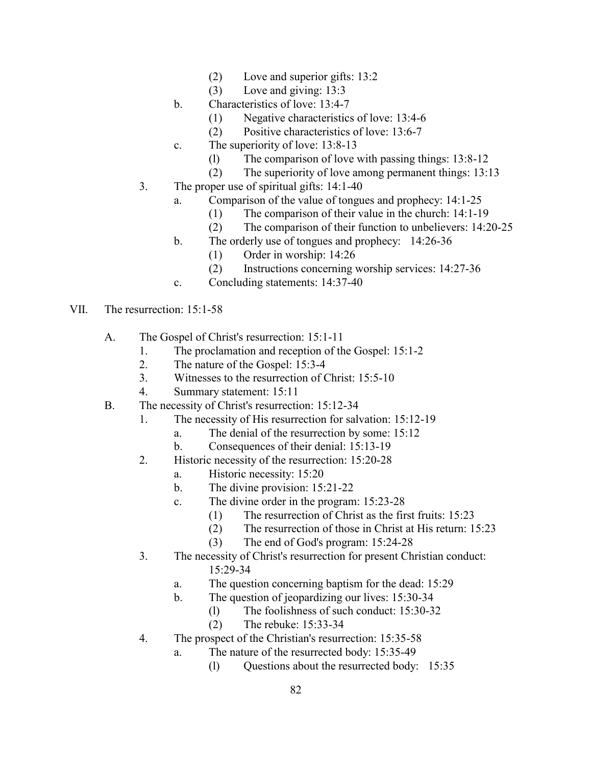- (2) Love and superior gifts: 13:2
- (3) Love and giving: 13:3

- b. Characteristics of love: 13:4-7
  - (1) Negative characteristics of love: 13:4-6
  - (2) Positive characteristics of love: 13:6-7
- c. The superiority of love: 13:8-13
  - (l) The comparison of love with passing things: 13:8-12
  - (2) The superiority of love among permanent things: 13:13

3. The proper use of spiritual gifts: 14:1-40
   - a. Comparison of the value of tongues and prophecy: 14:1-25
     - (1) The comparison of their value in the church: 14:1-19
     - (2) The comparison of their function to unbelievers: 14:20-25
   - b. The orderly use of tongues and prophecy: 14:26-36
     - (1) Order in worship: 14:26
     - (2) Instructions concerning worship services: 14:27-36
   - c. Concluding statements: 14:37-40

VII. The resurrection: 15:1-58

- A. The Gospel of Christ's resurrection: 15:1-11
  1. The proclamation and reception of the Gospel: 15:1-2
  2. The nature of the Gospel: 15:3-4
  3. Witnesses to the resurrection of Christ: 15:5-10
  4. Summary statement: 15:11
- B. The necessity of Christ's resurrection: 15:12-34
  1. The necessity of His resurrection for salvation: 15:12-19
     - a. The denial of the resurrection by some: 15:12
     - b. Consequences of their denial: 15:13-19
  2. Historic necessity of the resurrection: 15:20-28
     - a. Historic necessity: 15:20
     - b. The divine provision: 15:21-22
     - c. The divine order in the program: 15:23-28
       - (1) The resurrection of Christ as the first fruits: 15:23
       - (2) The resurrection of those in Christ at His return: 15:23
       - (3) The end of God's program: 15:24-28
  3. The necessity of Christ's resurrection for present Christian conduct: 15:29-34
     - a. The question concerning baptism for the dead: 15:29
     - b. The question of jeopardizing our lives: 15:30-34
       - (l) The foolishness of such conduct: 15:30-32
       - (2) The rebuke: 15:33-34
  4. The prospect of the Christian's resurrection: 15:35-58
     - a. The nature of the resurrected body: 15:35-49
       - (l) Questions about the resurrected body: 15:35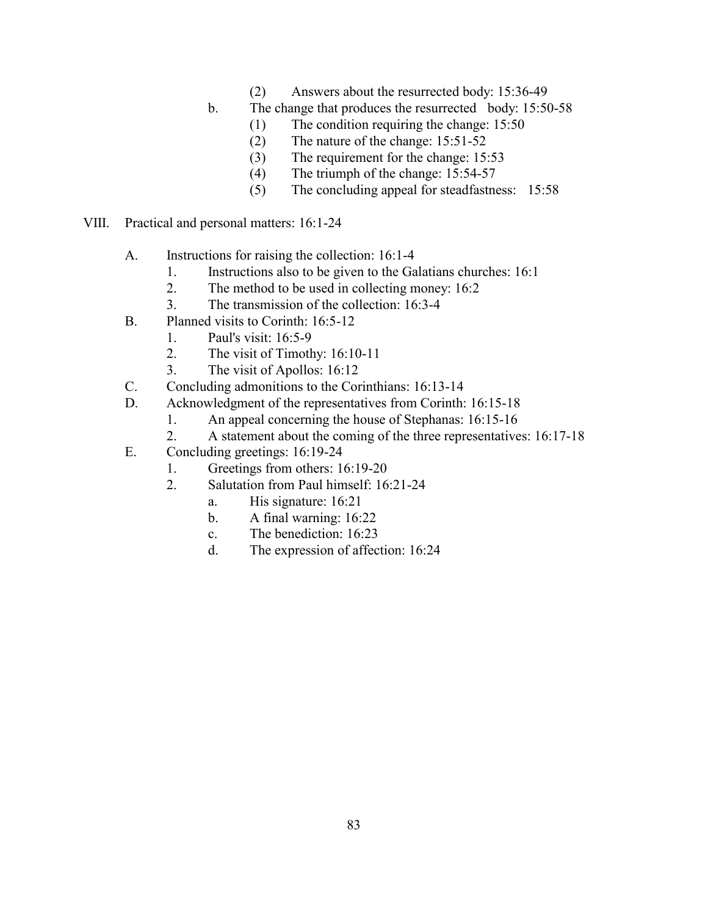(2) Answers about the resurrected body: 15:36-49

b. The change that produces the resurrected body: 15:50-58

(1) The condition requiring the change: 15:50

(2) The nature of the change: 15:51-52

(3) The requirement for the change: 15:53

(4) The triumph of the change: 15:54-57

(5) The concluding appeal for steadfastness: 15:58

VIII. Practical and personal matters: 16:1-24

A. Instructions for raising the collection: 16:1-4

1. Instructions also to be given to the Galatians churches: 16:1

2. The method to be used in collecting money: 16:2

3. The transmission of the collection: 16:3-4

B. Planned visits to Corinth: 16:5-12

1. Paul's visit: 16:5-9

2. The visit of Timothy: 16:10-11

3. The visit of Apollos: 16:12

C. Concluding admonitions to the Corinthians: 16:13-14

D. Acknowledgment of the representatives from Corinth: 16:15-18

1. An appeal concerning the house of Stephanas: 16:15-16

2. A statement about the coming of the three representatives: 16:17-18

E. Concluding greetings: 16:19-24

1. Greetings from others: 16:19-20

2. Salutation from Paul himself: 16:21-24

a. His signature: 16:21

b. A final warning: 16:22

c. The benediction: 16:23

d. The expression of affection: 16:24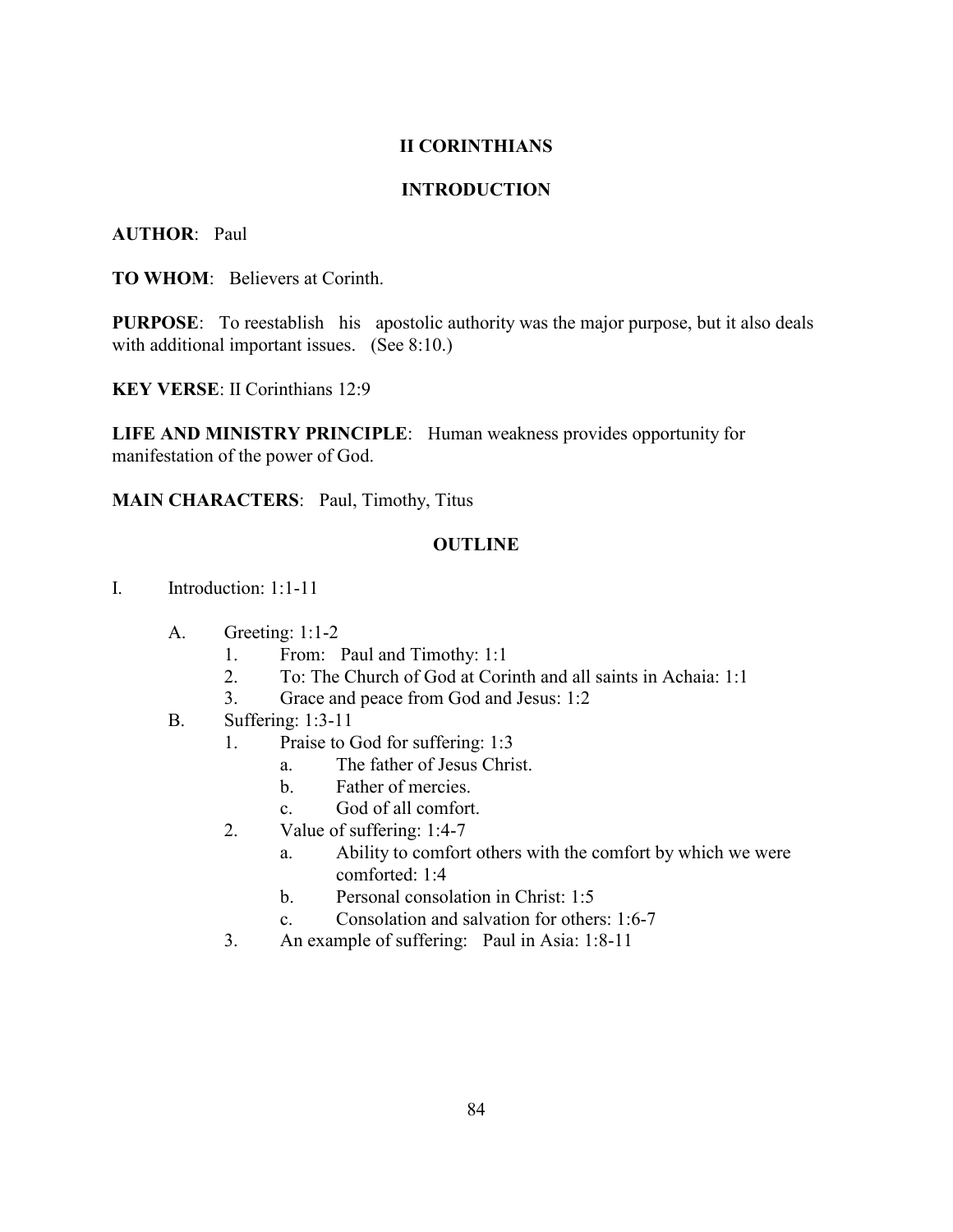## II CORINTHIANS

## INTRODUCTION

**AUTHOR**: Paul

**TO WHOM**: Believers at Corinth.

**PURPOSE**: To reestablish his apostolic authority was the major purpose, but it also deals with additional important issues. (See 8:10.)

**KEY VERSE**: II Corinthians 12:9

**LIFE AND MINISTRY PRINCIPLE**: Human weakness provides opportunity for manifestation of the power of God.

**MAIN CHARACTERS**: Paul, Timothy, Titus

## OUTLINE

I. Introduction: 1:1-11

  A. Greeting: 1:1-2
    1. From: Paul and Timothy: 1:1
    2. To: The Church of God at Corinth and all saints in Achaia: 1:1
    3. Grace and peace from God and Jesus: 1:2
  B. Suffering: 1:3-11
    1. Praise to God for suffering: 1:3
      a. The father of Jesus Christ.
      b. Father of mercies.
      c. God of all comfort.
    2. Value of suffering: 1:4-7
      a. Ability to comfort others with the comfort by which we were comforted: 1:4
      b. Personal consolation in Christ: 1:5
      c. Consolation and salvation for others: 1:6-7
    3. An example of suffering: Paul in Asia: 1:8-11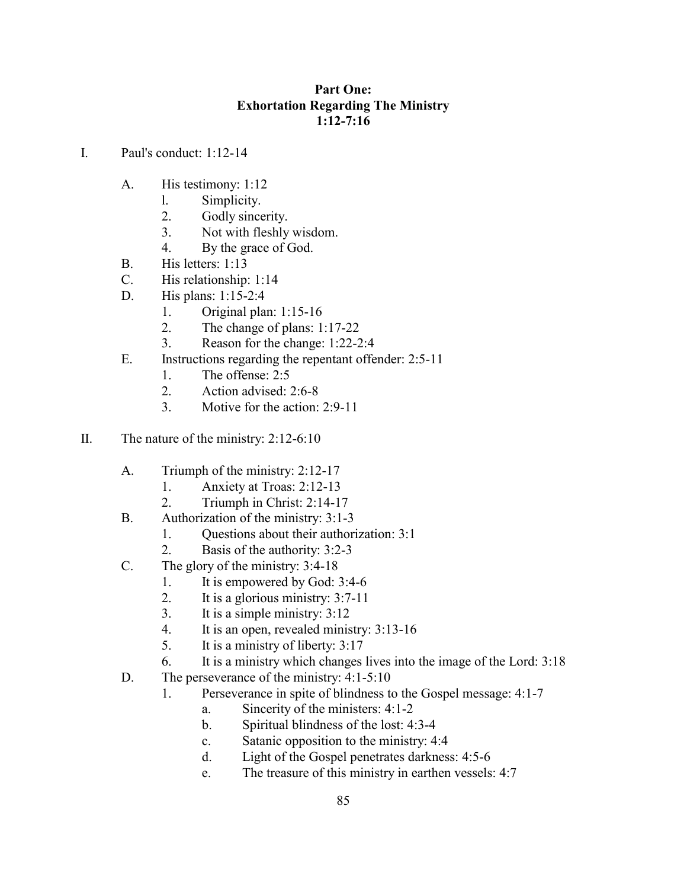## Part One:
## Exhortation Regarding The Ministry
## 1:12-7:16

I. Paul's conduct: 1:12-14

   A. His testimony: 1:12
      1. Simplicity.
      2. Godly sincerity.
      3. Not with fleshly wisdom.
      4. By the grace of God.
   B. His letters: 1:13
   C. His relationship: 1:14
   D. His plans: 1:15-2:4
      1. Original plan: 1:15-16
      2. The change of plans: 1:17-22
      3. Reason for the change: 1:22-2:4
   E. Instructions regarding the repentant offender: 2:5-11
      1. The offense: 2:5
      2. Action advised: 2:6-8
      3. Motive for the action: 2:9-11

II. The nature of the ministry: 2:12-6:10

   A. Triumph of the ministry: 2:12-17
      1. Anxiety at Troas: 2:12-13
      2. Triumph in Christ: 2:14-17
   B. Authorization of the ministry: 3:1-3
      1. Questions about their authorization: 3:1
      2. Basis of the authority: 3:2-3
   C. The glory of the ministry: 3:4-18
      1. It is empowered by God: 3:4-6
      2. It is a glorious ministry: 3:7-11
      3. It is a simple ministry: 3:12
      4. It is an open, revealed ministry: 3:13-16
      5. It is a ministry of liberty: 3:17
      6. It is a ministry which changes lives into the image of the Lord: 3:18
   D. The perseverance of the ministry: 4:1-5:10
      1. Perseverance in spite of blindness to the Gospel message: 4:1-7
         a. Sincerity of the ministers: 4:1-2
         b. Spiritual blindness of the lost: 4:3-4
         c. Satanic opposition to the ministry: 4:4
         d. Light of the Gospel penetrates darkness: 4:5-6
         e. The treasure of this ministry in earthen vessels: 4:7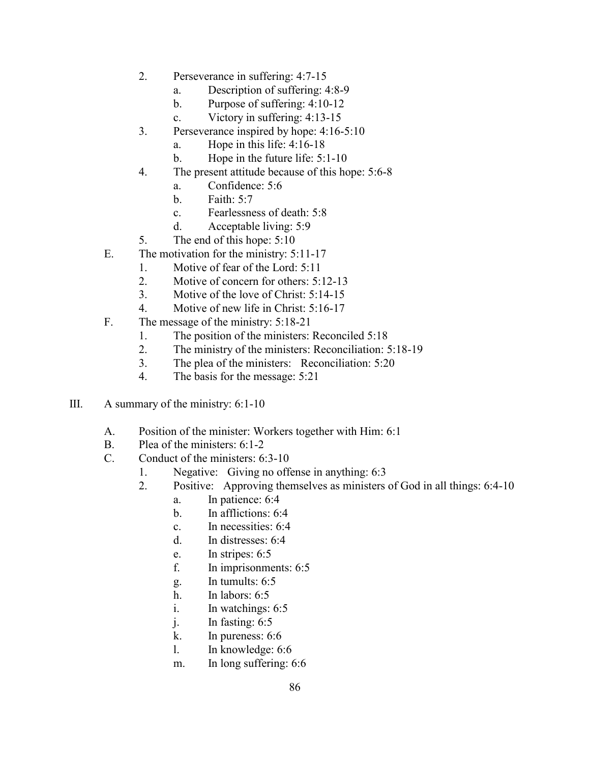2. Perseverance in suffering: 4:7-15
    a. Description of suffering: 4:8-9
    b. Purpose of suffering: 4:10-12
    c. Victory in suffering: 4:13-15
3. Perseverance inspired by hope: 4:16-5:10
    a. Hope in this life: 4:16-18
    b. Hope in the future life: 5:1-10
4. The present attitude because of this hope: 5:6-8
    a. Confidence: 5:6
    b. Faith: 5:7
    c. Fearlessness of death: 5:8
    d. Acceptable living: 5:9
5. The end of this hope: 5:10

E. The motivation for the ministry: 5:11-17
    1. Motive of fear of the Lord: 5:11
    2. Motive of concern for others: 5:12-13
    3. Motive of the love of Christ: 5:14-15
    4. Motive of new life in Christ: 5:16-17

F. The message of the ministry: 5:18-21
    1. The position of the ministers: Reconciled 5:18
    2. The ministry of the ministers: Reconciliation: 5:18-19
    3. The plea of the ministers: Reconciliation: 5:20
    4. The basis for the message: 5:21

III. A summary of the ministry: 6:1-10

A. Position of the minister: Workers together with Him: 6:1

B. Plea of the ministers: 6:1-2

C. Conduct of the ministers: 6:3-10
    1. Negative: Giving no offense in anything: 6:3
    2. Positive: Approving themselves as ministers of God in all things: 6:4-10
        a. In patience: 6:4
        b. In afflictions: 6:4
        c. In necessities: 6:4
        d. In distresses: 6:4
        e. In stripes: 6:5
        f. In imprisonments: 6:5
        g. In tumults: 6:5
        h. In labors: 6:5
        i. In watchings: 6:5
        j. In fasting: 6:5
        k. In pureness: 6:6
        l. In knowledge: 6:6
        m. In long suffering: 6:6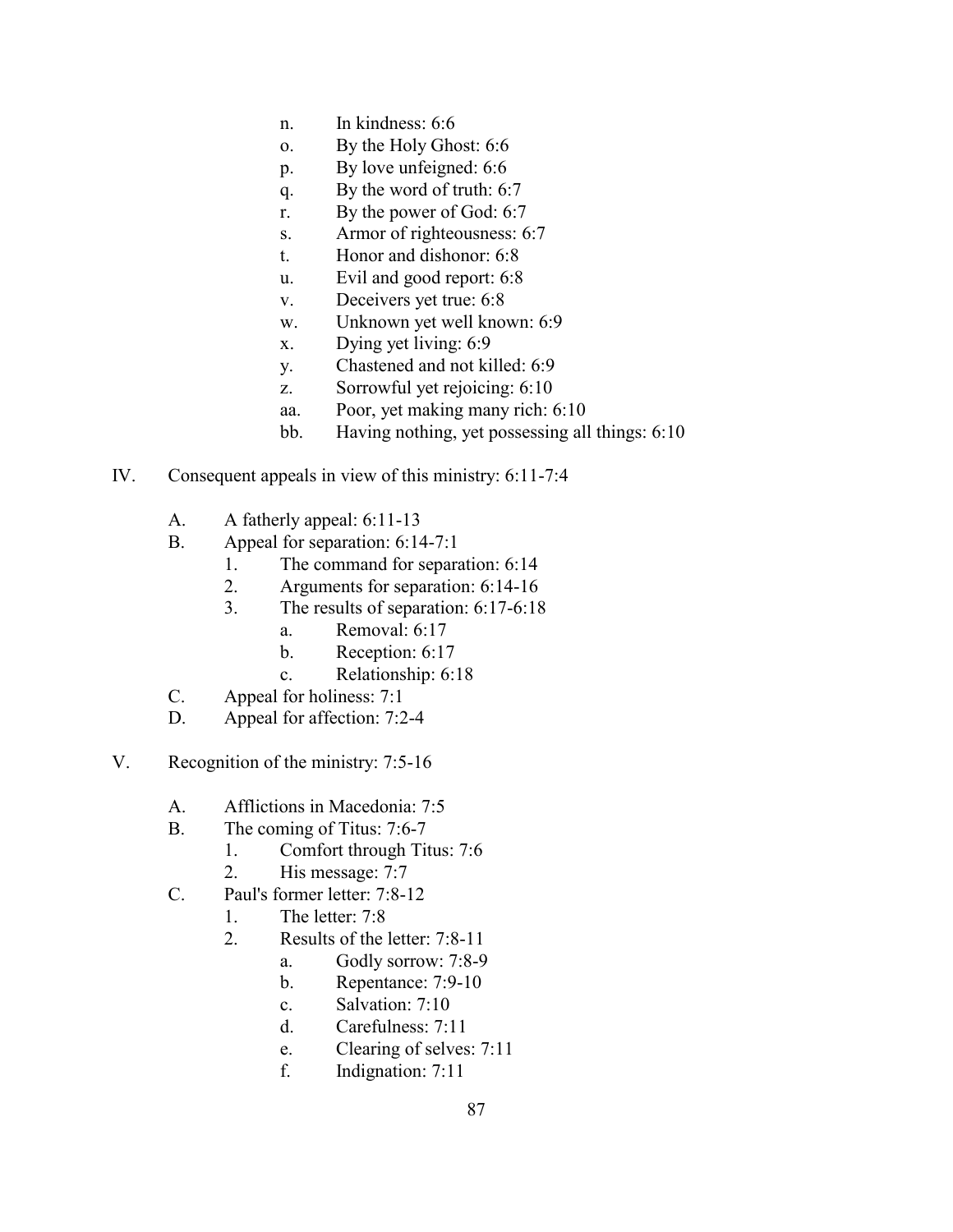n. In kindness: 6:6
o. By the Holy Ghost: 6:6
p. By love unfeigned: 6:6
q. By the word of truth: 6:7
r. By the power of God: 6:7
s. Armor of righteousness: 6:7
t. Honor and dishonor: 6:8
u. Evil and good report: 6:8
v. Deceivers yet true: 6:8
w. Unknown yet well known: 6:9
x. Dying yet living: 6:9
y. Chastened and not killed: 6:9
z. Sorrowful yet rejoicing: 6:10
aa. Poor, yet making many rich: 6:10
bb. Having nothing, yet possessing all things: 6:10

IV. Consequent appeals in view of this ministry: 6:11-7:4

- A. A fatherly appeal: 6:11-13
- B. Appeal for separation: 6:14-7:1
    1. The command for separation: 6:14
    2. Arguments for separation: 6:14-16
    3. The results of separation: 6:17-6:18
        - a. Removal: 6:17
        - b. Reception: 6:17
        - c. Relationship: 6:18
- C. Appeal for holiness: 7:1
- D. Appeal for affection: 7:2-4

V. Recognition of the ministry: 7:5-16

- A. Afflictions in Macedonia: 7:5
- B. The coming of Titus: 7:6-7
    1. Comfort through Titus: 7:6
    2. His message: 7:7
- C. Paul's former letter: 7:8-12
    1. The letter: 7:8
    2. Results of the letter: 7:8-11
        - a. Godly sorrow: 7:8-9
        - b. Repentance: 7:9-10
        - c. Salvation: 7:10
        - d. Carefulness: 7:11
        - e. Clearing of selves: 7:11
        - f. Indignation: 7:11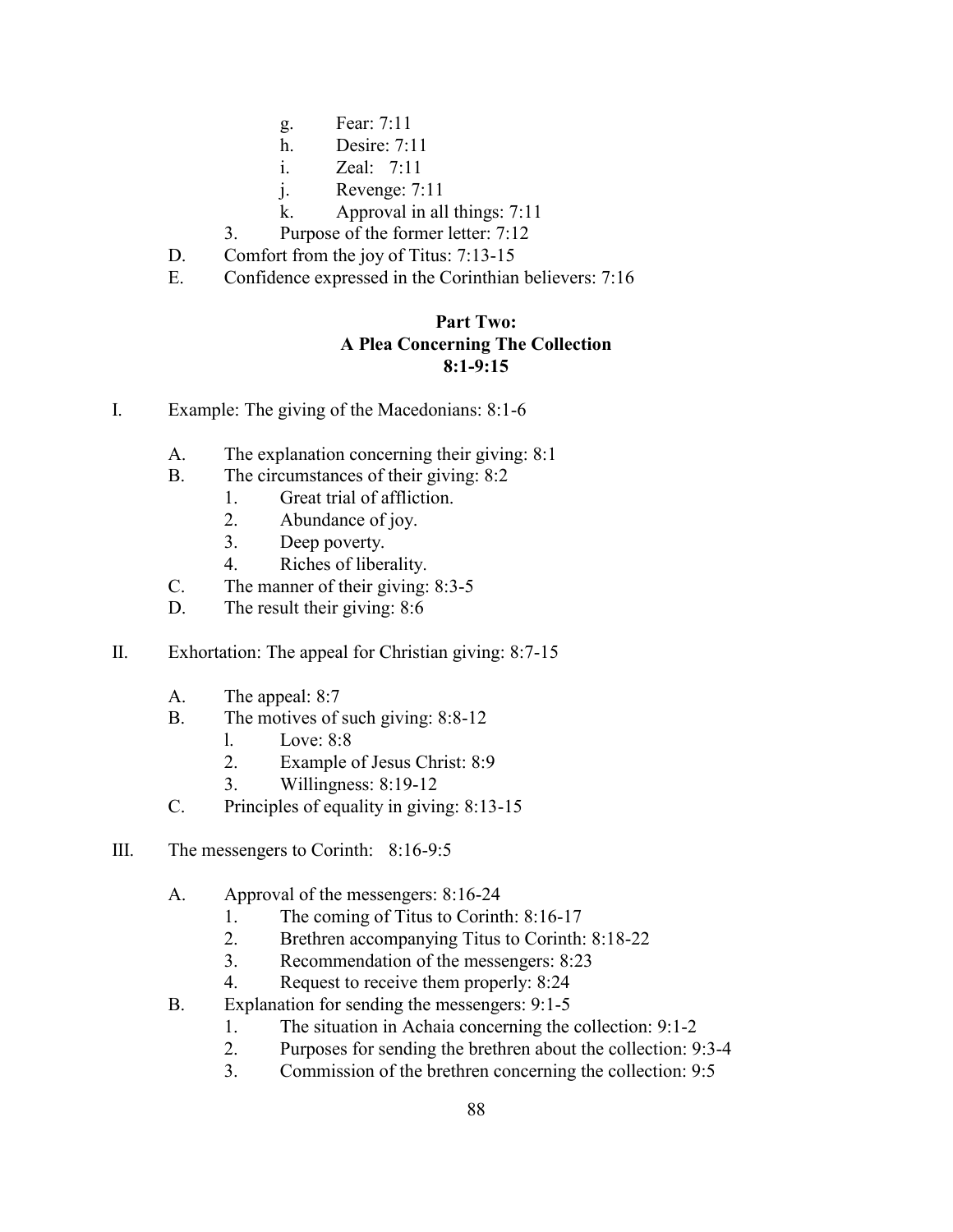g. Fear: 7:11
h. Desire: 7:11
i. Zeal: 7:11
j. Revenge: 7:11
k. Approval in all things: 7:11

3. Purpose of the former letter: 7:12

D. Comfort from the joy of Titus: 7:13-15

E. Confidence expressed in the Corinthian believers: 7:16

## Part Two: A Plea Concerning The Collection 8:1-9:15

I. Example: The giving of the Macedonians: 8:1-6

A. The explanation concerning their giving: 8:1

B. The circumstances of their giving: 8:2

1. Great trial of affliction.
2. Abundance of joy.
3. Deep poverty.
4. Riches of liberality.

C. The manner of their giving: 8:3-5

D. The result their giving: 8:6

II. Exhortation: The appeal for Christian giving: 8:7-15

A. The appeal: 8:7

B. The motives of such giving: 8:8-12

l. Love: 8:8
2. Example of Jesus Christ: 8:9
3. Willingness: 8:19-12

C. Principles of equality in giving: 8:13-15

III. The messengers to Corinth: 8:16-9:5

A. Approval of the messengers: 8:16-24

1. The coming of Titus to Corinth: 8:16-17
2. Brethren accompanying Titus to Corinth: 8:18-22
3. Recommendation of the messengers: 8:23
4. Request to receive them properly: 8:24

B. Explanation for sending the messengers: 9:1-5

1. The situation in Achaia concerning the collection: 9:1-2
2. Purposes for sending the brethren about the collection: 9:3-4
3. Commission of the brethren concerning the collection: 9:5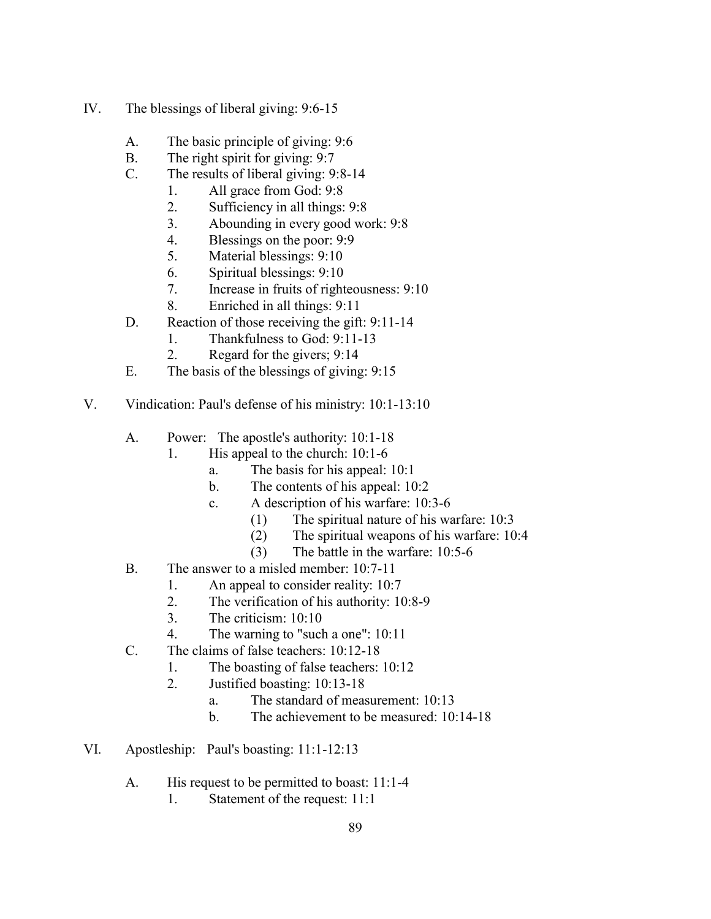IV. The blessings of liberal giving: 9:6-15

- A. The basic principle of giving: 9:6
- B. The right spirit for giving: 9:7
- C. The results of liberal giving: 9:8-14
  1. All grace from God: 9:8
  2. Sufficiency in all things: 9:8
  3. Abounding in every good work: 9:8
  4. Blessings on the poor: 9:9
  5. Material blessings: 9:10
  6. Spiritual blessings: 9:10
  7. Increase in fruits of righteousness: 9:10
  8. Enriched in all things: 9:11
- D. Reaction of those receiving the gift: 9:11-14
  1. Thankfulness to God: 9:11-13
  2. Regard for the givers; 9:14
- E. The basis of the blessings of giving: 9:15

V. Vindication: Paul's defense of his ministry: 10:1-13:10

- A. Power: The apostle's authority: 10:1-18
  1. His appeal to the church: 10:1-6
     - a. The basis for his appeal: 10:1
     - b. The contents of his appeal: 10:2
     - c. A description of his warfare: 10:3-6
       - (1) The spiritual nature of his warfare: 10:3
       - (2) The spiritual weapons of his warfare: 10:4
       - (3) The battle in the warfare: 10:5-6
- B. The answer to a misled member: 10:7-11
  1. An appeal to consider reality: 10:7
  2. The verification of his authority: 10:8-9
  3. The criticism: 10:10
  4. The warning to "such a one": 10:11
- C. The claims of false teachers: 10:12-18
  1. The boasting of false teachers: 10:12
  2. Justified boasting: 10:13-18
     - a. The standard of measurement: 10:13
     - b. The achievement to be measured: 10:14-18

VI. Apostleship: Paul's boasting: 11:1-12:13

- A. His request to be permitted to boast: 11:1-4
  1. Statement of the request: 11:1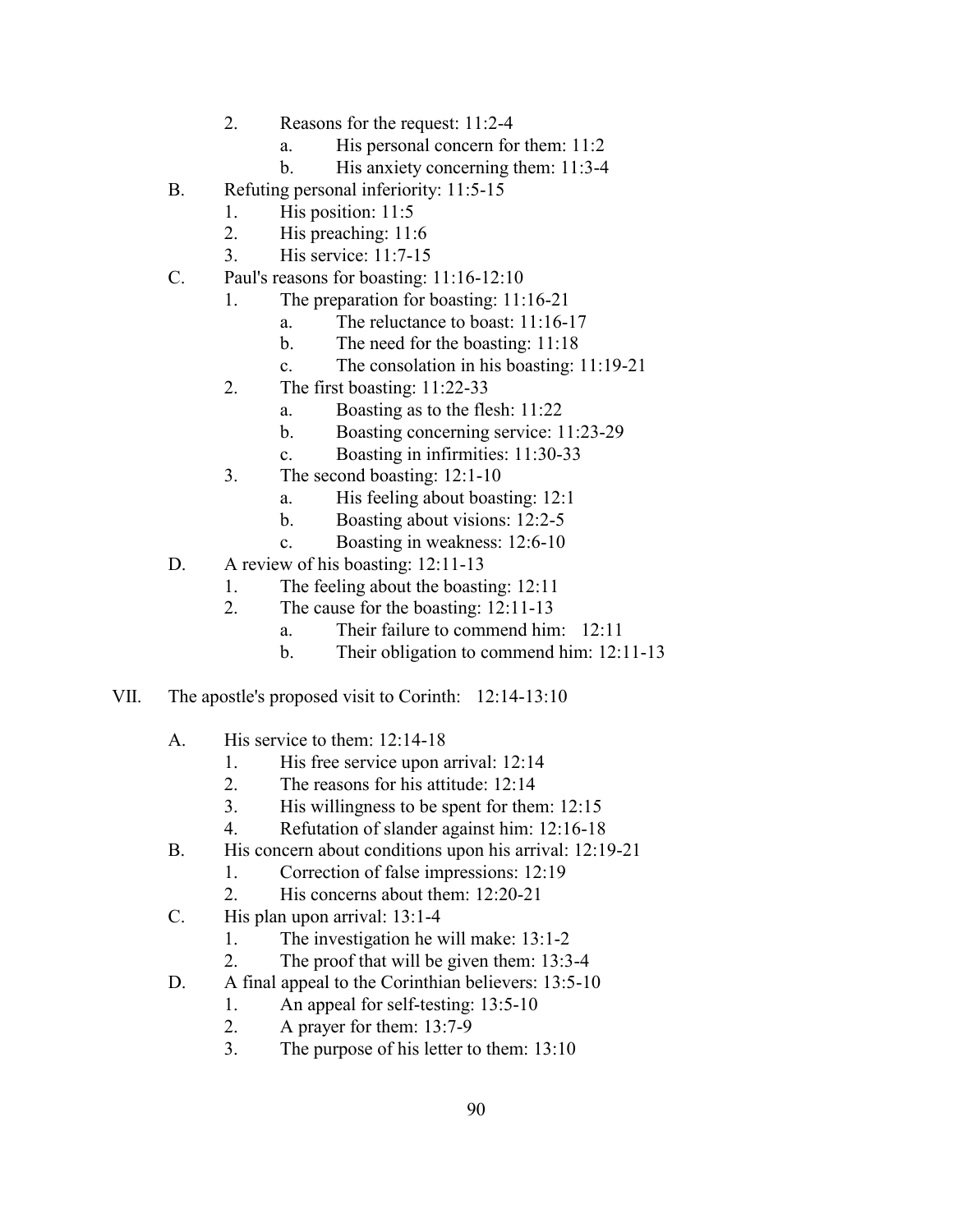2. Reasons for the request: 11:2-4
    a. His personal concern for them: 11:2
    b. His anxiety concerning them: 11:3-4

B. Refuting personal inferiority: 11:5-15
    1. His position: 11:5
    2. His preaching: 11:6
    3. His service: 11:7-15

C. Paul's reasons for boasting: 11:16-12:10
    1. The preparation for boasting: 11:16-21
        a. The reluctance to boast: 11:16-17
        b. The need for the boasting: 11:18
        c. The consolation in his boasting: 11:19-21
    2. The first boasting: 11:22-33
        a. Boasting as to the flesh: 11:22
        b. Boasting concerning service: 11:23-29
        c. Boasting in infirmities: 11:30-33
    3. The second boasting: 12:1-10
        a. His feeling about boasting: 12:1
        b. Boasting about visions: 12:2-5
        c. Boasting in weakness: 12:6-10

D. A review of his boasting: 12:11-13
    1. The feeling about the boasting: 12:11
    2. The cause for the boasting: 12:11-13
        a. Their failure to commend him: 12:11
        b. Their obligation to commend him: 12:11-13

VII. The apostle's proposed visit to Corinth: 12:14-13:10

A. His service to them: 12:14-18
    1. His free service upon arrival: 12:14
    2. The reasons for his attitude: 12:14
    3. His willingness to be spent for them: 12:15
    4. Refutation of slander against him: 12:16-18

B. His concern about conditions upon his arrival: 12:19-21
    1. Correction of false impressions: 12:19
    2. His concerns about them: 12:20-21

C. His plan upon arrival: 13:1-4
    1. The investigation he will make: 13:1-2
    2. The proof that will be given them: 13:3-4

D. A final appeal to the Corinthian believers: 13:5-10
    1. An appeal for self-testing: 13:5-10
    2. A prayer for them: 13:7-9
    3. The purpose of his letter to them: 13:10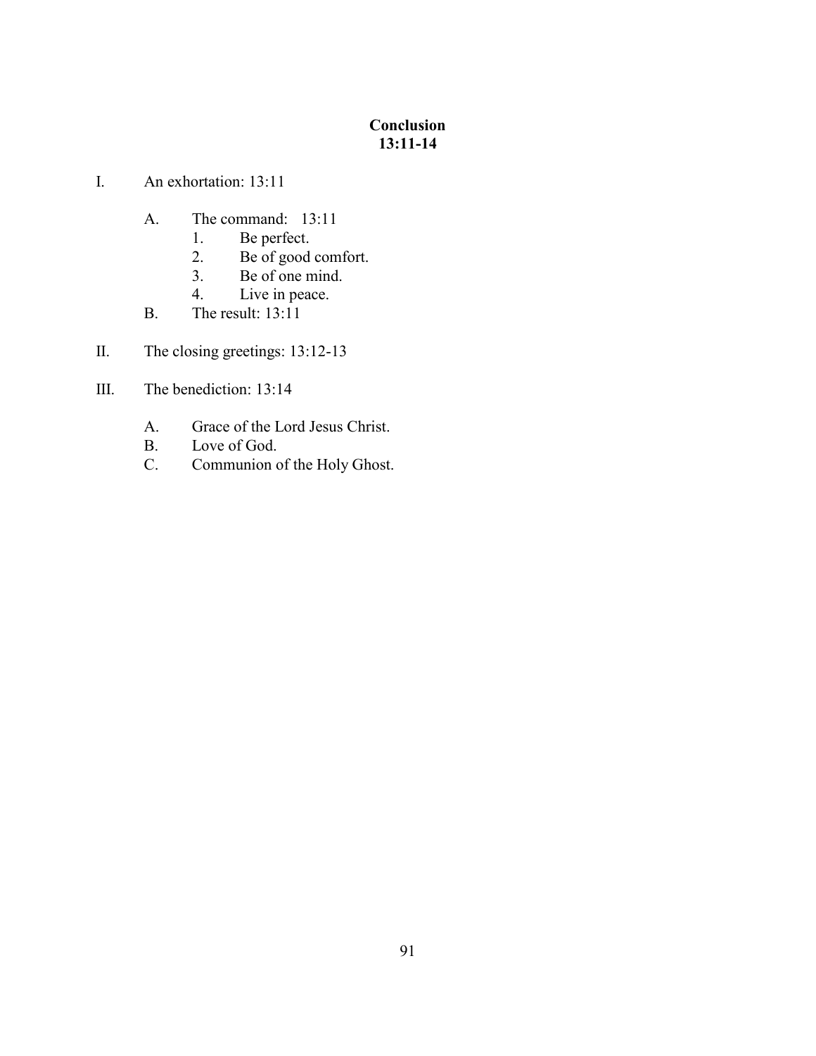## Conclusion
## 13:11-14

I. An exhortation: 13:11

   A. The command: 13:11
      1. Be perfect.
      2. Be of good comfort.
      3. Be of one mind.
      4. Live in peace.

   B. The result: 13:11

II. The closing greetings: 13:12-13

III. The benediction: 13:14

   A. Grace of the Lord Jesus Christ.
   B. Love of God.
   C. Communion of the Holy Ghost.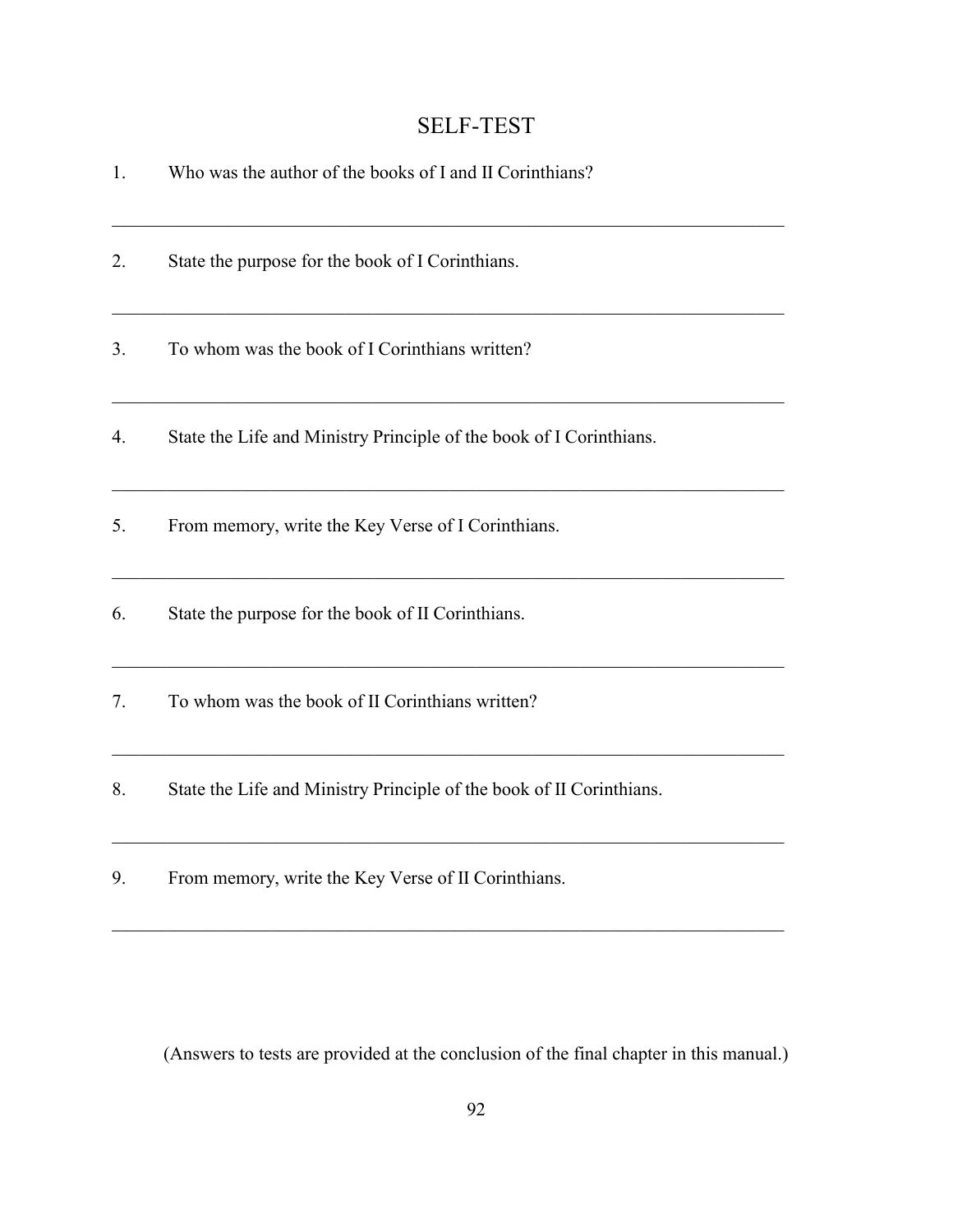# SELF-TEST

1. Who was the author of the books of I and II Corinthians?

_________________________________________________________________________

2. State the purpose for the book of I Corinthians.

_________________________________________________________________________

3. To whom was the book of I Corinthians written?

_________________________________________________________________________

4. State the Life and Ministry Principle of the book of I Corinthians.

_________________________________________________________________________

5. From memory, write the Key Verse of I Corinthians.

_________________________________________________________________________

6. State the purpose for the book of II Corinthians.

_________________________________________________________________________

7. To whom was the book of II Corinthians written?

_________________________________________________________________________

8. State the Life and Ministry Principle of the book of II Corinthians.

_________________________________________________________________________

9. From memory, write the Key Verse of II Corinthians.

_________________________________________________________________________

(Answers to tests are provided at the conclusion of the final chapter in this manual.)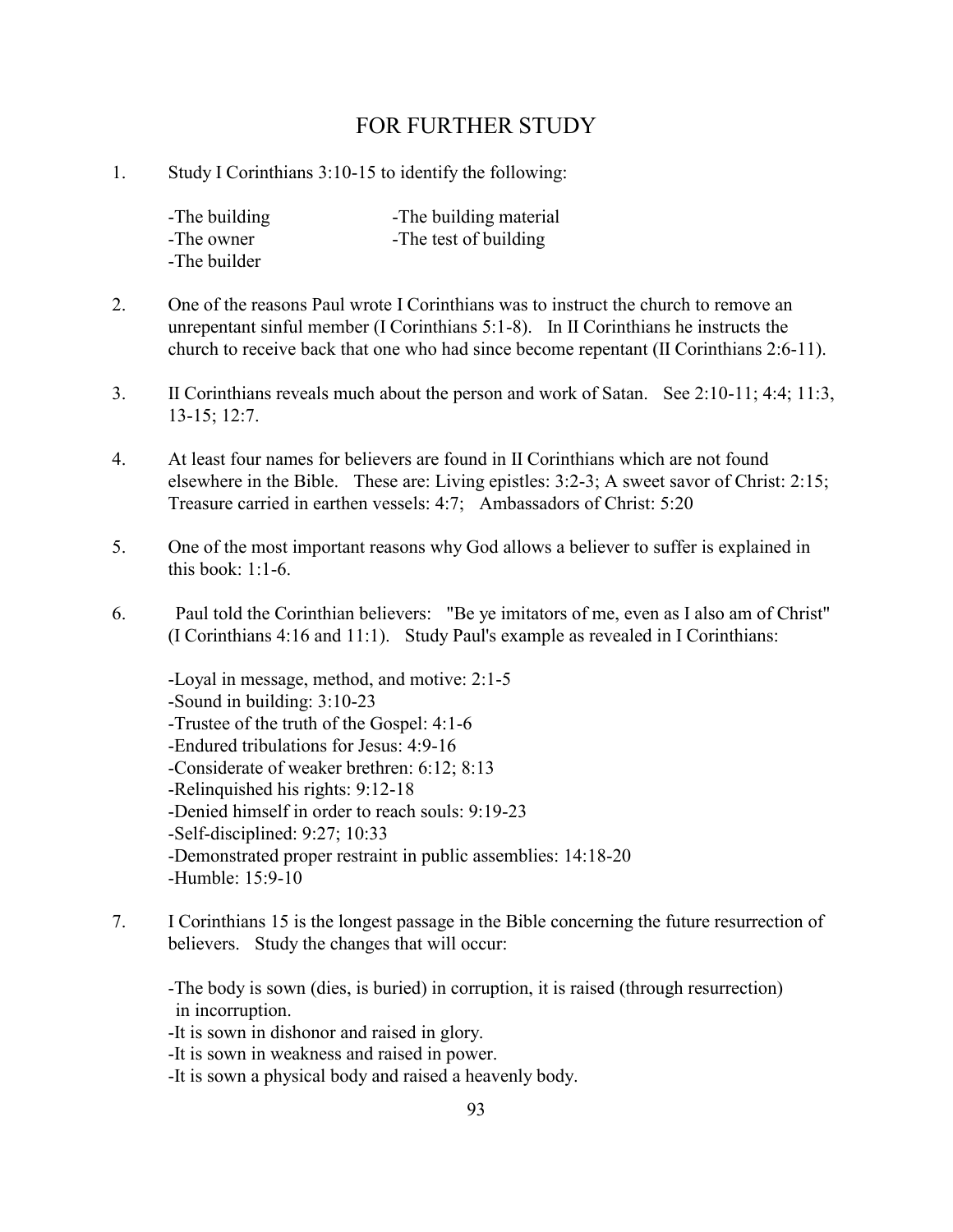## FOR FURTHER STUDY

1. Study I Corinthians 3:10-15 to identify the following:

   -The building
   -The owner
   -The builder
   -The building material
   -The test of building

2. One of the reasons Paul wrote I Corinthians was to instruct the church to remove an unrepentant sinful member (I Corinthians 5:1-8). In II Corinthians he instructs the church to receive back that one who had since become repentant (II Corinthians 2:6-11).

3. II Corinthians reveals much about the person and work of Satan. See 2:10-11; 4:4; 11:3, 13-15; 12:7.

4. At least four names for believers are found in II Corinthians which are not found elsewhere in the Bible. These are: Living epistles: 3:2-3; A sweet savor of Christ: 2:15; Treasure carried in earthen vessels: 4:7; Ambassadors of Christ: 5:20

5. One of the most important reasons why God allows a believer to suffer is explained in this book: 1:1-6.

6. Paul told the Corinthian believers: "Be ye imitators of me, even as I also am of Christ" (I Corinthians 4:16 and 11:1). Study Paul's example as revealed in I Corinthians:

   -Loyal in message, method, and motive: 2:1-5
   -Sound in building: 3:10-23
   -Trustee of the truth of the Gospel: 4:1-6
   -Endured tribulations for Jesus: 4:9-16
   -Considerate of weaker brethren: 6:12; 8:13
   -Relinquished his rights: 9:12-18
   -Denied himself in order to reach souls: 9:19-23
   -Self-disciplined: 9:27; 10:33
   -Demonstrated proper restraint in public assemblies: 14:18-20
   -Humble: 15:9-10

7. I Corinthians 15 is the longest passage in the Bible concerning the future resurrection of believers. Study the changes that will occur:

   -The body is sown (dies, is buried) in corruption, it is raised (through resurrection) in incorruption.
   -It is sown in dishonor and raised in glory.
   -It is sown in weakness and raised in power.
   -It is sown a physical body and raised a heavenly body.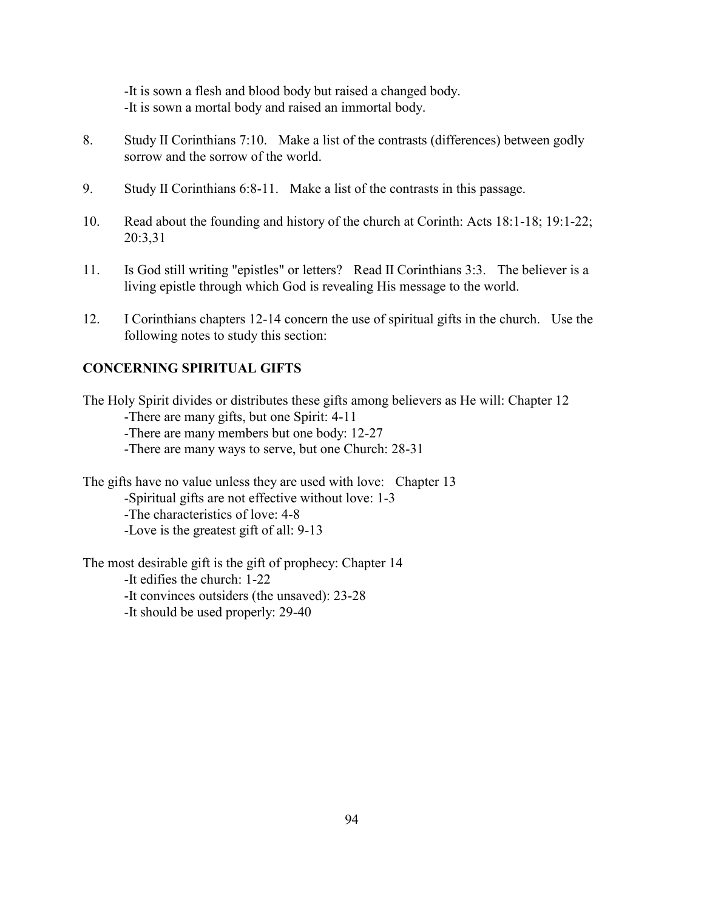-It is sown a flesh and blood body but raised a changed body.
-It is sown a mortal body and raised an immortal body.

8. Study II Corinthians 7:10. Make a list of the contrasts (differences) between godly sorrow and the sorrow of the world.

9. Study II Corinthians 6:8-11. Make a list of the contrasts in this passage.

10. Read about the founding and history of the church at Corinth: Acts 18:1-18; 19:1-22; 20:3,31

11. Is God still writing "epistles" or letters? Read II Corinthians 3:3. The believer is a living epistle through which God is revealing His message to the world.

12. I Corinthians chapters 12-14 concern the use of spiritual gifts in the church. Use the following notes to study this section:

**CONCERNING SPIRITUAL GIFTS**

The Holy Spirit divides or distributes these gifts among believers as He will: Chapter 12
-There are many gifts, but one Spirit: 4-11
-There are many members but one body: 12-27
-There are many ways to serve, but one Church: 28-31

The gifts have no value unless they are used with love: Chapter 13
-Spiritual gifts are not effective without love: 1-3
-The characteristics of love: 4-8
-Love is the greatest gift of all: 9-13

The most desirable gift is the gift of prophecy: Chapter 14
-It edifies the church: 1-22
-It convinces outsiders (the unsaved): 23-28
-It should be used properly: 29-40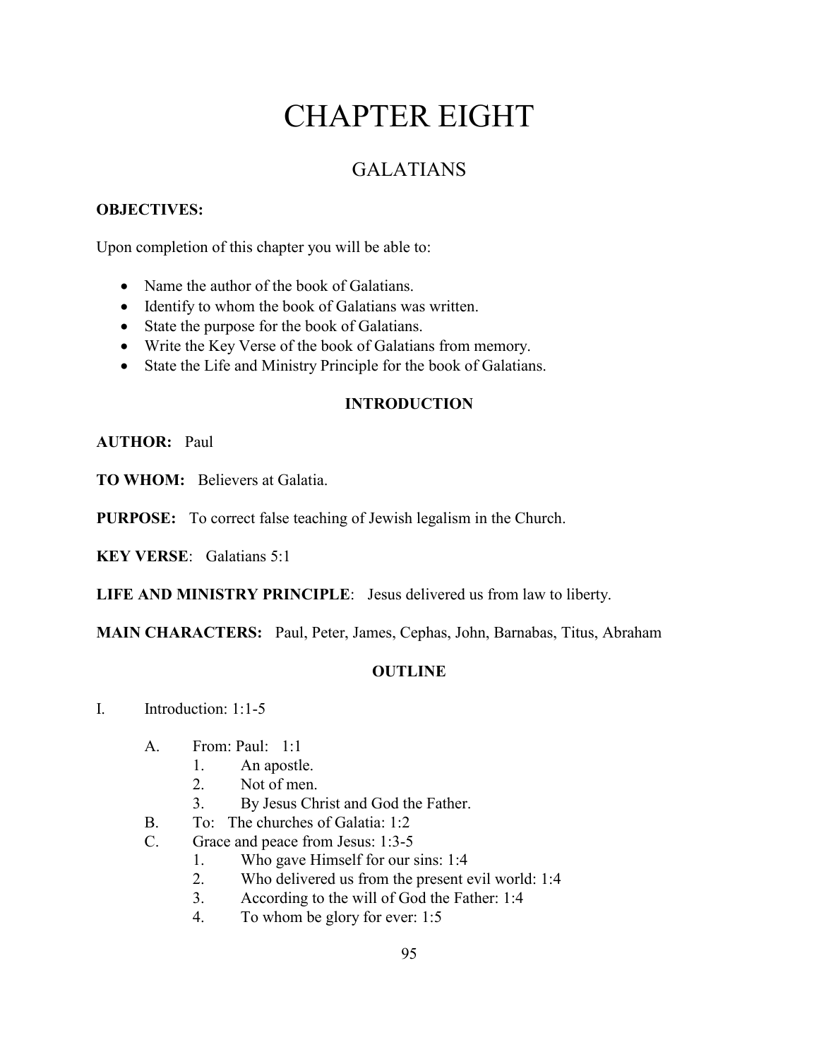# CHAPTER EIGHT

## GALATIANS

**OBJECTIVES:**

Upon completion of this chapter you will be able to:

- Name the author of the book of Galatians.
- Identify to whom the book of Galatians was written.
- State the purpose for the book of Galatians.
- Write the Key Verse of the book of Galatians from memory.
- State the Life and Ministry Principle for the book of Galatians.

### INTRODUCTION

**AUTHOR:** Paul

**TO WHOM:** Believers at Galatia.

**PURPOSE:** To correct false teaching of Jewish legalism in the Church.

**KEY VERSE**: Galatians 5:1

**LIFE AND MINISTRY PRINCIPLE**: Jesus delivered us from law to liberty.

**MAIN CHARACTERS:** Paul, Peter, James, Cephas, John, Barnabas, Titus, Abraham

### OUTLINE

I. Introduction: 1:1-5

   A. From: Paul: 1:1
      1. An apostle.
      2. Not of men.
      3. By Jesus Christ and God the Father.

   B. To: The churches of Galatia: 1:2

   C. Grace and peace from Jesus: 1:3-5
      1. Who gave Himself for our sins: 1:4
      2. Who delivered us from the present evil world: 1:4
      3. According to the will of God the Father: 1:4
      4. To whom be glory for ever: 1:5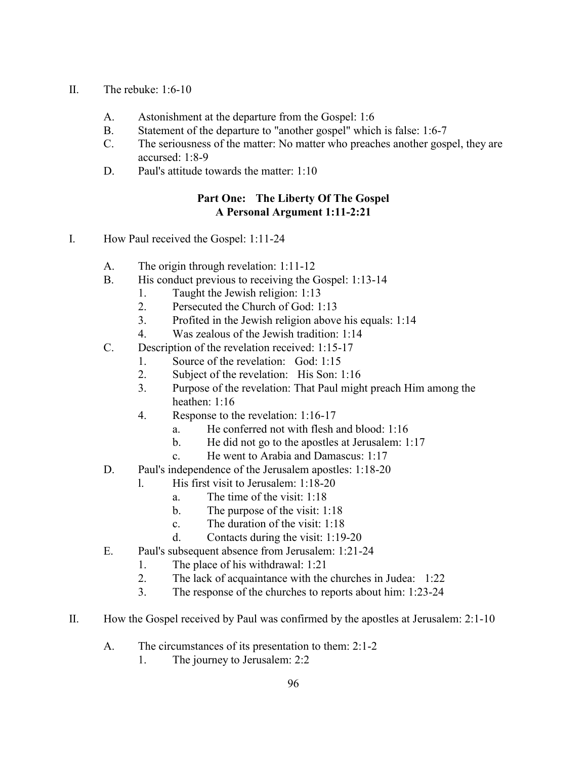II. The rebuke: 1:6-10

  A. Astonishment at the departure from the Gospel: 1:6
  B. Statement of the departure to "another gospel" which is false: 1:6-7
  C. The seriousness of the matter: No matter who preaches another gospel, they are accursed: 1:8-9
  D. Paul's attitude towards the matter: 1:10

**Part One: The Liberty Of The Gospel**
**A Personal Argument 1:11-2:21**

I. How Paul received the Gospel: 1:11-24

  A. The origin through revelation: 1:11-12
  B. His conduct previous to receiving the Gospel: 1:13-14
    1. Taught the Jewish religion: 1:13
    2. Persecuted the Church of God: 1:13
    3. Profited in the Jewish religion above his equals: 1:14
    4. Was zealous of the Jewish tradition: 1:14
  C. Description of the revelation received: 1:15-17
    1. Source of the revelation: God: 1:15
    2. Subject of the revelation: His Son: 1:16
    3. Purpose of the revelation: That Paul might preach Him among the heathen: 1:16
    4. Response to the revelation: 1:16-17
      a. He conferred not with flesh and blood: 1:16
      b. He did not go to the apostles at Jerusalem: 1:17
      c. He went to Arabia and Damascus: 1:17
  D. Paul's independence of the Jerusalem apostles: 1:18-20
    l. His first visit to Jerusalem: 1:18-20
      a. The time of the visit: 1:18
      b. The purpose of the visit: 1:18
      c. The duration of the visit: 1:18
      d. Contacts during the visit: 1:19-20
  E. Paul's subsequent absence from Jerusalem: 1:21-24
    1. The place of his withdrawal: 1:21
    2. The lack of acquaintance with the churches in Judea: 1:22
    3. The response of the churches to reports about him: 1:23-24

II. How the Gospel received by Paul was confirmed by the apostles at Jerusalem: 2:1-10

  A. The circumstances of its presentation to them: 2:1-2
    1. The journey to Jerusalem: 2:2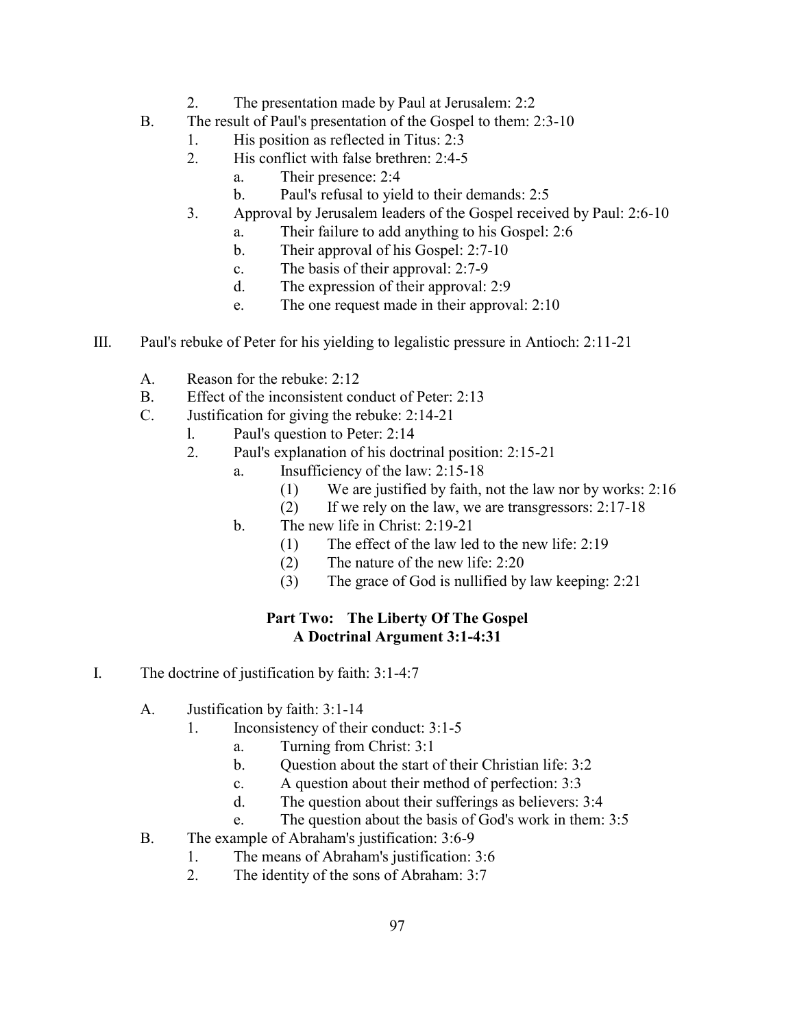2. The presentation made by Paul at Jerusalem: 2:2

B. The result of Paul's presentation of the Gospel to them: 2:3-10
   1. His position as reflected in Titus: 2:3
   2. His conflict with false brethren: 2:4-5
      a. Their presence: 2:4
      b. Paul's refusal to yield to their demands: 2:5
   3. Approval by Jerusalem leaders of the Gospel received by Paul: 2:6-10
      a. Their failure to add anything to his Gospel: 2:6
      b. Their approval of his Gospel: 2:7-10
      c. The basis of their approval: 2:7-9
      d. The expression of their approval: 2:9
      e. The one request made in their approval: 2:10

III. Paul's rebuke of Peter for his yielding to legalistic pressure in Antioch: 2:11-21

A. Reason for the rebuke: 2:12

B. Effect of the inconsistent conduct of Peter: 2:13

C. Justification for giving the rebuke: 2:14-21
   1. Paul's question to Peter: 2:14
   2. Paul's explanation of his doctrinal position: 2:15-21
      a. Insufficiency of the law: 2:15-18
         (1) We are justified by faith, not the law nor by works: 2:16
         (2) If we rely on the law, we are transgressors: 2:17-18
      b. The new life in Christ: 2:19-21
         (1) The effect of the law led to the new life: 2:19
         (2) The nature of the new life: 2:20
         (3) The grace of God is nullified by law keeping: 2:21

## Part Two: The Liberty Of The Gospel
## A Doctrinal Argument 3:1-4:31

I. The doctrine of justification by faith: 3:1-4:7

A. Justification by faith: 3:1-14
   1. Inconsistency of their conduct: 3:1-5
      a. Turning from Christ: 3:1
      b. Question about the start of their Christian life: 3:2
      c. A question about their method of perfection: 3:3
      d. The question about their sufferings as believers: 3:4
      e. The question about the basis of God's work in them: 3:5

B. The example of Abraham's justification: 3:6-9
   1. The means of Abraham's justification: 3:6
   2. The identity of the sons of Abraham: 3:7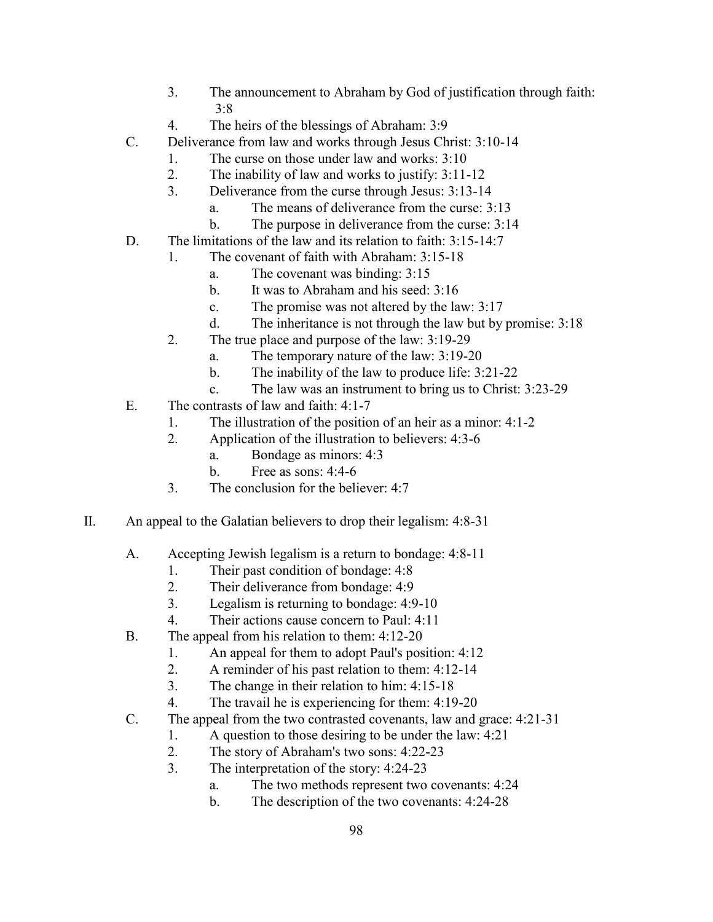3. The announcement to Abraham by God of justification through faith: 3:8
4. The heirs of the blessings of Abraham: 3:9

C. Deliverance from law and works through Jesus Christ: 3:10-14
   1. The curse on those under law and works: 3:10
   2. The inability of law and works to justify: 3:11-12
   3. Deliverance from the curse through Jesus: 3:13-14
      a. The means of deliverance from the curse: 3:13
      b. The purpose in deliverance from the curse: 3:14

D. The limitations of the law and its relation to faith: 3:15-14:7
   1. The covenant of faith with Abraham: 3:15-18
      a. The covenant was binding: 3:15
      b. It was to Abraham and his seed: 3:16
      c. The promise was not altered by the law: 3:17
      d. The inheritance is not through the law but by promise: 3:18
   2. The true place and purpose of the law: 3:19-29
      a. The temporary nature of the law: 3:19-20
      b. The inability of the law to produce life: 3:21-22
      c. The law was an instrument to bring us to Christ: 3:23-29

E. The contrasts of law and faith: 4:1-7
   1. The illustration of the position of an heir as a minor: 4:1-2
   2. Application of the illustration to believers: 4:3-6
      a. Bondage as minors: 4:3
      b. Free as sons: 4:4-6
   3. The conclusion for the believer: 4:7

II. An appeal to the Galatian believers to drop their legalism: 4:8-31

A. Accepting Jewish legalism is a return to bondage: 4:8-11
   1. Their past condition of bondage: 4:8
   2. Their deliverance from bondage: 4:9
   3. Legalism is returning to bondage: 4:9-10
   4. Their actions cause concern to Paul: 4:11

B. The appeal from his relation to them: 4:12-20
   1. An appeal for them to adopt Paul's position: 4:12
   2. A reminder of his past relation to them: 4:12-14
   3. The change in their relation to him: 4:15-18
   4. The travail he is experiencing for them: 4:19-20

C. The appeal from the two contrasted covenants, law and grace: 4:21-31
   1. A question to those desiring to be under the law: 4:21
   2. The story of Abraham's two sons: 4:22-23
   3. The interpretation of the story: 4:24-23
      a. The two methods represent two covenants: 4:24
      b. The description of the two covenants: 4:24-28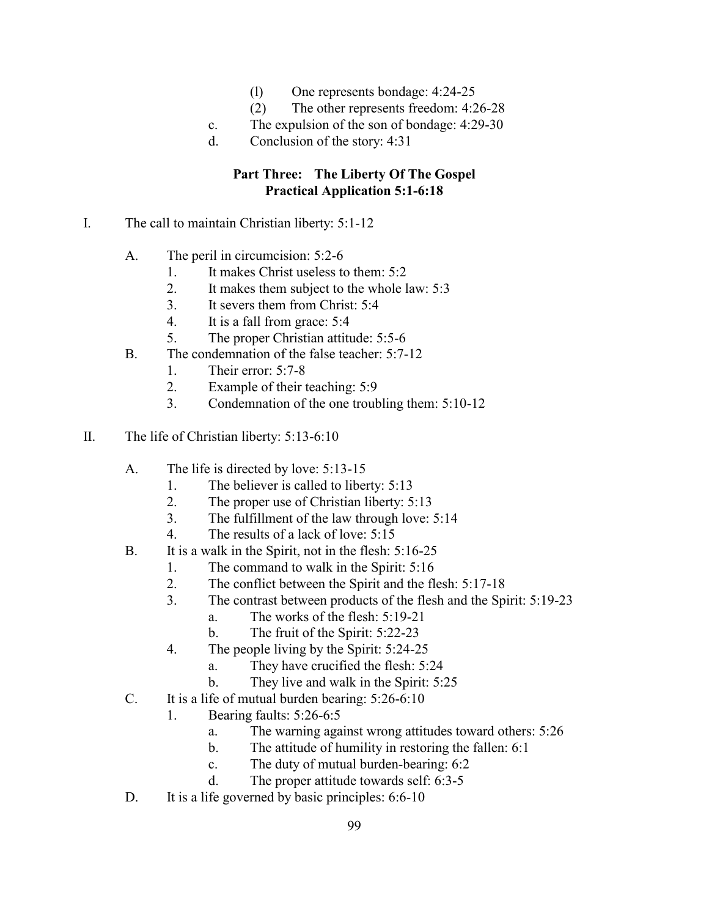(1) One represents bondage: 4:24-25

(2) The other represents freedom: 4:26-28

c. The expulsion of the son of bondage: 4:29-30

d. Conclusion of the story: 4:31

## Part Three: The Liberty Of The Gospel
## Practical Application 5:1-6:18

I. The call to maintain Christian liberty: 5:1-12

A. The peril in circumcision: 5:2-6

1. It makes Christ useless to them: 5:2
2. It makes them subject to the whole law: 5:3
3. It severs them from Christ: 5:4
4. It is a fall from grace: 5:4
5. The proper Christian attitude: 5:5-6

B. The condemnation of the false teacher: 5:7-12

1. Their error: 5:7-8
2. Example of their teaching: 5:9
3. Condemnation of the one troubling them: 5:10-12

II. The life of Christian liberty: 5:13-6:10

A. The life is directed by love: 5:13-15

1. The believer is called to liberty: 5:13
2. The proper use of Christian liberty: 5:13
3. The fulfillment of the law through love: 5:14
4. The results of a lack of love: 5:15

B. It is a walk in the Spirit, not in the flesh: 5:16-25

1. The command to walk in the Spirit: 5:16
2. The conflict between the Spirit and the flesh: 5:17-18
3. The contrast between products of the flesh and the Spirit: 5:19-23
   a. The works of the flesh: 5:19-21
   b. The fruit of the Spirit: 5:22-23
4. The people living by the Spirit: 5:24-25
   a. They have crucified the flesh: 5:24
   b. They live and walk in the Spirit: 5:25

C. It is a life of mutual burden bearing: 5:26-6:10

1. Bearing faults: 5:26-6:5
   a. The warning against wrong attitudes toward others: 5:26
   b. The attitude of humility in restoring the fallen: 6:1
   c. The duty of mutual burden-bearing: 6:2
   d. The proper attitude towards self: 6:3-5

D. It is a life governed by basic principles: 6:6-10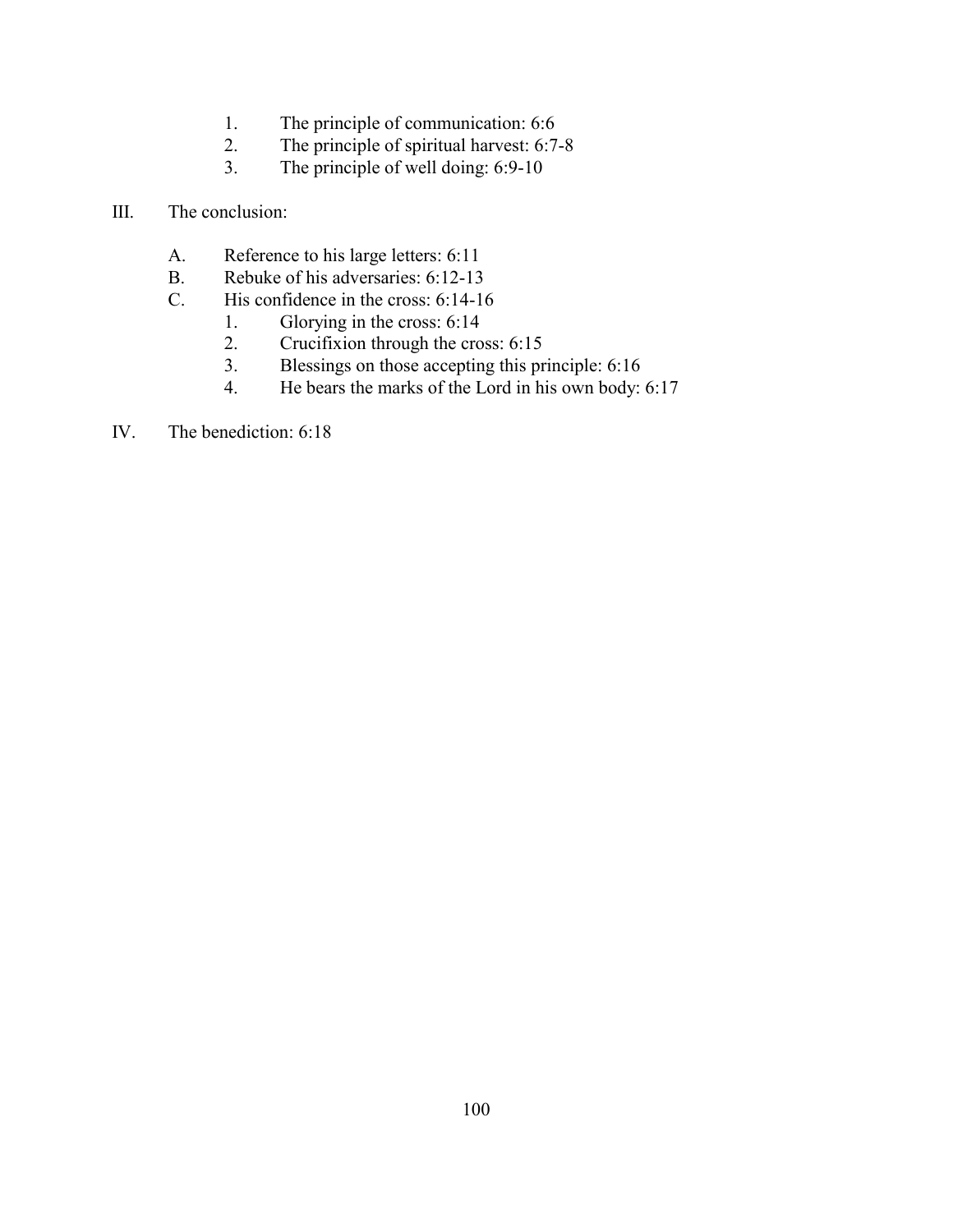1. The principle of communication: 6:6
2. The principle of spiritual harvest: 6:7-8
3. The principle of well doing: 6:9-10

III. The conclusion:

A. Reference to his large letters: 6:11
B. Rebuke of his adversaries: 6:12-13
C. His confidence in the cross: 6:14-16
   1. Glorying in the cross: 6:14
   2. Crucifixion through the cross: 6:15
   3. Blessings on those accepting this principle: 6:16
   4. He bears the marks of the Lord in his own body: 6:17

IV. The benediction: 6:18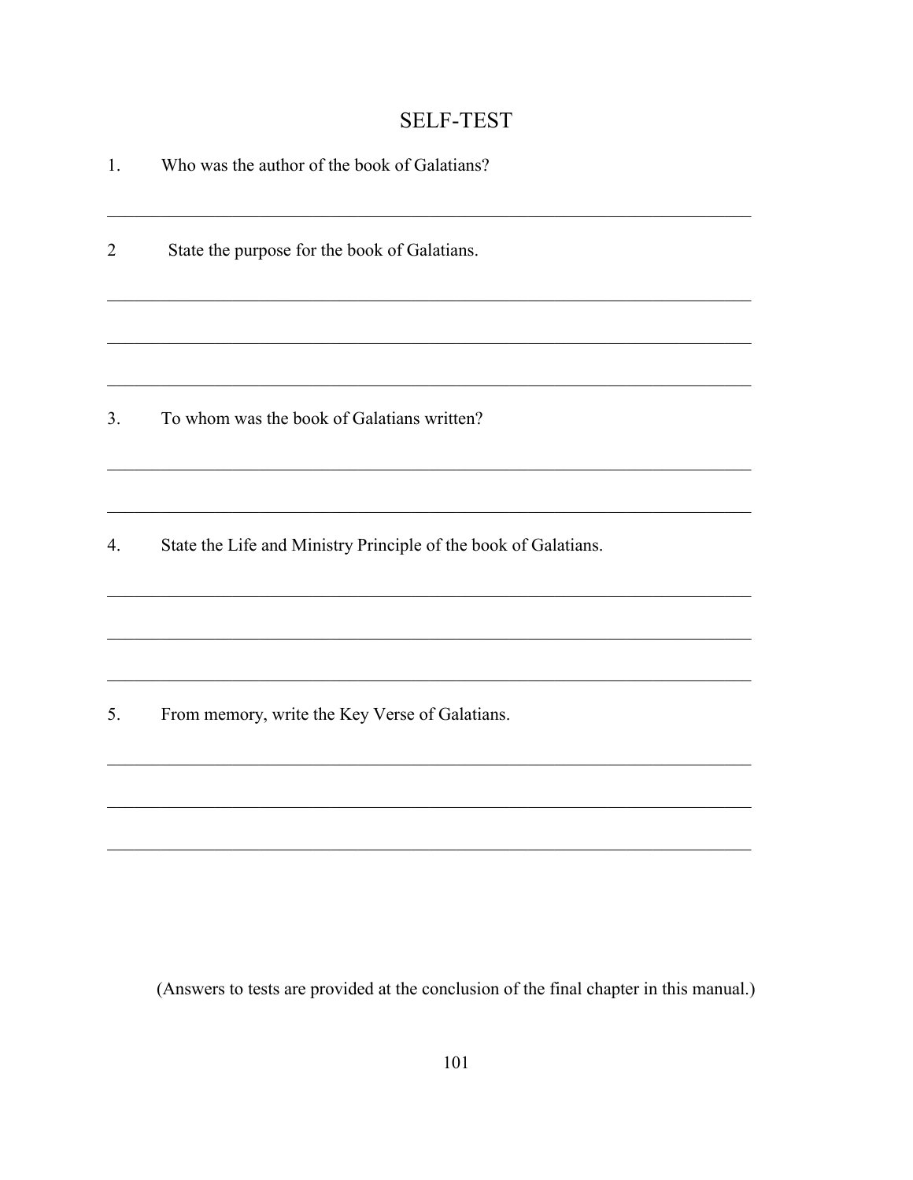# SELF-TEST

1. Who was the author of the book of Galatians?

_______________________________________________________________________________

2 State the purpose for the book of Galatians.

_______________________________________________________________________________

_______________________________________________________________________________

_______________________________________________________________________________

3. To whom was the book of Galatians written?

_______________________________________________________________________________

_______________________________________________________________________________

4. State the Life and Ministry Principle of the book of Galatians.

_______________________________________________________________________________

_______________________________________________________________________________

_______________________________________________________________________________

5. From memory, write the Key Verse of Galatians.

_______________________________________________________________________________

_______________________________________________________________________________

_______________________________________________________________________________

(Answers to tests are provided at the conclusion of the final chapter in this manual.)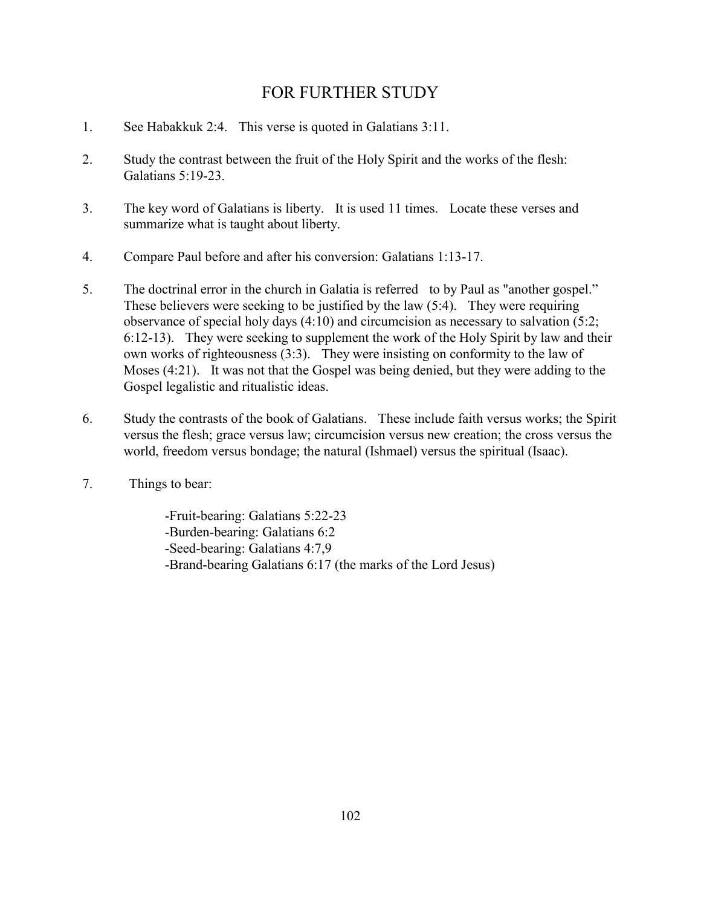## FOR FURTHER STUDY

1. See Habakkuk 2:4. This verse is quoted in Galatians 3:11.

2. Study the contrast between the fruit of the Holy Spirit and the works of the flesh: Galatians 5:19-23.

3. The key word of Galatians is liberty. It is used 11 times. Locate these verses and summarize what is taught about liberty.

4. Compare Paul before and after his conversion: Galatians 1:13-17.

5. The doctrinal error in the church in Galatia is referred to by Paul as "another gospel." These believers were seeking to be justified by the law (5:4). They were requiring observance of special holy days (4:10) and circumcision as necessary to salvation (5:2; 6:12-13). They were seeking to supplement the work of the Holy Spirit by law and their own works of righteousness (3:3). They were insisting on conformity to the law of Moses (4:21). It was not that the Gospel was being denied, but they were adding to the Gospel legalistic and ritualistic ideas.

6. Study the contrasts of the book of Galatians. These include faith versus works; the Spirit versus the flesh; grace versus law; circumcision versus new creation; the cross versus the world, freedom versus bondage; the natural (Ishmael) versus the spiritual (Isaac).

7. Things to bear:

   -Fruit-bearing: Galatians 5:22-23
   -Burden-bearing: Galatians 6:2
   -Seed-bearing: Galatians 4:7,9
   -Brand-bearing Galatians 6:17 (the marks of the Lord Jesus)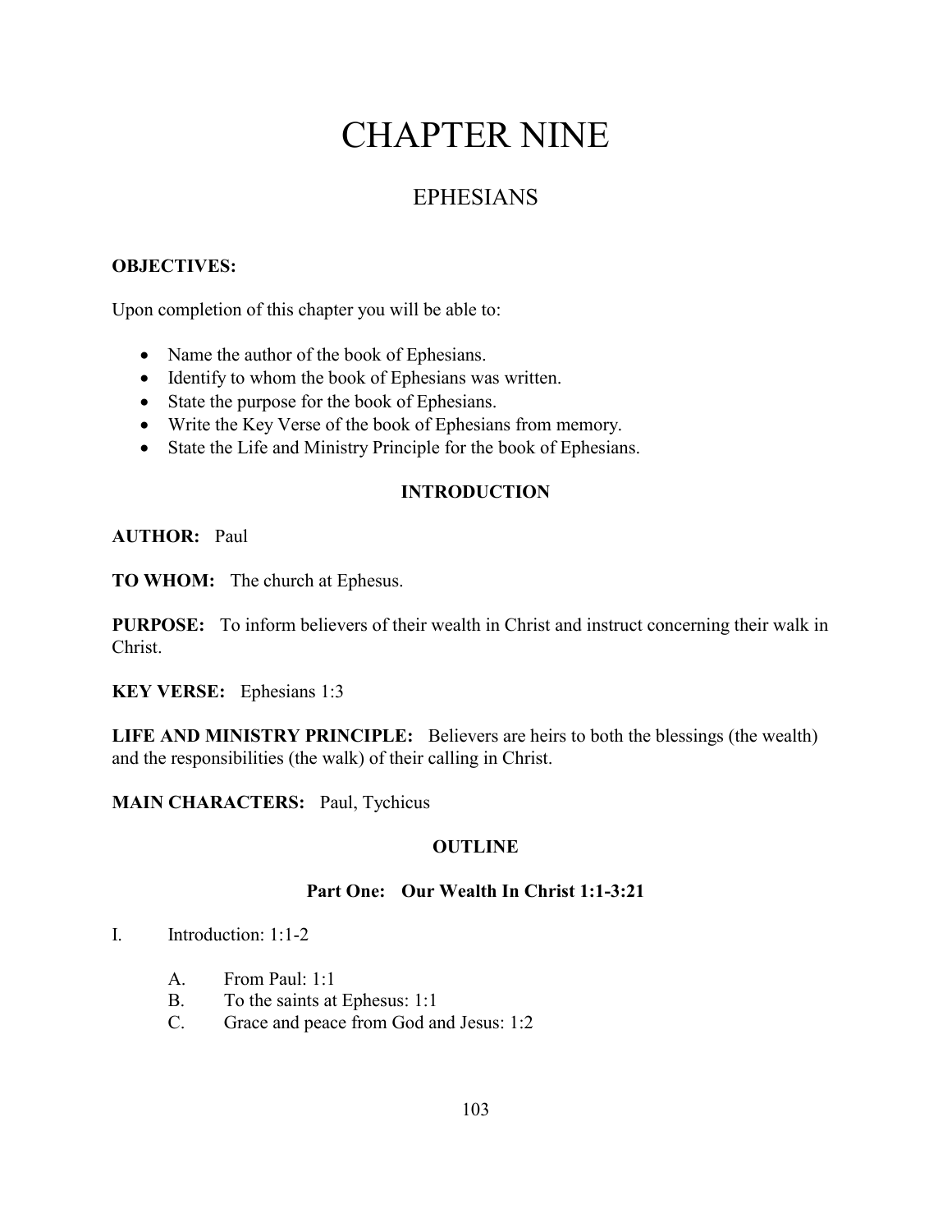# CHAPTER NINE

## EPHESIANS

**OBJECTIVES:**

Upon completion of this chapter you will be able to:

- Name the author of the book of Ephesians.
- Identify to whom the book of Ephesians was written.
- State the purpose for the book of Ephesians.
- Write the Key Verse of the book of Ephesians from memory.
- State the Life and Ministry Principle for the book of Ephesians.

### INTRODUCTION

**AUTHOR:** Paul

**TO WHOM:** The church at Ephesus.

**PURPOSE:** To inform believers of their wealth in Christ and instruct concerning their walk in Christ.

**KEY VERSE:** Ephesians 1:3

**LIFE AND MINISTRY PRINCIPLE:** Believers are heirs to both the blessings (the wealth) and the responsibilities (the walk) of their calling in Christ.

**MAIN CHARACTERS:** Paul, Tychicus

### OUTLINE

#### Part One: Our Wealth In Christ 1:1-3:21

I. Introduction: 1:1-2

   A. From Paul: 1:1
   B. To the saints at Ephesus: 1:1
   C. Grace and peace from God and Jesus: 1:2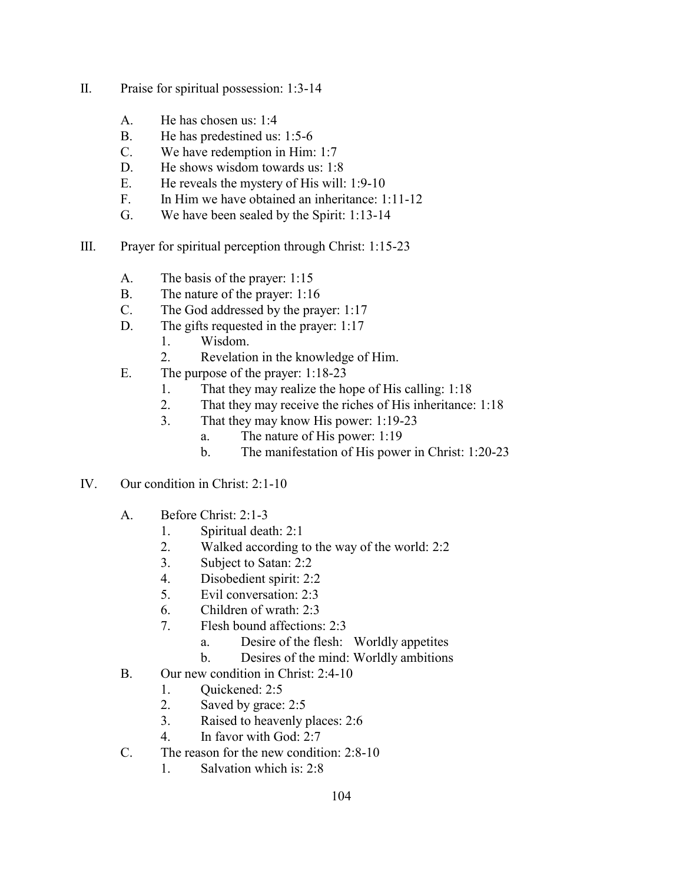II. Praise for spiritual possession: 1:3-14

   A. He has chosen us: 1:4
   B. He has predestined us: 1:5-6
   C. We have redemption in Him: 1:7
   D. He shows wisdom towards us: 1:8
   E. He reveals the mystery of His will: 1:9-10
   F. In Him we have obtained an inheritance: 1:11-12
   G. We have been sealed by the Spirit: 1:13-14

III. Prayer for spiritual perception through Christ: 1:15-23

   A. The basis of the prayer: 1:15
   B. The nature of the prayer: 1:16
   C. The God addressed by the prayer: 1:17
   D. The gifts requested in the prayer: 1:17
      1. Wisdom.
      2. Revelation in the knowledge of Him.
   E. The purpose of the prayer: 1:18-23
      1. That they may realize the hope of His calling: 1:18
      2. That they may receive the riches of His inheritance: 1:18
      3. That they may know His power: 1:19-23
         a. The nature of His power: 1:19
         b. The manifestation of His power in Christ: 1:20-23

IV. Our condition in Christ: 2:1-10

   A. Before Christ: 2:1-3
      1. Spiritual death: 2:1
      2. Walked according to the way of the world: 2:2
      3. Subject to Satan: 2:2
      4. Disobedient spirit: 2:2
      5. Evil conversation: 2:3
      6. Children of wrath: 2:3
      7. Flesh bound affections: 2:3
         a. Desire of the flesh: Worldly appetites
         b. Desires of the mind: Worldly ambitions
   B. Our new condition in Christ: 2:4-10
      1. Quickened: 2:5
      2. Saved by grace: 2:5
      3. Raised to heavenly places: 2:6
      4. In favor with God: 2:7
   C. The reason for the new condition: 2:8-10
      1. Salvation which is: 2:8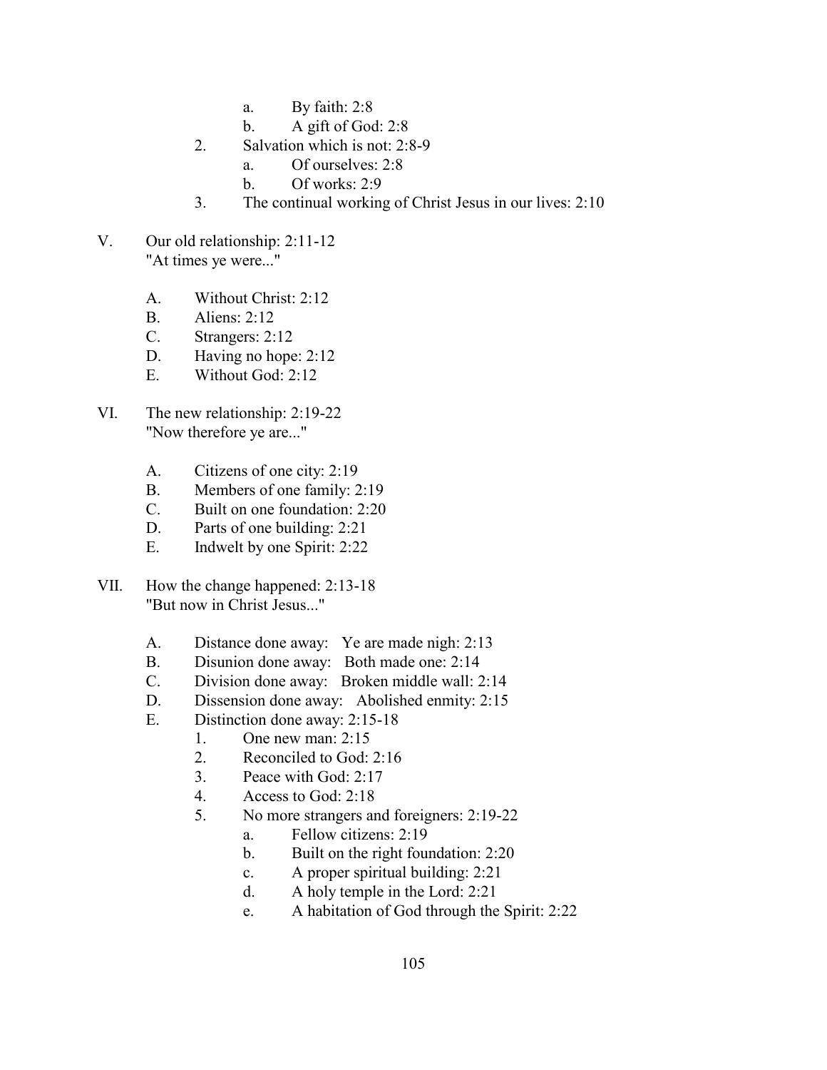a. By faith: 2:8
        b. A gift of God: 2:8
    2. Salvation which is not: 2:8-9
        a. Of ourselves: 2:8
        b. Of works: 2:9
    3. The continual working of Christ Jesus in our lives: 2:10

V. Our old relationship: 2:11-12
"At times ye were..."

- A. Without Christ: 2:12
- B. Aliens: 2:12
- C. Strangers: 2:12
- D. Having no hope: 2:12
- E. Without God: 2:12

VI. The new relationship: 2:19-22
"Now therefore ye are..."

- A. Citizens of one city: 2:19
- B. Members of one family: 2:19
- C. Built on one foundation: 2:20
- D. Parts of one building: 2:21
- E. Indwelt by one Spirit: 2:22

VII. How the change happened: 2:13-18
"But now in Christ Jesus..."

- A. Distance done away: Ye are made nigh: 2:13
- B. Disunion done away: Both made one: 2:14
- C. Division done away: Broken middle wall: 2:14
- D. Dissension done away: Abolished enmity: 2:15
- E. Distinction done away: 2:15-18
    1. One new man: 2:15
    2. Reconciled to God: 2:16
    3. Peace with God: 2:17
    4. Access to God: 2:18
    5. No more strangers and foreigners: 2:19-22
        a. Fellow citizens: 2:19
        b. Built on the right foundation: 2:20
        c. A proper spiritual building: 2:21
        d. A holy temple in the Lord: 2:21
        e. A habitation of God through the Spirit: 2:22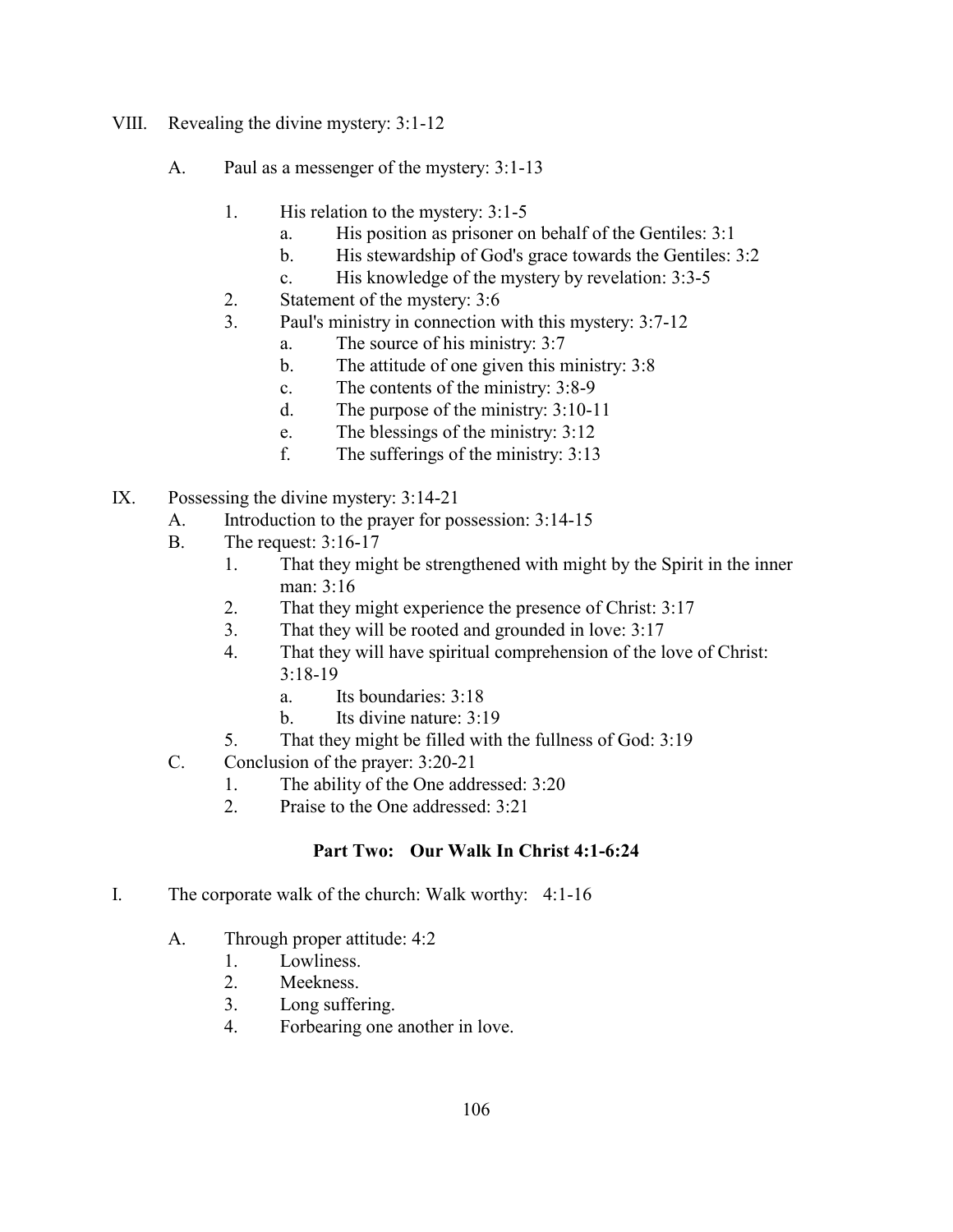VIII. Revealing the divine mystery: 3:1-12

A. Paul as a messenger of the mystery: 3:1-13

1. His relation to the mystery: 3:1-5
    a. His position as prisoner on behalf of the Gentiles: 3:1
    b. His stewardship of God's grace towards the Gentiles: 3:2
    c. His knowledge of the mystery by revelation: 3:3-5
2. Statement of the mystery: 3:6
3. Paul's ministry in connection with this mystery: 3:7-12
    a. The source of his ministry: 3:7
    b. The attitude of one given this ministry: 3:8
    c. The contents of the ministry: 3:8-9
    d. The purpose of the ministry: 3:10-11
    e. The blessings of the ministry: 3:12
    f. The sufferings of the ministry: 3:13

IX. Possessing the divine mystery: 3:14-21

A. Introduction to the prayer for possession: 3:14-15

B. The request: 3:16-17
1. That they might be strengthened with might by the Spirit in the inner man: 3:16
2. That they might experience the presence of Christ: 3:17
3. That they will be rooted and grounded in love: 3:17
4. That they will have spiritual comprehension of the love of Christ: 3:18-19
    a. Its boundaries: 3:18
    b. Its divine nature: 3:19
5. That they might be filled with the fullness of God: 3:19

C. Conclusion of the prayer: 3:20-21
1. The ability of the One addressed: 3:20
2. Praise to the One addressed: 3:21

## Part Two: Our Walk In Christ 4:1-6:24

I. The corporate walk of the church: Walk worthy: 4:1-16

A. Through proper attitude: 4:2
1. Lowliness.
2. Meekness.
3. Long suffering.
4. Forbearing one another in love.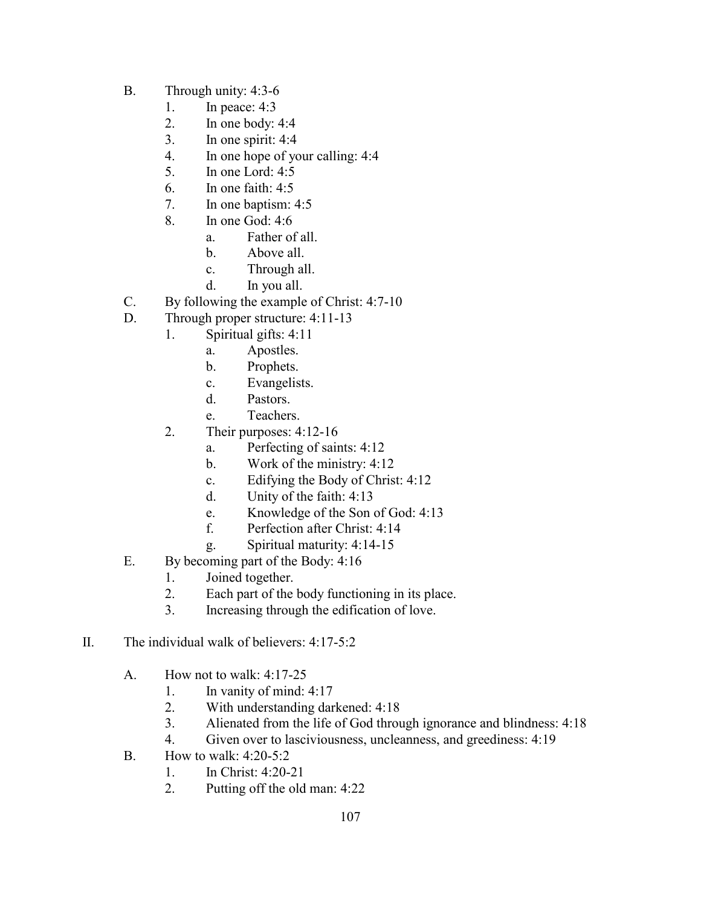B. Through unity: 4:3-6
   1. In peace: 4:3
   2. In one body: 4:4
   3. In one spirit: 4:4
   4. In one hope of your calling: 4:4
   5. In one Lord: 4:5
   6. In one faith: 4:5
   7. In one baptism: 4:5
   8. In one God: 4:6
      a. Father of all.
      b. Above all.
      c. Through all.
      d. In you all.

C. By following the example of Christ: 4:7-10

D. Through proper structure: 4:11-13
   1. Spiritual gifts: 4:11
      a. Apostles.
      b. Prophets.
      c. Evangelists.
      d. Pastors.
      e. Teachers.
   2. Their purposes: 4:12-16
      a. Perfecting of saints: 4:12
      b. Work of the ministry: 4:12
      c. Edifying the Body of Christ: 4:12
      d. Unity of the faith: 4:13
      e. Knowledge of the Son of God: 4:13
      f. Perfection after Christ: 4:14
      g. Spiritual maturity: 4:14-15

E. By becoming part of the Body: 4:16
   1. Joined together.
   2. Each part of the body functioning in its place.
   3. Increasing through the edification of love.

II. The individual walk of believers: 4:17-5:2

A. How not to walk: 4:17-25
   1. In vanity of mind: 4:17
   2. With understanding darkened: 4:18
   3. Alienated from the life of God through ignorance and blindness: 4:18
   4. Given over to lasciviousness, uncleanness, and greediness: 4:19

B. How to walk: 4:20-5:2
   1. In Christ: 4:20-21
   2. Putting off the old man: 4:22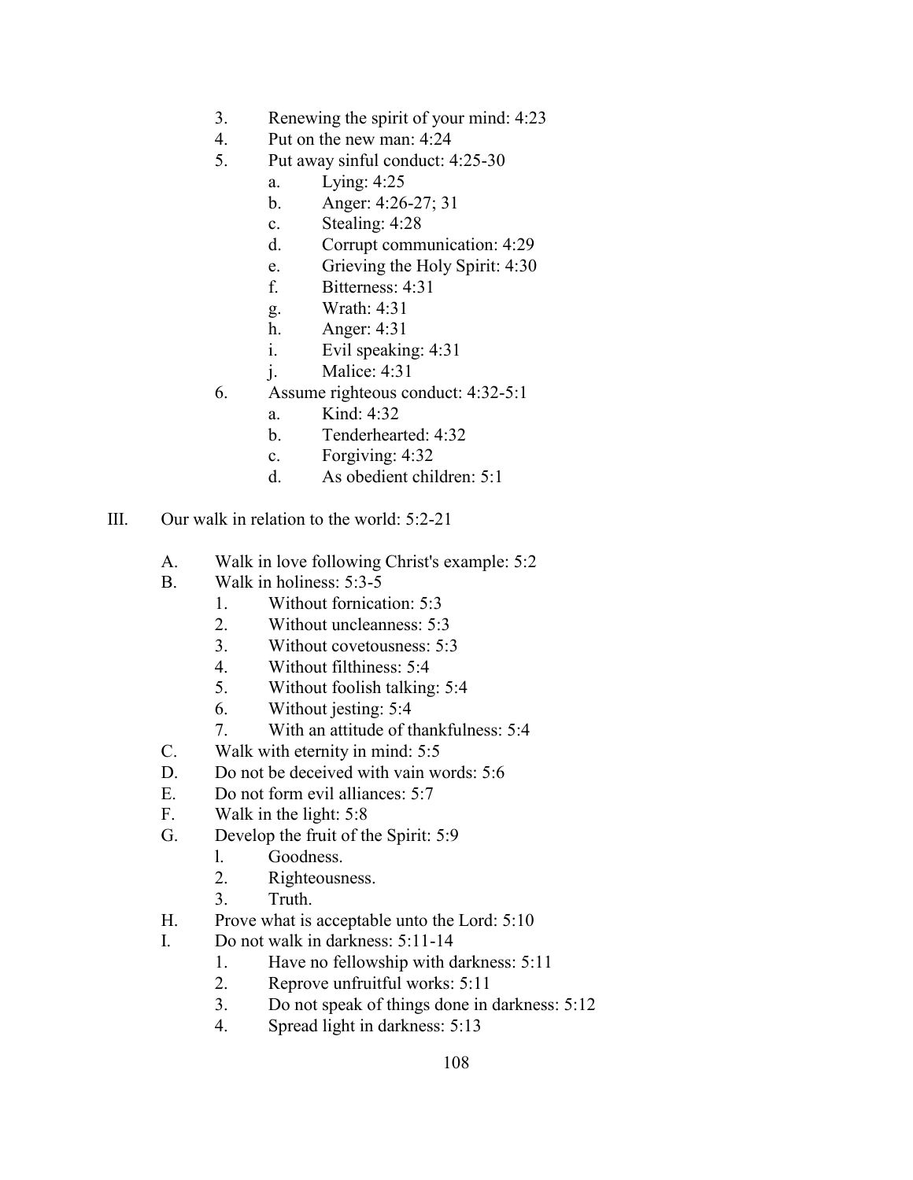3. Renewing the spirit of your mind: 4:23
4. Put on the new man: 4:24
5. Put away sinful conduct: 4:25-30
    a. Lying: 4:25
    b. Anger: 4:26-27; 31
    c. Stealing: 4:28
    d. Corrupt communication: 4:29
    e. Grieving the Holy Spirit: 4:30
    f. Bitterness: 4:31
    g. Wrath: 4:31
    h. Anger: 4:31
    i. Evil speaking: 4:31
    j. Malice: 4:31
6. Assume righteous conduct: 4:32-5:1
    a. Kind: 4:32
    b. Tenderhearted: 4:32
    c. Forgiving: 4:32
    d. As obedient children: 5:1

III. Our walk in relation to the world: 5:2-21

A. Walk in love following Christ's example: 5:2
B. Walk in holiness: 5:3-5
    1. Without fornication: 5:3
    2. Without uncleanness: 5:3
    3. Without covetousness: 5:3
    4. Without filthiness: 5:4
    5. Without foolish talking: 5:4
    6. Without jesting: 5:4
    7. With an attitude of thankfulness: 5:4
C. Walk with eternity in mind: 5:5
D. Do not be deceived with vain words: 5:6
E. Do not form evil alliances: 5:7
F. Walk in the light: 5:8
G. Develop the fruit of the Spirit: 5:9
    1. Goodness.
    2. Righteousness.
    3. Truth.
H. Prove what is acceptable unto the Lord: 5:10
I. Do not walk in darkness: 5:11-14
    1. Have no fellowship with darkness: 5:11
    2. Reprove unfruitful works: 5:11
    3. Do not speak of things done in darkness: 5:12
    4. Spread light in darkness: 5:13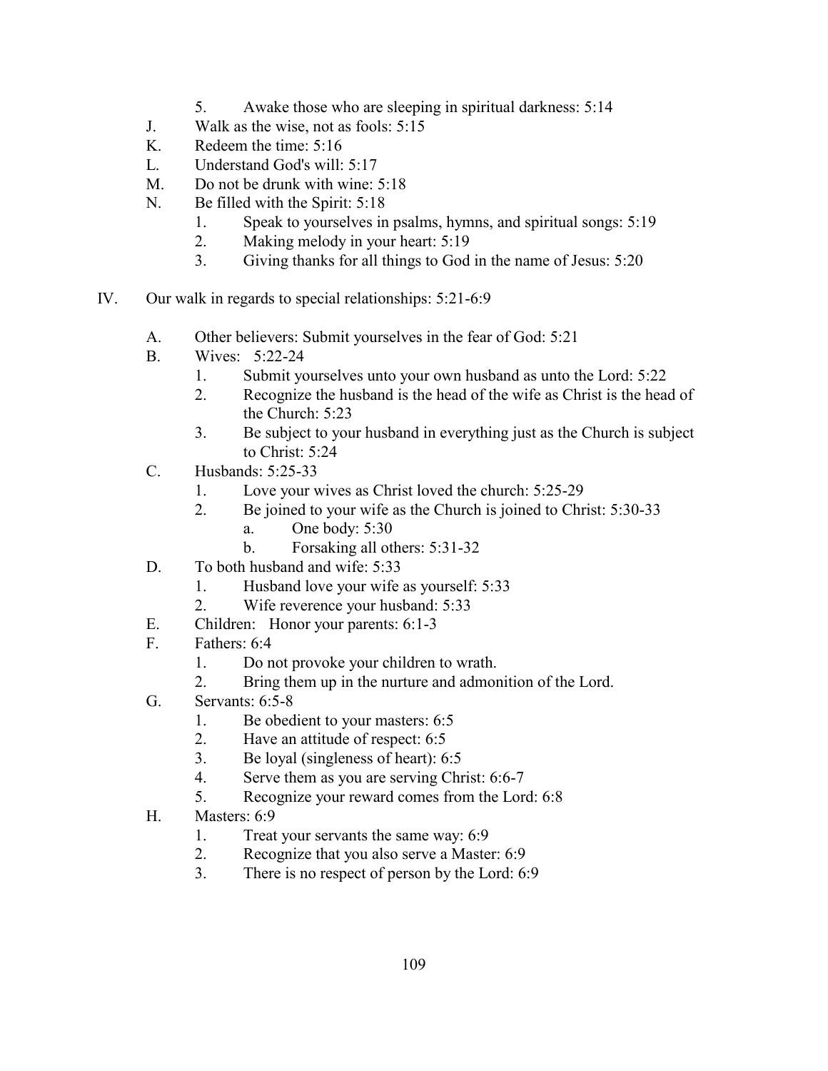5. Awake those who are sleeping in spiritual darkness: 5:14

J. Walk as the wise, not as fools: 5:15

K. Redeem the time: 5:16

L. Understand God's will: 5:17

M. Do not be drunk with wine: 5:18

N. Be filled with the Spirit: 5:18
   1. Speak to yourselves in psalms, hymns, and spiritual songs: 5:19
   2. Making melody in your heart: 5:19
   3. Giving thanks for all things to God in the name of Jesus: 5:20

IV. Our walk in regards to special relationships: 5:21-6:9

A. Other believers: Submit yourselves in the fear of God: 5:21

B. Wives: 5:22-24
   1. Submit yourselves unto your own husband as unto the Lord: 5:22
   2. Recognize the husband is the head of the wife as Christ is the head of the Church: 5:23
   3. Be subject to your husband in everything just as the Church is subject to Christ: 5:24

C. Husbands: 5:25-33
   1. Love your wives as Christ loved the church: 5:25-29
   2. Be joined to your wife as the Church is joined to Christ: 5:30-33
      a. One body: 5:30
      b. Forsaking all others: 5:31-32

D. To both husband and wife: 5:33
   1. Husband love your wife as yourself: 5:33
   2. Wife reverence your husband: 5:33

E. Children: Honor your parents: 6:1-3

F. Fathers: 6:4
   1. Do not provoke your children to wrath.
   2. Bring them up in the nurture and admonition of the Lord.

G. Servants: 6:5-8
   1. Be obedient to your masters: 6:5
   2. Have an attitude of respect: 6:5
   3. Be loyal (singleness of heart): 6:5
   4. Serve them as you are serving Christ: 6:6-7
   5. Recognize your reward comes from the Lord: 6:8

H. Masters: 6:9
   1. Treat your servants the same way: 6:9
   2. Recognize that you also serve a Master: 6:9
   3. There is no respect of person by the Lord: 6:9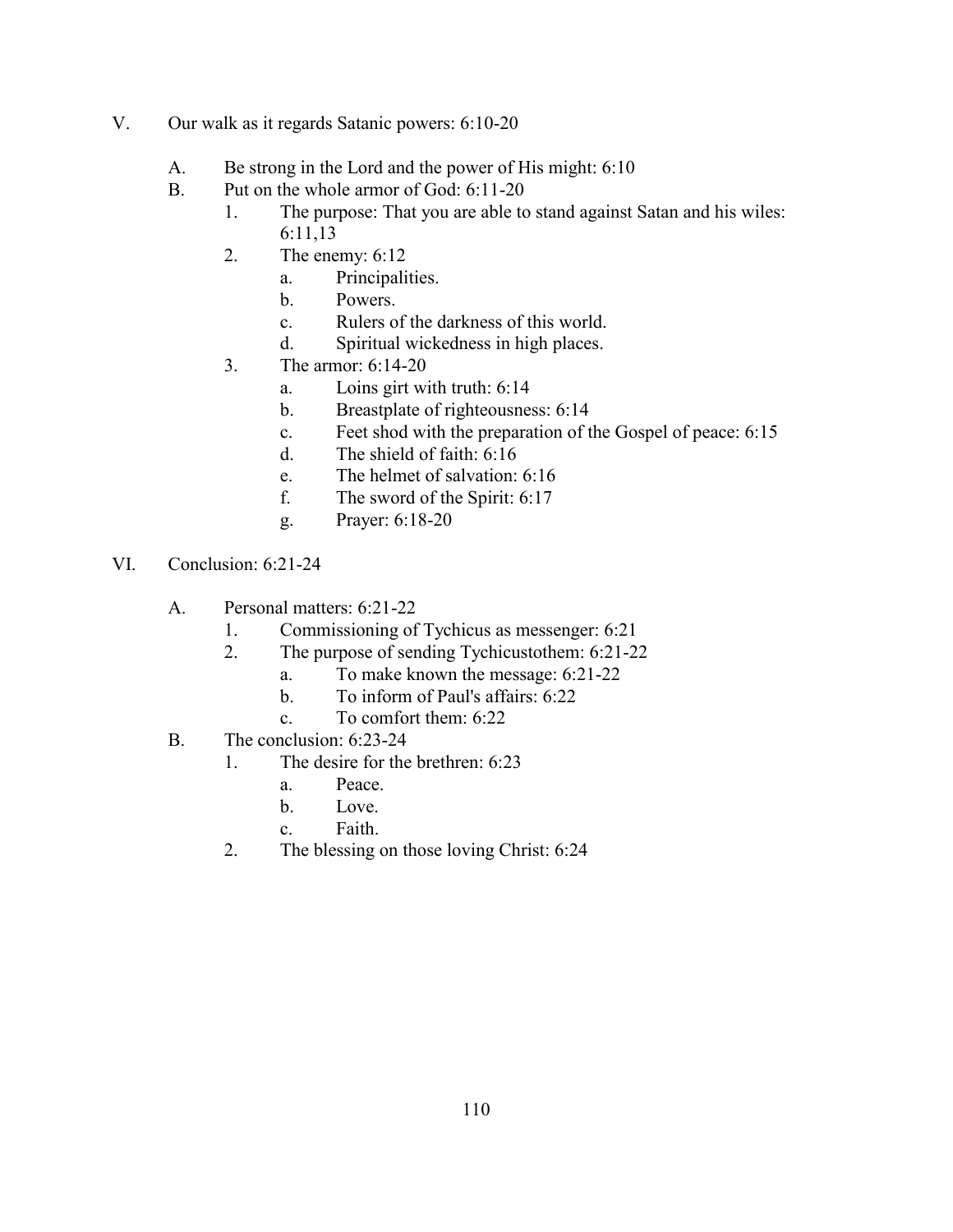V. Our walk as it regards Satanic powers: 6:10-20

  A. Be strong in the Lord and the power of His might: 6:10

  B. Put on the whole armor of God: 6:11-20

    1. The purpose: That you are able to stand against Satan and his wiles: 6:11,13

    2. The enemy: 6:12

      a. Principalities.

      b. Powers.

      c. Rulers of the darkness of this world.

      d. Spiritual wickedness in high places.

    3. The armor: 6:14-20

      a. Loins girt with truth: 6:14

      b. Breastplate of righteousness: 6:14

      c. Feet shod with the preparation of the Gospel of peace: 6:15

      d. The shield of faith: 6:16

      e. The helmet of salvation: 6:16

      f. The sword of the Spirit: 6:17

      g. Prayer: 6:18-20

VI. Conclusion: 6:21-24

  A. Personal matters: 6:21-22

    1. Commissioning of Tychicus as messenger: 6:21

    2. The purpose of sending Tychicustothem: 6:21-22

      a. To make known the message: 6:21-22

      b. To inform of Paul's affairs: 6:22

      c. To comfort them: 6:22

  B. The conclusion: 6:23-24

    1. The desire for the brethren: 6:23

      a. Peace.

      b. Love.

      c. Faith.

    2. The blessing on those loving Christ: 6:24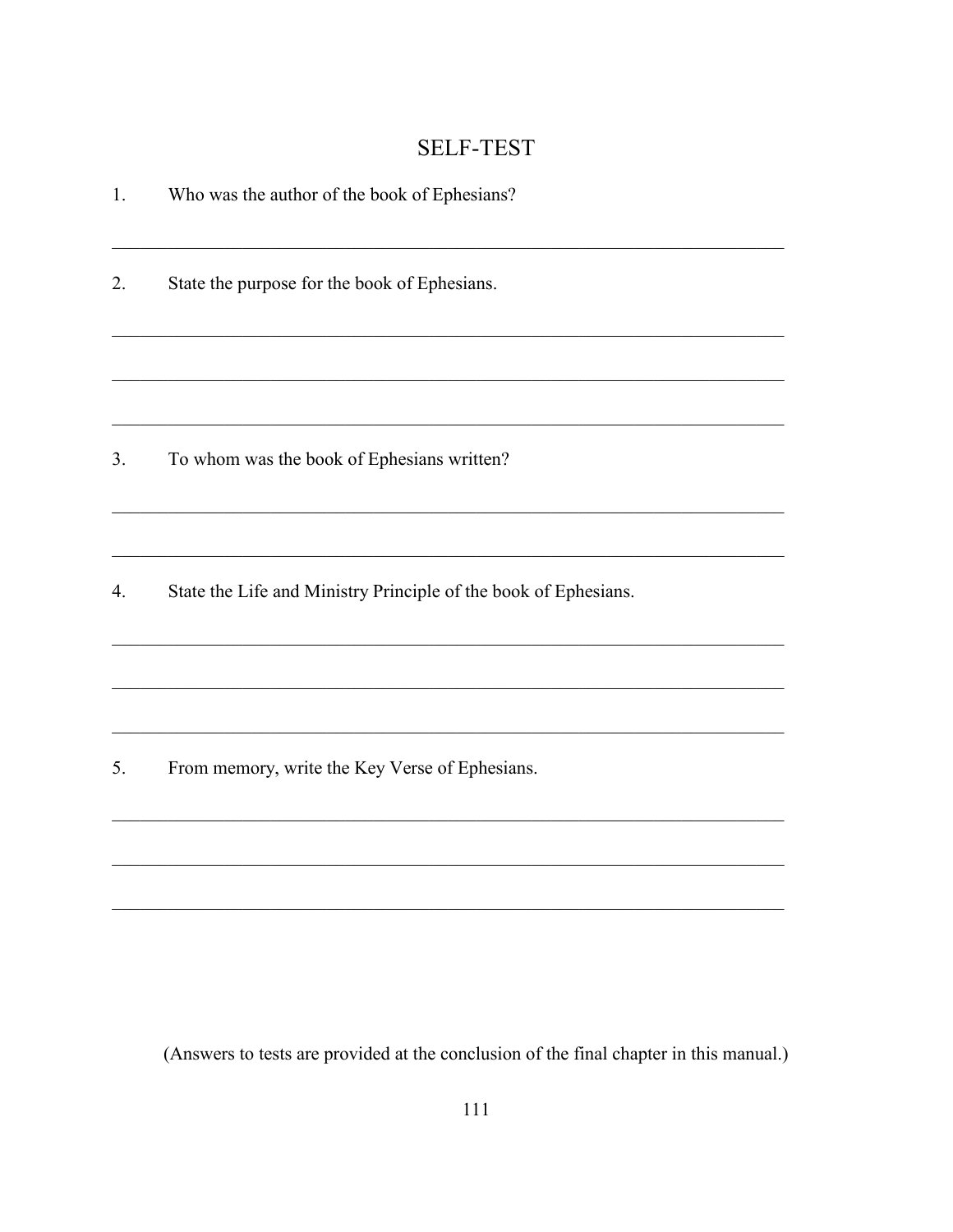# SELF-TEST

1. Who was the author of the book of Ephesians?

_______________________________________________________________________________

2. State the purpose for the book of Ephesians.

_______________________________________________________________________________

_______________________________________________________________________________

_______________________________________________________________________________

3. To whom was the book of Ephesians written?

_______________________________________________________________________________

_______________________________________________________________________________

4. State the Life and Ministry Principle of the book of Ephesians.

_______________________________________________________________________________

_______________________________________________________________________________

_______________________________________________________________________________

5. From memory, write the Key Verse of Ephesians.

_______________________________________________________________________________

_______________________________________________________________________________

_______________________________________________________________________________

(Answers to tests are provided at the conclusion of the final chapter in this manual.)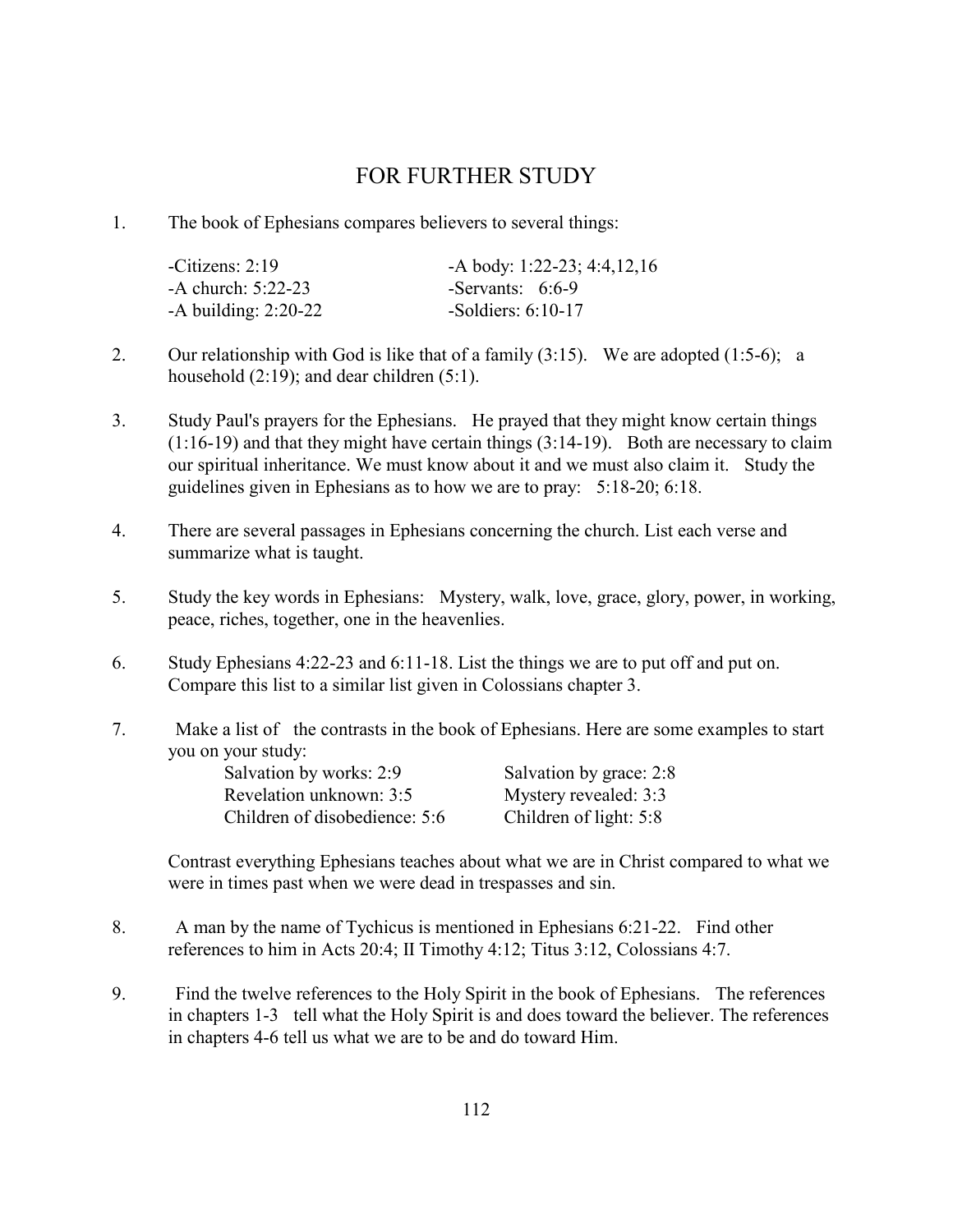# FOR FURTHER STUDY

1. The book of Ephesians compares believers to several things:

   | | |
   |---|---|
   | -Citizens: 2:19 | -A body: 1:22-23; 4:4,12,16 |
   | -A church: 5:22-23 | -Servants: 6:6-9 |
   | -A building: 2:20-22 | -Soldiers: 6:10-17 |

2. Our relationship with God is like that of a family (3:15). We are adopted (1:5-6); a household (2:19); and dear children (5:1).

3. Study Paul's prayers for the Ephesians. He prayed that they might know certain things (1:16-19) and that they might have certain things (3:14-19). Both are necessary to claim our spiritual inheritance. We must know about it and we must also claim it. Study the guidelines given in Ephesians as to how we are to pray: 5:18-20; 6:18.

4. There are several passages in Ephesians concerning the church. List each verse and summarize what is taught.

5. Study the key words in Ephesians: Mystery, walk, love, grace, glory, power, in working, peace, riches, together, one in the heavenlies.

6. Study Ephesians 4:22-23 and 6:11-18. List the things we are to put off and put on. Compare this list to a similar list given in Colossians chapter 3.

7. Make a list of the contrasts in the book of Ephesians. Here are some examples to start you on your study:

   | | |
   |---|---|
   | Salvation by works: 2:9 | Salvation by grace: 2:8 |
   | Revelation unknown: 3:5 | Mystery revealed: 3:3 |
   | Children of disobedience: 5:6 | Children of light: 5:8 |

   Contrast everything Ephesians teaches about what we are in Christ compared to what we were in times past when we were dead in trespasses and sin.

8. A man by the name of Tychicus is mentioned in Ephesians 6:21-22. Find other references to him in Acts 20:4; II Timothy 4:12; Titus 3:12, Colossians 4:7.

9. Find the twelve references to the Holy Spirit in the book of Ephesians. The references in chapters 1-3 tell what the Holy Spirit is and does toward the believer. The references in chapters 4-6 tell us what we are to be and do toward Him.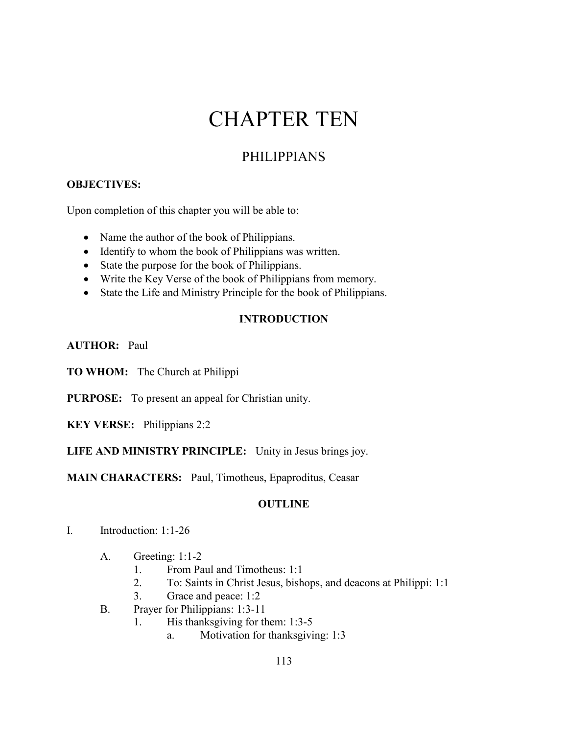# CHAPTER TEN

## PHILIPPIANS

**OBJECTIVES:**

Upon completion of this chapter you will be able to:

- Name the author of the book of Philippians.
- Identify to whom the book of Philippians was written.
- State the purpose for the book of Philippians.
- Write the Key Verse of the book of Philippians from memory.
- State the Life and Ministry Principle for the book of Philippians.

### INTRODUCTION

**AUTHOR:** Paul

**TO WHOM:** The Church at Philippi

**PURPOSE:** To present an appeal for Christian unity.

**KEY VERSE:** Philippians 2:2

**LIFE AND MINISTRY PRINCIPLE:** Unity in Jesus brings joy.

**MAIN CHARACTERS:** Paul, Timotheus, Epaproditus, Ceasar

### OUTLINE

I. Introduction: 1:1-26

- A. Greeting: 1:1-2
  1. From Paul and Timotheus: 1:1
  2. To: Saints in Christ Jesus, bishops, and deacons at Philippi: 1:1
  3. Grace and peace: 1:2
- B. Prayer for Philippians: 1:3-11
  1. His thanksgiving for them: 1:3-5
     - a. Motivation for thanksgiving: 1:3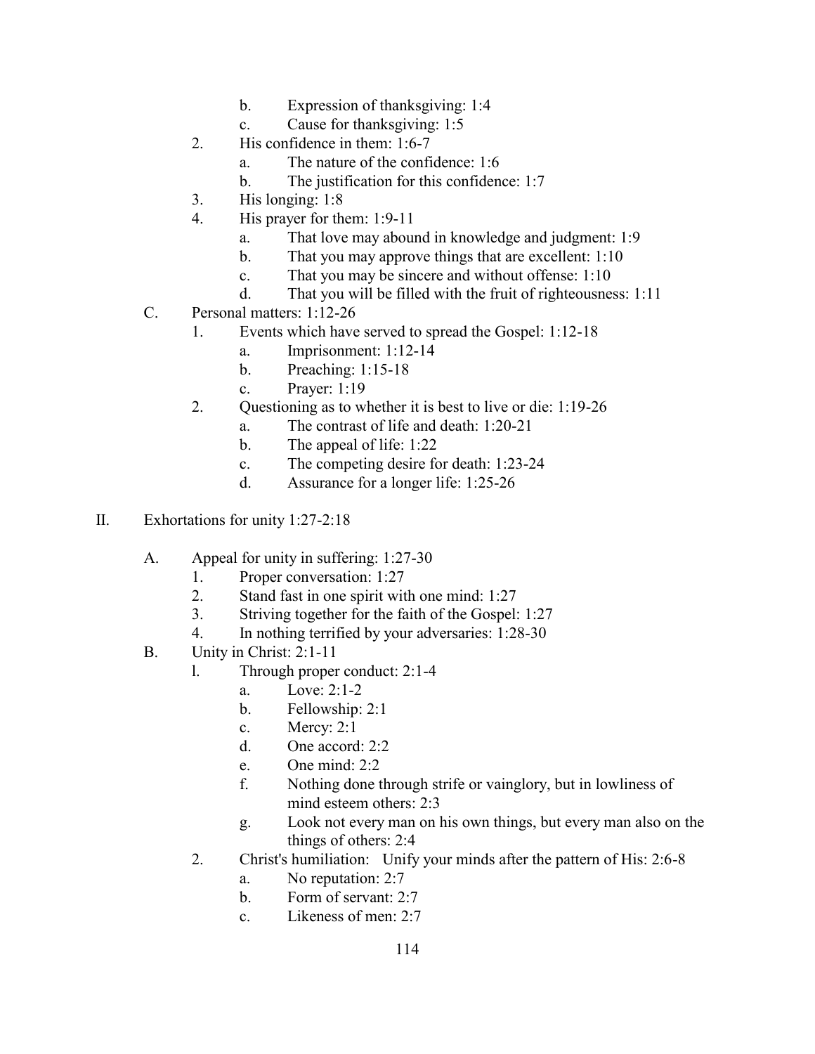- b. Expression of thanksgiving: 1:4
- c. Cause for thanksgiving: 1:5

2. His confidence in them: 1:6-7
   - a. The nature of the confidence: 1:6
   - b. The justification for this confidence: 1:7
3. His longing: 1:8
4. His prayer for them: 1:9-11
   - a. That love may abound in knowledge and judgment: 1:9
   - b. That you may approve things that are excellent: 1:10
   - c. That you may be sincere and without offense: 1:10
   - d. That you will be filled with the fruit of righteousness: 1:11

C. Personal matters: 1:12-26

1. Events which have served to spread the Gospel: 1:12-18
   - a. Imprisonment: 1:12-14
   - b. Preaching: 1:15-18
   - c. Prayer: 1:19
2. Questioning as to whether it is best to live or die: 1:19-26
   - a. The contrast of life and death: 1:20-21
   - b. The appeal of life: 1:22
   - c. The competing desire for death: 1:23-24
   - d. Assurance for a longer life: 1:25-26

II. Exhortations for unity 1:27-2:18

A. Appeal for unity in suffering: 1:27-30

1. Proper conversation: 1:27
2. Stand fast in one spirit with one mind: 1:27
3. Striving together for the faith of the Gospel: 1:27
4. In nothing terrified by your adversaries: 1:28-30

B. Unity in Christ: 2:1-11

1. Through proper conduct: 2:1-4
   - a. Love: 2:1-2
   - b. Fellowship: 2:1
   - c. Mercy: 2:1
   - d. One accord: 2:2
   - e. One mind: 2:2
   - f. Nothing done through strife or vainglory, but in lowliness of mind esteem others: 2:3
   - g. Look not every man on his own things, but every man also on the things of others: 2:4
2. Christ's humiliation: Unify your minds after the pattern of His: 2:6-8
   - a. No reputation: 2:7
   - b. Form of servant: 2:7
   - c. Likeness of men: 2:7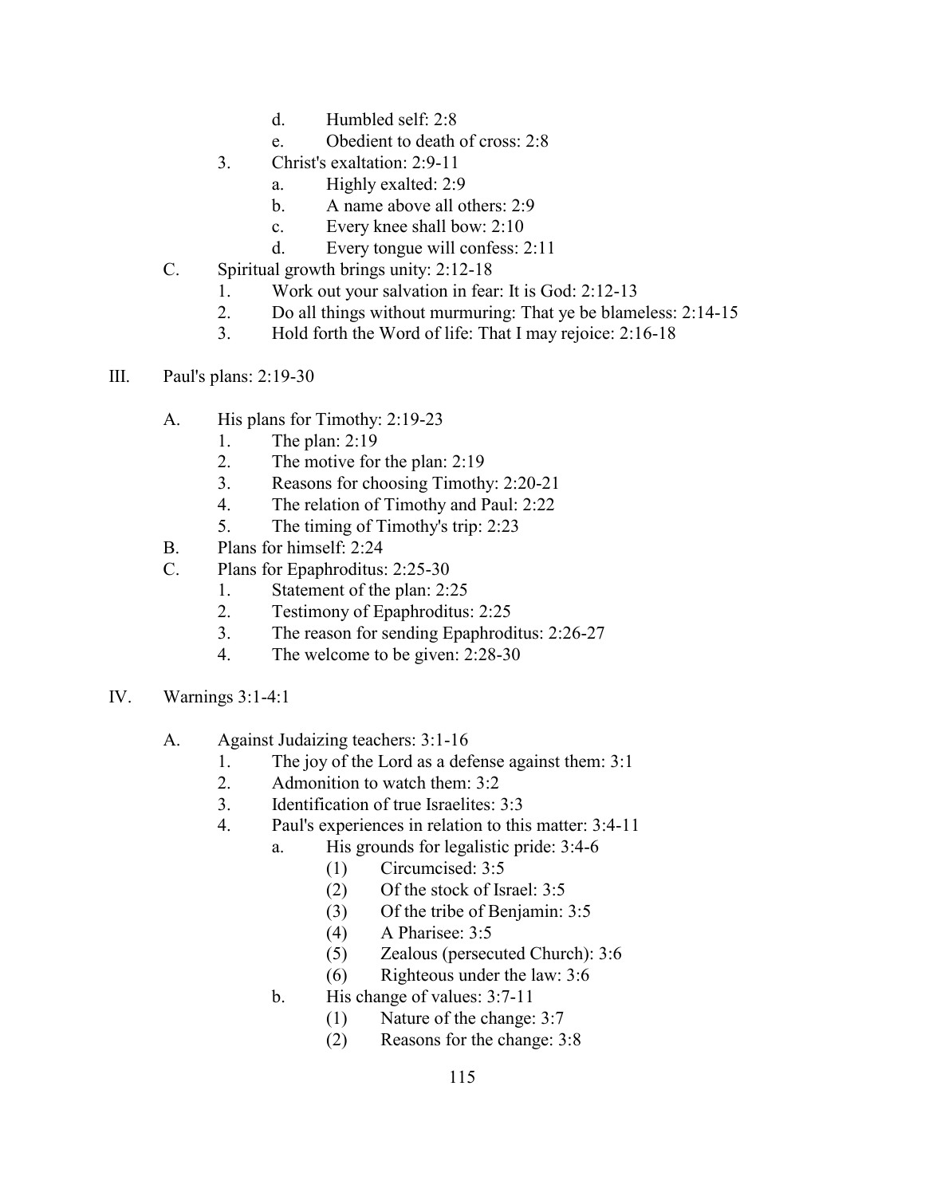d.	Humbled self: 2:8
            e.	Obedient to death of cross: 2:8
      3.	Christ's exaltation: 2:9-11
            a.	Highly exalted: 2:9
            b.	A name above all others: 2:9
            c.	Every knee shall bow: 2:10
            d.	Every tongue will confess: 2:11
   C.	Spiritual growth brings unity: 2:12-18
      1.	Work out your salvation in fear: It is God: 2:12-13
      2.	Do all things without murmuring: That ye be blameless: 2:14-15
      3.	Hold forth the Word of life: That I may rejoice: 2:16-18

III.	Paul's plans: 2:19-30

   A.	His plans for Timothy: 2:19-23
      1.	The plan: 2:19
      2.	The motive for the plan: 2:19
      3.	Reasons for choosing Timothy: 2:20-21
      4.	The relation of Timothy and Paul: 2:22
      5.	The timing of Timothy's trip: 2:23
   B.	Plans for himself: 2:24
   C.	Plans for Epaphroditus: 2:25-30
      1.	Statement of the plan: 2:25
      2.	Testimony of Epaphroditus: 2:25
      3.	The reason for sending Epaphroditus: 2:26-27
      4.	The welcome to be given: 2:28-30

IV.	Warnings 3:1-4:1

   A.	Against Judaizing teachers: 3:1-16
      1.	The joy of the Lord as a defense against them: 3:1
      2.	Admonition to watch them: 3:2
      3.	Identification of true Israelites: 3:3
      4.	Paul's experiences in relation to this matter: 3:4-11
            a.	His grounds for legalistic pride: 3:4-6
                  (1)	Circumcised: 3:5
                  (2)	Of the stock of Israel: 3:5
                  (3)	Of the tribe of Benjamin: 3:5
                  (4)	A Pharisee: 3:5
                  (5)	Zealous (persecuted Church): 3:6
                  (6)	Righteous under the law: 3:6
            b.	His change of values: 3:7-11
                  (1)	Nature of the change: 3:7
                  (2)	Reasons for the change: 3:8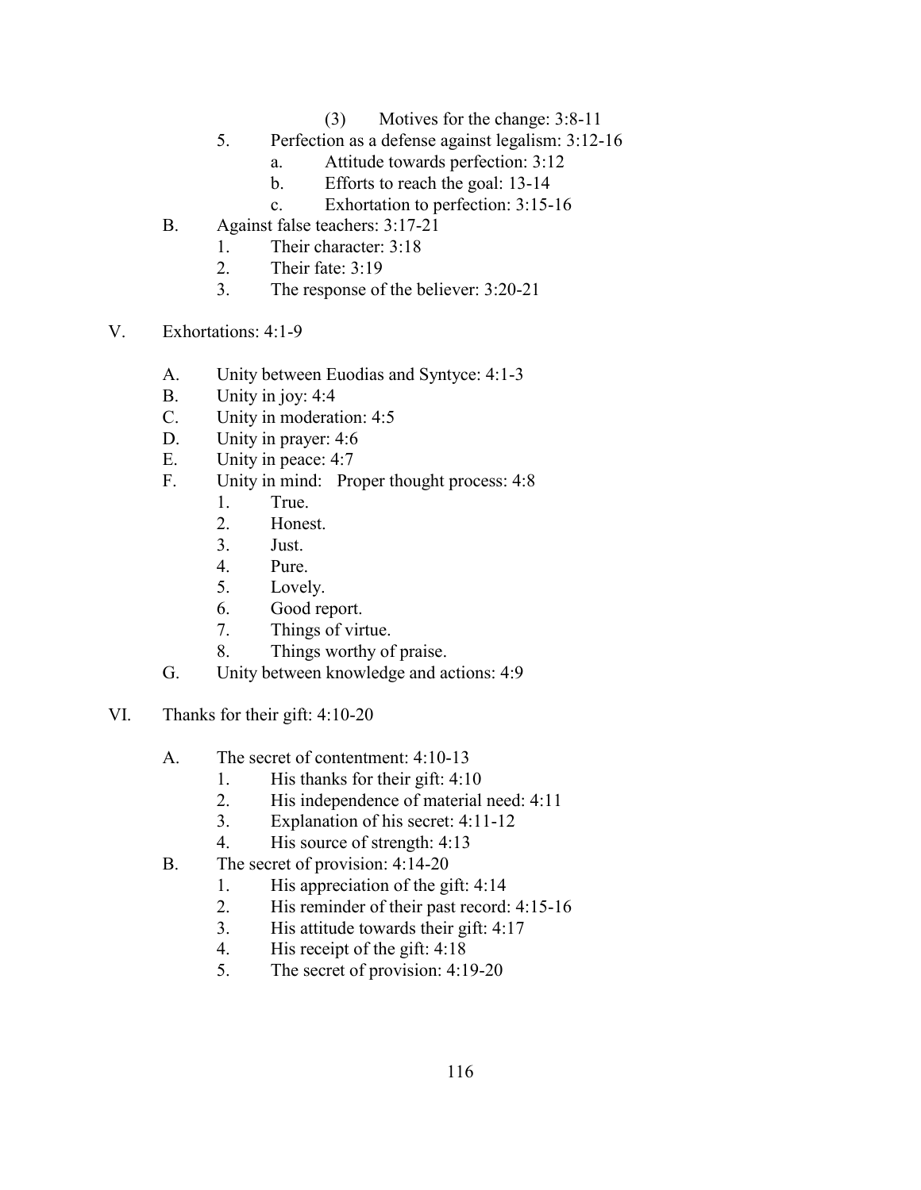- (3) Motives for the change: 3:8-11
  5. Perfection as a defense against legalism: 3:12-16
     a. Attitude towards perfection: 3:12
     b. Efforts to reach the goal: 13-14
     c. Exhortation to perfection: 3:15-16

B. Against false teachers: 3:17-21
   1. Their character: 3:18
   2. Their fate: 3:19
   3. The response of the believer: 3:20-21

V. Exhortations: 4:1-9

A. Unity between Euodias and Syntyce: 4:1-3
B. Unity in joy: 4:4
C. Unity in moderation: 4:5
D. Unity in prayer: 4:6
E. Unity in peace: 4:7
F. Unity in mind: Proper thought process: 4:8
   1. True.
   2. Honest.
   3. Just.
   4. Pure.
   5. Lovely.
   6. Good report.
   7. Things of virtue.
   8. Things worthy of praise.
G. Unity between knowledge and actions: 4:9

VI. Thanks for their gift: 4:10-20

A. The secret of contentment: 4:10-13
   1. His thanks for their gift: 4:10
   2. His independence of material need: 4:11
   3. Explanation of his secret: 4:11-12
   4. His source of strength: 4:13
B. The secret of provision: 4:14-20
   1. His appreciation of the gift: 4:14
   2. His reminder of their past record: 4:15-16
   3. His attitude towards their gift: 4:17
   4. His receipt of the gift: 4:18
   5. The secret of provision: 4:19-20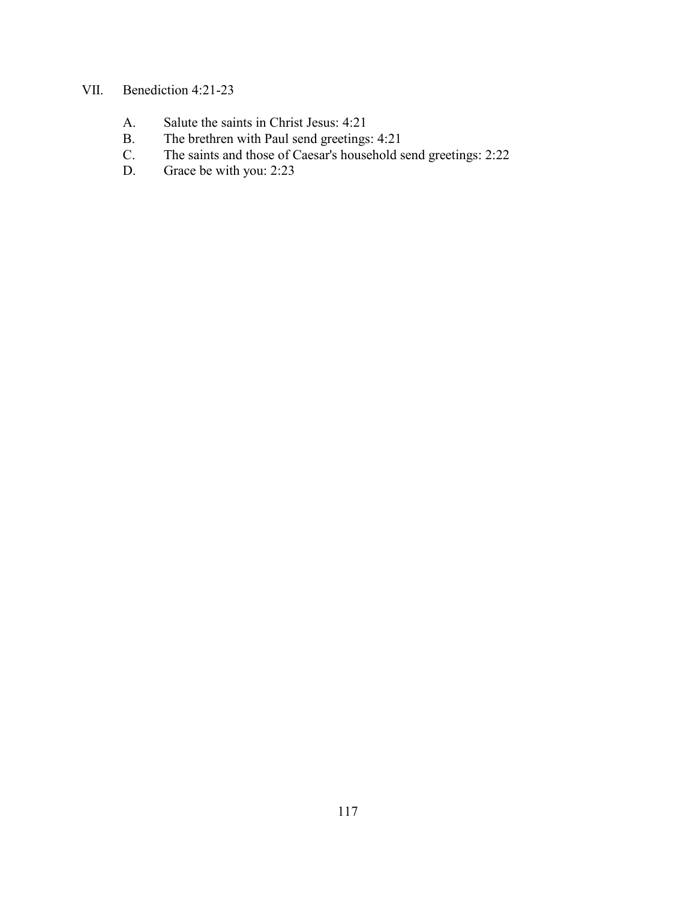VII. Benediction 4:21-23

A. Salute the saints in Christ Jesus: 4:21
B. The brethren with Paul send greetings: 4:21
C. The saints and those of Caesar's household send greetings: 2:22
D. Grace be with you: 2:23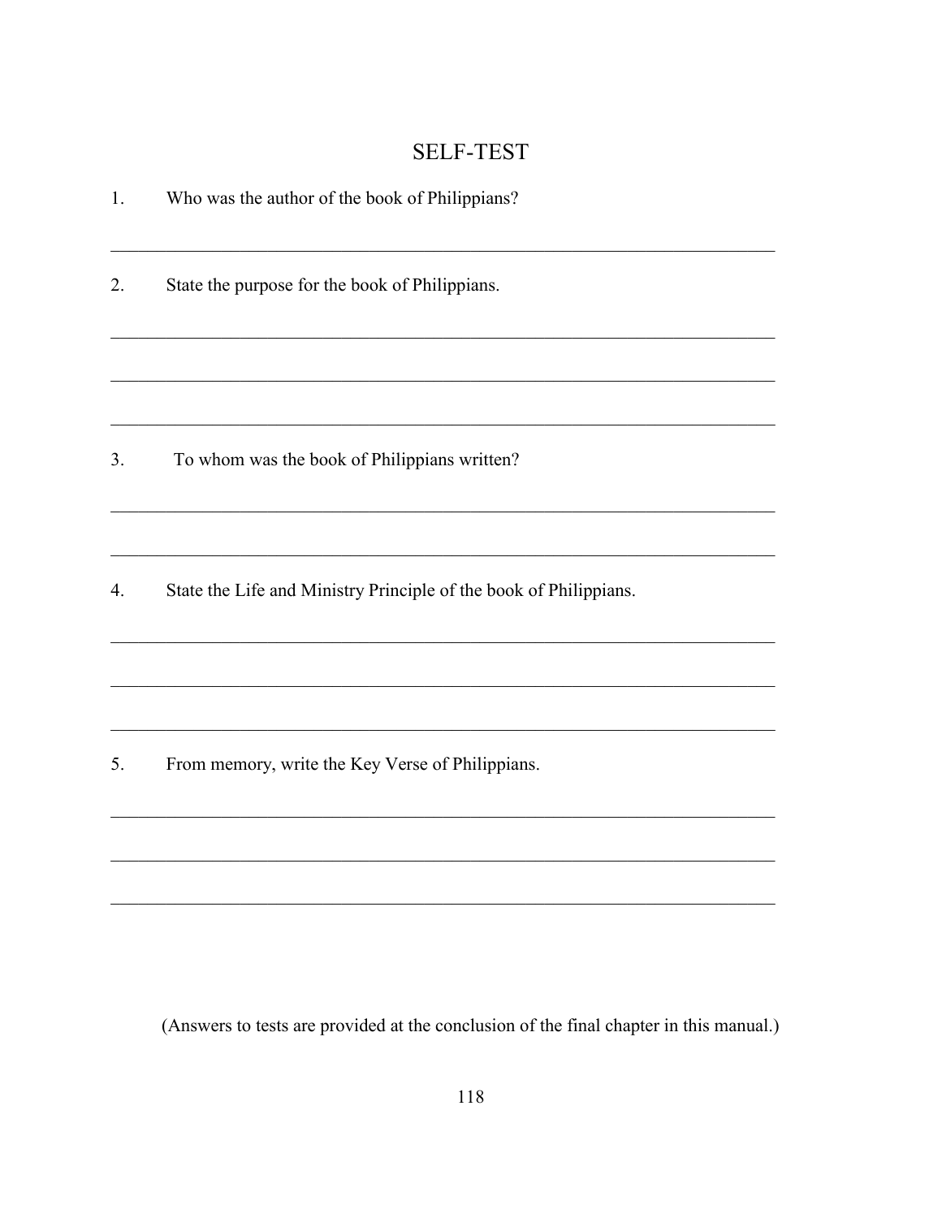# SELF-TEST

1. Who was the author of the book of Philippians?

\_\_\_\_\_\_\_\_\_\_\_\_\_\_\_\_\_\_\_\_\_\_\_\_\_\_\_\_\_\_\_\_\_\_\_\_\_\_\_\_\_\_\_\_\_\_\_\_\_\_\_\_\_\_\_\_\_\_\_\_\_\_\_\_\_\_\_\_\_\_

2. State the purpose for the book of Philippians.

\_\_\_\_\_\_\_\_\_\_\_\_\_\_\_\_\_\_\_\_\_\_\_\_\_\_\_\_\_\_\_\_\_\_\_\_\_\_\_\_\_\_\_\_\_\_\_\_\_\_\_\_\_\_\_\_\_\_\_\_\_\_\_\_\_\_\_\_\_\_

\_\_\_\_\_\_\_\_\_\_\_\_\_\_\_\_\_\_\_\_\_\_\_\_\_\_\_\_\_\_\_\_\_\_\_\_\_\_\_\_\_\_\_\_\_\_\_\_\_\_\_\_\_\_\_\_\_\_\_\_\_\_\_\_\_\_\_\_\_\_

\_\_\_\_\_\_\_\_\_\_\_\_\_\_\_\_\_\_\_\_\_\_\_\_\_\_\_\_\_\_\_\_\_\_\_\_\_\_\_\_\_\_\_\_\_\_\_\_\_\_\_\_\_\_\_\_\_\_\_\_\_\_\_\_\_\_\_\_\_\_

3. To whom was the book of Philippians written?

\_\_\_\_\_\_\_\_\_\_\_\_\_\_\_\_\_\_\_\_\_\_\_\_\_\_\_\_\_\_\_\_\_\_\_\_\_\_\_\_\_\_\_\_\_\_\_\_\_\_\_\_\_\_\_\_\_\_\_\_\_\_\_\_\_\_\_\_\_\_

\_\_\_\_\_\_\_\_\_\_\_\_\_\_\_\_\_\_\_\_\_\_\_\_\_\_\_\_\_\_\_\_\_\_\_\_\_\_\_\_\_\_\_\_\_\_\_\_\_\_\_\_\_\_\_\_\_\_\_\_\_\_\_\_\_\_\_\_\_\_

4. State the Life and Ministry Principle of the book of Philippians.

\_\_\_\_\_\_\_\_\_\_\_\_\_\_\_\_\_\_\_\_\_\_\_\_\_\_\_\_\_\_\_\_\_\_\_\_\_\_\_\_\_\_\_\_\_\_\_\_\_\_\_\_\_\_\_\_\_\_\_\_\_\_\_\_\_\_\_\_\_\_

\_\_\_\_\_\_\_\_\_\_\_\_\_\_\_\_\_\_\_\_\_\_\_\_\_\_\_\_\_\_\_\_\_\_\_\_\_\_\_\_\_\_\_\_\_\_\_\_\_\_\_\_\_\_\_\_\_\_\_\_\_\_\_\_\_\_\_\_\_\_

\_\_\_\_\_\_\_\_\_\_\_\_\_\_\_\_\_\_\_\_\_\_\_\_\_\_\_\_\_\_\_\_\_\_\_\_\_\_\_\_\_\_\_\_\_\_\_\_\_\_\_\_\_\_\_\_\_\_\_\_\_\_\_\_\_\_\_\_\_\_

5. From memory, write the Key Verse of Philippians.

\_\_\_\_\_\_\_\_\_\_\_\_\_\_\_\_\_\_\_\_\_\_\_\_\_\_\_\_\_\_\_\_\_\_\_\_\_\_\_\_\_\_\_\_\_\_\_\_\_\_\_\_\_\_\_\_\_\_\_\_\_\_\_\_\_\_\_\_\_\_

\_\_\_\_\_\_\_\_\_\_\_\_\_\_\_\_\_\_\_\_\_\_\_\_\_\_\_\_\_\_\_\_\_\_\_\_\_\_\_\_\_\_\_\_\_\_\_\_\_\_\_\_\_\_\_\_\_\_\_\_\_\_\_\_\_\_\_\_\_\_

\_\_\_\_\_\_\_\_\_\_\_\_\_\_\_\_\_\_\_\_\_\_\_\_\_\_\_\_\_\_\_\_\_\_\_\_\_\_\_\_\_\_\_\_\_\_\_\_\_\_\_\_\_\_\_\_\_\_\_\_\_\_\_\_\_\_\_\_\_\_

(Answers to tests are provided at the conclusion of the final chapter in this manual.)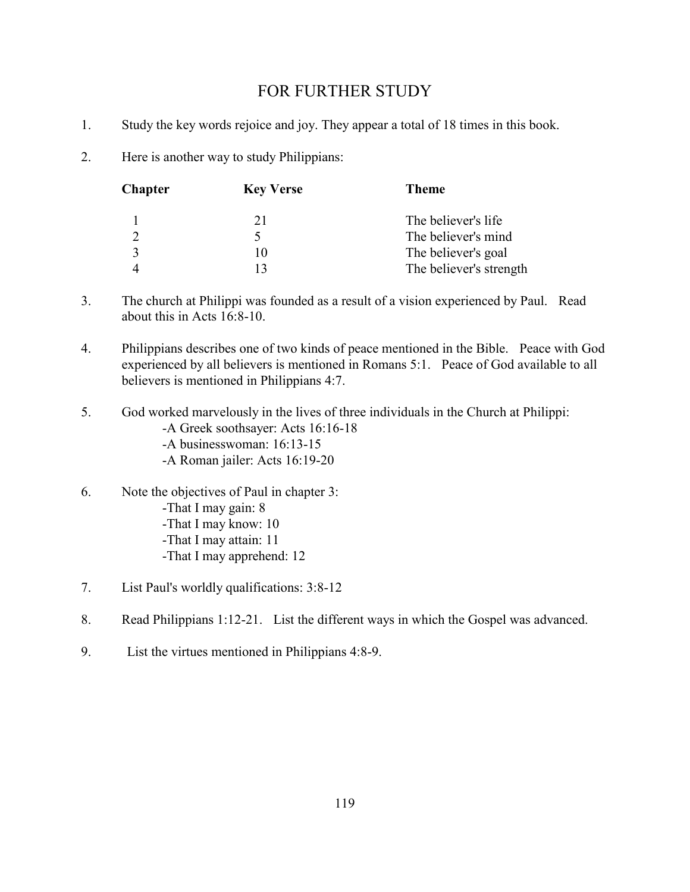# FOR FURTHER STUDY

1. Study the key words rejoice and joy. They appear a total of 18 times in this book.

2. Here is another way to study Philippians:

| Chapter | Key Verse | Theme |
|---|---|---|
| 1 | 21 | The believer's life |
| 2 | 5 | The believer's mind |
| 3 | 10 | The believer's goal |
| 4 | 13 | The believer's strength |

3. The church at Philippi was founded as a result of a vision experienced by Paul. Read about this in Acts 16:8-10.

4. Philippians describes one of two kinds of peace mentioned in the Bible. Peace with God experienced by all believers is mentioned in Romans 5:1. Peace of God available to all believers is mentioned in Philippians 4:7.

5. God worked marvelously in the lives of three individuals in the Church at Philippi:
   - -A Greek soothsayer: Acts 16:16-18
   - -A businesswoman: 16:13-15
   - -A Roman jailer: Acts 16:19-20

6. Note the objectives of Paul in chapter 3:
   - -That I may gain: 8
   - -That I may know: 10
   - -That I may attain: 11
   - -That I may apprehend: 12

7. List Paul's worldly qualifications: 3:8-12

8. Read Philippians 1:12-21. List the different ways in which the Gospel was advanced.

9. List the virtues mentioned in Philippians 4:8-9.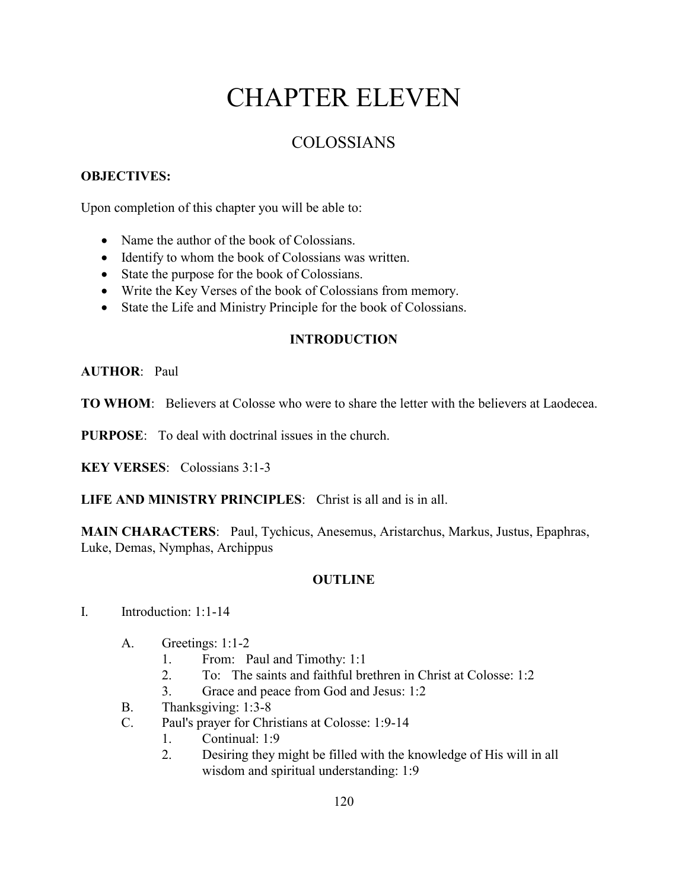# CHAPTER ELEVEN

## COLOSSIANS

**OBJECTIVES:**

Upon completion of this chapter you will be able to:

- Name the author of the book of Colossians.
- Identify to whom the book of Colossians was written.
- State the purpose for the book of Colossians.
- Write the Key Verses of the book of Colossians from memory.
- State the Life and Ministry Principle for the book of Colossians.

### INTRODUCTION

**AUTHOR**: Paul

**TO WHOM**: Believers at Colosse who were to share the letter with the believers at Laodecea.

**PURPOSE**: To deal with doctrinal issues in the church.

**KEY VERSES**: Colossians 3:1-3

**LIFE AND MINISTRY PRINCIPLES**: Christ is all and is in all.

**MAIN CHARACTERS**: Paul, Tychicus, Anesemus, Aristarchus, Markus, Justus, Epaphras, Luke, Demas, Nymphas, Archippus

### OUTLINE

I. Introduction: 1:1-14

   A. Greetings: 1:1-2
      1. From: Paul and Timothy: 1:1
      2. To: The saints and faithful brethren in Christ at Colosse: 1:2
      3. Grace and peace from God and Jesus: 1:2

   B. Thanksgiving: 1:3-8

   C. Paul's prayer for Christians at Colosse: 1:9-14
      1. Continual: 1:9
      2. Desiring they might be filled with the knowledge of His will in all wisdom and spiritual understanding: 1:9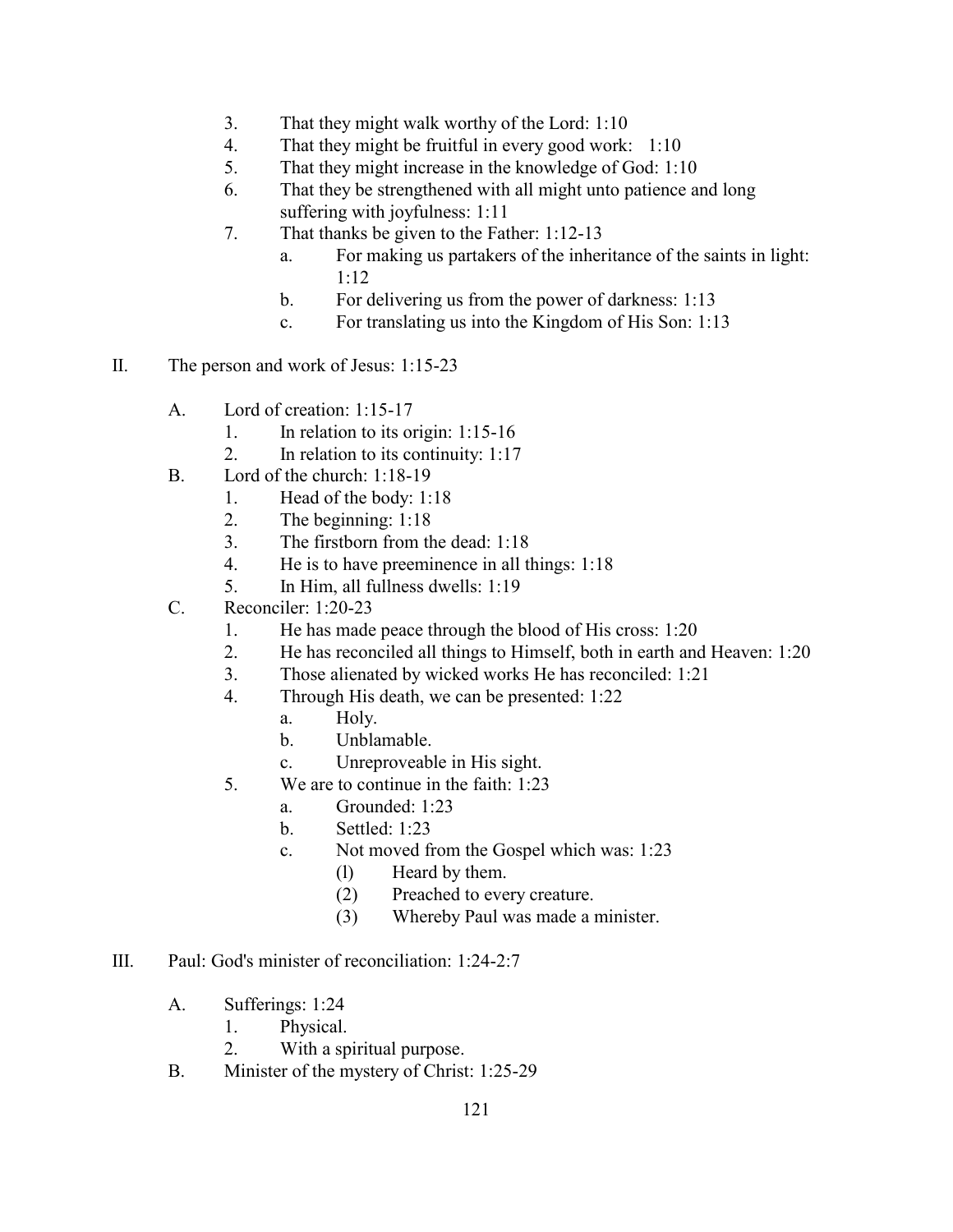3. That they might walk worthy of the Lord: 1:10
4. That they might be fruitful in every good work: 1:10
5. That they might increase in the knowledge of God: 1:10
6. That they be strengthened with all might unto patience and long suffering with joyfulness: 1:11
7. That thanks be given to the Father: 1:12-13
    a. For making us partakers of the inheritance of the saints in light: 1:12
    b. For delivering us from the power of darkness: 1:13
    c. For translating us into the Kingdom of His Son: 1:13

II. The person and work of Jesus: 1:15-23

A. Lord of creation: 1:15-17
    1. In relation to its origin: 1:15-16
    2. In relation to its continuity: 1:17

B. Lord of the church: 1:18-19
    1. Head of the body: 1:18
    2. The beginning: 1:18
    3. The firstborn from the dead: 1:18
    4. He is to have preeminence in all things: 1:18
    5. In Him, all fullness dwells: 1:19

C. Reconciler: 1:20-23
    1. He has made peace through the blood of His cross: 1:20
    2. He has reconciled all things to Himself, both in earth and Heaven: 1:20
    3. Those alienated by wicked works He has reconciled: 1:21
    4. Through His death, we can be presented: 1:22
        a. Holy.
        b. Unblamable.
        c. Unreproveable in His sight.
    5. We are to continue in the faith: 1:23
        a. Grounded: 1:23
        b. Settled: 1:23
        c. Not moved from the Gospel which was: 1:23
            (l) Heard by them.
            (2) Preached to every creature.
            (3) Whereby Paul was made a minister.

III. Paul: God's minister of reconciliation: 1:24-2:7

A. Sufferings: 1:24
    1. Physical.
    2. With a spiritual purpose.

B. Minister of the mystery of Christ: 1:25-29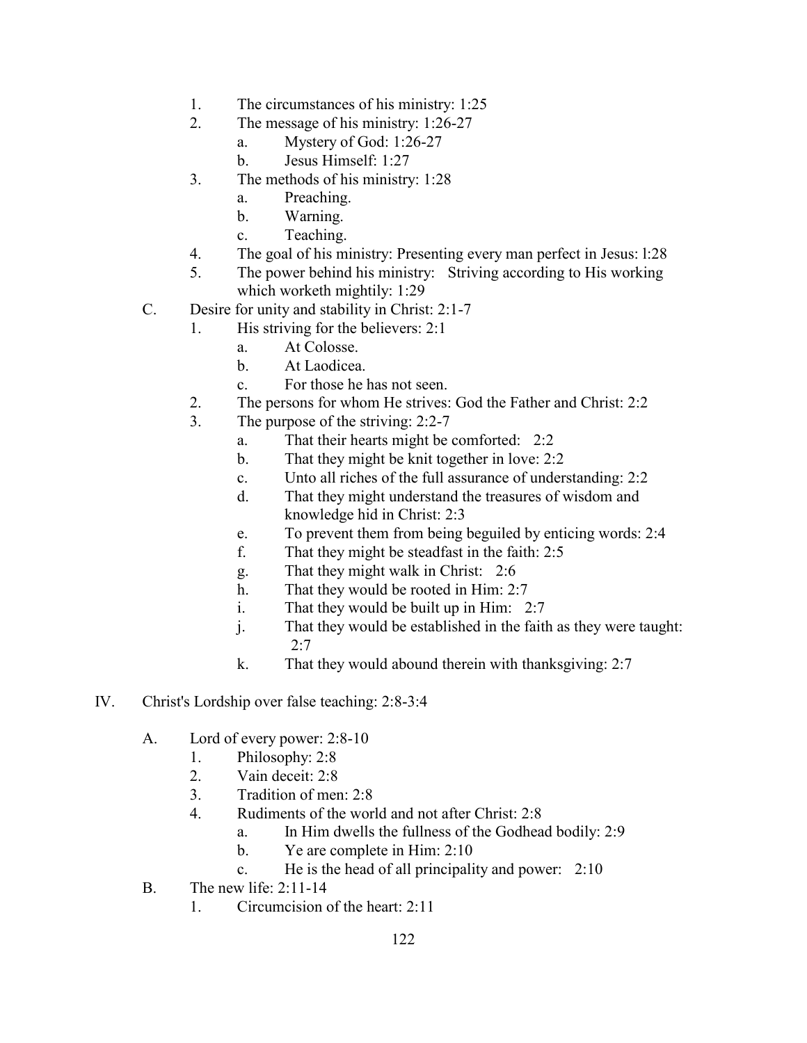1. The circumstances of his ministry: 1:25
2. The message of his ministry: 1:26-27
    a. Mystery of God: 1:26-27
    b. Jesus Himself: 1:27
3. The methods of his ministry: 1:28
    a. Preaching.
    b. Warning.
    c. Teaching.
4. The goal of his ministry: Presenting every man perfect in Jesus: l:28
5. The power behind his ministry: Striving according to His working which worketh mightily: 1:29

C. Desire for unity and stability in Christ: 2:1-7
1. His striving for the believers: 2:1
    a. At Colosse.
    b. At Laodicea.
    c. For those he has not seen.
2. The persons for whom He strives: God the Father and Christ: 2:2
3. The purpose of the striving: 2:2-7
    a. That their hearts might be comforted: 2:2
    b. That they might be knit together in love: 2:2
    c. Unto all riches of the full assurance of understanding: 2:2
    d. That they might understand the treasures of wisdom and knowledge hid in Christ: 2:3
    e. To prevent them from being beguiled by enticing words: 2:4
    f. That they might be steadfast in the faith: 2:5
    g. That they might walk in Christ: 2:6
    h. That they would be rooted in Him: 2:7
    i. That they would be built up in Him: 2:7
    j. That they would be established in the faith as they were taught: 2:7
    k. That they would abound therein with thanksgiving: 2:7

IV. Christ's Lordship over false teaching: 2:8-3:4

A. Lord of every power: 2:8-10
1. Philosophy: 2:8
2. Vain deceit: 2:8
3. Tradition of men: 2:8
4. Rudiments of the world and not after Christ: 2:8
    a. In Him dwells the fullness of the Godhead bodily: 2:9
    b. Ye are complete in Him: 2:10
    c. He is the head of all principality and power: 2:10

B. The new life: 2:11-14
1. Circumcision of the heart: 2:11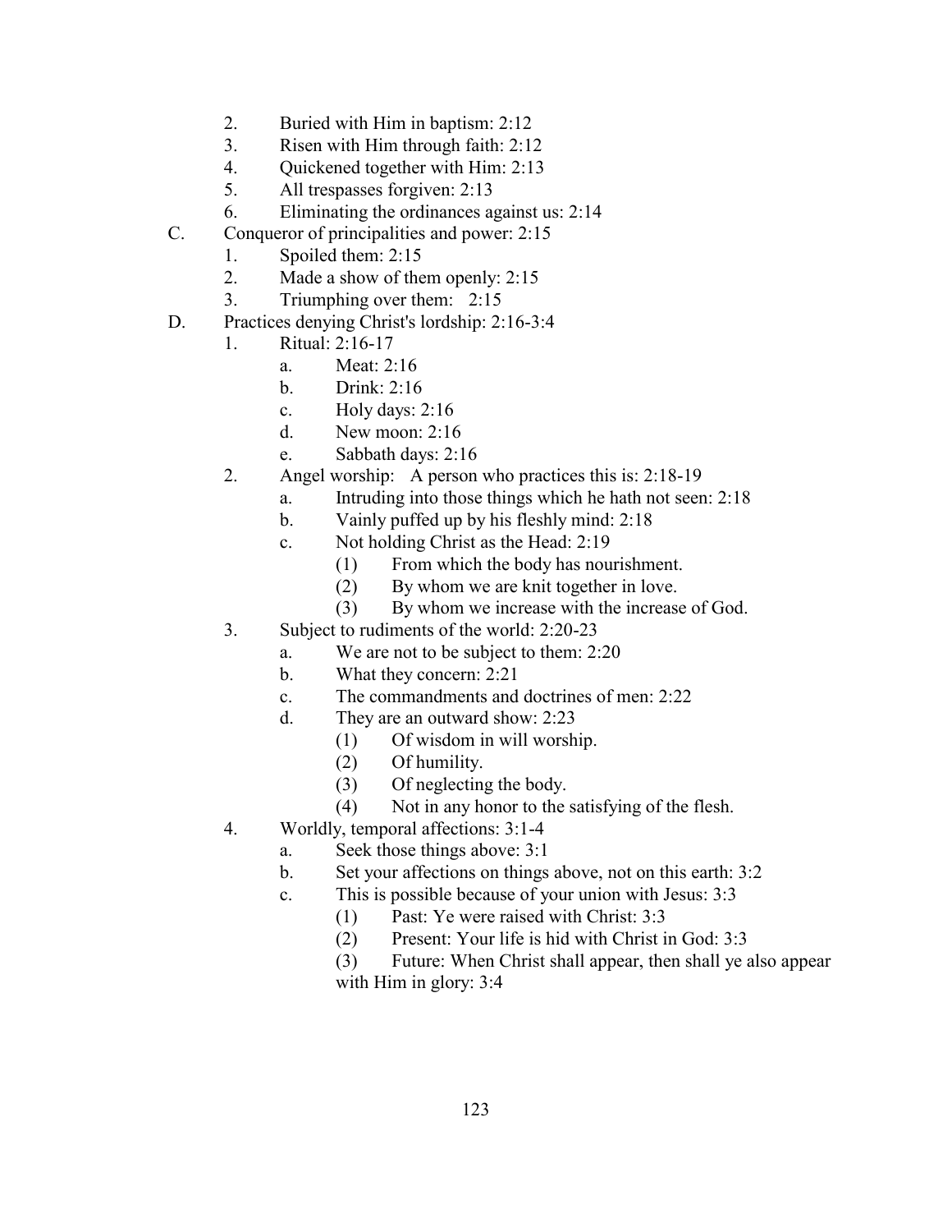2. Buried with Him in baptism: 2:12
3. Risen with Him through faith: 2:12
4. Quickened together with Him: 2:13
5. All trespasses forgiven: 2:13
6. Eliminating the ordinances against us: 2:14

C. Conqueror of principalities and power: 2:15
   1. Spoiled them: 2:15
   2. Made a show of them openly: 2:15
   3. Triumphing over them: 2:15

D. Practices denying Christ's lordship: 2:16-3:4
   1. Ritual: 2:16-17
      a. Meat: 2:16
      b. Drink: 2:16
      c. Holy days: 2:16
      d. New moon: 2:16
      e. Sabbath days: 2:16
   2. Angel worship: A person who practices this is: 2:18-19
      a. Intruding into those things which he hath not seen: 2:18
      b. Vainly puffed up by his fleshly mind: 2:18
      c. Not holding Christ as the Head: 2:19
         (1) From which the body has nourishment.
         (2) By whom we are knit together in love.
         (3) By whom we increase with the increase of God.
   3. Subject to rudiments of the world: 2:20-23
      a. We are not to be subject to them: 2:20
      b. What they concern: 2:21
      c. The commandments and doctrines of men: 2:22
      d. They are an outward show: 2:23
         (1) Of wisdom in will worship.
         (2) Of humility.
         (3) Of neglecting the body.
         (4) Not in any honor to the satisfying of the flesh.
   4. Worldly, temporal affections: 3:1-4
      a. Seek those things above: 3:1
      b. Set your affections on things above, not on this earth: 3:2
      c. This is possible because of your union with Jesus: 3:3
         (1) Past: Ye were raised with Christ: 3:3
         (2) Present: Your life is hid with Christ in God: 3:3
         (3) Future: When Christ shall appear, then shall ye also appear with Him in glory: 3:4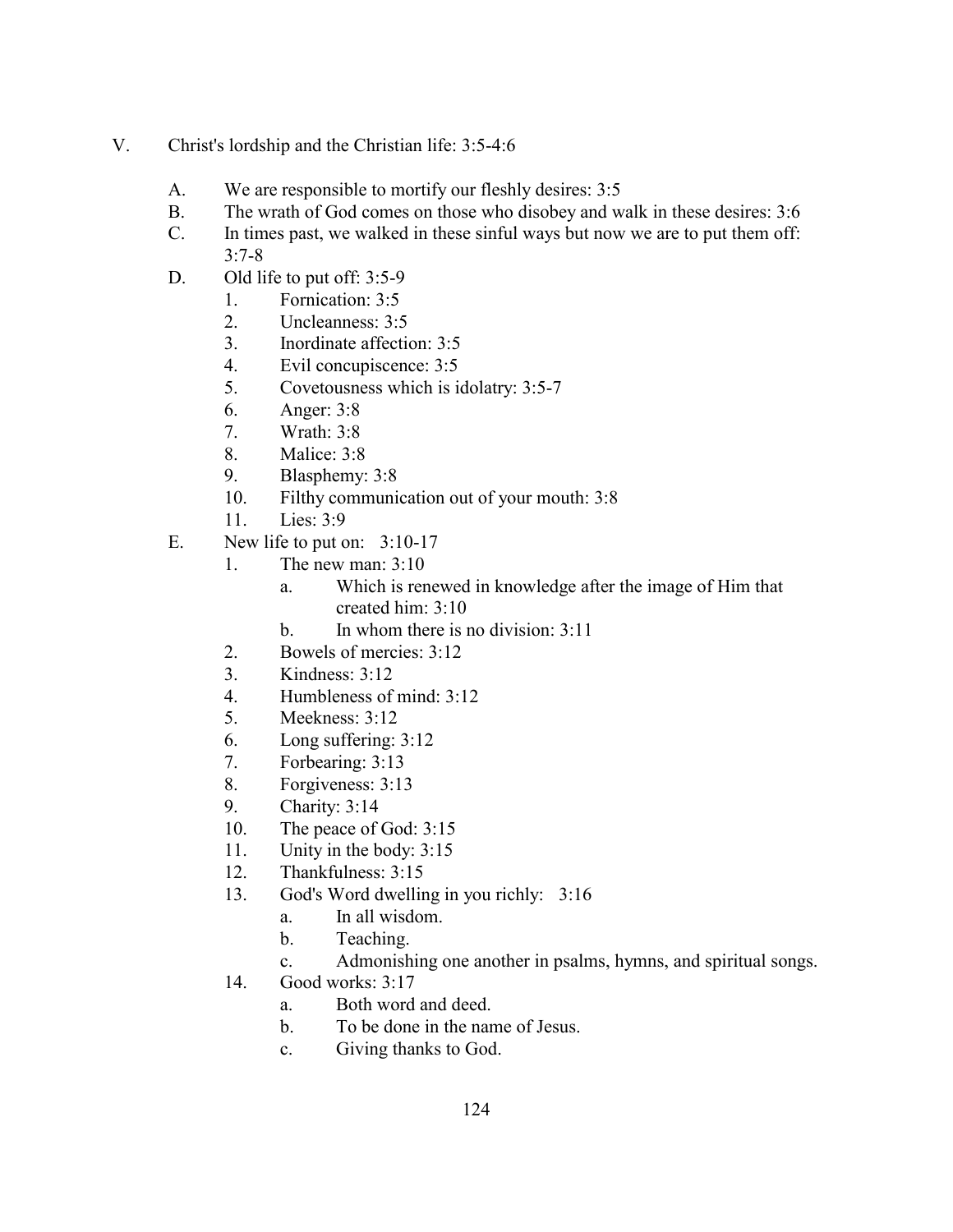V. Christ's lordship and the Christian life: 3:5-4:6

   A. We are responsible to mortify our fleshly desires: 3:5
   B. The wrath of God comes on those who disobey and walk in these desires: 3:6
   C. In times past, we walked in these sinful ways but now we are to put them off: 3:7-8
   D. Old life to put off: 3:5-9
      1. Fornication: 3:5
      2. Uncleanness: 3:5
      3. Inordinate affection: 3:5
      4. Evil concupiscence: 3:5
      5. Covetousness which is idolatry: 3:5-7
      6. Anger: 3:8
      7. Wrath: 3:8
      8. Malice: 3:8
      9. Blasphemy: 3:8
      10. Filthy communication out of your mouth: 3:8
      11. Lies: 3:9
   E. New life to put on: 3:10-17
      1. The new man: 3:10
         a. Which is renewed in knowledge after the image of Him that created him: 3:10
         b. In whom there is no division: 3:11
      2. Bowels of mercies: 3:12
      3. Kindness: 3:12
      4. Humbleness of mind: 3:12
      5. Meekness: 3:12
      6. Long suffering: 3:12
      7. Forbearing: 3:13
      8. Forgiveness: 3:13
      9. Charity: 3:14
      10. The peace of God: 3:15
      11. Unity in the body: 3:15
      12. Thankfulness: 3:15
      13. God's Word dwelling in you richly: 3:16
         a. In all wisdom.
         b. Teaching.
         c. Admonishing one another in psalms, hymns, and spiritual songs.
      14. Good works: 3:17
         a. Both word and deed.
         b. To be done in the name of Jesus.
         c. Giving thanks to God.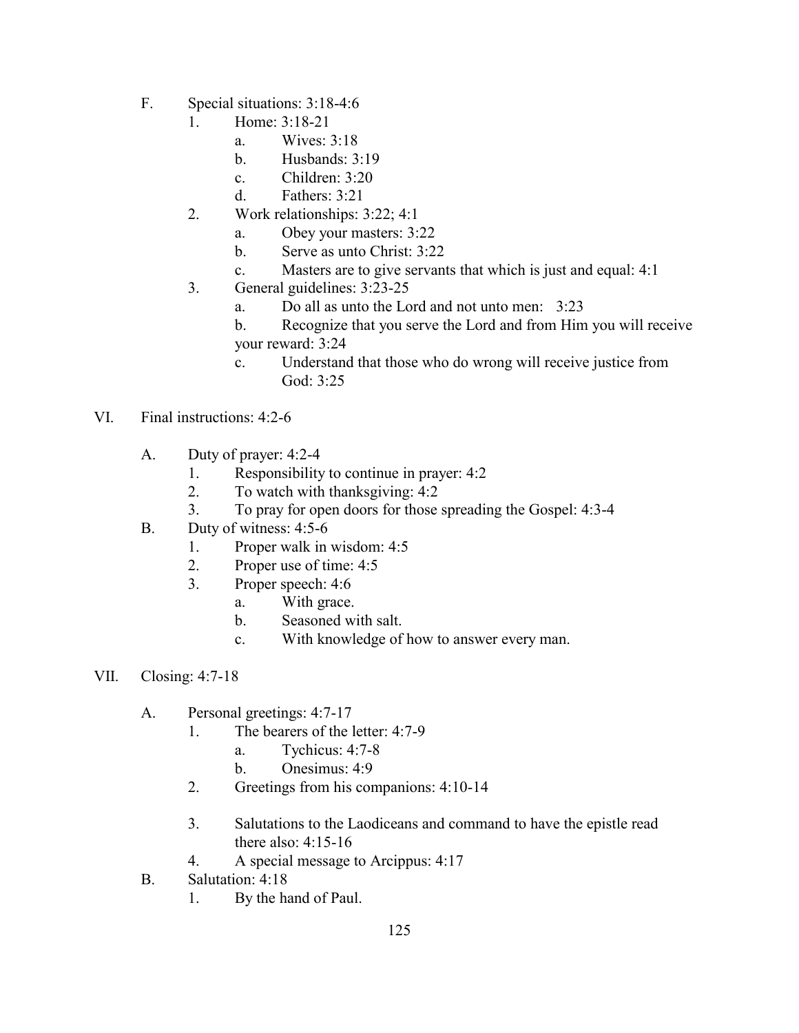F. Special situations: 3:18-4:6
   1. Home: 3:18-21
      a. Wives: 3:18
      b. Husbands: 3:19
      c. Children: 3:20
      d. Fathers: 3:21
   2. Work relationships: 3:22; 4:1
      a. Obey your masters: 3:22
      b. Serve as unto Christ: 3:22
      c. Masters are to give servants that which is just and equal: 4:1
   3. General guidelines: 3:23-25
      a. Do all as unto the Lord and not unto men: 3:23
      b. Recognize that you serve the Lord and from Him you will receive your reward: 3:24
      c. Understand that those who do wrong will receive justice from God: 3:25

VI. Final instructions: 4:2-6

A. Duty of prayer: 4:2-4
   1. Responsibility to continue in prayer: 4:2
   2. To watch with thanksgiving: 4:2
   3. To pray for open doors for those spreading the Gospel: 4:3-4

B. Duty of witness: 4:5-6
   1. Proper walk in wisdom: 4:5
   2. Proper use of time: 4:5
   3. Proper speech: 4:6
      a. With grace.
      b. Seasoned with salt.
      c. With knowledge of how to answer every man.

VII. Closing: 4:7-18

A. Personal greetings: 4:7-17
   1. The bearers of the letter: 4:7-9
      a. Tychicus: 4:7-8
      b. Onesimus: 4:9
   2. Greetings from his companions: 4:10-14
   3. Salutations to the Laodiceans and command to have the epistle read there also: 4:15-16
   4. A special message to Arcippus: 4:17

B. Salutation: 4:18
   1. By the hand of Paul.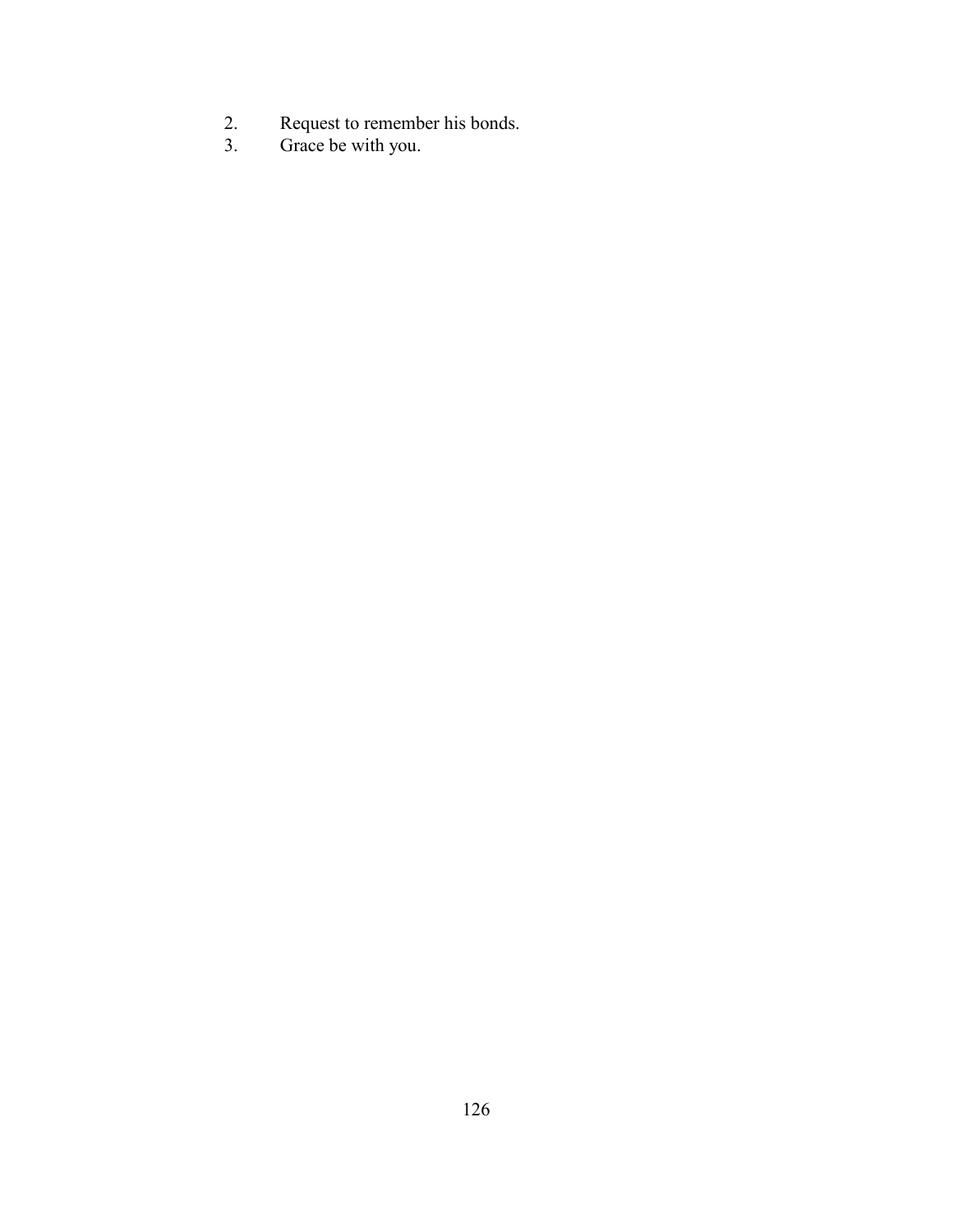2. Request to remember his bonds.
3. Grace be with you.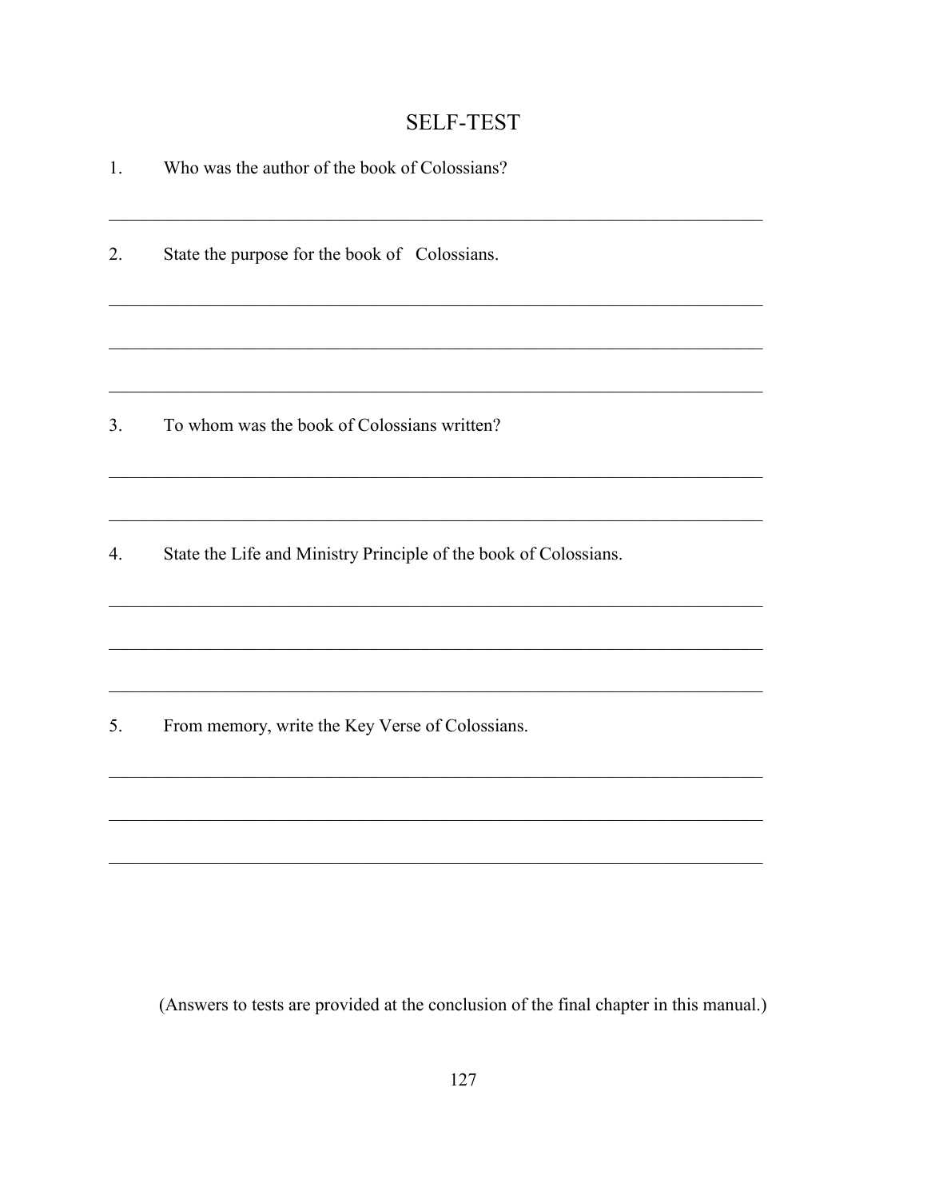# SELF-TEST

1. Who was the author of the book of Colossians?

_______________________________________________________________________

2. State the purpose for the book of Colossians.

_______________________________________________________________________

_______________________________________________________________________

_______________________________________________________________________

3. To whom was the book of Colossians written?

_______________________________________________________________________

_______________________________________________________________________

4. State the Life and Ministry Principle of the book of Colossians.

_______________________________________________________________________

_______________________________________________________________________

_______________________________________________________________________

5. From memory, write the Key Verse of Colossians.

_______________________________________________________________________

_______________________________________________________________________

_______________________________________________________________________

(Answers to tests are provided at the conclusion of the final chapter in this manual.)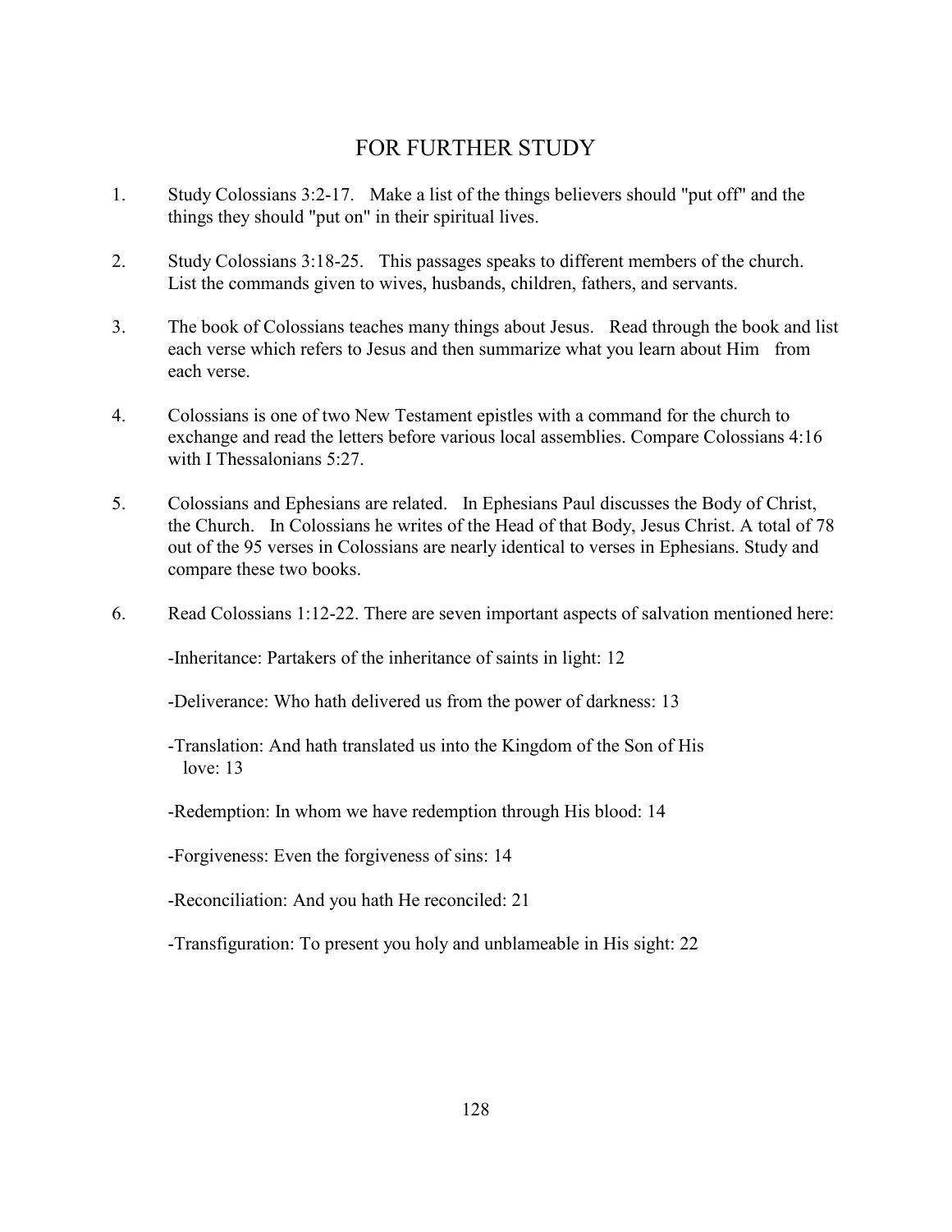# FOR FURTHER STUDY

1. Study Colossians 3:2-17. Make a list of the things believers should "put off" and the things they should "put on" in their spiritual lives.

2. Study Colossians 3:18-25. This passages speaks to different members of the church. List the commands given to wives, husbands, children, fathers, and servants.

3. The book of Colossians teaches many things about Jesus. Read through the book and list each verse which refers to Jesus and then summarize what you learn about Him from each verse.

4. Colossians is one of two New Testament epistles with a command for the church to exchange and read the letters before various local assemblies. Compare Colossians 4:16 with I Thessalonians 5:27.

5. Colossians and Ephesians are related. In Ephesians Paul discusses the Body of Christ, the Church. In Colossians he writes of the Head of that Body, Jesus Christ. A total of 78 out of the 95 verses in Colossians are nearly identical to verses in Ephesians. Study and compare these two books.

6. Read Colossians 1:12-22. There are seven important aspects of salvation mentioned here:

   -Inheritance: Partakers of the inheritance of saints in light: 12

   -Deliverance: Who hath delivered us from the power of darkness: 13

   -Translation: And hath translated us into the Kingdom of the Son of His love: 13

   -Redemption: In whom we have redemption through His blood: 14

   -Forgiveness: Even the forgiveness of sins: 14

   -Reconciliation: And you hath He reconciled: 21

   -Transfiguration: To present you holy and unblameable in His sight: 22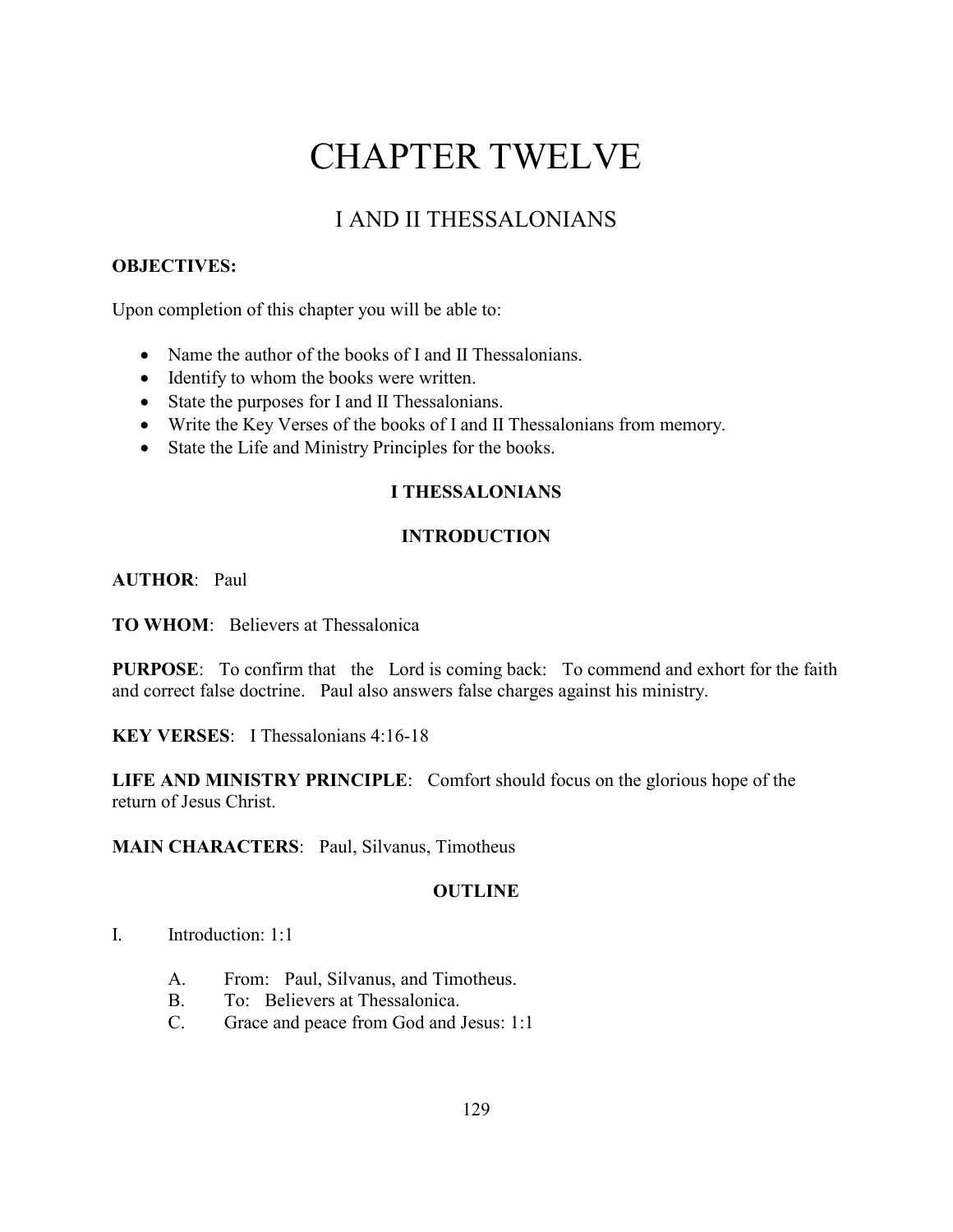# CHAPTER TWELVE

## I AND II THESSALONIANS

**OBJECTIVES:**

Upon completion of this chapter you will be able to:

- Name the author of the books of I and II Thessalonians.
- Identify to whom the books were written.
- State the purposes for I and II Thessalonians.
- Write the Key Verses of the books of I and II Thessalonians from memory.
- State the Life and Ministry Principles for the books.

### I THESSALONIANS

### INTRODUCTION

**AUTHOR**: Paul

**TO WHOM**: Believers at Thessalonica

**PURPOSE**: To confirm that the Lord is coming back: To commend and exhort for the faith and correct false doctrine. Paul also answers false charges against his ministry.

**KEY VERSES**: I Thessalonians 4:16-18

**LIFE AND MINISTRY PRINCIPLE**: Comfort should focus on the glorious hope of the return of Jesus Christ.

**MAIN CHARACTERS**: Paul, Silvanus, Timotheus

### OUTLINE

I. Introduction: 1:1

   A. From: Paul, Silvanus, and Timotheus.
   B. To: Believers at Thessalonica.
   C. Grace and peace from God and Jesus: 1:1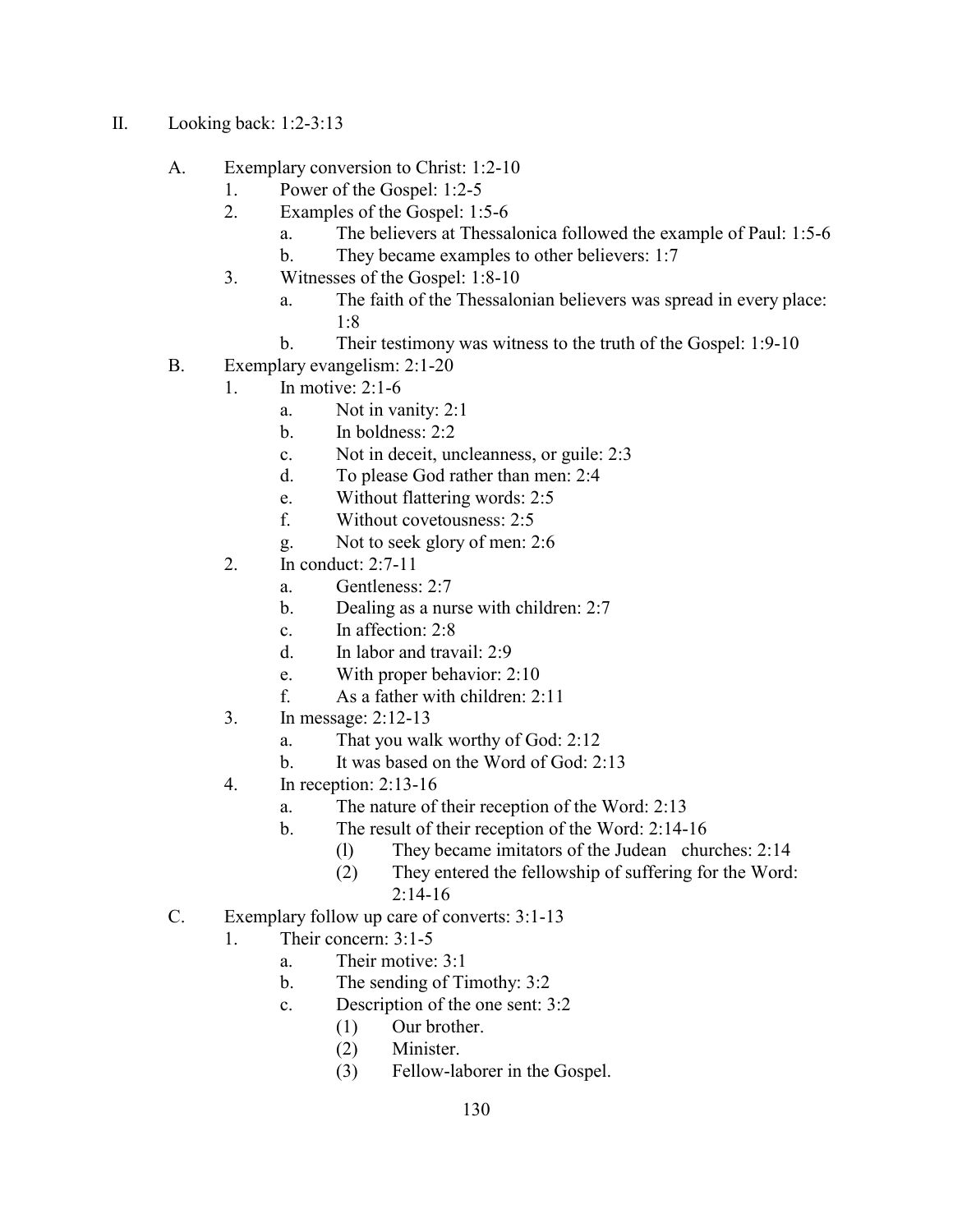II. Looking back: 1:2-3:13

- A. Exemplary conversion to Christ: 1:2-10
  1. Power of the Gospel: 1:2-5
  2. Examples of the Gospel: 1:5-6
     - a. The believers at Thessalonica followed the example of Paul: 1:5-6
     - b. They became examples to other believers: 1:7
  3. Witnesses of the Gospel: 1:8-10
     - a. The faith of the Thessalonian believers was spread in every place: 1:8
     - b. Their testimony was witness to the truth of the Gospel: 1:9-10
- B. Exemplary evangelism: 2:1-20
  1. In motive: 2:1-6
     - a. Not in vanity: 2:1
     - b. In boldness: 2:2
     - c. Not in deceit, uncleanness, or guile: 2:3
     - d. To please God rather than men: 2:4
     - e. Without flattering words: 2:5
     - f. Without covetousness: 2:5
     - g. Not to seek glory of men: 2:6
  2. In conduct: 2:7-11
     - a. Gentleness: 2:7
     - b. Dealing as a nurse with children: 2:7
     - c. In affection: 2:8
     - d. In labor and travail: 2:9
     - e. With proper behavior: 2:10
     - f. As a father with children: 2:11
  3. In message: 2:12-13
     - a. That you walk worthy of God: 2:12
     - b. It was based on the Word of God: 2:13
  4. In reception: 2:13-16
     - a. The nature of their reception of the Word: 2:13
     - b. The result of their reception of the Word: 2:14-16
       - (l) They became imitators of the Judean churches: 2:14
       - (2) They entered the fellowship of suffering for the Word: 2:14-16
- C. Exemplary follow up care of converts: 3:1-13
  1. Their concern: 3:1-5
     - a. Their motive: 3:1
     - b. The sending of Timothy: 3:2
     - c. Description of the one sent: 3:2
       - (1) Our brother.
       - (2) Minister.
       - (3) Fellow-laborer in the Gospel.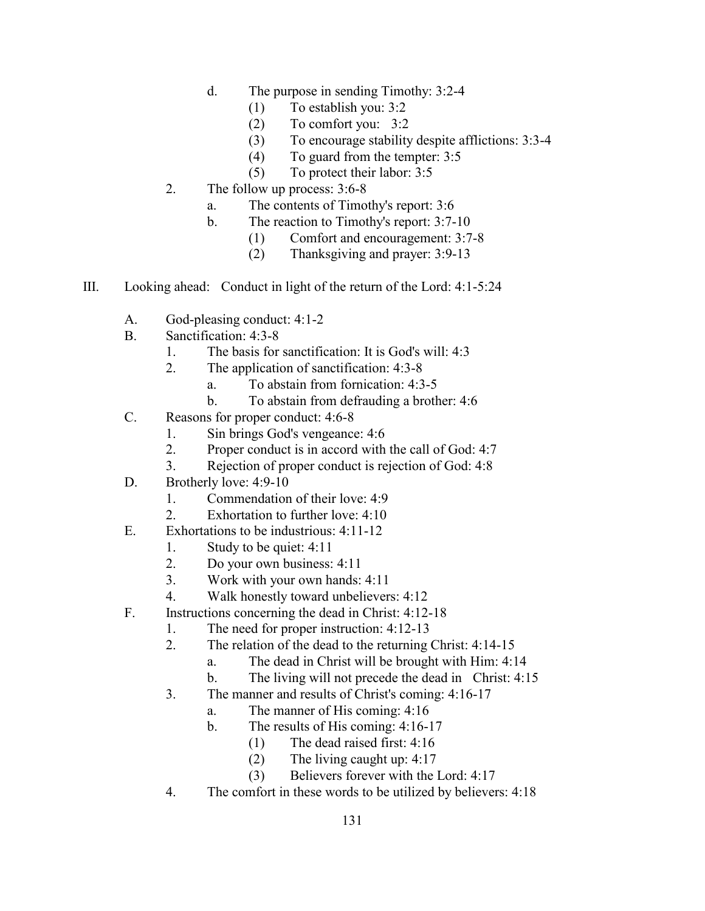- d. The purpose in sending Timothy: 3:2-4
    - (1) To establish you: 3:2
    - (2) To comfort you: 3:2
    - (3) To encourage stability despite afflictions: 3:3-4
    - (4) To guard from the tempter: 3:5
    - (5) To protect their labor: 3:5
- 2. The follow up process: 3:6-8
  - a. The contents of Timothy's report: 3:6
  - b. The reaction to Timothy's report: 3:7-10
    - (1) Comfort and encouragement: 3:7-8
    - (2) Thanksgiving and prayer: 3:9-13

III. Looking ahead: Conduct in light of the return of the Lord: 4:1-5:24

- A. God-pleasing conduct: 4:1-2
- B. Sanctification: 4:3-8
  - 1. The basis for sanctification: It is God's will: 4:3
  - 2. The application of sanctification: 4:3-8
    - a. To abstain from fornication: 4:3-5
    - b. To abstain from defrauding a brother: 4:6
- C. Reasons for proper conduct: 4:6-8
  - 1. Sin brings God's vengeance: 4:6
  - 2. Proper conduct is in accord with the call of God: 4:7
  - 3. Rejection of proper conduct is rejection of God: 4:8
- D. Brotherly love: 4:9-10
  - 1. Commendation of their love: 4:9
  - 2. Exhortation to further love: 4:10
- E. Exhortations to be industrious: 4:11-12
  - 1. Study to be quiet: 4:11
  - 2. Do your own business: 4:11
  - 3. Work with your own hands: 4:11
  - 4. Walk honestly toward unbelievers: 4:12
- F. Instructions concerning the dead in Christ: 4:12-18
  - 1. The need for proper instruction: 4:12-13
  - 2. The relation of the dead to the returning Christ: 4:14-15
    - a. The dead in Christ will be brought with Him: 4:14
    - b. The living will not precede the dead in Christ: 4:15
  - 3. The manner and results of Christ's coming: 4:16-17
    - a. The manner of His coming: 4:16
    - b. The results of His coming: 4:16-17
      - (1) The dead raised first: 4:16
      - (2) The living caught up: 4:17
      - (3) Believers forever with the Lord: 4:17
  - 4. The comfort in these words to be utilized by believers: 4:18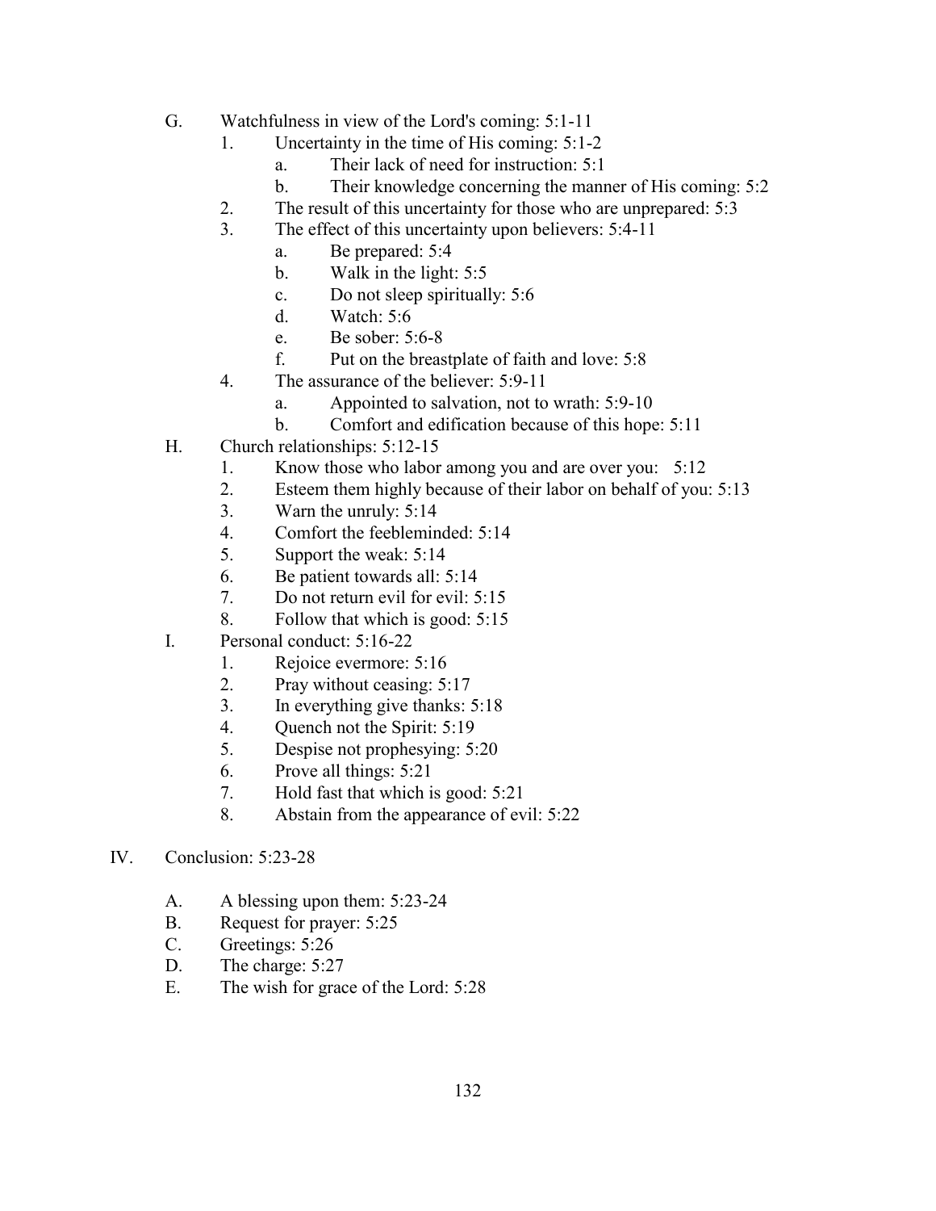G. Watchfulness in view of the Lord's coming: 5:1-11
   1. Uncertainty in the time of His coming: 5:1-2
      a. Their lack of need for instruction: 5:1
      b. Their knowledge concerning the manner of His coming: 5:2
   2. The result of this uncertainty for those who are unprepared: 5:3
   3. The effect of this uncertainty upon believers: 5:4-11
      a. Be prepared: 5:4
      b. Walk in the light: 5:5
      c. Do not sleep spiritually: 5:6
      d. Watch: 5:6
      e. Be sober: 5:6-8
      f. Put on the breastplate of faith and love: 5:8
   4. The assurance of the believer: 5:9-11
      a. Appointed to salvation, not to wrath: 5:9-10
      b. Comfort and edification because of this hope: 5:11

H. Church relationships: 5:12-15
   1. Know those who labor among you and are over you: 5:12
   2. Esteem them highly because of their labor on behalf of you: 5:13
   3. Warn the unruly: 5:14
   4. Comfort the feebleminded: 5:14
   5. Support the weak: 5:14
   6. Be patient towards all: 5:14
   7. Do not return evil for evil: 5:15
   8. Follow that which is good: 5:15

I. Personal conduct: 5:16-22
   1. Rejoice evermore: 5:16
   2. Pray without ceasing: 5:17
   3. In everything give thanks: 5:18
   4. Quench not the Spirit: 5:19
   5. Despise not prophesying: 5:20
   6. Prove all things: 5:21
   7. Hold fast that which is good: 5:21
   8. Abstain from the appearance of evil: 5:22

IV. Conclusion: 5:23-28

A. A blessing upon them: 5:23-24
B. Request for prayer: 5:25
C. Greetings: 5:26
D. The charge: 5:27
E. The wish for grace of the Lord: 5:28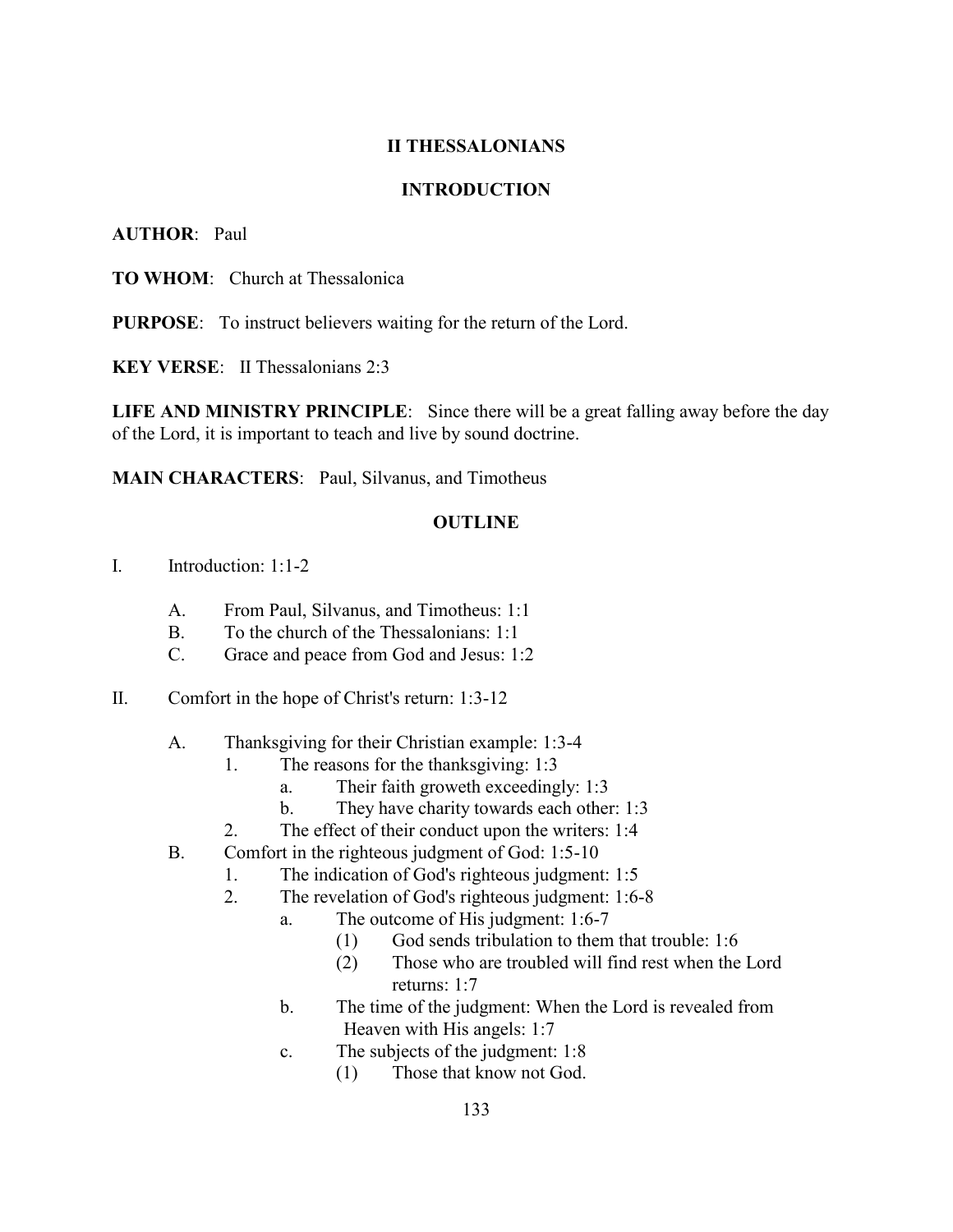## II THESSALONIANS

## INTRODUCTION

**AUTHOR**: Paul

**TO WHOM**: Church at Thessalonica

**PURPOSE**: To instruct believers waiting for the return of the Lord.

**KEY VERSE**: II Thessalonians 2:3

**LIFE AND MINISTRY PRINCIPLE**: Since there will be a great falling away before the day of the Lord, it is important to teach and live by sound doctrine.

**MAIN CHARACTERS**: Paul, Silvanus, and Timotheus

## OUTLINE

I. Introduction: 1:1-2

   A. From Paul, Silvanus, and Timotheus: 1:1
   B. To the church of the Thessalonians: 1:1
   C. Grace and peace from God and Jesus: 1:2

II. Comfort in the hope of Christ's return: 1:3-12

   A. Thanksgiving for their Christian example: 1:3-4
      1. The reasons for the thanksgiving: 1:3
         a. Their faith groweth exceedingly: 1:3
         b. They have charity towards each other: 1:3
      2. The effect of their conduct upon the writers: 1:4
   B. Comfort in the righteous judgment of God: 1:5-10
      1. The indication of God's righteous judgment: 1:5
      2. The revelation of God's righteous judgment: 1:6-8
         a. The outcome of His judgment: 1:6-7
            (1) God sends tribulation to them that trouble: 1:6
            (2) Those who are troubled will find rest when the Lord returns: 1:7
         b. The time of the judgment: When the Lord is revealed from Heaven with His angels: 1:7
         c. The subjects of the judgment: 1:8
            (1) Those that know not God.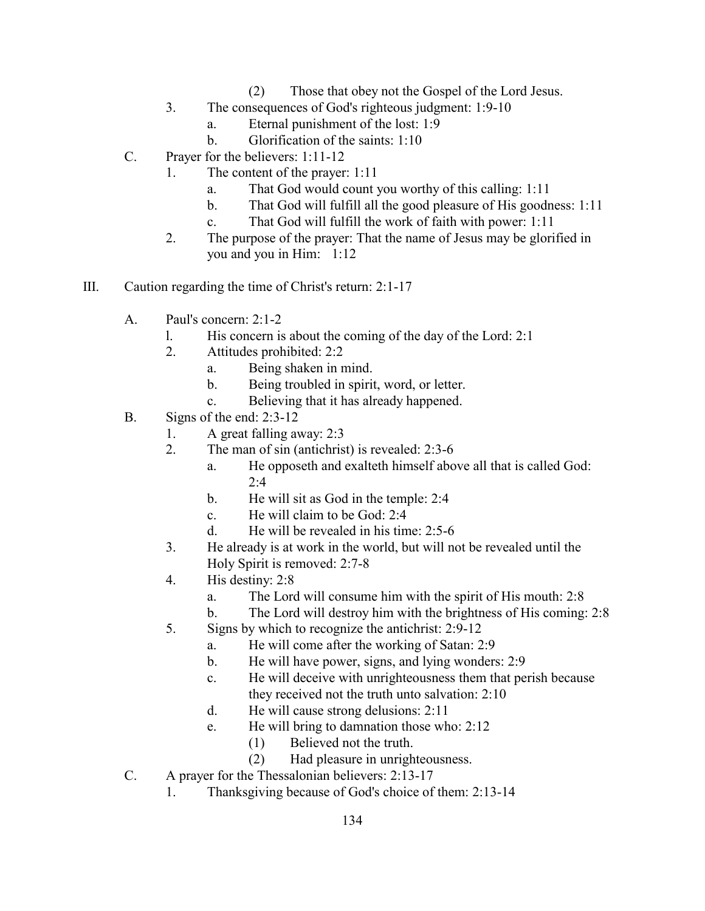(2) Those that obey not the Gospel of the Lord Jesus.

    3. The consequences of God's righteous judgment: 1:9-10
        a. Eternal punishment of the lost: 1:9
        b. Glorification of the saints: 1:10

C. Prayer for the believers: 1:11-12
    1. The content of the prayer: 1:11
        a. That God would count you worthy of this calling: 1:11
        b. That God will fulfill all the good pleasure of His goodness: 1:11
        c. That God will fulfill the work of faith with power: 1:11
    2. The purpose of the prayer: That the name of Jesus may be glorified in you and you in Him: 1:12

III. Caution regarding the time of Christ's return: 2:1-17

A. Paul's concern: 2:1-2
    l. His concern is about the coming of the day of the Lord: 2:1
    2. Attitudes prohibited: 2:2
        a. Being shaken in mind.
        b. Being troubled in spirit, word, or letter.
        c. Believing that it has already happened.

B. Signs of the end: 2:3-12
    1. A great falling away: 2:3
    2. The man of sin (antichrist) is revealed: 2:3-6
        a. He opposeth and exalteth himself above all that is called God: 2:4
        b. He will sit as God in the temple: 2:4
        c. He will claim to be God: 2:4
        d. He will be revealed in his time: 2:5-6
    3. He already is at work in the world, but will not be revealed until the Holy Spirit is removed: 2:7-8
    4. His destiny: 2:8
        a. The Lord will consume him with the spirit of His mouth: 2:8
        b. The Lord will destroy him with the brightness of His coming: 2:8
    5. Signs by which to recognize the antichrist: 2:9-12
        a. He will come after the working of Satan: 2:9
        b. He will have power, signs, and lying wonders: 2:9
        c. He will deceive with unrighteousness them that perish because they received not the truth unto salvation: 2:10
        d. He will cause strong delusions: 2:11
        e. He will bring to damnation those who: 2:12
            (1) Believed not the truth.
            (2) Had pleasure in unrighteousness.

C. A prayer for the Thessalonian believers: 2:13-17
    1. Thanksgiving because of God's choice of them: 2:13-14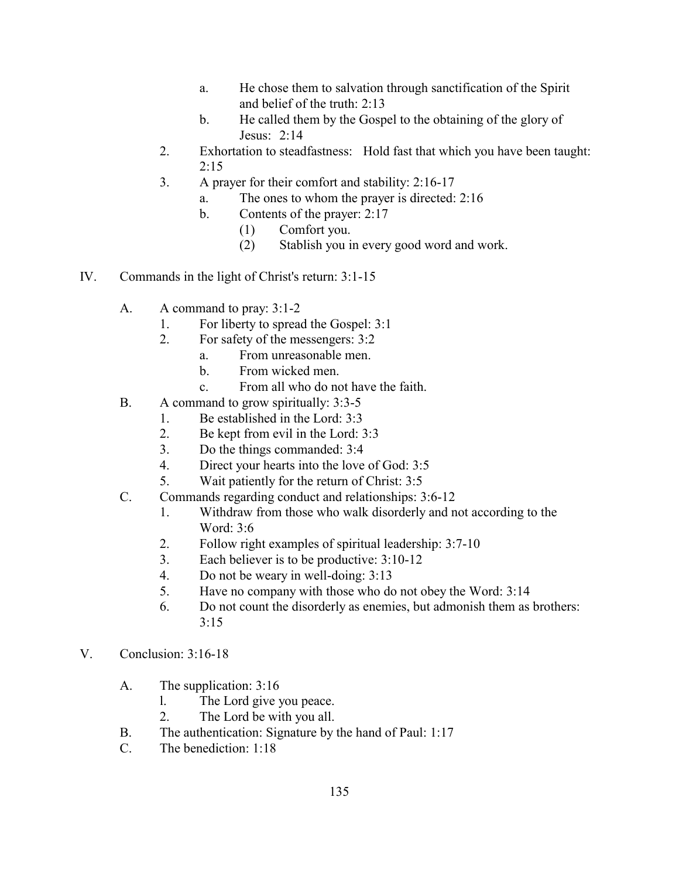a. He chose them to salvation through sanctification of the Spirit and belief of the truth: 2:13
b. He called them by the Gospel to the obtaining of the glory of Jesus: 2:14

2. Exhortation to steadfastness: Hold fast that which you have been taught: 2:15
3. A prayer for their comfort and stability: 2:16-17
   a. The ones to whom the prayer is directed: 2:16
   b. Contents of the prayer: 2:17
      (1) Comfort you.
      (2) Stablish you in every good word and work.

IV. Commands in the light of Christ's return: 3:1-15

A. A command to pray: 3:1-2
   1. For liberty to spread the Gospel: 3:1
   2. For safety of the messengers: 3:2
      a. From unreasonable men.
      b. From wicked men.
      c. From all who do not have the faith.

B. A command to grow spiritually: 3:3-5
   1. Be established in the Lord: 3:3
   2. Be kept from evil in the Lord: 3:3
   3. Do the things commanded: 3:4
   4. Direct your hearts into the love of God: 3:5
   5. Wait patiently for the return of Christ: 3:5

C. Commands regarding conduct and relationships: 3:6-12
   1. Withdraw from those who walk disorderly and not according to the Word: 3:6
   2. Follow right examples of spiritual leadership: 3:7-10
   3. Each believer is to be productive: 3:10-12
   4. Do not be weary in well-doing: 3:13
   5. Have no company with those who do not obey the Word: 3:14
   6. Do not count the disorderly as enemies, but admonish them as brothers: 3:15

V. Conclusion: 3:16-18

A. The supplication: 3:16
   l. The Lord give you peace.
   2. The Lord be with you all.

B. The authentication: Signature by the hand of Paul: 1:17

C. The benediction: 1:18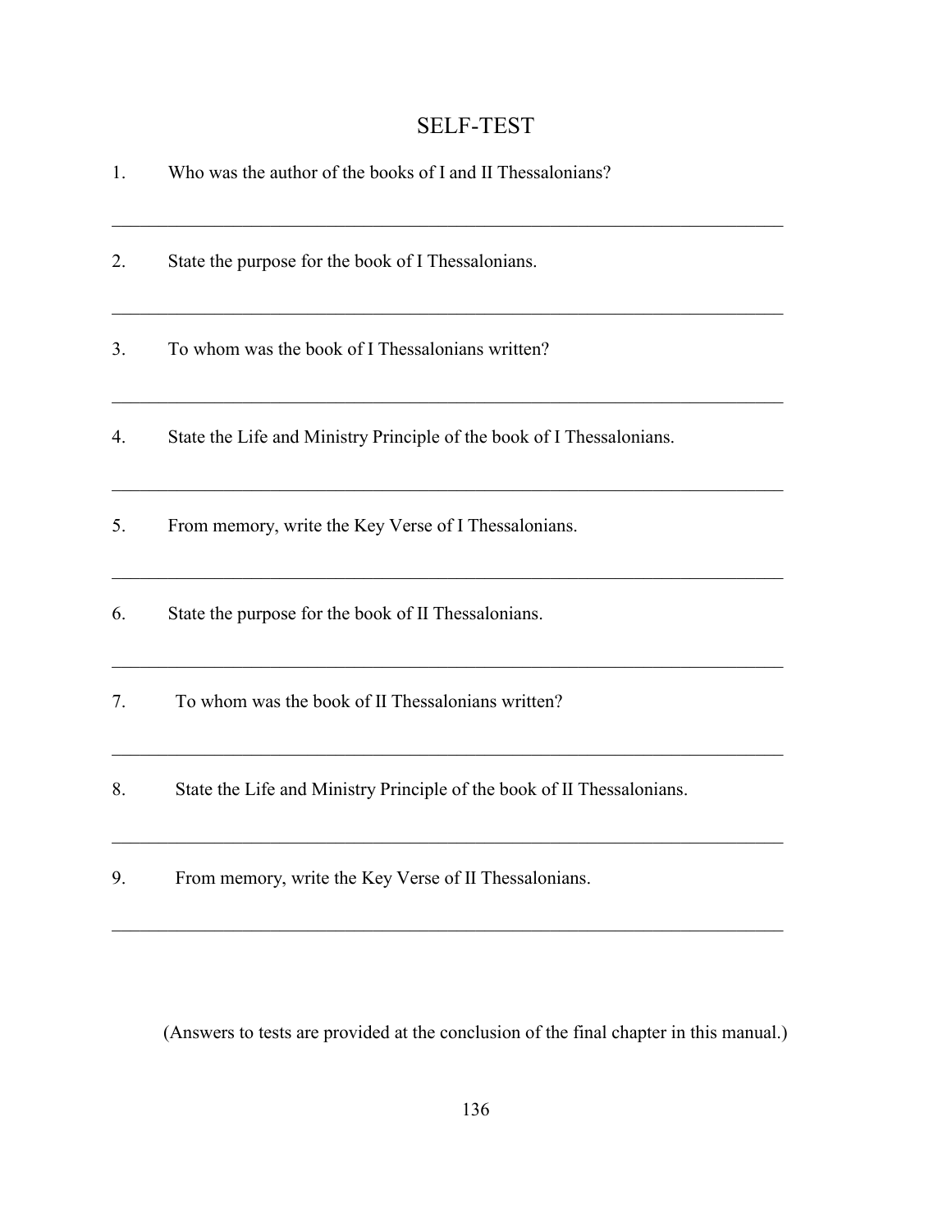# SELF-TEST

1. Who was the author of the books of I and II Thessalonians?

___________________________________________________________________________

2. State the purpose for the book of I Thessalonians.

___________________________________________________________________________

3. To whom was the book of I Thessalonians written?

___________________________________________________________________________

4. State the Life and Ministry Principle of the book of I Thessalonians.

___________________________________________________________________________

5. From memory, write the Key Verse of I Thessalonians.

___________________________________________________________________________

6. State the purpose for the book of II Thessalonians.

___________________________________________________________________________

7. To whom was the book of II Thessalonians written?

___________________________________________________________________________

8. State the Life and Ministry Principle of the book of II Thessalonians.

___________________________________________________________________________

9. From memory, write the Key Verse of II Thessalonians.

___________________________________________________________________________

(Answers to tests are provided at the conclusion of the final chapter in this manual.)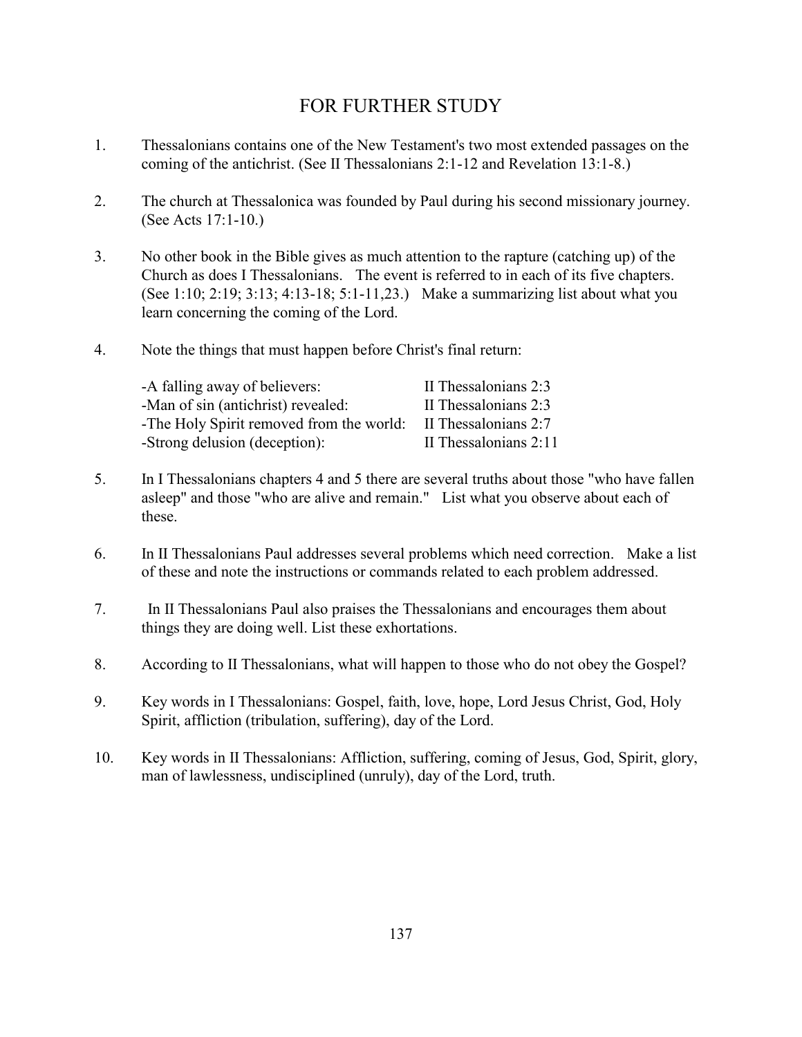# FOR FURTHER STUDY

1. Thessalonians contains one of the New Testament's two most extended passages on the coming of the antichrist. (See II Thessalonians 2:1-12 and Revelation 13:1-8.)

2. The church at Thessalonica was founded by Paul during his second missionary journey. (See Acts 17:1-10.)

3. No other book in the Bible gives as much attention to the rapture (catching up) of the Church as does I Thessalonians. The event is referred to in each of its five chapters. (See 1:10; 2:19; 3:13; 4:13-18; 5:1-11,23.) Make a summarizing list about what you learn concerning the coming of the Lord.

4. Note the things that must happen before Christ's final return:

   | | |
   |---|---|
   | -A falling away of believers: | II Thessalonians 2:3 |
   | -Man of sin (antichrist) revealed: | II Thessalonians 2:3 |
   | -The Holy Spirit removed from the world: | II Thessalonians 2:7 |
   | -Strong delusion (deception): | II Thessalonians 2:11 |

5. In I Thessalonians chapters 4 and 5 there are several truths about those "who have fallen asleep" and those "who are alive and remain." List what you observe about each of these.

6. In II Thessalonians Paul addresses several problems which need correction. Make a list of these and note the instructions or commands related to each problem addressed.

7. In II Thessalonians Paul also praises the Thessalonians and encourages them about things they are doing well. List these exhortations.

8. According to II Thessalonians, what will happen to those who do not obey the Gospel?

9. Key words in I Thessalonians: Gospel, faith, love, hope, Lord Jesus Christ, God, Holy Spirit, affliction (tribulation, suffering), day of the Lord.

10. Key words in II Thessalonians: Affliction, suffering, coming of Jesus, God, Spirit, glory, man of lawlessness, undisciplined (unruly), day of the Lord, truth.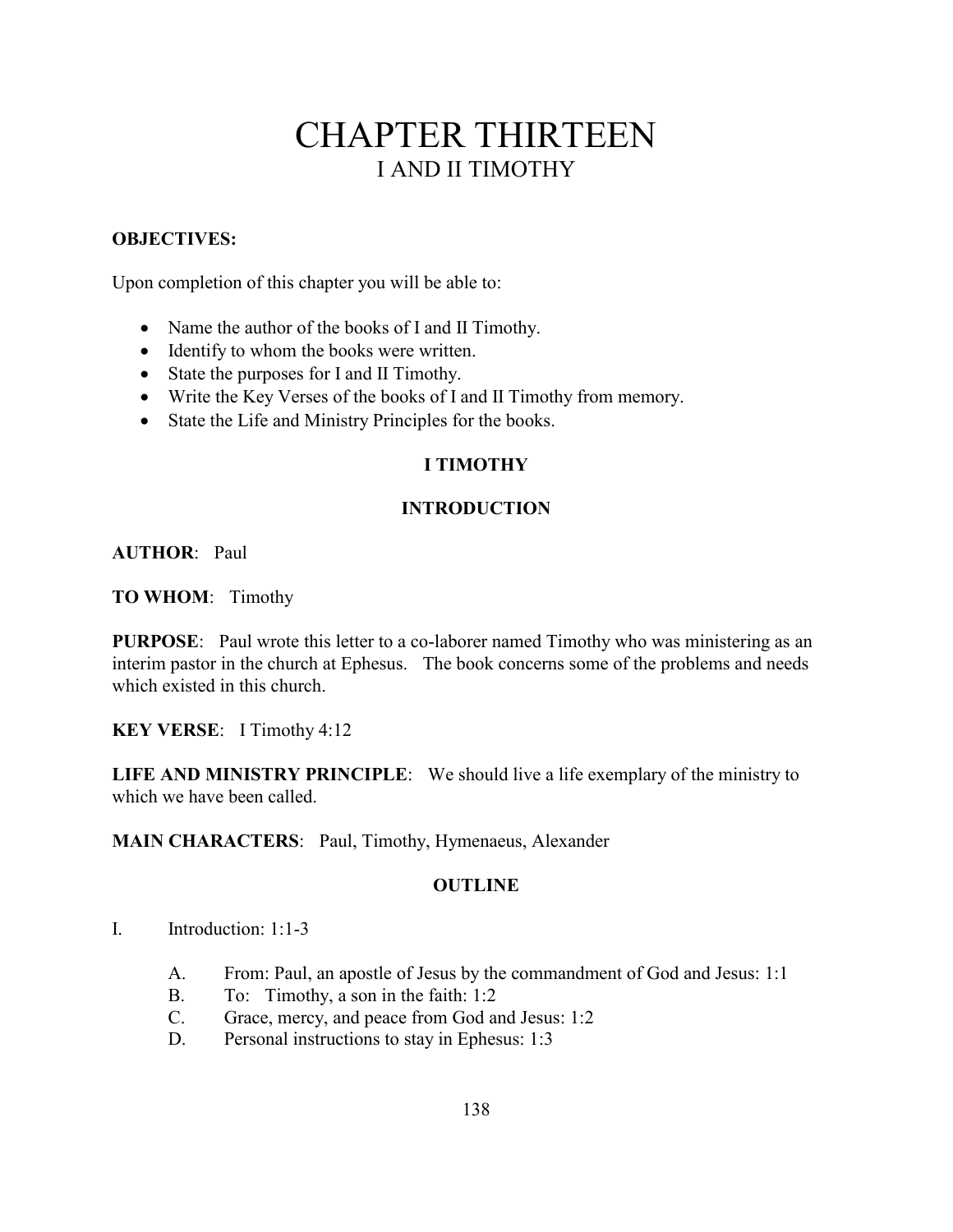# CHAPTER THIRTEEN
## I AND II TIMOTHY

**OBJECTIVES:**

Upon completion of this chapter you will be able to:

- Name the author of the books of I and II Timothy.
- Identify to whom the books were written.
- State the purposes for I and II Timothy.
- Write the Key Verses of the books of I and II Timothy from memory.
- State the Life and Ministry Principles for the books.

### I TIMOTHY

### INTRODUCTION

**AUTHOR**: Paul

**TO WHOM**: Timothy

**PURPOSE**: Paul wrote this letter to a co-laborer named Timothy who was ministering as an interim pastor in the church at Ephesus. The book concerns some of the problems and needs which existed in this church.

**KEY VERSE**: I Timothy 4:12

**LIFE AND MINISTRY PRINCIPLE**: We should live a life exemplary of the ministry to which we have been called.

**MAIN CHARACTERS**: Paul, Timothy, Hymenaeus, Alexander

### OUTLINE

I. Introduction: 1:1-3

   A. From: Paul, an apostle of Jesus by the commandment of God and Jesus: 1:1
   B. To: Timothy, a son in the faith: 1:2
   C. Grace, mercy, and peace from God and Jesus: 1:2
   D. Personal instructions to stay in Ephesus: 1:3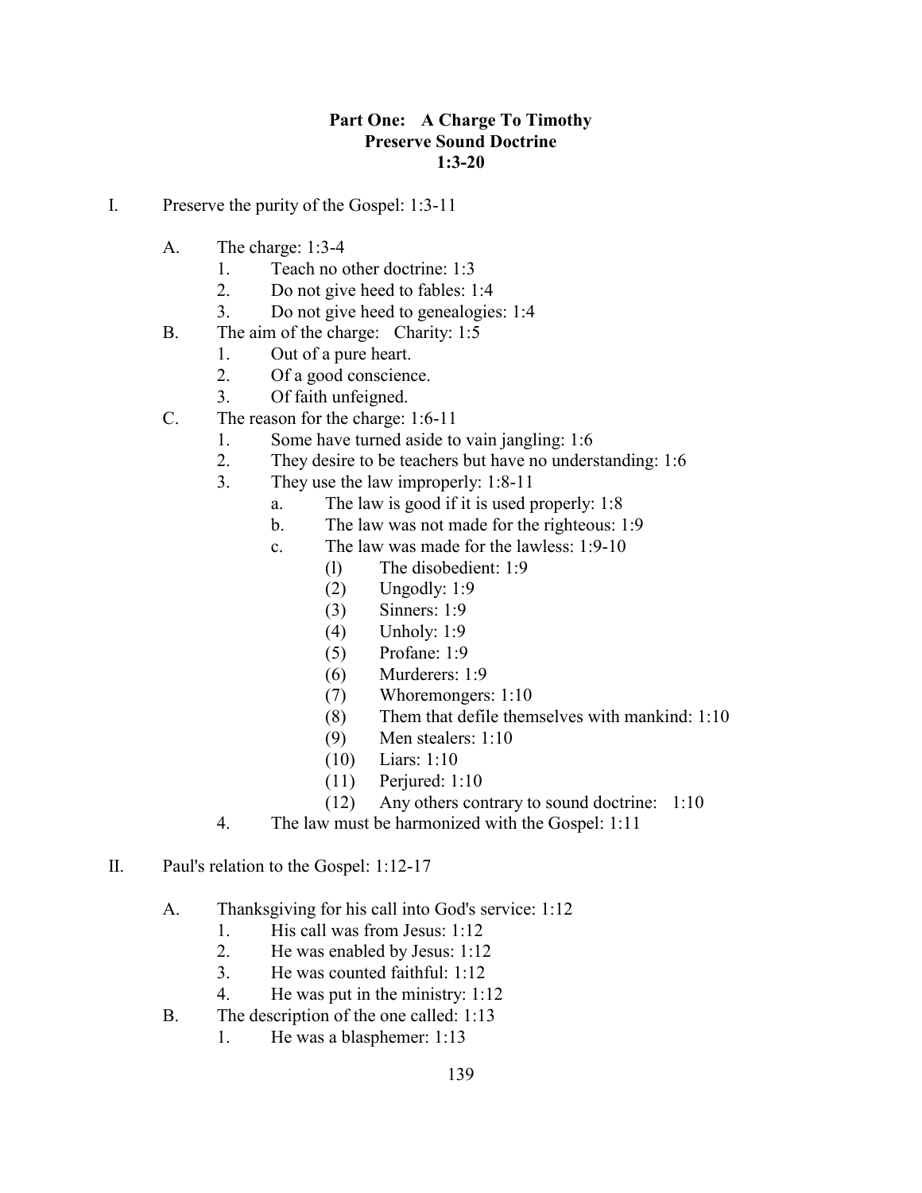**Part One: A Charge To Timothy**
**Preserve Sound Doctrine**
**1:3-20**

I. Preserve the purity of the Gospel: 1:3-11

- A. The charge: 1:3-4
  1. Teach no other doctrine: 1:3
  2. Do not give heed to fables: 1:4
  3. Do not give heed to genealogies: 1:4
- B. The aim of the charge: Charity: 1:5
  1. Out of a pure heart.
  2. Of a good conscience.
  3. Of faith unfeigned.
- C. The reason for the charge: 1:6-11
  1. Some have turned aside to vain jangling: 1:6
  2. They desire to be teachers but have no understanding: 1:6
  3. They use the law improperly: 1:8-11
     - a. The law is good if it is used properly: 1:8
     - b. The law was not made for the righteous: 1:9
     - c. The law was made for the lawless: 1:9-10
       - (1) The disobedient: 1:9
       - (2) Ungodly: 1:9
       - (3) Sinners: 1:9
       - (4) Unholy: 1:9
       - (5) Profane: 1:9
       - (6) Murderers: 1:9
       - (7) Whoremongers: 1:10
       - (8) Them that defile themselves with mankind: 1:10
       - (9) Men stealers: 1:10
       - (10) Liars: 1:10
       - (11) Perjured: 1:10
       - (12) Any others contrary to sound doctrine: 1:10
  4. The law must be harmonized with the Gospel: 1:11

II. Paul's relation to the Gospel: 1:12-17

- A. Thanksgiving for his call into God's service: 1:12
  1. His call was from Jesus: 1:12
  2. He was enabled by Jesus: 1:12
  3. He was counted faithful: 1:12
  4. He was put in the ministry: 1:12
- B. The description of the one called: 1:13
  1. He was a blasphemer: 1:13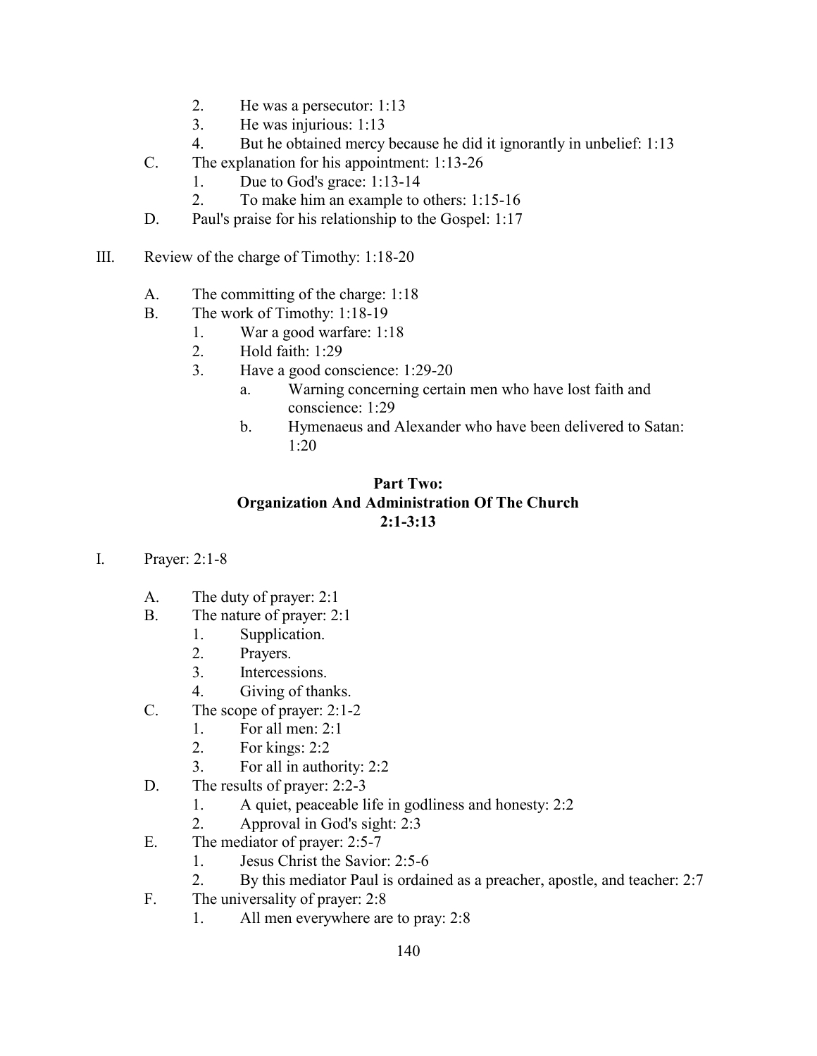2. He was a persecutor: 1:13
3. He was injurious: 1:13
4. But he obtained mercy because he did it ignorantly in unbelief: 1:13

C. The explanation for his appointment: 1:13-26
   1. Due to God's grace: 1:13-14
   2. To make him an example to others: 1:15-16

D. Paul's praise for his relationship to the Gospel: 1:17

III. Review of the charge of Timothy: 1:18-20

A. The committing of the charge: 1:18

B. The work of Timothy: 1:18-19
   1. War a good warfare: 1:18
   2. Hold faith: 1:29
   3. Have a good conscience: 1:29-20
      a. Warning concerning certain men who have lost faith and conscience: 1:29
      b. Hymenaeus and Alexander who have been delivered to Satan: 1:20

**Part Two:**
**Organization And Administration Of The Church**
**2:1-3:13**

I. Prayer: 2:1-8

A. The duty of prayer: 2:1

B. The nature of prayer: 2:1
   1. Supplication.
   2. Prayers.
   3. Intercessions.
   4. Giving of thanks.

C. The scope of prayer: 2:1-2
   1. For all men: 2:1
   2. For kings: 2:2
   3. For all in authority: 2:2

D. The results of prayer: 2:2-3
   1. A quiet, peaceable life in godliness and honesty: 2:2
   2. Approval in God's sight: 2:3

E. The mediator of prayer: 2:5-7
   1. Jesus Christ the Savior: 2:5-6
   2. By this mediator Paul is ordained as a preacher, apostle, and teacher: 2:7

F. The universality of prayer: 2:8
   1. All men everywhere are to pray: 2:8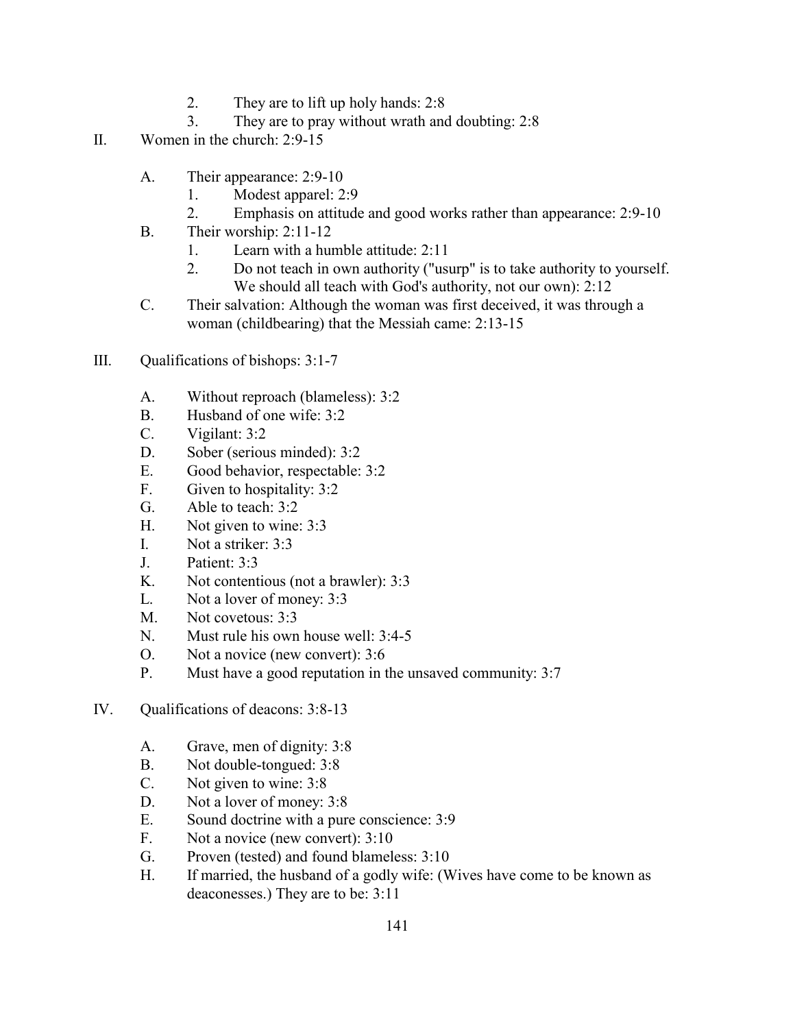2. They are to lift up holy hands: 2:8
3. They are to pray without wrath and doubting: 2:8

II. Women in the church: 2:9-15

A. Their appearance: 2:9-10
   1. Modest apparel: 2:9
   2. Emphasis on attitude and good works rather than appearance: 2:9-10

B. Their worship: 2:11-12
   1. Learn with a humble attitude: 2:11
   2. Do not teach in own authority ("usurp" is to take authority to yourself. We should all teach with God's authority, not our own): 2:12

C. Their salvation: Although the woman was first deceived, it was through a woman (childbearing) that the Messiah came: 2:13-15

III. Qualifications of bishops: 3:1-7

A. Without reproach (blameless): 3:2
B. Husband of one wife: 3:2
C. Vigilant: 3:2
D. Sober (serious minded): 3:2
E. Good behavior, respectable: 3:2
F. Given to hospitality: 3:2
G. Able to teach: 3:2
H. Not given to wine: 3:3
I. Not a striker: 3:3
J. Patient: 3:3
K. Not contentious (not a brawler): 3:3
L. Not a lover of money: 3:3
M. Not covetous: 3:3
N. Must rule his own house well: 3:4-5
O. Not a novice (new convert): 3:6
P. Must have a good reputation in the unsaved community: 3:7

IV. Qualifications of deacons: 3:8-13

A. Grave, men of dignity: 3:8
B. Not double-tongued: 3:8
C. Not given to wine: 3:8
D. Not a lover of money: 3:8
E. Sound doctrine with a pure conscience: 3:9
F. Not a novice (new convert): 3:10
G. Proven (tested) and found blameless: 3:10
H. If married, the husband of a godly wife: (Wives have come to be known as deaconesses.) They are to be: 3:11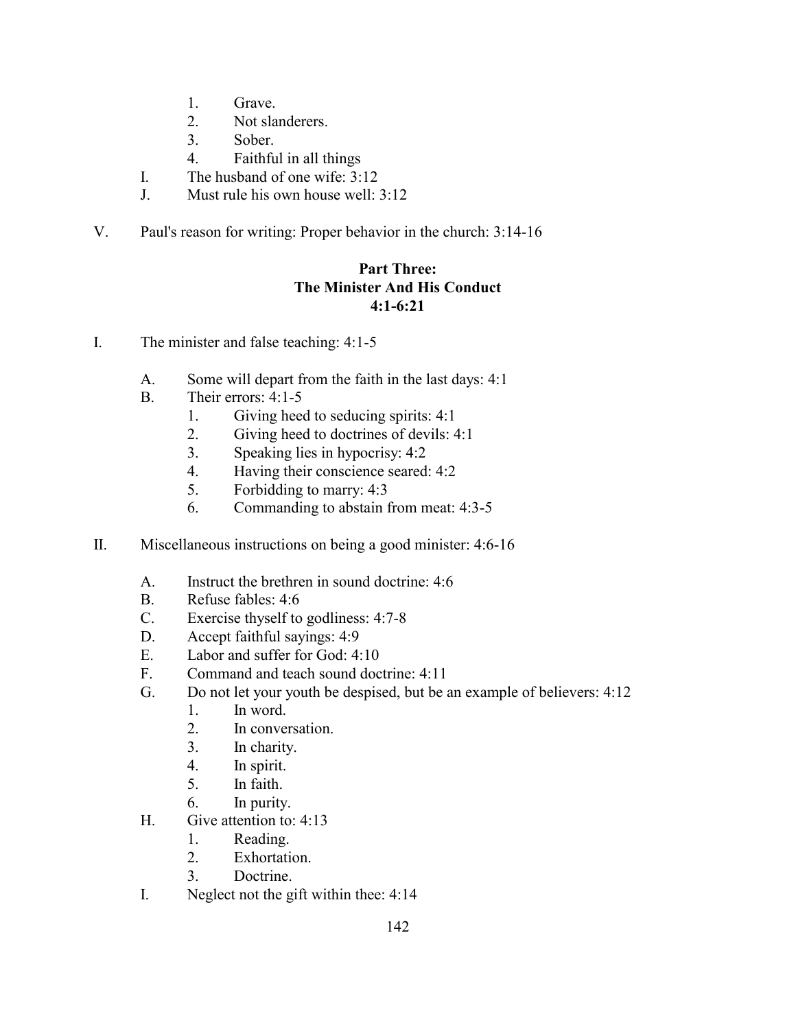1. Grave.
2. Not slanderers.
3. Sober.
4. Faithful in all things

I. The husband of one wife: 3:12

J. Must rule his own house well: 3:12

V. Paul's reason for writing: Proper behavior in the church: 3:14-16

## Part Three: The Minister And His Conduct 4:1-6:21

I. The minister and false teaching: 4:1-5

A. Some will depart from the faith in the last days: 4:1

B. Their errors: 4:1-5
1. Giving heed to seducing spirits: 4:1
2. Giving heed to doctrines of devils: 4:1
3. Speaking lies in hypocrisy: 4:2
4. Having their conscience seared: 4:2
5. Forbidding to marry: 4:3
6. Commanding to abstain from meat: 4:3-5

II. Miscellaneous instructions on being a good minister: 4:6-16

A. Instruct the brethren in sound doctrine: 4:6

B. Refuse fables: 4:6

C. Exercise thyself to godliness: 4:7-8

D. Accept faithful sayings: 4:9

E. Labor and suffer for God: 4:10

F. Command and teach sound doctrine: 4:11

G. Do not let your youth be despised, but be an example of believers: 4:12
1. In word.
2. In conversation.
3. In charity.
4. In spirit.
5. In faith.
6. In purity.

H. Give attention to: 4:13
1. Reading.
2. Exhortation.
3. Doctrine.

I. Neglect not the gift within thee: 4:14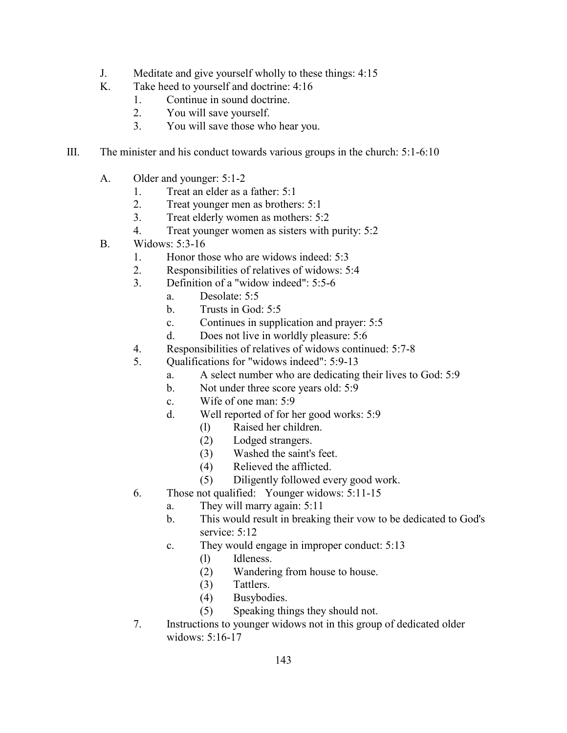J. Meditate and give yourself wholly to these things: 4:15

K. Take heed to yourself and doctrine: 4:16

   1. Continue in sound doctrine.
   2. You will save yourself.
   3. You will save those who hear you.

III. The minister and his conduct towards various groups in the church: 5:1-6:10

A. Older and younger: 5:1-2

   1. Treat an elder as a father: 5:1
   2. Treat younger men as brothers: 5:1
   3. Treat elderly women as mothers: 5:2
   4. Treat younger women as sisters with purity: 5:2

B. Widows: 5:3-16

   1. Honor those who are widows indeed: 5:3
   2. Responsibilities of relatives of widows: 5:4
   3. Definition of a "widow indeed": 5:5-6
      a. Desolate: 5:5
      b. Trusts in God: 5:5
      c. Continues in supplication and prayer: 5:5
      d. Does not live in worldly pleasure: 5:6
   4. Responsibilities of relatives of widows continued: 5:7-8
   5. Qualifications for "widows indeed": 5:9-13
      a. A select number who are dedicating their lives to God: 5:9
      b. Not under three score years old: 5:9
      c. Wife of one man: 5:9
      d. Well reported of for her good works: 5:9
         (l) Raised her children.
         (2) Lodged strangers.
         (3) Washed the saint's feet.
         (4) Relieved the afflicted.
         (5) Diligently followed every good work.
   6. Those not qualified: Younger widows: 5:11-15
      a. They will marry again: 5:11
      b. This would result in breaking their vow to be dedicated to God's service: 5:12
      c. They would engage in improper conduct: 5:13
         (l) Idleness.
         (2) Wandering from house to house.
         (3) Tattlers.
         (4) Busybodies.
         (5) Speaking things they should not.
   7. Instructions to younger widows not in this group of dedicated older widows: 5:16-17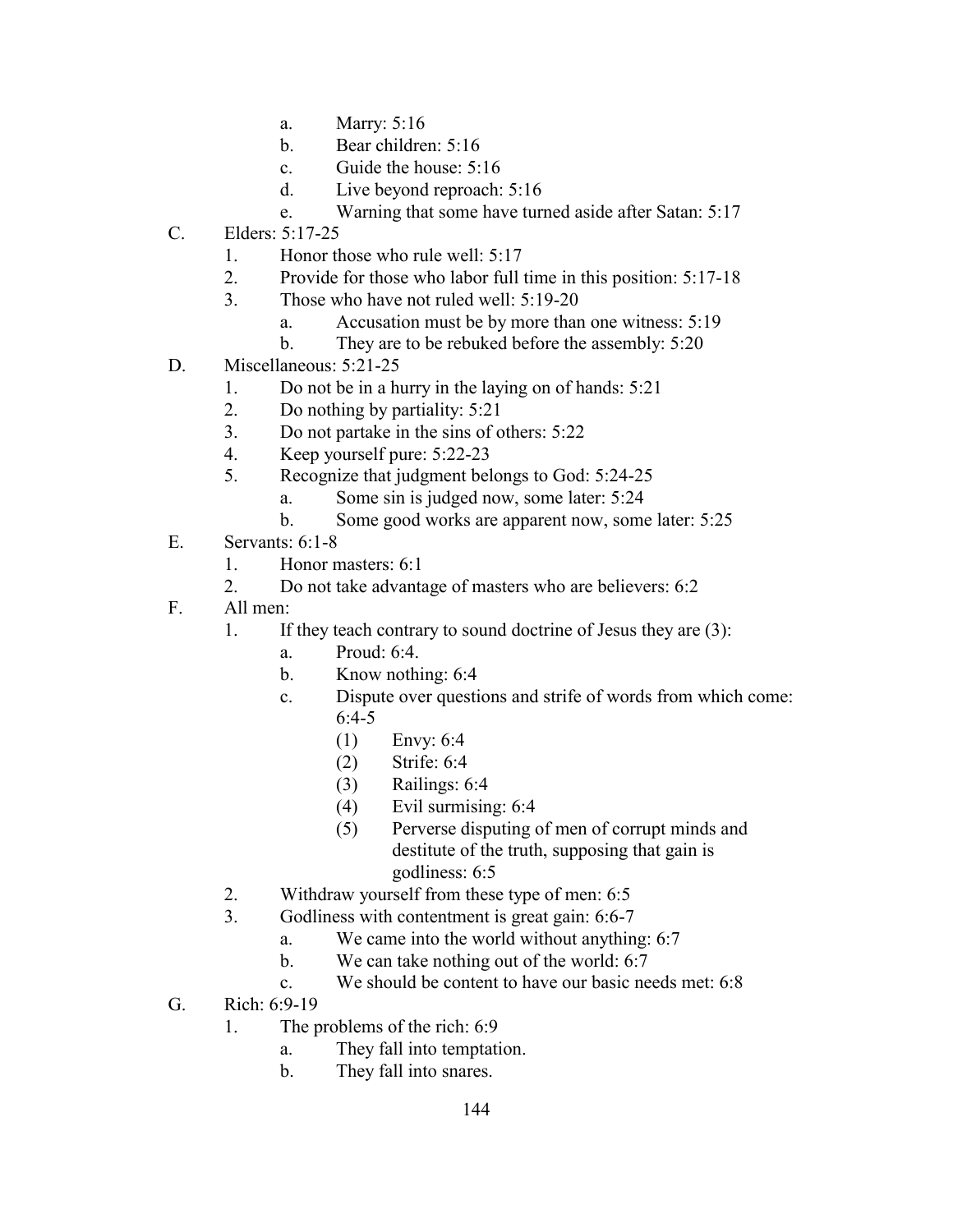- a. Marry: 5:16
   - b. Bear children: 5:16
   - c. Guide the house: 5:16
   - d. Live beyond reproach: 5:16
   - e. Warning that some have turned aside after Satan: 5:17

C. Elders: 5:17-25
   1. Honor those who rule well: 5:17
   2. Provide for those who labor full time in this position: 5:17-18
   3. Those who have not ruled well: 5:19-20
      - a. Accusation must be by more than one witness: 5:19
      - b. They are to be rebuked before the assembly: 5:20

D. Miscellaneous: 5:21-25
   1. Do not be in a hurry in the laying on of hands: 5:21
   2. Do nothing by partiality: 5:21
   3. Do not partake in the sins of others: 5:22
   4. Keep yourself pure: 5:22-23
   5. Recognize that judgment belongs to God: 5:24-25
      - a. Some sin is judged now, some later: 5:24
      - b. Some good works are apparent now, some later: 5:25

E. Servants: 6:1-8
   1. Honor masters: 6:1
   2. Do not take advantage of masters who are believers: 6:2

F. All men:
   1. If they teach contrary to sound doctrine of Jesus they are (3):
      - a. Proud: 6:4.
      - b. Know nothing: 6:4
      - c. Dispute over questions and strife of words from which come: 6:4-5
        - (1) Envy: 6:4
        - (2) Strife: 6:4
        - (3) Railings: 6:4
        - (4) Evil surmising: 6:4
        - (5) Perverse disputing of men of corrupt minds and destitute of the truth, supposing that gain is godliness: 6:5
   2. Withdraw yourself from these type of men: 6:5
   3. Godliness with contentment is great gain: 6:6-7
      - a. We came into the world without anything: 6:7
      - b. We can take nothing out of the world: 6:7
      - c. We should be content to have our basic needs met: 6:8

G. Rich: 6:9-19
   1. The problems of the rich: 6:9
      - a. They fall into temptation.
      - b. They fall into snares.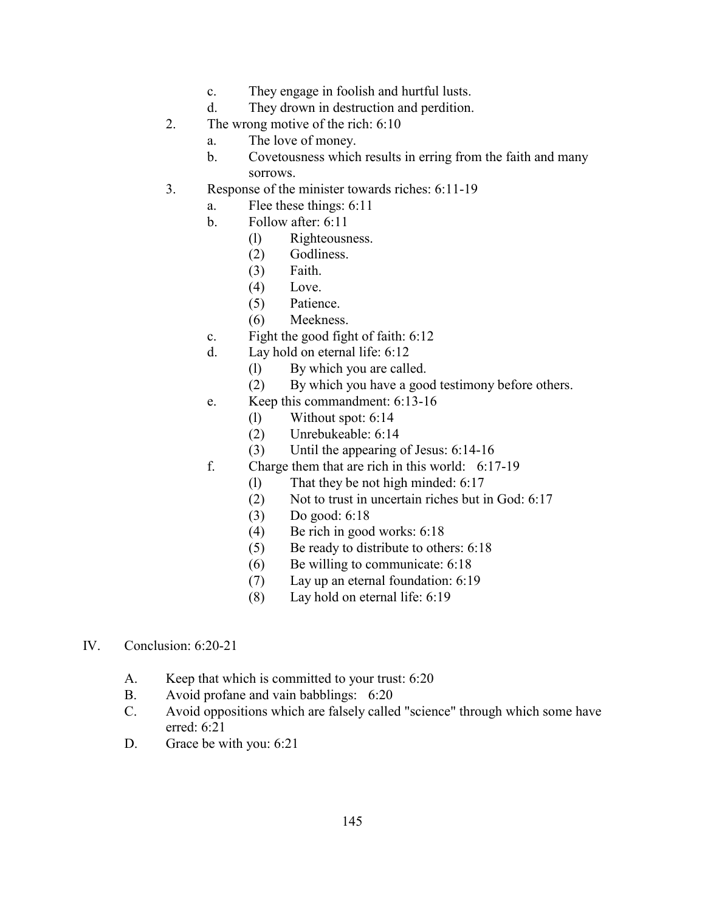c. They engage in foolish and hurtful lusts.
   d. They drown in destruction and perdition.

2. The wrong motive of the rich: 6:10
   a. The love of money.
   b. Covetousness which results in erring from the faith and many sorrows.

3. Response of the minister towards riches: 6:11-19
   a. Flee these things: 6:11
   b. Follow after: 6:11
      (l) Righteousness.
      (2) Godliness.
      (3) Faith.
      (4) Love.
      (5) Patience.
      (6) Meekness.
   c. Fight the good fight of faith: 6:12
   d. Lay hold on eternal life: 6:12
      (l) By which you are called.
      (2) By which you have a good testimony before others.
   e. Keep this commandment: 6:13-16
      (l) Without spot: 6:14
      (2) Unrebukeable: 6:14
      (3) Until the appearing of Jesus: 6:14-16
   f. Charge them that are rich in this world: 6:17-19
      (l) That they be not high minded: 6:17
      (2) Not to trust in uncertain riches but in God: 6:17
      (3) Do good: 6:18
      (4) Be rich in good works: 6:18
      (5) Be ready to distribute to others: 6:18
      (6) Be willing to communicate: 6:18
      (7) Lay up an eternal foundation: 6:19
      (8) Lay hold on eternal life: 6:19

IV. Conclusion: 6:20-21

   A. Keep that which is committed to your trust: 6:20
   B. Avoid profane and vain babblings: 6:20
   C. Avoid oppositions which are falsely called "science" through which some have erred: 6:21
   D. Grace be with you: 6:21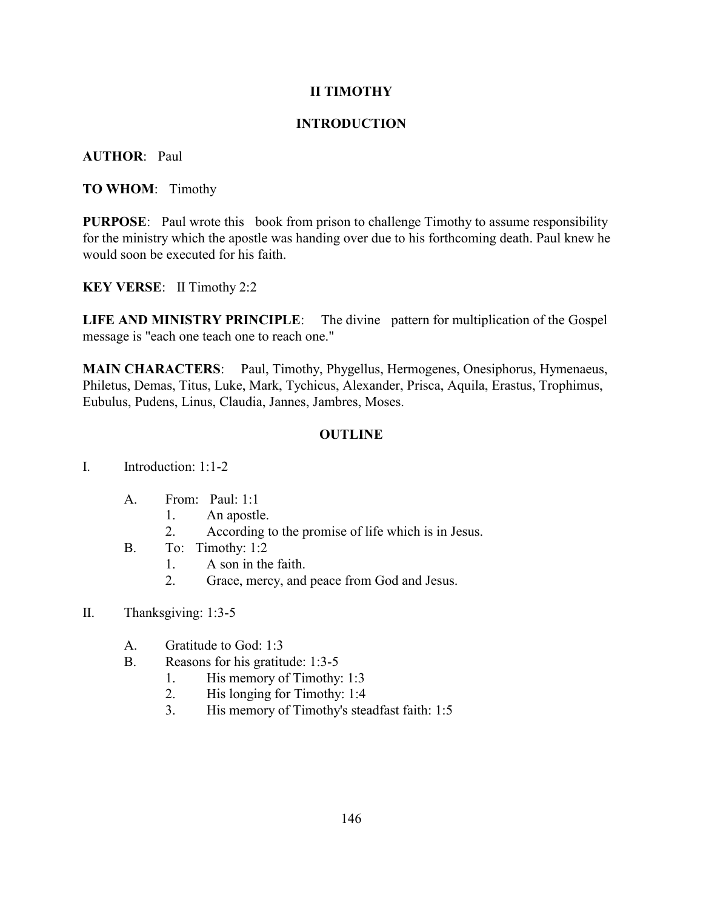# II TIMOTHY

## INTRODUCTION

**AUTHOR**: Paul

**TO WHOM**: Timothy

**PURPOSE**: Paul wrote this book from prison to challenge Timothy to assume responsibility for the ministry which the apostle was handing over due to his forthcoming death. Paul knew he would soon be executed for his faith.

**KEY VERSE**: II Timothy 2:2

**LIFE AND MINISTRY PRINCIPLE**: The divine pattern for multiplication of the Gospel message is "each one teach one to reach one."

**MAIN CHARACTERS**: Paul, Timothy, Phygellus, Hermogenes, Onesiphorus, Hymenaeus, Philetus, Demas, Titus, Luke, Mark, Tychicus, Alexander, Prisca, Aquila, Erastus, Trophimus, Eubulus, Pudens, Linus, Claudia, Jannes, Jambres, Moses.

## OUTLINE

I. Introduction: 1:1-2

- A. From: Paul: 1:1
  1. An apostle.
  2. According to the promise of life which is in Jesus.
- B. To: Timothy: 1:2
  1. A son in the faith.
  2. Grace, mercy, and peace from God and Jesus.

II. Thanksgiving: 1:3-5

- A. Gratitude to God: 1:3
- B. Reasons for his gratitude: 1:3-5
  1. His memory of Timothy: 1:3
  2. His longing for Timothy: 1:4
  3. His memory of Timothy's steadfast faith: 1:5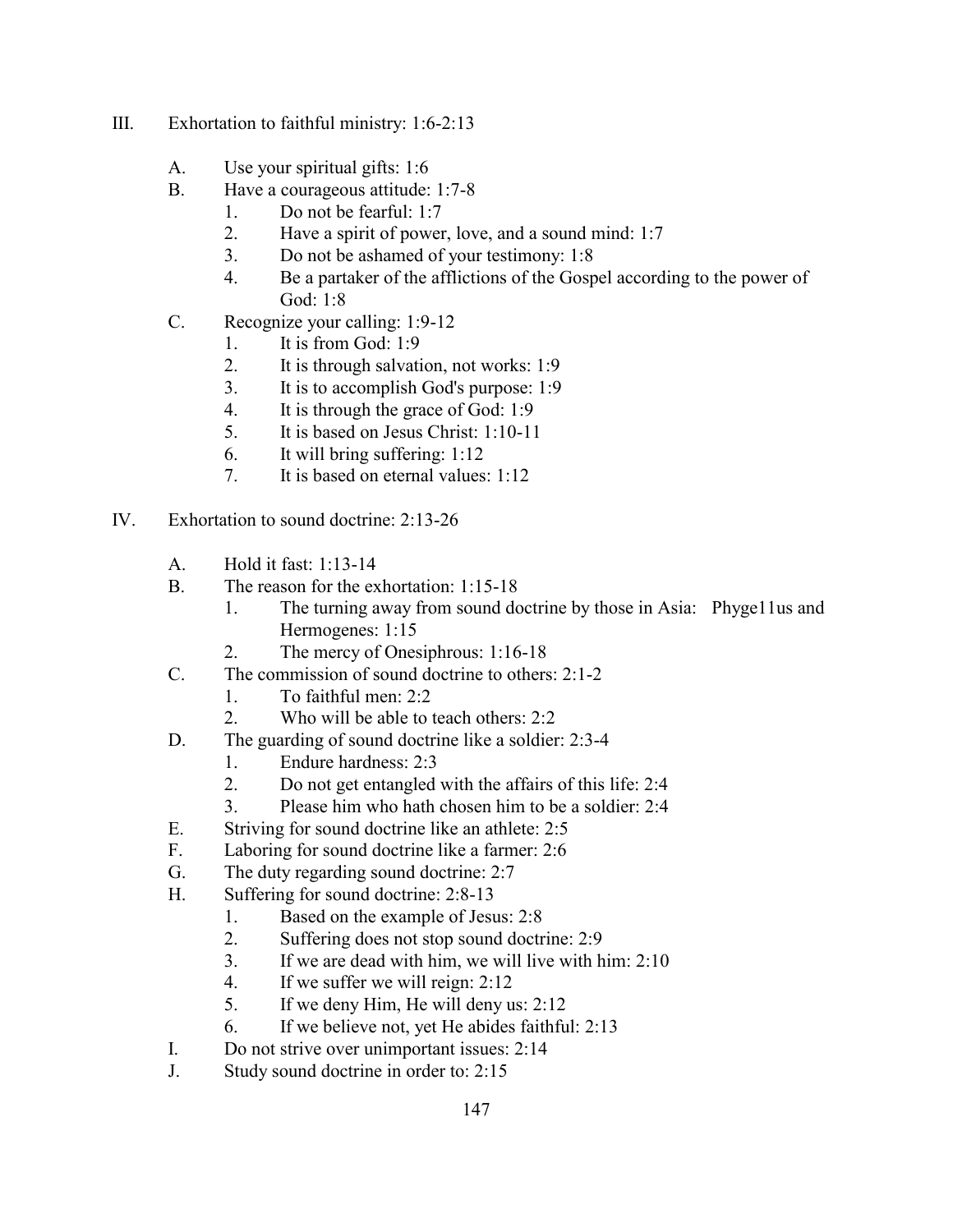III. Exhortation to faithful ministry: 1:6-2:13

   A. Use your spiritual gifts: 1:6
   B. Have a courageous attitude: 1:7-8
      1. Do not be fearful: 1:7
      2. Have a spirit of power, love, and a sound mind: 1:7
      3. Do not be ashamed of your testimony: 1:8
      4. Be a partaker of the afflictions of the Gospel according to the power of God: 1:8
   C. Recognize your calling: 1:9-12
      1. It is from God: 1:9
      2. It is through salvation, not works: 1:9
      3. It is to accomplish God's purpose: 1:9
      4. It is through the grace of God: 1:9
      5. It is based on Jesus Christ: 1:10-11
      6. It will bring suffering: 1:12
      7. It is based on eternal values: 1:12

IV. Exhortation to sound doctrine: 2:13-26

   A. Hold it fast: 1:13-14
   B. The reason for the exhortation: 1:15-18
      1. The turning away from sound doctrine by those in Asia: Phyge11us and Hermogenes: 1:15
      2. The mercy of Onesiphrous: 1:16-18
   C. The commission of sound doctrine to others: 2:1-2
      1. To faithful men: 2:2
      2. Who will be able to teach others: 2:2
   D. The guarding of sound doctrine like a soldier: 2:3-4
      1. Endure hardness: 2:3
      2. Do not get entangled with the affairs of this life: 2:4
      3. Please him who hath chosen him to be a soldier: 2:4
   E. Striving for sound doctrine like an athlete: 2:5
   F. Laboring for sound doctrine like a farmer: 2:6
   G. The duty regarding sound doctrine: 2:7
   H. Suffering for sound doctrine: 2:8-13
      1. Based on the example of Jesus: 2:8
      2. Suffering does not stop sound doctrine: 2:9
      3. If we are dead with him, we will live with him: 2:10
      4. If we suffer we will reign: 2:12
      5. If we deny Him, He will deny us: 2:12
      6. If we believe not, yet He abides faithful: 2:13
   I. Do not strive over unimportant issues: 2:14
   J. Study sound doctrine in order to: 2:15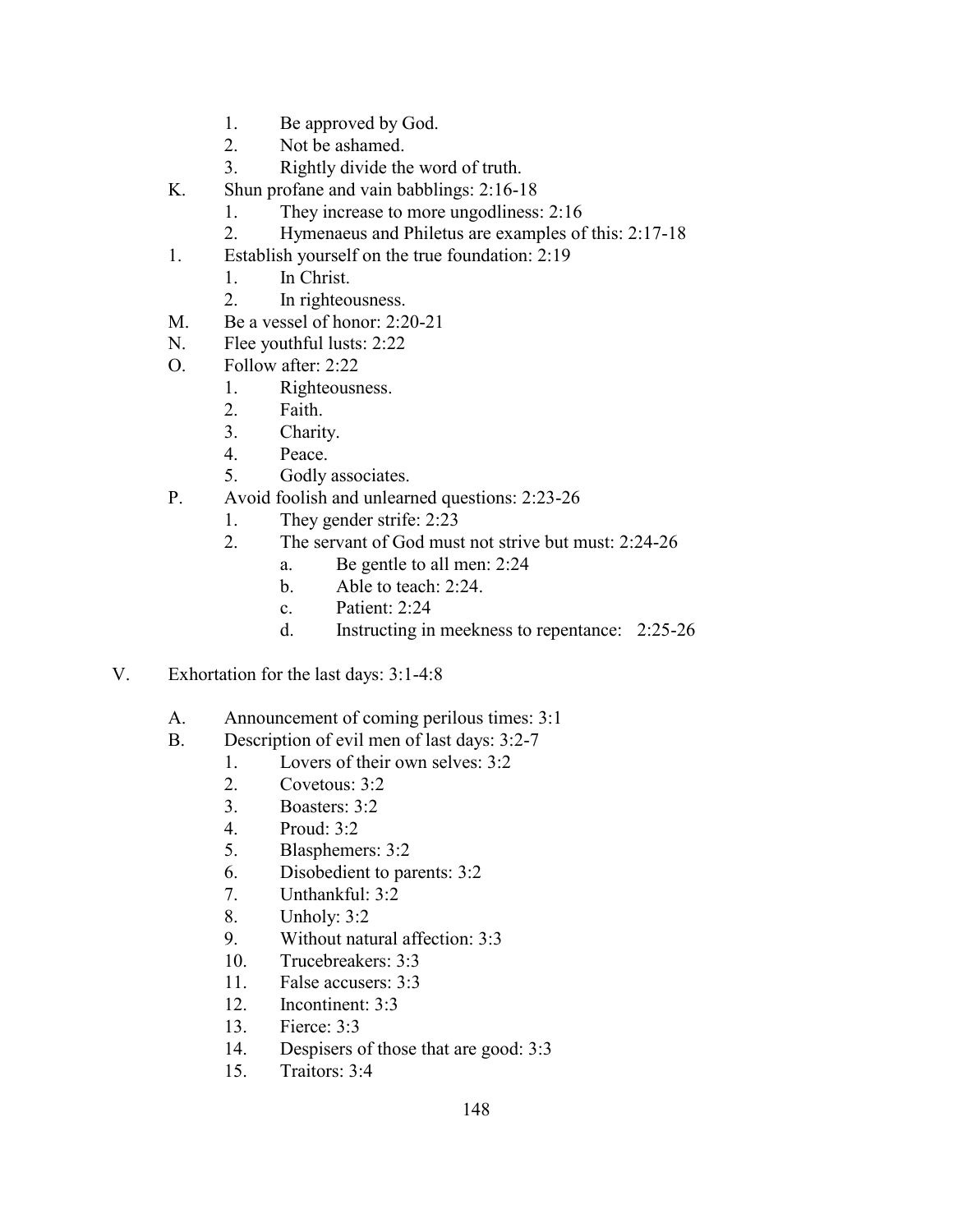1. Be approved by God.
2. Not be ashamed.
3. Rightly divide the word of truth.

K. Shun profane and vain babblings: 2:16-18
   1. They increase to more ungodliness: 2:16
   2. Hymenaeus and Philetus are examples of this: 2:17-18

1. Establish yourself on the true foundation: 2:19
   1. In Christ.
   2. In righteousness.

M. Be a vessel of honor: 2:20-21

N. Flee youthful lusts: 2:22

O. Follow after: 2:22
   1. Righteousness.
   2. Faith.
   3. Charity.
   4. Peace.
   5. Godly associates.

P. Avoid foolish and unlearned questions: 2:23-26
   1. They gender strife: 2:23
   2. The servant of God must not strive but must: 2:24-26
      a. Be gentle to all men: 2:24
      b. Able to teach: 2:24.
      c. Patient: 2:24
      d. Instructing in meekness to repentance: 2:25-26

V. Exhortation for the last days: 3:1-4:8

A. Announcement of coming perilous times: 3:1

B. Description of evil men of last days: 3:2-7
   1. Lovers of their own selves: 3:2
   2. Covetous: 3:2
   3. Boasters: 3:2
   4. Proud: 3:2
   5. Blasphemers: 3:2
   6. Disobedient to parents: 3:2
   7. Unthankful: 3:2
   8. Unholy: 3:2
   9. Without natural affection: 3:3
   10. Trucebreakers: 3:3
   11. False accusers: 3:3
   12. Incontinent: 3:3
   13. Fierce: 3:3
   14. Despisers of those that are good: 3:3
   15. Traitors: 3:4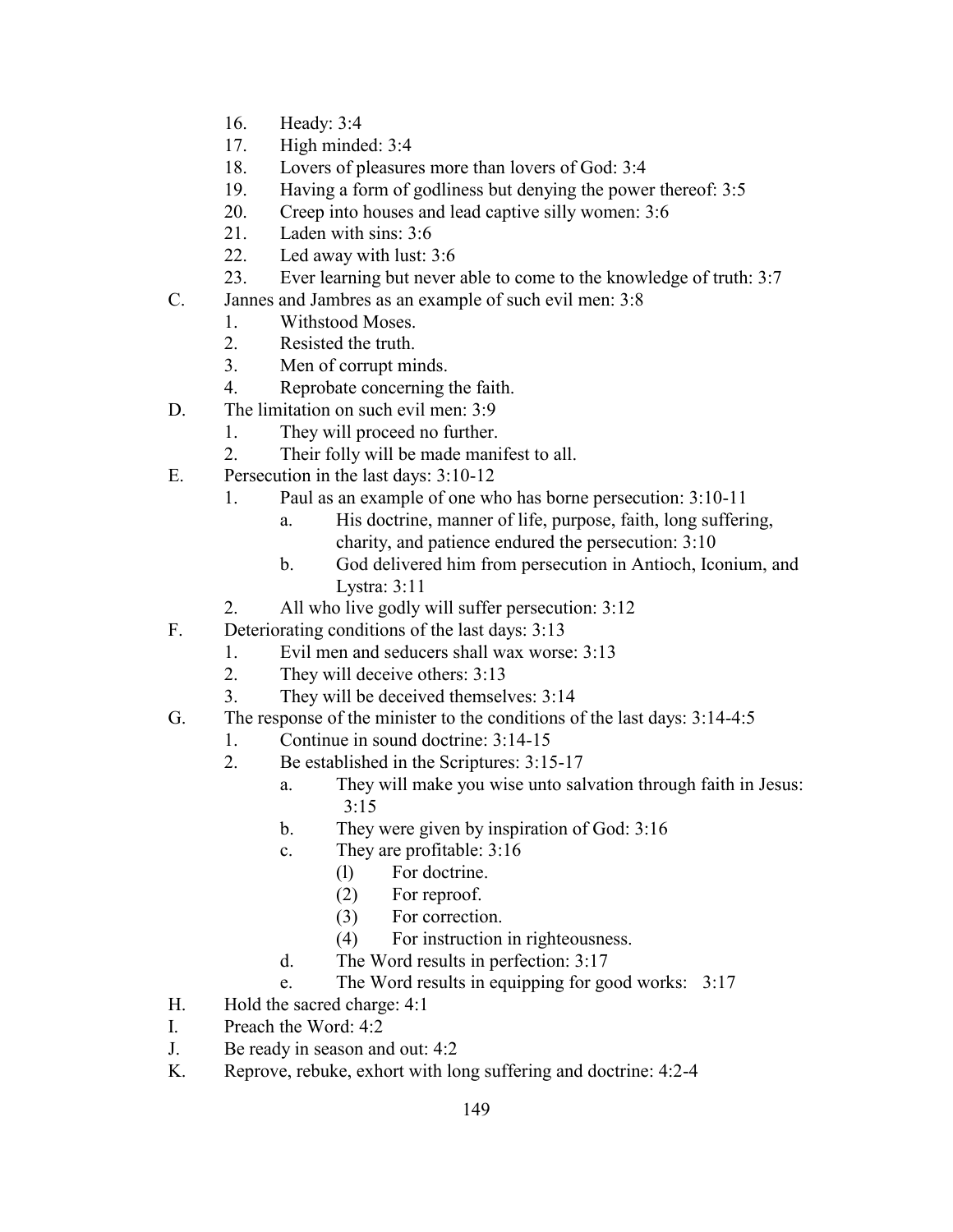16. Heady: 3:4
17. High minded: 3:4
18. Lovers of pleasures more than lovers of God: 3:4
19. Having a form of godliness but denying the power thereof: 3:5
20. Creep into houses and lead captive silly women: 3:6
21. Laden with sins: 3:6
22. Led away with lust: 3:6
23. Ever learning but never able to come to the knowledge of truth: 3:7

C. Jannes and Jambres as an example of such evil men: 3:8
   1. Withstood Moses.
   2. Resisted the truth.
   3. Men of corrupt minds.
   4. Reprobate concerning the faith.

D. The limitation on such evil men: 3:9
   1. They will proceed no further.
   2. Their folly will be made manifest to all.

E. Persecution in the last days: 3:10-12
   1. Paul as an example of one who has borne persecution: 3:10-11
      a. His doctrine, manner of life, purpose, faith, long suffering, charity, and patience endured the persecution: 3:10
      b. God delivered him from persecution in Antioch, Iconium, and Lystra: 3:11
   2. All who live godly will suffer persecution: 3:12

F. Deteriorating conditions of the last days: 3:13
   1. Evil men and seducers shall wax worse: 3:13
   2. They will deceive others: 3:13
   3. They will be deceived themselves: 3:14

G. The response of the minister to the conditions of the last days: 3:14-4:5
   1. Continue in sound doctrine: 3:14-15
   2. Be established in the Scriptures: 3:15-17
      a. They will make you wise unto salvation through faith in Jesus: 3:15
      b. They were given by inspiration of God: 3:16
      c. They are profitable: 3:16
         (l) For doctrine.
         (2) For reproof.
         (3) For correction.
         (4) For instruction in righteousness.
      d. The Word results in perfection: 3:17
      e. The Word results in equipping for good works: 3:17

H. Hold the sacred charge: 4:1

I. Preach the Word: 4:2

J. Be ready in season and out: 4:2

K. Reprove, rebuke, exhort with long suffering and doctrine: 4:2-4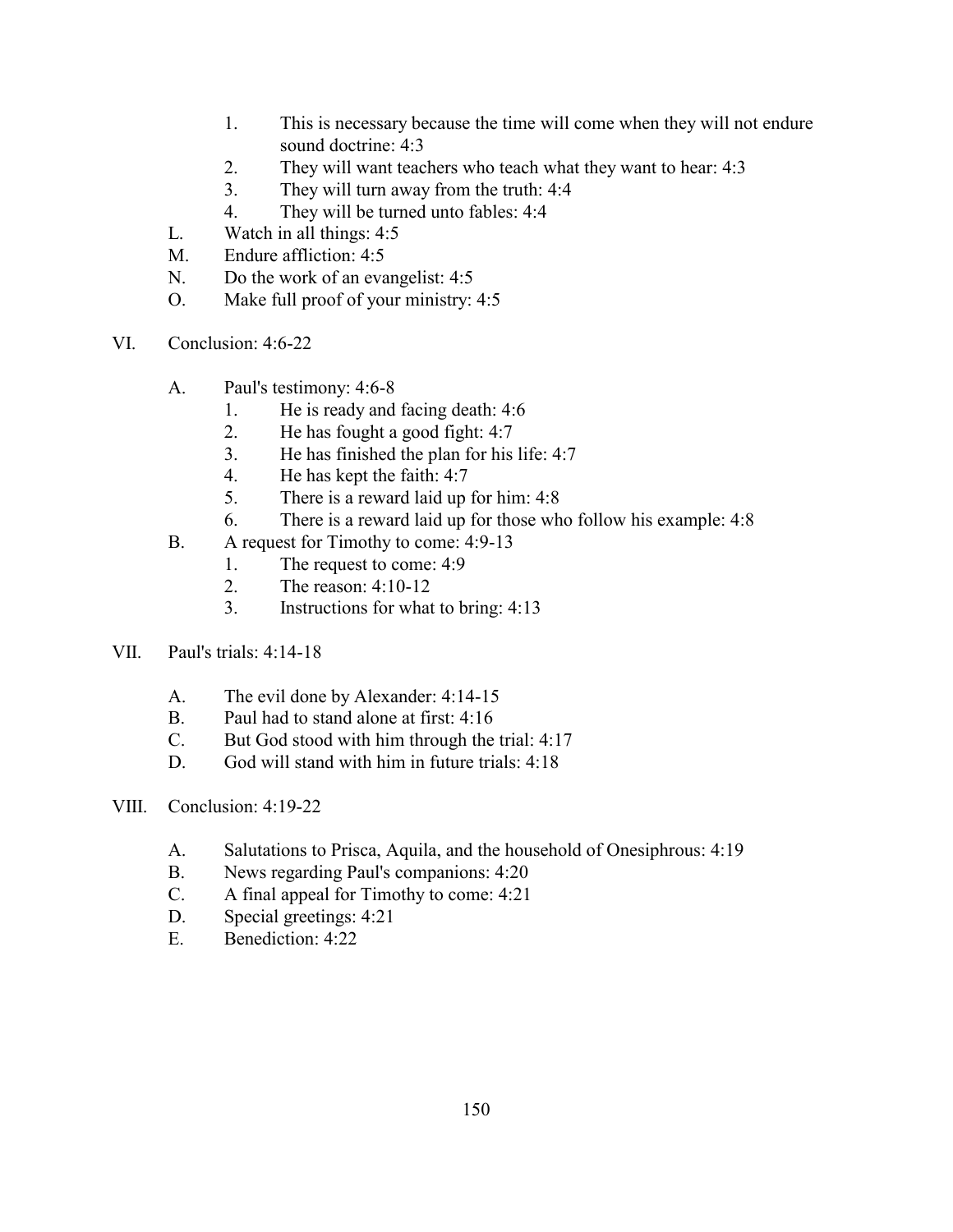1. This is necessary because the time will come when they will not endure sound doctrine: 4:3
2. They will want teachers who teach what they want to hear: 4:3
3. They will turn away from the truth: 4:4
4. They will be turned unto fables: 4:4

L. Watch in all things: 4:5

M. Endure affliction: 4:5

N. Do the work of an evangelist: 4:5

O. Make full proof of your ministry: 4:5

VI. Conclusion: 4:6-22

A. Paul's testimony: 4:6-8
1. He is ready and facing death: 4:6
2. He has fought a good fight: 4:7
3. He has finished the plan for his life: 4:7
4. He has kept the faith: 4:7
5. There is a reward laid up for him: 4:8
6. There is a reward laid up for those who follow his example: 4:8

B. A request for Timothy to come: 4:9-13
1. The request to come: 4:9
2. The reason: 4:10-12
3. Instructions for what to bring: 4:13

VII. Paul's trials: 4:14-18

A. The evil done by Alexander: 4:14-15

B. Paul had to stand alone at first: 4:16

C. But God stood with him through the trial: 4:17

D. God will stand with him in future trials: 4:18

VIII. Conclusion: 4:19-22

A. Salutations to Prisca, Aquila, and the household of Onesiphrous: 4:19

B. News regarding Paul's companions: 4:20

C. A final appeal for Timothy to come: 4:21

D. Special greetings: 4:21

E. Benediction: 4:22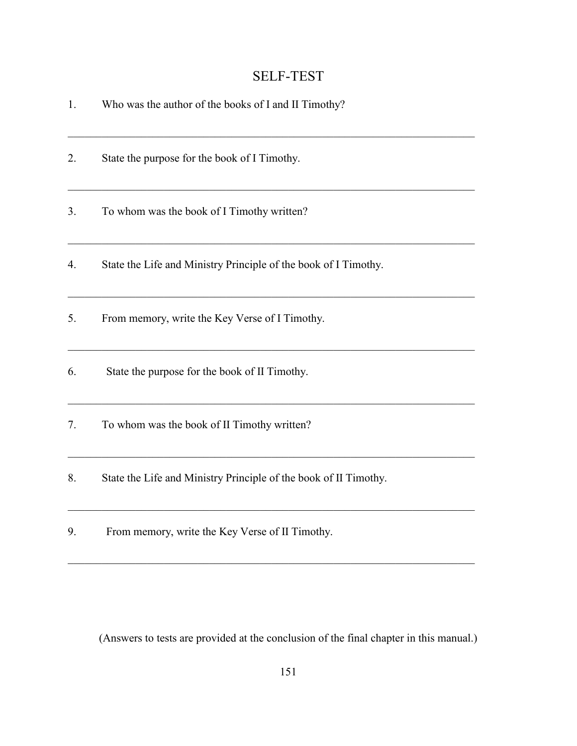# SELF-TEST

1. Who was the author of the books of I and II Timothy?

________________________________________________________________________

2. State the purpose for the book of I Timothy.

________________________________________________________________________

3. To whom was the book of I Timothy written?

________________________________________________________________________

4. State the Life and Ministry Principle of the book of I Timothy.

________________________________________________________________________

5. From memory, write the Key Verse of I Timothy.

________________________________________________________________________

6. State the purpose for the book of II Timothy.

________________________________________________________________________

7. To whom was the book of II Timothy written?

________________________________________________________________________

8. State the Life and Ministry Principle of the book of II Timothy.

________________________________________________________________________

9. From memory, write the Key Verse of II Timothy.

________________________________________________________________________

(Answers to tests are provided at the conclusion of the final chapter in this manual.)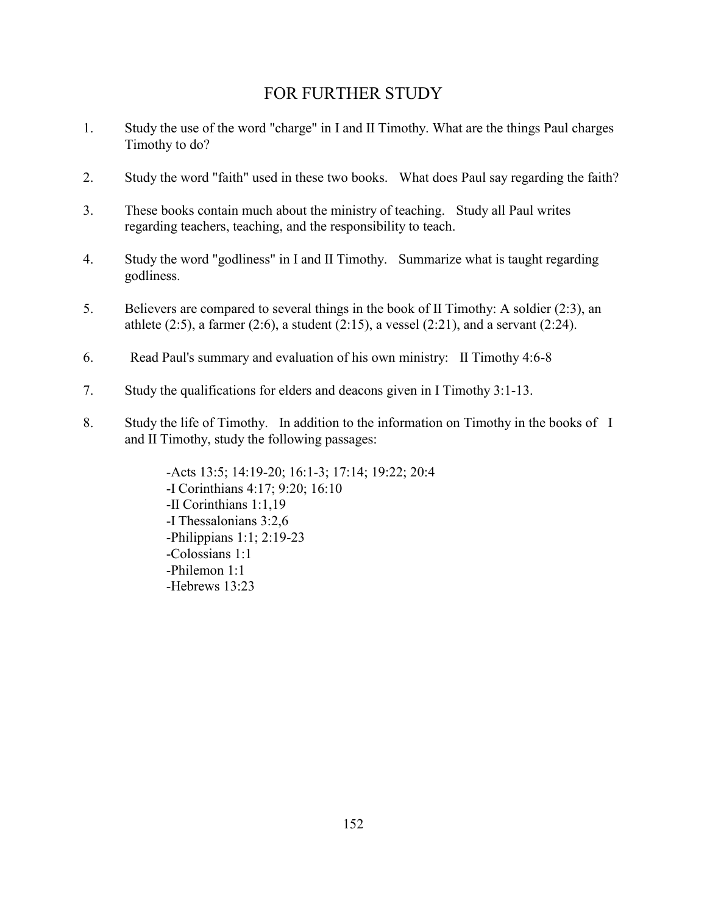# FOR FURTHER STUDY

1. Study the use of the word "charge" in I and II Timothy. What are the things Paul charges Timothy to do?

2. Study the word "faith" used in these two books. What does Paul say regarding the faith?

3. These books contain much about the ministry of teaching. Study all Paul writes regarding teachers, teaching, and the responsibility to teach.

4. Study the word "godliness" in I and II Timothy. Summarize what is taught regarding godliness.

5. Believers are compared to several things in the book of II Timothy: A soldier (2:3), an athlete (2:5), a farmer (2:6), a student (2:15), a vessel (2:21), and a servant (2:24).

6. Read Paul's summary and evaluation of his own ministry: II Timothy 4:6-8

7. Study the qualifications for elders and deacons given in I Timothy 3:1-13.

8. Study the life of Timothy. In addition to the information on Timothy in the books of I and II Timothy, study the following passages:

   -Acts 13:5; 14:19-20; 16:1-3; 17:14; 19:22; 20:4
   -I Corinthians 4:17; 9:20; 16:10
   -II Corinthians 1:1,19
   -I Thessalonians 3:2,6
   -Philippians 1:1; 2:19-23
   -Colossians 1:1
   -Philemon 1:1
   -Hebrews 13:23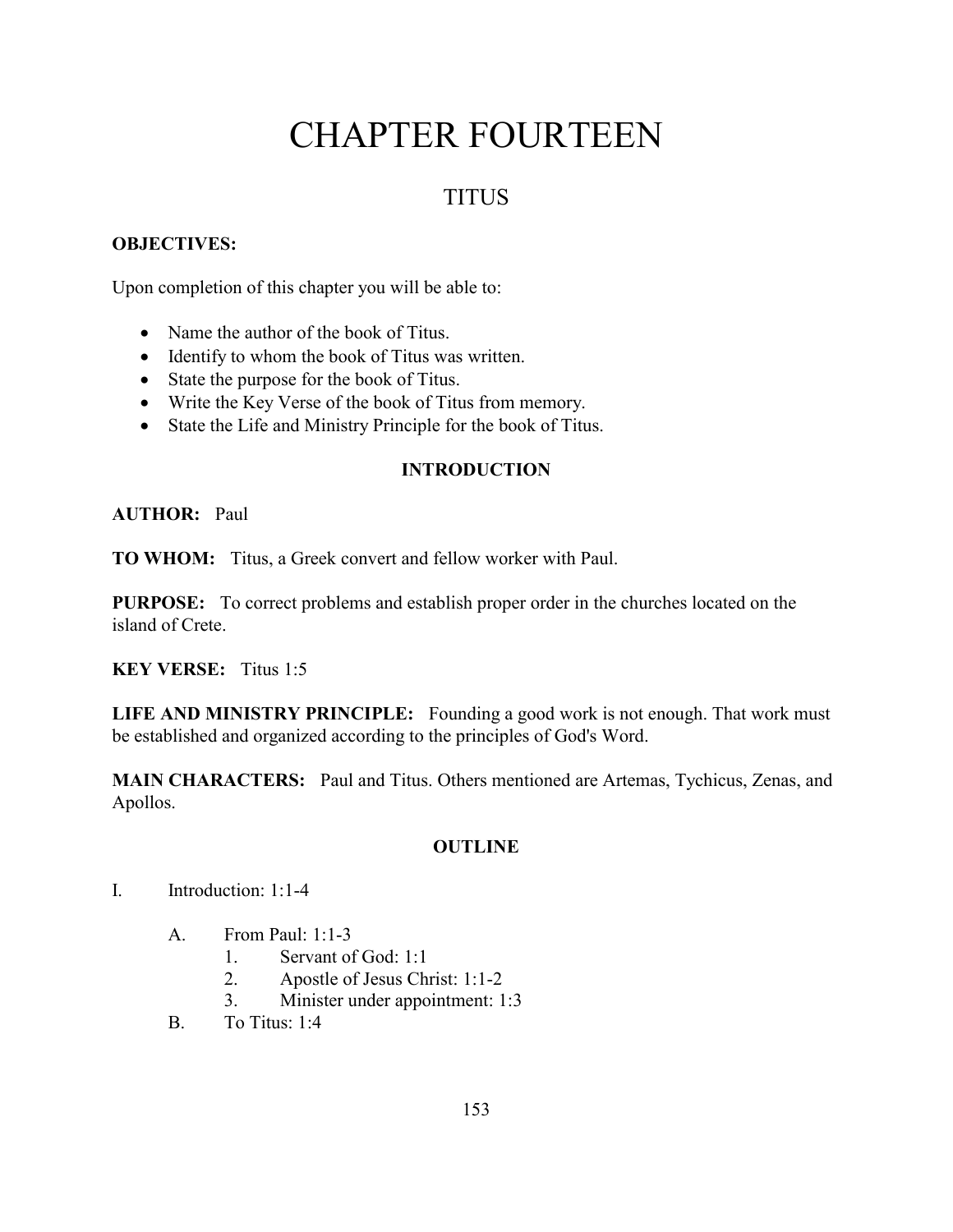# CHAPTER FOURTEEN

## TITUS

**OBJECTIVES:**

Upon completion of this chapter you will be able to:

- Name the author of the book of Titus.
- Identify to whom the book of Titus was written.
- State the purpose for the book of Titus.
- Write the Key Verse of the book of Titus from memory.
- State the Life and Ministry Principle for the book of Titus.

### INTRODUCTION

**AUTHOR:** Paul

**TO WHOM:** Titus, a Greek convert and fellow worker with Paul.

**PURPOSE:** To correct problems and establish proper order in the churches located on the island of Crete.

**KEY VERSE:** Titus 1:5

**LIFE AND MINISTRY PRINCIPLE:** Founding a good work is not enough. That work must be established and organized according to the principles of God's Word.

**MAIN CHARACTERS:** Paul and Titus. Others mentioned are Artemas, Tychicus, Zenas, and Apollos.

### OUTLINE

I. Introduction: 1:1-4

   A. From Paul: 1:1-3

      1. Servant of God: 1:1
      2. Apostle of Jesus Christ: 1:1-2
      3. Minister under appointment: 1:3

   B. To Titus: 1:4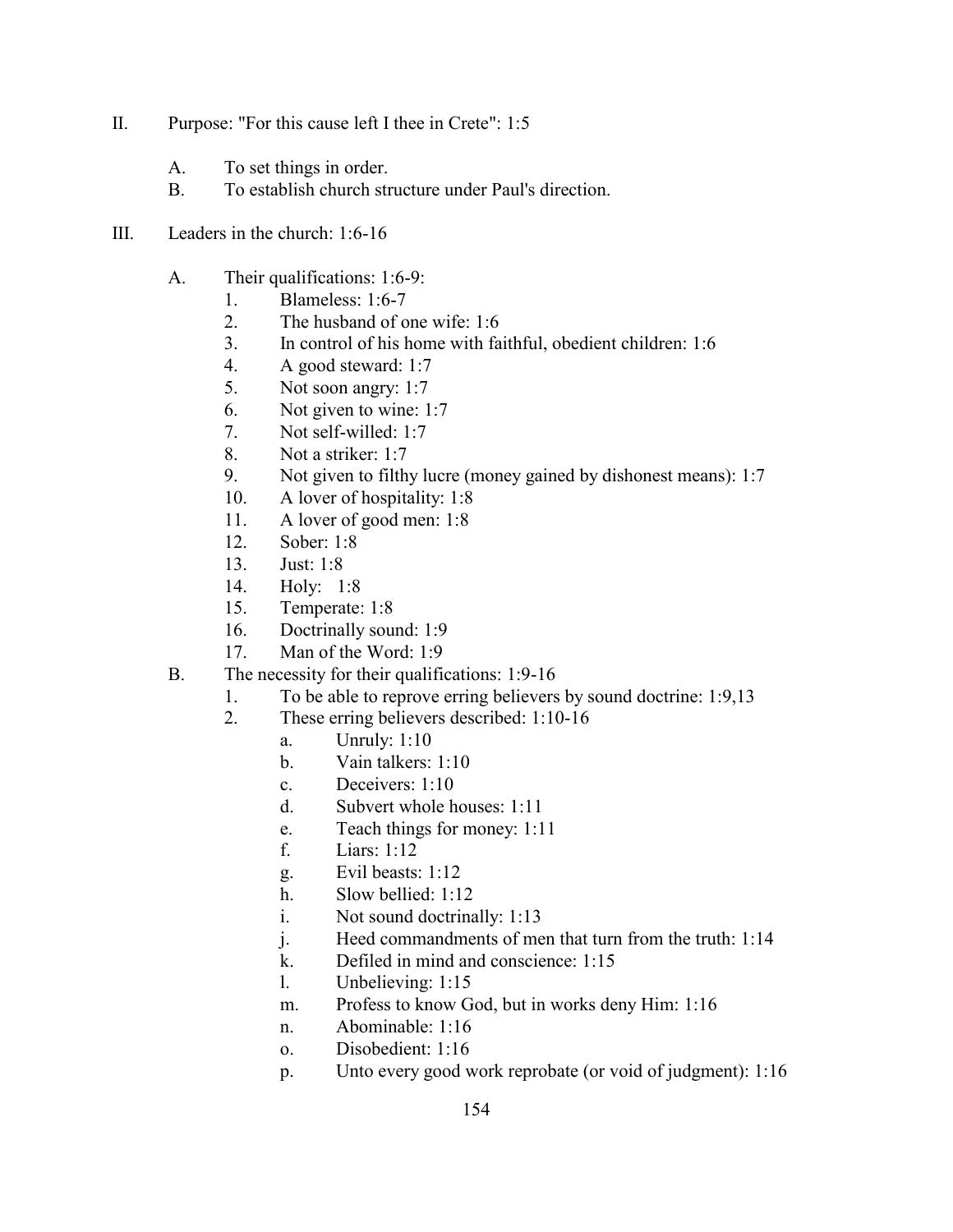II. Purpose: "For this cause left I thee in Crete": 1:5

   A. To set things in order.
   B. To establish church structure under Paul's direction.

III. Leaders in the church: 1:6-16

   A. Their qualifications: 1:6-9:
      1. Blameless: 1:6-7
      2. The husband of one wife: 1:6
      3. In control of his home with faithful, obedient children: 1:6
      4. A good steward: 1:7
      5. Not soon angry: 1:7
      6. Not given to wine: 1:7
      7. Not self-willed: 1:7
      8. Not a striker: 1:7
      9. Not given to filthy lucre (money gained by dishonest means): 1:7
      10. A lover of hospitality: 1:8
      11. A lover of good men: 1:8
      12. Sober: 1:8
      13. Just: 1:8
      14. Holy: 1:8
      15. Temperate: 1:8
      16. Doctrinally sound: 1:9
      17. Man of the Word: 1:9
   B. The necessity for their qualifications: 1:9-16
      1. To be able to reprove erring believers by sound doctrine: 1:9,13
      2. These erring believers described: 1:10-16
         a. Unruly: 1:10
         b. Vain talkers: 1:10
         c. Deceivers: 1:10
         d. Subvert whole houses: 1:11
         e. Teach things for money: 1:11
         f. Liars: 1:12
         g. Evil beasts: 1:12
         h. Slow bellied: 1:12
         i. Not sound doctrinally: 1:13
         j. Heed commandments of men that turn from the truth: 1:14
         k. Defiled in mind and conscience: 1:15
         l. Unbelieving: 1:15
         m. Profess to know God, but in works deny Him: 1:16
         n. Abominable: 1:16
         o. Disobedient: 1:16
         p. Unto every good work reprobate (or void of judgment): 1:16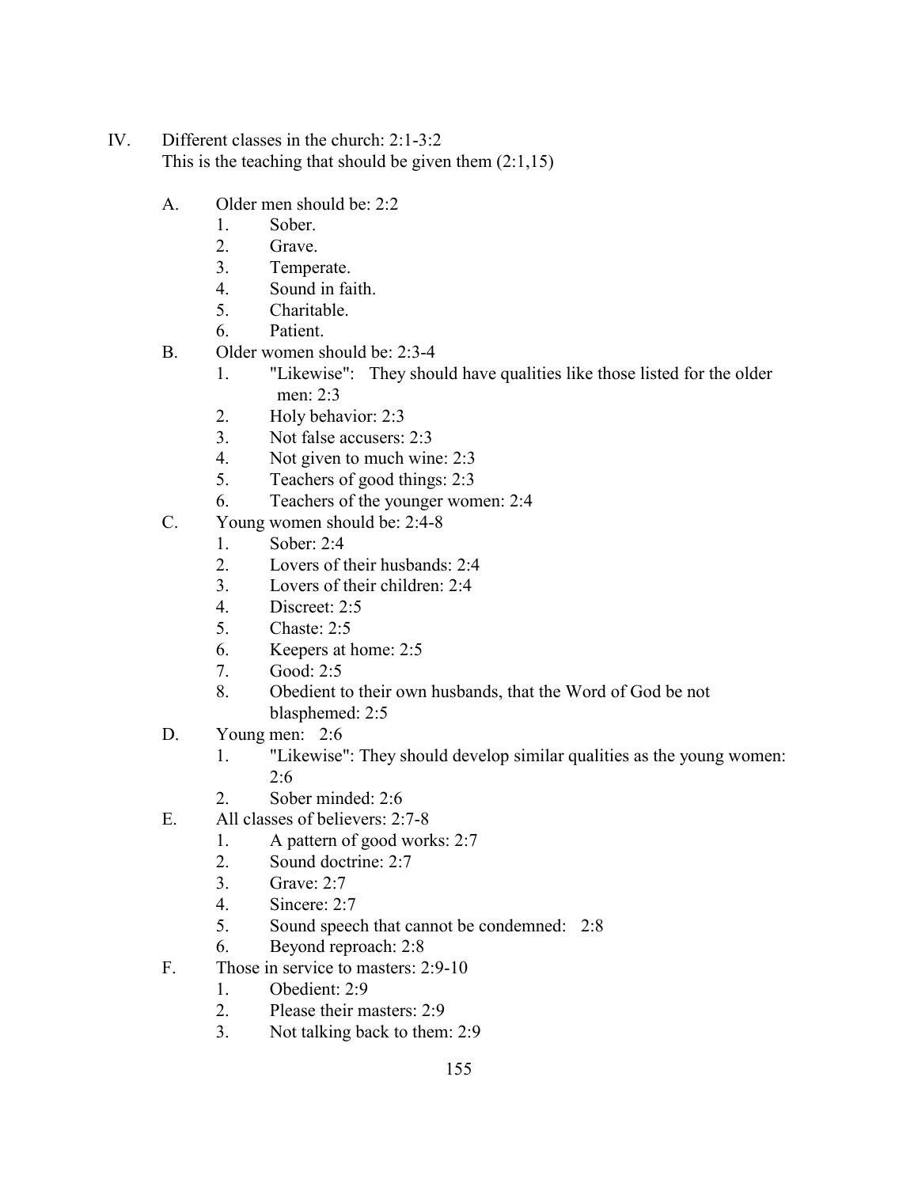IV. Different classes in the church: 2:1-3:2
This is the teaching that should be given them (2:1,15)

A. Older men should be: 2:2
   1. Sober.
   2. Grave.
   3. Temperate.
   4. Sound in faith.
   5. Charitable.
   6. Patient.

B. Older women should be: 2:3-4
   1. "Likewise": They should have qualities like those listed for the older men: 2:3
   2. Holy behavior: 2:3
   3. Not false accusers: 2:3
   4. Not given to much wine: 2:3
   5. Teachers of good things: 2:3
   6. Teachers of the younger women: 2:4

C. Young women should be: 2:4-8
   1. Sober: 2:4
   2. Lovers of their husbands: 2:4
   3. Lovers of their children: 2:4
   4. Discreet: 2:5
   5. Chaste: 2:5
   6. Keepers at home: 2:5
   7. Good: 2:5
   8. Obedient to their own husbands, that the Word of God be not blasphemed: 2:5

D. Young men: 2:6
   1. "Likewise": They should develop similar qualities as the young women: 2:6
   2. Sober minded: 2:6

E. All classes of believers: 2:7-8
   1. A pattern of good works: 2:7
   2. Sound doctrine: 2:7
   3. Grave: 2:7
   4. Sincere: 2:7
   5. Sound speech that cannot be condemned: 2:8
   6. Beyond reproach: 2:8

F. Those in service to masters: 2:9-10
   1. Obedient: 2:9
   2. Please their masters: 2:9
   3. Not talking back to them: 2:9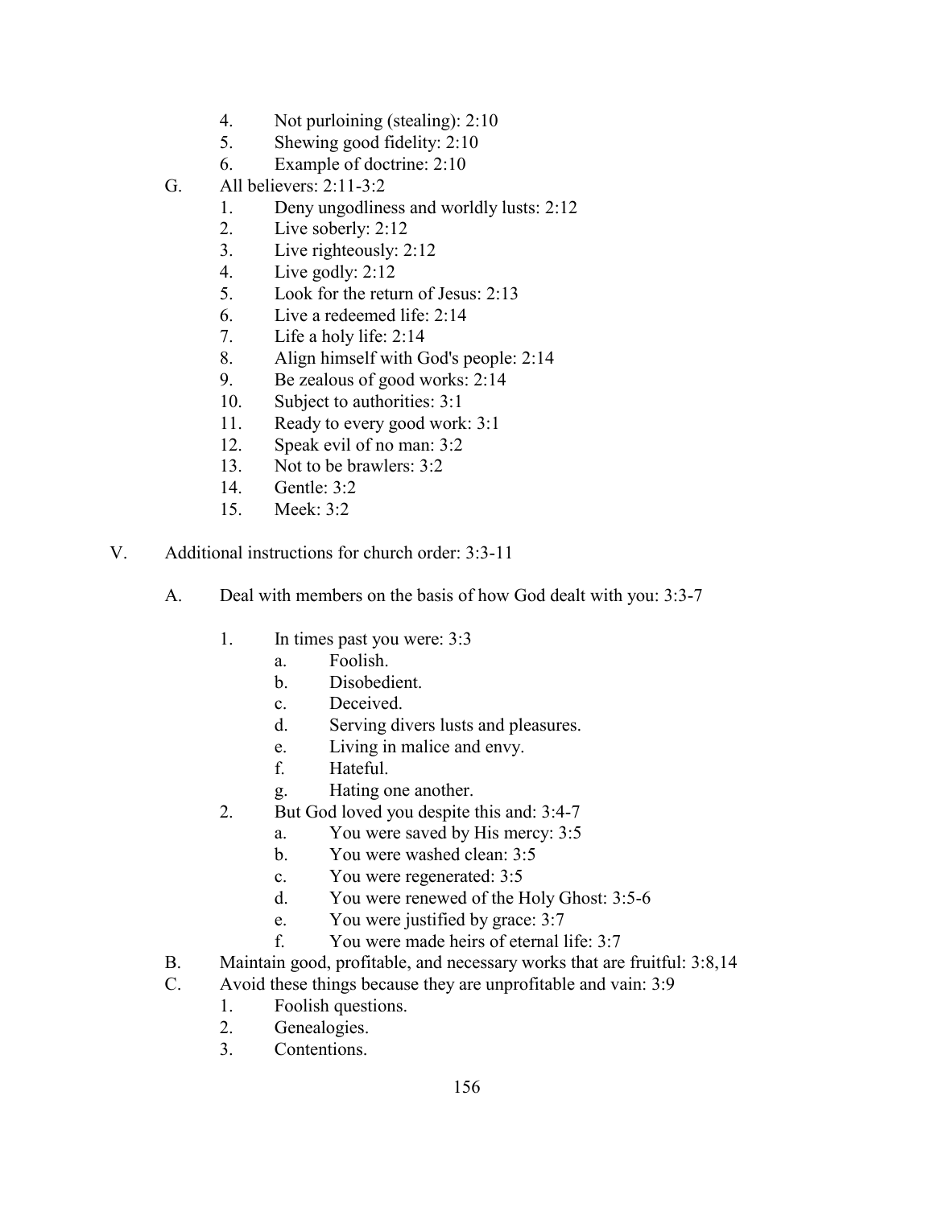4. Not purloining (stealing): 2:10
5. Shewing good fidelity: 2:10
6. Example of doctrine: 2:10

G. All believers: 2:11-3:2
1. Deny ungodliness and worldly lusts: 2:12
2. Live soberly: 2:12
3. Live righteously: 2:12
4. Live godly: 2:12
5. Look for the return of Jesus: 2:13
6. Live a redeemed life: 2:14
7. Life a holy life: 2:14
8. Align himself with God's people: 2:14
9. Be zealous of good works: 2:14
10. Subject to authorities: 3:1
11. Ready to every good work: 3:1
12. Speak evil of no man: 3:2
13. Not to be brawlers: 3:2
14. Gentle: 3:2
15. Meek: 3:2

V. Additional instructions for church order: 3:3-11

A. Deal with members on the basis of how God dealt with you: 3:3-7

1. In times past you were: 3:3
   a. Foolish.
   b. Disobedient.
   c. Deceived.
   d. Serving divers lusts and pleasures.
   e. Living in malice and envy.
   f. Hateful.
   g. Hating one another.
2. But God loved you despite this and: 3:4-7
   a. You were saved by His mercy: 3:5
   b. You were washed clean: 3:5
   c. You were regenerated: 3:5
   d. You were renewed of the Holy Ghost: 3:5-6
   e. You were justified by grace: 3:7
   f. You were made heirs of eternal life: 3:7

B. Maintain good, profitable, and necessary works that are fruitful: 3:8,14

C. Avoid these things because they are unprofitable and vain: 3:9
1. Foolish questions.
2. Genealogies.
3. Contentions.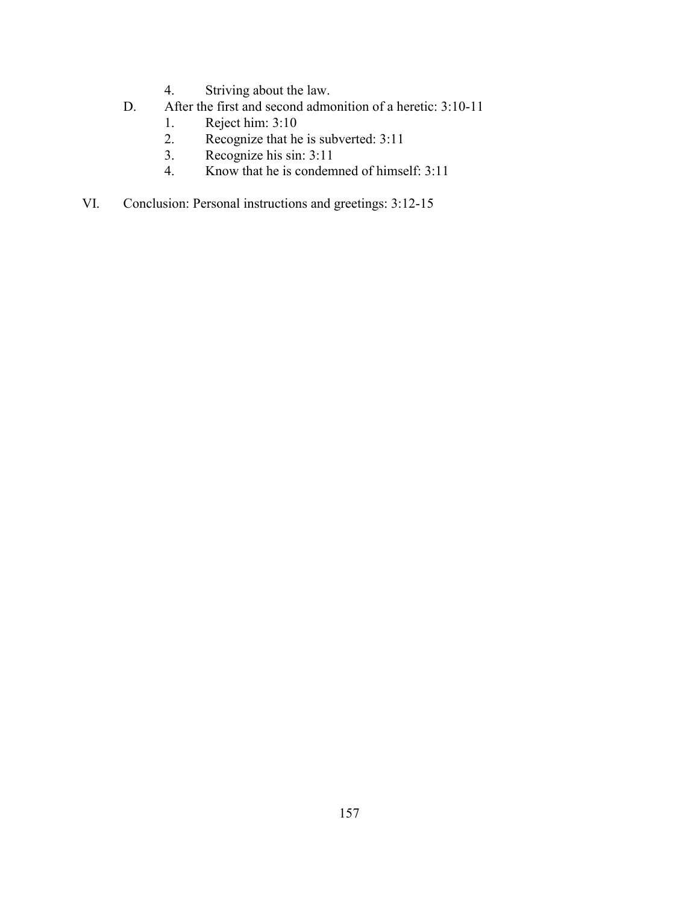4. Striving about the law.

    D. After the first and second admonition of a heretic: 3:10-11
        1. Reject him: 3:10
        2. Recognize that he is subverted: 3:11
        3. Recognize his sin: 3:11
        4. Know that he is condemned of himself: 3:11

VI. Conclusion: Personal instructions and greetings: 3:12-15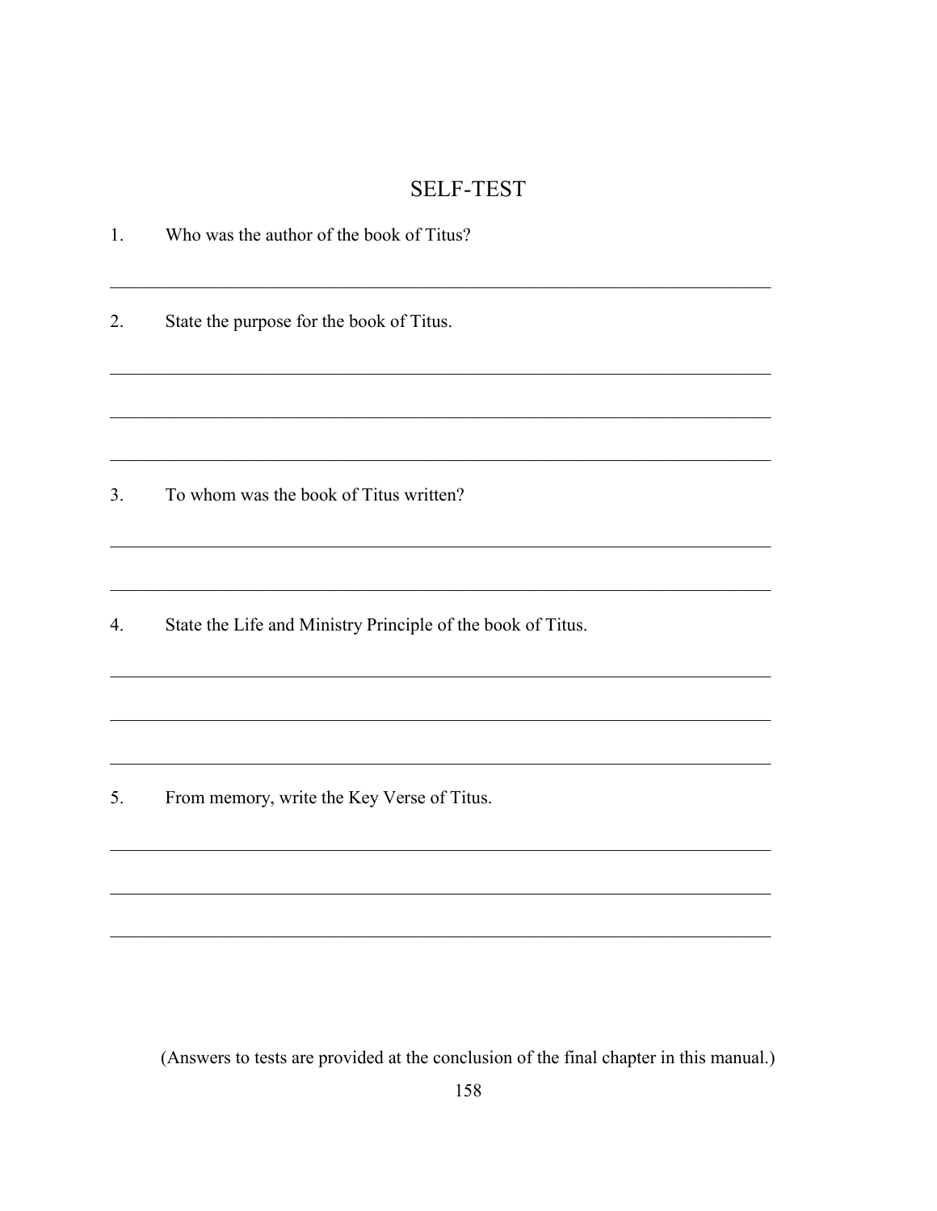# SELF-TEST

1. Who was the author of the book of Titus?

_______________________________________________________________________________

2. State the purpose for the book of Titus.

_______________________________________________________________________________

_______________________________________________________________________________

_______________________________________________________________________________

3. To whom was the book of Titus written?

_______________________________________________________________________________

_______________________________________________________________________________

4. State the Life and Ministry Principle of the book of Titus.

_______________________________________________________________________________

_______________________________________________________________________________

_______________________________________________________________________________

5. From memory, write the Key Verse of Titus.

_______________________________________________________________________________

_______________________________________________________________________________

_______________________________________________________________________________

(Answers to tests are provided at the conclusion of the final chapter in this manual.)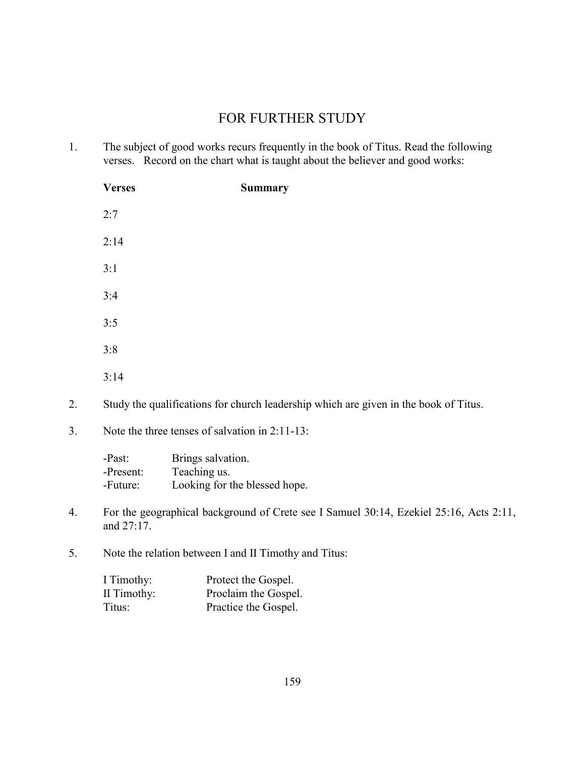# FOR FURTHER STUDY

1. The subject of good works recurs frequently in the book of Titus. Read the following verses. Record on the chart what is taught about the believer and good works:

| Verses | Summary |
|---|---|
| 2:7 | |
| 2:14 | |
| 3:1 | |
| 3:4 | |
| 3:5 | |
| 3:8 | |
| 3:14 | |

2. Study the qualifications for church leadership which are given in the book of Titus.

3. Note the three tenses of salvation in 2:11-13:

   -Past: Brings salvation.
   -Present: Teaching us.
   -Future: Looking for the blessed hope.

4. For the geographical background of Crete see I Samuel 30:14, Ezekiel 25:16, Acts 2:11, and 27:17.

5. Note the relation between I and II Timothy and Titus:

   I Timothy: Protect the Gospel.
   II Timothy: Proclaim the Gospel.
   Titus: Practice the Gospel.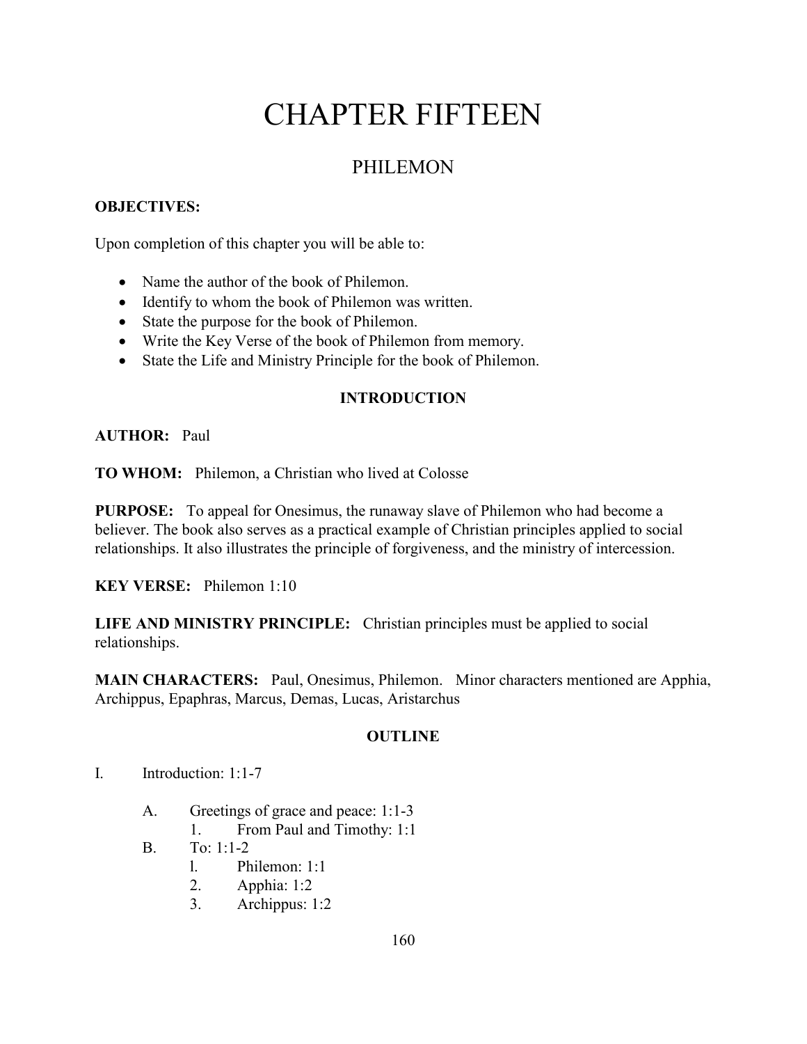# CHAPTER FIFTEEN

## PHILEMON

**OBJECTIVES:**

Upon completion of this chapter you will be able to:

- Name the author of the book of Philemon.
- Identify to whom the book of Philemon was written.
- State the purpose for the book of Philemon.
- Write the Key Verse of the book of Philemon from memory.
- State the Life and Ministry Principle for the book of Philemon.

### INTRODUCTION

**AUTHOR:** Paul

**TO WHOM:** Philemon, a Christian who lived at Colosse

**PURPOSE:** To appeal for Onesimus, the runaway slave of Philemon who had become a believer. The book also serves as a practical example of Christian principles applied to social relationships. It also illustrates the principle of forgiveness, and the ministry of intercession.

**KEY VERSE:** Philemon 1:10

**LIFE AND MINISTRY PRINCIPLE:** Christian principles must be applied to social relationships.

**MAIN CHARACTERS:** Paul, Onesimus, Philemon. Minor characters mentioned are Apphia, Archippus, Epaphras, Marcus, Demas, Lucas, Aristarchus

### OUTLINE

I. Introduction: 1:1-7

- A. Greetings of grace and peace: 1:1-3
    1. From Paul and Timothy: 1:1
- B. To: 1:1-2
    1. Philemon: 1:1
    2. Apphia: 1:2
    3. Archippus: 1:2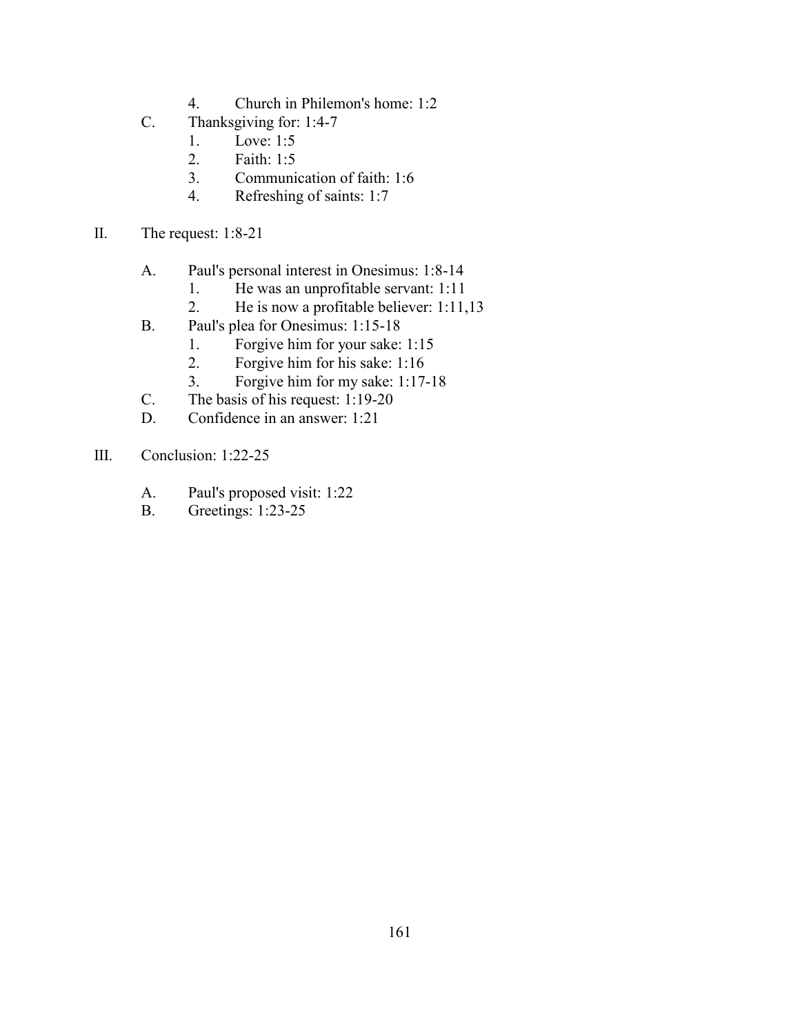4. Church in Philemon's home: 1:2

C. Thanksgiving for: 1:4-7
   1. Love: 1:5
   2. Faith: 1:5
   3. Communication of faith: 1:6
   4. Refreshing of saints: 1:7

II. The request: 1:8-21

A. Paul's personal interest in Onesimus: 1:8-14
   1. He was an unprofitable servant: 1:11
   2. He is now a profitable believer: 1:11,13

B. Paul's plea for Onesimus: 1:15-18
   1. Forgive him for your sake: 1:15
   2. Forgive him for his sake: 1:16
   3. Forgive him for my sake: 1:17-18

C. The basis of his request: 1:19-20

D. Confidence in an answer: 1:21

III. Conclusion: 1:22-25

A. Paul's proposed visit: 1:22

B. Greetings: 1:23-25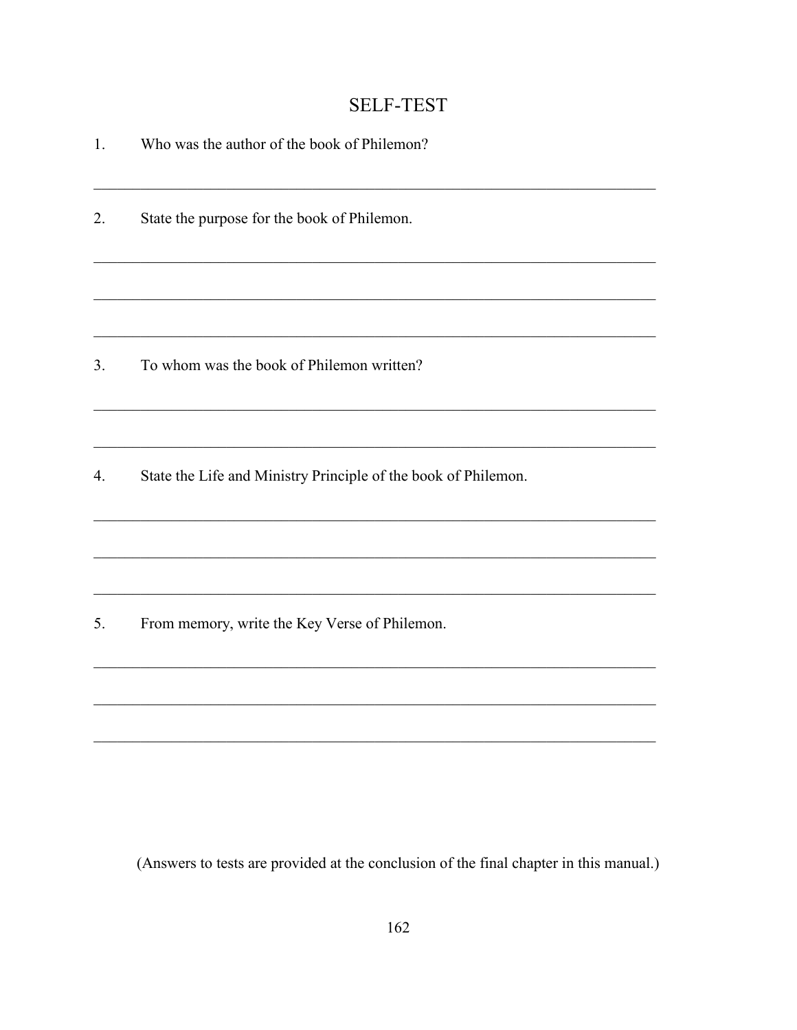# SELF-TEST

1. Who was the author of the book of Philemon?

_______________________________________________________________________________

2. State the purpose for the book of Philemon.

_______________________________________________________________________________

_______________________________________________________________________________

_______________________________________________________________________________

3. To whom was the book of Philemon written?

_______________________________________________________________________________

_______________________________________________________________________________

4. State the Life and Ministry Principle of the book of Philemon.

_______________________________________________________________________________

_______________________________________________________________________________

_______________________________________________________________________________

5. From memory, write the Key Verse of Philemon.

_______________________________________________________________________________

_______________________________________________________________________________

_______________________________________________________________________________

(Answers to tests are provided at the conclusion of the final chapter in this manual.)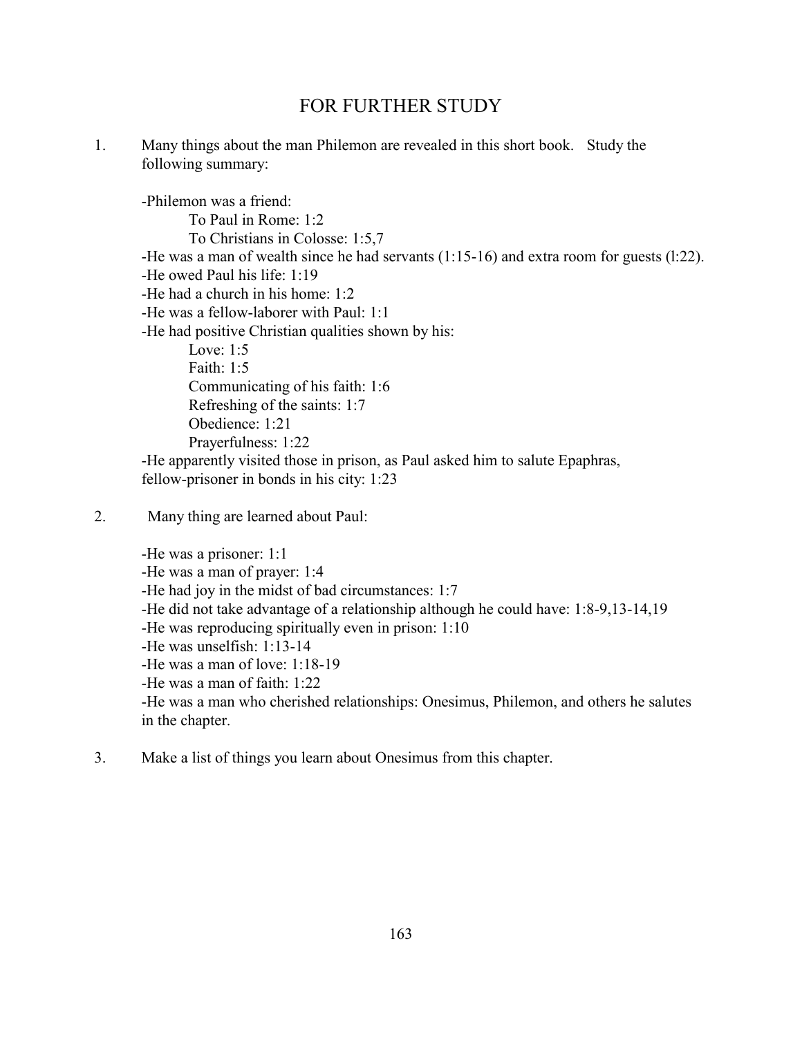# FOR FURTHER STUDY

1. Many things about the man Philemon are revealed in this short book. Study the following summary:

   -Philemon was a friend:
   
   To Paul in Rome: 1:2
   
   To Christians in Colosse: 1:5,7
   
   -He was a man of wealth since he had servants (1:15-16) and extra room for guests (l:22).
   
   -He owed Paul his life: 1:19
   
   -He had a church in his home: 1:2
   
   -He was a fellow-laborer with Paul: 1:1
   
   -He had positive Christian qualities shown by his:
   
   Love: 1:5
   
   Faith: 1:5
   
   Communicating of his faith: 1:6
   
   Refreshing of the saints: 1:7
   
   Obedience: 1:21
   
   Prayerfulness: 1:22
   
   -He apparently visited those in prison, as Paul asked him to salute Epaphras, fellow-prisoner in bonds in his city: 1:23

2. Many thing are learned about Paul:

   -He was a prisoner: 1:1
   
   -He was a man of prayer: 1:4
   
   -He had joy in the midst of bad circumstances: 1:7
   
   -He did not take advantage of a relationship although he could have: 1:8-9,13-14,19
   
   -He was reproducing spiritually even in prison: 1:10
   
   -He was unselfish: 1:13-14
   
   -He was a man of love: 1:18-19
   
   -He was a man of faith: 1:22
   
   -He was a man who cherished relationships: Onesimus, Philemon, and others he salutes in the chapter.

3. Make a list of things you learn about Onesimus from this chapter.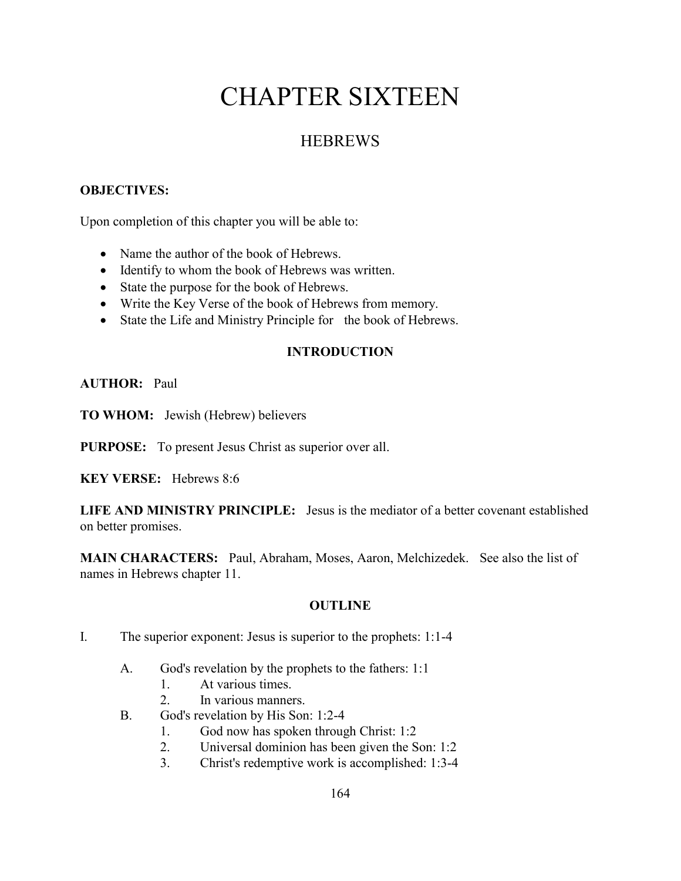# CHAPTER SIXTEEN

## HEBREWS

**OBJECTIVES:**

Upon completion of this chapter you will be able to:

- Name the author of the book of Hebrews.
- Identify to whom the book of Hebrews was written.
- State the purpose for the book of Hebrews.
- Write the Key Verse of the book of Hebrews from memory.
- State the Life and Ministry Principle for the book of Hebrews.

### INTRODUCTION

**AUTHOR:** Paul

**TO WHOM:** Jewish (Hebrew) believers

**PURPOSE:** To present Jesus Christ as superior over all.

**KEY VERSE:** Hebrews 8:6

**LIFE AND MINISTRY PRINCIPLE:** Jesus is the mediator of a better covenant established on better promises.

**MAIN CHARACTERS:** Paul, Abraham, Moses, Aaron, Melchizedek. See also the list of names in Hebrews chapter 11.

### OUTLINE

I. The superior exponent: Jesus is superior to the prophets: 1:1-4

   A. God's revelation by the prophets to the fathers: 1:1
      1. At various times.
      2. In various manners.
   B. God's revelation by His Son: 1:2-4
      1. God now has spoken through Christ: 1:2
      2. Universal dominion has been given the Son: 1:2
      3. Christ's redemptive work is accomplished: 1:3-4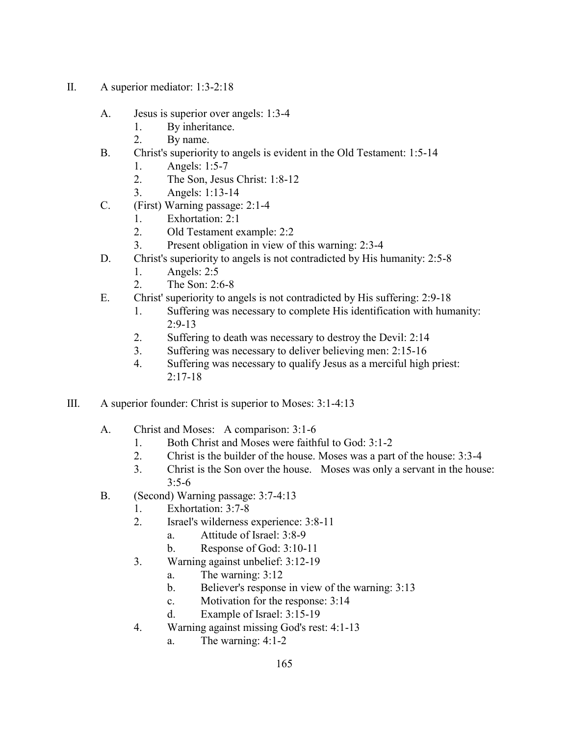II. A superior mediator: 1:3-2:18

- A. Jesus is superior over angels: 1:3-4
  - 1. By inheritance.
  - 2. By name.
- B. Christ's superiority to angels is evident in the Old Testament: 1:5-14
  - 1. Angels: 1:5-7
  - 2. The Son, Jesus Christ: 1:8-12
  - 3. Angels: 1:13-14
- C. (First) Warning passage: 2:1-4
  - 1. Exhortation: 2:1
  - 2. Old Testament example: 2:2
  - 3. Present obligation in view of this warning: 2:3-4
- D. Christ's superiority to angels is not contradicted by His humanity: 2:5-8
  - 1. Angels: 2:5
  - 2. The Son: 2:6-8
- E. Christ' superiority to angels is not contradicted by His suffering: 2:9-18
  - 1. Suffering was necessary to complete His identification with humanity: 2:9-13
  - 2. Suffering to death was necessary to destroy the Devil: 2:14
  - 3. Suffering was necessary to deliver believing men: 2:15-16
  - 4. Suffering was necessary to qualify Jesus as a merciful high priest: 2:17-18

III. A superior founder: Christ is superior to Moses: 3:1-4:13

- A. Christ and Moses: A comparison: 3:1-6
  - 1. Both Christ and Moses were faithful to God: 3:1-2
  - 2. Christ is the builder of the house. Moses was a part of the house: 3:3-4
  - 3. Christ is the Son over the house. Moses was only a servant in the house: 3:5-6
- B. (Second) Warning passage: 3:7-4:13
  - 1. Exhortation: 3:7-8
  - 2. Israel's wilderness experience: 3:8-11
    - a. Attitude of Israel: 3:8-9
    - b. Response of God: 3:10-11
  - 3. Warning against unbelief: 3:12-19
    - a. The warning: 3:12
    - b. Believer's response in view of the warning: 3:13
    - c. Motivation for the response: 3:14
    - d. Example of Israel: 3:15-19
  - 4. Warning against missing God's rest: 4:1-13
    - a. The warning: 4:1-2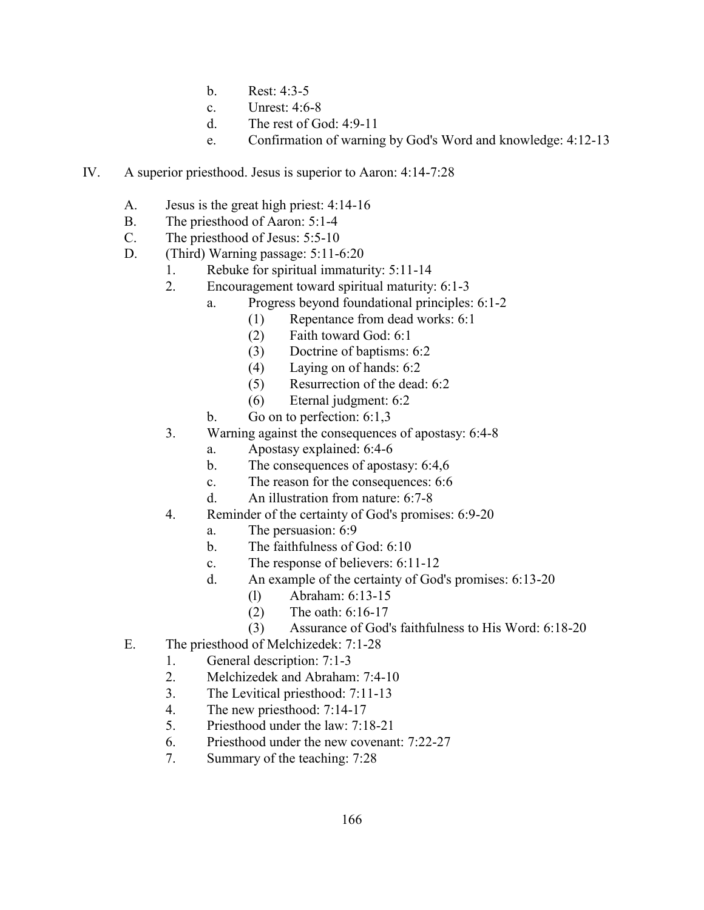- b. Rest: 4:3-5
- c. Unrest: 4:6-8
- d. The rest of God: 4:9-11
- e. Confirmation of warning by God's Word and knowledge: 4:12-13

IV. A superior priesthood. Jesus is superior to Aaron: 4:14-7:28

- A. Jesus is the great high priest: 4:14-16
- B. The priesthood of Aaron: 5:1-4
- C. The priesthood of Jesus: 5:5-10
- D. (Third) Warning passage: 5:11-6:20
  - 1. Rebuke for spiritual immaturity: 5:11-14
  - 2. Encouragement toward spiritual maturity: 6:1-3
    - a. Progress beyond foundational principles: 6:1-2
      - (1) Repentance from dead works: 6:1
      - (2) Faith toward God: 6:1
      - (3) Doctrine of baptisms: 6:2
      - (4) Laying on of hands: 6:2
      - (5) Resurrection of the dead: 6:2
      - (6) Eternal judgment: 6:2
    - b. Go on to perfection: 6:1,3
  - 3. Warning against the consequences of apostasy: 6:4-8
    - a. Apostasy explained: 6:4-6
    - b. The consequences of apostasy: 6:4,6
    - c. The reason for the consequences: 6:6
    - d. An illustration from nature: 6:7-8
  - 4. Reminder of the certainty of God's promises: 6:9-20
    - a. The persuasion: 6:9
    - b. The faithfulness of God: 6:10
    - c. The response of believers: 6:11-12
    - d. An example of the certainty of God's promises: 6:13-20
      - (l) Abraham: 6:13-15
      - (2) The oath: 6:16-17
      - (3) Assurance of God's faithfulness to His Word: 6:18-20
- E. The priesthood of Melchizedek: 7:1-28
  - 1. General description: 7:1-3
  - 2. Melchizedek and Abraham: 7:4-10
  - 3. The Levitical priesthood: 7:11-13
  - 4. The new priesthood: 7:14-17
  - 5. Priesthood under the law: 7:18-21
  - 6. Priesthood under the new covenant: 7:22-27
  - 7. Summary of the teaching: 7:28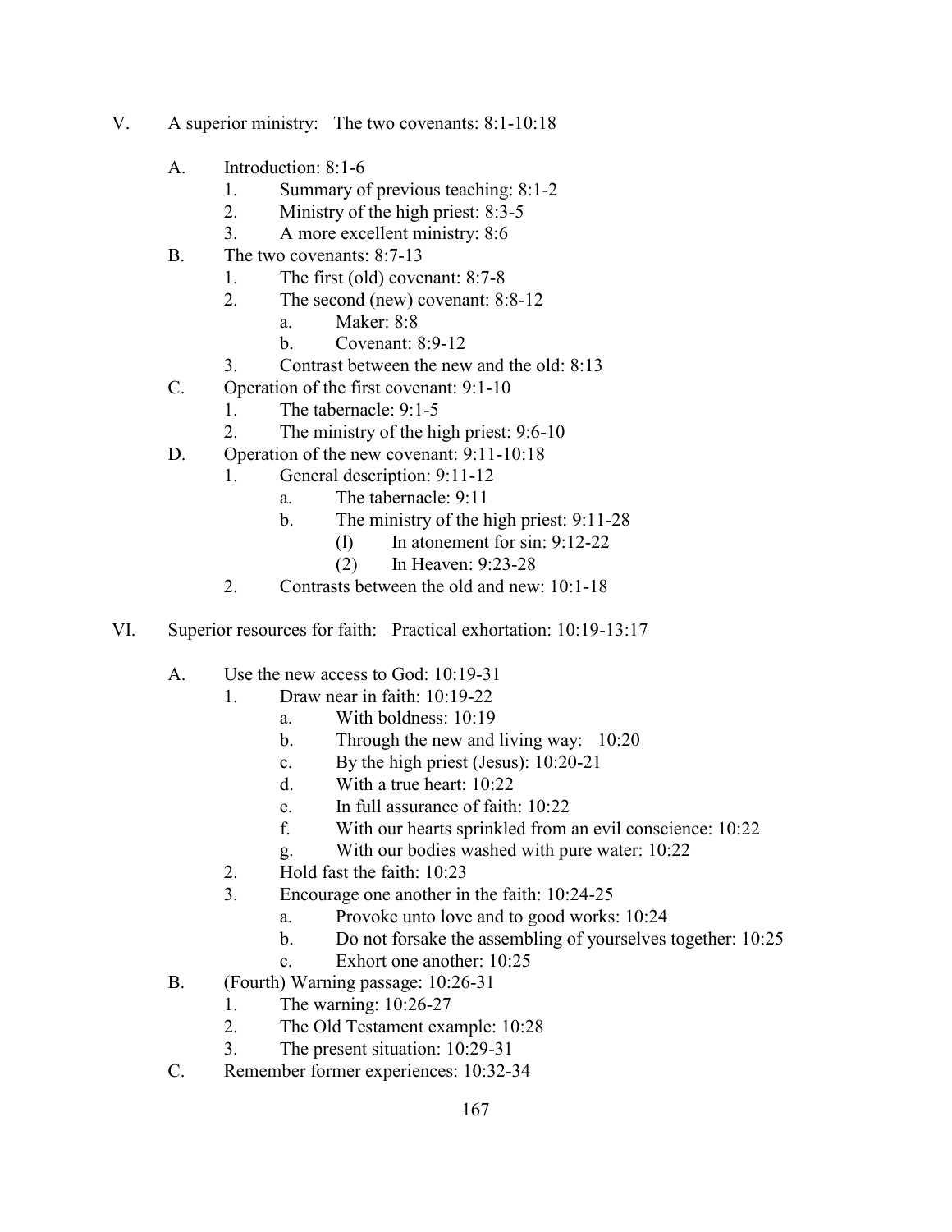V. A superior ministry: The two covenants: 8:1-10:18

- A. Introduction: 8:1-6
    - 1. Summary of previous teaching: 8:1-2
    - 2. Ministry of the high priest: 8:3-5
    - 3. A more excellent ministry: 8:6
- B. The two covenants: 8:7-13
    - 1. The first (old) covenant: 8:7-8
    - 2. The second (new) covenant: 8:8-12
        - a. Maker: 8:8
        - b. Covenant: 8:9-12
    - 3. Contrast between the new and the old: 8:13
- C. Operation of the first covenant: 9:1-10
    - 1. The tabernacle: 9:1-5
    - 2. The ministry of the high priest: 9:6-10
- D. Operation of the new covenant: 9:11-10:18
    - 1. General description: 9:11-12
        - a. The tabernacle: 9:11
        - b. The ministry of the high priest: 9:11-28
            - (l) In atonement for sin: 9:12-22
            - (2) In Heaven: 9:23-28
    - 2. Contrasts between the old and new: 10:1-18

VI. Superior resources for faith: Practical exhortation: 10:19-13:17

- A. Use the new access to God: 10:19-31
    - 1. Draw near in faith: 10:19-22
        - a. With boldness: 10:19
        - b. Through the new and living way: 10:20
        - c. By the high priest (Jesus): 10:20-21
        - d. With a true heart: 10:22
        - e. In full assurance of faith: 10:22
        - f. With our hearts sprinkled from an evil conscience: 10:22
        - g. With our bodies washed with pure water: 10:22
    - 2. Hold fast the faith: 10:23
    - 3. Encourage one another in the faith: 10:24-25
        - a. Provoke unto love and to good works: 10:24
        - b. Do not forsake the assembling of yourselves together: 10:25
        - c. Exhort one another: 10:25
- B. (Fourth) Warning passage: 10:26-31
    - 1. The warning: 10:26-27
    - 2. The Old Testament example: 10:28
    - 3. The present situation: 10:29-31
- C. Remember former experiences: 10:32-34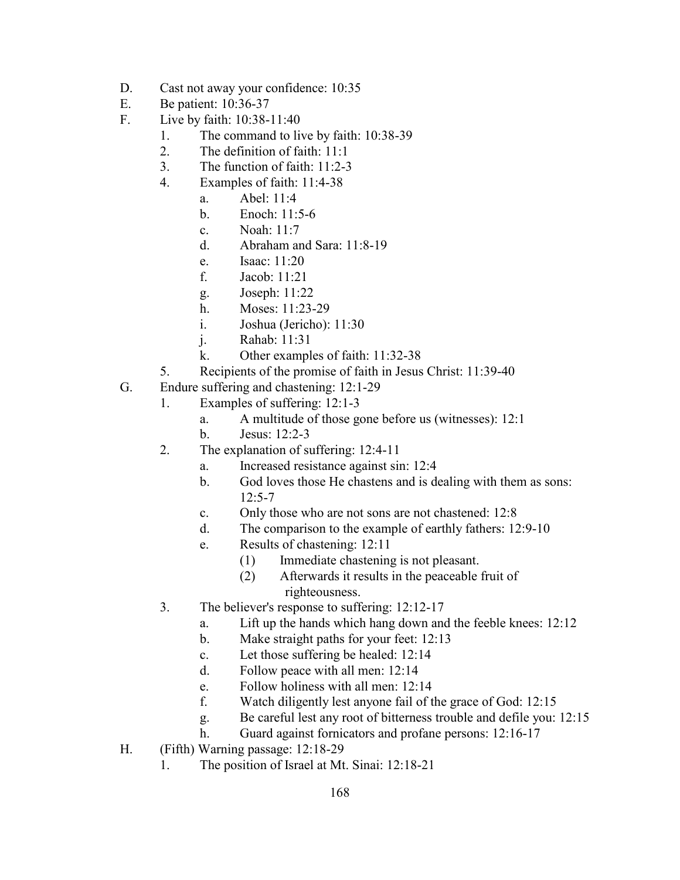- D. Cast not away your confidence: 10:35
- E. Be patient: 10:36-37
- F. Live by faith: 10:38-11:40
    1. The command to live by faith: 10:38-39
    2. The definition of faith: 11:1
    3. The function of faith: 11:2-3
    4. Examples of faith: 11:4-38
        - a. Abel: 11:4
        - b. Enoch: 11:5-6
        - c. Noah: 11:7
        - d. Abraham and Sara: 11:8-19
        - e. Isaac: 11:20
        - f. Jacob: 11:21
        - g. Joseph: 11:22
        - h. Moses: 11:23-29
        - i. Joshua (Jericho): 11:30
        - j. Rahab: 11:31
        - k. Other examples of faith: 11:32-38
    5. Recipients of the promise of faith in Jesus Christ: 11:39-40
- G. Endure suffering and chastening: 12:1-29
    1. Examples of suffering: 12:1-3
        - a. A multitude of those gone before us (witnesses): 12:1
        - b. Jesus: 12:2-3
    2. The explanation of suffering: 12:4-11
        - a. Increased resistance against sin: 12:4
        - b. God loves those He chastens and is dealing with them as sons: 12:5-7
        - c. Only those who are not sons are not chastened: 12:8
        - d. The comparison to the example of earthly fathers: 12:9-10
        - e. Results of chastening: 12:11
            - (1) Immediate chastening is not pleasant.
            - (2) Afterwards it results in the peaceable fruit of righteousness.
    3. The believer's response to suffering: 12:12-17
        - a. Lift up the hands which hang down and the feeble knees: 12:12
        - b. Make straight paths for your feet: 12:13
        - c. Let those suffering be healed: 12:14
        - d. Follow peace with all men: 12:14
        - e. Follow holiness with all men: 12:14
        - f. Watch diligently lest anyone fail of the grace of God: 12:15
        - g. Be careful lest any root of bitterness trouble and defile you: 12:15
        - h. Guard against fornicators and profane persons: 12:16-17
- H. (Fifth) Warning passage: 12:18-29
    1. The position of Israel at Mt. Sinai: 12:18-21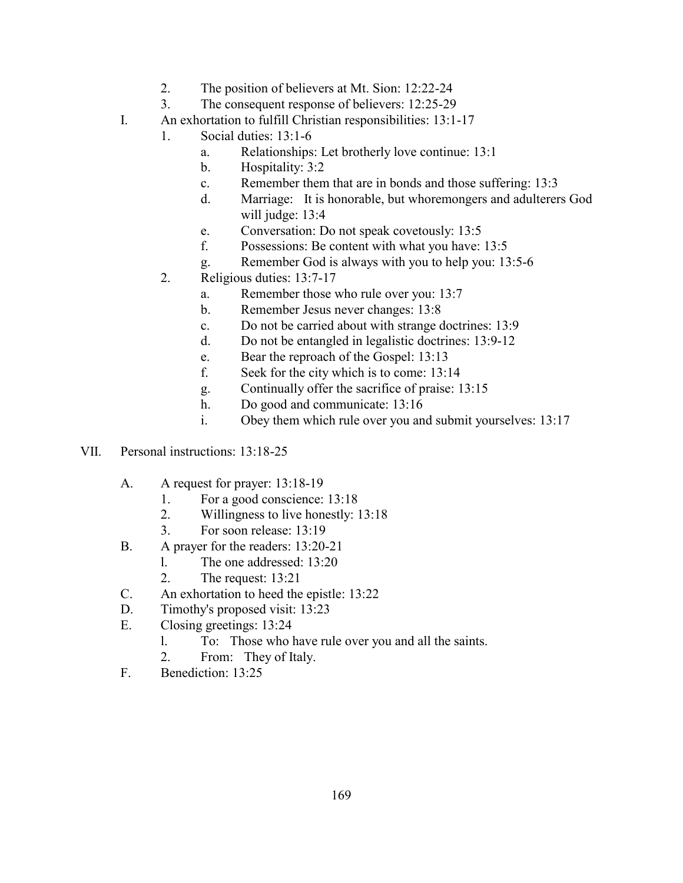2. The position of believers at Mt. Sion: 12:22-24
3. The consequent response of believers: 12:25-29

I. An exhortation to fulfill Christian responsibilities: 13:1-17
   1. Social duties: 13:1-6
      a. Relationships: Let brotherly love continue: 13:1
      b. Hospitality: 3:2
      c. Remember them that are in bonds and those suffering: 13:3
      d. Marriage: It is honorable, but whoremongers and adulterers God will judge: 13:4
      e. Conversation: Do not speak covetously: 13:5
      f. Possessions: Be content with what you have: 13:5
      g. Remember God is always with you to help you: 13:5-6
   2. Religious duties: 13:7-17
      a. Remember those who rule over you: 13:7
      b. Remember Jesus never changes: 13:8
      c. Do not be carried about with strange doctrines: 13:9
      d. Do not be entangled in legalistic doctrines: 13:9-12
      e. Bear the reproach of the Gospel: 13:13
      f. Seek for the city which is to come: 13:14
      g. Continually offer the sacrifice of praise: 13:15
      h. Do good and communicate: 13:16
      i. Obey them which rule over you and submit yourselves: 13:17

VII. Personal instructions: 13:18-25

A. A request for prayer: 13:18-19
   1. For a good conscience: 13:18
   2. Willingness to live honestly: 13:18
   3. For soon release: 13:19

B. A prayer for the readers: 13:20-21
   1. The one addressed: 13:20
   2. The request: 13:21

C. An exhortation to heed the epistle: 13:22

D. Timothy's proposed visit: 13:23

E. Closing greetings: 13:24
   1. To: Those who have rule over you and all the saints.
   2. From: They of Italy.

F. Benediction: 13:25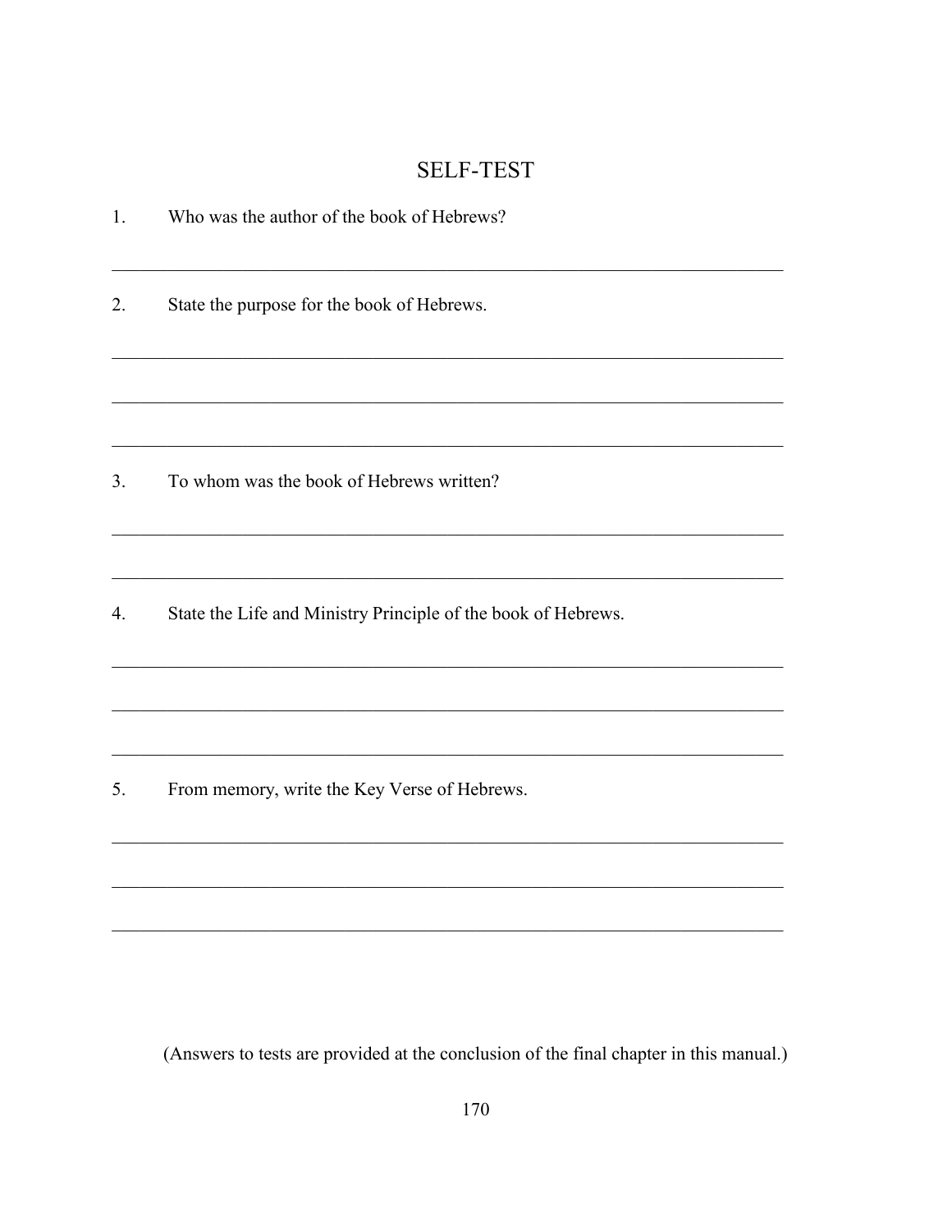# SELF-TEST

1. Who was the author of the book of Hebrews?

_______________________________________________________________________

2. State the purpose for the book of Hebrews.

_______________________________________________________________________

_______________________________________________________________________

_______________________________________________________________________

3. To whom was the book of Hebrews written?

_______________________________________________________________________

_______________________________________________________________________

4. State the Life and Ministry Principle of the book of Hebrews.

_______________________________________________________________________

_______________________________________________________________________

_______________________________________________________________________

5. From memory, write the Key Verse of Hebrews.

_______________________________________________________________________

_______________________________________________________________________

_______________________________________________________________________

(Answers to tests are provided at the conclusion of the final chapter in this manual.)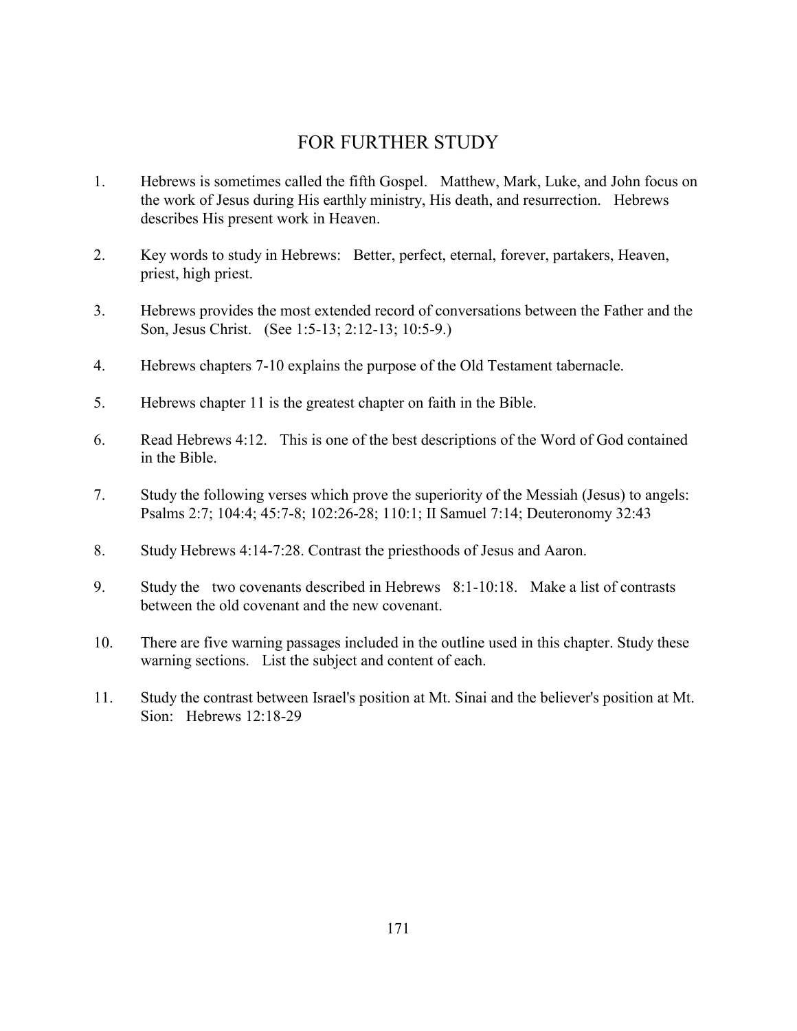## FOR FURTHER STUDY

1. Hebrews is sometimes called the fifth Gospel. Matthew, Mark, Luke, and John focus on the work of Jesus during His earthly ministry, His death, and resurrection. Hebrews describes His present work in Heaven.

2. Key words to study in Hebrews: Better, perfect, eternal, forever, partakers, Heaven, priest, high priest.

3. Hebrews provides the most extended record of conversations between the Father and the Son, Jesus Christ. (See 1:5-13; 2:12-13; 10:5-9.)

4. Hebrews chapters 7-10 explains the purpose of the Old Testament tabernacle.

5. Hebrews chapter 11 is the greatest chapter on faith in the Bible.

6. Read Hebrews 4:12. This is one of the best descriptions of the Word of God contained in the Bible.

7. Study the following verses which prove the superiority of the Messiah (Jesus) to angels: Psalms 2:7; 104:4; 45:7-8; 102:26-28; 110:1; II Samuel 7:14; Deuteronomy 32:43

8. Study Hebrews 4:14-7:28. Contrast the priesthoods of Jesus and Aaron.

9. Study the two covenants described in Hebrews 8:1-10:18. Make a list of contrasts between the old covenant and the new covenant.

10. There are five warning passages included in the outline used in this chapter. Study these warning sections. List the subject and content of each.

11. Study the contrast between Israel's position at Mt. Sinai and the believer's position at Mt. Sion: Hebrews 12:18-29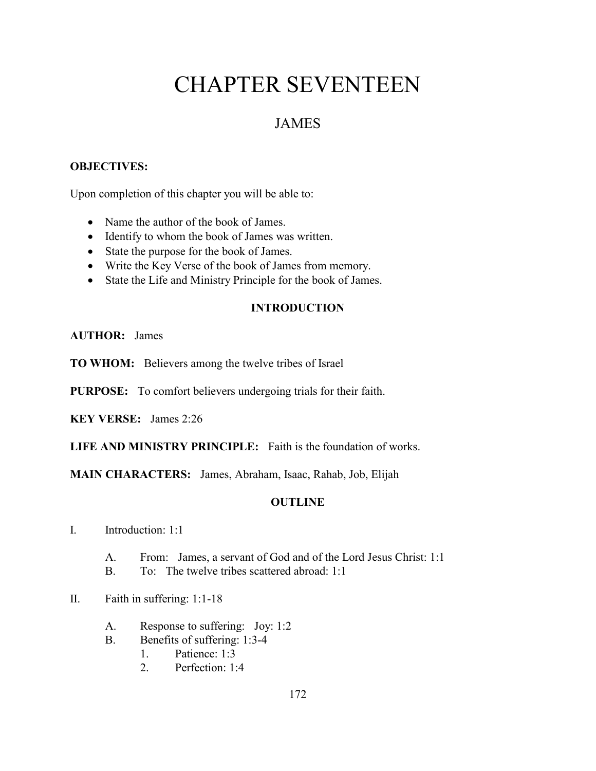# CHAPTER SEVENTEEN

## JAMES

**OBJECTIVES:**

Upon completion of this chapter you will be able to:

- Name the author of the book of James.
- Identify to whom the book of James was written.
- State the purpose for the book of James.
- Write the Key Verse of the book of James from memory.
- State the Life and Ministry Principle for the book of James.

### INTRODUCTION

**AUTHOR:** James

**TO WHOM:** Believers among the twelve tribes of Israel

**PURPOSE:** To comfort believers undergoing trials for their faith.

**KEY VERSE:** James 2:26

**LIFE AND MINISTRY PRINCIPLE:** Faith is the foundation of works.

**MAIN CHARACTERS:** James, Abraham, Isaac, Rahab, Job, Elijah

### OUTLINE

I. Introduction: 1:1

   A. From: James, a servant of God and of the Lord Jesus Christ: 1:1

   B. To: The twelve tribes scattered abroad: 1:1

II. Faith in suffering: 1:1-18

   A. Response to suffering: Joy: 1:2

   B. Benefits of suffering: 1:3-4

      1. Patience: 1:3

      2. Perfection: 1:4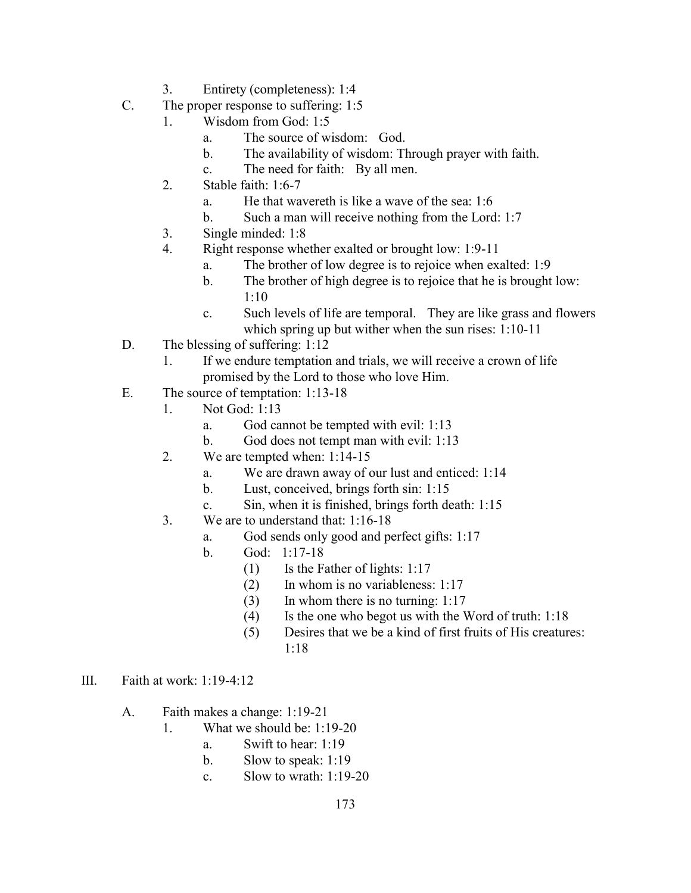3. Entirety (completeness): 1:4

C. The proper response to suffering: 1:5
   1. Wisdom from God: 1:5
      a. The source of wisdom: God.
      b. The availability of wisdom: Through prayer with faith.
      c. The need for faith: By all men.
   2. Stable faith: 1:6-7
      a. He that wavereth is like a wave of the sea: 1:6
      b. Such a man will receive nothing from the Lord: 1:7
   3. Single minded: 1:8
   4. Right response whether exalted or brought low: 1:9-11
      a. The brother of low degree is to rejoice when exalted: 1:9
      b. The brother of high degree is to rejoice that he is brought low: 1:10
      c. Such levels of life are temporal. They are like grass and flowers which spring up but wither when the sun rises: 1:10-11

D. The blessing of suffering: 1:12
   1. If we endure temptation and trials, we will receive a crown of life promised by the Lord to those who love Him.

E. The source of temptation: 1:13-18
   1. Not God: 1:13
      a. God cannot be tempted with evil: 1:13
      b. God does not tempt man with evil: 1:13
   2. We are tempted when: 1:14-15
      a. We are drawn away of our lust and enticed: 1:14
      b. Lust, conceived, brings forth sin: 1:15
      c. Sin, when it is finished, brings forth death: 1:15
   3. We are to understand that: 1:16-18
      a. God sends only good and perfect gifts: 1:17
      b. God: 1:17-18
         (1) Is the Father of lights: 1:17
         (2) In whom is no variableness: 1:17
         (3) In whom there is no turning: 1:17
         (4) Is the one who begot us with the Word of truth: 1:18
         (5) Desires that we be a kind of first fruits of His creatures: 1:18

III. Faith at work: 1:19-4:12

A. Faith makes a change: 1:19-21
   1. What we should be: 1:19-20
      a. Swift to hear: 1:19
      b. Slow to speak: 1:19
      c. Slow to wrath: 1:19-20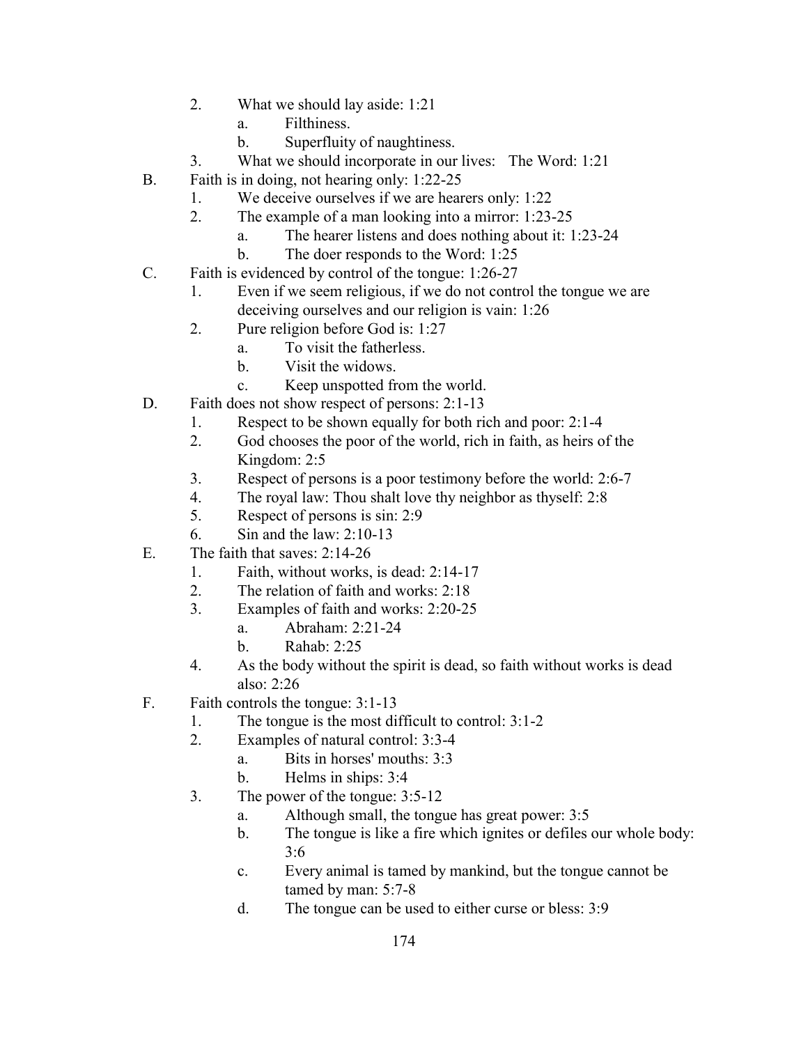2. What we should lay aside: 1:21
    a. Filthiness.
    b. Superfluity of naughtiness.
3. What we should incorporate in our lives: The Word: 1:21

B. Faith is in doing, not hearing only: 1:22-25
1. We deceive ourselves if we are hearers only: 1:22
2. The example of a man looking into a mirror: 1:23-25
    a. The hearer listens and does nothing about it: 1:23-24
    b. The doer responds to the Word: 1:25

C. Faith is evidenced by control of the tongue: 1:26-27
1. Even if we seem religious, if we do not control the tongue we are deceiving ourselves and our religion is vain: 1:26
2. Pure religion before God is: 1:27
    a. To visit the fatherless.
    b. Visit the widows.
    c. Keep unspotted from the world.

D. Faith does not show respect of persons: 2:1-13
1. Respect to be shown equally for both rich and poor: 2:1-4
2. God chooses the poor of the world, rich in faith, as heirs of the Kingdom: 2:5
3. Respect of persons is a poor testimony before the world: 2:6-7
4. The royal law: Thou shalt love thy neighbor as thyself: 2:8
5. Respect of persons is sin: 2:9
6. Sin and the law: 2:10-13

E. The faith that saves: 2:14-26
1. Faith, without works, is dead: 2:14-17
2. The relation of faith and works: 2:18
3. Examples of faith and works: 2:20-25
    a. Abraham: 2:21-24
    b. Rahab: 2:25
4. As the body without the spirit is dead, so faith without works is dead also: 2:26

F. Faith controls the tongue: 3:1-13
1. The tongue is the most difficult to control: 3:1-2
2. Examples of natural control: 3:3-4
    a. Bits in horses' mouths: 3:3
    b. Helms in ships: 3:4
3. The power of the tongue: 3:5-12
    a. Although small, the tongue has great power: 3:5
    b. The tongue is like a fire which ignites or defiles our whole body: 3:6
    c. Every animal is tamed by mankind, but the tongue cannot be tamed by man: 5:7-8
    d. The tongue can be used to either curse or bless: 3:9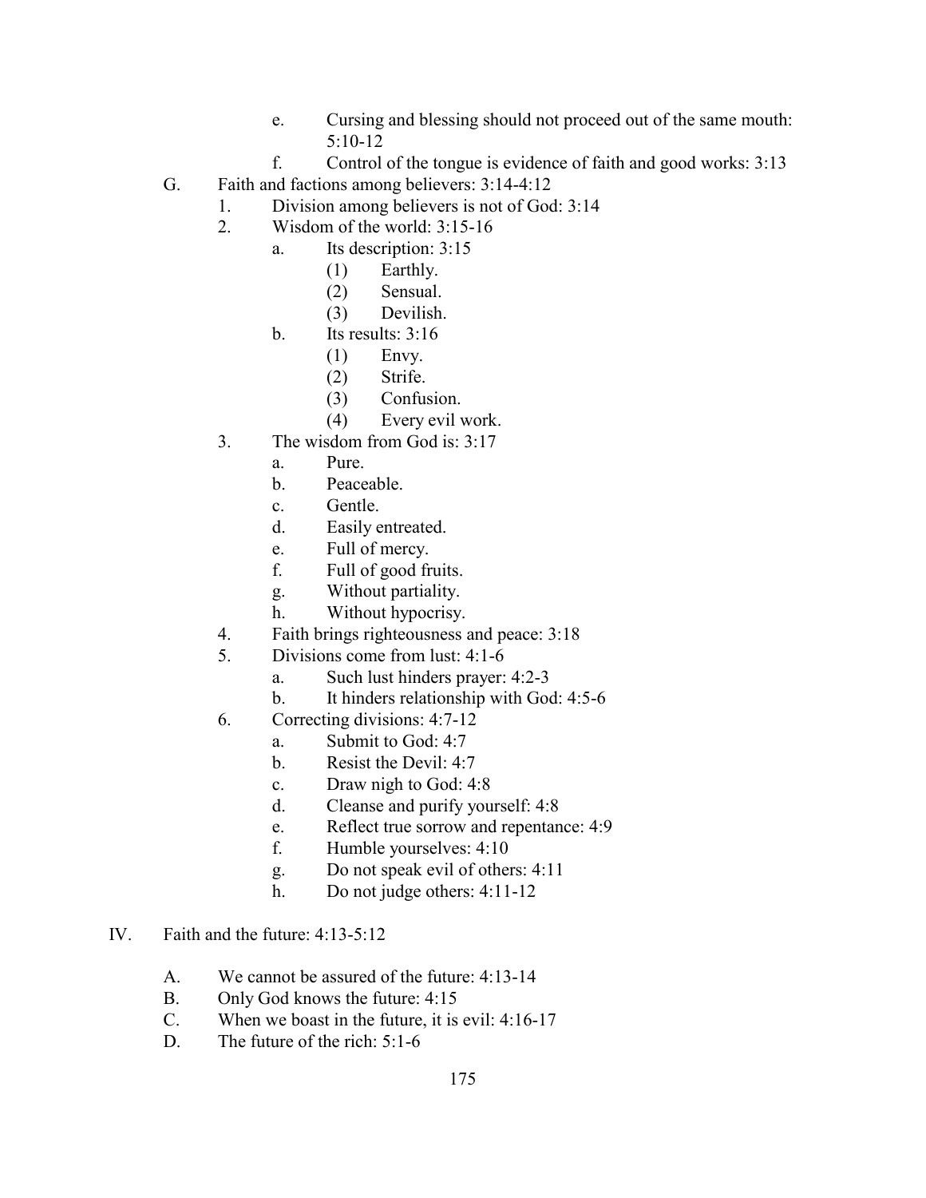e. Cursing and blessing should not proceed out of the same mouth: 5:10-12

f. Control of the tongue is evidence of faith and good works: 3:13

G. Faith and factions among believers: 3:14-4:12

1. Division among believers is not of God: 3:14
2. Wisdom of the world: 3:15-16
   a. Its description: 3:15
      (1) Earthly.
      (2) Sensual.
      (3) Devilish.
   b. Its results: 3:16
      (1) Envy.
      (2) Strife.
      (3) Confusion.
      (4) Every evil work.
3. The wisdom from God is: 3:17
   a. Pure.
   b. Peaceable.
   c. Gentle.
   d. Easily entreated.
   e. Full of mercy.
   f. Full of good fruits.
   g. Without partiality.
   h. Without hypocrisy.
4. Faith brings righteousness and peace: 3:18
5. Divisions come from lust: 4:1-6
   a. Such lust hinders prayer: 4:2-3
   b. It hinders relationship with God: 4:5-6
6. Correcting divisions: 4:7-12
   a. Submit to God: 4:7
   b. Resist the Devil: 4:7
   c. Draw nigh to God: 4:8
   d. Cleanse and purify yourself: 4:8
   e. Reflect true sorrow and repentance: 4:9
   f. Humble yourselves: 4:10
   g. Do not speak evil of others: 4:11
   h. Do not judge others: 4:11-12

IV. Faith and the future: 4:13-5:12

A. We cannot be assured of the future: 4:13-14

B. Only God knows the future: 4:15

C. When we boast in the future, it is evil: 4:16-17

D. The future of the rich: 5:1-6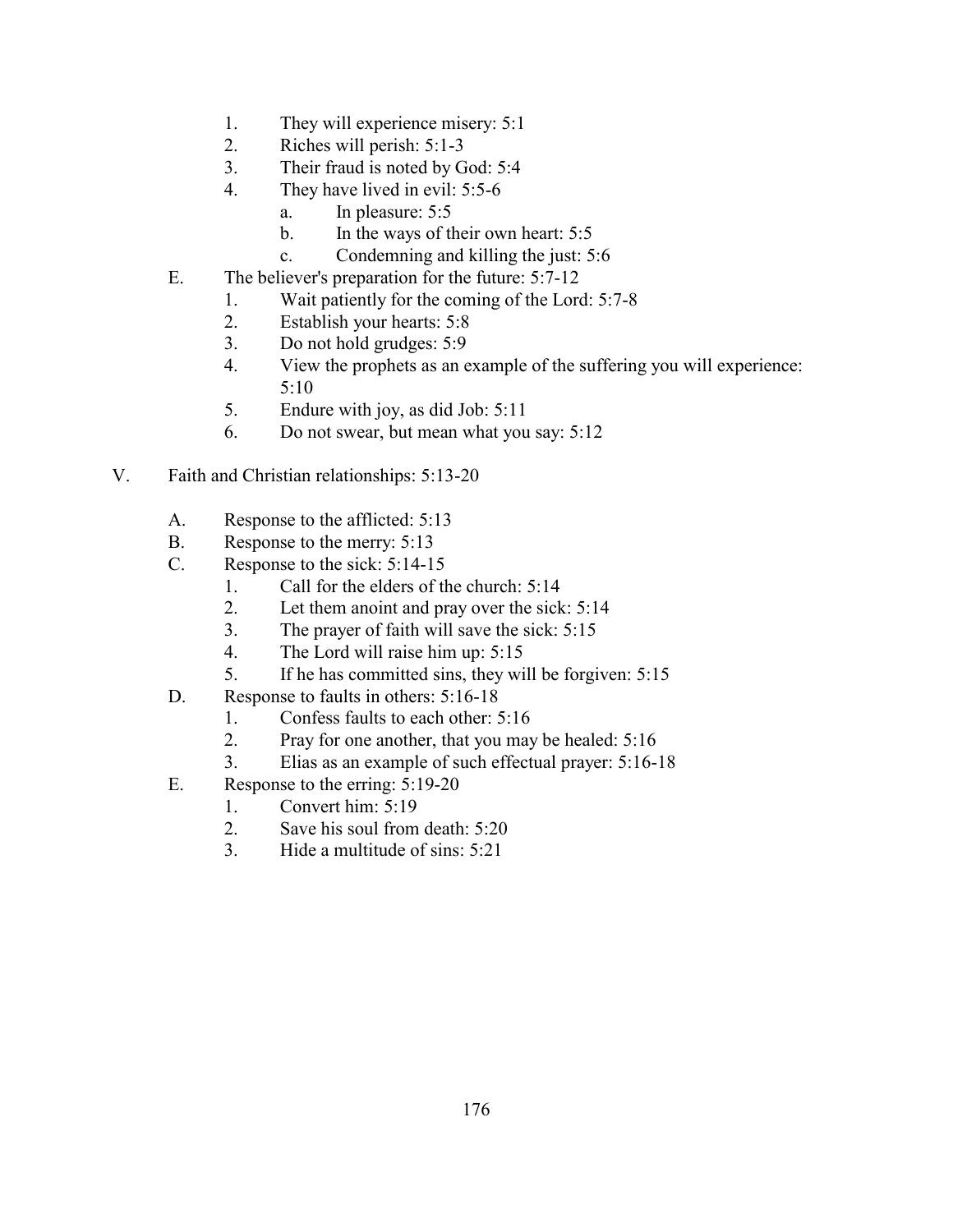1. They will experience misery: 5:1
2. Riches will perish: 5:1-3
3. Their fraud is noted by God: 5:4
4. They have lived in evil: 5:5-6
    a. In pleasure: 5:5
    b. In the ways of their own heart: 5:5
    c. Condemning and killing the just: 5:6

E. The believer's preparation for the future: 5:7-12
    1. Wait patiently for the coming of the Lord: 5:7-8
    2. Establish your hearts: 5:8
    3. Do not hold grudges: 5:9
    4. View the prophets as an example of the suffering you will experience: 5:10
    5. Endure with joy, as did Job: 5:11
    6. Do not swear, but mean what you say: 5:12

V. Faith and Christian relationships: 5:13-20

A. Response to the afflicted: 5:13

B. Response to the merry: 5:13

C. Response to the sick: 5:14-15
    1. Call for the elders of the church: 5:14
    2. Let them anoint and pray over the sick: 5:14
    3. The prayer of faith will save the sick: 5:15
    4. The Lord will raise him up: 5:15
    5. If he has committed sins, they will be forgiven: 5:15

D. Response to faults in others: 5:16-18
    1. Confess faults to each other: 5:16
    2. Pray for one another, that you may be healed: 5:16
    3. Elias as an example of such effectual prayer: 5:16-18

E. Response to the erring: 5:19-20
    1. Convert him: 5:19
    2. Save his soul from death: 5:20
    3. Hide a multitude of sins: 5:21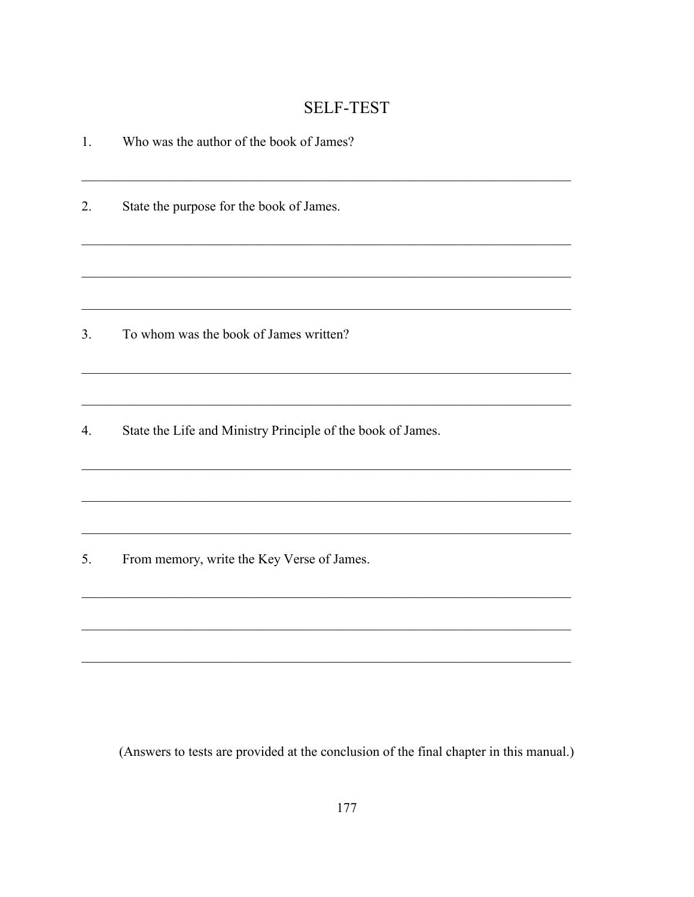# SELF-TEST

1. Who was the author of the book of James?

___________________________________________________________________________

2. State the purpose for the book of James.

___________________________________________________________________________

___________________________________________________________________________

___________________________________________________________________________

3. To whom was the book of James written?

___________________________________________________________________________

___________________________________________________________________________

4. State the Life and Ministry Principle of the book of James.

___________________________________________________________________________

___________________________________________________________________________

___________________________________________________________________________

5. From memory, write the Key Verse of James.

___________________________________________________________________________

___________________________________________________________________________

___________________________________________________________________________

(Answers to tests are provided at the conclusion of the final chapter in this manual.)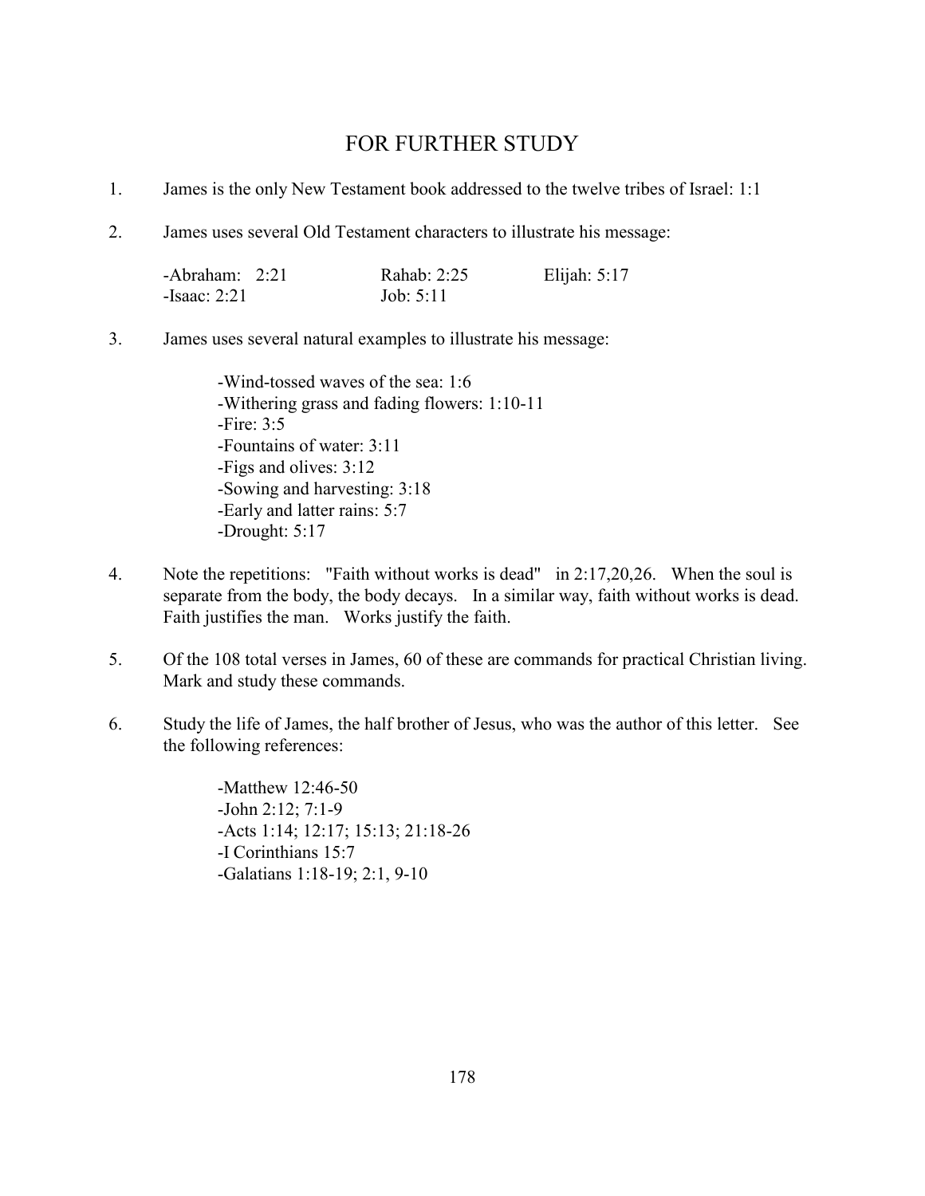## FOR FURTHER STUDY

1. James is the only New Testament book addressed to the twelve tribes of Israel: 1:1

2. James uses several Old Testament characters to illustrate his message:

   -Abraham: 2:21
   -Isaac: 2:21
   Rahab: 2:25
   Job: 5:11
   Elijah: 5:17

3. James uses several natural examples to illustrate his message:

   -Wind-tossed waves of the sea: 1:6
   -Withering grass and fading flowers: 1:10-11
   -Fire: 3:5
   -Fountains of water: 3:11
   -Figs and olives: 3:12
   -Sowing and harvesting: 3:18
   -Early and latter rains: 5:7
   -Drought: 5:17

4. Note the repetitions: "Faith without works is dead" in 2:17,20,26. When the soul is separate from the body, the body decays. In a similar way, faith without works is dead. Faith justifies the man. Works justify the faith.

5. Of the 108 total verses in James, 60 of these are commands for practical Christian living. Mark and study these commands.

6. Study the life of James, the half brother of Jesus, who was the author of this letter. See the following references:

   -Matthew 12:46-50
   -John 2:12; 7:1-9
   -Acts 1:14; 12:17; 15:13; 21:18-26
   -I Corinthians 15:7
   -Galatians 1:18-19; 2:1, 9-10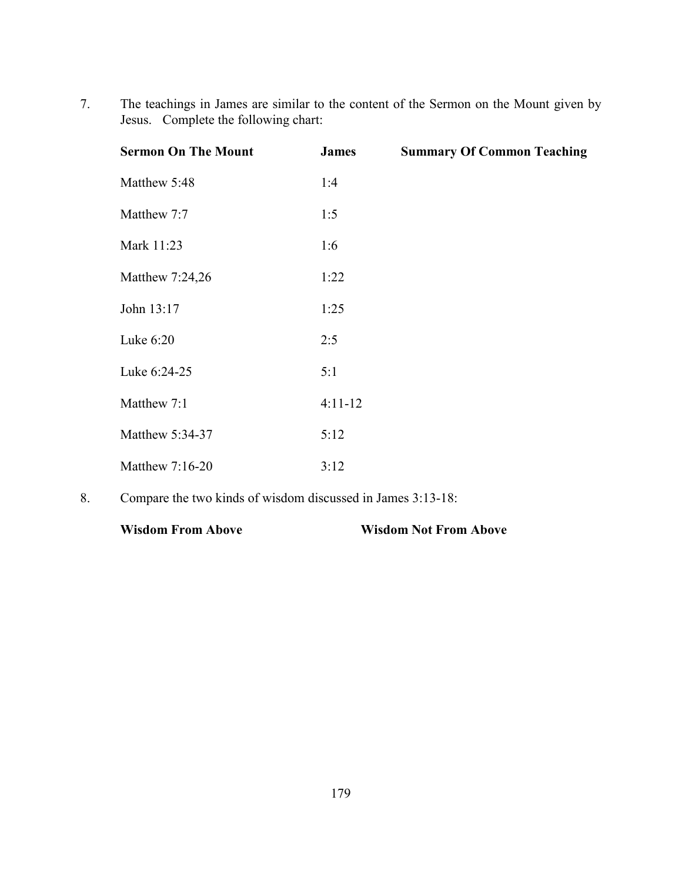7. The teachings in James are similar to the content of the Sermon on the Mount given by Jesus. Complete the following chart:

| Sermon On The Mount | James | Summary Of Common Teaching |
|---|---|---|
| Matthew 5:48 | 1:4 | |
| Matthew 7:7 | 1:5 | |
| Mark 11:23 | 1:6 | |
| Matthew 7:24,26 | 1:22 | |
| John 13:17 | 1:25 | |
| Luke 6:20 | 2:5 | |
| Luke 6:24-25 | 5:1 | |
| Matthew 7:1 | 4:11-12 | |
| Matthew 5:34-37 | 5:12 | |
| Matthew 7:16-20 | 3:12 | |

8. Compare the two kinds of wisdom discussed in James 3:13-18:

| Wisdom From Above | Wisdom Not From Above |
|---|---|
| | |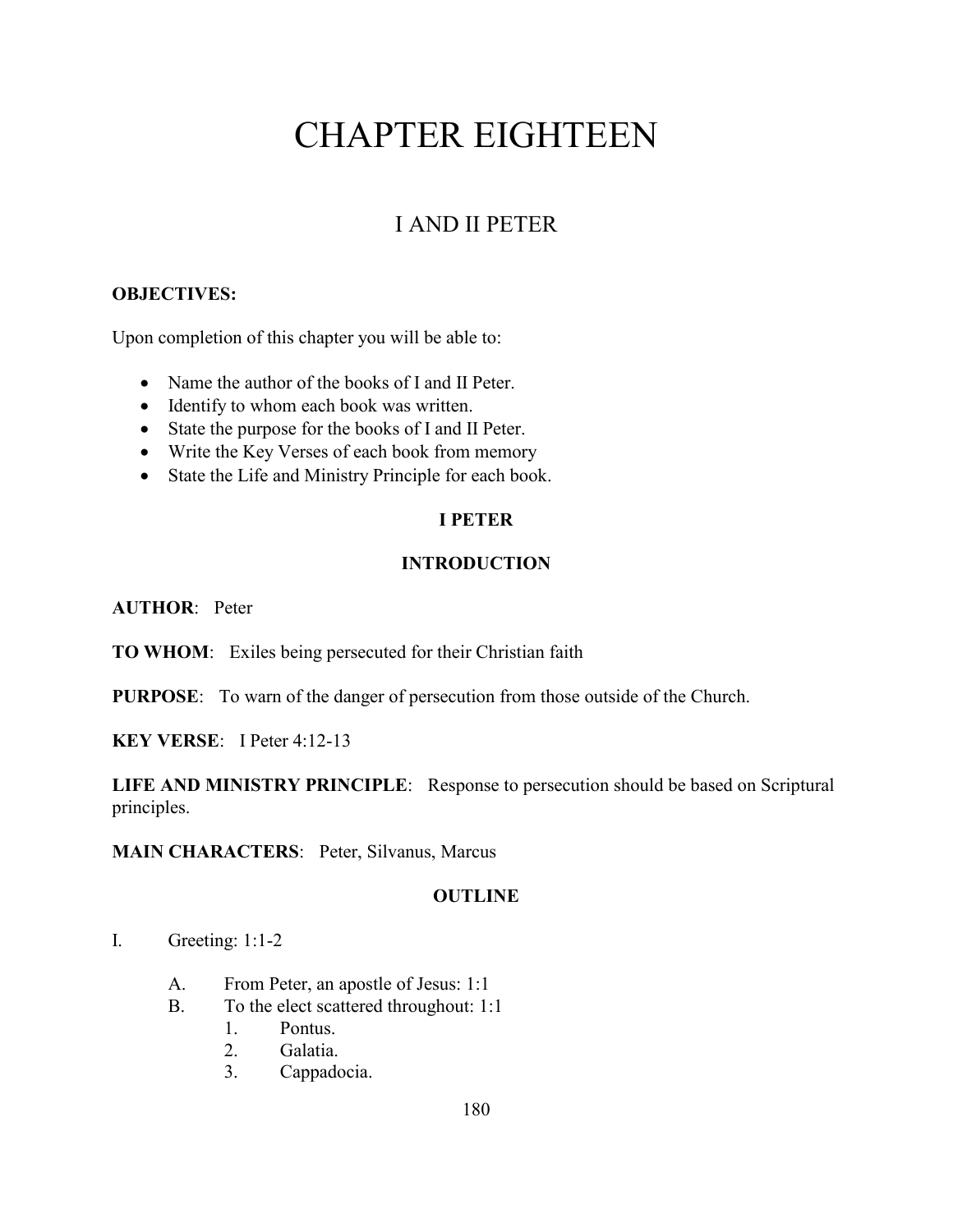# CHAPTER EIGHTEEN

## I AND II PETER

**OBJECTIVES:**

Upon completion of this chapter you will be able to:

- Name the author of the books of I and II Peter.
- Identify to whom each book was written.
- State the purpose for the books of I and II Peter.
- Write the Key Verses of each book from memory
- State the Life and Ministry Principle for each book.

### I PETER

### INTRODUCTION

**AUTHOR**: Peter

**TO WHOM**: Exiles being persecuted for their Christian faith

**PURPOSE**: To warn of the danger of persecution from those outside of the Church.

**KEY VERSE**: I Peter 4:12-13

**LIFE AND MINISTRY PRINCIPLE**: Response to persecution should be based on Scriptural principles.

**MAIN CHARACTERS**: Peter, Silvanus, Marcus

### OUTLINE

I. Greeting: 1:1-2

  A. From Peter, an apostle of Jesus: 1:1
  B. To the elect scattered throughout: 1:1
    1. Pontus.
    2. Galatia.
    3. Cappadocia.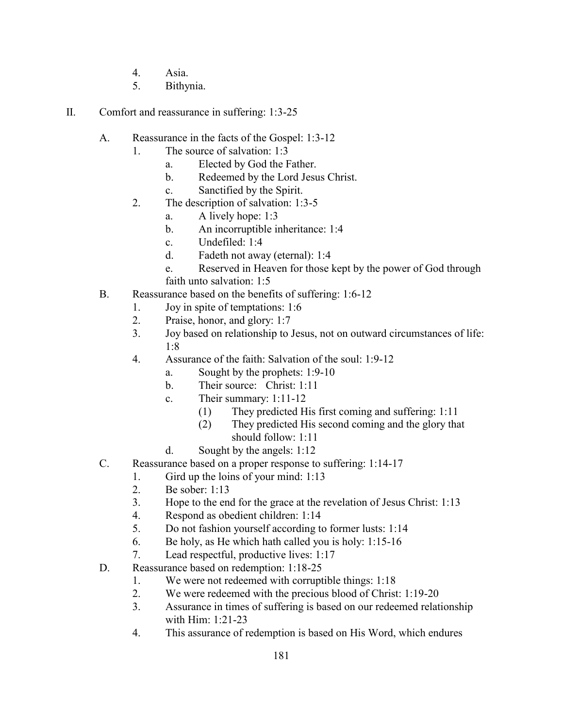4. Asia.
5. Bithynia.

II. Comfort and reassurance in suffering: 1:3-25

   A. Reassurance in the facts of the Gospel: 1:3-12
      1. The source of salvation: 1:3
         a. Elected by God the Father.
         b. Redeemed by the Lord Jesus Christ.
         c. Sanctified by the Spirit.
      2. The description of salvation: 1:3-5
         a. A lively hope: 1:3
         b. An incorruptible inheritance: 1:4
         c. Undefiled: 1:4
         d. Fadeth not away (eternal): 1:4
         e. Reserved in Heaven for those kept by the power of God through faith unto salvation: 1:5
   B. Reassurance based on the benefits of suffering: 1:6-12
      1. Joy in spite of temptations: 1:6
      2. Praise, honor, and glory: 1:7
      3. Joy based on relationship to Jesus, not on outward circumstances of life: 1:8
      4. Assurance of the faith: Salvation of the soul: 1:9-12
         a. Sought by the prophets: 1:9-10
         b. Their source: Christ: 1:11
         c. Their summary: 1:11-12
            (1) They predicted His first coming and suffering: 1:11
            (2) They predicted His second coming and the glory that should follow: 1:11
         d. Sought by the angels: 1:12
   C. Reassurance based on a proper response to suffering: 1:14-17
      1. Gird up the loins of your mind: 1:13
      2. Be sober: 1:13
      3. Hope to the end for the grace at the revelation of Jesus Christ: 1:13
      4. Respond as obedient children: 1:14
      5. Do not fashion yourself according to former lusts: 1:14
      6. Be holy, as He which hath called you is holy: 1:15-16
      7. Lead respectful, productive lives: 1:17
   D. Reassurance based on redemption: 1:18-25
      1. We were not redeemed with corruptible things: 1:18
      2. We were redeemed with the precious blood of Christ: 1:19-20
      3. Assurance in times of suffering is based on our redeemed relationship with Him: 1:21-23
      4. This assurance of redemption is based on His Word, which endures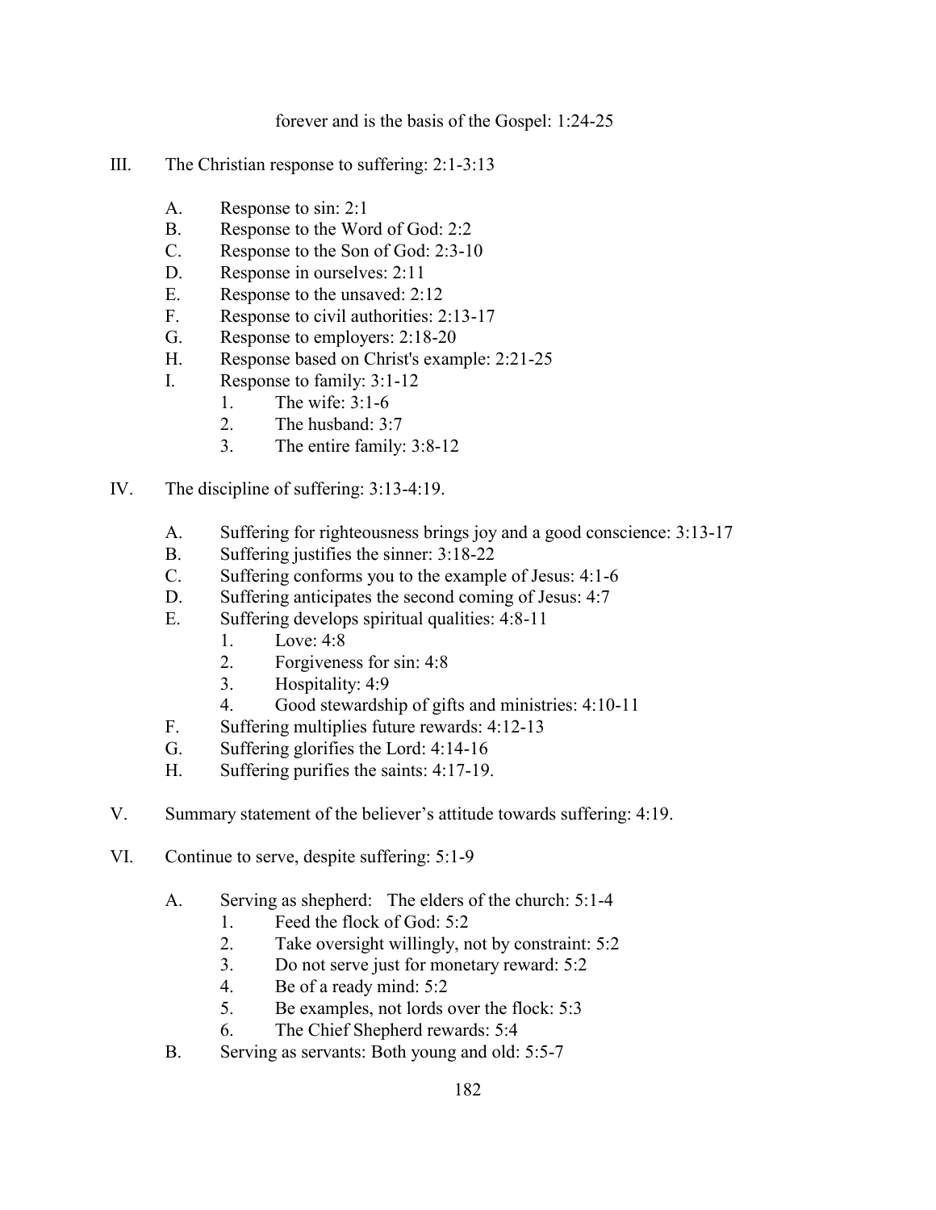forever and is the basis of the Gospel: 1:24-25

III. The Christian response to suffering: 2:1-3:13

   A. Response to sin: 2:1
   B. Response to the Word of God: 2:2
   C. Response to the Son of God: 2:3-10
   D. Response in ourselves: 2:11
   E. Response to the unsaved: 2:12
   F. Response to civil authorities: 2:13-17
   G. Response to employers: 2:18-20
   H. Response based on Christ's example: 2:21-25
   I. Response to family: 3:1-12
      1. The wife: 3:1-6
      2. The husband: 3:7
      3. The entire family: 3:8-12

IV. The discipline of suffering: 3:13-4:19.

   A. Suffering for righteousness brings joy and a good conscience: 3:13-17
   B. Suffering justifies the sinner: 3:18-22
   C. Suffering conforms you to the example of Jesus: 4:1-6
   D. Suffering anticipates the second coming of Jesus: 4:7
   E. Suffering develops spiritual qualities: 4:8-11
      1. Love: 4:8
      2. Forgiveness for sin: 4:8
      3. Hospitality: 4:9
      4. Good stewardship of gifts and ministries: 4:10-11
   F. Suffering multiplies future rewards: 4:12-13
   G. Suffering glorifies the Lord: 4:14-16
   H. Suffering purifies the saints: 4:17-19.

V. Summary statement of the believer's attitude towards suffering: 4:19.

VI. Continue to serve, despite suffering: 5:1-9

   A. Serving as shepherd: The elders of the church: 5:1-4
      1. Feed the flock of God: 5:2
      2. Take oversight willingly, not by constraint: 5:2
      3. Do not serve just for monetary reward: 5:2
      4. Be of a ready mind: 5:2
      5. Be examples, not lords over the flock: 5:3
      6. The Chief Shepherd rewards: 5:4
   B. Serving as servants: Both young and old: 5:5-7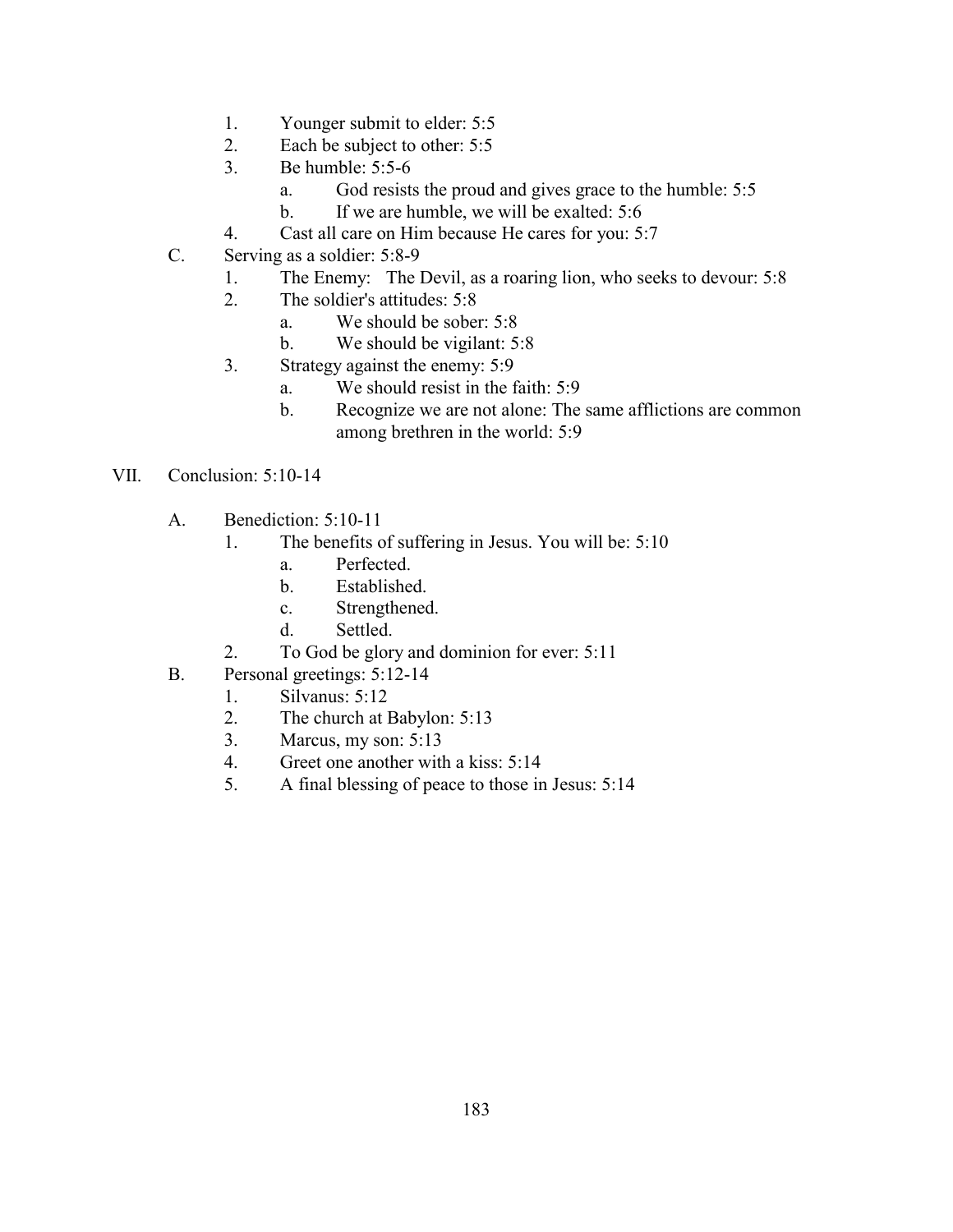1. Younger submit to elder: 5:5
2. Each be subject to other: 5:5
3. Be humble: 5:5-6
   a. God resists the proud and gives grace to the humble: 5:5
   b. If we are humble, we will be exalted: 5:6
4. Cast all care on Him because He cares for you: 5:7

C. Serving as a soldier: 5:8-9
1. The Enemy: The Devil, as a roaring lion, who seeks to devour: 5:8
2. The soldier's attitudes: 5:8
   a. We should be sober: 5:8
   b. We should be vigilant: 5:8
3. Strategy against the enemy: 5:9
   a. We should resist in the faith: 5:9
   b. Recognize we are not alone: The same afflictions are common among brethren in the world: 5:9

VII. Conclusion: 5:10-14

A. Benediction: 5:10-11
1. The benefits of suffering in Jesus. You will be: 5:10
   a. Perfected.
   b. Established.
   c. Strengthened.
   d. Settled.
2. To God be glory and dominion for ever: 5:11

B. Personal greetings: 5:12-14
1. Silvanus: 5:12
2. The church at Babylon: 5:13
3. Marcus, my son: 5:13
4. Greet one another with a kiss: 5:14
5. A final blessing of peace to those in Jesus: 5:14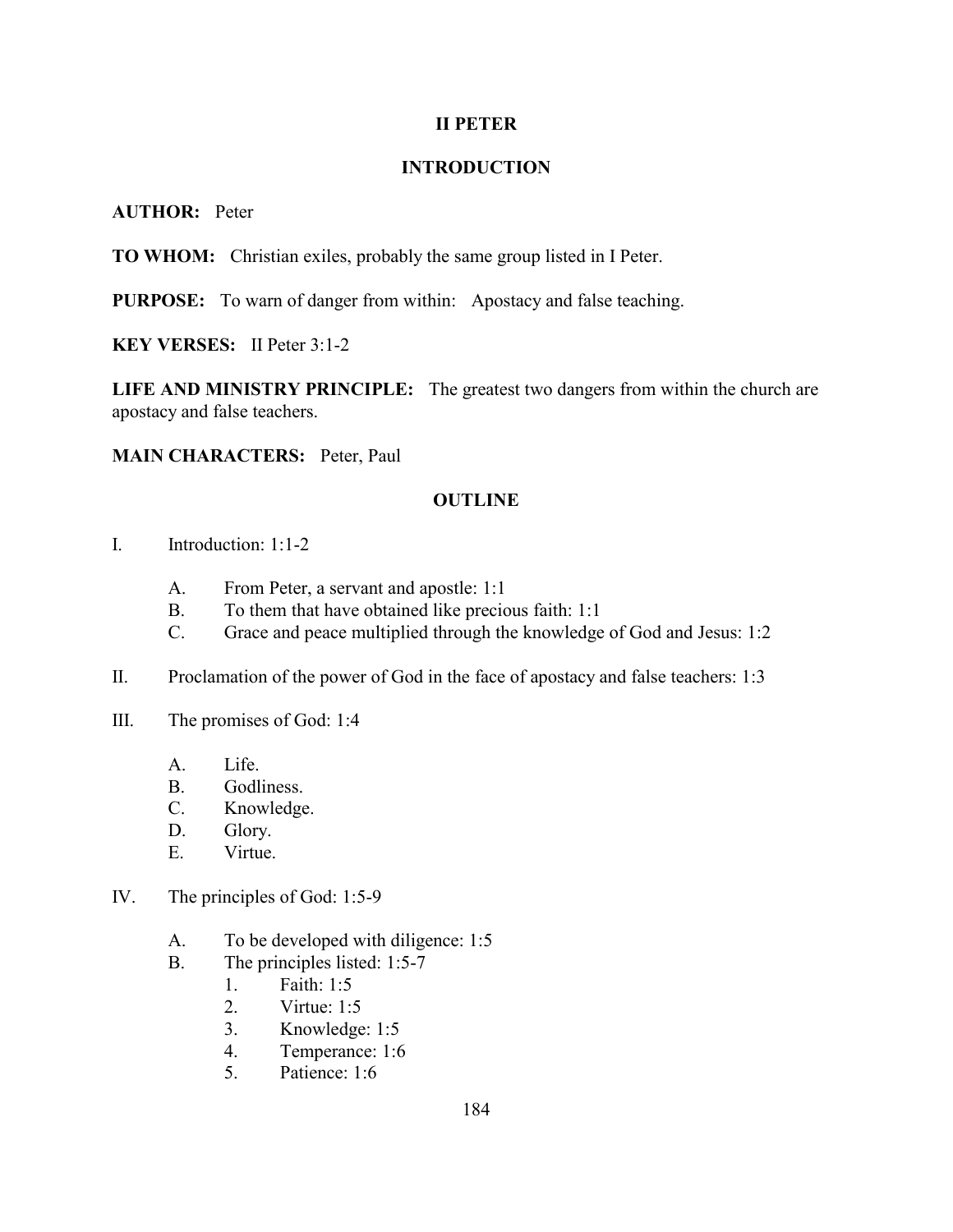# II PETER

## INTRODUCTION

**AUTHOR:** Peter

**TO WHOM:** Christian exiles, probably the same group listed in I Peter.

**PURPOSE:** To warn of danger from within: Apostacy and false teaching.

**KEY VERSES:** II Peter 3:1-2

**LIFE AND MINISTRY PRINCIPLE:** The greatest two dangers from within the church are apostacy and false teachers.

**MAIN CHARACTERS:** Peter, Paul

## OUTLINE

I. Introduction: 1:1-2

  A. From Peter, a servant and apostle: 1:1
  B. To them that have obtained like precious faith: 1:1
  C. Grace and peace multiplied through the knowledge of God and Jesus: 1:2

II. Proclamation of the power of God in the face of apostacy and false teachers: 1:3

III. The promises of God: 1:4

  A. Life.
  B. Godliness.
  C. Knowledge.
  D. Glory.
  E. Virtue.

IV. The principles of God: 1:5-9

  A. To be developed with diligence: 1:5
  B. The principles listed: 1:5-7
    1. Faith: 1:5
    2. Virtue: 1:5
    3. Knowledge: 1:5
    4. Temperance: 1:6
    5. Patience: 1:6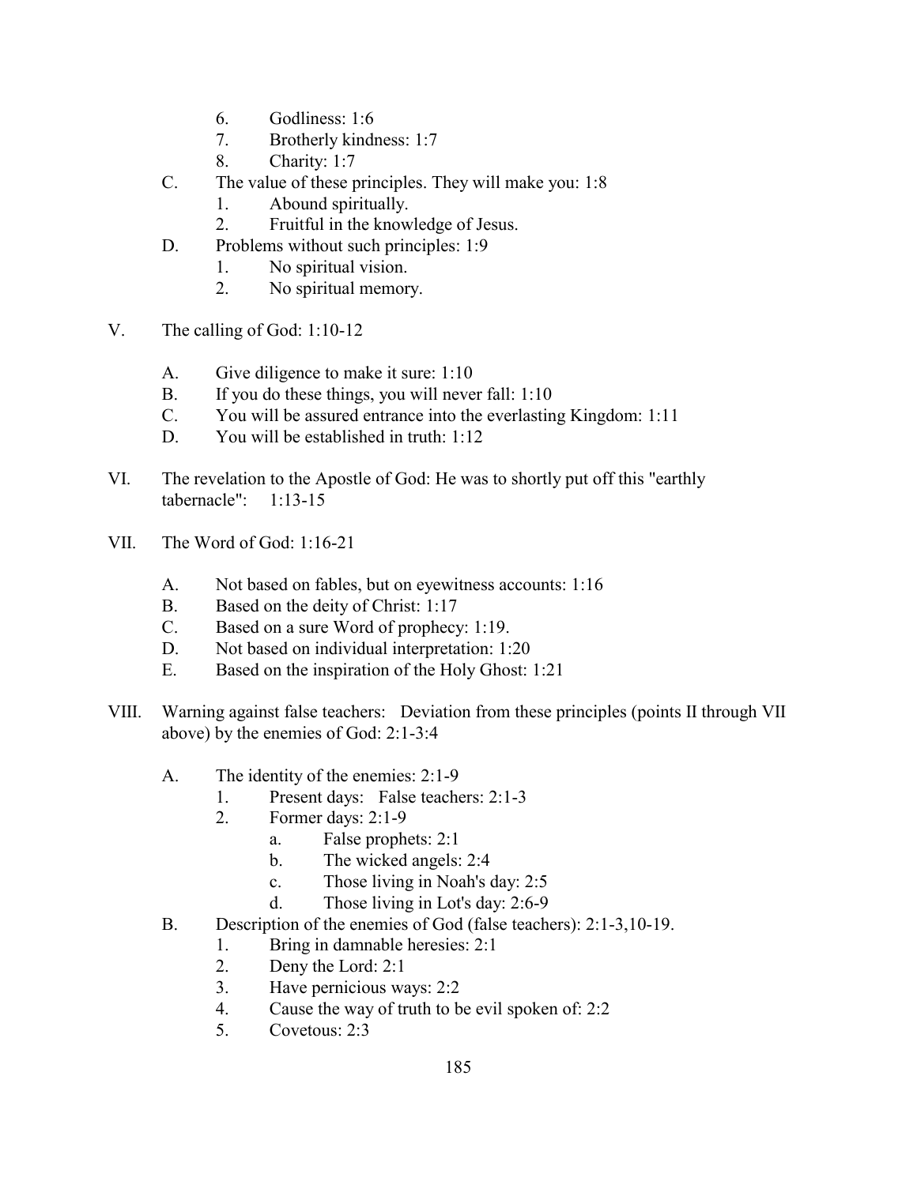6. Godliness: 1:6
7. Brotherly kindness: 1:7
8. Charity: 1:7

C. The value of these principles. They will make you: 1:8
   1. Abound spiritually.
   2. Fruitful in the knowledge of Jesus.

D. Problems without such principles: 1:9
   1. No spiritual vision.
   2. No spiritual memory.

V. The calling of God: 1:10-12

   A. Give diligence to make it sure: 1:10
   B. If you do these things, you will never fall: 1:10
   C. You will be assured entrance into the everlasting Kingdom: 1:11
   D. You will be established in truth: 1:12

VI. The revelation to the Apostle of God: He was to shortly put off this "earthly tabernacle": 1:13-15

VII. The Word of God: 1:16-21

   A. Not based on fables, but on eyewitness accounts: 1:16
   B. Based on the deity of Christ: 1:17
   C. Based on a sure Word of prophecy: 1:19.
   D. Not based on individual interpretation: 1:20
   E. Based on the inspiration of the Holy Ghost: 1:21

VIII. Warning against false teachers: Deviation from these principles (points II through VII above) by the enemies of God: 2:1-3:4

   A. The identity of the enemies: 2:1-9
      1. Present days: False teachers: 2:1-3
      2. Former days: 2:1-9
         a. False prophets: 2:1
         b. The wicked angels: 2:4
         c. Those living in Noah's day: 2:5
         d. Those living in Lot's day: 2:6-9

   B. Description of the enemies of God (false teachers): 2:1-3,10-19.
      1. Bring in damnable heresies: 2:1
      2. Deny the Lord: 2:1
      3. Have pernicious ways: 2:2
      4. Cause the way of truth to be evil spoken of: 2:2
      5. Covetous: 2:3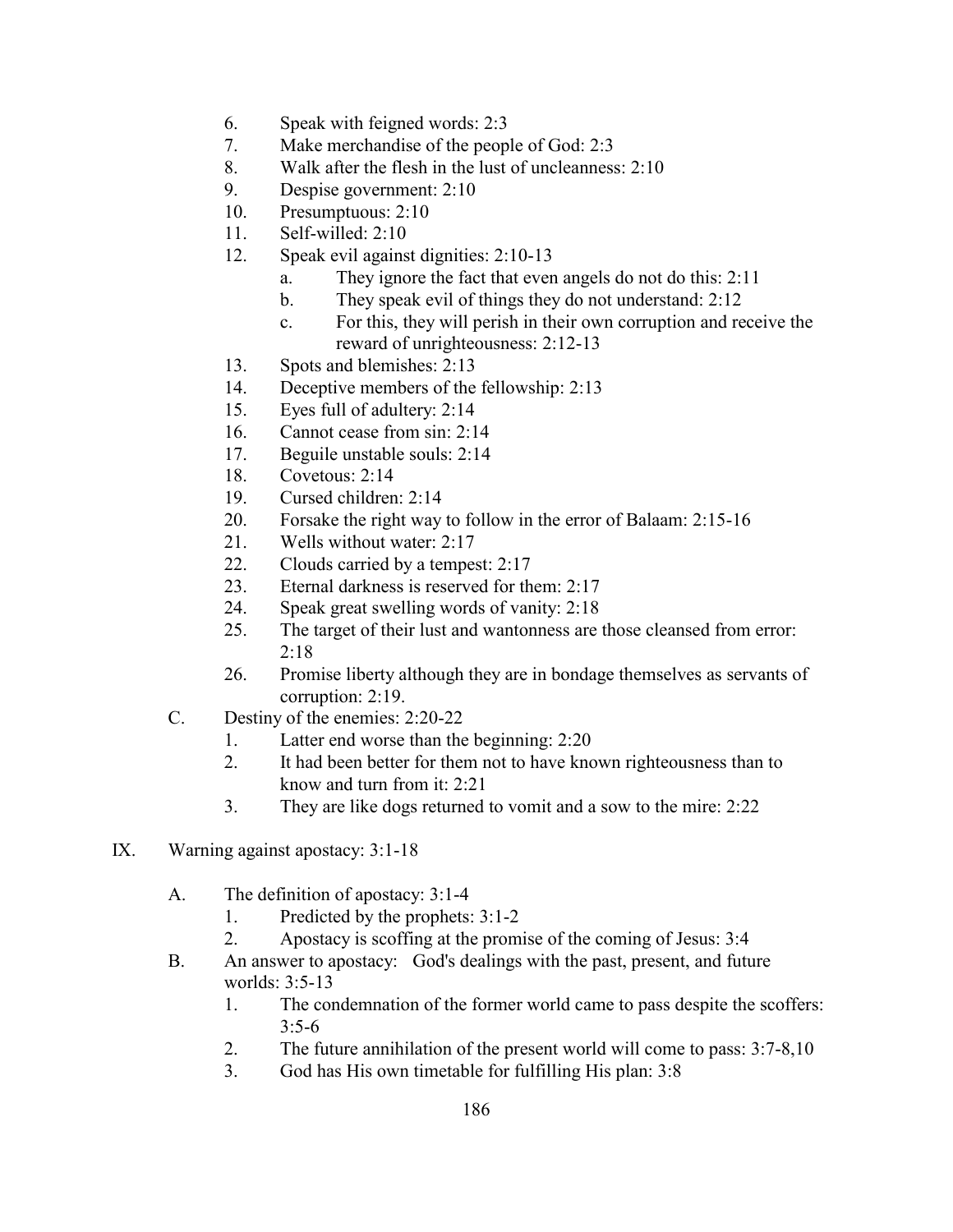6. Speak with feigned words: 2:3
7. Make merchandise of the people of God: 2:3
8. Walk after the flesh in the lust of uncleanness: 2:10
9. Despise government: 2:10
10. Presumptuous: 2:10
11. Self-willed: 2:10
12. Speak evil against dignities: 2:10-13
    a. They ignore the fact that even angels do not do this: 2:11
    b. They speak evil of things they do not understand: 2:12
    c. For this, they will perish in their own corruption and receive the reward of unrighteousness: 2:12-13
13. Spots and blemishes: 2:13
14. Deceptive members of the fellowship: 2:13
15. Eyes full of adultery: 2:14
16. Cannot cease from sin: 2:14
17. Beguile unstable souls: 2:14
18. Covetous: 2:14
19. Cursed children: 2:14
20. Forsake the right way to follow in the error of Balaam: 2:15-16
21. Wells without water: 2:17
22. Clouds carried by a tempest: 2:17
23. Eternal darkness is reserved for them: 2:17
24. Speak great swelling words of vanity: 2:18
25. The target of their lust and wantonness are those cleansed from error: 2:18
26. Promise liberty although they are in bondage themselves as servants of corruption: 2:19.

C. Destiny of the enemies: 2:20-22
1. Latter end worse than the beginning: 2:20
2. It had been better for them not to have known righteousness than to know and turn from it: 2:21
3. They are like dogs returned to vomit and a sow to the mire: 2:22

IX. Warning against apostacy: 3:1-18

A. The definition of apostacy: 3:1-4
1. Predicted by the prophets: 3:1-2
2. Apostacy is scoffing at the promise of the coming of Jesus: 3:4

B. An answer to apostacy: God's dealings with the past, present, and future worlds: 3:5-13
1. The condemnation of the former world came to pass despite the scoffers: 3:5-6
2. The future annihilation of the present world will come to pass: 3:7-8,10
3. God has His own timetable for fulfilling His plan: 3:8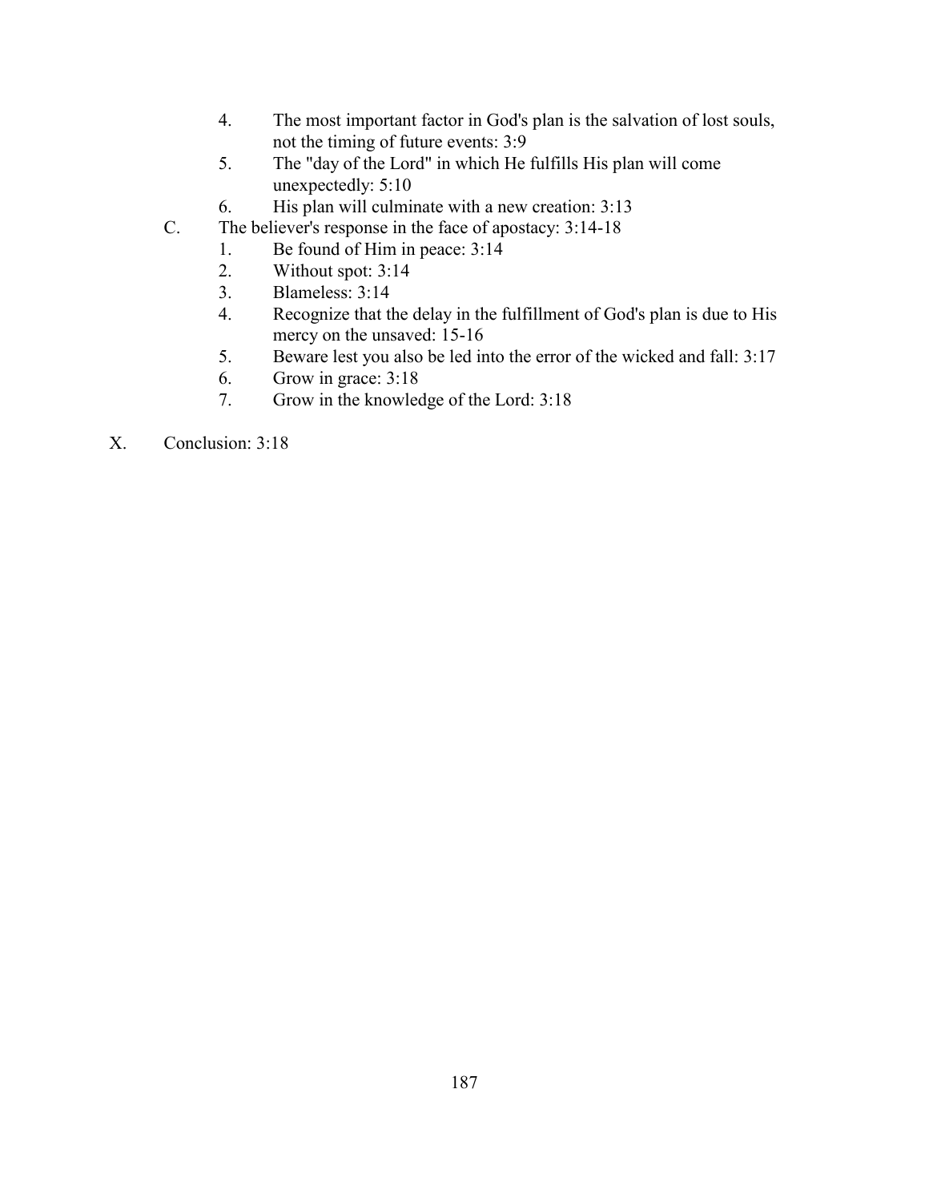4. The most important factor in God's plan is the salvation of lost souls, not the timing of future events: 3:9
5. The "day of the Lord" in which He fulfills His plan will come unexpectedly: 5:10
6. His plan will culminate with a new creation: 3:13

C. The believer's response in the face of apostacy: 3:14-18
   1. Be found of Him in peace: 3:14
   2. Without spot: 3:14
   3. Blameless: 3:14
   4. Recognize that the delay in the fulfillment of God's plan is due to His mercy on the unsaved: 15-16
   5. Beware lest you also be led into the error of the wicked and fall: 3:17
   6. Grow in grace: 3:18
   7. Grow in the knowledge of the Lord: 3:18

X. Conclusion: 3:18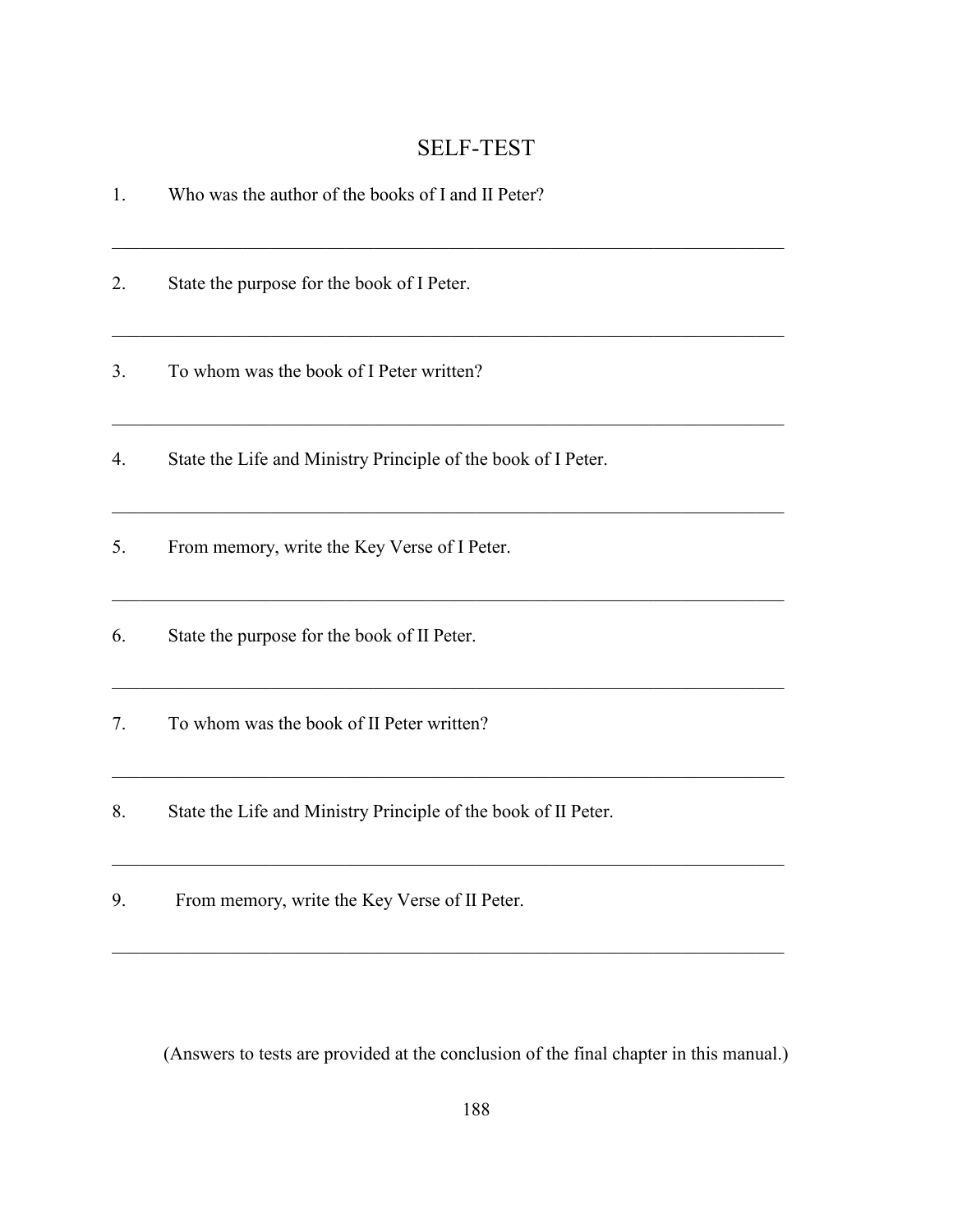# SELF-TEST

1. Who was the author of the books of I and II Peter?

_______________________________________________________________________

2. State the purpose for the book of I Peter.

_______________________________________________________________________

3. To whom was the book of I Peter written?

_______________________________________________________________________

4. State the Life and Ministry Principle of the book of I Peter.

_______________________________________________________________________

5. From memory, write the Key Verse of I Peter.

_______________________________________________________________________

6. State the purpose for the book of II Peter.

_______________________________________________________________________

7. To whom was the book of II Peter written?

_______________________________________________________________________

8. State the Life and Ministry Principle of the book of II Peter.

_______________________________________________________________________

9. From memory, write the Key Verse of II Peter.

_______________________________________________________________________

(Answers to tests are provided at the conclusion of the final chapter in this manual.)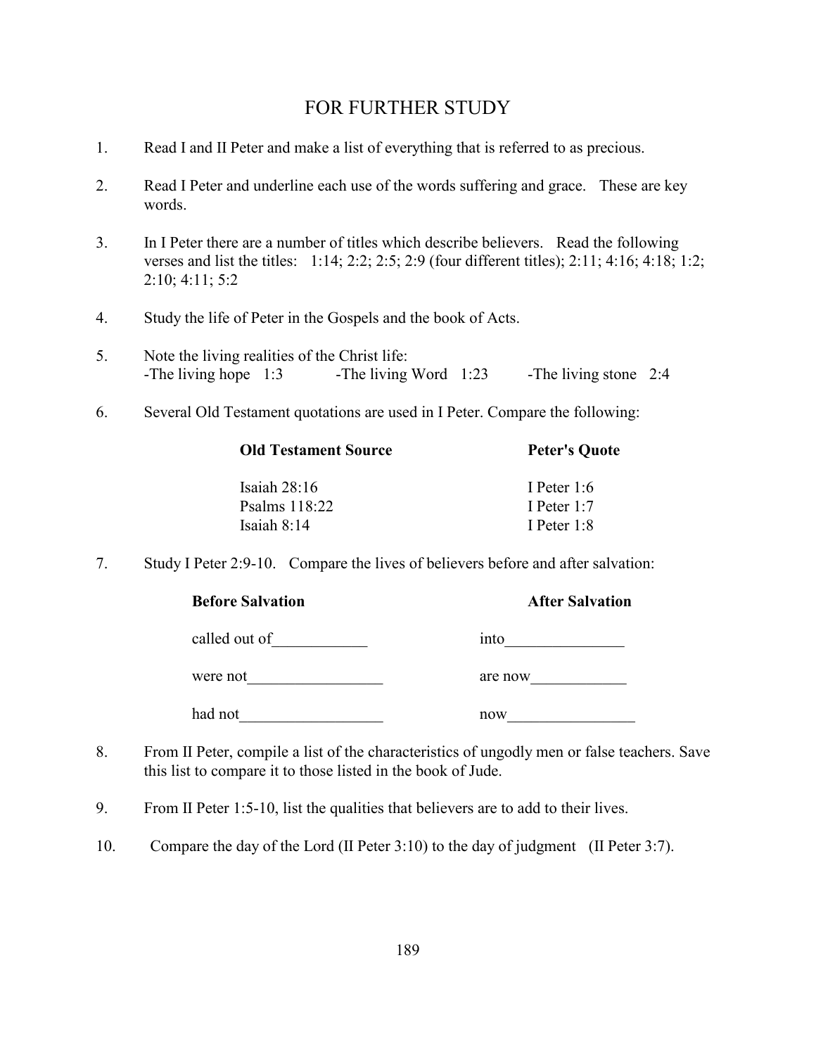# FOR FURTHER STUDY

1. Read I and II Peter and make a list of everything that is referred to as precious.

2. Read I Peter and underline each use of the words suffering and grace. These are key words.

3. In I Peter there are a number of titles which describe believers. Read the following verses and list the titles: 1:14; 2:2; 2:5; 2:9 (four different titles); 2:11; 4:16; 4:18; 1:2; 2:10; 4:11; 5:2

4. Study the life of Peter in the Gospels and the book of Acts.

5. Note the living realities of the Christ life:
   -The living hope 1:3 -The living Word 1:23 -The living stone 2:4

6. Several Old Testament quotations are used in I Peter. Compare the following:

| Old Testament Source | Peter's Quote |
|---|---|
| Isaiah 28:16 | I Peter 1:6 |
| Psalms 118:22 | I Peter 1:7 |
| Isaiah 8:14 | I Peter 1:8 |

7. Study I Peter 2:9-10. Compare the lives of believers before and after salvation:

| Before Salvation | After Salvation |
|---|---|
| called out of____________ | into_______________ |
| were not_________________ | are now____________ |
| had not__________________ | now________________ |

8. From II Peter, compile a list of the characteristics of ungodly men or false teachers. Save this list to compare it to those listed in the book of Jude.

9. From II Peter 1:5-10, list the qualities that believers are to add to their lives.

10. Compare the day of the Lord (II Peter 3:10) to the day of judgment (II Peter 3:7).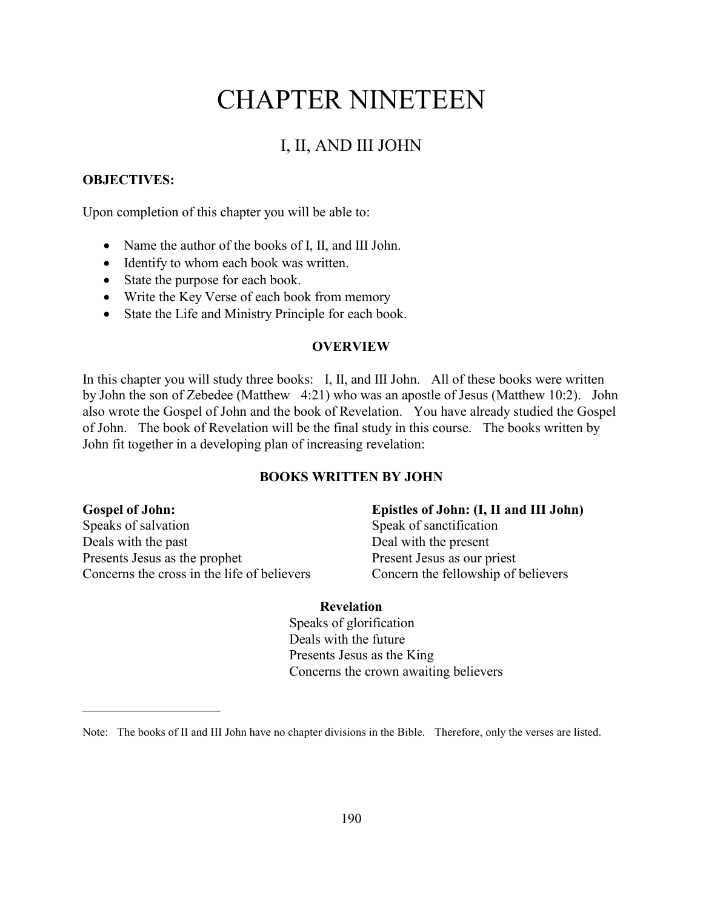# CHAPTER NINETEEN

## I, II, AND III JOHN

**OBJECTIVES:**

Upon completion of this chapter you will be able to:

- Name the author of the books of I, II, and III John.
- Identify to whom each book was written.
- State the purpose for each book.
- Write the Key Verse of each book from memory
- State the Life and Ministry Principle for each book.

**OVERVIEW**

In this chapter you will study three books: I, II, and III John. All of these books were written by John the son of Zebedee (Matthew 4:21) who was an apostle of Jesus (Matthew 10:2). John also wrote the Gospel of John and the book of Revelation. You have already studied the Gospel of John. The book of Revelation will be the final study in this course. The books written by John fit together in a developing plan of increasing revelation:

**BOOKS WRITTEN BY JOHN**

**Gospel of John:**
Speaks of salvation
Deals with the past
Presents Jesus as the prophet
Concerns the cross in the life of believers

**Epistles of John: (I, II and III John)**
Speak of sanctification
Deal with the present
Present Jesus as our priest
Concern the fellowship of believers

**Revelation**
Speaks of glorification
Deals with the future
Presents Jesus as the King
Concerns the crown awaiting believers

---

Note: The books of II and III John have no chapter divisions in the Bible. Therefore, only the verses are listed.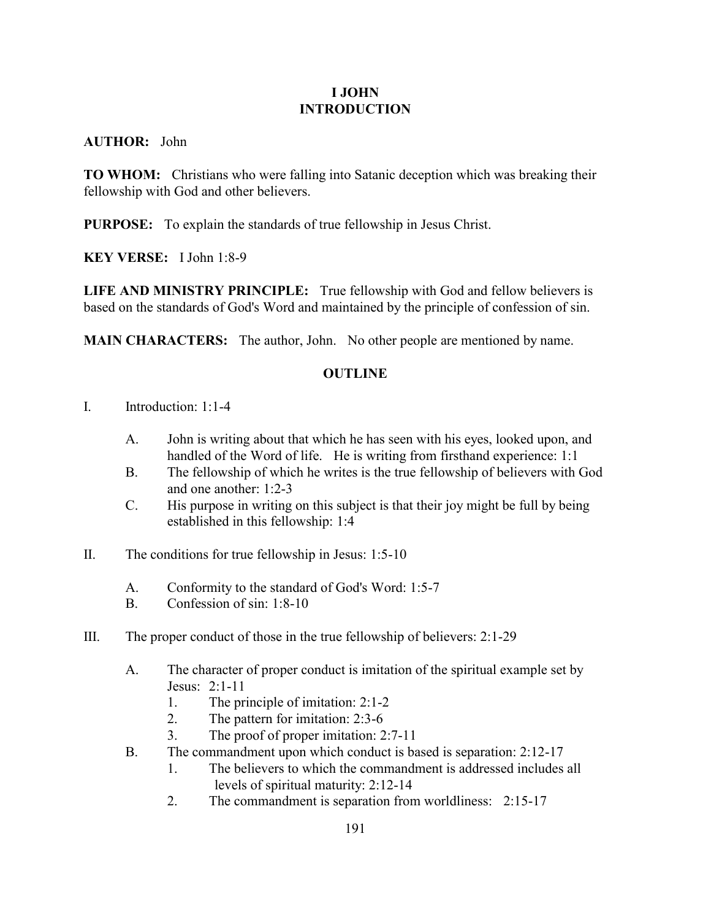# I JOHN
# INTRODUCTION

**AUTHOR:** John

**TO WHOM:** Christians who were falling into Satanic deception which was breaking their fellowship with God and other believers.

**PURPOSE:** To explain the standards of true fellowship in Jesus Christ.

**KEY VERSE:** I John 1:8-9

**LIFE AND MINISTRY PRINCIPLE:** True fellowship with God and fellow believers is based on the standards of God's Word and maintained by the principle of confession of sin.

**MAIN CHARACTERS:** The author, John. No other people are mentioned by name.

## OUTLINE

I. Introduction: 1:1-4

  A. John is writing about that which he has seen with his eyes, looked upon, and handled of the Word of life. He is writing from firsthand experience: 1:1
  B. The fellowship of which he writes is the true fellowship of believers with God and one another: 1:2-3
  C. His purpose in writing on this subject is that their joy might be full by being established in this fellowship: 1:4

II. The conditions for true fellowship in Jesus: 1:5-10

  A. Conformity to the standard of God's Word: 1:5-7
  B. Confession of sin: 1:8-10

III. The proper conduct of those in the true fellowship of believers: 2:1-29

  A. The character of proper conduct is imitation of the spiritual example set by Jesus: 2:1-11
    1. The principle of imitation: 2:1-2
    2. The pattern for imitation: 2:3-6
    3. The proof of proper imitation: 2:7-11
  B. The commandment upon which conduct is based is separation: 2:12-17
    1. The believers to which the commandment is addressed includes all levels of spiritual maturity: 2:12-14
    2. The commandment is separation from worldliness: 2:15-17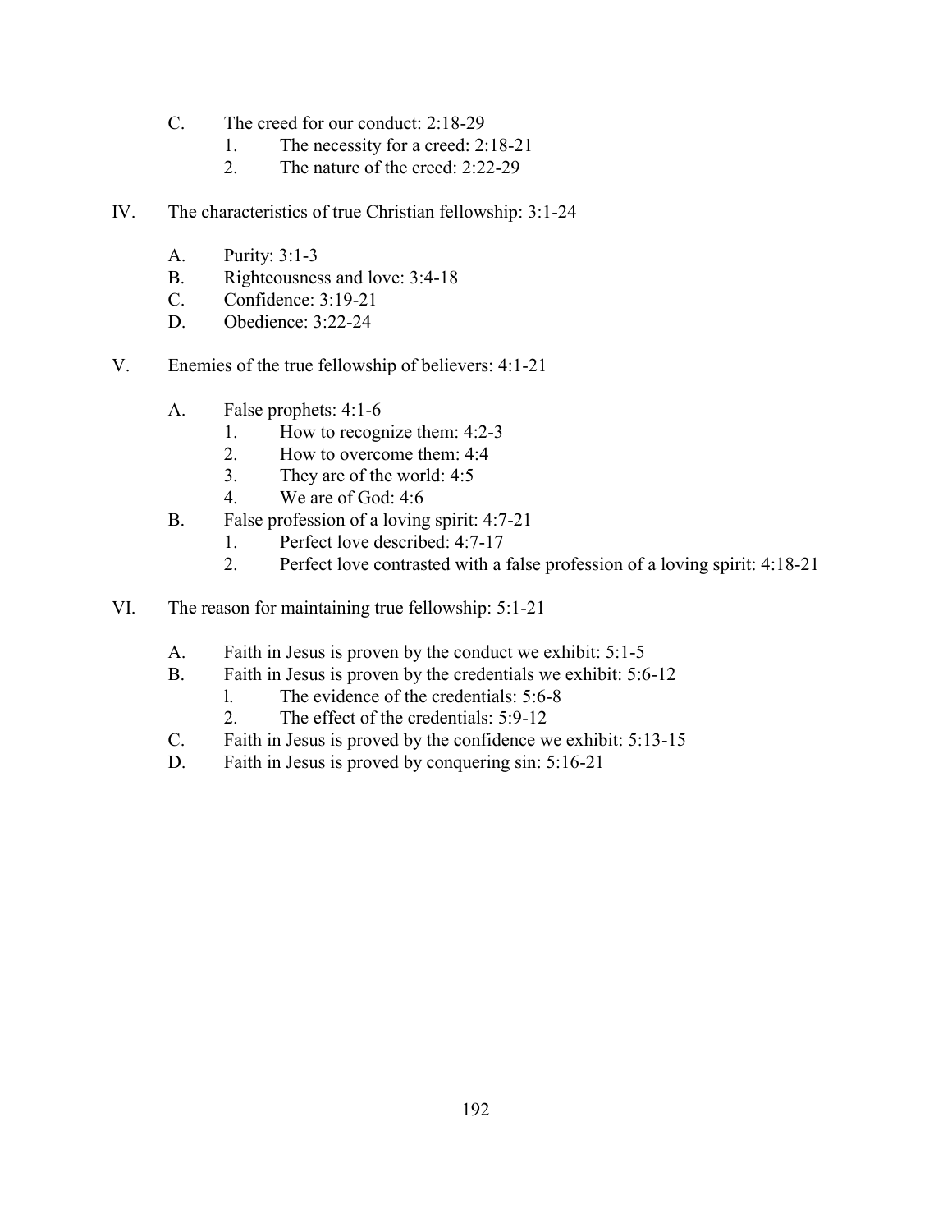C. The creed for our conduct: 2:18-29
   1. The necessity for a creed: 2:18-21
   2. The nature of the creed: 2:22-29

IV. The characteristics of true Christian fellowship: 3:1-24

   A. Purity: 3:1-3
   B. Righteousness and love: 3:4-18
   C. Confidence: 3:19-21
   D. Obedience: 3:22-24

V. Enemies of the true fellowship of believers: 4:1-21

   A. False prophets: 4:1-6
      1. How to recognize them: 4:2-3
      2. How to overcome them: 4:4
      3. They are of the world: 4:5
      4. We are of God: 4:6
   B. False profession of a loving spirit: 4:7-21
      1. Perfect love described: 4:7-17
      2. Perfect love contrasted with a false profession of a loving spirit: 4:18-21

VI. The reason for maintaining true fellowship: 5:1-21

   A. Faith in Jesus is proven by the conduct we exhibit: 5:1-5
   B. Faith in Jesus is proven by the credentials we exhibit: 5:6-12
      l. The evidence of the credentials: 5:6-8
      2. The effect of the credentials: 5:9-12
   C. Faith in Jesus is proved by the confidence we exhibit: 5:13-15
   D. Faith in Jesus is proved by conquering sin: 5:16-21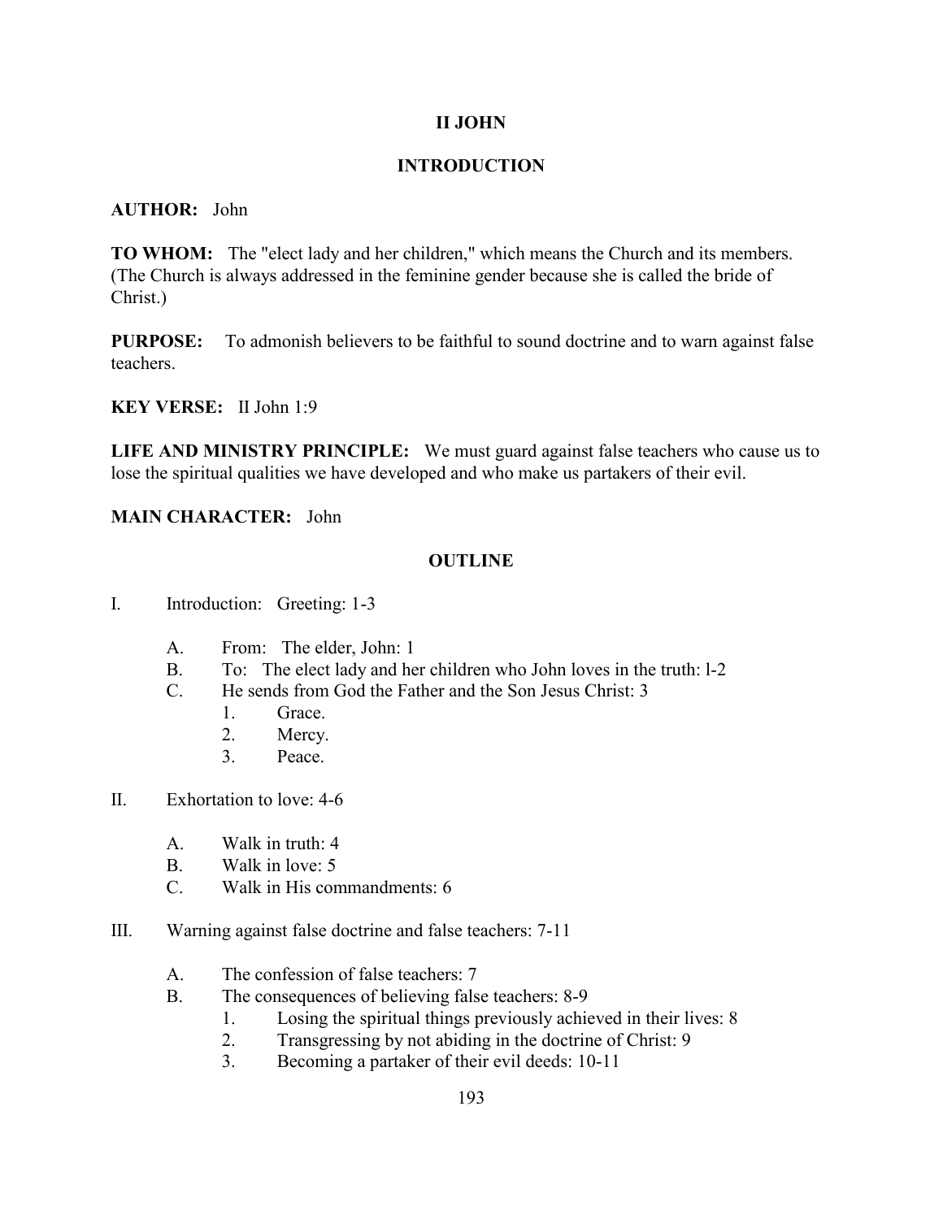# II JOHN

## INTRODUCTION

**AUTHOR:** John

**TO WHOM:** The "elect lady and her children," which means the Church and its members. (The Church is always addressed in the feminine gender because she is called the bride of Christ.)

**PURPOSE:** To admonish believers to be faithful to sound doctrine and to warn against false teachers.

**KEY VERSE:** II John 1:9

**LIFE AND MINISTRY PRINCIPLE:** We must guard against false teachers who cause us to lose the spiritual qualities we have developed and who make us partakers of their evil.

**MAIN CHARACTER:** John

## OUTLINE

I. Introduction: Greeting: 1-3

- A. From: The elder, John: 1
- B. To: The elect lady and her children who John loves in the truth: l-2
- C. He sends from God the Father and the Son Jesus Christ: 3
  1. Grace.
  2. Mercy.
  3. Peace.

II. Exhortation to love: 4-6

- A. Walk in truth: 4
- B. Walk in love: 5
- C. Walk in His commandments: 6

III. Warning against false doctrine and false teachers: 7-11

- A. The confession of false teachers: 7
- B. The consequences of believing false teachers: 8-9
  1. Losing the spiritual things previously achieved in their lives: 8
  2. Transgressing by not abiding in the doctrine of Christ: 9
  3. Becoming a partaker of their evil deeds: 10-11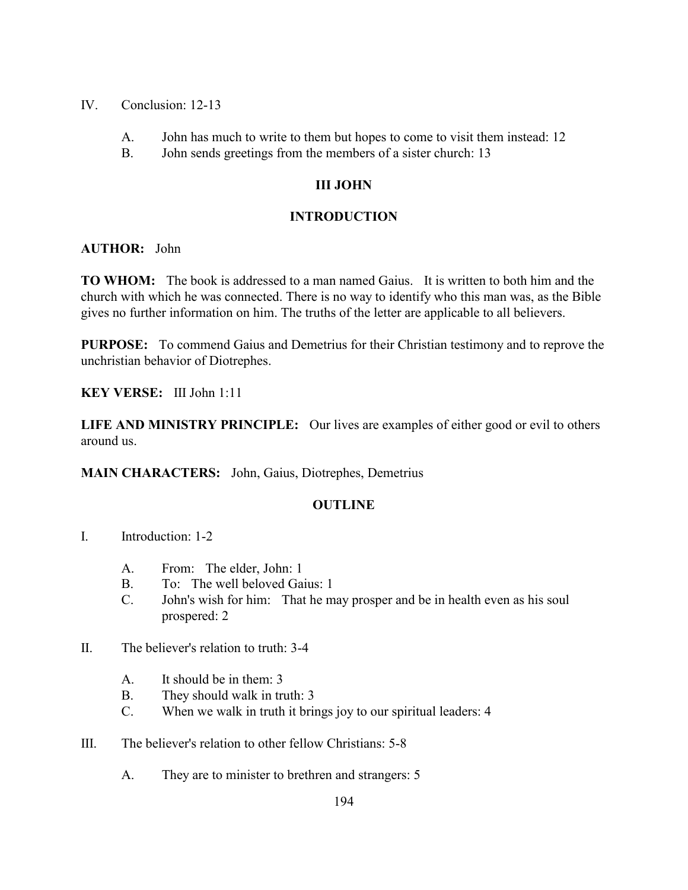IV. Conclusion: 12-13

  A. John has much to write to them but hopes to come to visit them instead: 12
  B. John sends greetings from the members of a sister church: 13

## III JOHN

### INTRODUCTION

**AUTHOR:** John

**TO WHOM:** The book is addressed to a man named Gaius. It is written to both him and the church with which he was connected. There is no way to identify who this man was, as the Bible gives no further information on him. The truths of the letter are applicable to all believers.

**PURPOSE:** To commend Gaius and Demetrius for their Christian testimony and to reprove the unchristian behavior of Diotrephes.

**KEY VERSE:** III John 1:11

**LIFE AND MINISTRY PRINCIPLE:** Our lives are examples of either good or evil to others around us.

**MAIN CHARACTERS:** John, Gaius, Diotrephes, Demetrius

### OUTLINE

I. Introduction: 1-2

  A. From: The elder, John: 1
  B. To: The well beloved Gaius: 1
  C. John's wish for him: That he may prosper and be in health even as his soul prospered: 2

II. The believer's relation to truth: 3-4

  A. It should be in them: 3
  B. They should walk in truth: 3
  C. When we walk in truth it brings joy to our spiritual leaders: 4

III. The believer's relation to other fellow Christians: 5-8

  A. They are to minister to brethren and strangers: 5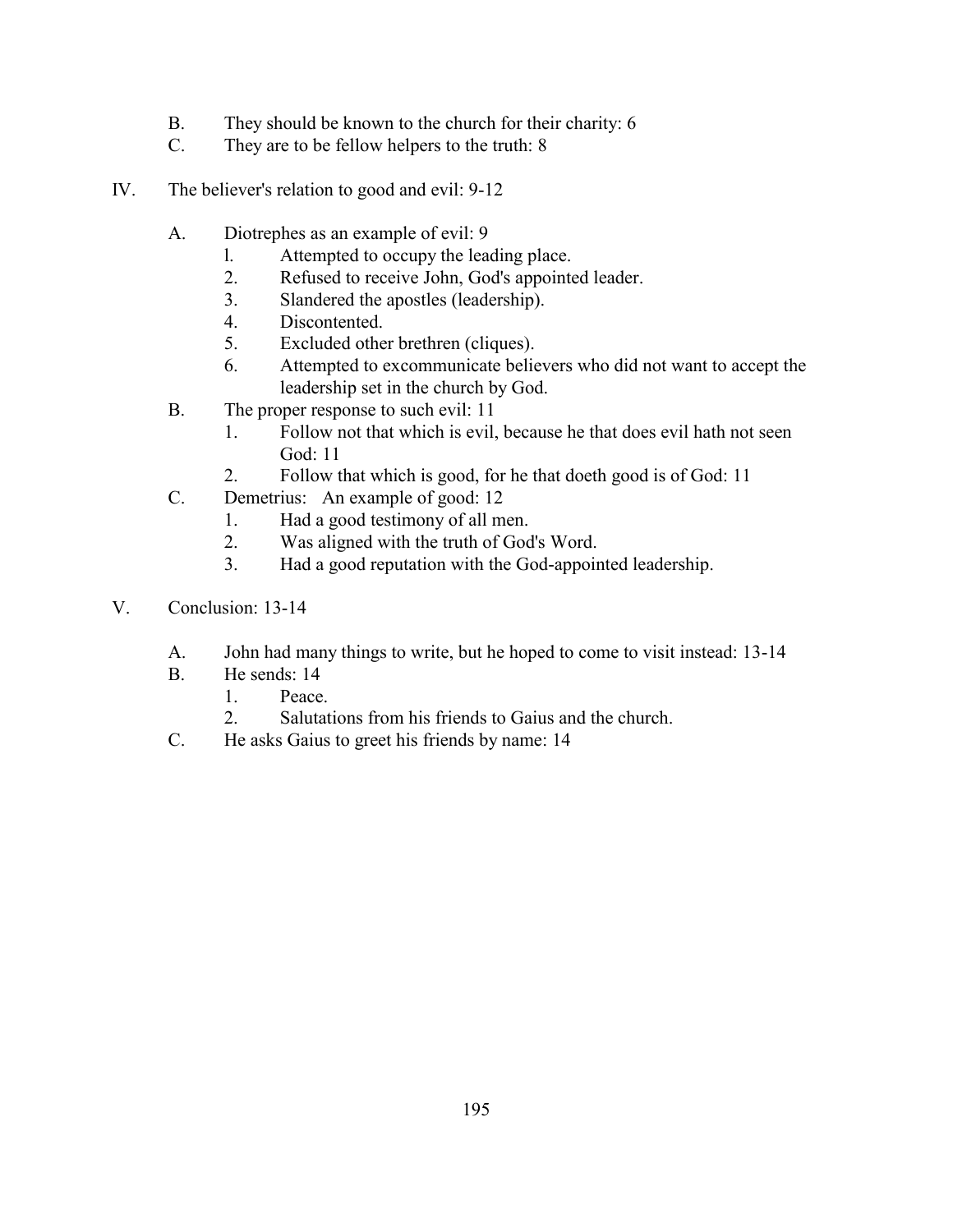B. They should be known to the church for their charity: 6
C. They are to be fellow helpers to the truth: 8

IV. The believer's relation to good and evil: 9-12

A. Diotrephes as an example of evil: 9
   1. Attempted to occupy the leading place.
   2. Refused to receive John, God's appointed leader.
   3. Slandered the apostles (leadership).
   4. Discontented.
   5. Excluded other brethren (cliques).
   6. Attempted to excommunicate believers who did not want to accept the leadership set in the church by God.
B. The proper response to such evil: 11
   1. Follow not that which is evil, because he that does evil hath not seen God: 11
   2. Follow that which is good, for he that doeth good is of God: 11
C. Demetrius: An example of good: 12
   1. Had a good testimony of all men.
   2. Was aligned with the truth of God's Word.
   3. Had a good reputation with the God-appointed leadership.

V. Conclusion: 13-14

A. John had many things to write, but he hoped to come to visit instead: 13-14
B. He sends: 14
   1. Peace.
   2. Salutations from his friends to Gaius and the church.
C. He asks Gaius to greet his friends by name: 14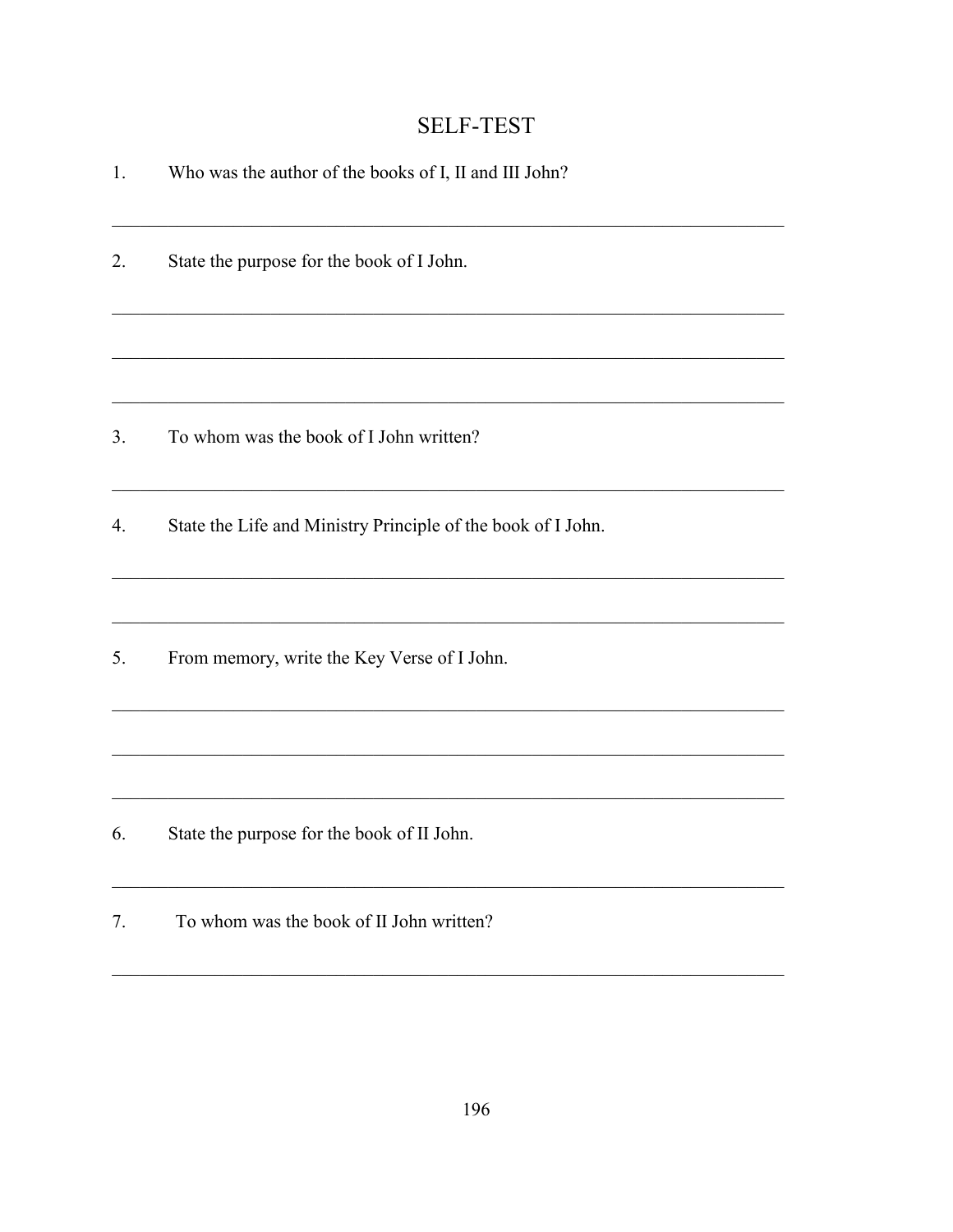# SELF-TEST

1. Who was the author of the books of I, II and III John?

_______________________________________________________________________

2. State the purpose for the book of I John.

_______________________________________________________________________

_______________________________________________________________________

_______________________________________________________________________

3. To whom was the book of I John written?

_______________________________________________________________________

4. State the Life and Ministry Principle of the book of I John.

_______________________________________________________________________

_______________________________________________________________________

5. From memory, write the Key Verse of I John.

_______________________________________________________________________

_______________________________________________________________________

_______________________________________________________________________

6. State the purpose for the book of II John.

_______________________________________________________________________

7. To whom was the book of II John written?

_______________________________________________________________________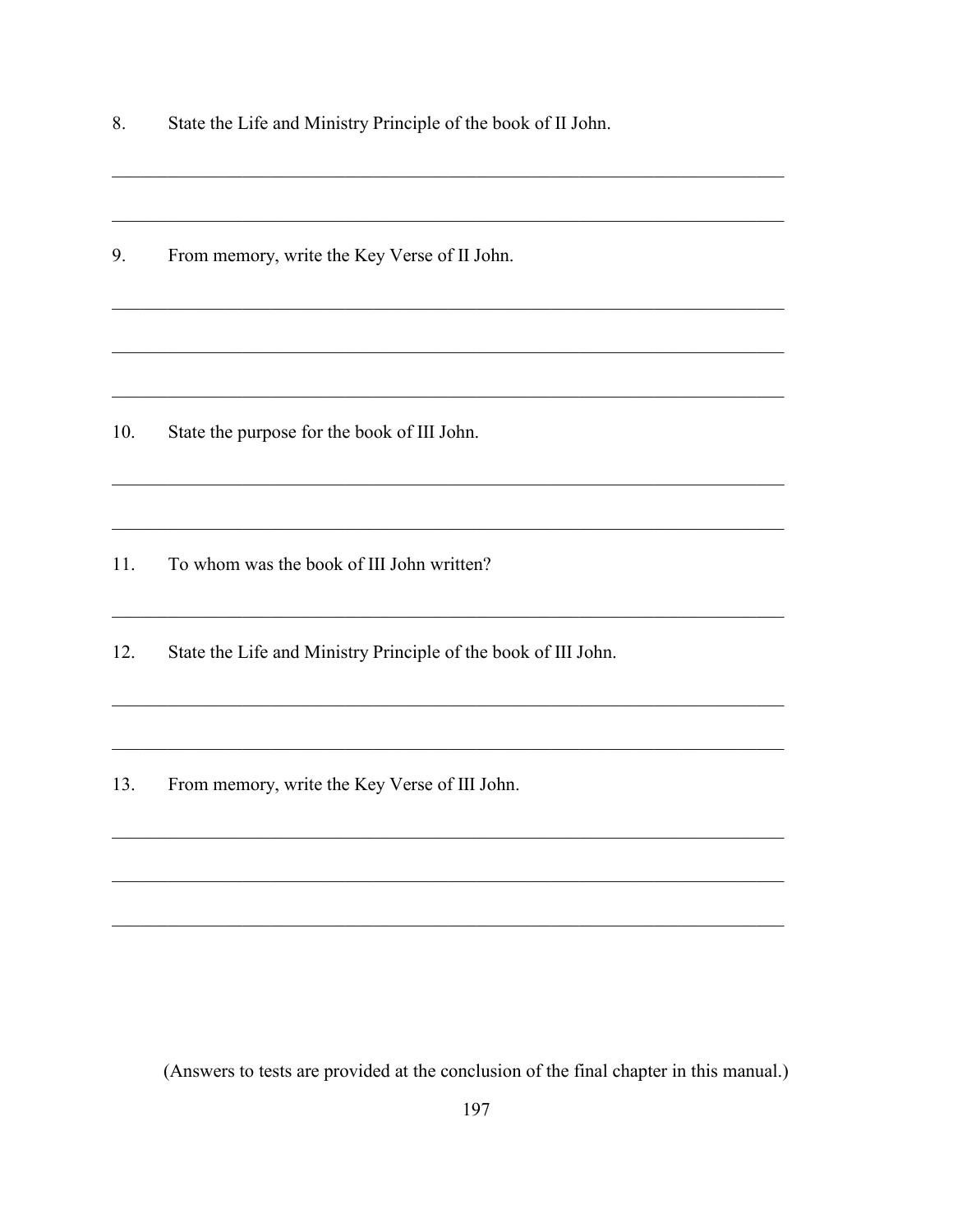8. State the Life and Ministry Principle of the book of II John.

_______________________________________________________________________________

_______________________________________________________________________________

9. From memory, write the Key Verse of II John.

_______________________________________________________________________________

_______________________________________________________________________________

_______________________________________________________________________________

10. State the purpose for the book of III John.

_______________________________________________________________________________

_______________________________________________________________________________

11. To whom was the book of III John written?

_______________________________________________________________________________

12. State the Life and Ministry Principle of the book of III John.

_______________________________________________________________________________

_______________________________________________________________________________

13. From memory, write the Key Verse of III John.

_______________________________________________________________________________

_______________________________________________________________________________

_______________________________________________________________________________

(Answers to tests are provided at the conclusion of the final chapter in this manual.)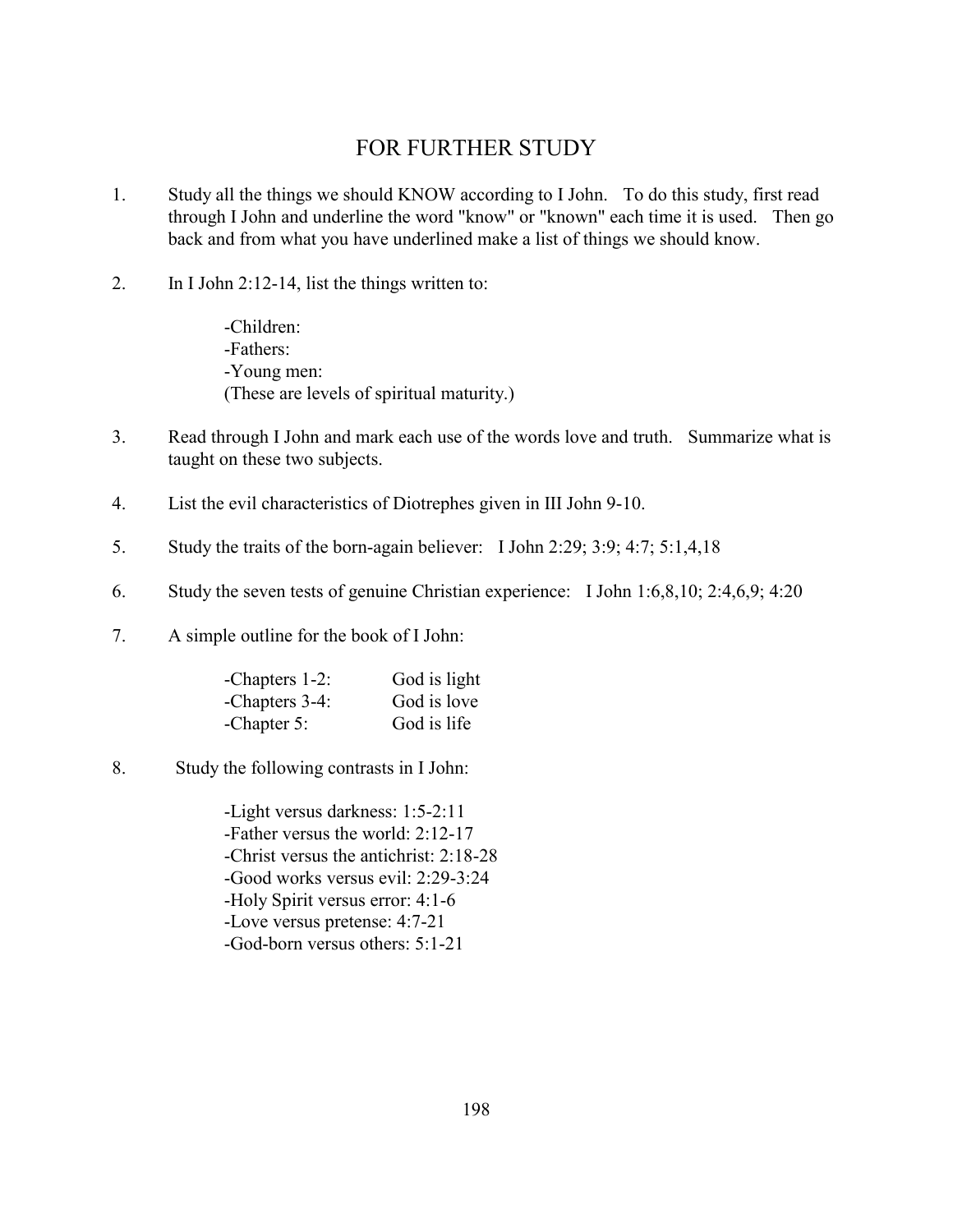# FOR FURTHER STUDY

1. Study all the things we should KNOW according to I John. To do this study, first read through I John and underline the word "know" or "known" each time it is used. Then go back and from what you have underlined make a list of things we should know.

2. In I John 2:12-14, list the things written to:

   -Children:
   -Fathers:
   -Young men:
   (These are levels of spiritual maturity.)

3. Read through I John and mark each use of the words love and truth. Summarize what is taught on these two subjects.

4. List the evil characteristics of Diotrephes given in III John 9-10.

5. Study the traits of the born-again believer: I John 2:29; 3:9; 4:7; 5:1,4,18

6. Study the seven tests of genuine Christian experience: I John 1:6,8,10; 2:4,6,9; 4:20

7. A simple outline for the book of I John:

   | | |
   |---|---|
   | -Chapters 1-2: | God is light |
   | -Chapters 3-4: | God is love |
   | -Chapter 5: | God is life |

8. Study the following contrasts in I John:

   -Light versus darkness: 1:5-2:11
   -Father versus the world: 2:12-17
   -Christ versus the antichrist: 2:18-28
   -Good works versus evil: 2:29-3:24
   -Holy Spirit versus error: 4:1-6
   -Love versus pretense: 4:7-21
   -God-born versus others: 5:1-21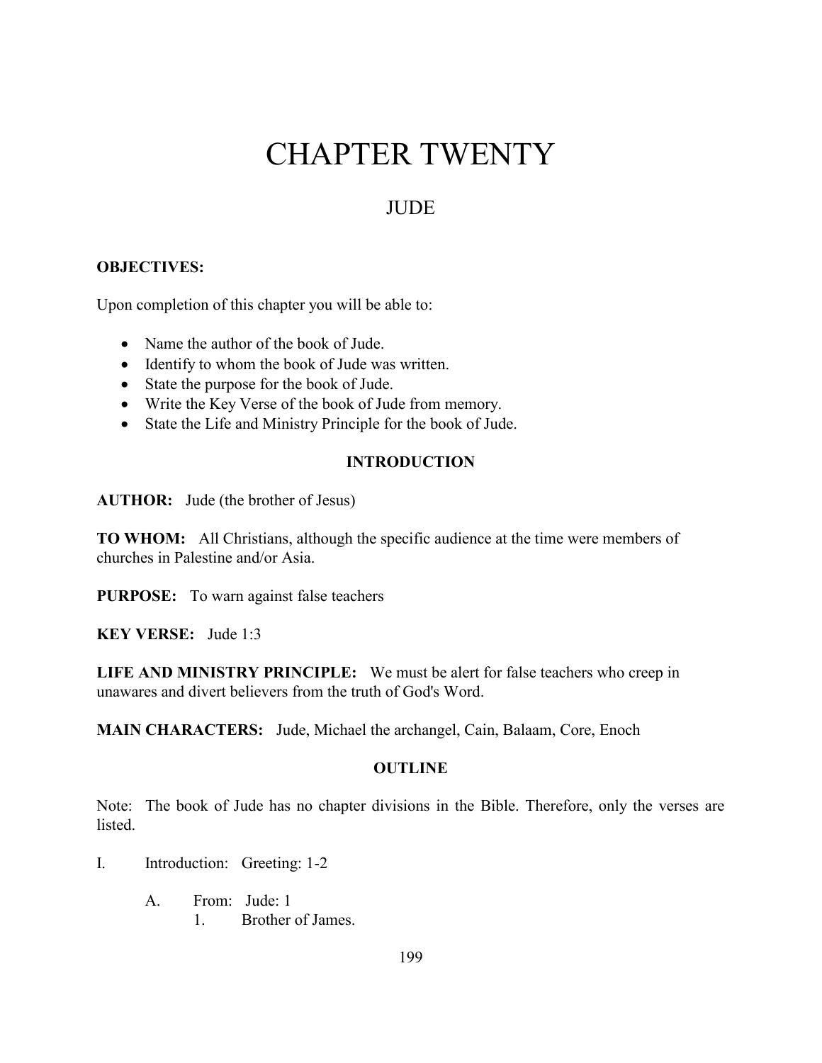# CHAPTER TWENTY

## JUDE

**OBJECTIVES:**

Upon completion of this chapter you will be able to:

- Name the author of the book of Jude.
- Identify to whom the book of Jude was written.
- State the purpose for the book of Jude.
- Write the Key Verse of the book of Jude from memory.
- State the Life and Ministry Principle for the book of Jude.

**INTRODUCTION**

**AUTHOR:** Jude (the brother of Jesus)

**TO WHOM:** All Christians, although the specific audience at the time were members of churches in Palestine and/or Asia.

**PURPOSE:** To warn against false teachers

**KEY VERSE:** Jude 1:3

**LIFE AND MINISTRY PRINCIPLE:** We must be alert for false teachers who creep in unawares and divert believers from the truth of God's Word.

**MAIN CHARACTERS:** Jude, Michael the archangel, Cain, Balaam, Core, Enoch

**OUTLINE**

Note: The book of Jude has no chapter divisions in the Bible. Therefore, only the verses are listed.

I. Introduction: Greeting: 1-2

   A. From: Jude: 1

      1. Brother of James.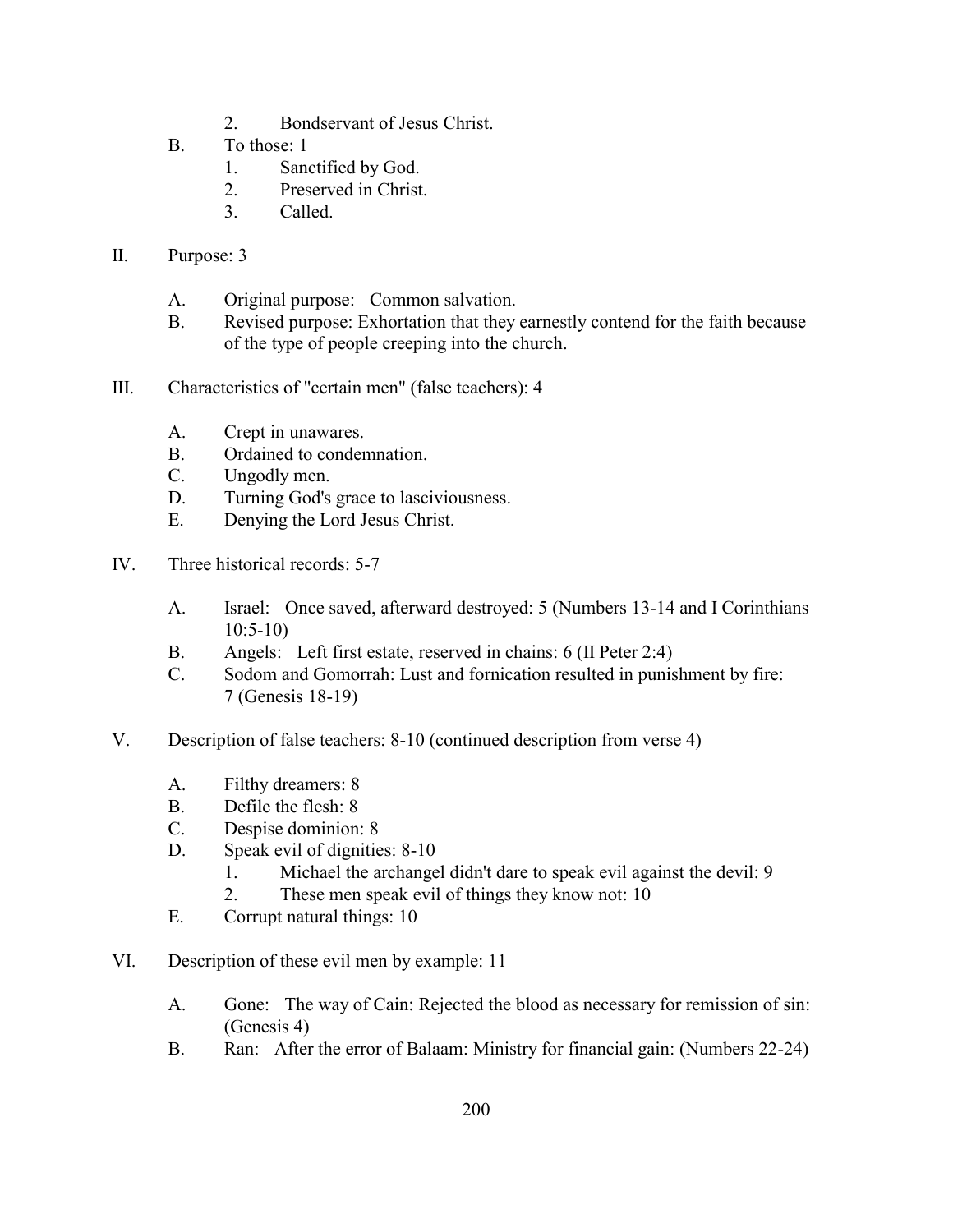2. Bondservant of Jesus Christ.

B. To those: 1
   1. Sanctified by God.
   2. Preserved in Christ.
   3. Called.

II. Purpose: 3

   A. Original purpose: Common salvation.
   B. Revised purpose: Exhortation that they earnestly contend for the faith because of the type of people creeping into the church.

III. Characteristics of "certain men" (false teachers): 4

   A. Crept in unawares.
   B. Ordained to condemnation.
   C. Ungodly men.
   D. Turning God's grace to lasciviousness.
   E. Denying the Lord Jesus Christ.

IV. Three historical records: 5-7

   A. Israel: Once saved, afterward destroyed: 5 (Numbers 13-14 and I Corinthians 10:5-10)
   B. Angels: Left first estate, reserved in chains: 6 (II Peter 2:4)
   C. Sodom and Gomorrah: Lust and fornication resulted in punishment by fire: 7 (Genesis 18-19)

V. Description of false teachers: 8-10 (continued description from verse 4)

   A. Filthy dreamers: 8
   B. Defile the flesh: 8
   C. Despise dominion: 8
   D. Speak evil of dignities: 8-10
      1. Michael the archangel didn't dare to speak evil against the devil: 9
      2. These men speak evil of things they know not: 10
   E. Corrupt natural things: 10

VI. Description of these evil men by example: 11

   A. Gone: The way of Cain: Rejected the blood as necessary for remission of sin: (Genesis 4)
   B. Ran: After the error of Balaam: Ministry for financial gain: (Numbers 22-24)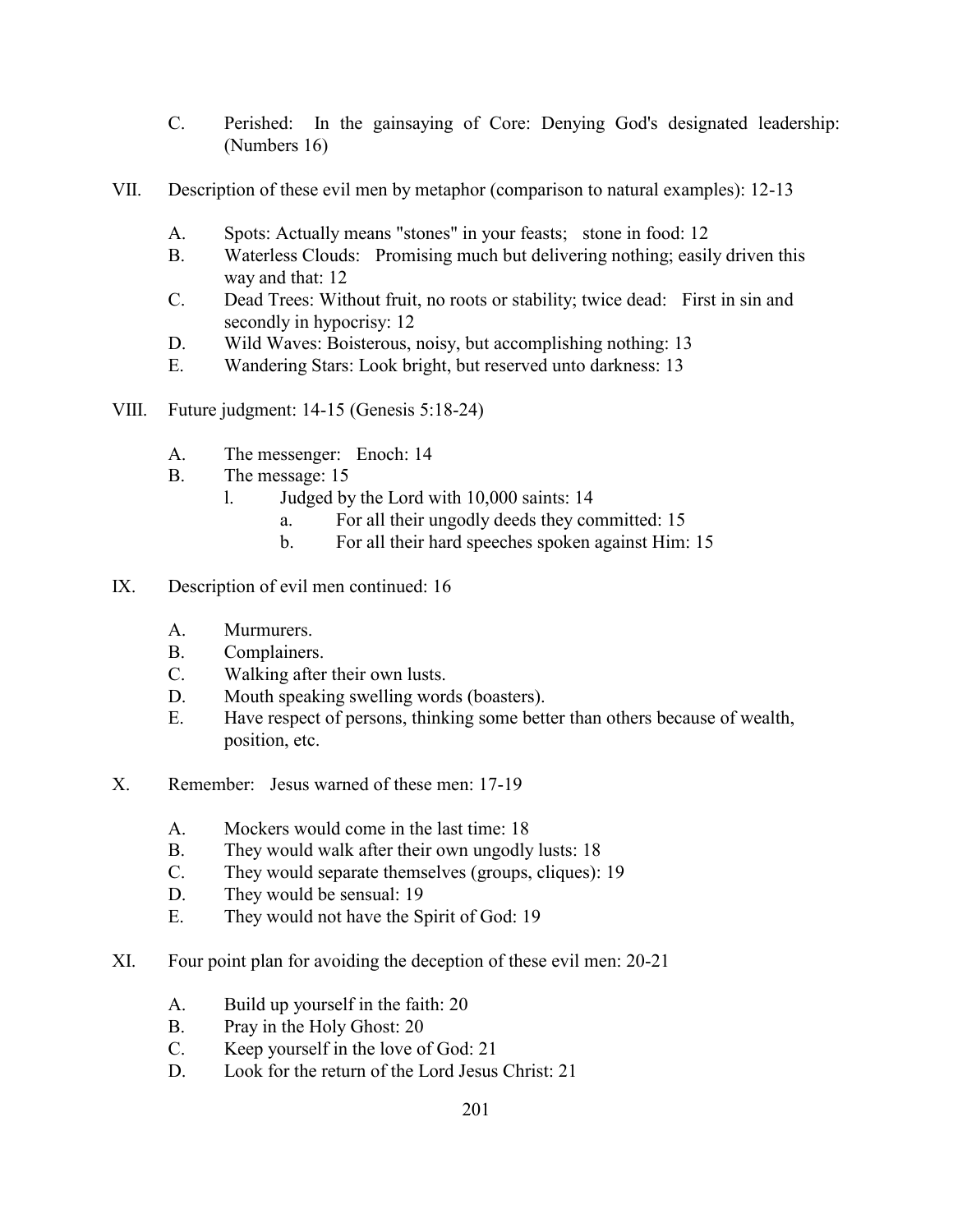C. Perished: In the gainsaying of Core: Denying God's designated leadership: (Numbers 16)

VII. Description of these evil men by metaphor (comparison to natural examples): 12-13

A. Spots: Actually means "stones" in your feasts; stone in food: 12
B. Waterless Clouds: Promising much but delivering nothing; easily driven this way and that: 12
C. Dead Trees: Without fruit, no roots or stability; twice dead: First in sin and secondly in hypocrisy: 12
D. Wild Waves: Boisterous, noisy, but accomplishing nothing: 13
E. Wandering Stars: Look bright, but reserved unto darkness: 13

VIII. Future judgment: 14-15 (Genesis 5:18-24)

A. The messenger: Enoch: 14
B. The message: 15
  1. Judged by the Lord with 10,000 saints: 14
    a. For all their ungodly deeds they committed: 15
    b. For all their hard speeches spoken against Him: 15

IX. Description of evil men continued: 16

A. Murmurers.
B. Complainers.
C. Walking after their own lusts.
D. Mouth speaking swelling words (boasters).
E. Have respect of persons, thinking some better than others because of wealth, position, etc.

X. Remember: Jesus warned of these men: 17-19

A. Mockers would come in the last time: 18
B. They would walk after their own ungodly lusts: 18
C. They would separate themselves (groups, cliques): 19
D. They would be sensual: 19
E. They would not have the Spirit of God: 19

XI. Four point plan for avoiding the deception of these evil men: 20-21

A. Build up yourself in the faith: 20
B. Pray in the Holy Ghost: 20
C. Keep yourself in the love of God: 21
D. Look for the return of the Lord Jesus Christ: 21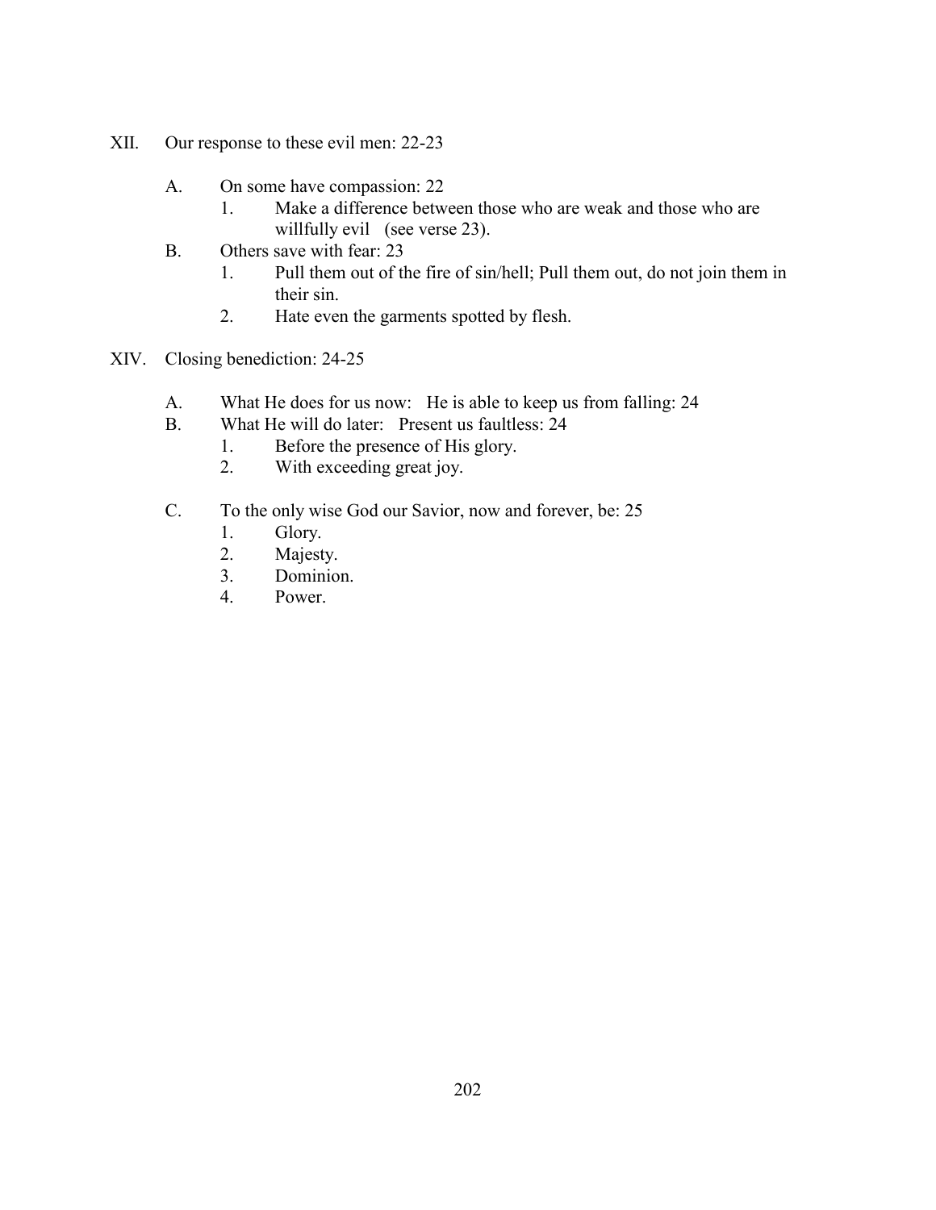XII. Our response to these evil men: 22-23

   A. On some have compassion: 22
      1. Make a difference between those who are weak and those who are willfully evil (see verse 23).
   B. Others save with fear: 23
      1. Pull them out of the fire of sin/hell; Pull them out, do not join them in their sin.
      2. Hate even the garments spotted by flesh.

XIV. Closing benediction: 24-25

   A. What He does for us now: He is able to keep us from falling: 24
   B. What He will do later: Present us faultless: 24
      1. Before the presence of His glory.
      2. With exceeding great joy.

   C. To the only wise God our Savior, now and forever, be: 25
      1. Glory.
      2. Majesty.
      3. Dominion.
      4. Power.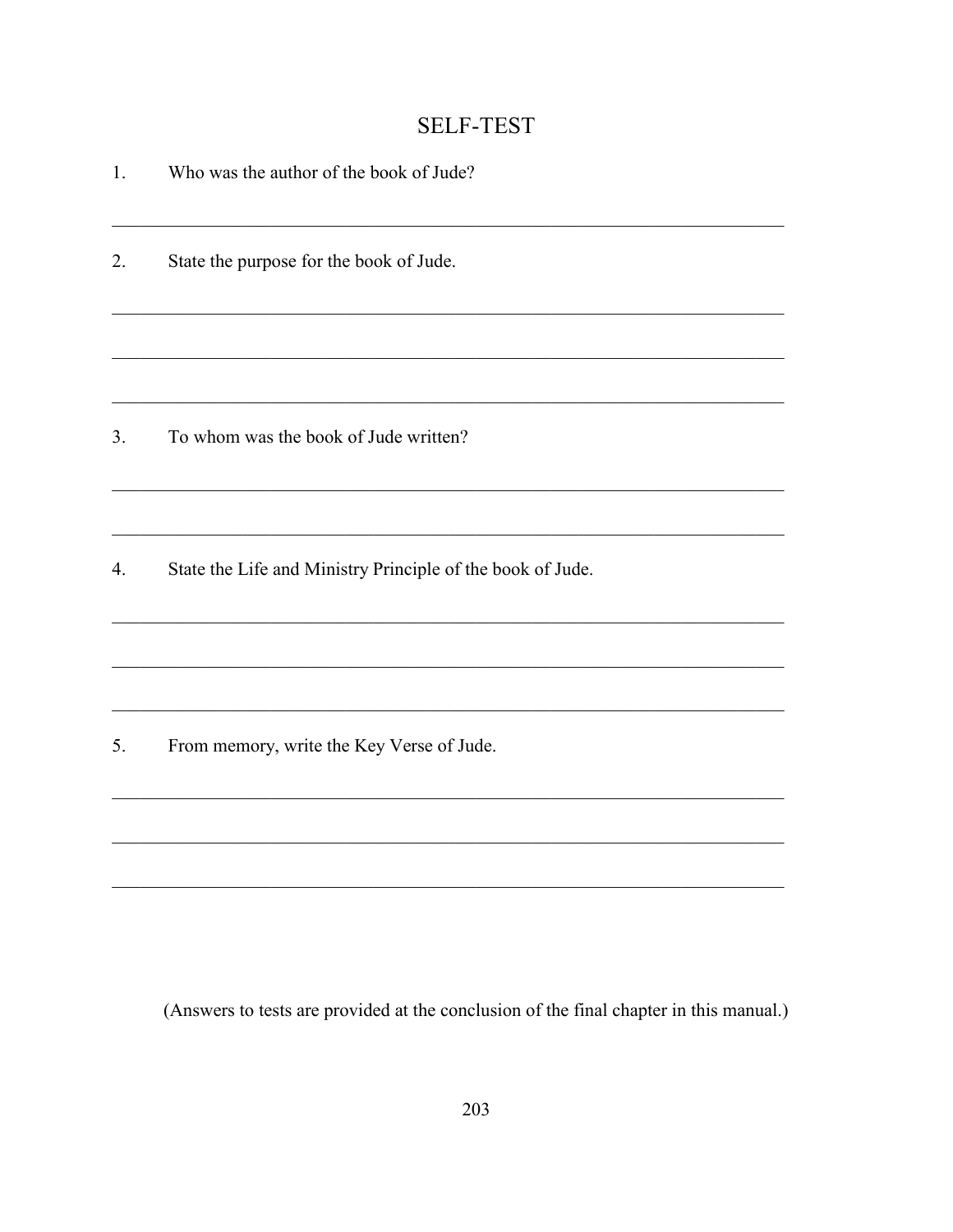# SELF-TEST

1. Who was the author of the book of Jude?

_______________________________________________________________________

2. State the purpose for the book of Jude.

_______________________________________________________________________

_______________________________________________________________________

_______________________________________________________________________

3. To whom was the book of Jude written?

_______________________________________________________________________

_______________________________________________________________________

4. State the Life and Ministry Principle of the book of Jude.

_______________________________________________________________________

_______________________________________________________________________

_______________________________________________________________________

5. From memory, write the Key Verse of Jude.

_______________________________________________________________________

_______________________________________________________________________

_______________________________________________________________________

(Answers to tests are provided at the conclusion of the final chapter in this manual.)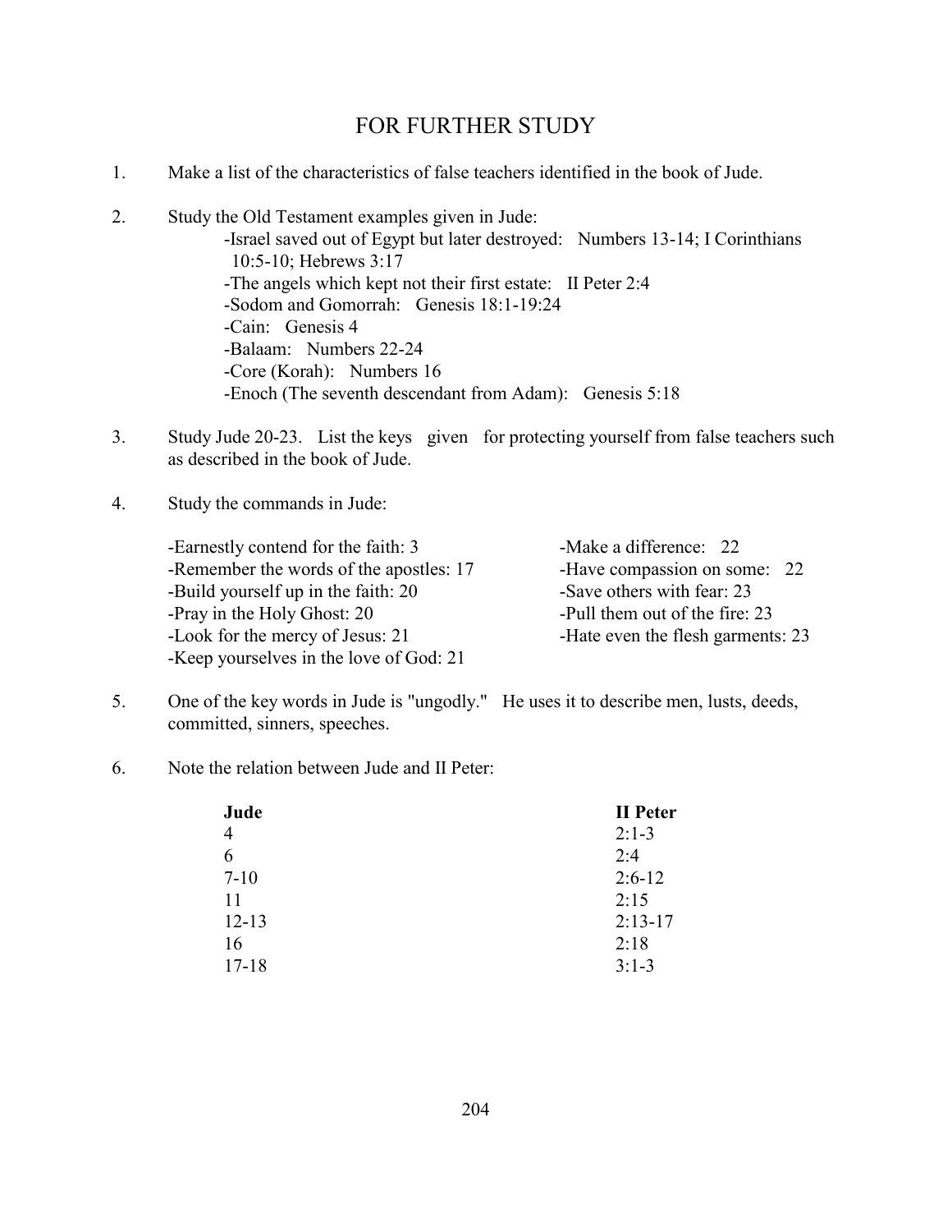# FOR FURTHER STUDY

1. Make a list of the characteristics of false teachers identified in the book of Jude.

2. Study the Old Testament examples given in Jude:
   - -Israel saved out of Egypt but later destroyed: Numbers 13-14; I Corinthians 10:5-10; Hebrews 3:17
   - -The angels which kept not their first estate: II Peter 2:4
   - -Sodom and Gomorrah: Genesis 18:1-19:24
   - -Cain: Genesis 4
   - -Balaam: Numbers 22-24
   - -Core (Korah): Numbers 16
   - -Enoch (The seventh descendant from Adam): Genesis 5:18

3. Study Jude 20-23. List the keys given for protecting yourself from false teachers such as described in the book of Jude.

4. Study the commands in Jude:

   - -Earnestly contend for the faith: 3
   - -Remember the words of the apostles: 17
   - -Build yourself up in the faith: 20
   - -Pray in the Holy Ghost: 20
   - -Look for the mercy of Jesus: 21
   - -Keep yourselves in the love of God: 21
   - -Make a difference: 22
   - -Have compassion on some: 22
   - -Save others with fear: 23
   - -Pull them out of the fire: 23
   - -Hate even the flesh garments: 23

5. One of the key words in Jude is "ungodly." He uses it to describe men, lusts, deeds, committed, sinners, speeches.

6. Note the relation between Jude and II Peter:

| **Jude** | **II Peter** |
|---|---|
| 4 | 2:1-3 |
| 6 | 2:4 |
| 7-10 | 2:6-12 |
| 11 | 2:15 |
| 12-13 | 2:13-17 |
| 16 | 2:18 |
| 17-18 | 3:1-3 |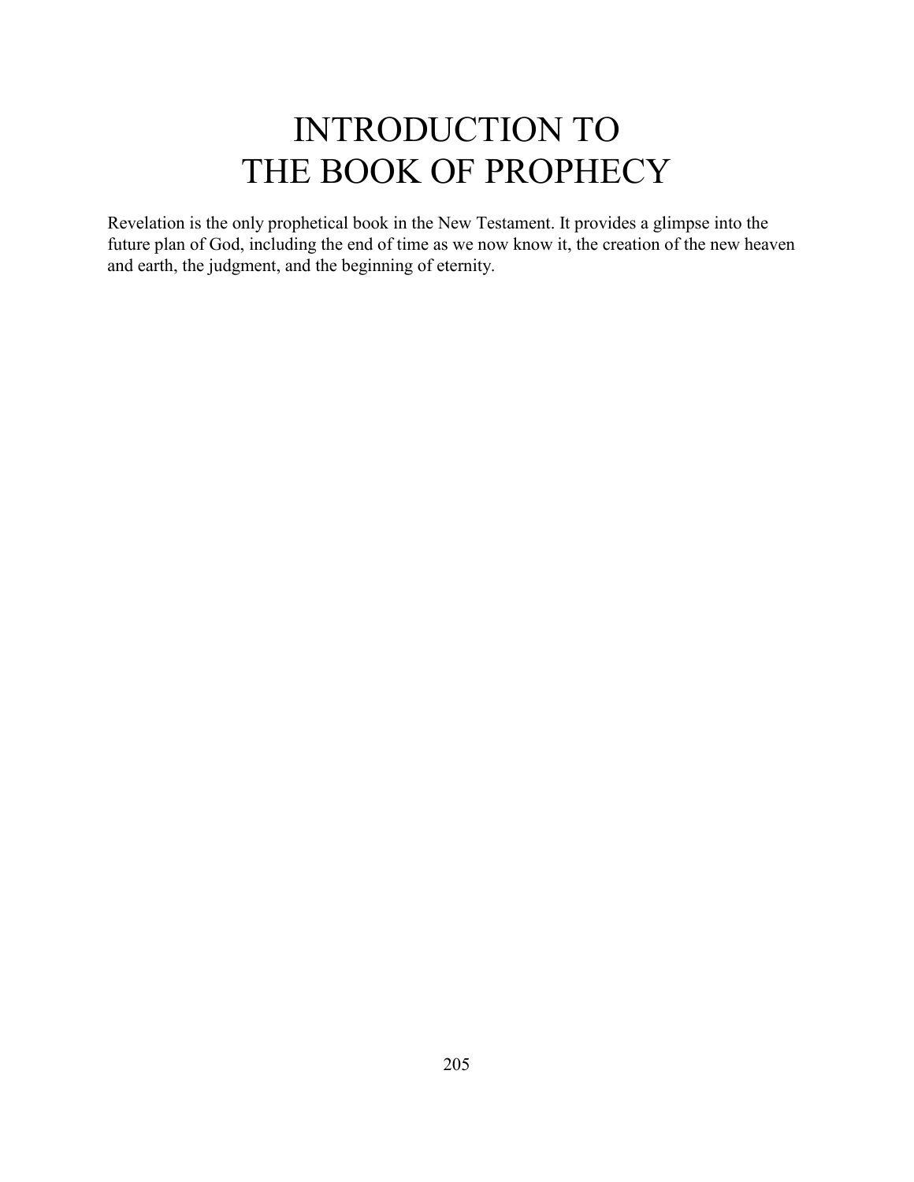# INTRODUCTION TO THE BOOK OF PROPHECY

Revelation is the only prophetical book in the New Testament. It provides a glimpse into the future plan of God, including the end of time as we now know it, the creation of the new heaven and earth, the judgment, and the beginning of eternity.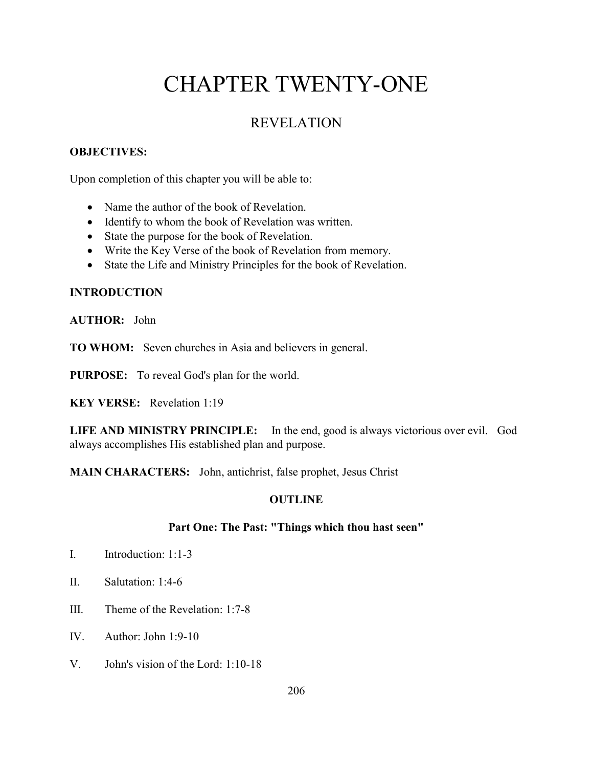# CHAPTER TWENTY-ONE

## REVELATION

**OBJECTIVES:**

Upon completion of this chapter you will be able to:

- Name the author of the book of Revelation.
- Identify to whom the book of Revelation was written.
- State the purpose for the book of Revelation.
- Write the Key Verse of the book of Revelation from memory.
- State the Life and Ministry Principles for the book of Revelation.

**INTRODUCTION**

**AUTHOR:** John

**TO WHOM:** Seven churches in Asia and believers in general.

**PURPOSE:** To reveal God's plan for the world.

**KEY VERSE:** Revelation 1:19

**LIFE AND MINISTRY PRINCIPLE:** In the end, good is always victorious over evil. God always accomplishes His established plan and purpose.

**MAIN CHARACTERS:** John, antichrist, false prophet, Jesus Christ

**OUTLINE**

**Part One: The Past: "Things which thou hast seen"**

I. Introduction: 1:1-3

II. Salutation: 1:4-6

III. Theme of the Revelation: 1:7-8

IV. Author: John 1:9-10

V. John's vision of the Lord: 1:10-18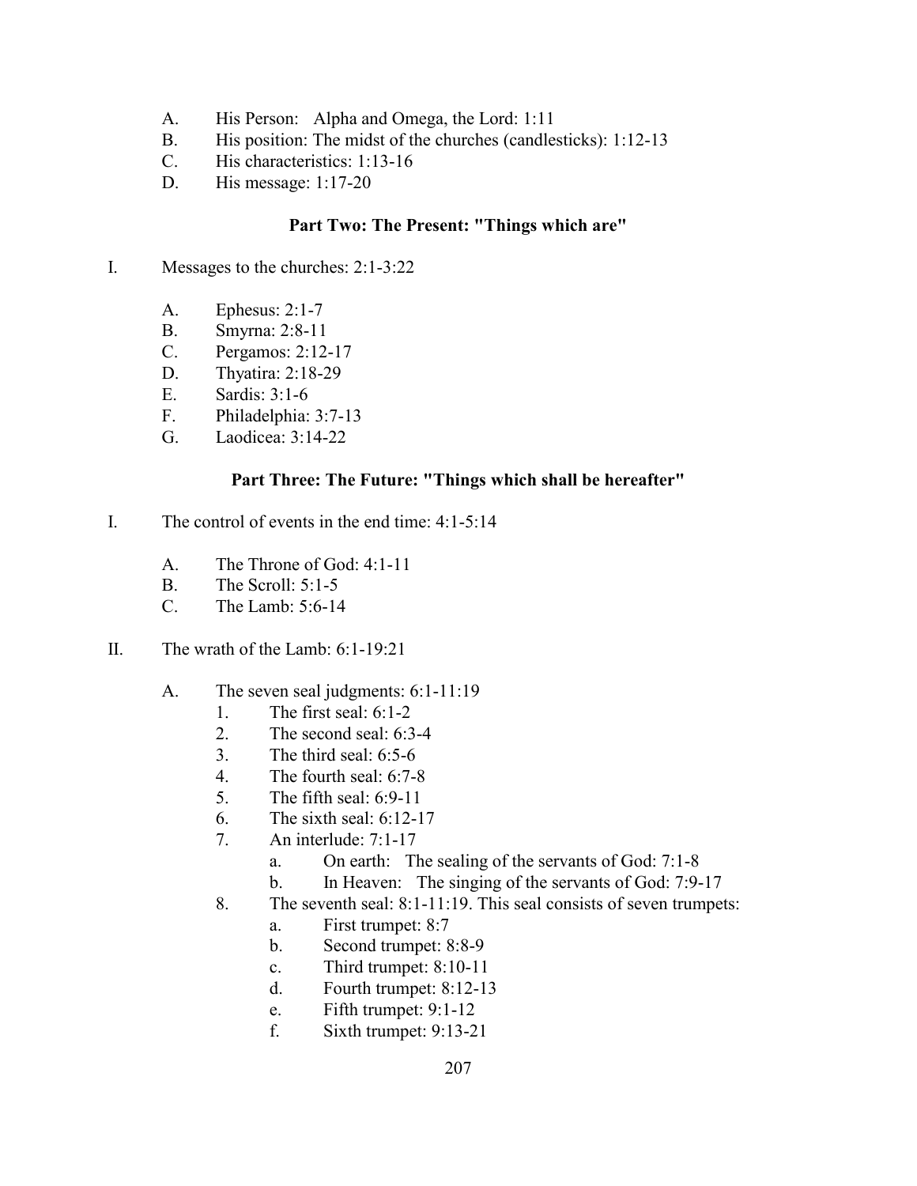A. His Person: Alpha and Omega, the Lord: 1:11
B. His position: The midst of the churches (candlesticks): 1:12-13
C. His characteristics: 1:13-16
D. His message: 1:17-20

## Part Two: The Present: "Things which are"

I. Messages to the churches: 2:1-3:22

   A. Ephesus: 2:1-7
   B. Smyrna: 2:8-11
   C. Pergamos: 2:12-17
   D. Thyatira: 2:18-29
   E. Sardis: 3:1-6
   F. Philadelphia: 3:7-13
   G. Laodicea: 3:14-22

## Part Three: The Future: "Things which shall be hereafter"

I. The control of events in the end time: 4:1-5:14

   A. The Throne of God: 4:1-11
   B. The Scroll: 5:1-5
   C. The Lamb: 5:6-14

II. The wrath of the Lamb: 6:1-19:21

   A. The seven seal judgments: 6:1-11:19
      1. The first seal: 6:1-2
      2. The second seal: 6:3-4
      3. The third seal: 6:5-6
      4. The fourth seal: 6:7-8
      5. The fifth seal: 6:9-11
      6. The sixth seal: 6:12-17
      7. An interlude: 7:1-17
         a. On earth: The sealing of the servants of God: 7:1-8
         b. In Heaven: The singing of the servants of God: 7:9-17
      8. The seventh seal: 8:1-11:19. This seal consists of seven trumpets:
         a. First trumpet: 8:7
         b. Second trumpet: 8:8-9
         c. Third trumpet: 8:10-11
         d. Fourth trumpet: 8:12-13
         e. Fifth trumpet: 9:1-12
         f. Sixth trumpet: 9:13-21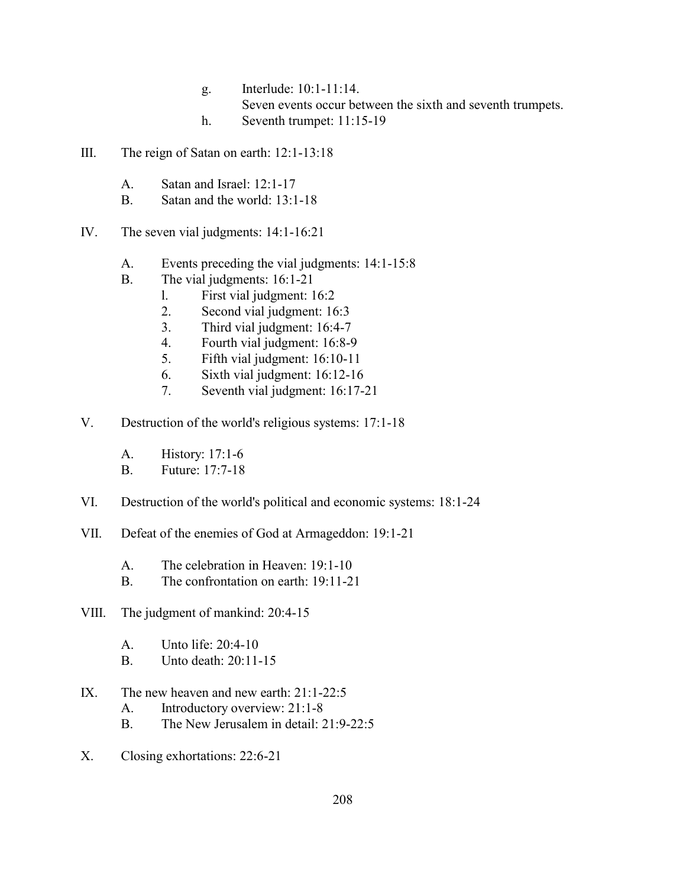g. Interlude: 10:1-11:14.
   Seven events occur between the sixth and seventh trumpets.
h. Seventh trumpet: 11:15-19

III. The reign of Satan on earth: 12:1-13:18

   A. Satan and Israel: 12:1-17
   B. Satan and the world: 13:1-18

IV. The seven vial judgments: 14:1-16:21

   A. Events preceding the vial judgments: 14:1-15:8
   B. The vial judgments: 16:1-21
      l. First vial judgment: 16:2
      2. Second vial judgment: 16:3
      3. Third vial judgment: 16:4-7
      4. Fourth vial judgment: 16:8-9
      5. Fifth vial judgment: 16:10-11
      6. Sixth vial judgment: 16:12-16
      7. Seventh vial judgment: 16:17-21

V. Destruction of the world's religious systems: 17:1-18

   A. History: 17:1-6
   B. Future: 17:7-18

VI. Destruction of the world's political and economic systems: 18:1-24

VII. Defeat of the enemies of God at Armageddon: 19:1-21

   A. The celebration in Heaven: 19:1-10
   B. The confrontation on earth: 19:11-21

VIII. The judgment of mankind: 20:4-15

   A. Unto life: 20:4-10
   B. Unto death: 20:11-15

IX. The new heaven and new earth: 21:1-22:5
   A. Introductory overview: 21:1-8
   B. The New Jerusalem in detail: 21:9-22:5

X. Closing exhortations: 22:6-21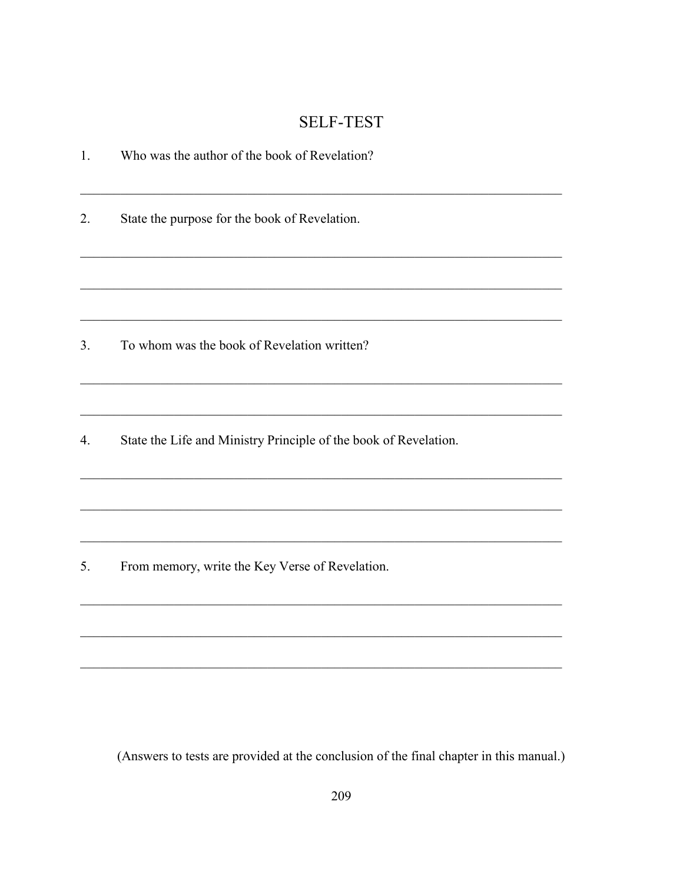## SELF-TEST

1. Who was the author of the book of Revelation?

_______________________________________________________________________

2. State the purpose for the book of Revelation.

_______________________________________________________________________

_______________________________________________________________________

_______________________________________________________________________

3. To whom was the book of Revelation written?

_______________________________________________________________________

_______________________________________________________________________

4. State the Life and Ministry Principle of the book of Revelation.

_______________________________________________________________________

_______________________________________________________________________

_______________________________________________________________________

5. From memory, write the Key Verse of Revelation.

_______________________________________________________________________

_______________________________________________________________________

_______________________________________________________________________

(Answers to tests are provided at the conclusion of the final chapter in this manual.)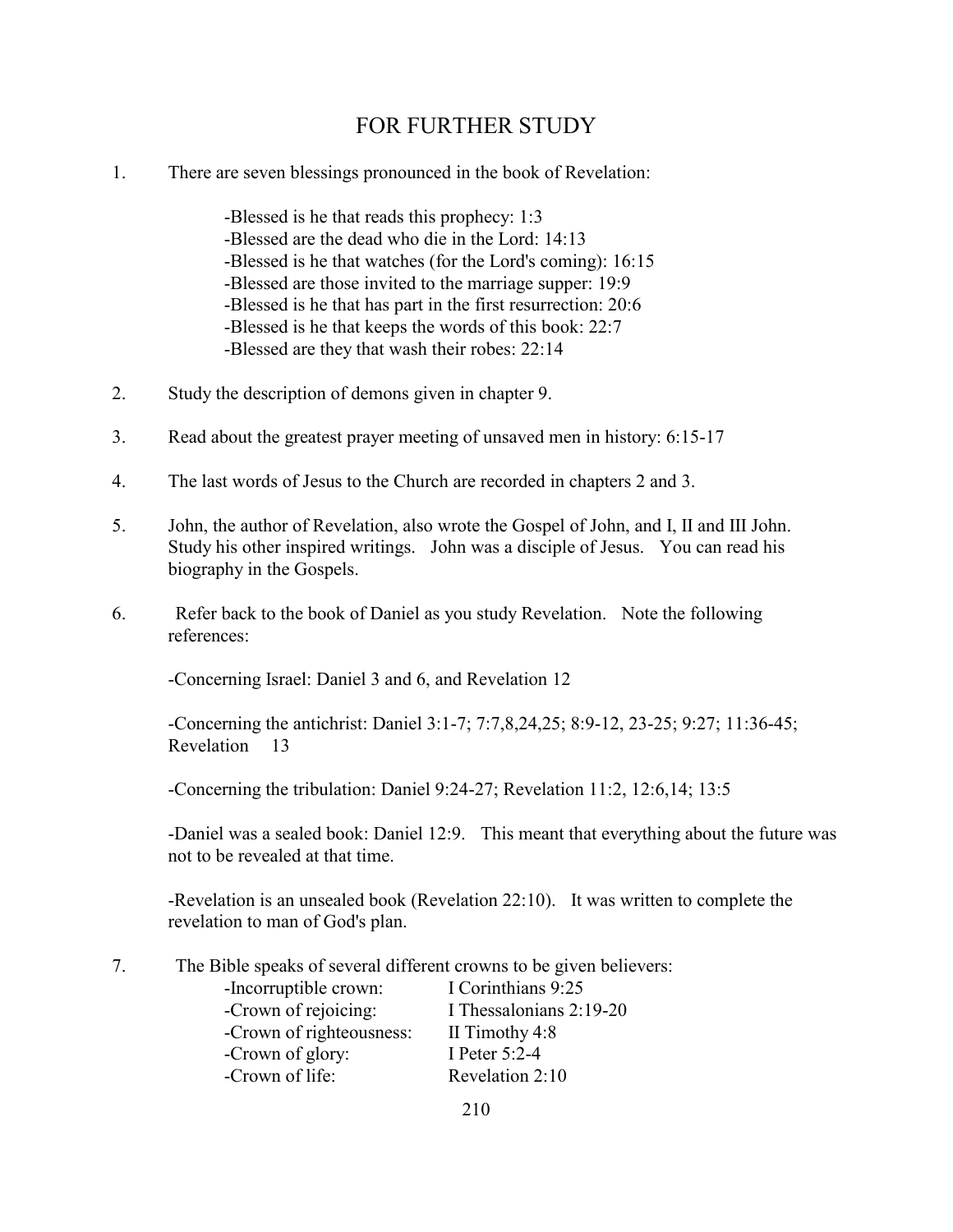# FOR FURTHER STUDY

1. There are seven blessings pronounced in the book of Revelation:

   -Blessed is he that reads this prophecy: 1:3
   -Blessed are the dead who die in the Lord: 14:13
   -Blessed is he that watches (for the Lord's coming): 16:15
   -Blessed are those invited to the marriage supper: 19:9
   -Blessed is he that has part in the first resurrection: 20:6
   -Blessed is he that keeps the words of this book: 22:7
   -Blessed are they that wash their robes: 22:14

2. Study the description of demons given in chapter 9.

3. Read about the greatest prayer meeting of unsaved men in history: 6:15-17

4. The last words of Jesus to the Church are recorded in chapters 2 and 3.

5. John, the author of Revelation, also wrote the Gospel of John, and I, II and III John. Study his other inspired writings. John was a disciple of Jesus. You can read his biography in the Gospels.

6. Refer back to the book of Daniel as you study Revelation. Note the following references:

   -Concerning Israel: Daniel 3 and 6, and Revelation 12

   -Concerning the antichrist: Daniel 3:1-7; 7:7,8,24,25; 8:9-12, 23-25; 9:27; 11:36-45; Revelation 13

   -Concerning the tribulation: Daniel 9:24-27; Revelation 11:2, 12:6,14; 13:5

   -Daniel was a sealed book: Daniel 12:9. This meant that everything about the future was not to be revealed at that time.

   -Revelation is an unsealed book (Revelation 22:10). It was written to complete the revelation to man of God's plan.

7. The Bible speaks of several different crowns to be given believers:

   -Incorruptible crown: I Corinthians 9:25
   -Crown of rejoicing: I Thessalonians 2:19-20
   -Crown of righteousness: II Timothy 4:8
   -Crown of glory: I Peter 5:2-4
   -Crown of life: Revelation 2:10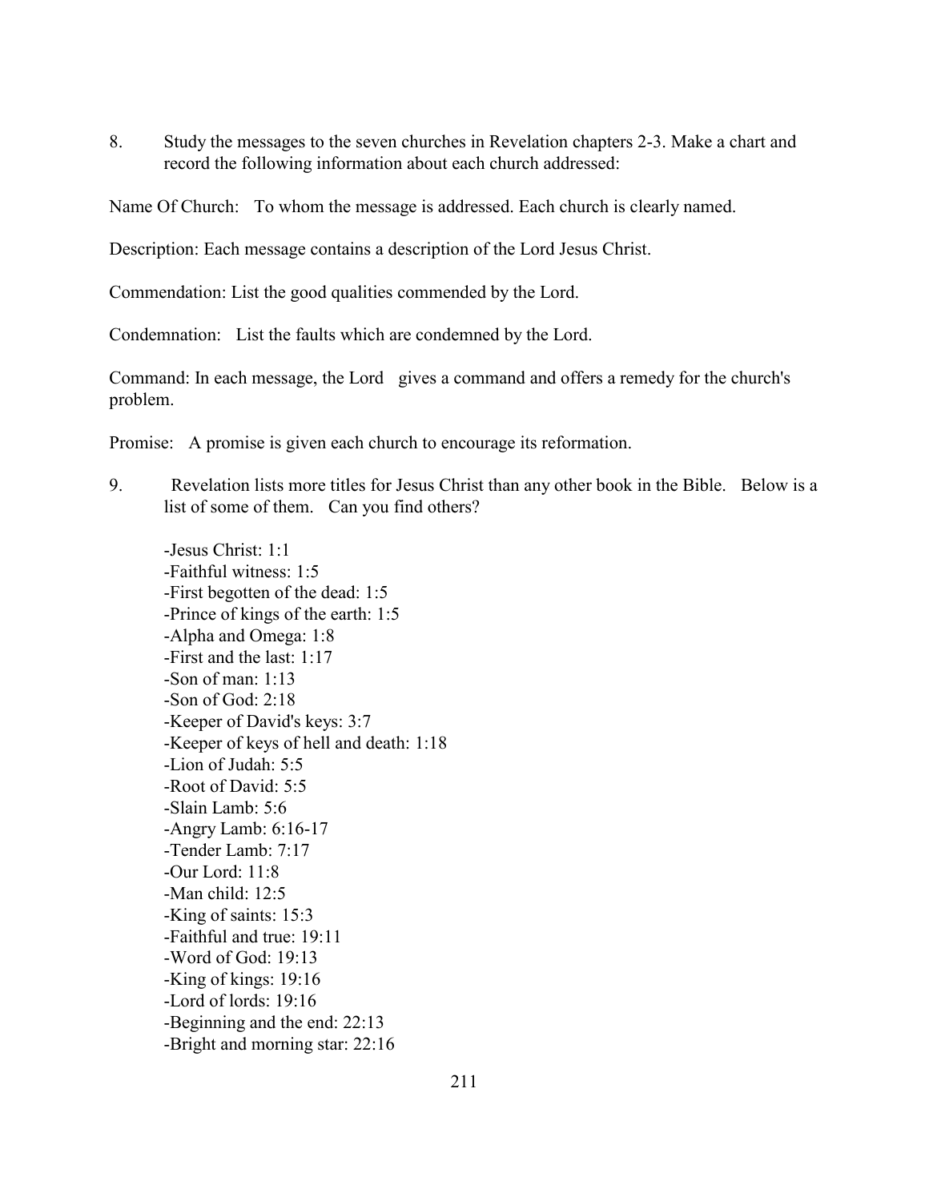8. Study the messages to the seven churches in Revelation chapters 2-3. Make a chart and record the following information about each church addressed:

Name Of Church: To whom the message is addressed. Each church is clearly named.

Description: Each message contains a description of the Lord Jesus Christ.

Commendation: List the good qualities commended by the Lord.

Condemnation: List the faults which are condemned by the Lord.

Command: In each message, the Lord gives a command and offers a remedy for the church's problem.

Promise: A promise is given each church to encourage its reformation.

9. Revelation lists more titles for Jesus Christ than any other book in the Bible. Below is a list of some of them. Can you find others?

   - Jesus Christ: 1:1
   - Faithful witness: 1:5
   - First begotten of the dead: 1:5
   - Prince of kings of the earth: 1:5
   - Alpha and Omega: 1:8
   - First and the last: 1:17
   - Son of man: 1:13
   - Son of God: 2:18
   - Keeper of David's keys: 3:7
   - Keeper of keys of hell and death: 1:18
   - Lion of Judah: 5:5
   - Root of David: 5:5
   - Slain Lamb: 5:6
   - Angry Lamb: 6:16-17
   - Tender Lamb: 7:17
   - Our Lord: 11:8
   - Man child: 12:5
   - King of saints: 15:3
   - Faithful and true: 19:11
   - Word of God: 19:13
   - King of kings: 19:16
   - Lord of lords: 19:16
   - Beginning and the end: 22:13
   - Bright and morning star: 22:16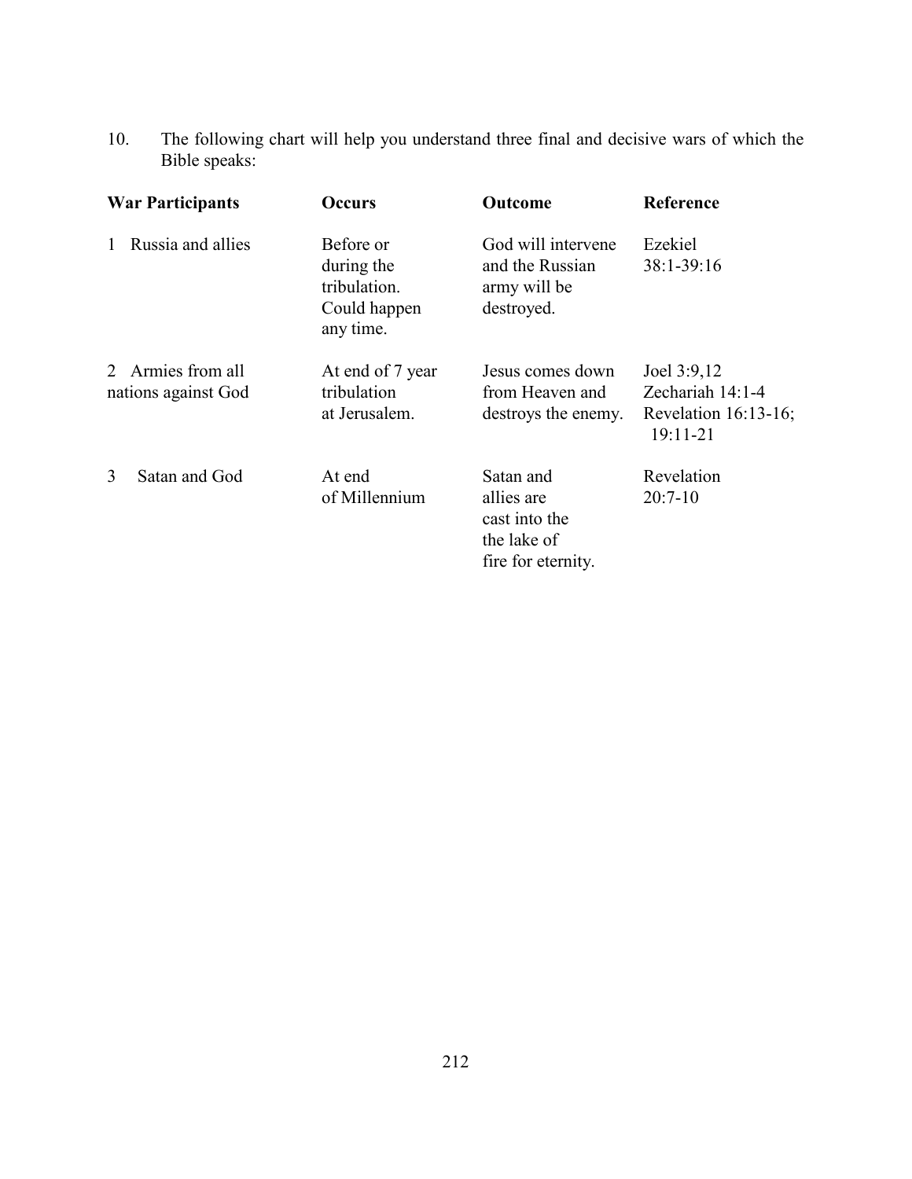10. The following chart will help you understand three final and decisive wars of which the Bible speaks:

| War Participants | Occurs | Outcome | Reference |
|---|---|---|---|
| 1 Russia and allies | Before or during the tribulation. Could happen any time. | God will intervene and the Russian army will be destroyed. | Ezekiel 38:1-39:16 |
| 2 Armies from all nations against God | At end of 7 year tribulation at Jerusalem. | Jesus comes down from Heaven and destroys the enemy. | Joel 3:9,12 Zechariah 14:1-4 Revelation 16:13-16; 19:11-21 |
| 3 Satan and God | At end of Millennium | Satan and allies are cast into the the lake of fire for eternity. | Revelation 20:7-10 |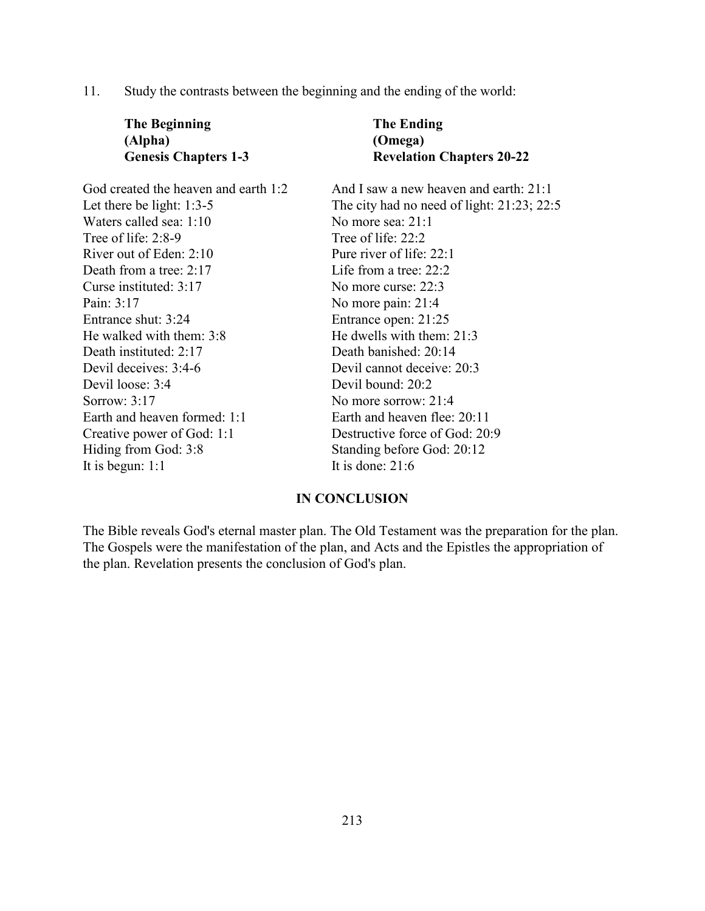11. Study the contrasts between the beginning and the ending of the world:

| **The Beginning (Alpha) Genesis Chapters 1-3** | **The Ending (Omega) Revelation Chapters 20-22** |
|---|---|
| God created the heaven and earth 1:2 | And I saw a new heaven and earth: 21:1 |
| Let there be light: 1:3-5 | The city had no need of light: 21:23; 22:5 |
| Waters called sea: 1:10 | No more sea: 21:1 |
| Tree of life: 2:8-9 | Tree of life: 22:2 |
| River out of Eden: 2:10 | Pure river of life: 22:1 |
| Death from a tree: 2:17 | Life from a tree: 22:2 |
| Curse instituted: 3:17 | No more curse: 22:3 |
| Pain: 3:17 | No more pain: 21:4 |
| Entrance shut: 3:24 | Entrance open: 21:25 |
| He walked with them: 3:8 | He dwells with them: 21:3 |
| Death instituted: 2:17 | Death banished: 20:14 |
| Devil deceives: 3:4-6 | Devil cannot deceive: 20:3 |
| Devil loose: 3:4 | Devil bound: 20:2 |
| Sorrow: 3:17 | No more sorrow: 21:4 |
| Earth and heaven formed: 1:1 | Earth and heaven flee: 20:11 |
| Creative power of God: 1:1 | Destructive force of God: 20:9 |
| Hiding from God: 3:8 | Standing before God: 20:12 |
| It is begun: 1:1 | It is done: 21:6 |

## IN CONCLUSION

The Bible reveals God's eternal master plan. The Old Testament was the preparation for the plan. The Gospels were the manifestation of the plan, and Acts and the Epistles the appropriation of the plan. Revelation presents the conclusion of God's plan.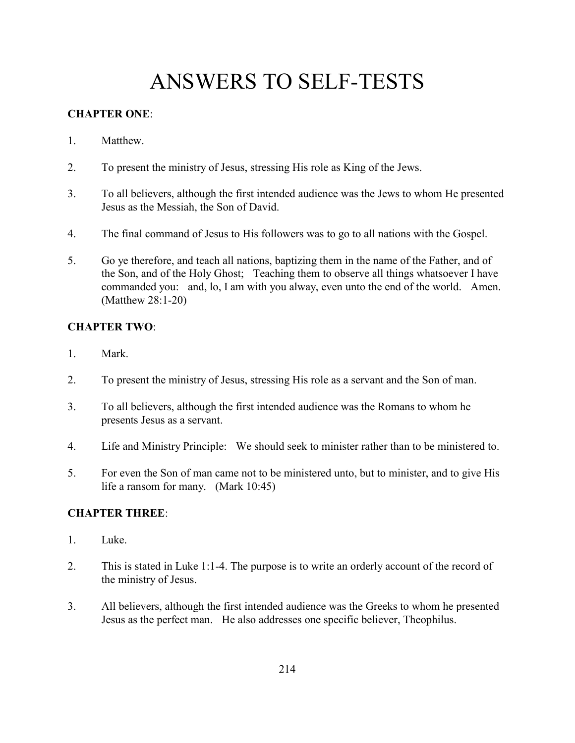# ANSWERS TO SELF-TESTS

**CHAPTER ONE**:

1. Matthew.

2. To present the ministry of Jesus, stressing His role as King of the Jews.

3. To all believers, although the first intended audience was the Jews to whom He presented Jesus as the Messiah, the Son of David.

4. The final command of Jesus to His followers was to go to all nations with the Gospel.

5. Go ye therefore, and teach all nations, baptizing them in the name of the Father, and of the Son, and of the Holy Ghost; Teaching them to observe all things whatsoever I have commanded you: and, lo, I am with you alway, even unto the end of the world. Amen. (Matthew 28:1-20)

**CHAPTER TWO**:

1. Mark.

2. To present the ministry of Jesus, stressing His role as a servant and the Son of man.

3. To all believers, although the first intended audience was the Romans to whom he presents Jesus as a servant.

4. Life and Ministry Principle: We should seek to minister rather than to be ministered to.

5. For even the Son of man came not to be ministered unto, but to minister, and to give His life a ransom for many. (Mark 10:45)

**CHAPTER THREE**:

1. Luke.

2. This is stated in Luke 1:1-4. The purpose is to write an orderly account of the record of the ministry of Jesus.

3. All believers, although the first intended audience was the Greeks to whom he presented Jesus as the perfect man. He also addresses one specific believer, Theophilus.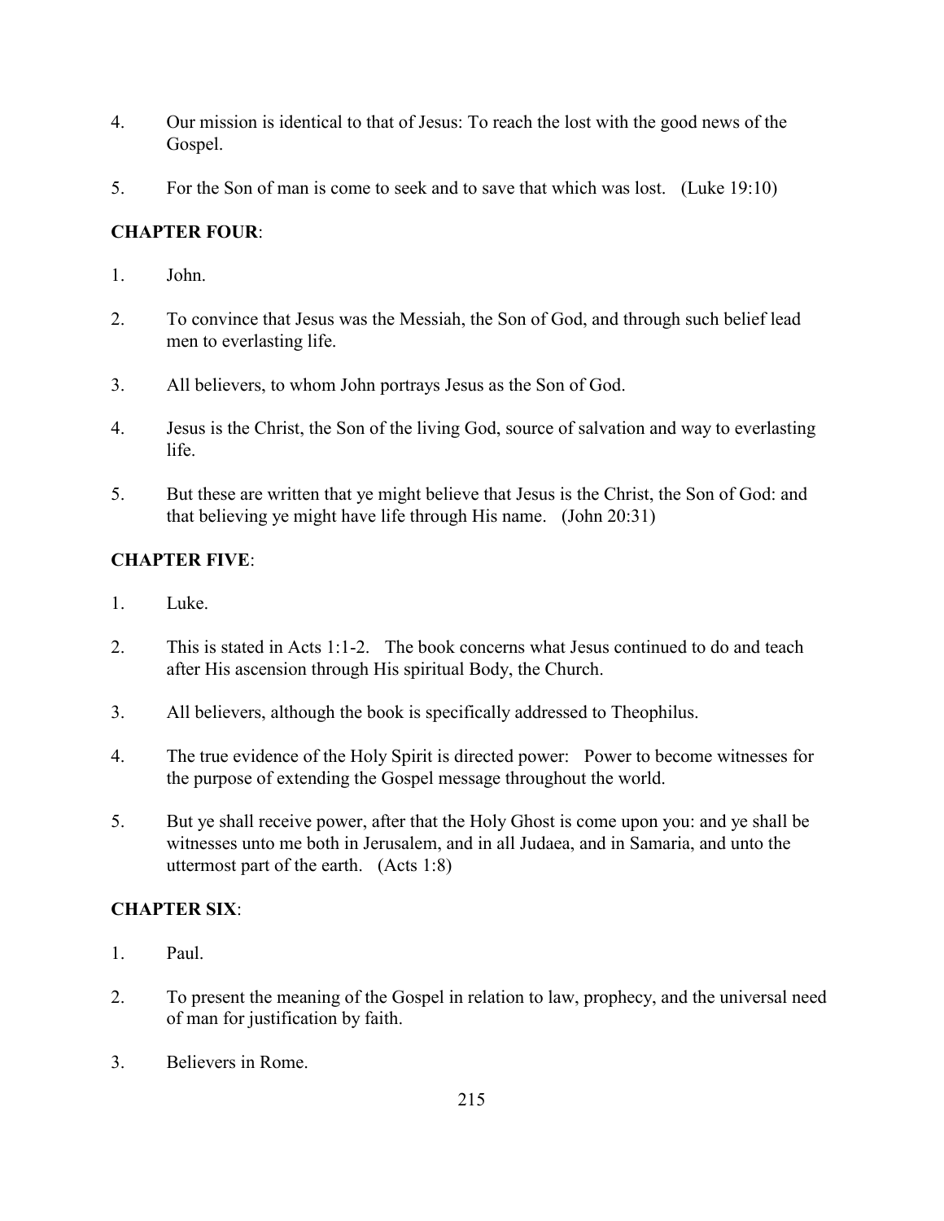4. Our mission is identical to that of Jesus: To reach the lost with the good news of the Gospel.

5. For the Son of man is come to seek and to save that which was lost. (Luke 19:10)

**CHAPTER FOUR**:

1. John.

2. To convince that Jesus was the Messiah, the Son of God, and through such belief lead men to everlasting life.

3. All believers, to whom John portrays Jesus as the Son of God.

4. Jesus is the Christ, the Son of the living God, source of salvation and way to everlasting life.

5. But these are written that ye might believe that Jesus is the Christ, the Son of God: and that believing ye might have life through His name. (John 20:31)

**CHAPTER FIVE**:

1. Luke.

2. This is stated in Acts 1:1-2. The book concerns what Jesus continued to do and teach after His ascension through His spiritual Body, the Church.

3. All believers, although the book is specifically addressed to Theophilus.

4. The true evidence of the Holy Spirit is directed power: Power to become witnesses for the purpose of extending the Gospel message throughout the world.

5. But ye shall receive power, after that the Holy Ghost is come upon you: and ye shall be witnesses unto me both in Jerusalem, and in all Judaea, and in Samaria, and unto the uttermost part of the earth. (Acts 1:8)

**CHAPTER SIX**:

1. Paul.

2. To present the meaning of the Gospel in relation to law, prophecy, and the universal need of man for justification by faith.

3. Believers in Rome.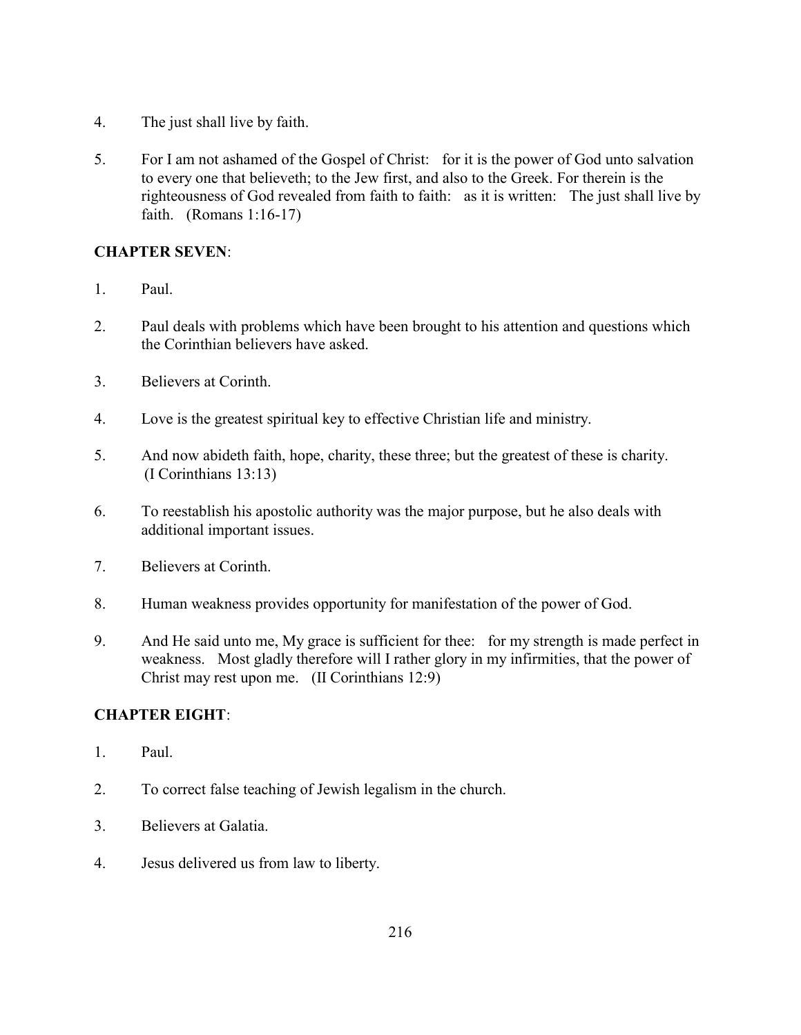4. The just shall live by faith.

5. For I am not ashamed of the Gospel of Christ: for it is the power of God unto salvation to every one that believeth; to the Jew first, and also to the Greek. For therein is the righteousness of God revealed from faith to faith: as it is written: The just shall live by faith. (Romans 1:16-17)

**CHAPTER SEVEN**:

1. Paul.

2. Paul deals with problems which have been brought to his attention and questions which the Corinthian believers have asked.

3. Believers at Corinth.

4. Love is the greatest spiritual key to effective Christian life and ministry.

5. And now abideth faith, hope, charity, these three; but the greatest of these is charity. (I Corinthians 13:13)

6. To reestablish his apostolic authority was the major purpose, but he also deals with additional important issues.

7. Believers at Corinth.

8. Human weakness provides opportunity for manifestation of the power of God.

9. And He said unto me, My grace is sufficient for thee: for my strength is made perfect in weakness. Most gladly therefore will I rather glory in my infirmities, that the power of Christ may rest upon me. (II Corinthians 12:9)

**CHAPTER EIGHT**:

1. Paul.

2. To correct false teaching of Jewish legalism in the church.

3. Believers at Galatia.

4. Jesus delivered us from law to liberty.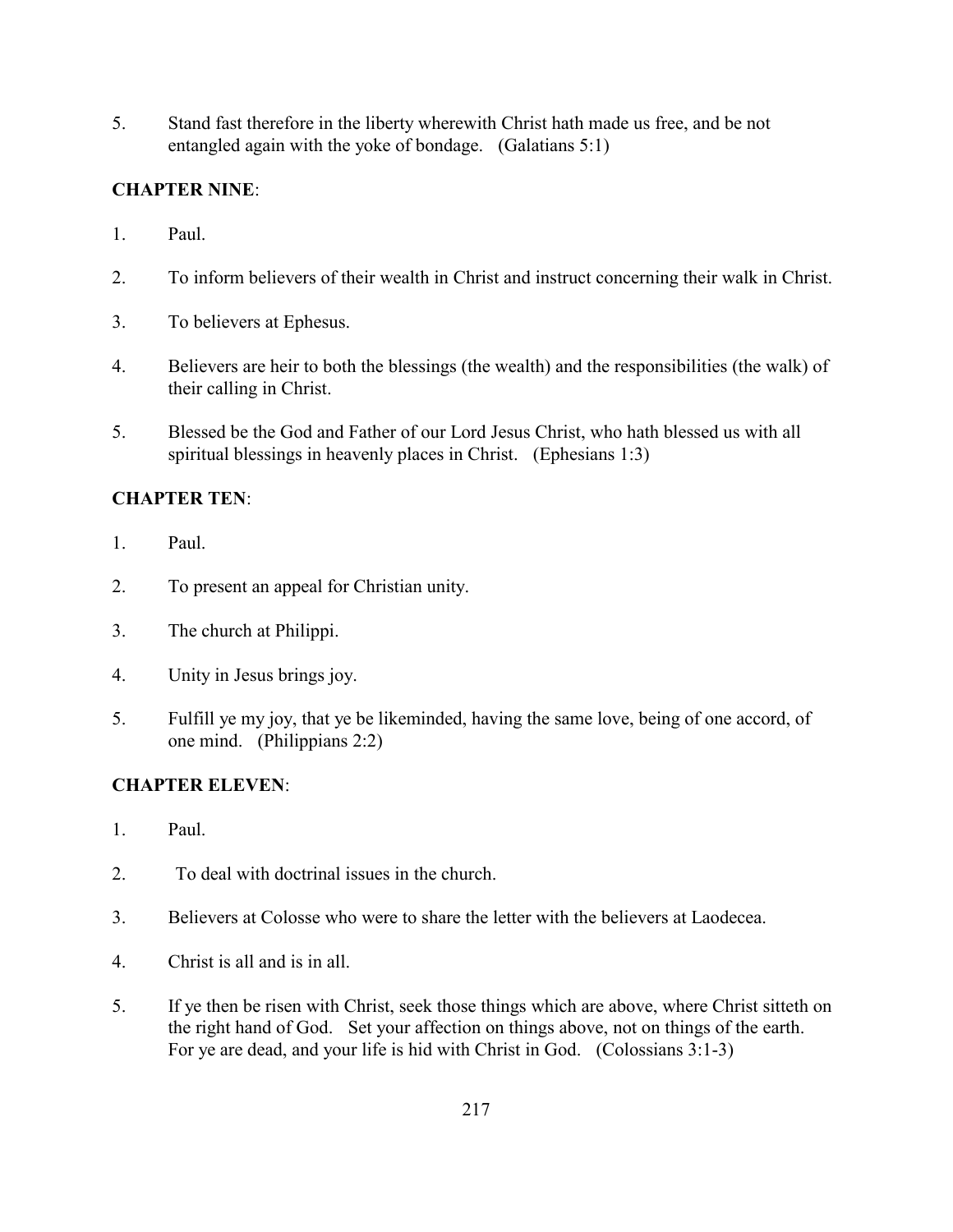5. Stand fast therefore in the liberty wherewith Christ hath made us free, and be not entangled again with the yoke of bondage. (Galatians 5:1)

**CHAPTER NINE**:

1. Paul.

2. To inform believers of their wealth in Christ and instruct concerning their walk in Christ.

3. To believers at Ephesus.

4. Believers are heir to both the blessings (the wealth) and the responsibilities (the walk) of their calling in Christ.

5. Blessed be the God and Father of our Lord Jesus Christ, who hath blessed us with all spiritual blessings in heavenly places in Christ. (Ephesians 1:3)

**CHAPTER TEN**:

1. Paul.

2. To present an appeal for Christian unity.

3. The church at Philippi.

4. Unity in Jesus brings joy.

5. Fulfill ye my joy, that ye be likeminded, having the same love, being of one accord, of one mind. (Philippians 2:2)

**CHAPTER ELEVEN**:

1. Paul.

2. To deal with doctrinal issues in the church.

3. Believers at Colosse who were to share the letter with the believers at Laodecea.

4. Christ is all and is in all.

5. If ye then be risen with Christ, seek those things which are above, where Christ sitteth on the right hand of God. Set your affection on things above, not on things of the earth. For ye are dead, and your life is hid with Christ in God. (Colossians 3:1-3)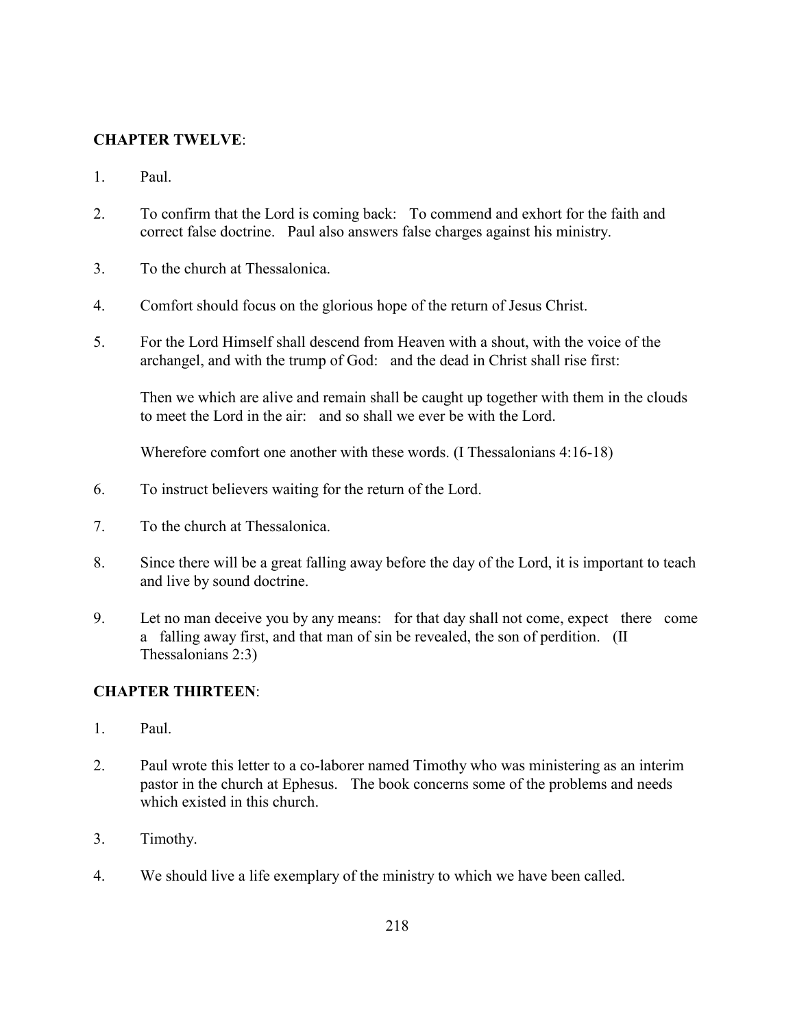**CHAPTER TWELVE**:

1. Paul.

2. To confirm that the Lord is coming back: To commend and exhort for the faith and correct false doctrine. Paul also answers false charges against his ministry.

3. To the church at Thessalonica.

4. Comfort should focus on the glorious hope of the return of Jesus Christ.

5. For the Lord Himself shall descend from Heaven with a shout, with the voice of the archangel, and with the trump of God: and the dead in Christ shall rise first:

   Then we which are alive and remain shall be caught up together with them in the clouds to meet the Lord in the air: and so shall we ever be with the Lord.

   Wherefore comfort one another with these words. (I Thessalonians 4:16-18)

6. To instruct believers waiting for the return of the Lord.

7. To the church at Thessalonica.

8. Since there will be a great falling away before the day of the Lord, it is important to teach and live by sound doctrine.

9. Let no man deceive you by any means: for that day shall not come, expect there come a falling away first, and that man of sin be revealed, the son of perdition. (II Thessalonians 2:3)

**CHAPTER THIRTEEN**:

1. Paul.

2. Paul wrote this letter to a co-laborer named Timothy who was ministering as an interim pastor in the church at Ephesus. The book concerns some of the problems and needs which existed in this church.

3. Timothy.

4. We should live a life exemplary of the ministry to which we have been called.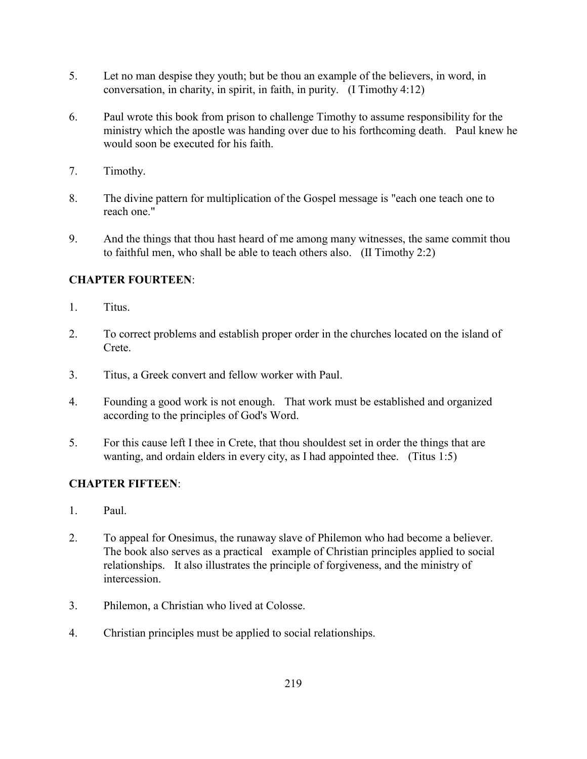5. Let no man despise they youth; but be thou an example of the believers, in word, in conversation, in charity, in spirit, in faith, in purity. (I Timothy 4:12)

6. Paul wrote this book from prison to challenge Timothy to assume responsibility for the ministry which the apostle was handing over due to his forthcoming death. Paul knew he would soon be executed for his faith.

7. Timothy.

8. The divine pattern for multiplication of the Gospel message is "each one teach one to reach one."

9. And the things that thou hast heard of me among many witnesses, the same commit thou to faithful men, who shall be able to teach others also. (II Timothy 2:2)

**CHAPTER FOURTEEN**:

1. Titus.

2. To correct problems and establish proper order in the churches located on the island of Crete.

3. Titus, a Greek convert and fellow worker with Paul.

4. Founding a good work is not enough. That work must be established and organized according to the principles of God's Word.

5. For this cause left I thee in Crete, that thou shouldest set in order the things that are wanting, and ordain elders in every city, as I had appointed thee. (Titus 1:5)

**CHAPTER FIFTEEN**:

1. Paul.

2. To appeal for Onesimus, the runaway slave of Philemon who had become a believer. The book also serves as a practical example of Christian principles applied to social relationships. It also illustrates the principle of forgiveness, and the ministry of intercession.

3. Philemon, a Christian who lived at Colosse.

4. Christian principles must be applied to social relationships.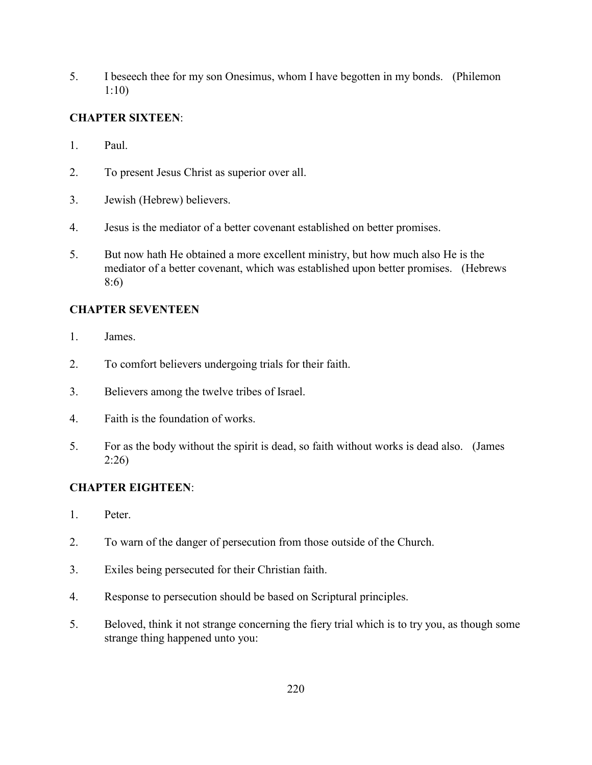5. I beseech thee for my son Onesimus, whom I have begotten in my bonds. (Philemon 1:10)

**CHAPTER SIXTEEN**:

1. Paul.

2. To present Jesus Christ as superior over all.

3. Jewish (Hebrew) believers.

4. Jesus is the mediator of a better covenant established on better promises.

5. But now hath He obtained a more excellent ministry, but how much also He is the mediator of a better covenant, which was established upon better promises. (Hebrews 8:6)

**CHAPTER SEVENTEEN**

1. James.

2. To comfort believers undergoing trials for their faith.

3. Believers among the twelve tribes of Israel.

4. Faith is the foundation of works.

5. For as the body without the spirit is dead, so faith without works is dead also. (James 2:26)

**CHAPTER EIGHTEEN**:

1. Peter.

2. To warn of the danger of persecution from those outside of the Church.

3. Exiles being persecuted for their Christian faith.

4. Response to persecution should be based on Scriptural principles.

5. Beloved, think it not strange concerning the fiery trial which is to try you, as though some strange thing happened unto you: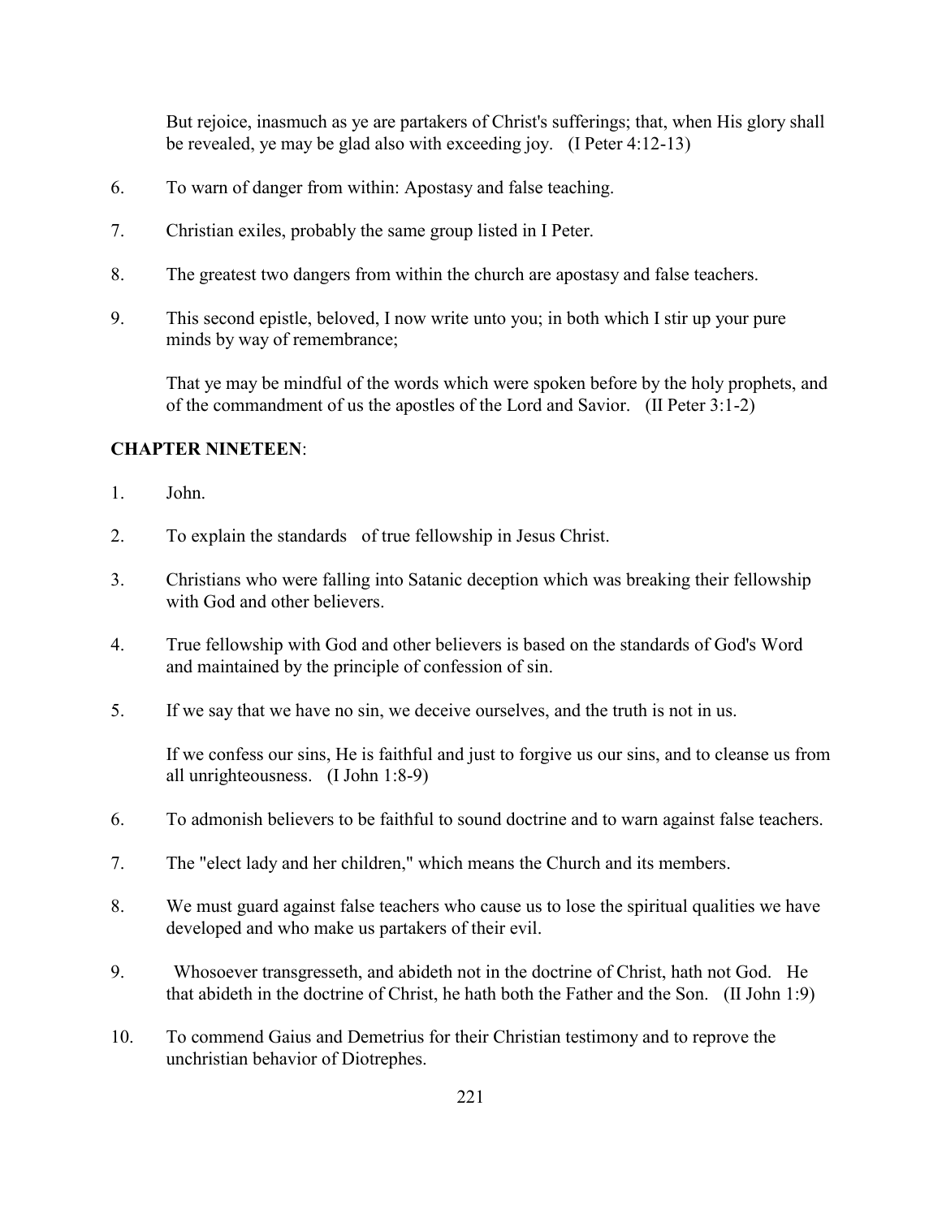But rejoice, inasmuch as ye are partakers of Christ's sufferings; that, when His glory shall be revealed, ye may be glad also with exceeding joy. (I Peter 4:12-13)

6. To warn of danger from within: Apostasy and false teaching.

7. Christian exiles, probably the same group listed in I Peter.

8. The greatest two dangers from within the church are apostasy and false teachers.

9. This second epistle, beloved, I now write unto you; in both which I stir up your pure minds by way of remembrance;

   That ye may be mindful of the words which were spoken before by the holy prophets, and of the commandment of us the apostles of the Lord and Savior. (II Peter 3:1-2)

**CHAPTER NINETEEN**:

1. John.

2. To explain the standards of true fellowship in Jesus Christ.

3. Christians who were falling into Satanic deception which was breaking their fellowship with God and other believers.

4. True fellowship with God and other believers is based on the standards of God's Word and maintained by the principle of confession of sin.

5. If we say that we have no sin, we deceive ourselves, and the truth is not in us.

   If we confess our sins, He is faithful and just to forgive us our sins, and to cleanse us from all unrighteousness. (I John 1:8-9)

6. To admonish believers to be faithful to sound doctrine and to warn against false teachers.

7. The "elect lady and her children," which means the Church and its members.

8. We must guard against false teachers who cause us to lose the spiritual qualities we have developed and who make us partakers of their evil.

9. Whosoever transgresseth, and abideth not in the doctrine of Christ, hath not God. He that abideth in the doctrine of Christ, he hath both the Father and the Son. (II John 1:9)

10. To commend Gaius and Demetrius for their Christian testimony and to reprove the unchristian behavior of Diotrephes.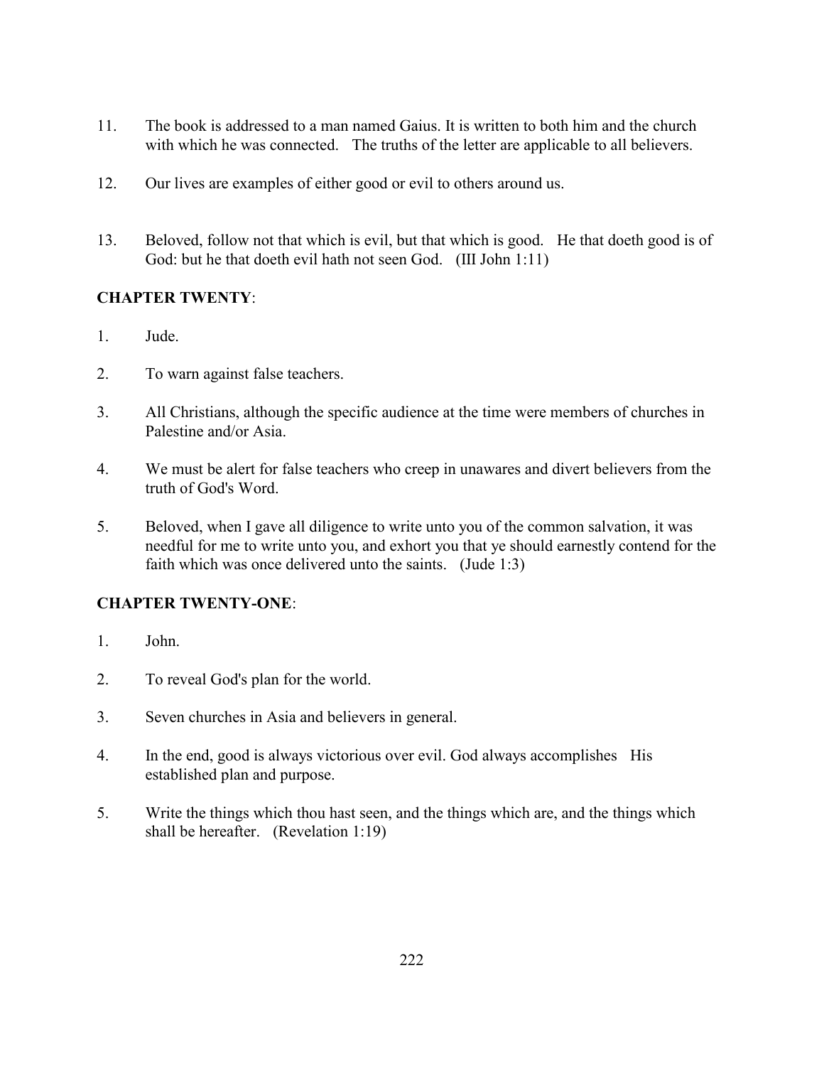11. The book is addressed to a man named Gaius. It is written to both him and the church with which he was connected. The truths of the letter are applicable to all believers.

12. Our lives are examples of either good or evil to others around us.

13. Beloved, follow not that which is evil, but that which is good. He that doeth good is of God: but he that doeth evil hath not seen God. (III John 1:11)

**CHAPTER TWENTY**:

1. Jude.

2. To warn against false teachers.

3. All Christians, although the specific audience at the time were members of churches in Palestine and/or Asia.

4. We must be alert for false teachers who creep in unawares and divert believers from the truth of God's Word.

5. Beloved, when I gave all diligence to write unto you of the common salvation, it was needful for me to write unto you, and exhort you that ye should earnestly contend for the faith which was once delivered unto the saints. (Jude 1:3)

**CHAPTER TWENTY-ONE**:

1. John.

2. To reveal God's plan for the world.

3. Seven churches in Asia and believers in general.

4. In the end, good is always victorious over evil. God always accomplishes His established plan and purpose.

5. Write the things which thou hast seen, and the things which are, and the things which shall be hereafter. (Revelation 1:19)